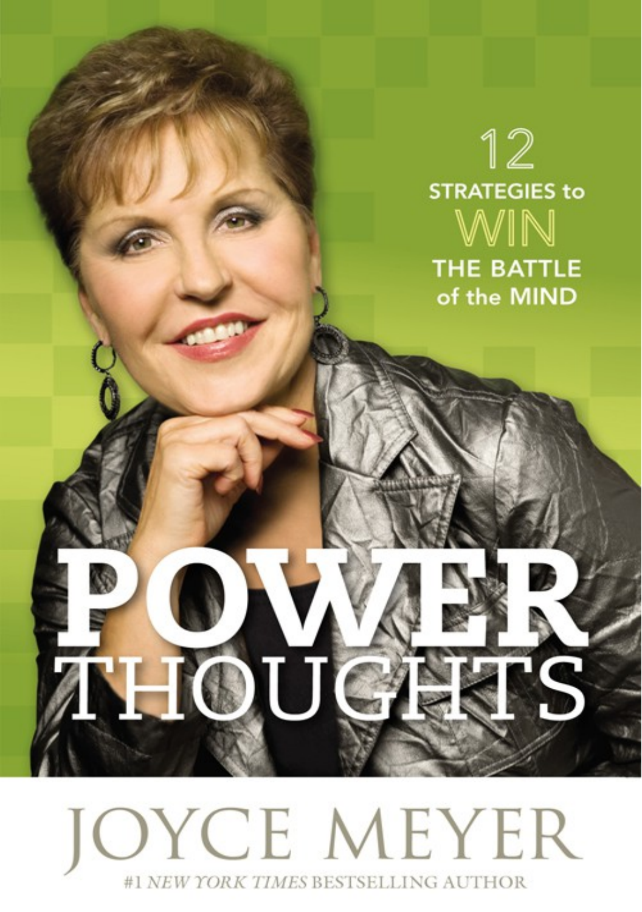# POWER THOUGHTS

12 STRATEGIES to WIN THE BATTLE of the MIND

JOYCE MEYER

#1 *NEW YORK TIMES* BESTSELLING AUTHOR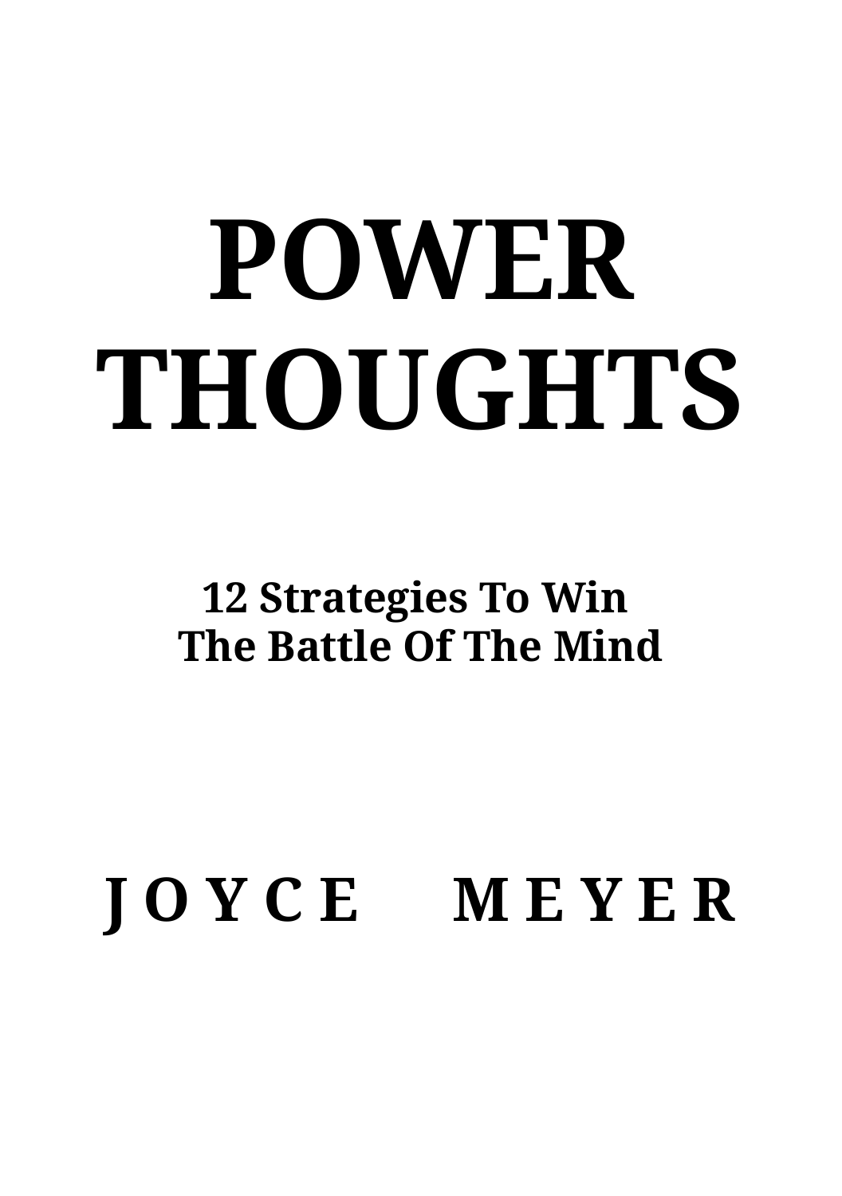# POWER THOUGHTS

## 12 Strategies To Win The Battle Of The Mind

**JOYCE MEYER**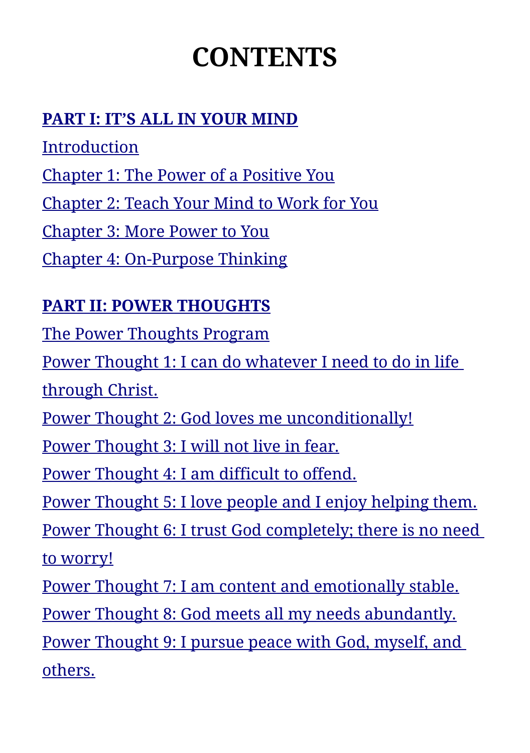# CONTENTS

**PART I: IT'S ALL IN YOUR MIND**

Introduction

Chapter 1: The Power of a Positive You

Chapter 2: Teach Your Mind to Work for You

Chapter 3: More Power to You

Chapter 4: On-Purpose Thinking

**PART II: POWER THOUGHTS**

The Power Thoughts Program

Power Thought 1: I can do whatever I need to do in life through Christ.

Power Thought 2: God loves me unconditionally!

Power Thought 3: I will not live in fear.

Power Thought 4: I am difficult to offend.

Power Thought 5: I love people and I enjoy helping them.

Power Thought 6: I trust God completely; there is no need to worry!

Power Thought 7: I am content and emotionally stable.

Power Thought 8: God meets all my needs abundantly.

Power Thought 9: I pursue peace with God, myself, and others.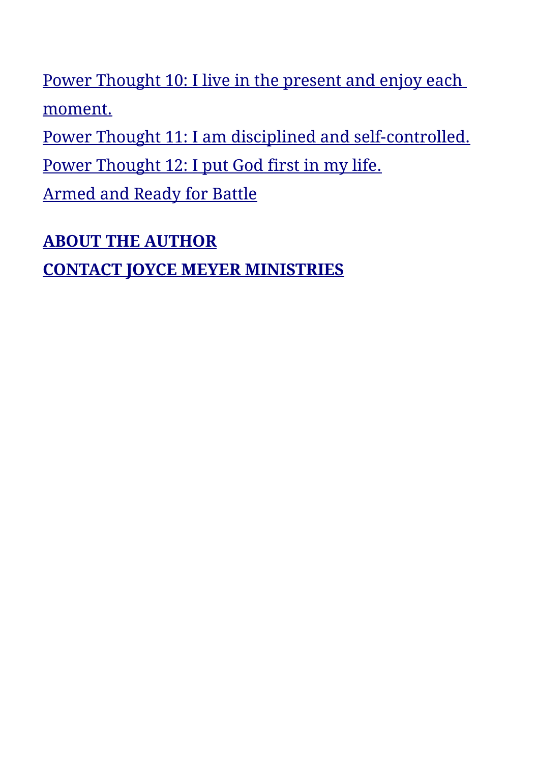Power Thought 10: I live in the present and enjoy each moment.

Power Thought 11: I am disciplined and self-controlled.

Power Thought 12: I put God first in my life.

Armed and Ready for Battle

**ABOUT THE AUTHOR**

**CONTACT JOYCE MEYER MINISTRIES**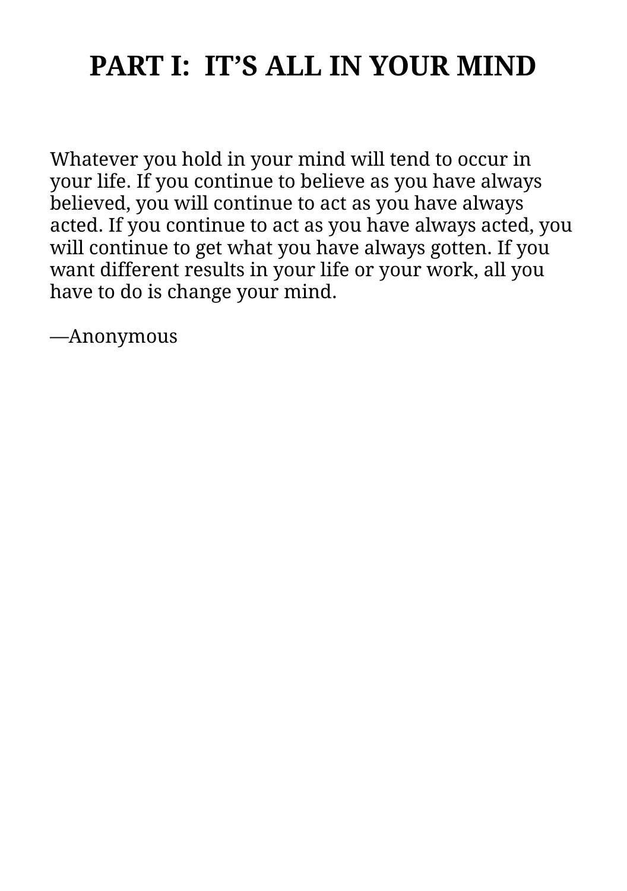# PART I: IT'S ALL IN YOUR MIND

Whatever you hold in your mind will tend to occur in your life. If you continue to believe as you have always believed, you will continue to act as you have always acted. If you continue to act as you have always acted, you will continue to get what you have always gotten. If you want different results in your life or your work, all you have to do is change your mind.

—Anonymous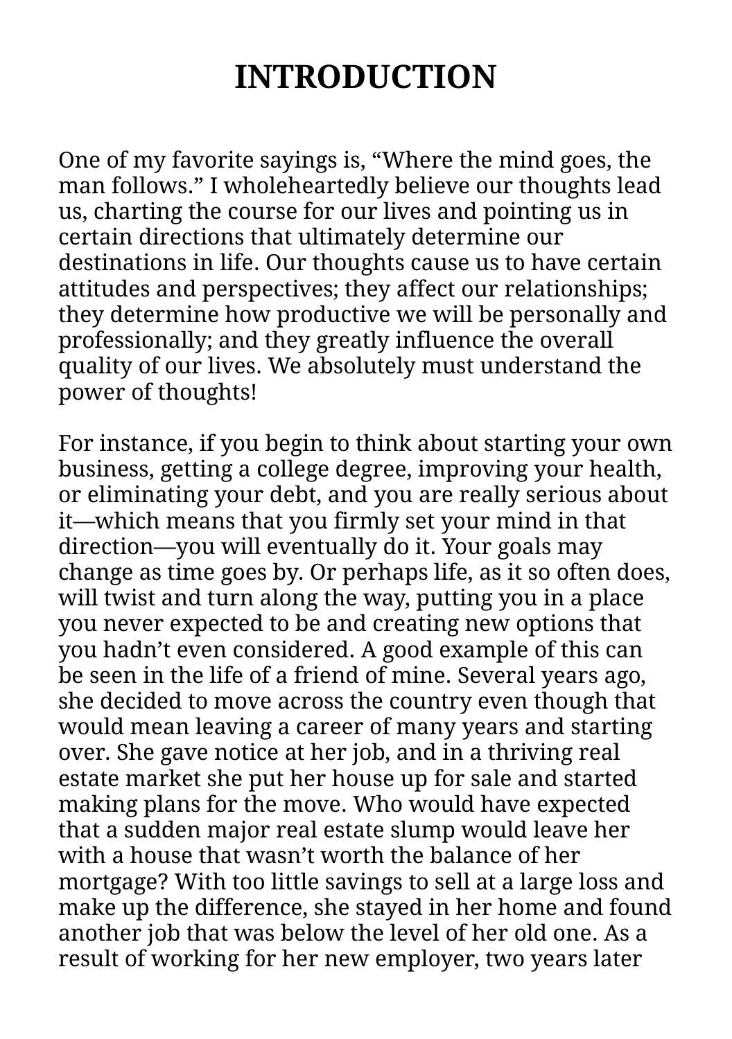# INTRODUCTION

One of my favorite sayings is, “Where the mind goes, the man follows.” I wholeheartedly believe our thoughts lead us, charting the course for our lives and pointing us in certain directions that ultimately determine our destinations in life. Our thoughts cause us to have certain attitudes and perspectives; they affect our relationships; they determine how productive we will be personally and professionally; and they greatly influence the overall quality of our lives. We absolutely must understand the power of thoughts!

For instance, if you begin to think about starting your own business, getting a college degree, improving your health, or eliminating your debt, and you are really serious about it—which means that you firmly set your mind in that direction—you will eventually do it. Your goals may change as time goes by. Or perhaps life, as it so often does, will twist and turn along the way, putting you in a place you never expected to be and creating new options that you hadn’t even considered. A good example of this can be seen in the life of a friend of mine. Several years ago, she decided to move across the country even though that would mean leaving a career of many years and starting over. She gave notice at her job, and in a thriving real estate market she put her house up for sale and started making plans for the move. Who would have expected that a sudden major real estate slump would leave her with a house that wasn’t worth the balance of her mortgage? With too little savings to sell at a large loss and make up the difference, she stayed in her home and found another job that was below the level of her old one. As a result of working for her new employer, two years later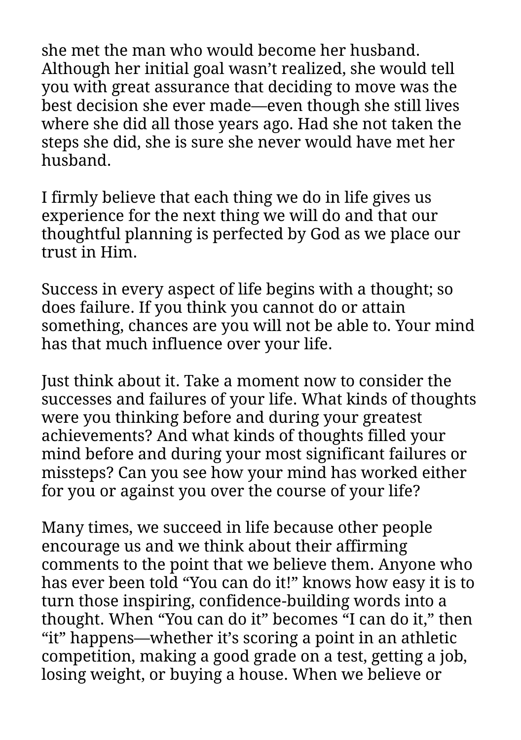she met the man who would become her husband. Although her initial goal wasn't realized, she would tell you with great assurance that deciding to move was the best decision she ever made—even though she still lives where she did all those years ago. Had she not taken the steps she did, she is sure she never would have met her husband.

I firmly believe that each thing we do in life gives us experience for the next thing we will do and that our thoughtful planning is perfected by God as we place our trust in Him.

Success in every aspect of life begins with a thought; so does failure. If you think you cannot do or attain something, chances are you will not be able to. Your mind has that much influence over your life.

Just think about it. Take a moment now to consider the successes and failures of your life. What kinds of thoughts were you thinking before and during your greatest achievements? And what kinds of thoughts filled your mind before and during your most significant failures or missteps? Can you see how your mind has worked either for you or against you over the course of your life?

Many times, we succeed in life because other people encourage us and we think about their affirming comments to the point that we believe them. Anyone who has ever been told "You can do it!" knows how easy it is to turn those inspiring, confidence-building words into a thought. When "You can do it" becomes "I can do it," then "it" happens—whether it's scoring a point in an athletic competition, making a good grade on a test, getting a job, losing weight, or buying a house. When we believe or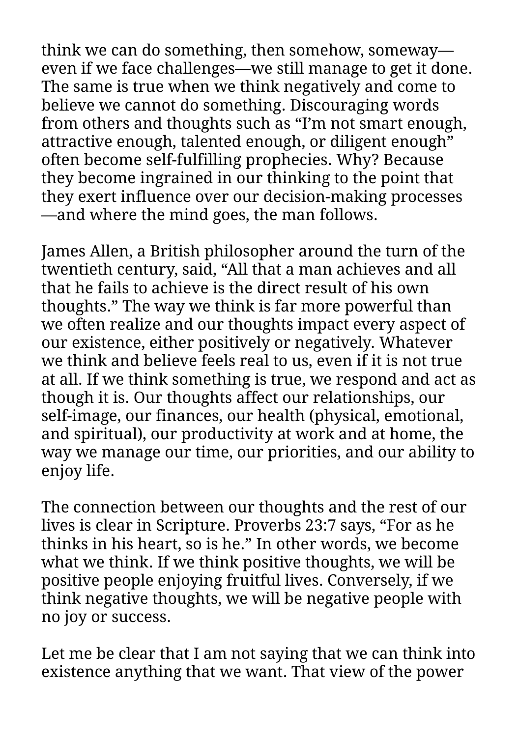think we can do something, then somehow, someway—even if we face challenges—we still manage to get it done. The same is true when we think negatively and come to believe we cannot do something. Discouraging words from others and thoughts such as “I’m not smart enough, attractive enough, talented enough, or diligent enough” often become self-fulfilling prophecies. Why? Because they become ingrained in our thinking to the point that they exert influence over our decision-making processes—and where the mind goes, the man follows.

James Allen, a British philosopher around the turn of the twentieth century, said, “All that a man achieves and all that he fails to achieve is the direct result of his own thoughts.” The way we think is far more powerful than we often realize and our thoughts impact every aspect of our existence, either positively or negatively. Whatever we think and believe feels real to us, even if it is not true at all. If we think something is true, we respond and act as though it is. Our thoughts affect our relationships, our self-image, our finances, our health (physical, emotional, and spiritual), our productivity at work and at home, the way we manage our time, our priorities, and our ability to enjoy life.

The connection between our thoughts and the rest of our lives is clear in Scripture. Proverbs 23:7 says, “For as he thinks in his heart, so is he.” In other words, we become what we think. If we think positive thoughts, we will be positive people enjoying fruitful lives. Conversely, if we think negative thoughts, we will be negative people with no joy or success.

Let me be clear that I am not saying that we can think into existence anything that we want. That view of the power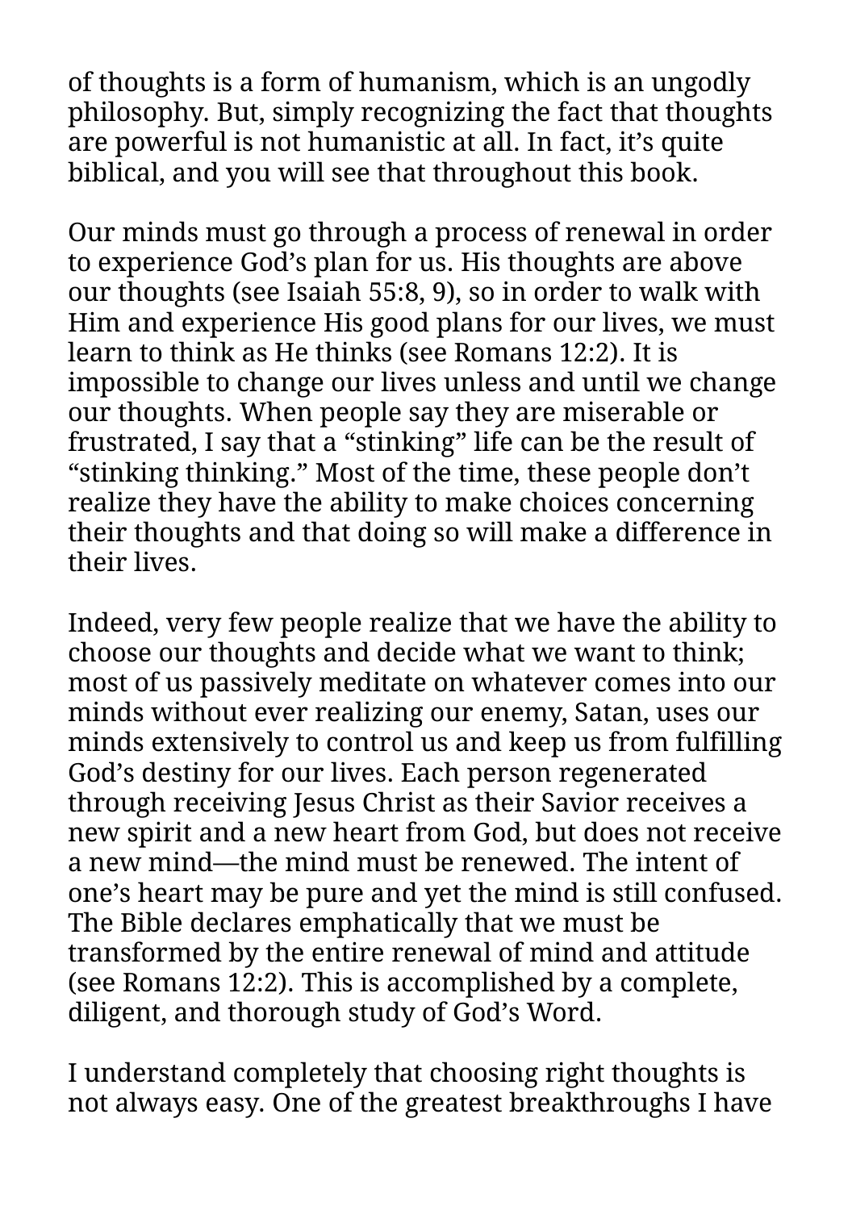of thoughts is a form of humanism, which is an ungodly philosophy. But, simply recognizing the fact that thoughts are powerful is not humanistic at all. In fact, it's quite biblical, and you will see that throughout this book.

Our minds must go through a process of renewal in order to experience God's plan for us. His thoughts are above our thoughts (see Isaiah 55:8, 9), so in order to walk with Him and experience His good plans for our lives, we must learn to think as He thinks (see Romans 12:2). It is impossible to change our lives unless and until we change our thoughts. When people say they are miserable or frustrated, I say that a "stinking" life can be the result of "stinking thinking." Most of the time, these people don't realize they have the ability to make choices concerning their thoughts and that doing so will make a difference in their lives.

Indeed, very few people realize that we have the ability to choose our thoughts and decide what we want to think; most of us passively meditate on whatever comes into our minds without ever realizing our enemy, Satan, uses our minds extensively to control us and keep us from fulfilling God's destiny for our lives. Each person regenerated through receiving Jesus Christ as their Savior receives a new spirit and a new heart from God, but does not receive a new mind—the mind must be renewed. The intent of one's heart may be pure and yet the mind is still confused. The Bible declares emphatically that we must be transformed by the entire renewal of mind and attitude (see Romans 12:2). This is accomplished by a complete, diligent, and thorough study of God's Word.

I understand completely that choosing right thoughts is not always easy. One of the greatest breakthroughs I have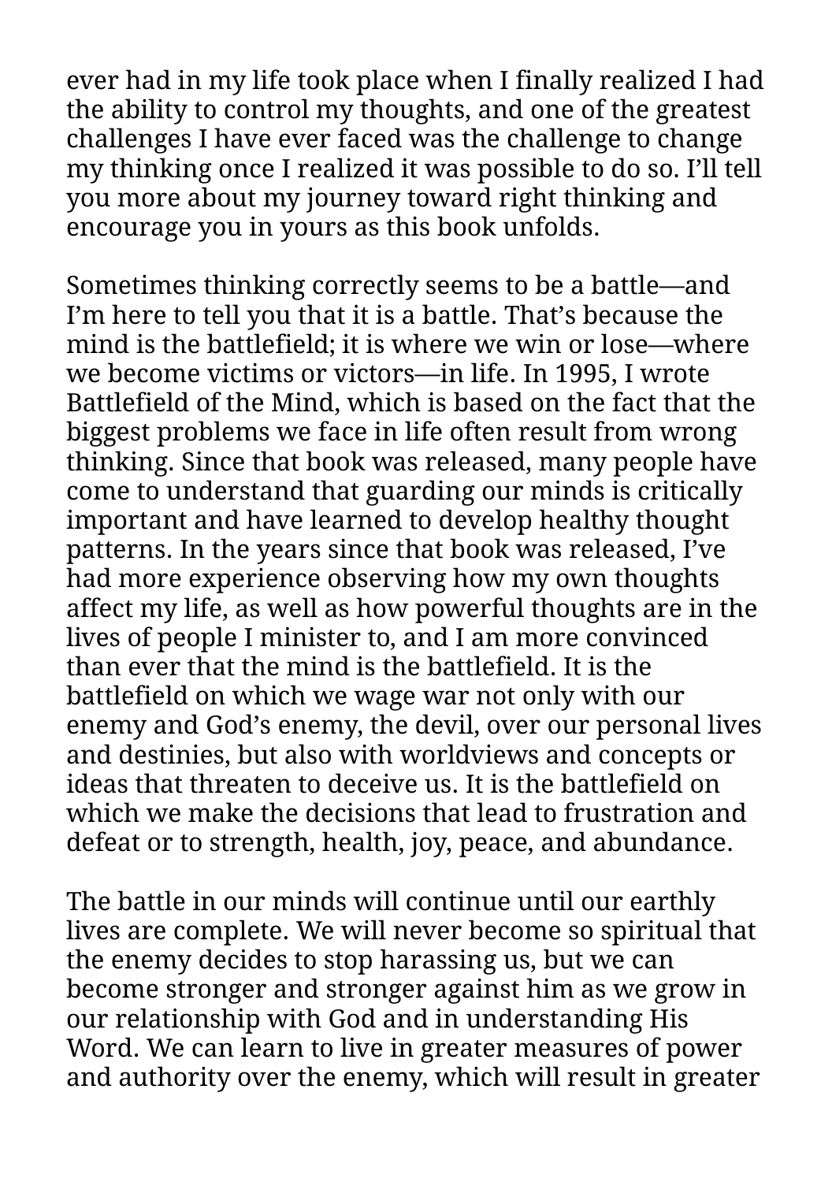ever had in my life took place when I finally realized I had the ability to control my thoughts, and one of the greatest challenges I have ever faced was the challenge to change my thinking once I realized it was possible to do so. I'll tell you more about my journey toward right thinking and encourage you in yours as this book unfolds.

Sometimes thinking correctly seems to be a battle—and I'm here to tell you that it is a battle. That's because the mind is the battlefield; it is where we win or lose—where we become victims or victors—in life. In 1995, I wrote Battlefield of the Mind, which is based on the fact that the biggest problems we face in life often result from wrong thinking. Since that book was released, many people have come to understand that guarding our minds is critically important and have learned to develop healthy thought patterns. In the years since that book was released, I've had more experience observing how my own thoughts affect my life, as well as how powerful thoughts are in the lives of people I minister to, and I am more convinced than ever that the mind is the battlefield. It is the battlefield on which we wage war not only with our enemy and God's enemy, the devil, over our personal lives and destinies, but also with worldviews and concepts or ideas that threaten to deceive us. It is the battlefield on which we make the decisions that lead to frustration and defeat or to strength, health, joy, peace, and abundance.

The battle in our minds will continue until our earthly lives are complete. We will never become so spiritual that the enemy decides to stop harassing us, but we can become stronger and stronger against him as we grow in our relationship with God and in understanding His Word. We can learn to live in greater measures of power and authority over the enemy, which will result in greater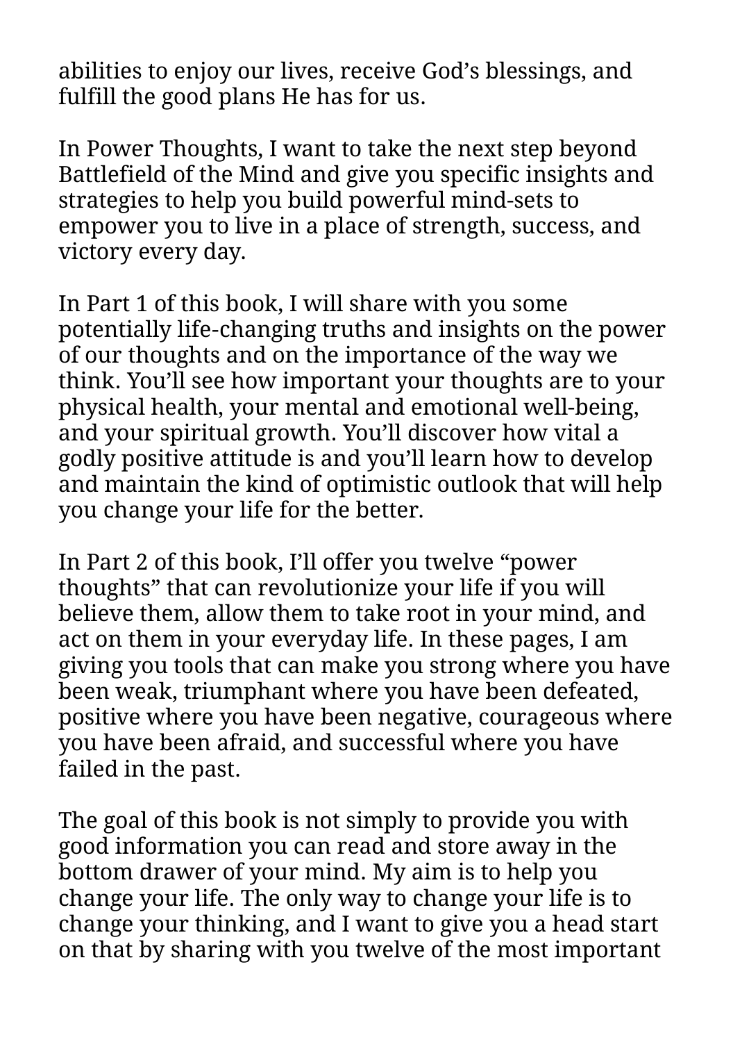abilities to enjoy our lives, receive God's blessings, and fulfill the good plans He has for us.

In Power Thoughts, I want to take the next step beyond Battlefield of the Mind and give you specific insights and strategies to help you build powerful mind-sets to empower you to live in a place of strength, success, and victory every day.

In Part 1 of this book, I will share with you some potentially life-changing truths and insights on the power of our thoughts and on the importance of the way we think. You'll see how important your thoughts are to your physical health, your mental and emotional well-being, and your spiritual growth. You'll discover how vital a godly positive attitude is and you'll learn how to develop and maintain the kind of optimistic outlook that will help you change your life for the better.

In Part 2 of this book, I'll offer you twelve "power thoughts" that can revolutionize your life if you will believe them, allow them to take root in your mind, and act on them in your everyday life. In these pages, I am giving you tools that can make you strong where you have been weak, triumphant where you have been defeated, positive where you have been negative, courageous where you have been afraid, and successful where you have failed in the past.

The goal of this book is not simply to provide you with good information you can read and store away in the bottom drawer of your mind. My aim is to help you change your life. The only way to change your life is to change your thinking, and I want to give you a head start on that by sharing with you twelve of the most important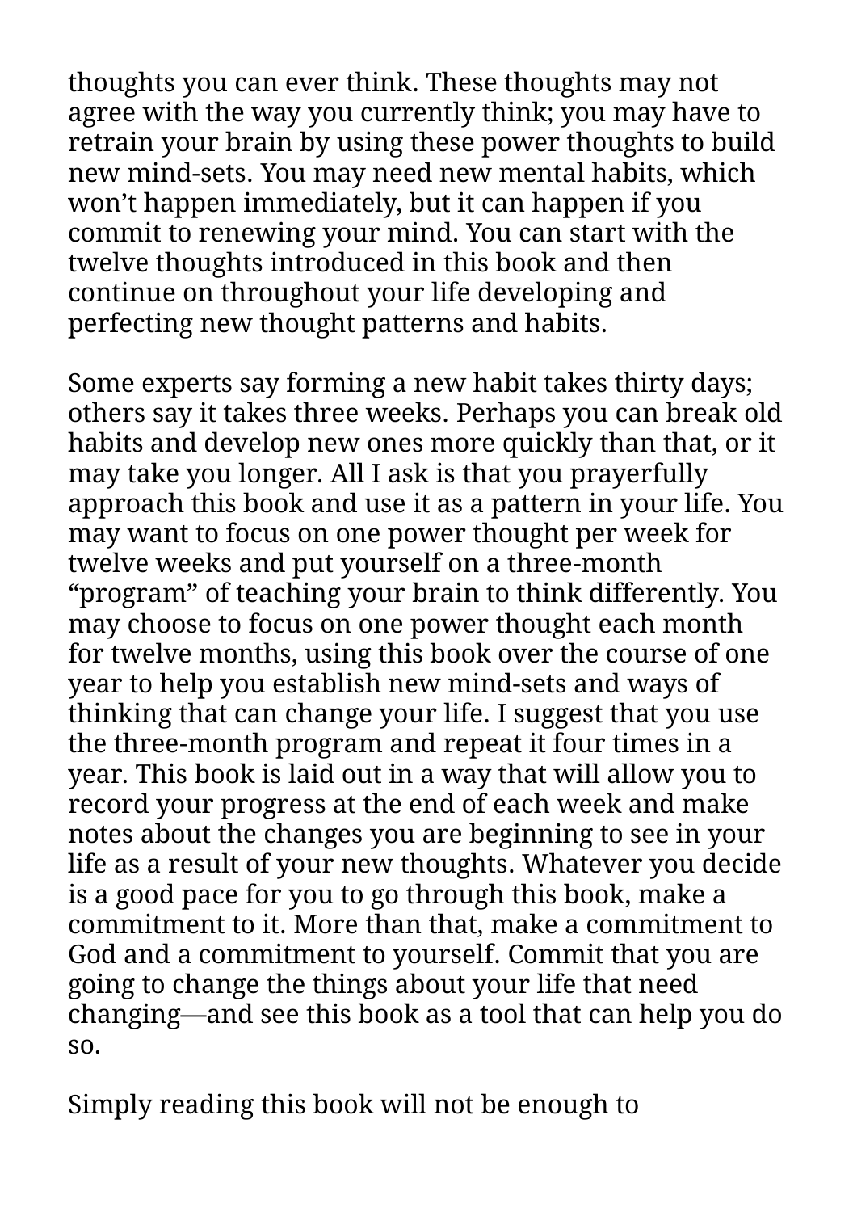thoughts you can ever think. These thoughts may not agree with the way you currently think; you may have to retrain your brain by using these power thoughts to build new mind-sets. You may need new mental habits, which won't happen immediately, but it can happen if you commit to renewing your mind. You can start with the twelve thoughts introduced in this book and then continue on throughout your life developing and perfecting new thought patterns and habits.

Some experts say forming a new habit takes thirty days; others say it takes three weeks. Perhaps you can break old habits and develop new ones more quickly than that, or it may take you longer. All I ask is that you prayerfully approach this book and use it as a pattern in your life. You may want to focus on one power thought per week for twelve weeks and put yourself on a three-month "program" of teaching your brain to think differently. You may choose to focus on one power thought each month for twelve months, using this book over the course of one year to help you establish new mind-sets and ways of thinking that can change your life. I suggest that you use the three-month program and repeat it four times in a year. This book is laid out in a way that will allow you to record your progress at the end of each week and make notes about the changes you are beginning to see in your life as a result of your new thoughts. Whatever you decide is a good pace for you to go through this book, make a commitment to it. More than that, make a commitment to God and a commitment to yourself. Commit that you are going to change the things about your life that need changing—and see this book as a tool that can help you do so.

Simply reading this book will not be enough to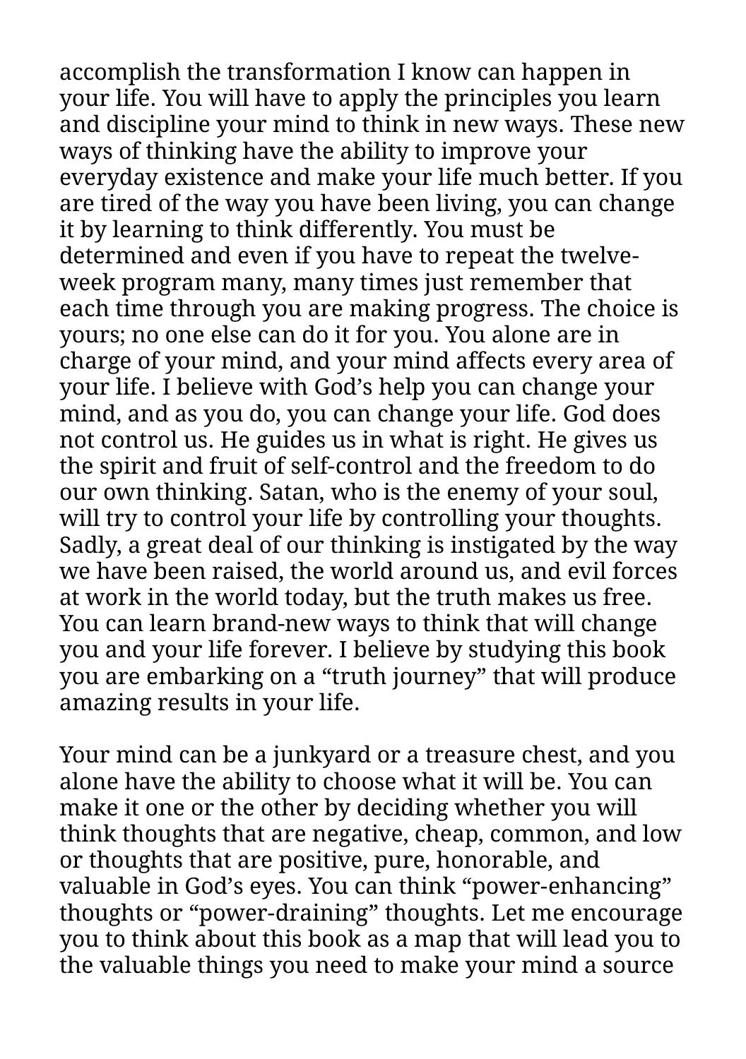accomplish the transformation I know can happen in your life. You will have to apply the principles you learn and discipline your mind to think in new ways. These new ways of thinking have the ability to improve your everyday existence and make your life much better. If you are tired of the way you have been living, you can change it by learning to think differently. You must be determined and even if you have to repeat the twelve-week program many, many times just remember that each time through you are making progress. The choice is yours; no one else can do it for you. You alone are in charge of your mind, and your mind affects every area of your life. I believe with God's help you can change your mind, and as you do, you can change your life. God does not control us. He guides us in what is right. He gives us the spirit and fruit of self-control and the freedom to do our own thinking. Satan, who is the enemy of your soul, will try to control your life by controlling your thoughts. Sadly, a great deal of our thinking is instigated by the way we have been raised, the world around us, and evil forces at work in the world today, but the truth makes us free. You can learn brand-new ways to think that will change you and your life forever. I believe by studying this book you are embarking on a "truth journey" that will produce amazing results in your life.

Your mind can be a junkyard or a treasure chest, and you alone have the ability to choose what it will be. You can make it one or the other by deciding whether you will think thoughts that are negative, cheap, common, and low or thoughts that are positive, pure, honorable, and valuable in God's eyes. You can think "power-enhancing" thoughts or "power-draining" thoughts. Let me encourage you to think about this book as a map that will lead you to the valuable things you need to make your mind a source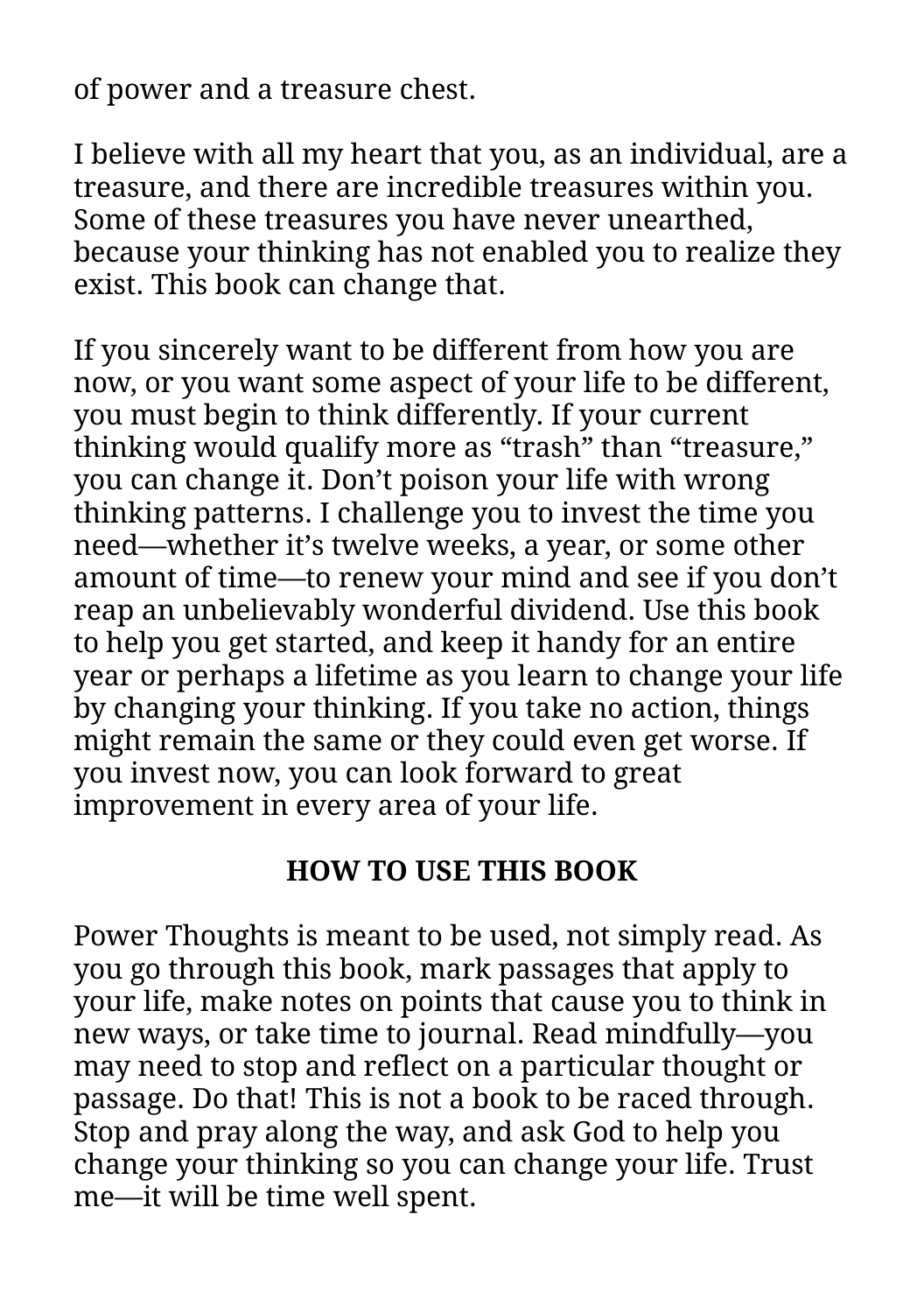of power and a treasure chest.

I believe with all my heart that you, as an individual, are a treasure, and there are incredible treasures within you. Some of these treasures you have never unearthed, because your thinking has not enabled you to realize they exist. This book can change that.

If you sincerely want to be different from how you are now, or you want some aspect of your life to be different, you must begin to think differently. If your current thinking would qualify more as “trash” than “treasure,” you can change it. Don’t poison your life with wrong thinking patterns. I challenge you to invest the time you need—whether it’s twelve weeks, a year, or some other amount of time—to renew your mind and see if you don’t reap an unbelievably wonderful dividend. Use this book to help you get started, and keep it handy for an entire year or perhaps a lifetime as you learn to change your life by changing your thinking. If you take no action, things might remain the same or they could even get worse. If you invest now, you can look forward to great improvement in every area of your life.

## HOW TO USE THIS BOOK

Power Thoughts is meant to be used, not simply read. As you go through this book, mark passages that apply to your life, make notes on points that cause you to think in new ways, or take time to journal. Read mindfully—you may need to stop and reflect on a particular thought or passage. Do that! This is not a book to be raced through. Stop and pray along the way, and ask God to help you change your thinking so you can change your life. Trust me—it will be time well spent.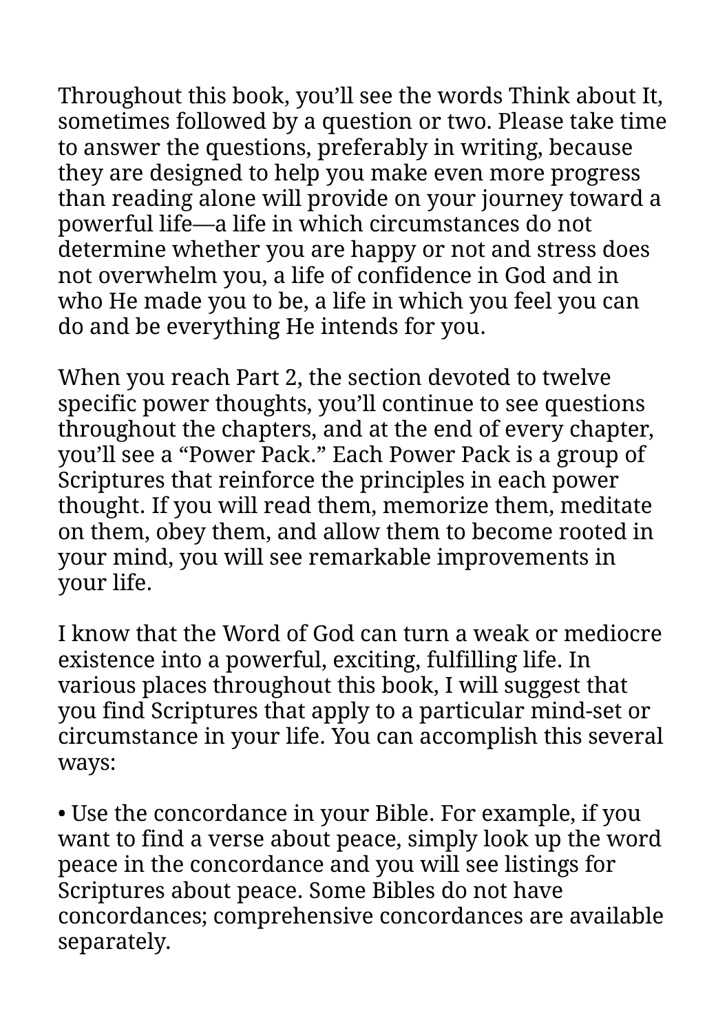Throughout this book, you’ll see the words Think about It, sometimes followed by a question or two. Please take time to answer the questions, preferably in writing, because they are designed to help you make even more progress than reading alone will provide on your journey toward a powerful life—a life in which circumstances do not determine whether you are happy or not and stress does not overwhelm you, a life of confidence in God and in who He made you to be, a life in which you feel you can do and be everything He intends for you.

When you reach Part 2, the section devoted to twelve specific power thoughts, you’ll continue to see questions throughout the chapters, and at the end of every chapter, you’ll see a “Power Pack.” Each Power Pack is a group of Scriptures that reinforce the principles in each power thought. If you will read them, memorize them, meditate on them, obey them, and allow them to become rooted in your mind, you will see remarkable improvements in your life.

I know that the Word of God can turn a weak or mediocre existence into a powerful, exciting, fulfilling life. In various places throughout this book, I will suggest that you find Scriptures that apply to a particular mind-set or circumstance in your life. You can accomplish this several ways:

- Use the concordance in your Bible. For example, if you want to find a verse about peace, simply look up the word peace in the concordance and you will see listings for Scriptures about peace. Some Bibles do not have concordances; comprehensive concordances are available separately.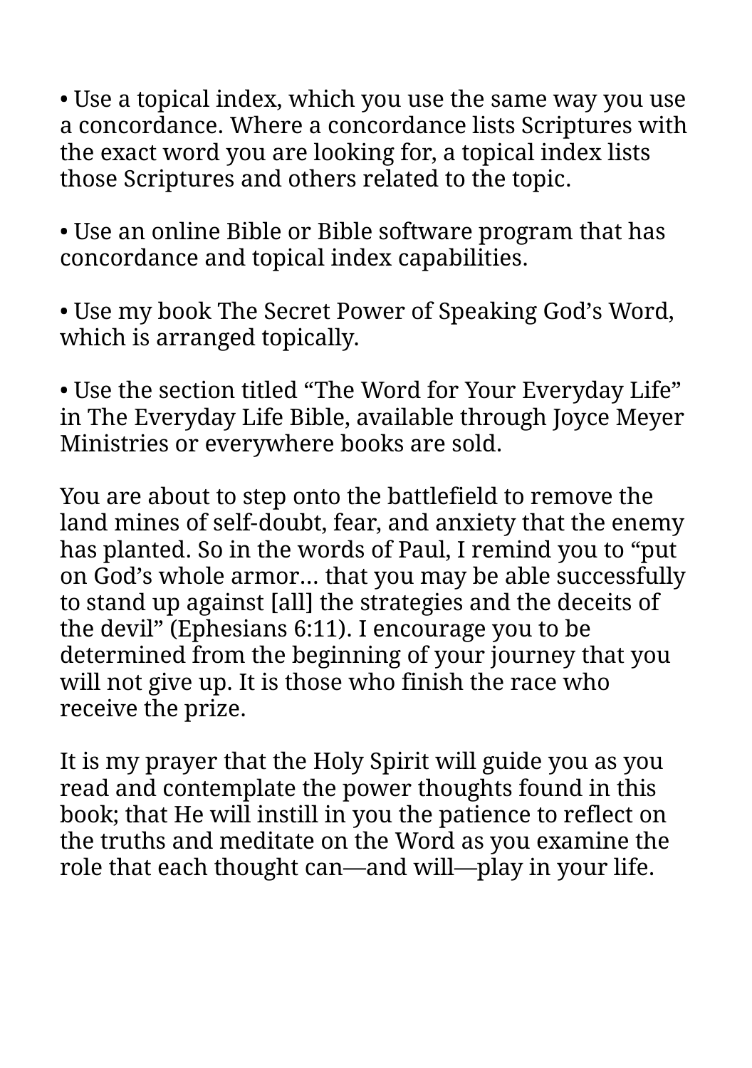- Use a topical index, which you use the same way you use a concordance. Where a concordance lists Scriptures with the exact word you are looking for, a topical index lists those Scriptures and others related to the topic.

- Use an online Bible or Bible software program that has concordance and topical index capabilities.

- Use my book The Secret Power of Speaking God's Word, which is arranged topically.

- Use the section titled "The Word for Your Everyday Life" in The Everyday Life Bible, available through Joyce Meyer Ministries or everywhere books are sold.

You are about to step onto the battlefield to remove the land mines of self-doubt, fear, and anxiety that the enemy has planted. So in the words of Paul, I remind you to "put on God's whole armor… that you may be able successfully to stand up against [all] the strategies and the deceits of the devil" (Ephesians 6:11). I encourage you to be determined from the beginning of your journey that you will not give up. It is those who finish the race who receive the prize.

It is my prayer that the Holy Spirit will guide you as you read and contemplate the power thoughts found in this book; that He will instill in you the patience to reflect on the truths and meditate on the Word as you examine the role that each thought can—and will—play in your life.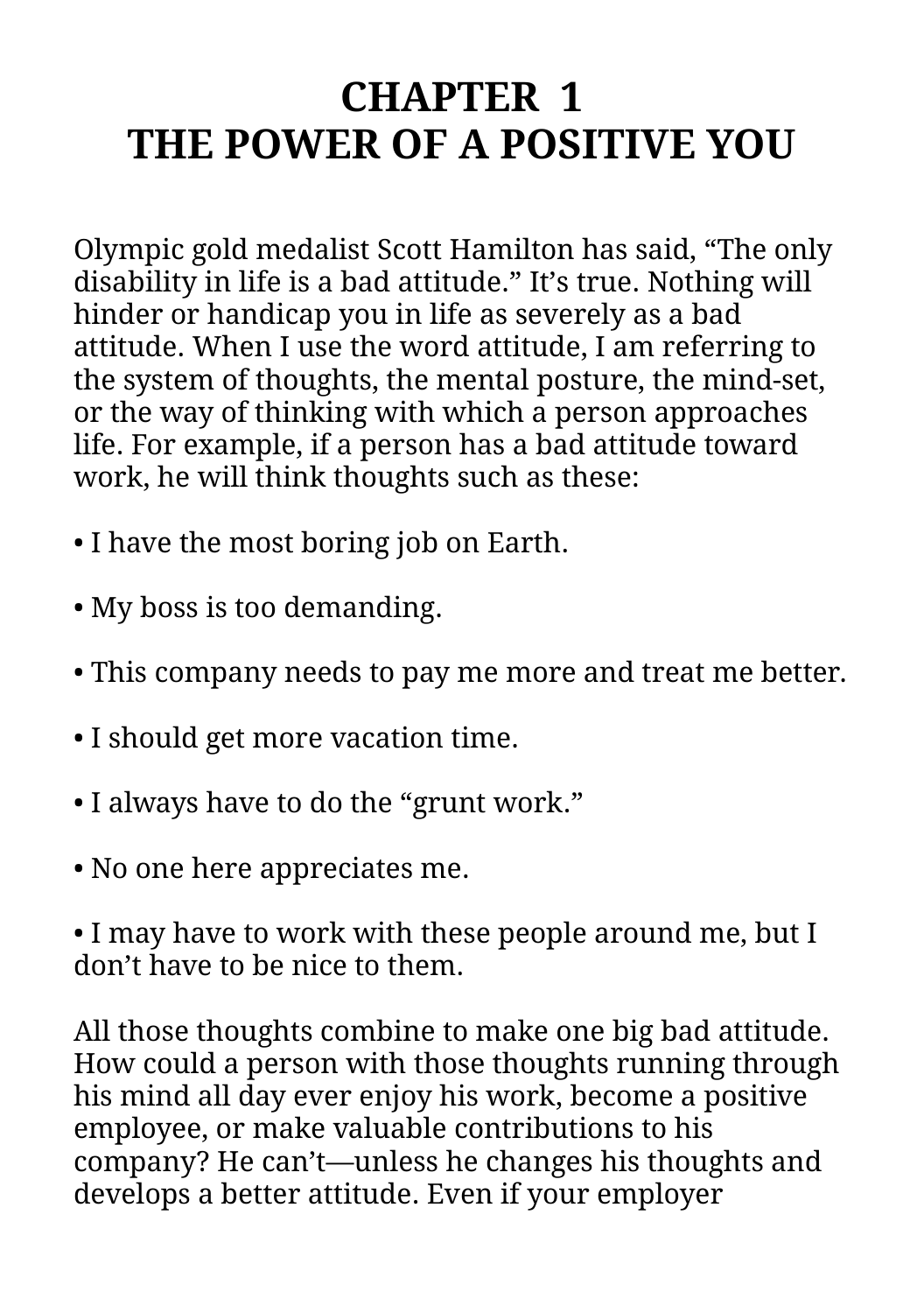# CHAPTER 1
# THE POWER OF A POSITIVE YOU

Olympic gold medalist Scott Hamilton has said, “The only disability in life is a bad attitude.” It’s true. Nothing will hinder or handicap you in life as severely as a bad attitude. When I use the word attitude, I am referring to the system of thoughts, the mental posture, the mind-set, or the way of thinking with which a person approaches life. For example, if a person has a bad attitude toward work, he will think thoughts such as these:

- I have the most boring job on Earth.

- My boss is too demanding.

- This company needs to pay me more and treat me better.

- I should get more vacation time.

- I always have to do the “grunt work.”

- No one here appreciates me.

- I may have to work with these people around me, but I don’t have to be nice to them.

All those thoughts combine to make one big bad attitude. How could a person with those thoughts running through his mind all day ever enjoy his work, become a positive employee, or make valuable contributions to his company? He can’t—unless he changes his thoughts and develops a better attitude. Even if your employer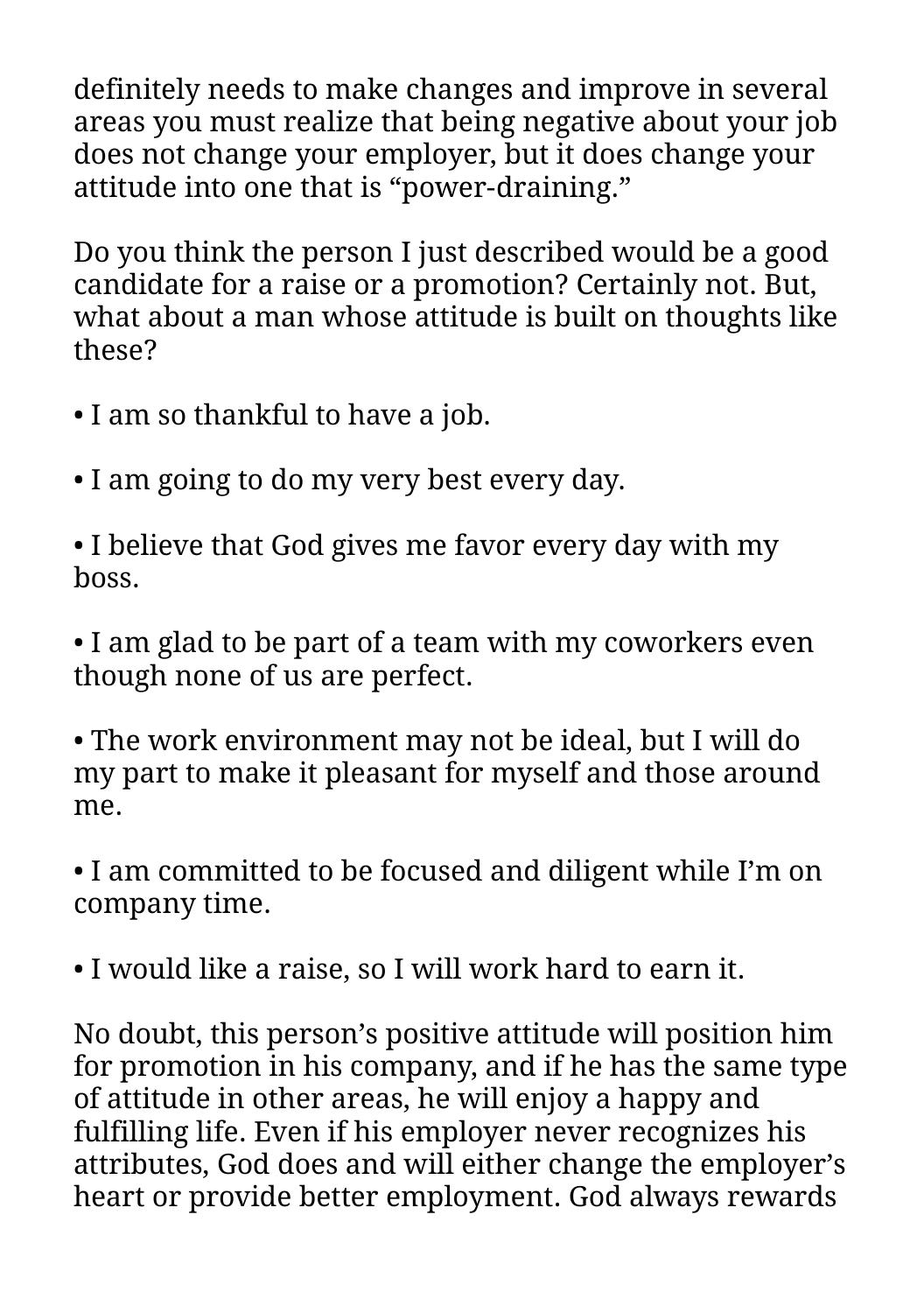definitely needs to make changes and improve in several areas you must realize that being negative about your job does not change your employer, but it does change your attitude into one that is "power-draining."

Do you think the person I just described would be a good candidate for a raise or a promotion? Certainly not. But, what about a man whose attitude is built on thoughts like these?

• I am so thankful to have a job.

• I am going to do my very best every day.

• I believe that God gives me favor every day with my boss.

• I am glad to be part of a team with my coworkers even though none of us are perfect.

• The work environment may not be ideal, but I will do my part to make it pleasant for myself and those around me.

• I am committed to be focused and diligent while I'm on company time.

• I would like a raise, so I will work hard to earn it.

No doubt, this person's positive attitude will position him for promotion in his company, and if he has the same type of attitude in other areas, he will enjoy a happy and fulfilling life. Even if his employer never recognizes his attributes, God does and will either change the employer's heart or provide better employment. God always rewards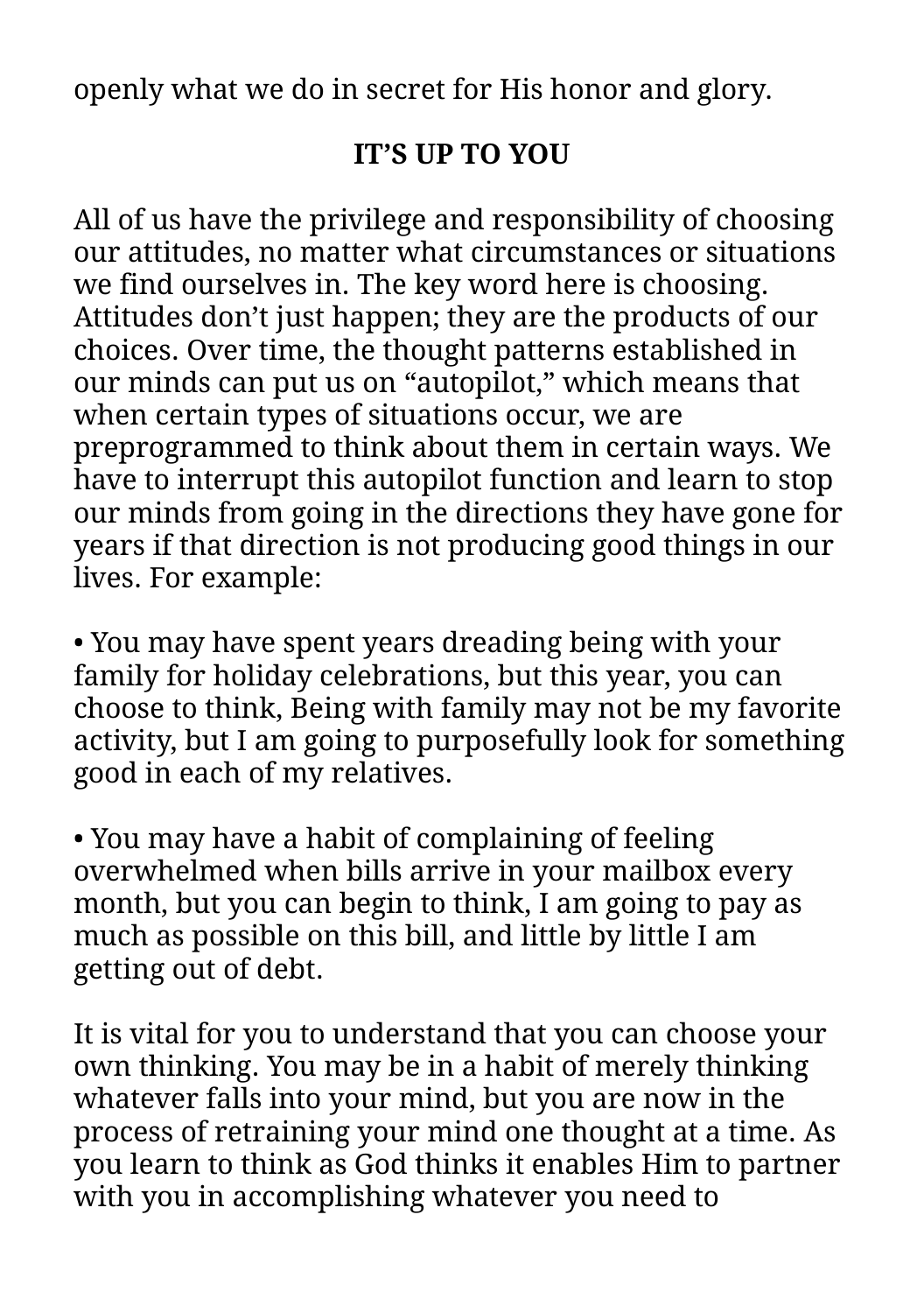openly what we do in secret for His honor and glory.

## IT'S UP TO YOU

All of us have the privilege and responsibility of choosing our attitudes, no matter what circumstances or situations we find ourselves in. The key word here is choosing. Attitudes don't just happen; they are the products of our choices. Over time, the thought patterns established in our minds can put us on "autopilot," which means that when certain types of situations occur, we are preprogrammed to think about them in certain ways. We have to interrupt this autopilot function and learn to stop our minds from going in the directions they have gone for years if that direction is not producing good things in our lives. For example:

• You may have spent years dreading being with your family for holiday celebrations, but this year, you can choose to think, Being with family may not be my favorite activity, but I am going to purposefully look for something good in each of my relatives.

• You may have a habit of complaining of feeling overwhelmed when bills arrive in your mailbox every month, but you can begin to think, I am going to pay as much as possible on this bill, and little by little I am getting out of debt.

It is vital for you to understand that you can choose your own thinking. You may be in a habit of merely thinking whatever falls into your mind, but you are now in the process of retraining your mind one thought at a time. As you learn to think as God thinks it enables Him to partner with you in accomplishing whatever you need to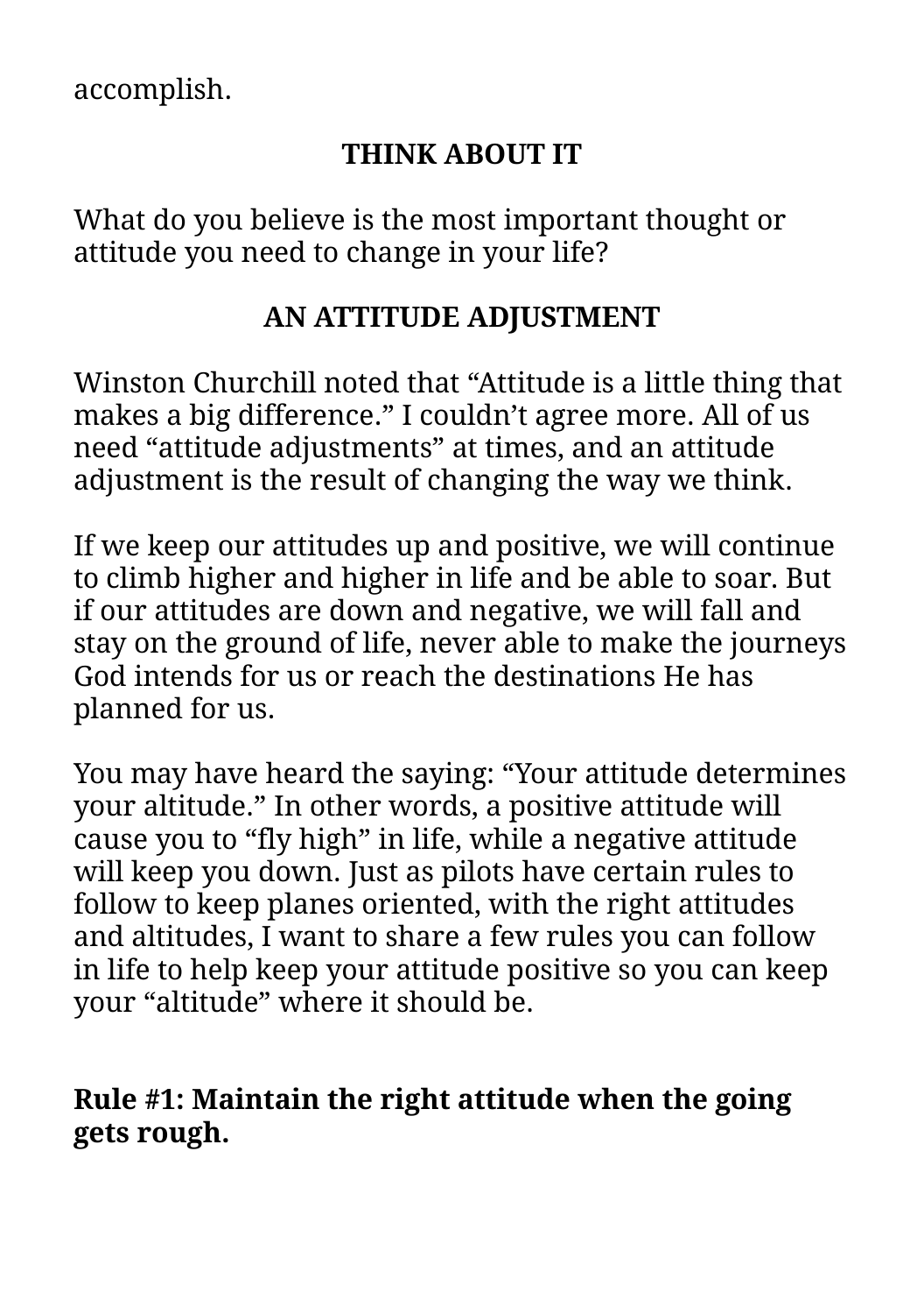accomplish.

## THINK ABOUT IT

What do you believe is the most important thought or attitude you need to change in your life?

## AN ATTITUDE ADJUSTMENT

Winston Churchill noted that “Attitude is a little thing that makes a big difference.” I couldn’t agree more. All of us need “attitude adjustments” at times, and an attitude adjustment is the result of changing the way we think.

If we keep our attitudes up and positive, we will continue to climb higher and higher in life and be able to soar. But if our attitudes are down and negative, we will fall and stay on the ground of life, never able to make the journeys God intends for us or reach the destinations He has planned for us.

You may have heard the saying: “Your attitude determines your altitude.” In other words, a positive attitude will cause you to “fly high” in life, while a negative attitude will keep you down. Just as pilots have certain rules to follow to keep planes oriented, with the right attitudes and altitudes, I want to share a few rules you can follow in life to help keep your attitude positive so you can keep your “altitude” where it should be.

**Rule #1: Maintain the right attitude when the going gets rough.**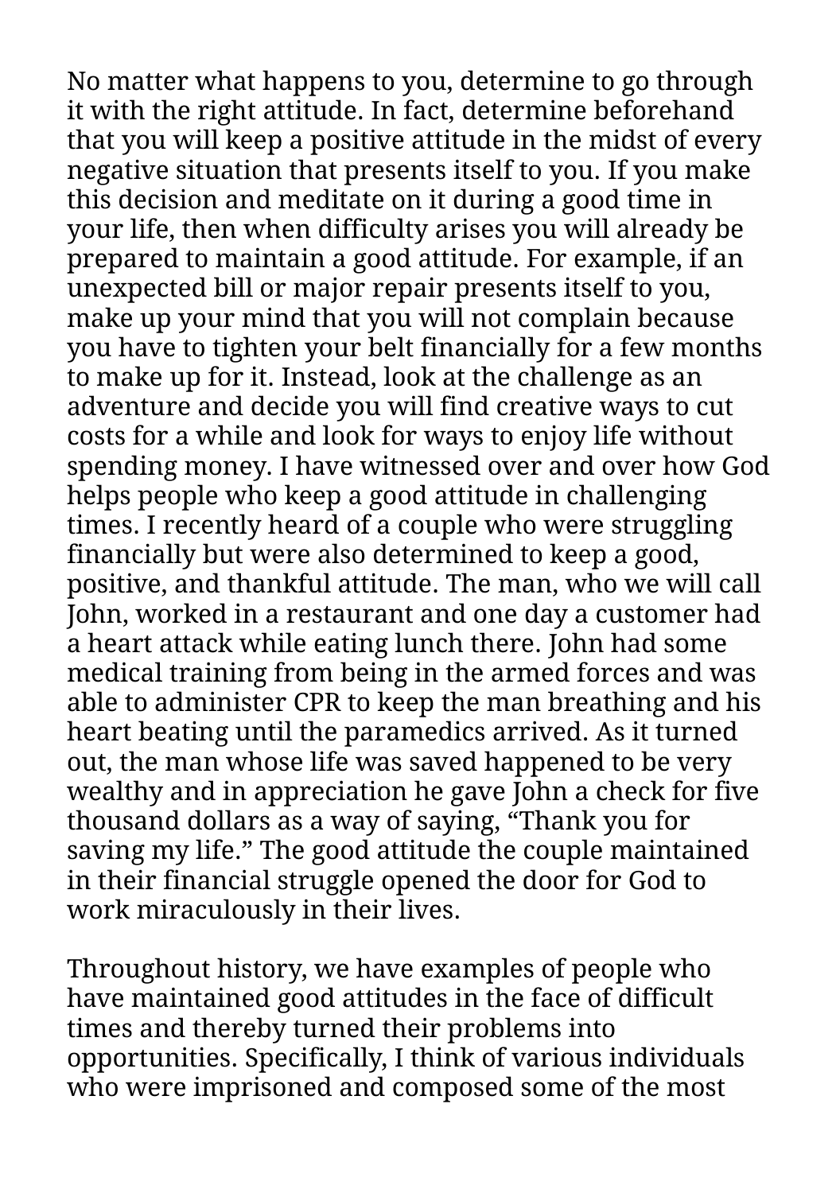No matter what happens to you, determine to go through it with the right attitude. In fact, determine beforehand that you will keep a positive attitude in the midst of every negative situation that presents itself to you. If you make this decision and meditate on it during a good time in your life, then when difficulty arises you will already be prepared to maintain a good attitude. For example, if an unexpected bill or major repair presents itself to you, make up your mind that you will not complain because you have to tighten your belt financially for a few months to make up for it. Instead, look at the challenge as an adventure and decide you will find creative ways to cut costs for a while and look for ways to enjoy life without spending money. I have witnessed over and over how God helps people who keep a good attitude in challenging times. I recently heard of a couple who were struggling financially but were also determined to keep a good, positive, and thankful attitude. The man, who we will call John, worked in a restaurant and one day a customer had a heart attack while eating lunch there. John had some medical training from being in the armed forces and was able to administer CPR to keep the man breathing and his heart beating until the paramedics arrived. As it turned out, the man whose life was saved happened to be very wealthy and in appreciation he gave John a check for five thousand dollars as a way of saying, “Thank you for saving my life.” The good attitude the couple maintained in their financial struggle opened the door for God to work miraculously in their lives.

Throughout history, we have examples of people who have maintained good attitudes in the face of difficult times and thereby turned their problems into opportunities. Specifically, I think of various individuals who were imprisoned and composed some of the most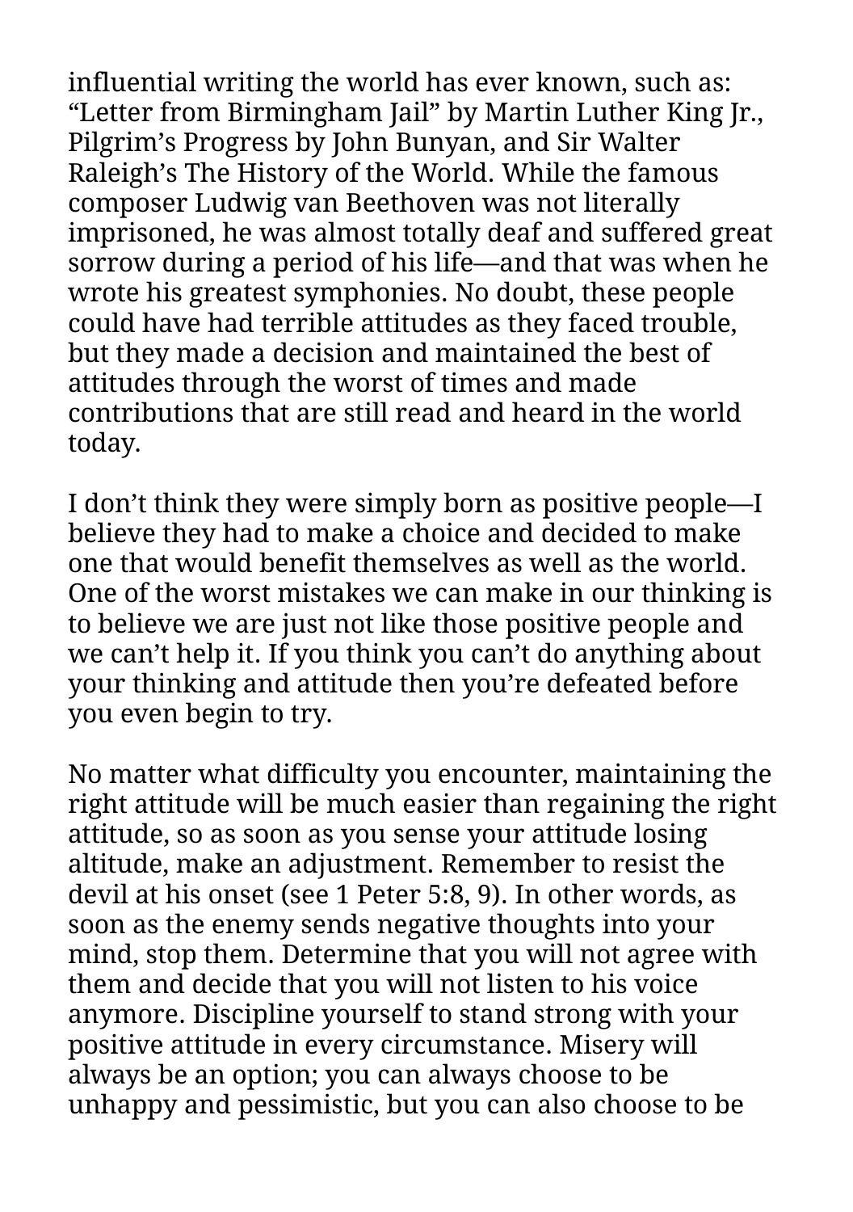influential writing the world has ever known, such as: "Letter from Birmingham Jail" by Martin Luther King Jr., Pilgrim's Progress by John Bunyan, and Sir Walter Raleigh's The History of the World. While the famous composer Ludwig van Beethoven was not literally imprisoned, he was almost totally deaf and suffered great sorrow during a period of his life—and that was when he wrote his greatest symphonies. No doubt, these people could have had terrible attitudes as they faced trouble, but they made a decision and maintained the best of attitudes through the worst of times and made contributions that are still read and heard in the world today.

I don't think they were simply born as positive people—I believe they had to make a choice and decided to make one that would benefit themselves as well as the world. One of the worst mistakes we can make in our thinking is to believe we are just not like those positive people and we can't help it. If you think you can't do anything about your thinking and attitude then you're defeated before you even begin to try.

No matter what difficulty you encounter, maintaining the right attitude will be much easier than regaining the right attitude, so as soon as you sense your attitude losing altitude, make an adjustment. Remember to resist the devil at his onset (see 1 Peter 5:8, 9). In other words, as soon as the enemy sends negative thoughts into your mind, stop them. Determine that you will not agree with them and decide that you will not listen to his voice anymore. Discipline yourself to stand strong with your positive attitude in every circumstance. Misery will always be an option; you can always choose to be unhappy and pessimistic, but you can also choose to be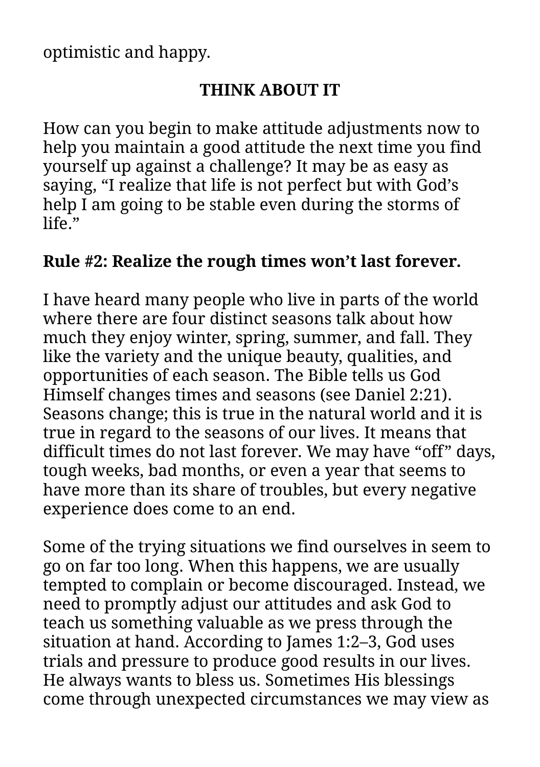optimistic and happy.

**THINK ABOUT IT**

How can you begin to make attitude adjustments now to help you maintain a good attitude the next time you find yourself up against a challenge? It may be as easy as saying, “I realize that life is not perfect but with God’s help I am going to be stable even during the storms of life.”

**Rule #2: Realize the rough times won’t last forever.**

I have heard many people who live in parts of the world where there are four distinct seasons talk about how much they enjoy winter, spring, summer, and fall. They like the variety and the unique beauty, qualities, and opportunities of each season. The Bible tells us God Himself changes times and seasons (see Daniel 2:21). Seasons change; this is true in the natural world and it is true in regard to the seasons of our lives. It means that difficult times do not last forever. We may have “off” days, tough weeks, bad months, or even a year that seems to have more than its share of troubles, but every negative experience does come to an end.

Some of the trying situations we find ourselves in seem to go on far too long. When this happens, we are usually tempted to complain or become discouraged. Instead, we need to promptly adjust our attitudes and ask God to teach us something valuable as we press through the situation at hand. According to James 1:2–3, God uses trials and pressure to produce good results in our lives. He always wants to bless us. Sometimes His blessings come through unexpected circumstances we may view as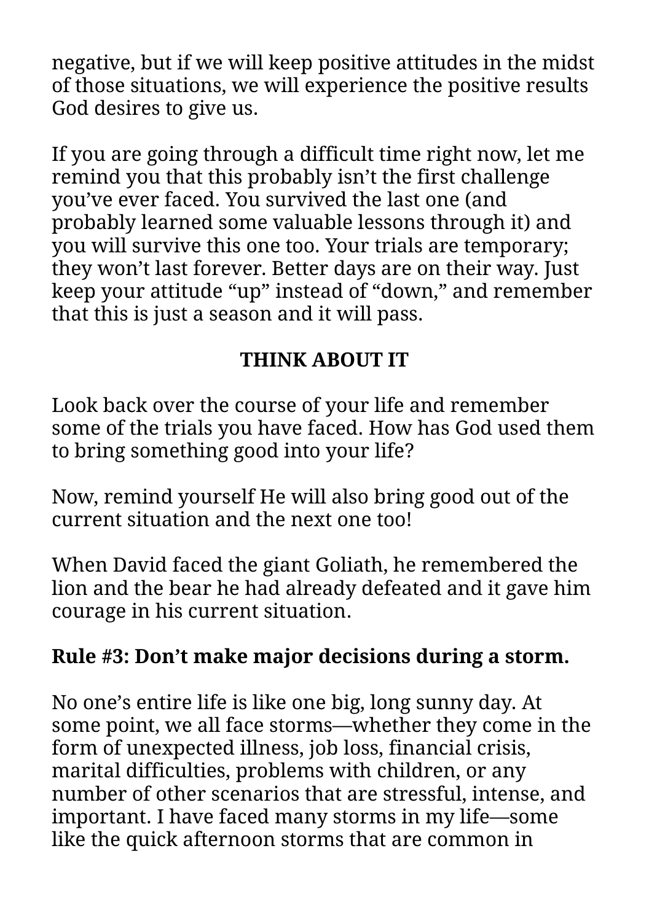negative, but if we will keep positive attitudes in the midst of those situations, we will experience the positive results God desires to give us.

If you are going through a difficult time right now, let me remind you that this probably isn't the first challenge you've ever faced. You survived the last one (and probably learned some valuable lessons through it) and you will survive this one too. Your trials are temporary; they won't last forever. Better days are on their way. Just keep your attitude "up" instead of "down," and remember that this is just a season and it will pass.

**THINK ABOUT IT**

Look back over the course of your life and remember some of the trials you have faced. How has God used them to bring something good into your life?

Now, remind yourself He will also bring good out of the current situation and the next one too!

When David faced the giant Goliath, he remembered the lion and the bear he had already defeated and it gave him courage in his current situation.

**Rule #3: Don't make major decisions during a storm.**

No one's entire life is like one big, long sunny day. At some point, we all face storms—whether they come in the form of unexpected illness, job loss, financial crisis, marital difficulties, problems with children, or any number of other scenarios that are stressful, intense, and important. I have faced many storms in my life—some like the quick afternoon storms that are common in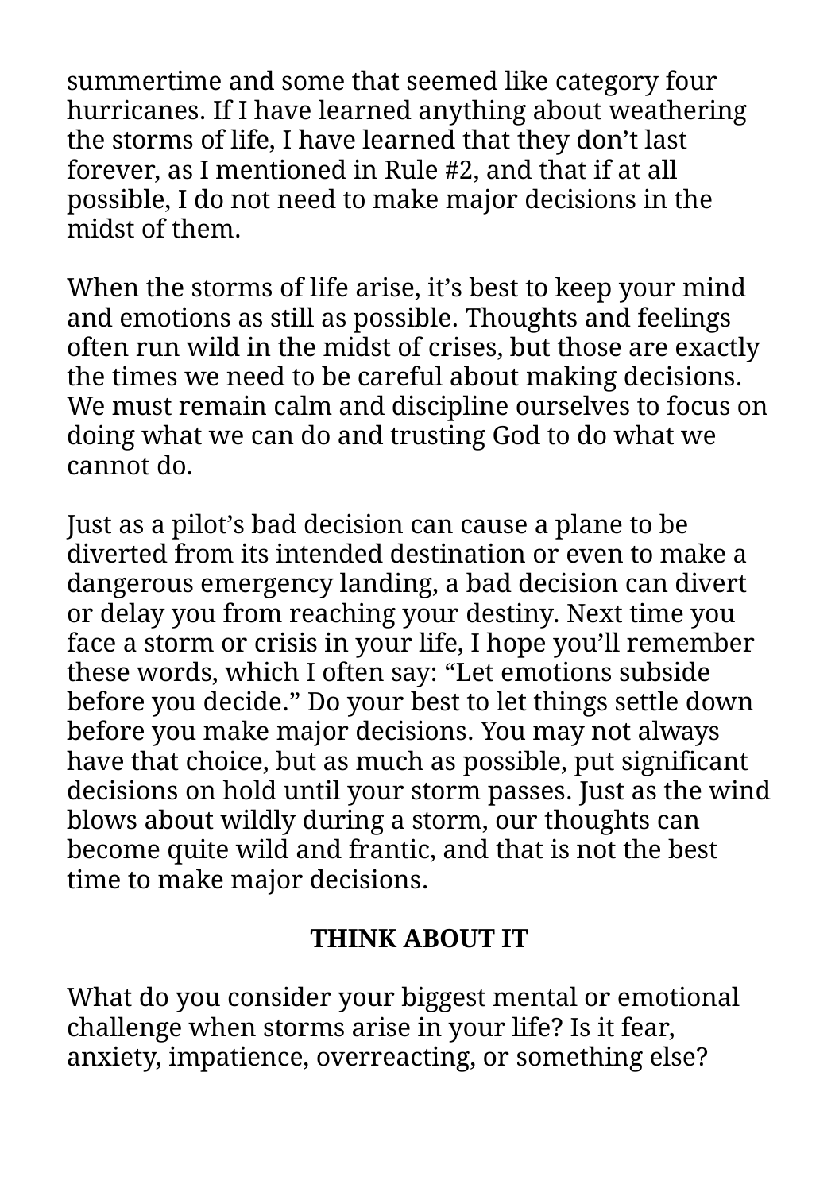summertime and some that seemed like category four hurricanes. If I have learned anything about weathering the storms of life, I have learned that they don't last forever, as I mentioned in Rule #2, and that if at all possible, I do not need to make major decisions in the midst of them.

When the storms of life arise, it's best to keep your mind and emotions as still as possible. Thoughts and feelings often run wild in the midst of crises, but those are exactly the times we need to be careful about making decisions. We must remain calm and discipline ourselves to focus on doing what we can do and trusting God to do what we cannot do.

Just as a pilot's bad decision can cause a plane to be diverted from its intended destination or even to make a dangerous emergency landing, a bad decision can divert or delay you from reaching your destiny. Next time you face a storm or crisis in your life, I hope you'll remember these words, which I often say: "Let emotions subside before you decide." Do your best to let things settle down before you make major decisions. You may not always have that choice, but as much as possible, put significant decisions on hold until your storm passes. Just as the wind blows about wildly during a storm, our thoughts can become quite wild and frantic, and that is not the best time to make major decisions.

**THINK ABOUT IT**

What do you consider your biggest mental or emotional challenge when storms arise in your life? Is it fear, anxiety, impatience, overreacting, or something else?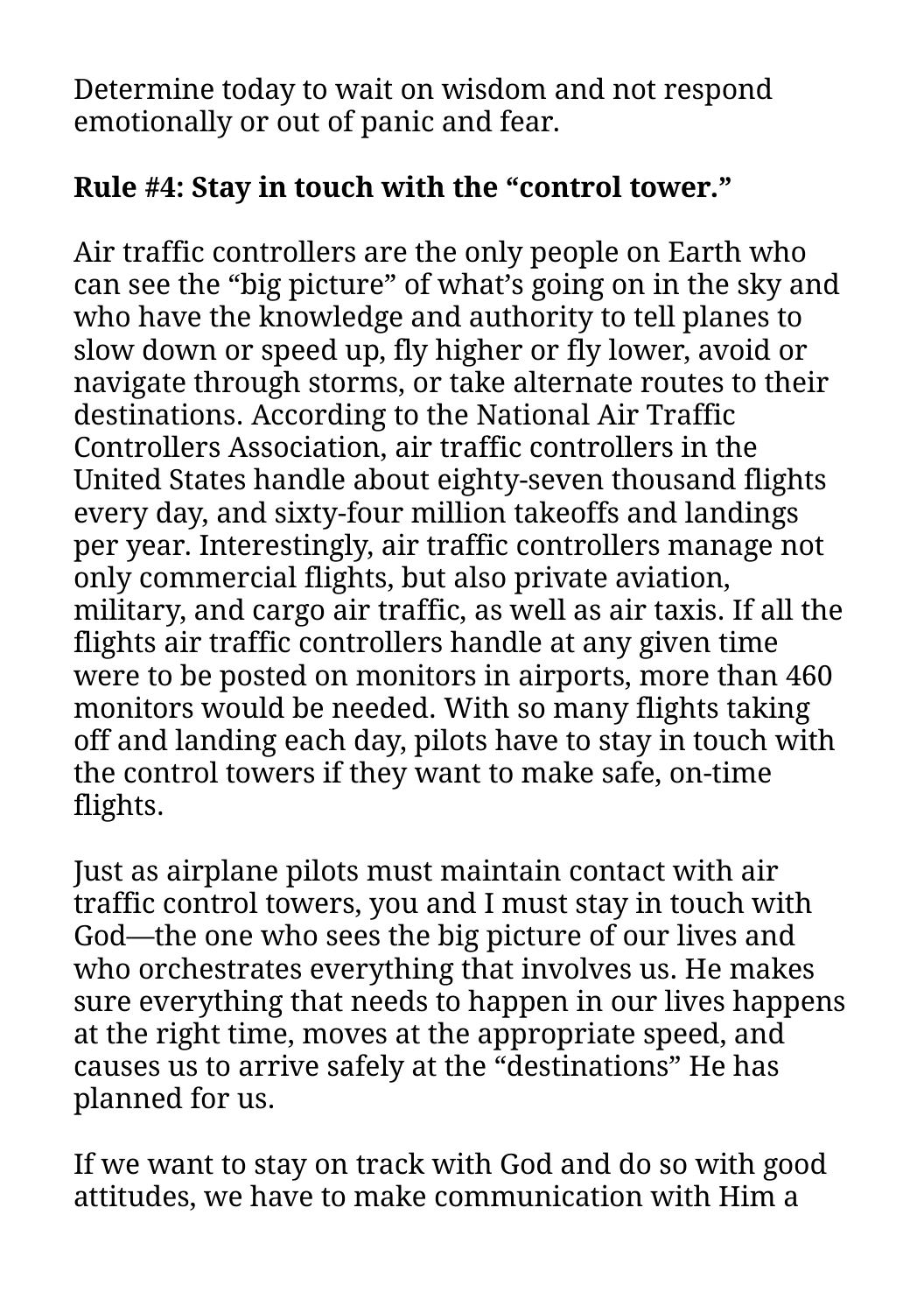Determine today to wait on wisdom and not respond emotionally or out of panic and fear.

**Rule #4: Stay in touch with the "control tower."**

Air traffic controllers are the only people on Earth who can see the "big picture" of what's going on in the sky and who have the knowledge and authority to tell planes to slow down or speed up, fly higher or fly lower, avoid or navigate through storms, or take alternate routes to their destinations. According to the National Air Traffic Controllers Association, air traffic controllers in the United States handle about eighty-seven thousand flights every day, and sixty-four million takeoffs and landings per year. Interestingly, air traffic controllers manage not only commercial flights, but also private aviation, military, and cargo air traffic, as well as air taxis. If all the flights air traffic controllers handle at any given time were to be posted on monitors in airports, more than 460 monitors would be needed. With so many flights taking off and landing each day, pilots have to stay in touch with the control towers if they want to make safe, on-time flights.

Just as airplane pilots must maintain contact with air traffic control towers, you and I must stay in touch with God—the one who sees the big picture of our lives and who orchestrates everything that involves us. He makes sure everything that needs to happen in our lives happens at the right time, moves at the appropriate speed, and causes us to arrive safely at the "destinations" He has planned for us.

If we want to stay on track with God and do so with good attitudes, we have to make communication with Him a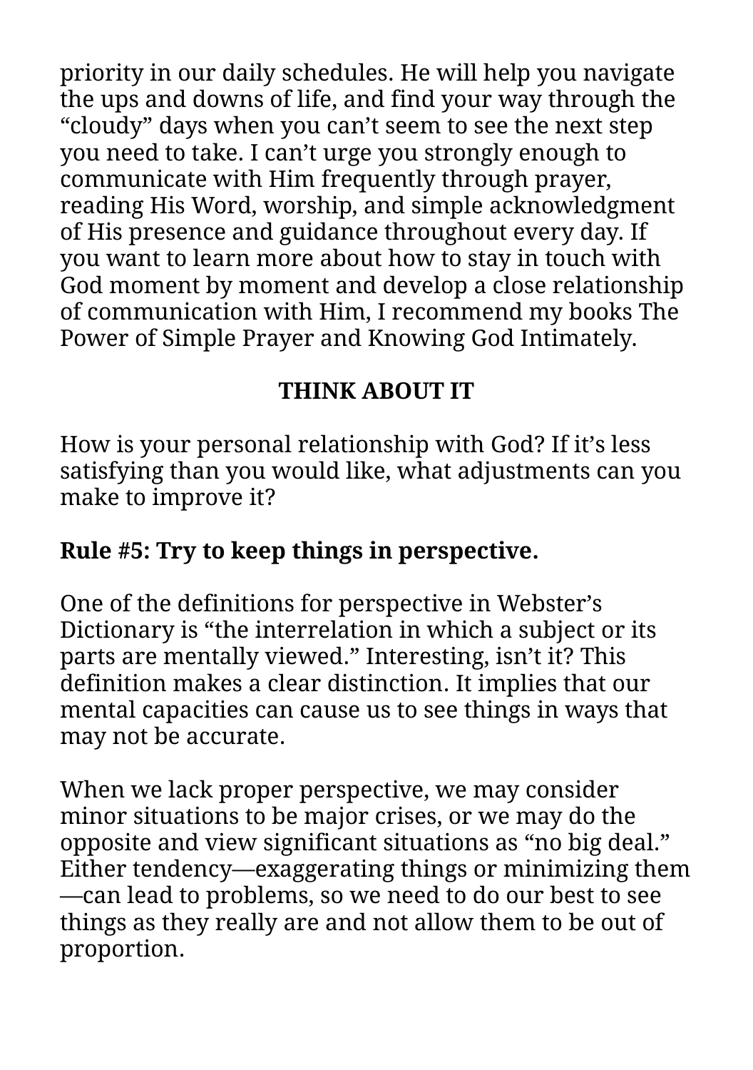priority in our daily schedules. He will help you navigate the ups and downs of life, and find your way through the "cloudy" days when you can't seem to see the next step you need to take. I can't urge you strongly enough to communicate with Him frequently through prayer, reading His Word, worship, and simple acknowledgment of His presence and guidance throughout every day. If you want to learn more about how to stay in touch with God moment by moment and develop a close relationship of communication with Him, I recommend my books The Power of Simple Prayer and Knowing God Intimately.

**THINK ABOUT IT**

How is your personal relationship with God? If it's less satisfying than you would like, what adjustments can you make to improve it?

**Rule #5: Try to keep things in perspective.**

One of the definitions for perspective in Webster's Dictionary is "the interrelation in which a subject or its parts are mentally viewed." Interesting, isn't it? This definition makes a clear distinction. It implies that our mental capacities can cause us to see things in ways that may not be accurate.

When we lack proper perspective, we may consider minor situations to be major crises, or we may do the opposite and view significant situations as "no big deal." Either tendency—exaggerating things or minimizing them—can lead to problems, so we need to do our best to see things as they really are and not allow them to be out of proportion.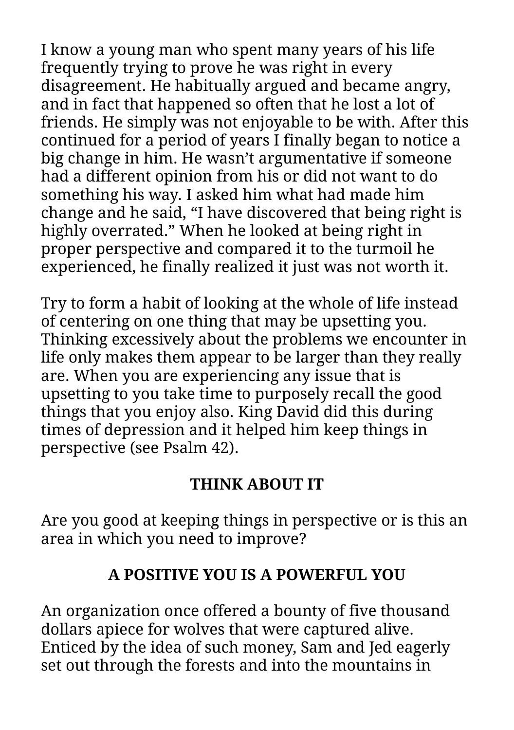I know a young man who spent many years of his life frequently trying to prove he was right in every disagreement. He habitually argued and became angry, and in fact that happened so often that he lost a lot of friends. He simply was not enjoyable to be with. After this continued for a period of years I finally began to notice a big change in him. He wasn't argumentative if someone had a different opinion from his or did not want to do something his way. I asked him what had made him change and he said, "I have discovered that being right is highly overrated." When he looked at being right in proper perspective and compared it to the turmoil he experienced, he finally realized it just was not worth it.

Try to form a habit of looking at the whole of life instead of centering on one thing that may be upsetting you. Thinking excessively about the problems we encounter in life only makes them appear to be larger than they really are. When you are experiencing any issue that is upsetting to you take time to purposely recall the good things that you enjoy also. King David did this during times of depression and it helped him keep things in perspective (see Psalm 42).

**THINK ABOUT IT**

Are you good at keeping things in perspective or is this an area in which you need to improve?

**A POSITIVE YOU IS A POWERFUL YOU**

An organization once offered a bounty of five thousand dollars apiece for wolves that were captured alive. Enticed by the idea of such money, Sam and Jed eagerly set out through the forests and into the mountains in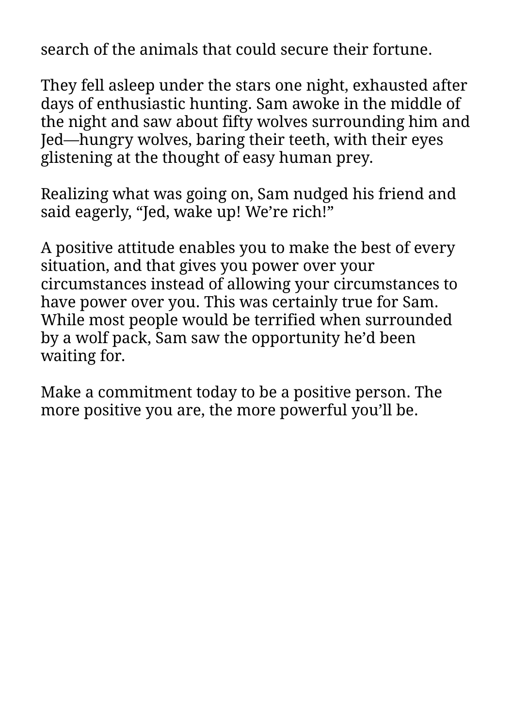search of the animals that could secure their fortune.

They fell asleep under the stars one night, exhausted after days of enthusiastic hunting. Sam awoke in the middle of the night and saw about fifty wolves surrounding him and Jed—hungry wolves, baring their teeth, with their eyes glistening at the thought of easy human prey.

Realizing what was going on, Sam nudged his friend and said eagerly, “Jed, wake up! We’re rich!”

A positive attitude enables you to make the best of every situation, and that gives you power over your circumstances instead of allowing your circumstances to have power over you. This was certainly true for Sam. While most people would be terrified when surrounded by a wolf pack, Sam saw the opportunity he’d been waiting for.

Make a commitment today to be a positive person. The more positive you are, the more powerful you’ll be.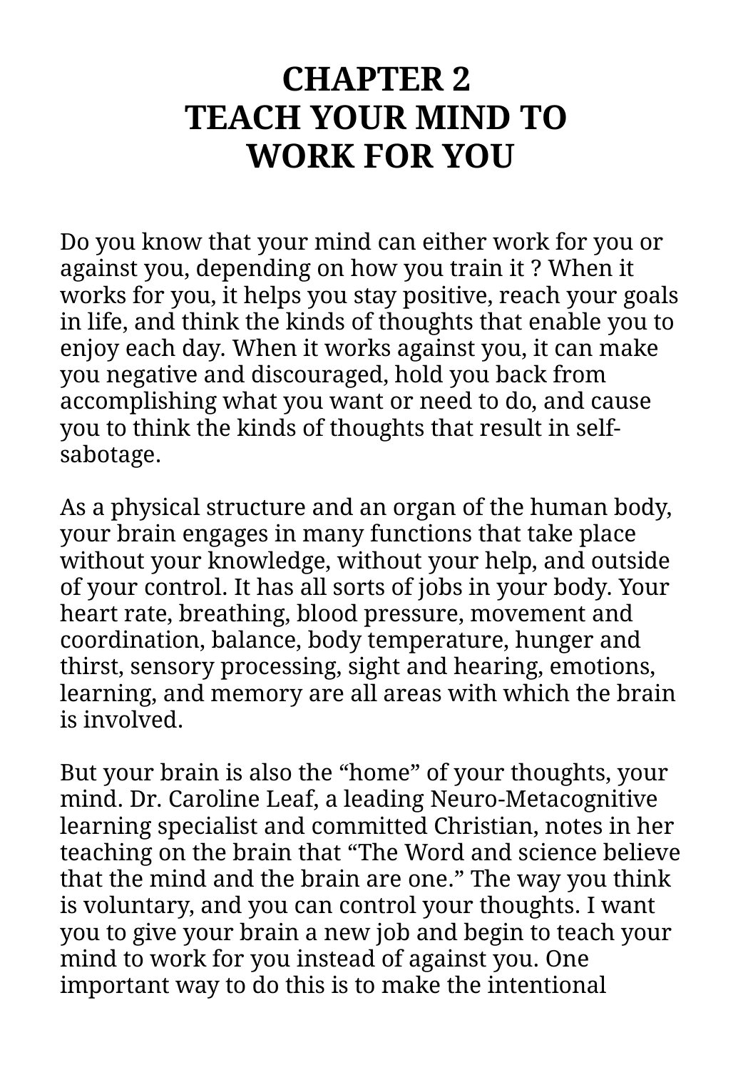# CHAPTER 2
# TEACH YOUR MIND TO WORK FOR YOU

Do you know that your mind can either work for you or against you, depending on how you train it ? When it works for you, it helps you stay positive, reach your goals in life, and think the kinds of thoughts that enable you to enjoy each day. When it works against you, it can make you negative and discouraged, hold you back from accomplishing what you want or need to do, and cause you to think the kinds of thoughts that result in self-sabotage.

As a physical structure and an organ of the human body, your brain engages in many functions that take place without your knowledge, without your help, and outside of your control. It has all sorts of jobs in your body. Your heart rate, breathing, blood pressure, movement and coordination, balance, body temperature, hunger and thirst, sensory processing, sight and hearing, emotions, learning, and memory are all areas with which the brain is involved.

But your brain is also the "home" of your thoughts, your mind. Dr. Caroline Leaf, a leading Neuro-Metacognitive learning specialist and committed Christian, notes in her teaching on the brain that "The Word and science believe that the mind and the brain are one." The way you think is voluntary, and you can control your thoughts. I want you to give your brain a new job and begin to teach your mind to work for you instead of against you. One important way to do this is to make the intentional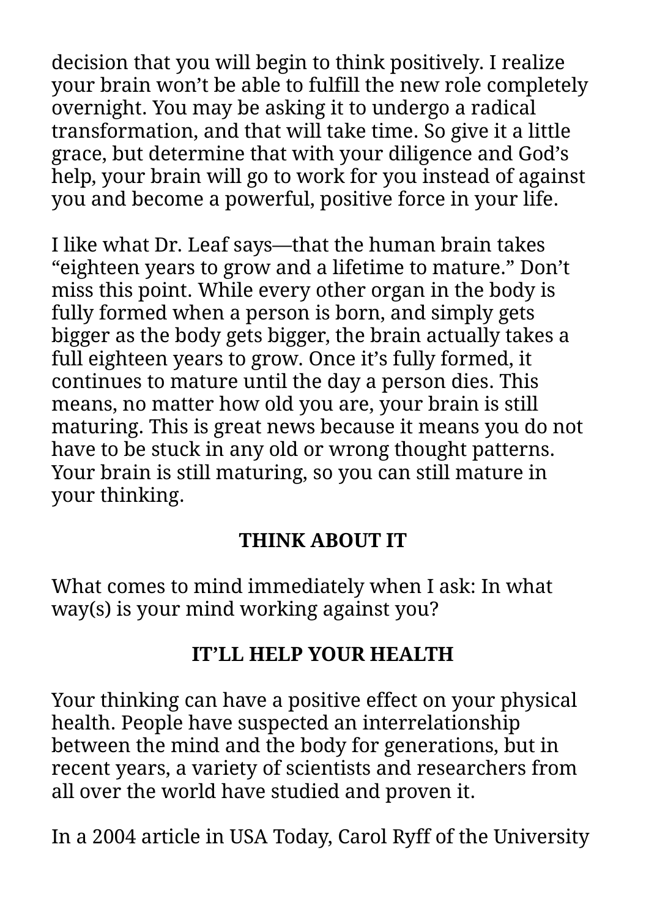decision that you will begin to think positively. I realize your brain won't be able to fulfill the new role completely overnight. You may be asking it to undergo a radical transformation, and that will take time. So give it a little grace, but determine that with your diligence and God's help, your brain will go to work for you instead of against you and become a powerful, positive force in your life.

I like what Dr. Leaf says—that the human brain takes "eighteen years to grow and a lifetime to mature." Don't miss this point. While every other organ in the body is fully formed when a person is born, and simply gets bigger as the body gets bigger, the brain actually takes a full eighteen years to grow. Once it's fully formed, it continues to mature until the day a person dies. This means, no matter how old you are, your brain is still maturing. This is great news because it means you do not have to be stuck in any old or wrong thought patterns. Your brain is still maturing, so you can still mature in your thinking.

## THINK ABOUT IT

What comes to mind immediately when I ask: In what way(s) is your mind working against you?

## IT'LL HELP YOUR HEALTH

Your thinking can have a positive effect on your physical health. People have suspected an interrelationship between the mind and the body for generations, but in recent years, a variety of scientists and researchers from all over the world have studied and proven it.

In a 2004 article in USA Today, Carol Ryff of the University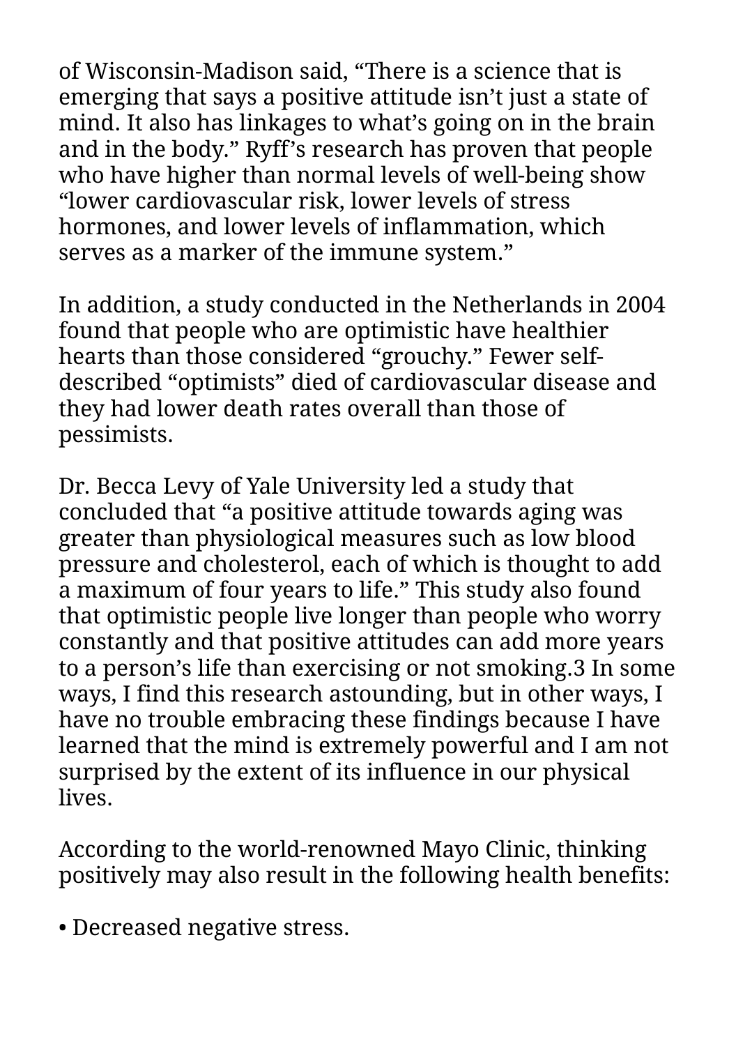of Wisconsin-Madison said, “There is a science that is emerging that says a positive attitude isn’t just a state of mind. It also has linkages to what’s going on in the brain and in the body.” Ryff’s research has proven that people who have higher than normal levels of well-being show “lower cardiovascular risk, lower levels of stress hormones, and lower levels of inflammation, which serves as a marker of the immune system.”

In addition, a study conducted in the Netherlands in 2004 found that people who are optimistic have healthier hearts than those considered “grouchy.” Fewer self-described “optimists” died of cardiovascular disease and they had lower death rates overall than those of pessimists.

Dr. Becca Levy of Yale University led a study that concluded that “a positive attitude towards aging was greater than physiological measures such as low blood pressure and cholesterol, each of which is thought to add a maximum of four years to life.” This study also found that optimistic people live longer than people who worry constantly and that positive attitudes can add more years to a person’s life than exercising or not smoking.[3] In some ways, I find this research astounding, but in other ways, I have no trouble embracing these findings because I have learned that the mind is extremely powerful and I am not surprised by the extent of its influence in our physical lives.

According to the world-renowned Mayo Clinic, thinking positively may also result in the following health benefits:

- Decreased negative stress.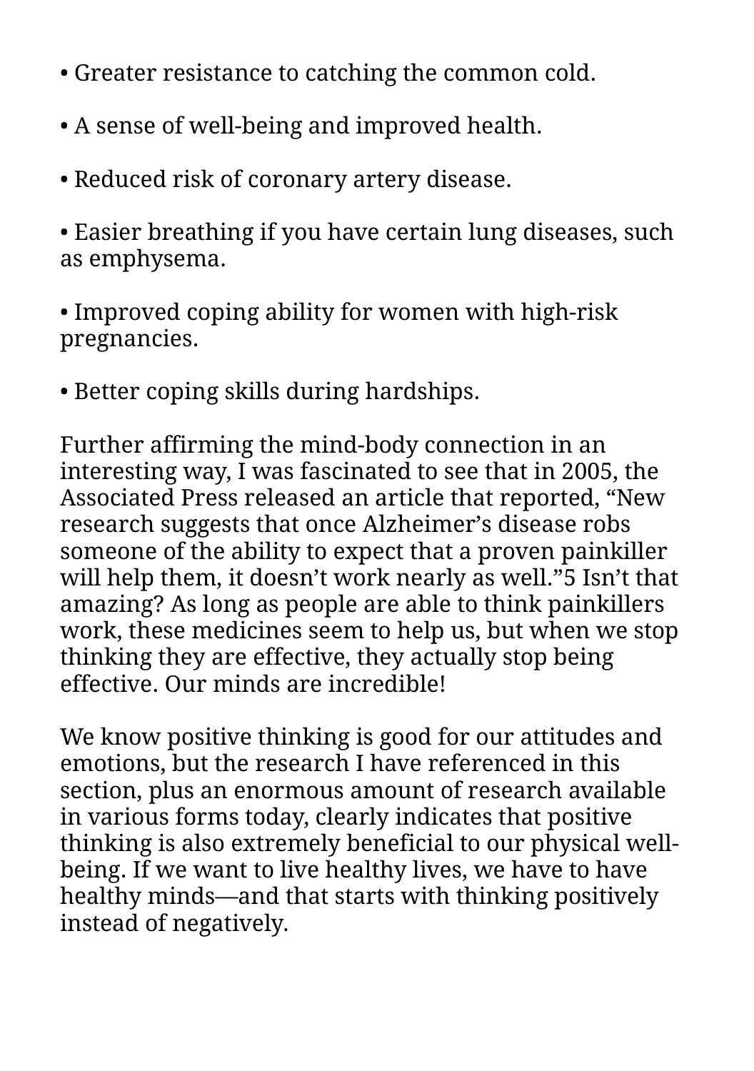- Greater resistance to catching the common cold.
- A sense of well-being and improved health.
- Reduced risk of coronary artery disease.
- Easier breathing if you have certain lung diseases, such as emphysema.
- Improved coping ability for women with high-risk pregnancies.
- Better coping skills during hardships.

Further affirming the mind-body connection in an interesting way, I was fascinated to see that in 2005, the Associated Press released an article that reported, "New research suggests that once Alzheimer's disease robs someone of the ability to expect that a proven painkiller will help them, it doesn't work nearly as well."[5] Isn't that amazing? As long as people are able to think painkillers work, these medicines seem to help us, but when we stop thinking they are effective, they actually stop being effective. Our minds are incredible!

We know positive thinking is good for our attitudes and emotions, but the research I have referenced in this section, plus an enormous amount of research available in various forms today, clearly indicates that positive thinking is also extremely beneficial to our physical well-being. If we want to live healthy lives, we have to have healthy minds—and that starts with thinking positively instead of negatively.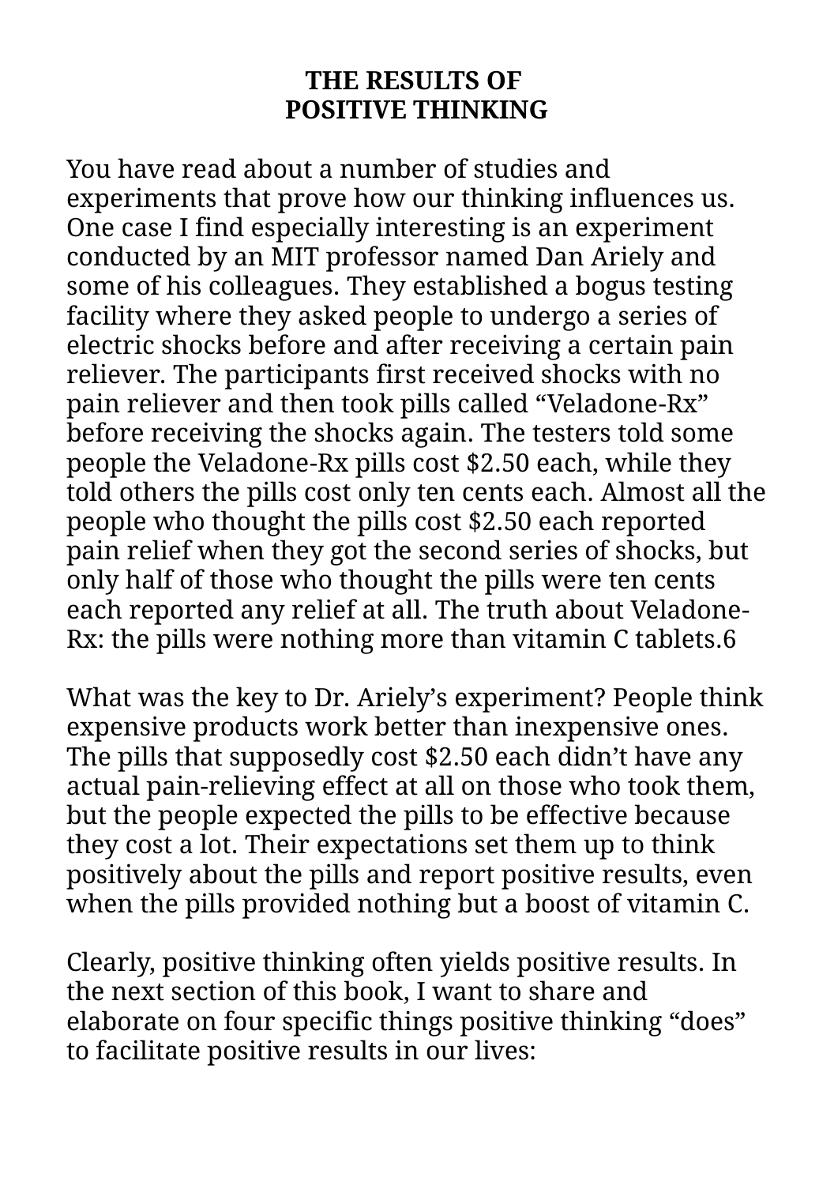# THE RESULTS OF POSITIVE THINKING

You have read about a number of studies and experiments that prove how our thinking influences us. One case I find especially interesting is an experiment conducted by an MIT professor named Dan Ariely and some of his colleagues. They established a bogus testing facility where they asked people to undergo a series of electric shocks before and after receiving a certain pain reliever. The participants first received shocks with no pain reliever and then took pills called "Veladone-Rx" before receiving the shocks again. The testers told some people the Veladone-Rx pills cost $2.50 each, while they told others the pills cost only ten cents each. Almost all the people who thought the pills cost $2.50 each reported pain relief when they got the second series of shocks, but only half of those who thought the pills were ten cents each reported any relief at all. The truth about Veladone-Rx: the pills were nothing more than vitamin C tablets.[6]

What was the key to Dr. Ariely's experiment? People think expensive products work better than inexpensive ones. The pills that supposedly cost $2.50 each didn't have any actual pain-relieving effect at all on those who took them, but the people expected the pills to be effective because they cost a lot. Their expectations set them up to think positively about the pills and report positive results, even when the pills provided nothing but a boost of vitamin C.

Clearly, positive thinking often yields positive results. In the next section of this book, I want to share and elaborate on four specific things positive thinking "does" to facilitate positive results in our lives: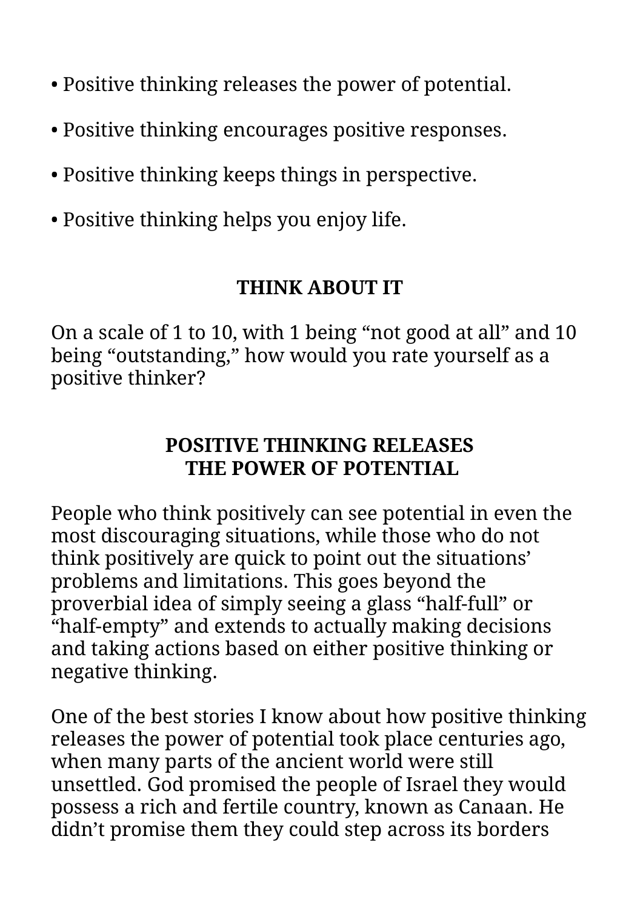- Positive thinking releases the power of potential.
- Positive thinking encourages positive responses.
- Positive thinking keeps things in perspective.
- Positive thinking helps you enjoy life.

### THINK ABOUT IT

On a scale of 1 to 10, with 1 being “not good at all” and 10 being “outstanding,” how would you rate yourself as a positive thinker?

### POSITIVE THINKING RELEASES THE POWER OF POTENTIAL

People who think positively can see potential in even the most discouraging situations, while those who do not think positively are quick to point out the situations’ problems and limitations. This goes beyond the proverbial idea of simply seeing a glass “half-full” or “half-empty” and extends to actually making decisions and taking actions based on either positive thinking or negative thinking.

One of the best stories I know about how positive thinking releases the power of potential took place centuries ago, when many parts of the ancient world were still unsettled. God promised the people of Israel they would possess a rich and fertile country, known as Canaan. He didn’t promise them they could step across its borders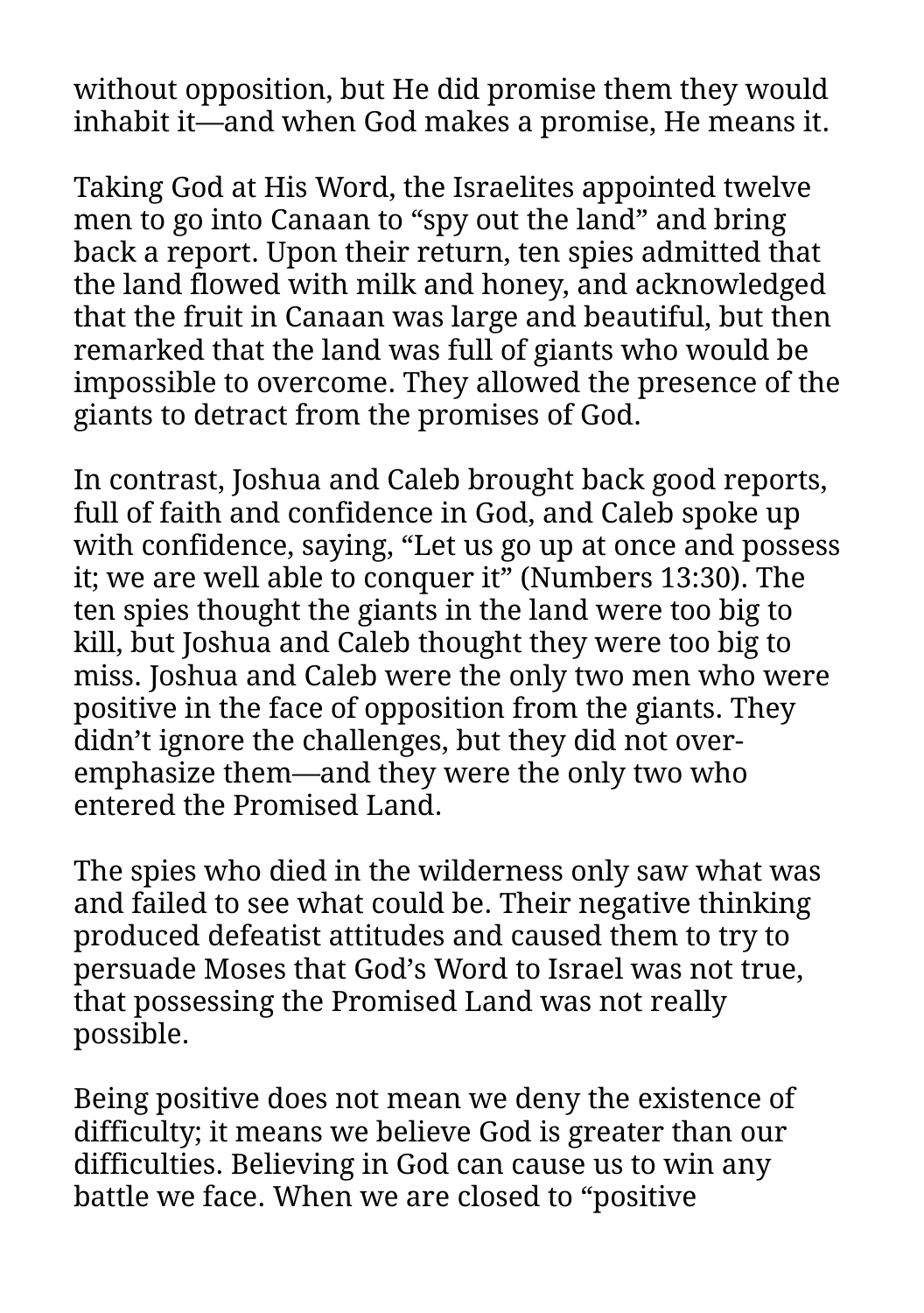without opposition, but He did promise them they would inhabit it—and when God makes a promise, He means it.

Taking God at His Word, the Israelites appointed twelve men to go into Canaan to "spy out the land" and bring back a report. Upon their return, ten spies admitted that the land flowed with milk and honey, and acknowledged that the fruit in Canaan was large and beautiful, but then remarked that the land was full of giants who would be impossible to overcome. They allowed the presence of the giants to detract from the promises of God.

In contrast, Joshua and Caleb brought back good reports, full of faith and confidence in God, and Caleb spoke up with confidence, saying, "Let us go up at once and possess it; we are well able to conquer it" (Numbers 13:30). The ten spies thought the giants in the land were too big to kill, but Joshua and Caleb thought they were too big to miss. Joshua and Caleb were the only two men who were positive in the face of opposition from the giants. They didn't ignore the challenges, but they did not over-emphasize them—and they were the only two who entered the Promised Land.

The spies who died in the wilderness only saw what was and failed to see what could be. Their negative thinking produced defeatist attitudes and caused them to try to persuade Moses that God's Word to Israel was not true, that possessing the Promised Land was not really possible.

Being positive does not mean we deny the existence of difficulty; it means we believe God is greater than our difficulties. Believing in God can cause us to win any battle we face. When we are closed to "positive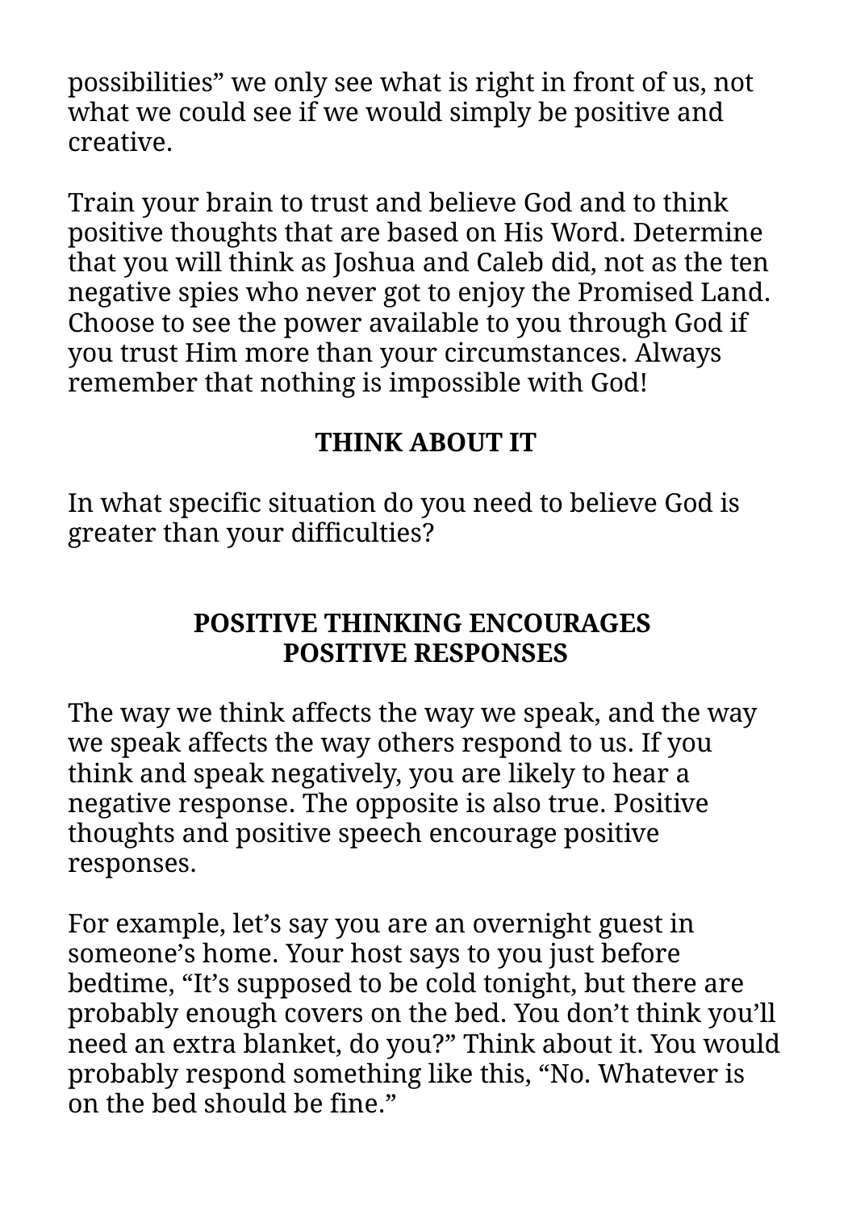possibilities" we only see what is right in front of us, not what we could see if we would simply be positive and creative.

Train your brain to trust and believe God and to think positive thoughts that are based on His Word. Determine that you will think as Joshua and Caleb did, not as the ten negative spies who never got to enjoy the Promised Land. Choose to see the power available to you through God if you trust Him more than your circumstances. Always remember that nothing is impossible with God!

### THINK ABOUT IT

In what specific situation do you need to believe God is greater than your difficulties?

## POSITIVE THINKING ENCOURAGES POSITIVE RESPONSES

The way we think affects the way we speak, and the way we speak affects the way others respond to us. If you think and speak negatively, you are likely to hear a negative response. The opposite is also true. Positive thoughts and positive speech encourage positive responses.

For example, let's say you are an overnight guest in someone's home. Your host says to you just before bedtime, "It's supposed to be cold tonight, but there are probably enough covers on the bed. You don't think you'll need an extra blanket, do you?" Think about it. You would probably respond something like this, "No. Whatever is on the bed should be fine."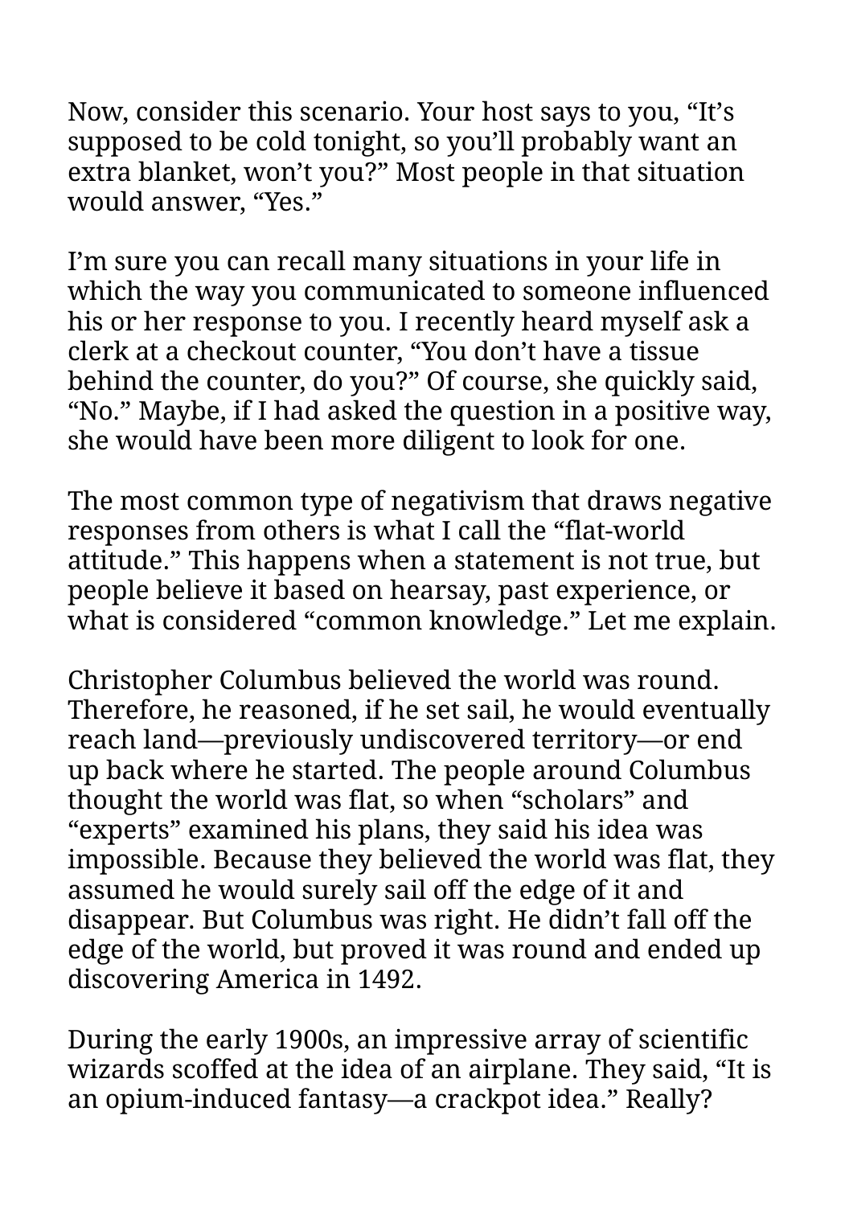Now, consider this scenario. Your host says to you, “It’s supposed to be cold tonight, so you’ll probably want an extra blanket, won’t you?” Most people in that situation would answer, “Yes.”

I’m sure you can recall many situations in your life in which the way you communicated to someone influenced his or her response to you. I recently heard myself ask a clerk at a checkout counter, “You don’t have a tissue behind the counter, do you?” Of course, she quickly said, “No.” Maybe, if I had asked the question in a positive way, she would have been more diligent to look for one.

The most common type of negativism that draws negative responses from others is what I call the “flat-world attitude.” This happens when a statement is not true, but people believe it based on hearsay, past experience, or what is considered “common knowledge.” Let me explain.

Christopher Columbus believed the world was round. Therefore, he reasoned, if he set sail, he would eventually reach land—previously undiscovered territory—or end up back where he started. The people around Columbus thought the world was flat, so when “scholars” and “experts” examined his plans, they said his idea was impossible. Because they believed the world was flat, they assumed he would surely sail off the edge of it and disappear. But Columbus was right. He didn’t fall off the edge of the world, but proved it was round and ended up discovering America in 1492.

During the early 1900s, an impressive array of scientific wizards scoffed at the idea of an airplane. They said, “It is an opium-induced fantasy—a crackpot idea.” Really?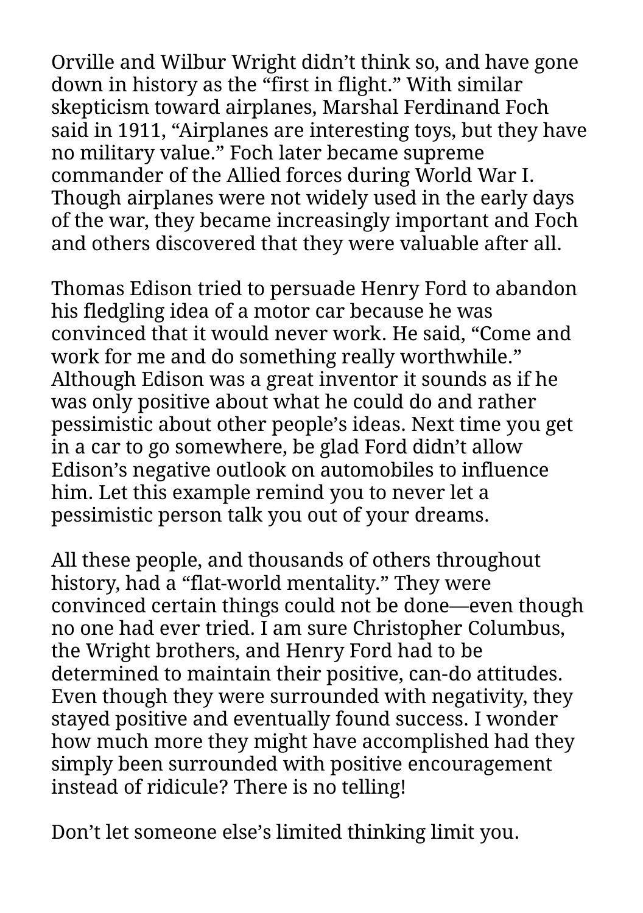Orville and Wilbur Wright didn't think so, and have gone down in history as the "first in flight." With similar skepticism toward airplanes, Marshal Ferdinand Foch said in 1911, "Airplanes are interesting toys, but they have no military value." Foch later became supreme commander of the Allied forces during World War I. Though airplanes were not widely used in the early days of the war, they became increasingly important and Foch and others discovered that they were valuable after all.

Thomas Edison tried to persuade Henry Ford to abandon his fledgling idea of a motor car because he was convinced that it would never work. He said, "Come and work for me and do something really worthwhile." Although Edison was a great inventor it sounds as if he was only positive about what he could do and rather pessimistic about other people's ideas. Next time you get in a car to go somewhere, be glad Ford didn't allow Edison's negative outlook on automobiles to influence him. Let this example remind you to never let a pessimistic person talk you out of your dreams.

All these people, and thousands of others throughout history, had a "flat-world mentality." They were convinced certain things could not be done—even though no one had ever tried. I am sure Christopher Columbus, the Wright brothers, and Henry Ford had to be determined to maintain their positive, can-do attitudes. Even though they were surrounded with negativity, they stayed positive and eventually found success. I wonder how much more they might have accomplished had they simply been surrounded with positive encouragement instead of ridicule? There is no telling!

Don't let someone else's limited thinking limit you.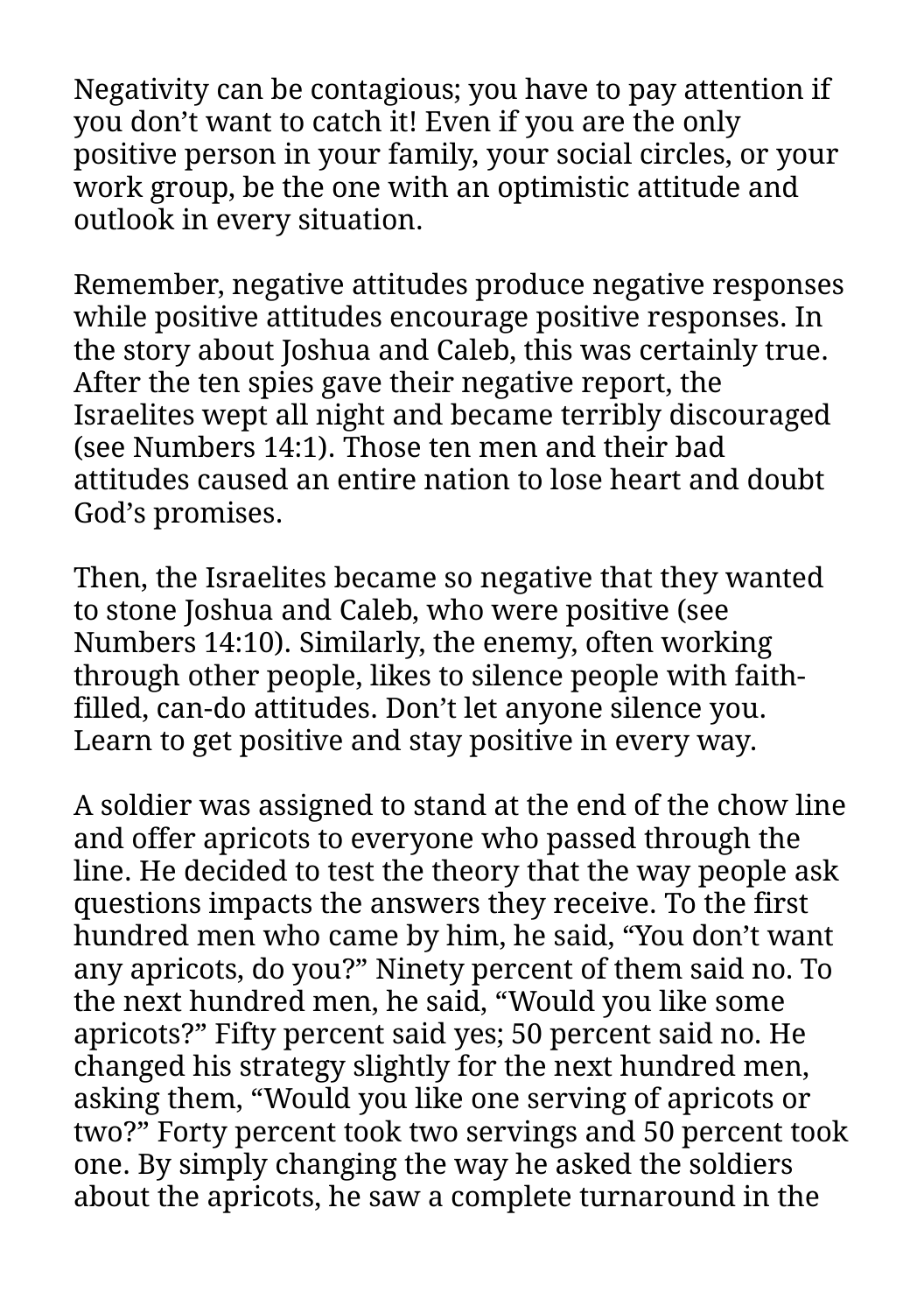Negativity can be contagious; you have to pay attention if you don't want to catch it! Even if you are the only positive person in your family, your social circles, or your work group, be the one with an optimistic attitude and outlook in every situation.

Remember, negative attitudes produce negative responses while positive attitudes encourage positive responses. In the story about Joshua and Caleb, this was certainly true. After the ten spies gave their negative report, the Israelites wept all night and became terribly discouraged (see Numbers 14:1). Those ten men and their bad attitudes caused an entire nation to lose heart and doubt God's promises.

Then, the Israelites became so negative that they wanted to stone Joshua and Caleb, who were positive (see Numbers 14:10). Similarly, the enemy, often working through other people, likes to silence people with faith-filled, can-do attitudes. Don't let anyone silence you. Learn to get positive and stay positive in every way.

A soldier was assigned to stand at the end of the chow line and offer apricots to everyone who passed through the line. He decided to test the theory that the way people ask questions impacts the answers they receive. To the first hundred men who came by him, he said, "You don't want any apricots, do you?" Ninety percent of them said no. To the next hundred men, he said, "Would you like some apricots?" Fifty percent said yes; 50 percent said no. He changed his strategy slightly for the next hundred men, asking them, "Would you like one serving of apricots or two?" Forty percent took two servings and 50 percent took one. By simply changing the way he asked the soldiers about the apricots, he saw a complete turnaround in the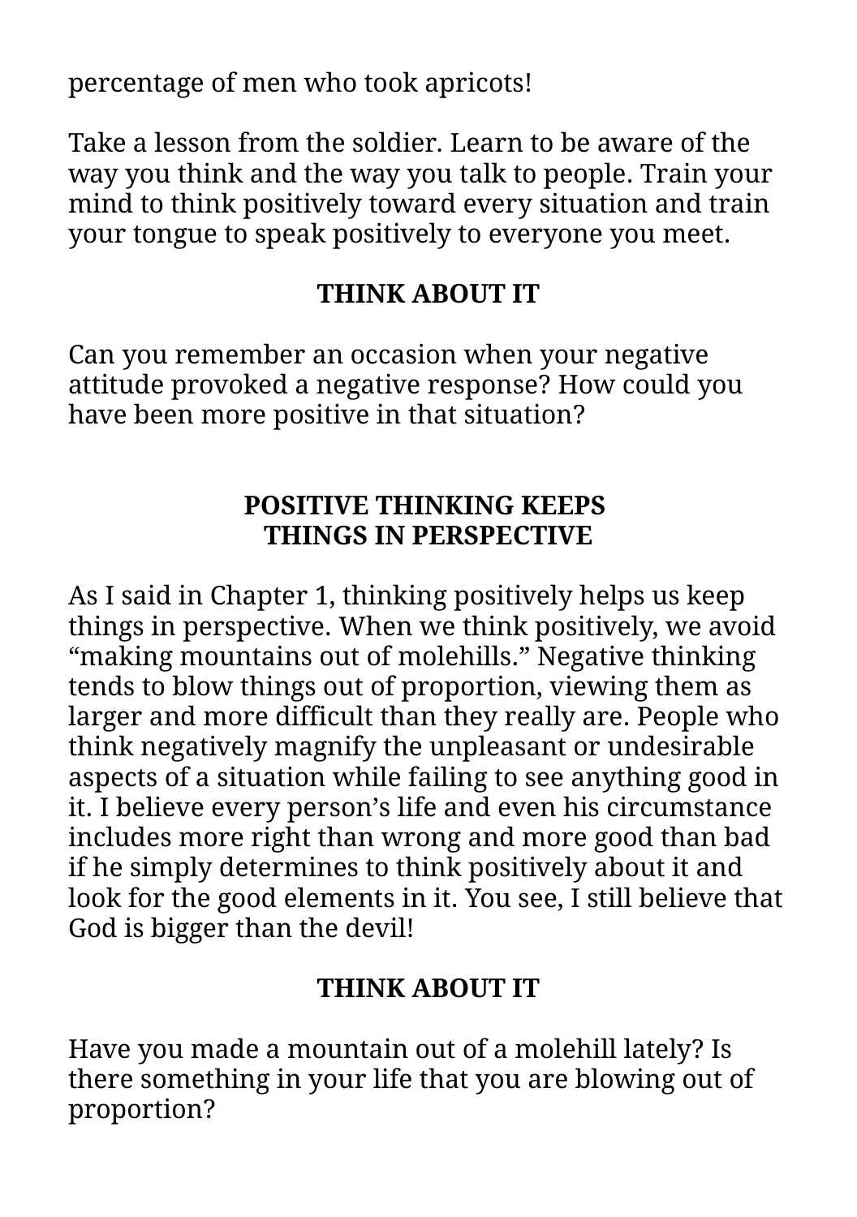percentage of men who took apricots!

Take a lesson from the soldier. Learn to be aware of the way you think and the way you talk to people. Train your mind to think positively toward every situation and train your tongue to speak positively to everyone you meet.

**THINK ABOUT IT**

Can you remember an occasion when your negative attitude provoked a negative response? How could you have been more positive in that situation?

## POSITIVE THINKING KEEPS THINGS IN PERSPECTIVE

As I said in Chapter 1, thinking positively helps us keep things in perspective. When we think positively, we avoid "making mountains out of molehills." Negative thinking tends to blow things out of proportion, viewing them as larger and more difficult than they really are. People who think negatively magnify the unpleasant or undesirable aspects of a situation while failing to see anything good in it. I believe every person's life and even his circumstance includes more right than wrong and more good than bad if he simply determines to think positively about it and look for the good elements in it. You see, I still believe that God is bigger than the devil!

**THINK ABOUT IT**

Have you made a mountain out of a molehill lately? Is there something in your life that you are blowing out of proportion?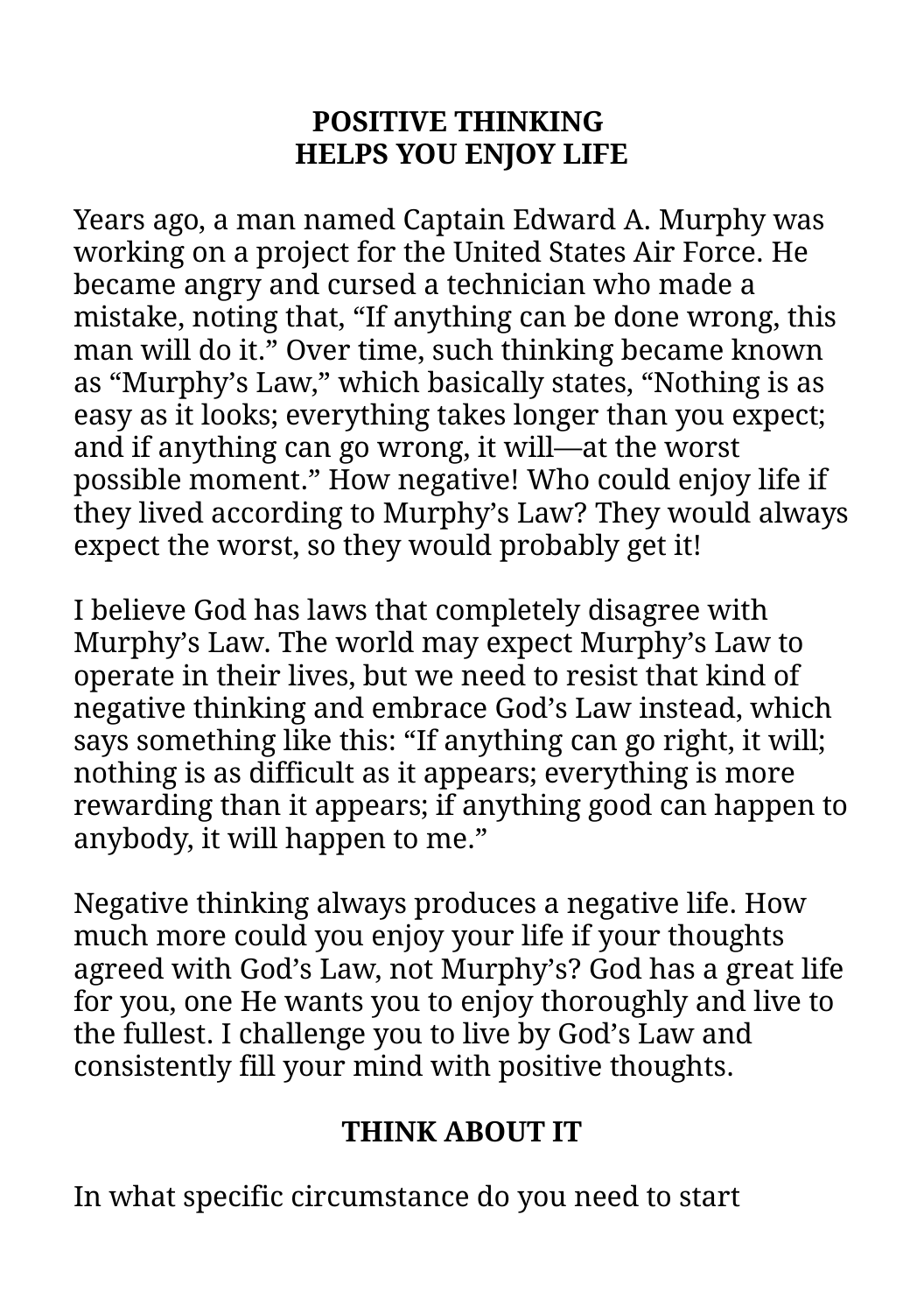## POSITIVE THINKING HELPS YOU ENJOY LIFE

Years ago, a man named Captain Edward A. Murphy was working on a project for the United States Air Force. He became angry and cursed a technician who made a mistake, noting that, "If anything can be done wrong, this man will do it." Over time, such thinking became known as "Murphy's Law," which basically states, "Nothing is as easy as it looks; everything takes longer than you expect; and if anything can go wrong, it will—at the worst possible moment." How negative! Who could enjoy life if they lived according to Murphy's Law? They would always expect the worst, so they would probably get it!

I believe God has laws that completely disagree with Murphy's Law. The world may expect Murphy's Law to operate in their lives, but we need to resist that kind of negative thinking and embrace God's Law instead, which says something like this: "If anything can go right, it will; nothing is as difficult as it appears; everything is more rewarding than it appears; if anything good can happen to anybody, it will happen to me."

Negative thinking always produces a negative life. How much more could you enjoy your life if your thoughts agreed with God's Law, not Murphy's? God has a great life for you, one He wants you to enjoy thoroughly and live to the fullest. I challenge you to live by God's Law and consistently fill your mind with positive thoughts.

### THINK ABOUT IT

In what specific circumstance do you need to start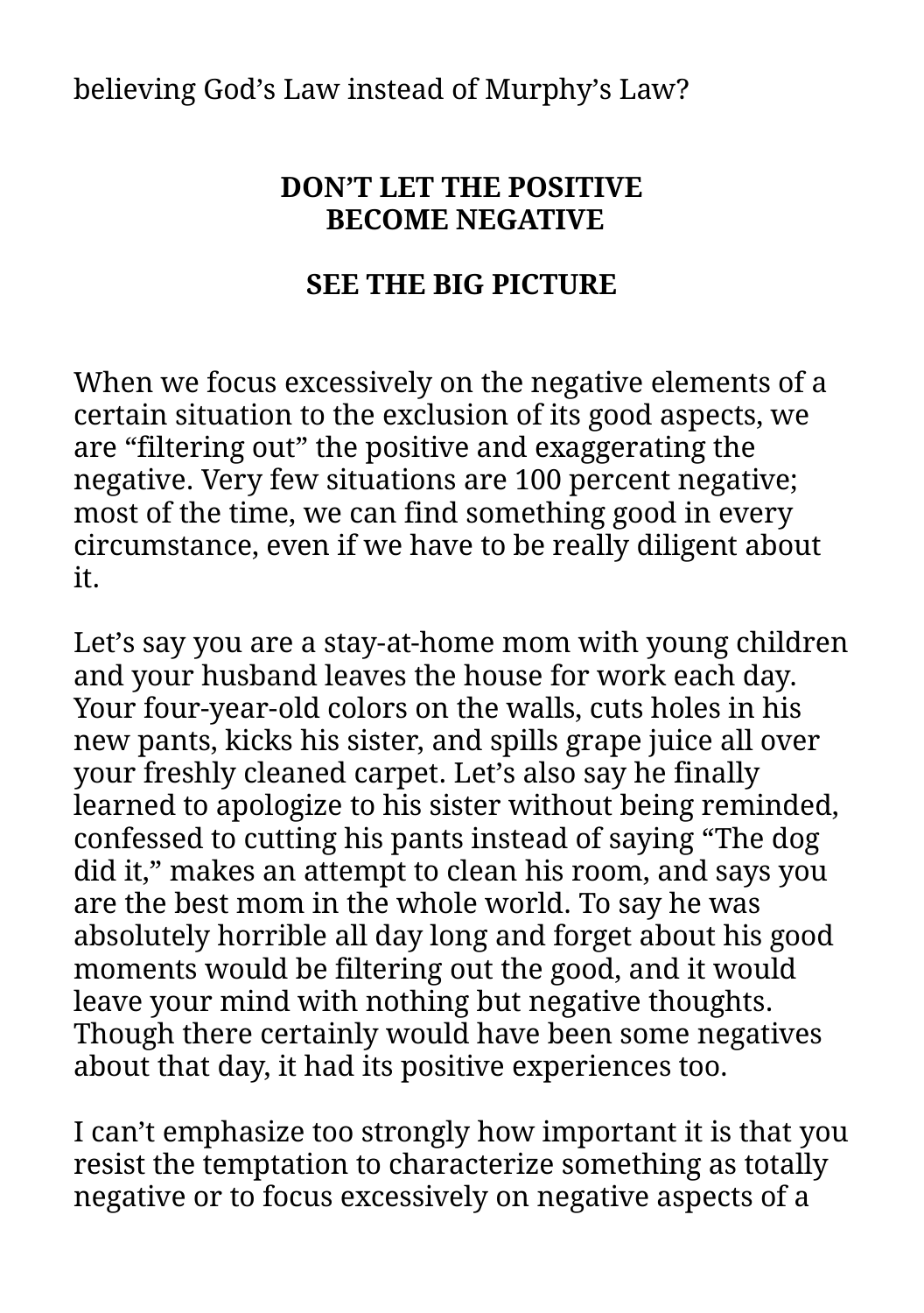believing God's Law instead of Murphy's Law?

## DON'T LET THE POSITIVE BECOME NEGATIVE

### SEE THE BIG PICTURE

When we focus excessively on the negative elements of a certain situation to the exclusion of its good aspects, we are "filtering out" the positive and exaggerating the negative. Very few situations are 100 percent negative; most of the time, we can find something good in every circumstance, even if we have to be really diligent about it.

Let's say you are a stay-at-home mom with young children and your husband leaves the house for work each day. Your four-year-old colors on the walls, cuts holes in his new pants, kicks his sister, and spills grape juice all over your freshly cleaned carpet. Let's also say he finally learned to apologize to his sister without being reminded, confessed to cutting his pants instead of saying "The dog did it," makes an attempt to clean his room, and says you are the best mom in the whole world. To say he was absolutely horrible all day long and forget about his good moments would be filtering out the good, and it would leave your mind with nothing but negative thoughts. Though there certainly would have been some negatives about that day, it had its positive experiences too.

I can't emphasize too strongly how important it is that you resist the temptation to characterize something as totally negative or to focus excessively on negative aspects of a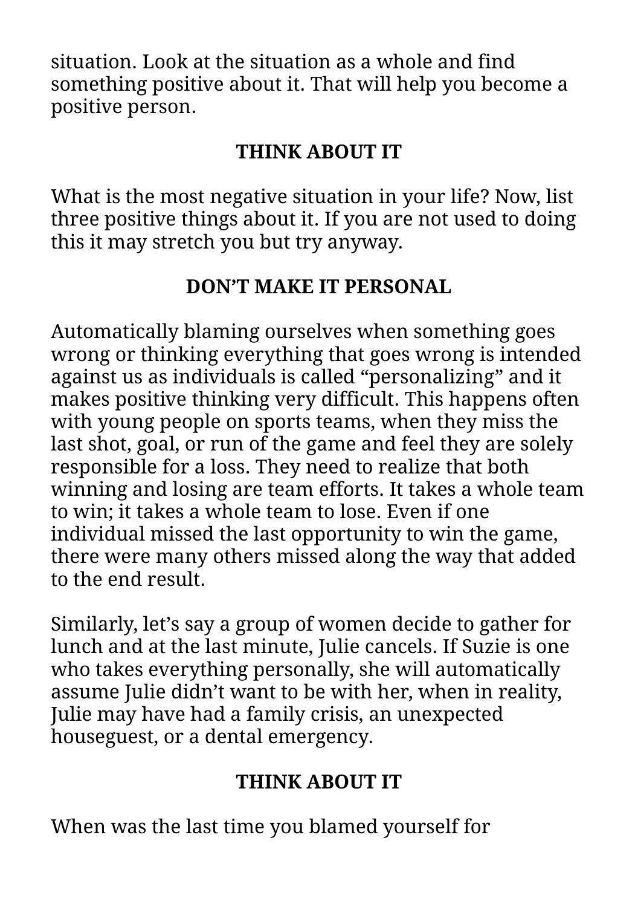situation. Look at the situation as a whole and find something positive about it. That will help you become a positive person.

## THINK ABOUT IT

What is the most negative situation in your life? Now, list three positive things about it. If you are not used to doing this it may stretch you but try anyway.

## DON'T MAKE IT PERSONAL

Automatically blaming ourselves when something goes wrong or thinking everything that goes wrong is intended against us as individuals is called "personalizing" and it makes positive thinking very difficult. This happens often with young people on sports teams, when they miss the last shot, goal, or run of the game and feel they are solely responsible for a loss. They need to realize that both winning and losing are team efforts. It takes a whole team to win; it takes a whole team to lose. Even if one individual missed the last opportunity to win the game, there were many others missed along the way that added to the end result.

Similarly, let's say a group of women decide to gather for lunch and at the last minute, Julie cancels. If Suzie is one who takes everything personally, she will automatically assume Julie didn't want to be with her, when in reality, Julie may have had a family crisis, an unexpected houseguest, or a dental emergency.

## THINK ABOUT IT

When was the last time you blamed yourself for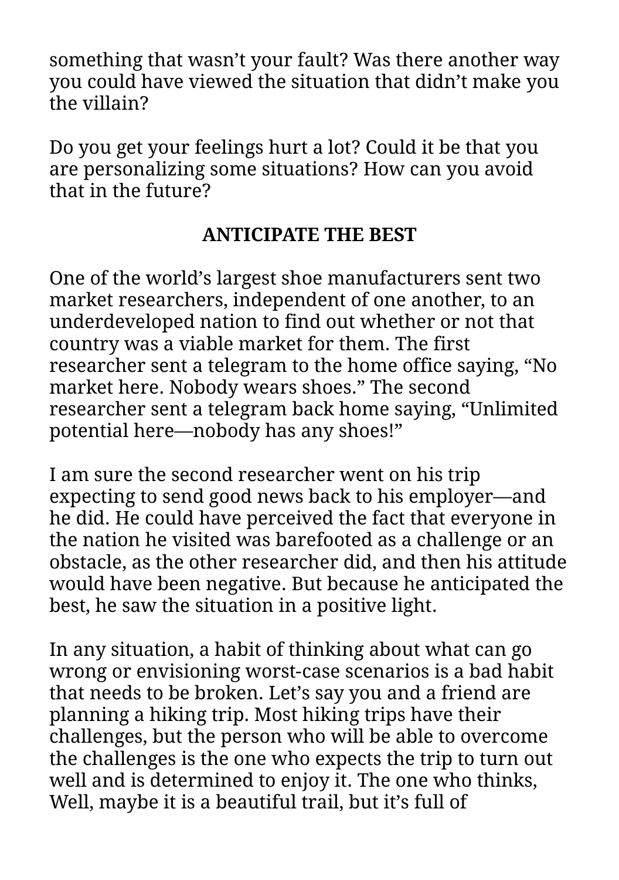something that wasn’t your fault? Was there another way you could have viewed the situation that didn’t make you the villain?

Do you get your feelings hurt a lot? Could it be that you are personalizing some situations? How can you avoid that in the future?

## ANTICIPATE THE BEST

One of the world’s largest shoe manufacturers sent two market researchers, independent of one another, to an underdeveloped nation to find out whether or not that country was a viable market for them. The first researcher sent a telegram to the home office saying, “No market here. Nobody wears shoes.” The second researcher sent a telegram back home saying, “Unlimited potential here—nobody has any shoes!”

I am sure the second researcher went on his trip expecting to send good news back to his employer—and he did. He could have perceived the fact that everyone in the nation he visited was barefooted as a challenge or an obstacle, as the other researcher did, and then his attitude would have been negative. But because he anticipated the best, he saw the situation in a positive light.

In any situation, a habit of thinking about what can go wrong or envisioning worst-case scenarios is a bad habit that needs to be broken. Let’s say you and a friend are planning a hiking trip. Most hiking trips have their challenges, but the person who will be able to overcome the challenges is the one who expects the trip to turn out well and is determined to enjoy it. The one who thinks, Well, maybe it is a beautiful trail, but it’s full of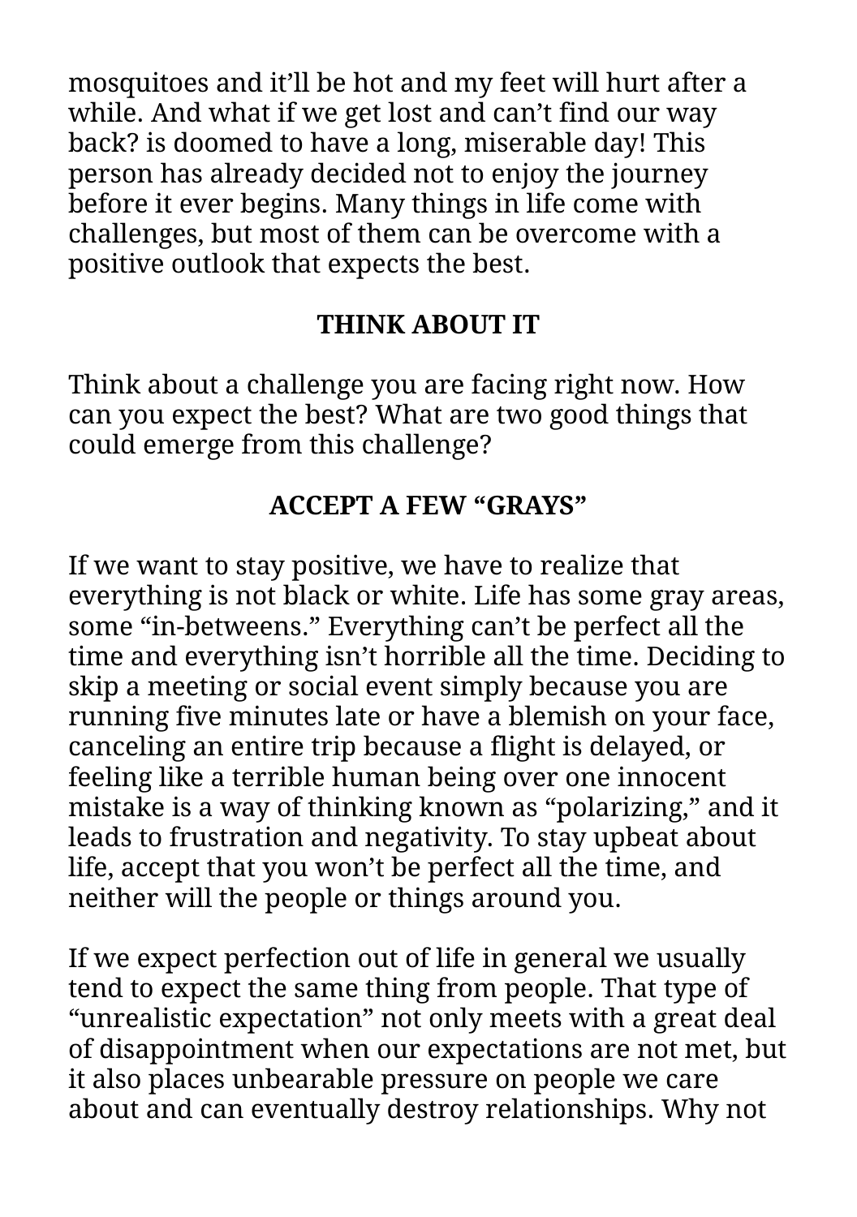mosquitoes and it'll be hot and my feet will hurt after a while. And what if we get lost and can't find our way back? is doomed to have a long, miserable day! This person has already decided not to enjoy the journey before it ever begins. Many things in life come with challenges, but most of them can be overcome with a positive outlook that expects the best.

## THINK ABOUT IT

Think about a challenge you are facing right now. How can you expect the best? What are two good things that could emerge from this challenge?

## ACCEPT A FEW "GRAYS"

If we want to stay positive, we have to realize that everything is not black or white. Life has some gray areas, some "in-betweens." Everything can't be perfect all the time and everything isn't horrible all the time. Deciding to skip a meeting or social event simply because you are running five minutes late or have a blemish on your face, canceling an entire trip because a flight is delayed, or feeling like a terrible human being over one innocent mistake is a way of thinking known as "polarizing," and it leads to frustration and negativity. To stay upbeat about life, accept that you won't be perfect all the time, and neither will the people or things around you.

If we expect perfection out of life in general we usually tend to expect the same thing from people. That type of "unrealistic expectation" not only meets with a great deal of disappointment when our expectations are not met, but it also places unbearable pressure on people we care about and can eventually destroy relationships. Why not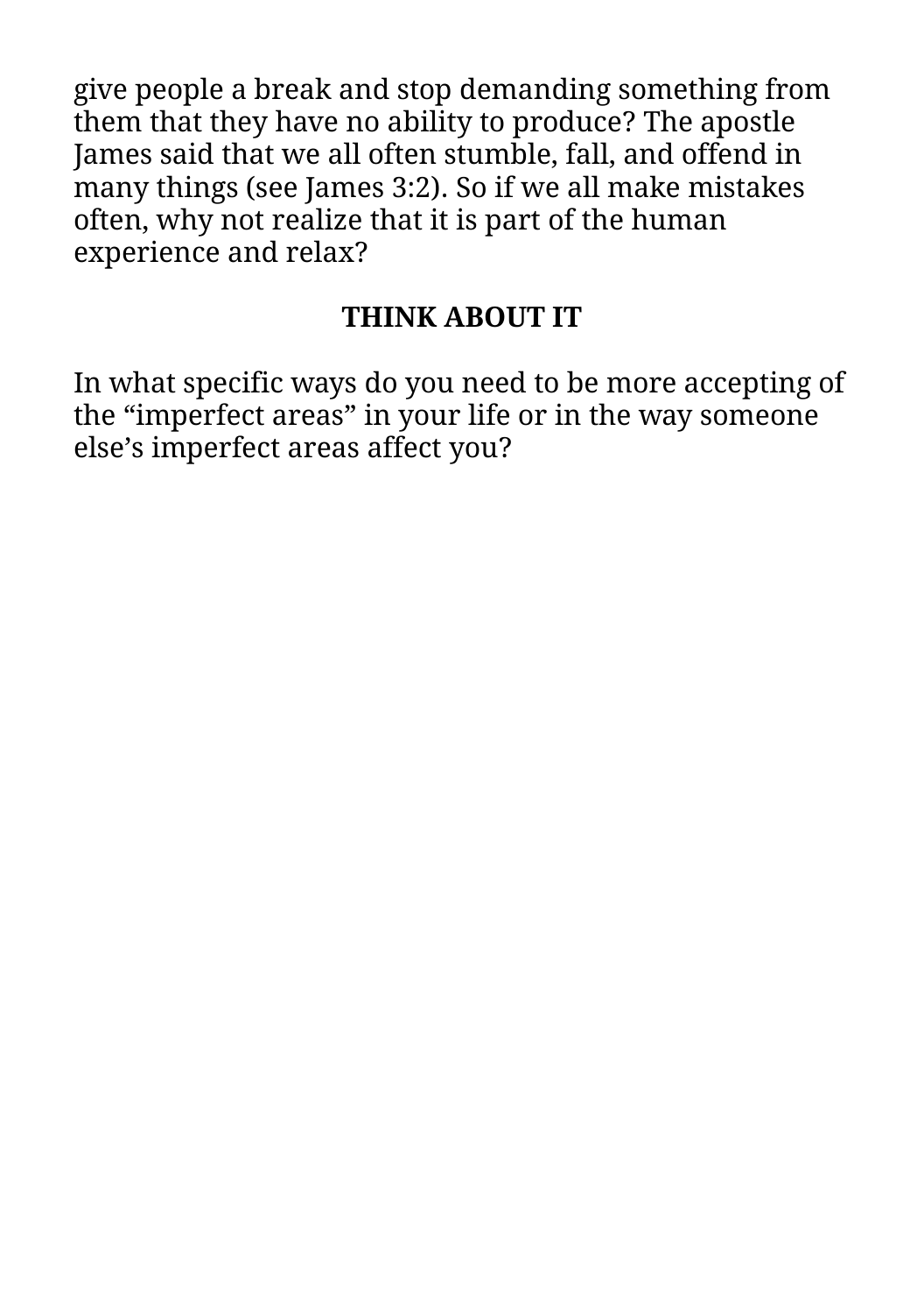give people a break and stop demanding something from them that they have no ability to produce? The apostle James said that we all often stumble, fall, and offend in many things (see James 3:2). So if we all make mistakes often, why not realize that it is part of the human experience and relax?

**THINK ABOUT IT**

In what specific ways do you need to be more accepting of the “imperfect areas” in your life or in the way someone else’s imperfect areas affect you?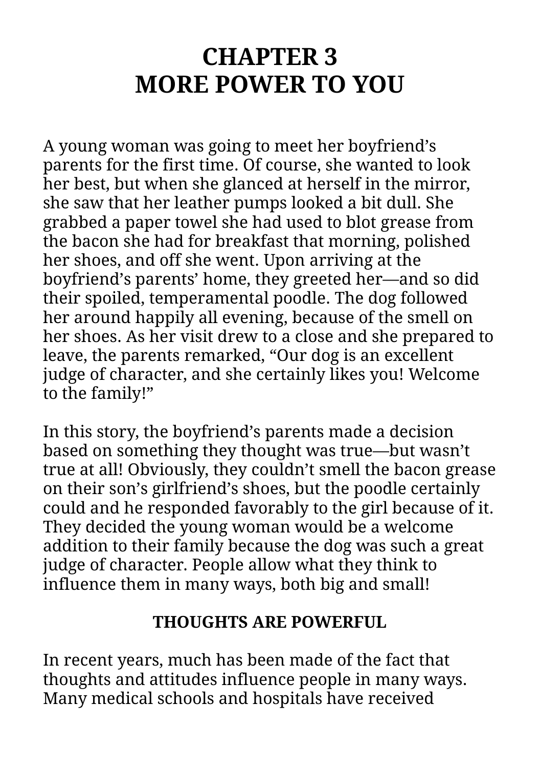# CHAPTER 3
# MORE POWER TO YOU

A young woman was going to meet her boyfriend's parents for the first time. Of course, she wanted to look her best, but when she glanced at herself in the mirror, she saw that her leather pumps looked a bit dull. She grabbed a paper towel she had used to blot grease from the bacon she had for breakfast that morning, polished her shoes, and off she went. Upon arriving at the boyfriend's parents' home, they greeted her—and so did their spoiled, temperamental poodle. The dog followed her around happily all evening, because of the smell on her shoes. As her visit drew to a close and she prepared to leave, the parents remarked, "Our dog is an excellent judge of character, and she certainly likes you! Welcome to the family!"

In this story, the boyfriend's parents made a decision based on something they thought was true—but wasn't true at all! Obviously, they couldn't smell the bacon grease on their son's girlfriend's shoes, but the poodle certainly could and he responded favorably to the girl because of it. They decided the young woman would be a welcome addition to their family because the dog was such a great judge of character. People allow what they think to influence them in many ways, both big and small!

## THOUGHTS ARE POWERFUL

In recent years, much has been made of the fact that thoughts and attitudes influence people in many ways. Many medical schools and hospitals have received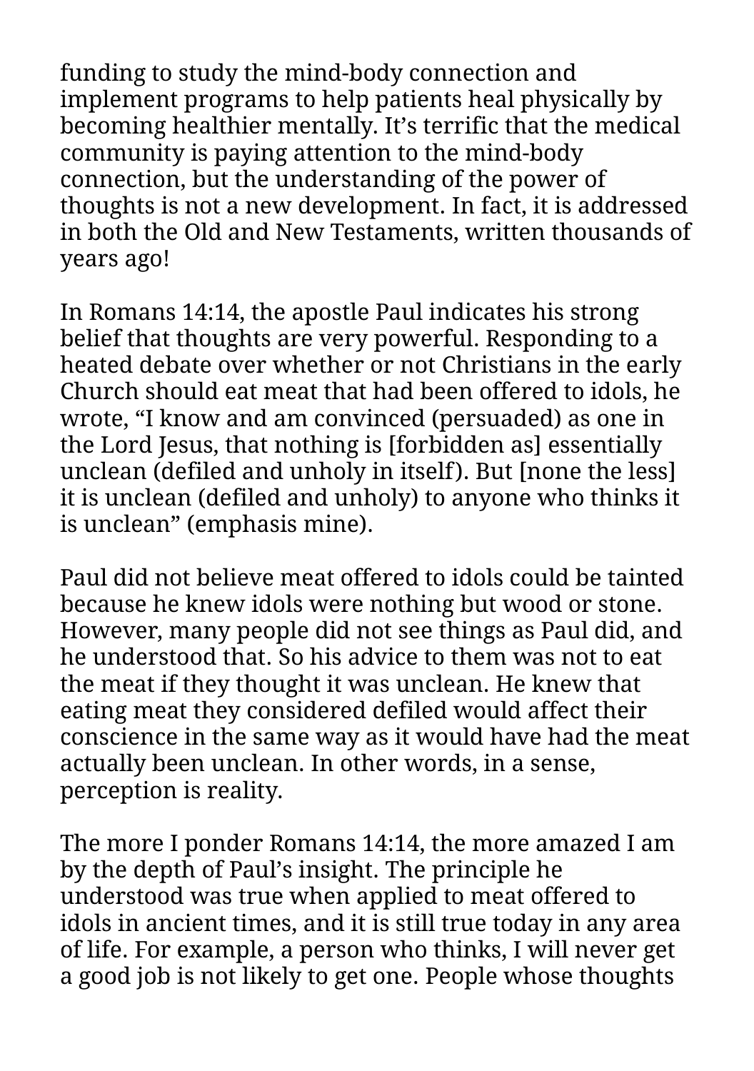funding to study the mind-body connection and implement programs to help patients heal physically by becoming healthier mentally. It’s terrific that the medical community is paying attention to the mind-body connection, but the understanding of the power of thoughts is not a new development. In fact, it is addressed in both the Old and New Testaments, written thousands of years ago!

In Romans 14:14, the apostle Paul indicates his strong belief that thoughts are very powerful. Responding to a heated debate over whether or not Christians in the early Church should eat meat that had been offered to idols, he wrote, “I know and am convinced (persuaded) as one in the Lord Jesus, that nothing is [forbidden as] essentially unclean (defiled and unholy in itself). But [none the less] it is unclean (defiled and unholy) to anyone who thinks it is unclean” (emphasis mine).

Paul did not believe meat offered to idols could be tainted because he knew idols were nothing but wood or stone. However, many people did not see things as Paul did, and he understood that. So his advice to them was not to eat the meat if they thought it was unclean. He knew that eating meat they considered defiled would affect their conscience in the same way as it would have had the meat actually been unclean. In other words, in a sense, perception is reality.

The more I ponder Romans 14:14, the more amazed I am by the depth of Paul’s insight. The principle he understood was true when applied to meat offered to idols in ancient times, and it is still true today in any area of life. For example, a person who thinks, I will never get a good job is not likely to get one. People whose thoughts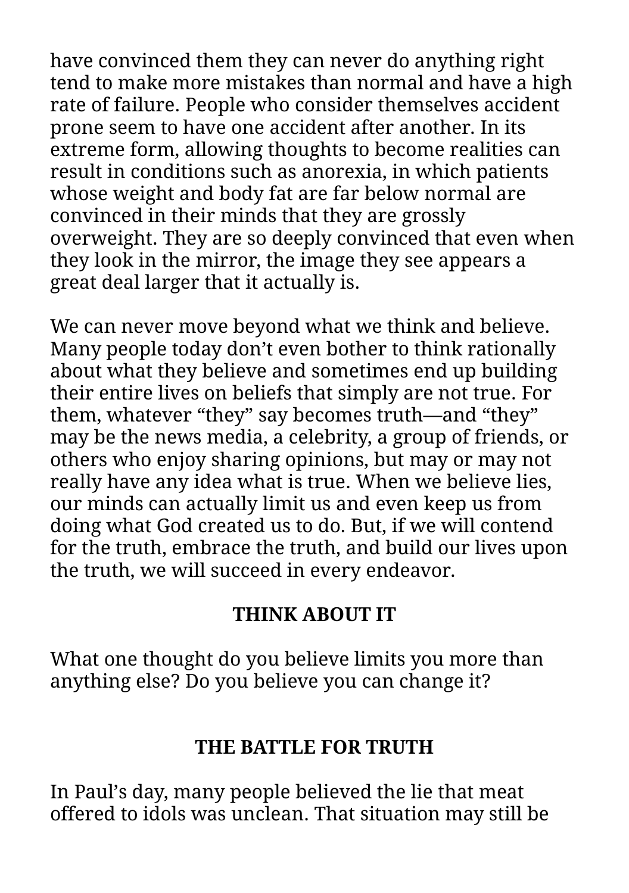have convinced them they can never do anything right tend to make more mistakes than normal and have a high rate of failure. People who consider themselves accident prone seem to have one accident after another. In its extreme form, allowing thoughts to become realities can result in conditions such as anorexia, in which patients whose weight and body fat are far below normal are convinced in their minds that they are grossly overweight. They are so deeply convinced that even when they look in the mirror, the image they see appears a great deal larger that it actually is.

We can never move beyond what we think and believe. Many people today don't even bother to think rationally about what they believe and sometimes end up building their entire lives on beliefs that simply are not true. For them, whatever "they" say becomes truth—and "they" may be the news media, a celebrity, a group of friends, or others who enjoy sharing opinions, but may or may not really have any idea what is true. When we believe lies, our minds can actually limit us and even keep us from doing what God created us to do. But, if we will contend for the truth, embrace the truth, and build our lives upon the truth, we will succeed in every endeavor.

**THINK ABOUT IT**

What one thought do you believe limits you more than anything else? Do you believe you can change it?

## THE BATTLE FOR TRUTH

In Paul's day, many people believed the lie that meat offered to idols was unclean. That situation may still be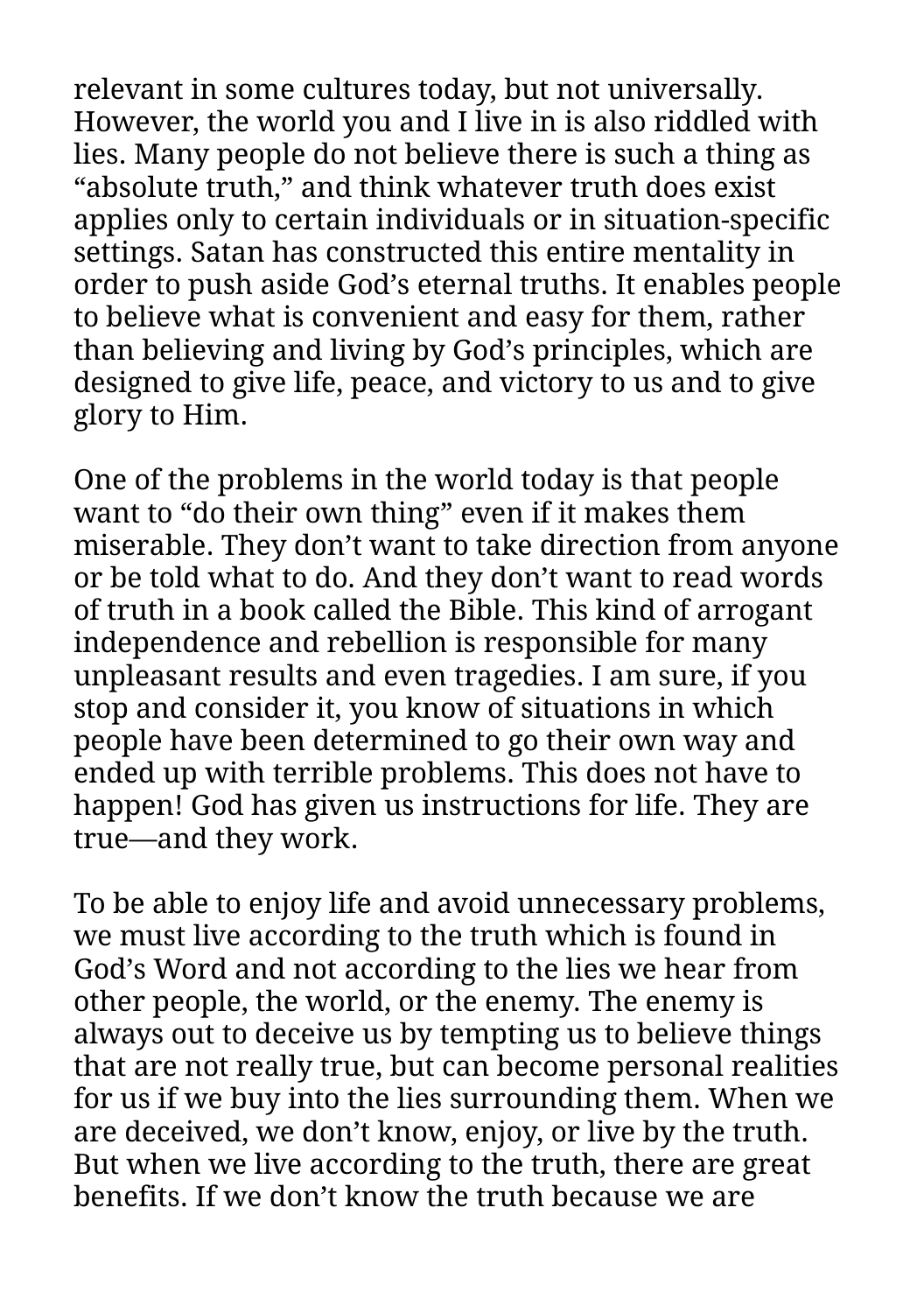relevant in some cultures today, but not universally. However, the world you and I live in is also riddled with lies. Many people do not believe there is such a thing as “absolute truth,” and think whatever truth does exist applies only to certain individuals or in situation-specific settings. Satan has constructed this entire mentality in order to push aside God’s eternal truths. It enables people to believe what is convenient and easy for them, rather than believing and living by God’s principles, which are designed to give life, peace, and victory to us and to give glory to Him.

One of the problems in the world today is that people want to “do their own thing” even if it makes them miserable. They don’t want to take direction from anyone or be told what to do. And they don’t want to read words of truth in a book called the Bible. This kind of arrogant independence and rebellion is responsible for many unpleasant results and even tragedies. I am sure, if you stop and consider it, you know of situations in which people have been determined to go their own way and ended up with terrible problems. This does not have to happen! God has given us instructions for life. They are true—and they work.

To be able to enjoy life and avoid unnecessary problems, we must live according to the truth which is found in God’s Word and not according to the lies we hear from other people, the world, or the enemy. The enemy is always out to deceive us by tempting us to believe things that are not really true, but can become personal realities for us if we buy into the lies surrounding them. When we are deceived, we don’t know, enjoy, or live by the truth. But when we live according to the truth, there are great benefits. If we don’t know the truth because we are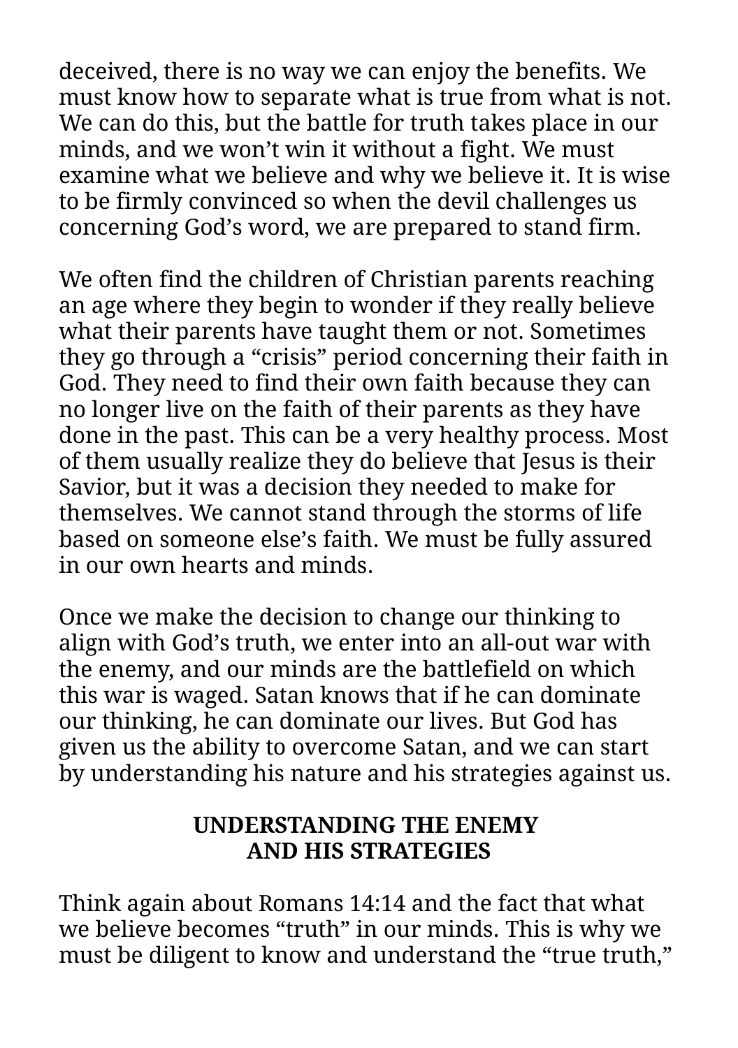deceived, there is no way we can enjoy the benefits. We must know how to separate what is true from what is not. We can do this, but the battle for truth takes place in our minds, and we won't win it without a fight. We must examine what we believe and why we believe it. It is wise to be firmly convinced so when the devil challenges us concerning God's word, we are prepared to stand firm.

We often find the children of Christian parents reaching an age where they begin to wonder if they really believe what their parents have taught them or not. Sometimes they go through a "crisis" period concerning their faith in God. They need to find their own faith because they can no longer live on the faith of their parents as they have done in the past. This can be a very healthy process. Most of them usually realize they do believe that Jesus is their Savior, but it was a decision they needed to make for themselves. We cannot stand through the storms of life based on someone else's faith. We must be fully assured in our own hearts and minds.

Once we make the decision to change our thinking to align with God's truth, we enter into an all-out war with the enemy, and our minds are the battlefield on which this war is waged. Satan knows that if he can dominate our thinking, he can dominate our lives. But God has given us the ability to overcome Satan, and we can start by understanding his nature and his strategies against us.

## UNDERSTANDING THE ENEMY AND HIS STRATEGIES

Think again about Romans 14:14 and the fact that what we believe becomes "truth" in our minds. This is why we must be diligent to know and understand the "true truth,"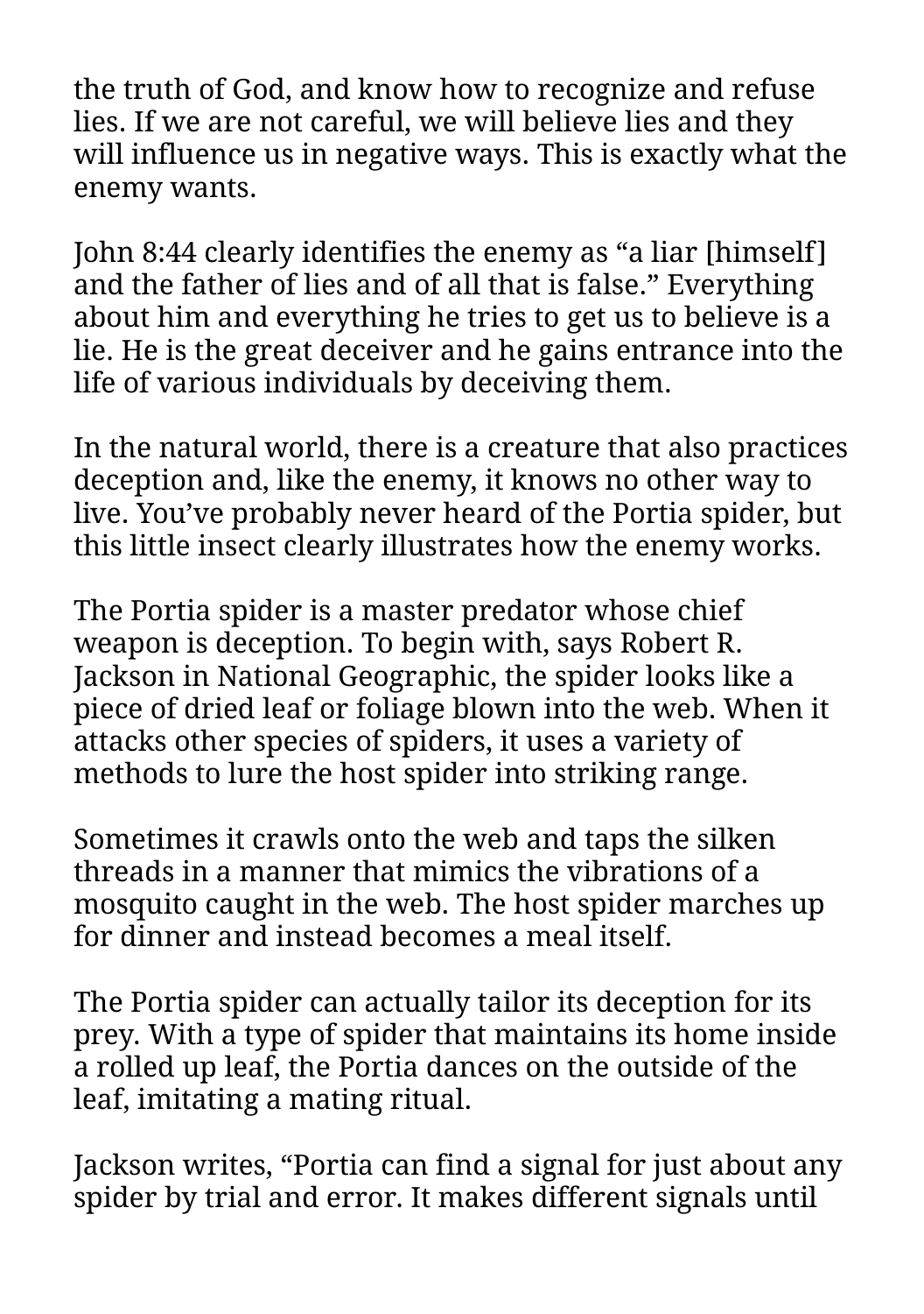the truth of God, and know how to recognize and refuse lies. If we are not careful, we will believe lies and they will influence us in negative ways. This is exactly what the enemy wants.

John 8:44 clearly identifies the enemy as “a liar [himself] and the father of lies and of all that is false.” Everything about him and everything he tries to get us to believe is a lie. He is the great deceiver and he gains entrance into the life of various individuals by deceiving them.

In the natural world, there is a creature that also practices deception and, like the enemy, it knows no other way to live. You’ve probably never heard of the Portia spider, but this little insect clearly illustrates how the enemy works.

The Portia spider is a master predator whose chief weapon is deception. To begin with, says Robert R. Jackson in National Geographic, the spider looks like a piece of dried leaf or foliage blown into the web. When it attacks other species of spiders, it uses a variety of methods to lure the host spider into striking range.

Sometimes it crawls onto the web and taps the silken threads in a manner that mimics the vibrations of a mosquito caught in the web. The host spider marches up for dinner and instead becomes a meal itself.

The Portia spider can actually tailor its deception for its prey. With a type of spider that maintains its home inside a rolled up leaf, the Portia dances on the outside of the leaf, imitating a mating ritual.

Jackson writes, “Portia can find a signal for just about any spider by trial and error. It makes different signals until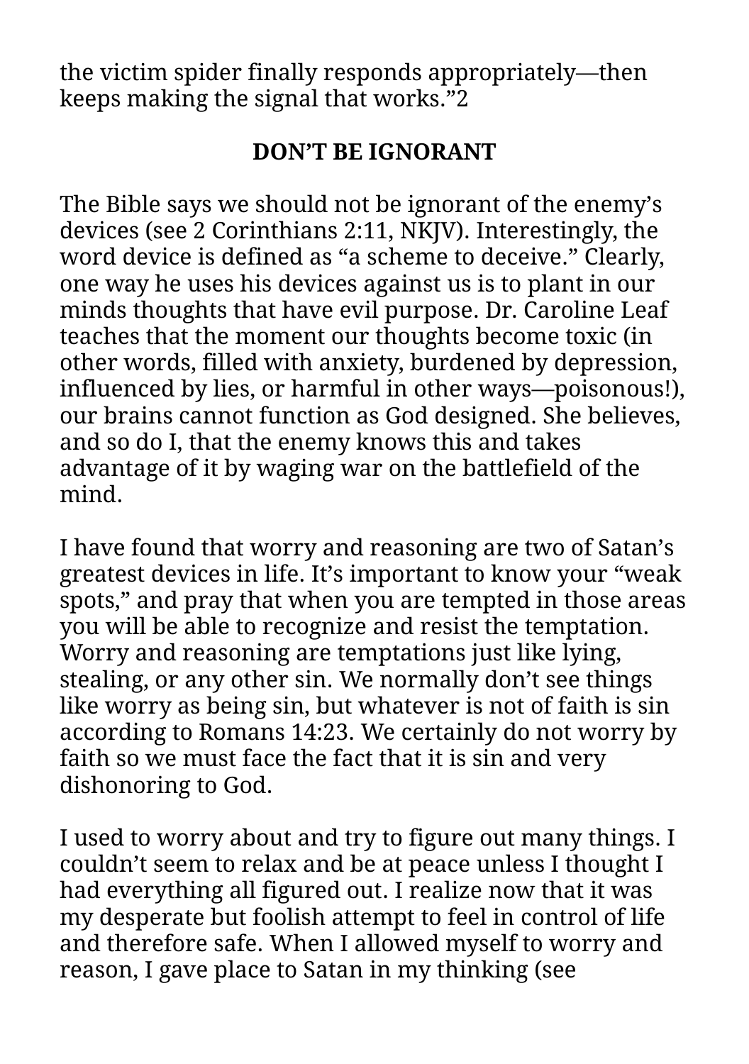the victim spider finally responds appropriately—then keeps making the signal that works."2

## DON'T BE IGNORANT

The Bible says we should not be ignorant of the enemy's devices (see 2 Corinthians 2:11, NKJV). Interestingly, the word device is defined as "a scheme to deceive." Clearly, one way he uses his devices against us is to plant in our minds thoughts that have evil purpose. Dr. Caroline Leaf teaches that the moment our thoughts become toxic (in other words, filled with anxiety, burdened by depression, influenced by lies, or harmful in other ways—poisonous!), our brains cannot function as God designed. She believes, and so do I, that the enemy knows this and takes advantage of it by waging war on the battlefield of the mind.

I have found that worry and reasoning are two of Satan's greatest devices in life. It's important to know your "weak spots," and pray that when you are tempted in those areas you will be able to recognize and resist the temptation. Worry and reasoning are temptations just like lying, stealing, or any other sin. We normally don't see things like worry as being sin, but whatever is not of faith is sin according to Romans 14:23. We certainly do not worry by faith so we must face the fact that it is sin and very dishonoring to God.

I used to worry about and try to figure out many things. I couldn't seem to relax and be at peace unless I thought I had everything all figured out. I realize now that it was my desperate but foolish attempt to feel in control of life and therefore safe. When I allowed myself to worry and reason, I gave place to Satan in my thinking (see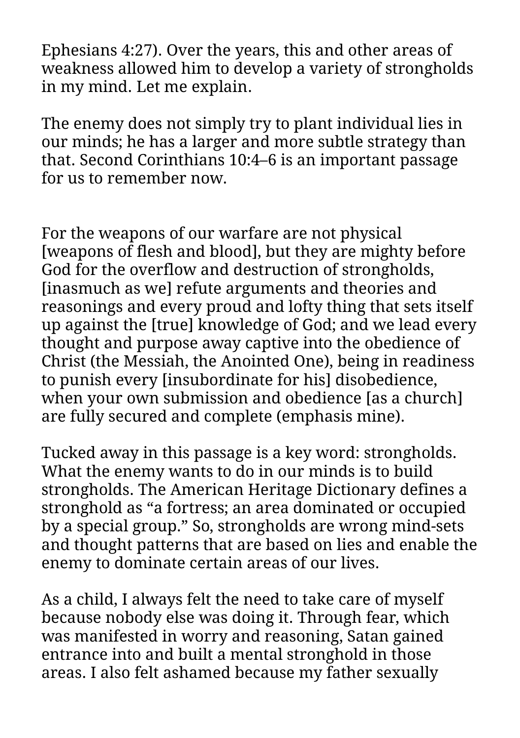Ephesians 4:27). Over the years, this and other areas of weakness allowed him to develop a variety of strongholds in my mind. Let me explain.

The enemy does not simply try to plant individual lies in our minds; he has a larger and more subtle strategy than that. Second Corinthians 10:4–6 is an important passage for us to remember now.

> For the weapons of our warfare are not physical [weapons of flesh and blood], but they are mighty before God for the overflow and destruction of strongholds, [inasmuch as we] refute arguments and theories and reasonings and every proud and lofty thing that sets itself up against the [true] knowledge of God; and we lead every thought and purpose away captive into the obedience of Christ (the Messiah, the Anointed One), being in readiness to punish every [insubordinate for his] disobedience, when your own submission and obedience [as a church] are fully secured and complete (emphasis mine).

Tucked away in this passage is a key word: strongholds. What the enemy wants to do in our minds is to build strongholds. The American Heritage Dictionary defines a stronghold as “a fortress; an area dominated or occupied by a special group.” So, strongholds are wrong mind-sets and thought patterns that are based on lies and enable the enemy to dominate certain areas of our lives.

As a child, I always felt the need to take care of myself because nobody else was doing it. Through fear, which was manifested in worry and reasoning, Satan gained entrance into and built a mental stronghold in those areas. I also felt ashamed because my father sexually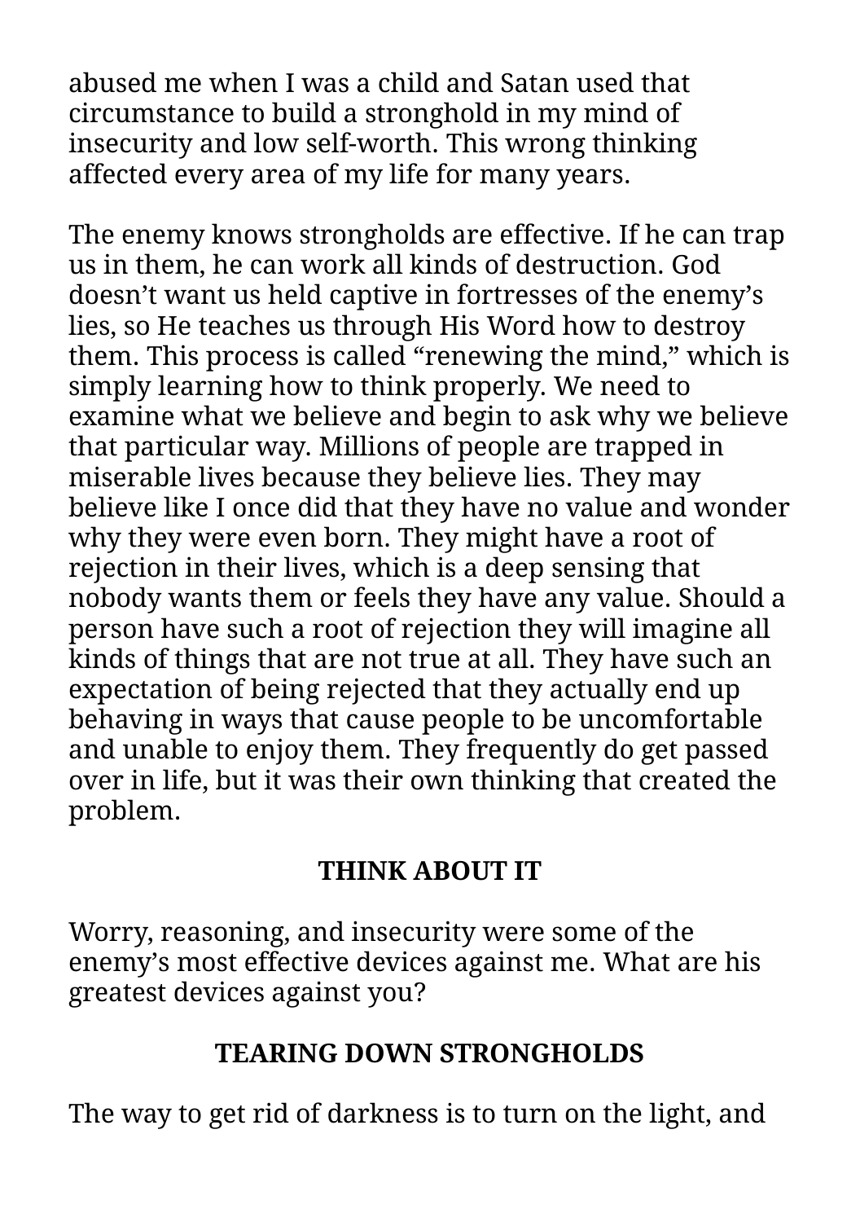abused me when I was a child and Satan used that circumstance to build a stronghold in my mind of insecurity and low self-worth. This wrong thinking affected every area of my life for many years.

The enemy knows strongholds are effective. If he can trap us in them, he can work all kinds of destruction. God doesn't want us held captive in fortresses of the enemy's lies, so He teaches us through His Word how to destroy them. This process is called "renewing the mind," which is simply learning how to think properly. We need to examine what we believe and begin to ask why we believe that particular way. Millions of people are trapped in miserable lives because they believe lies. They may believe like I once did that they have no value and wonder why they were even born. They might have a root of rejection in their lives, which is a deep sensing that nobody wants them or feels they have any value. Should a person have such a root of rejection they will imagine all kinds of things that are not true at all. They have such an expectation of being rejected that they actually end up behaving in ways that cause people to be uncomfortable and unable to enjoy them. They frequently do get passed over in life, but it was their own thinking that created the problem.

## THINK ABOUT IT

Worry, reasoning, and insecurity were some of the enemy's most effective devices against me. What are his greatest devices against you?

## TEARING DOWN STRONGHOLDS

The way to get rid of darkness is to turn on the light, and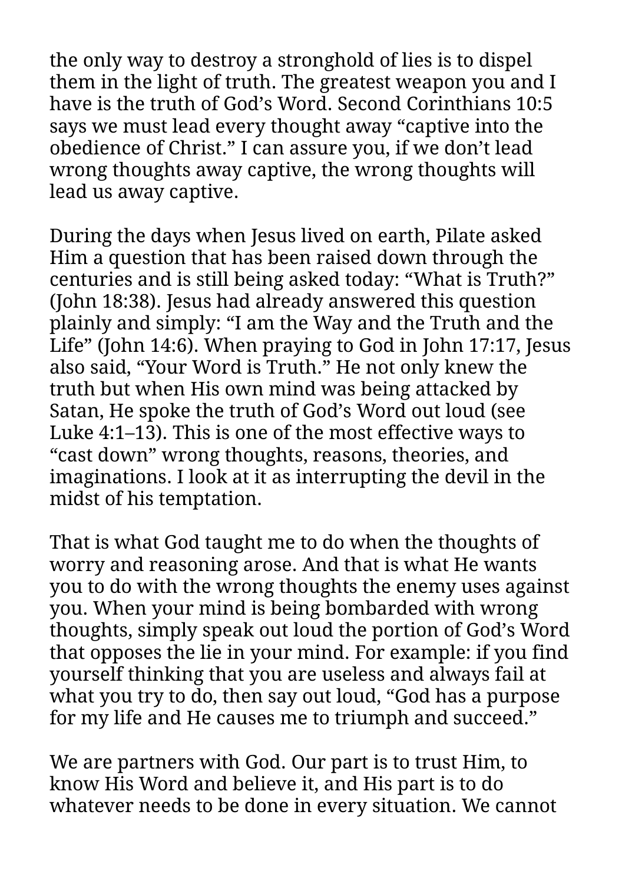the only way to destroy a stronghold of lies is to dispel them in the light of truth. The greatest weapon you and I have is the truth of God's Word. Second Corinthians 10:5 says we must lead every thought away "captive into the obedience of Christ." I can assure you, if we don't lead wrong thoughts away captive, the wrong thoughts will lead us away captive.

During the days when Jesus lived on earth, Pilate asked Him a question that has been raised down through the centuries and is still being asked today: "What is Truth?" (John 18:38). Jesus had already answered this question plainly and simply: "I am the Way and the Truth and the Life" (John 14:6). When praying to God in John 17:17, Jesus also said, "Your Word is Truth." He not only knew the truth but when His own mind was being attacked by Satan, He spoke the truth of God's Word out loud (see Luke 4:1–13). This is one of the most effective ways to "cast down" wrong thoughts, reasons, theories, and imaginations. I look at it as interrupting the devil in the midst of his temptation.

That is what God taught me to do when the thoughts of worry and reasoning arose. And that is what He wants you to do with the wrong thoughts the enemy uses against you. When your mind is being bombarded with wrong thoughts, simply speak out loud the portion of God's Word that opposes the lie in your mind. For example: if you find yourself thinking that you are useless and always fail at what you try to do, then say out loud, "God has a purpose for my life and He causes me to triumph and succeed."

We are partners with God. Our part is to trust Him, to know His Word and believe it, and His part is to do whatever needs to be done in every situation. We cannot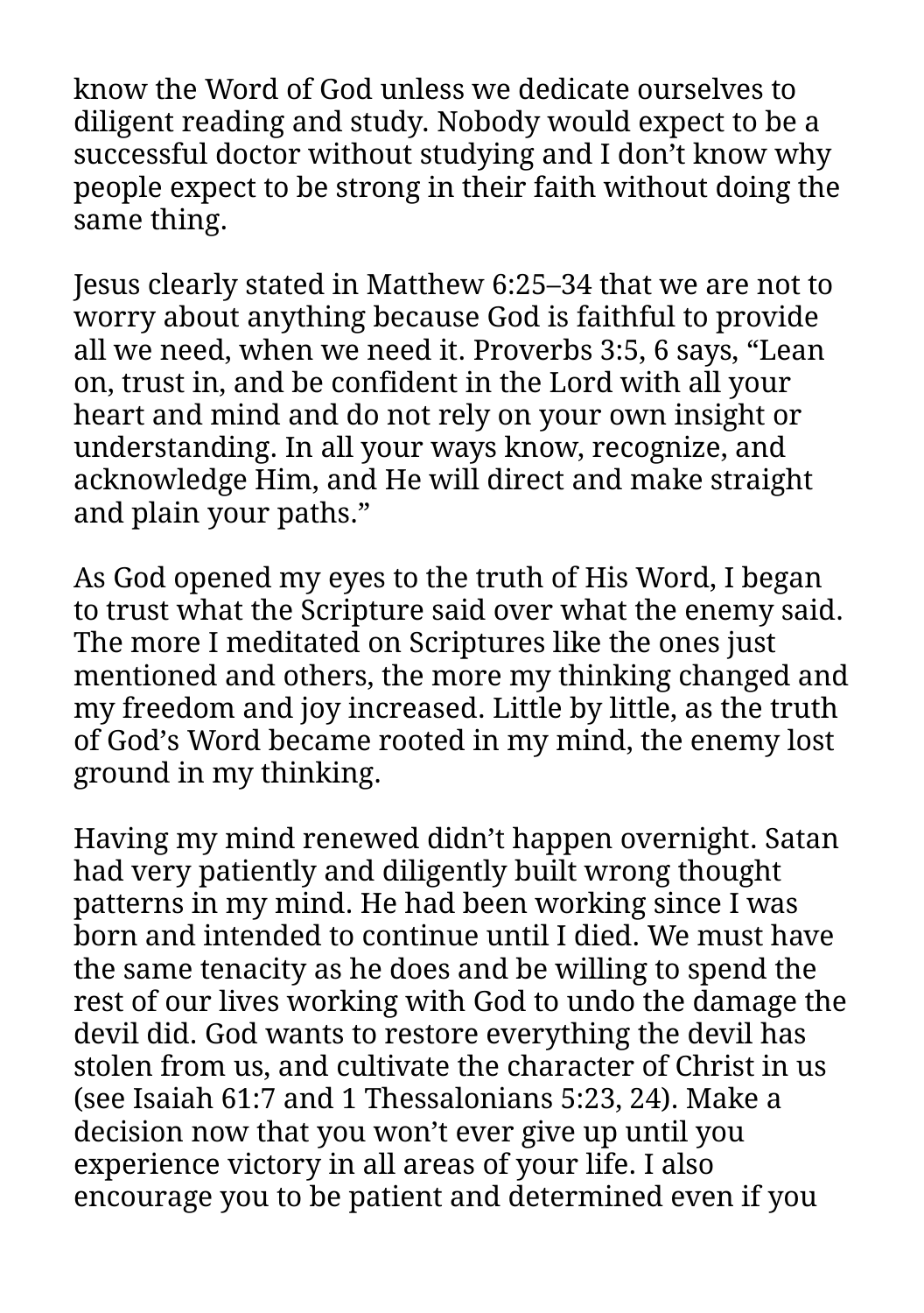know the Word of God unless we dedicate ourselves to diligent reading and study. Nobody would expect to be a successful doctor without studying and I don't know why people expect to be strong in their faith without doing the same thing.

Jesus clearly stated in Matthew 6:25–34 that we are not to worry about anything because God is faithful to provide all we need, when we need it. Proverbs 3:5, 6 says, "Lean on, trust in, and be confident in the Lord with all your heart and mind and do not rely on your own insight or understanding. In all your ways know, recognize, and acknowledge Him, and He will direct and make straight and plain your paths."

As God opened my eyes to the truth of His Word, I began to trust what the Scripture said over what the enemy said. The more I meditated on Scriptures like the ones just mentioned and others, the more my thinking changed and my freedom and joy increased. Little by little, as the truth of God's Word became rooted in my mind, the enemy lost ground in my thinking.

Having my mind renewed didn't happen overnight. Satan had very patiently and diligently built wrong thought patterns in my mind. He had been working since I was born and intended to continue until I died. We must have the same tenacity as he does and be willing to spend the rest of our lives working with God to undo the damage the devil did. God wants to restore everything the devil has stolen from us, and cultivate the character of Christ in us (see Isaiah 61:7 and 1 Thessalonians 5:23, 24). Make a decision now that you won't ever give up until you experience victory in all areas of your life. I also encourage you to be patient and determined even if you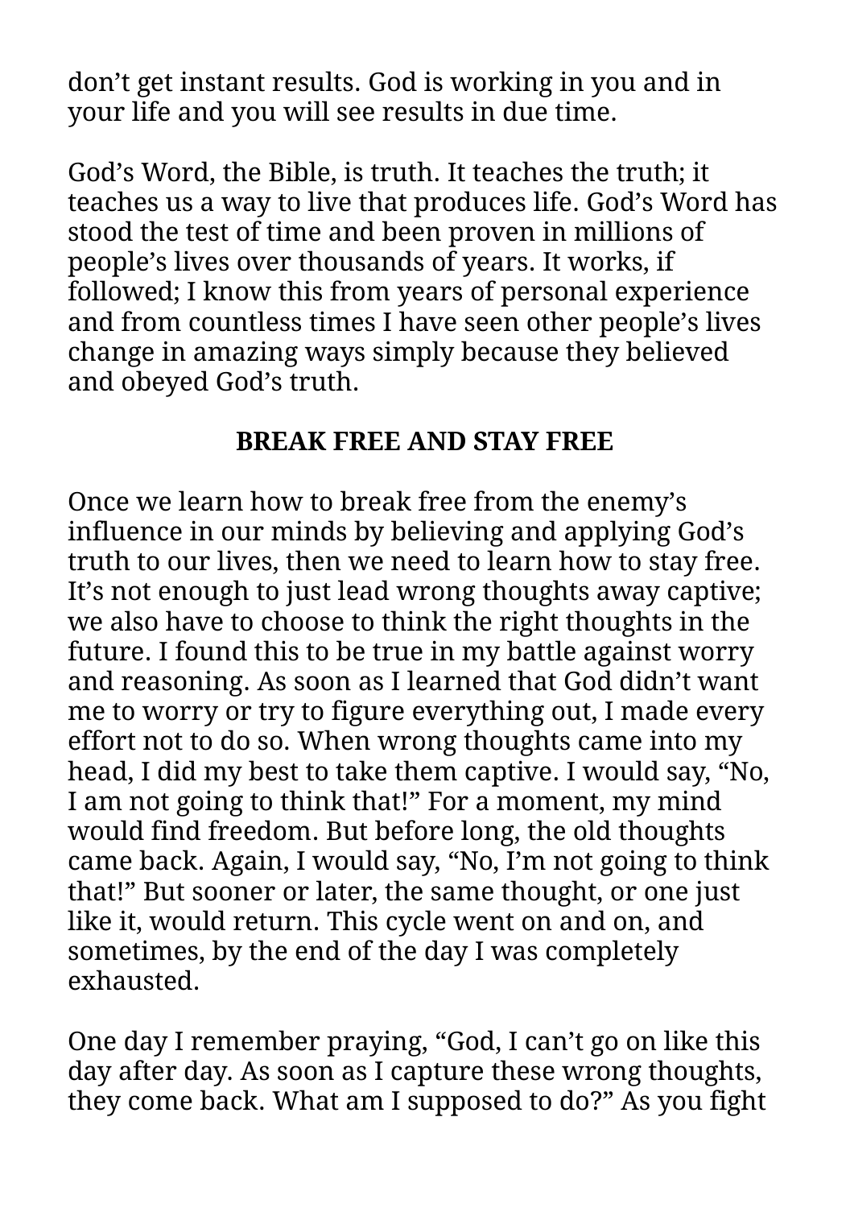don’t get instant results. God is working in you and in your life and you will see results in due time.

God’s Word, the Bible, is truth. It teaches the truth; it teaches us a way to live that produces life. God’s Word has stood the test of time and been proven in millions of people’s lives over thousands of years. It works, if followed; I know this from years of personal experience and from countless times I have seen other people’s lives change in amazing ways simply because they believed and obeyed God’s truth.

## BREAK FREE AND STAY FREE

Once we learn how to break free from the enemy’s influence in our minds by believing and applying God’s truth to our lives, then we need to learn how to stay free. It’s not enough to just lead wrong thoughts away captive; we also have to choose to think the right thoughts in the future. I found this to be true in my battle against worry and reasoning. As soon as I learned that God didn’t want me to worry or try to figure everything out, I made every effort not to do so. When wrong thoughts came into my head, I did my best to take them captive. I would say, “No, I am not going to think that!” For a moment, my mind would find freedom. But before long, the old thoughts came back. Again, I would say, “No, I’m not going to think that!” But sooner or later, the same thought, or one just like it, would return. This cycle went on and on, and sometimes, by the end of the day I was completely exhausted.

One day I remember praying, “God, I can’t go on like this day after day. As soon as I capture these wrong thoughts, they come back. What am I supposed to do?” As you fight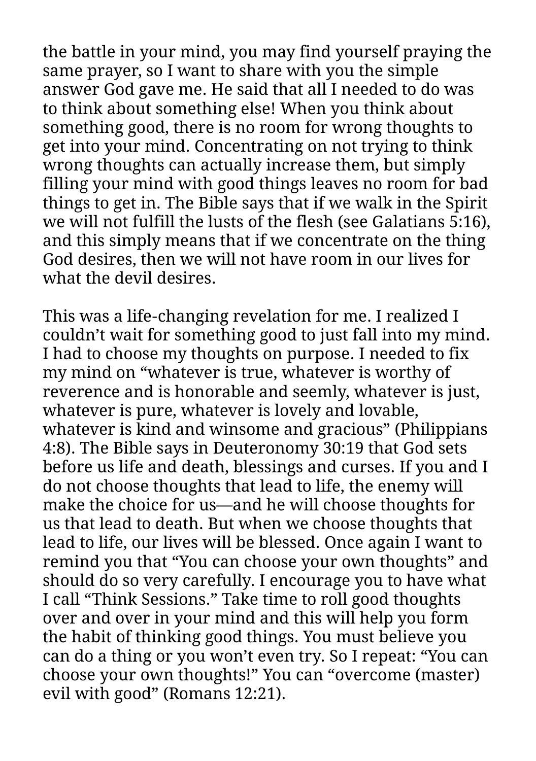the battle in your mind, you may find yourself praying the same prayer, so I want to share with you the simple answer God gave me. He said that all I needed to do was to think about something else! When you think about something good, there is no room for wrong thoughts to get into your mind. Concentrating on not trying to think wrong thoughts can actually increase them, but simply filling your mind with good things leaves no room for bad things to get in. The Bible says that if we walk in the Spirit we will not fulfill the lusts of the flesh (see Galatians 5:16), and this simply means that if we concentrate on the thing God desires, then we will not have room in our lives for what the devil desires.

This was a life-changing revelation for me. I realized I couldn't wait for something good to just fall into my mind. I had to choose my thoughts on purpose. I needed to fix my mind on "whatever is true, whatever is worthy of reverence and is honorable and seemly, whatever is just, whatever is pure, whatever is lovely and lovable, whatever is kind and winsome and gracious" (Philippians 4:8). The Bible says in Deuteronomy 30:19 that God sets before us life and death, blessings and curses. If you and I do not choose thoughts that lead to life, the enemy will make the choice for us—and he will choose thoughts for us that lead to death. But when we choose thoughts that lead to life, our lives will be blessed. Once again I want to remind you that "You can choose your own thoughts" and should do so very carefully. I encourage you to have what I call "Think Sessions." Take time to roll good thoughts over and over in your mind and this will help you form the habit of thinking good things. You must believe you can do a thing or you won't even try. So I repeat: "You can choose your own thoughts!" You can "overcome (master) evil with good" (Romans 12:21).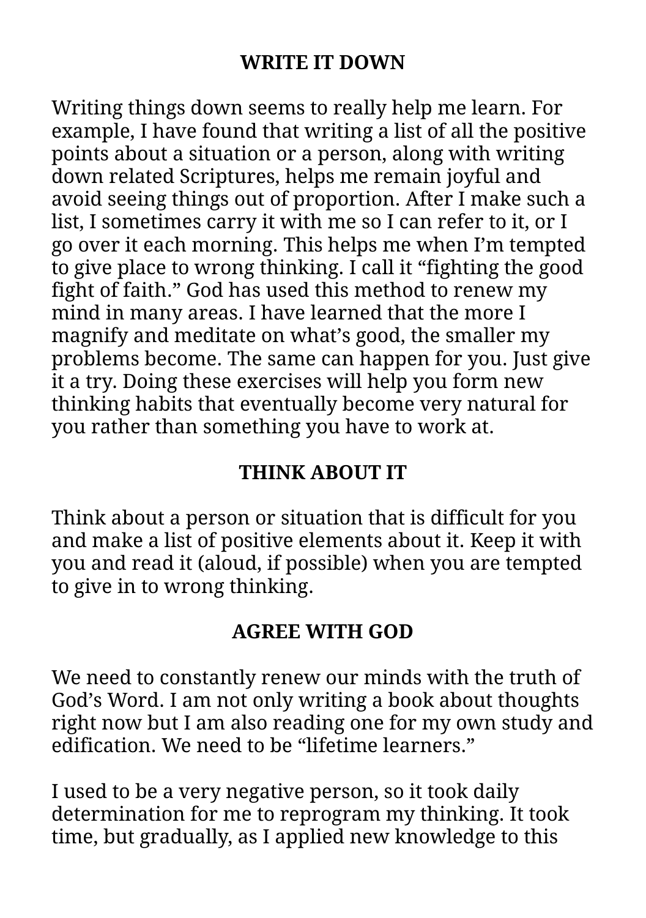## WRITE IT DOWN

Writing things down seems to really help me learn. For example, I have found that writing a list of all the positive points about a situation or a person, along with writing down related Scriptures, helps me remain joyful and avoid seeing things out of proportion. After I make such a list, I sometimes carry it with me so I can refer to it, or I go over it each morning. This helps me when I'm tempted to give place to wrong thinking. I call it "fighting the good fight of faith." God has used this method to renew my mind in many areas. I have learned that the more I magnify and meditate on what's good, the smaller my problems become. The same can happen for you. Just give it a try. Doing these exercises will help you form new thinking habits that eventually become very natural for you rather than something you have to work at.

## THINK ABOUT IT

Think about a person or situation that is difficult for you and make a list of positive elements about it. Keep it with you and read it (aloud, if possible) when you are tempted to give in to wrong thinking.

## AGREE WITH GOD

We need to constantly renew our minds with the truth of God's Word. I am not only writing a book about thoughts right now but I am also reading one for my own study and edification. We need to be "lifetime learners."

I used to be a very negative person, so it took daily determination for me to reprogram my thinking. It took time, but gradually, as I applied new knowledge to this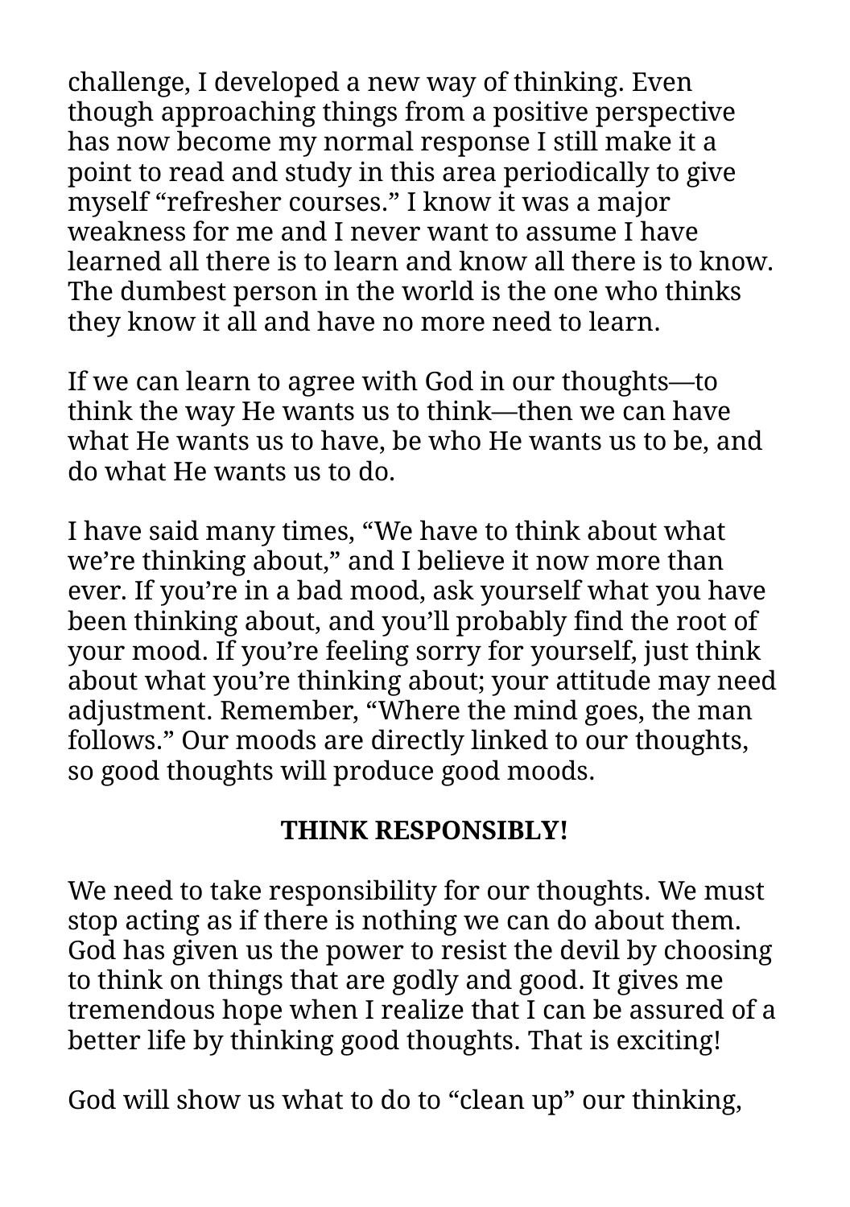challenge, I developed a new way of thinking. Even though approaching things from a positive perspective has now become my normal response I still make it a point to read and study in this area periodically to give myself “refresher courses.” I know it was a major weakness for me and I never want to assume I have learned all there is to learn and know all there is to know. The dumbest person in the world is the one who thinks they know it all and have no more need to learn.

If we can learn to agree with God in our thoughts—to think the way He wants us to think—then we can have what He wants us to have, be who He wants us to be, and do what He wants us to do.

I have said many times, “We have to think about what we’re thinking about,” and I believe it now more than ever. If you’re in a bad mood, ask yourself what you have been thinking about, and you’ll probably find the root of your mood. If you’re feeling sorry for yourself, just think about what you’re thinking about; your attitude may need adjustment. Remember, “Where the mind goes, the man follows.” Our moods are directly linked to our thoughts, so good thoughts will produce good moods.

## THINK RESPONSIBLY!

We need to take responsibility for our thoughts. We must stop acting as if there is nothing we can do about them. God has given us the power to resist the devil by choosing to think on things that are godly and good. It gives me tremendous hope when I realize that I can be assured of a better life by thinking good thoughts. That is exciting!

God will show us what to do to “clean up” our thinking,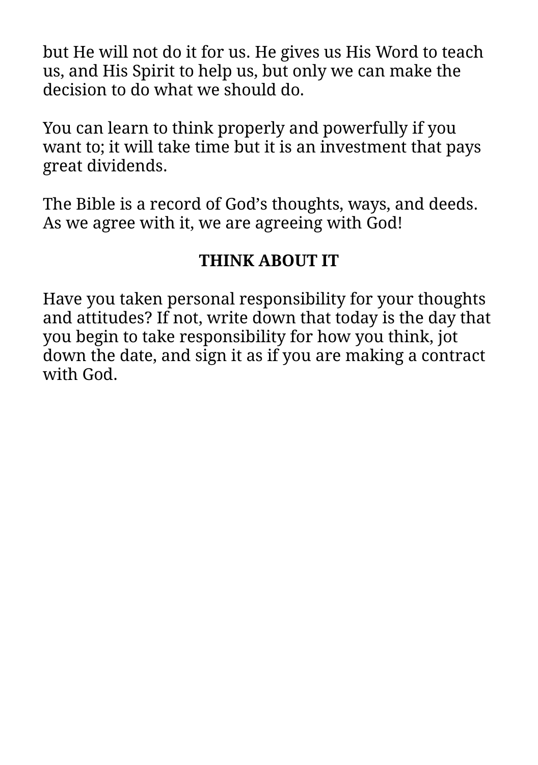but He will not do it for us. He gives us His Word to teach us, and His Spirit to help us, but only we can make the decision to do what we should do.

You can learn to think properly and powerfully if you want to; it will take time but it is an investment that pays great dividends.

The Bible is a record of God’s thoughts, ways, and deeds. As we agree with it, we are agreeing with God!

**THINK ABOUT IT**

Have you taken personal responsibility for your thoughts and attitudes? If not, write down that today is the day that you begin to take responsibility for how you think, jot down the date, and sign it as if you are making a contract with God.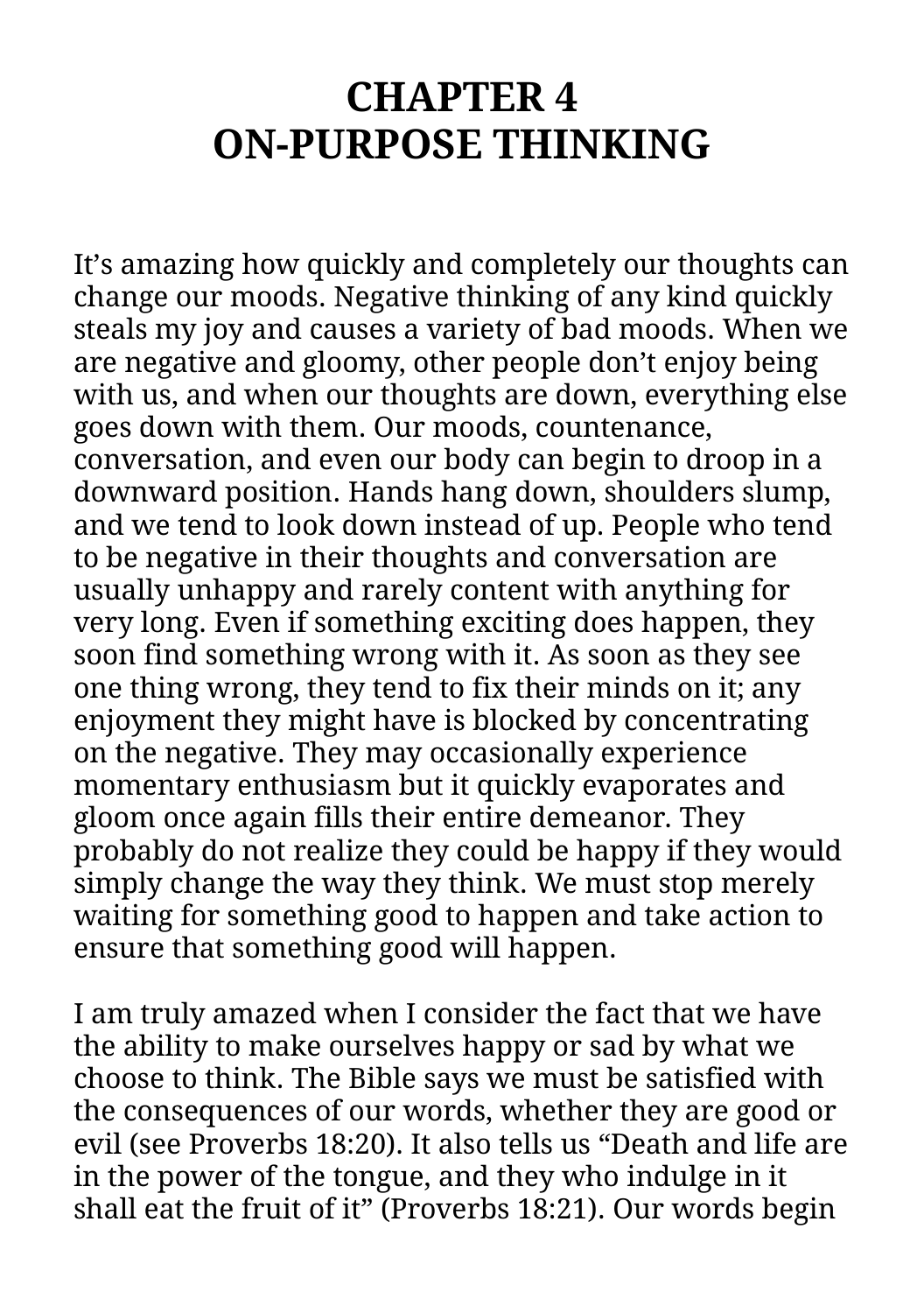# CHAPTER 4
# ON-PURPOSE THINKING

It's amazing how quickly and completely our thoughts can change our moods. Negative thinking of any kind quickly steals my joy and causes a variety of bad moods. When we are negative and gloomy, other people don't enjoy being with us, and when our thoughts are down, everything else goes down with them. Our moods, countenance, conversation, and even our body can begin to droop in a downward position. Hands hang down, shoulders slump, and we tend to look down instead of up. People who tend to be negative in their thoughts and conversation are usually unhappy and rarely content with anything for very long. Even if something exciting does happen, they soon find something wrong with it. As soon as they see one thing wrong, they tend to fix their minds on it; any enjoyment they might have is blocked by concentrating on the negative. They may occasionally experience momentary enthusiasm but it quickly evaporates and gloom once again fills their entire demeanor. They probably do not realize they could be happy if they would simply change the way they think. We must stop merely waiting for something good to happen and take action to ensure that something good will happen.

I am truly amazed when I consider the fact that we have the ability to make ourselves happy or sad by what we choose to think. The Bible says we must be satisfied with the consequences of our words, whether they are good or evil (see Proverbs 18:20). It also tells us "Death and life are in the power of the tongue, and they who indulge in it shall eat the fruit of it" (Proverbs 18:21). Our words begin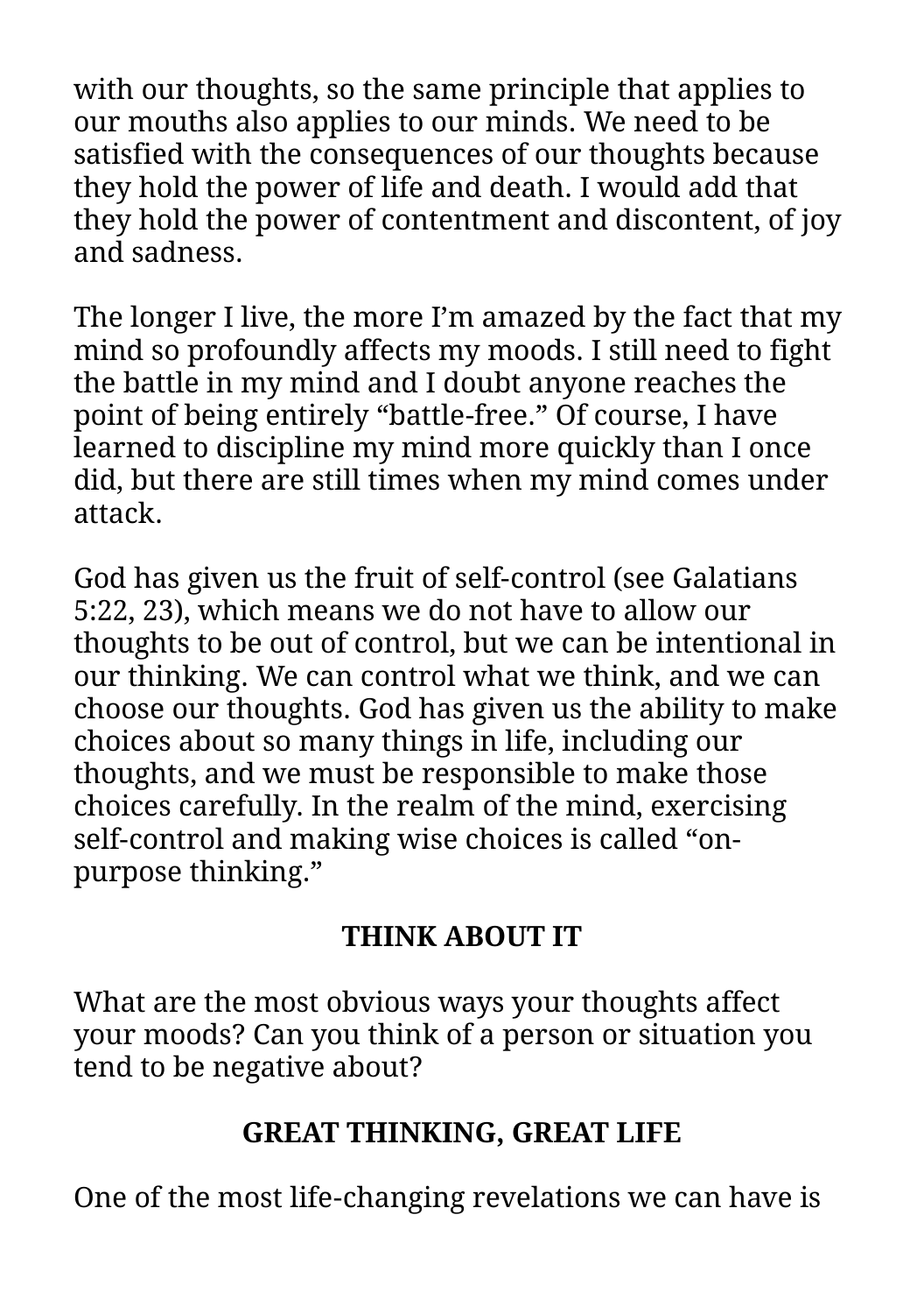with our thoughts, so the same principle that applies to our mouths also applies to our minds. We need to be satisfied with the consequences of our thoughts because they hold the power of life and death. I would add that they hold the power of contentment and discontent, of joy and sadness.

The longer I live, the more I'm amazed by the fact that my mind so profoundly affects my moods. I still need to fight the battle in my mind and I doubt anyone reaches the point of being entirely "battle-free." Of course, I have learned to discipline my mind more quickly than I once did, but there are still times when my mind comes under attack.

God has given us the fruit of self-control (see Galatians 5:22, 23), which means we do not have to allow our thoughts to be out of control, but we can be intentional in our thinking. We can control what we think, and we can choose our thoughts. God has given us the ability to make choices about so many things in life, including our thoughts, and we must be responsible to make those choices carefully. In the realm of the mind, exercising self-control and making wise choices is called "on-purpose thinking."

**THINK ABOUT IT**

What are the most obvious ways your thoughts affect your moods? Can you think of a person or situation you tend to be negative about?

## GREAT THINKING, GREAT LIFE

One of the most life-changing revelations we can have is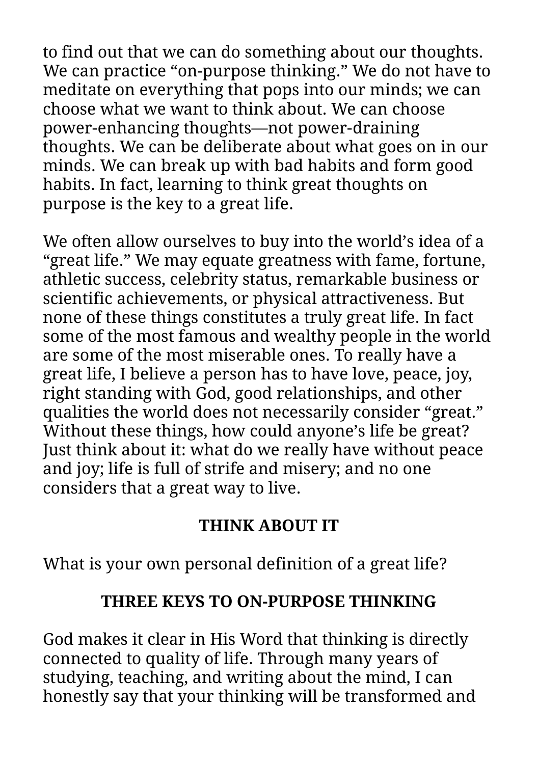to find out that we can do something about our thoughts. We can practice “on-purpose thinking.” We do not have to meditate on everything that pops into our minds; we can choose what we want to think about. We can choose power-enhancing thoughts—not power-draining thoughts. We can be deliberate about what goes on in our minds. We can break up with bad habits and form good habits. In fact, learning to think great thoughts on purpose is the key to a great life.

We often allow ourselves to buy into the world’s idea of a “great life.” We may equate greatness with fame, fortune, athletic success, celebrity status, remarkable business or scientific achievements, or physical attractiveness. But none of these things constitutes a truly great life. In fact some of the most famous and wealthy people in the world are some of the most miserable ones. To really have a great life, I believe a person has to have love, peace, joy, right standing with God, good relationships, and other qualities the world does not necessarily consider “great.” Without these things, how could anyone’s life be great? Just think about it: what do we really have without peace and joy; life is full of strife and misery; and no one considers that a great way to live.

**THINK ABOUT IT**

What is your own personal definition of a great life?

## THREE KEYS TO ON-PURPOSE THINKING

God makes it clear in His Word that thinking is directly connected to quality of life. Through many years of studying, teaching, and writing about the mind, I can honestly say that your thinking will be transformed and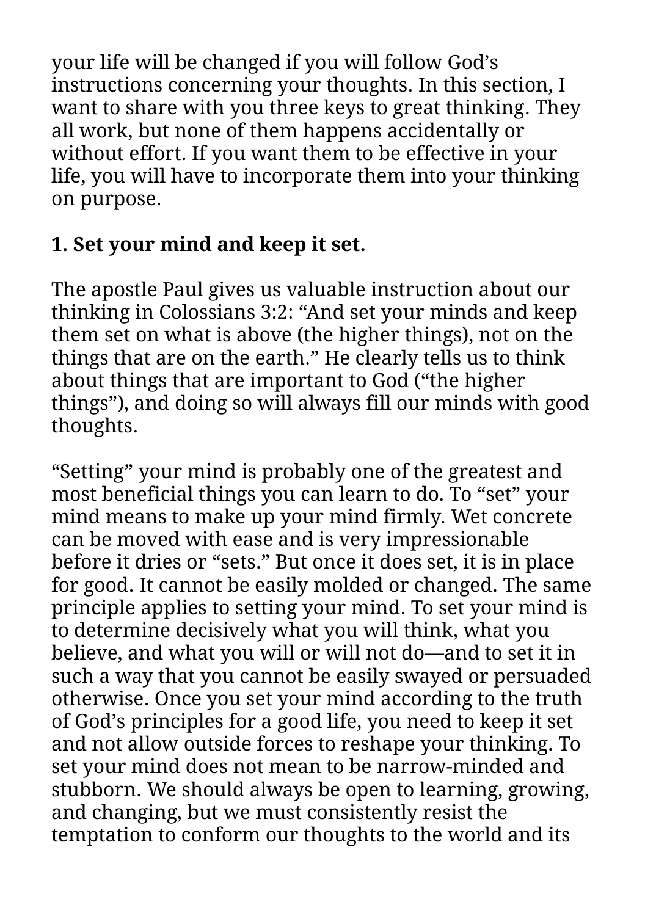your life will be changed if you will follow God's instructions concerning your thoughts. In this section, I want to share with you three keys to great thinking. They all work, but none of them happens accidentally or without effort. If you want them to be effective in your life, you will have to incorporate them into your thinking on purpose.

**1. Set your mind and keep it set.**

The apostle Paul gives us valuable instruction about our thinking in Colossians 3:2: "And set your minds and keep them set on what is above (the higher things), not on the things that are on the earth." He clearly tells us to think about things that are important to God ("the higher things"), and doing so will always fill our minds with good thoughts.

"Setting" your mind is probably one of the greatest and most beneficial things you can learn to do. To "set" your mind means to make up your mind firmly. Wet concrete can be moved with ease and is very impressionable before it dries or "sets." But once it does set, it is in place for good. It cannot be easily molded or changed. The same principle applies to setting your mind. To set your mind is to determine decisively what you will think, what you believe, and what you will or will not do—and to set it in such a way that you cannot be easily swayed or persuaded otherwise. Once you set your mind according to the truth of God's principles for a good life, you need to keep it set and not allow outside forces to reshape your thinking. To set your mind does not mean to be narrow-minded and stubborn. We should always be open to learning, growing, and changing, but we must consistently resist the temptation to conform our thoughts to the world and its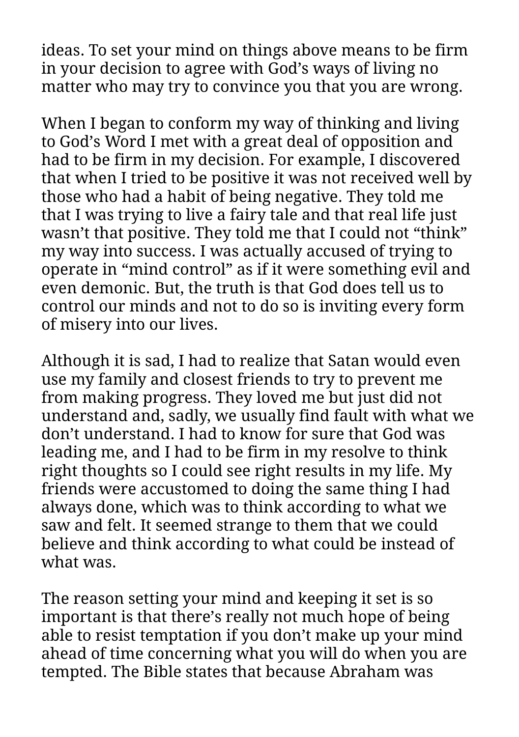ideas. To set your mind on things above means to be firm in your decision to agree with God's ways of living no matter who may try to convince you that you are wrong.

When I began to conform my way of thinking and living to God's Word I met with a great deal of opposition and had to be firm in my decision. For example, I discovered that when I tried to be positive it was not received well by those who had a habit of being negative. They told me that I was trying to live a fairy tale and that real life just wasn't that positive. They told me that I could not "think" my way into success. I was actually accused of trying to operate in "mind control" as if it were something evil and even demonic. But, the truth is that God does tell us to control our minds and not to do so is inviting every form of misery into our lives.

Although it is sad, I had to realize that Satan would even use my family and closest friends to try to prevent me from making progress. They loved me but just did not understand and, sadly, we usually find fault with what we don't understand. I had to know for sure that God was leading me, and I had to be firm in my resolve to think right thoughts so I could see right results in my life. My friends were accustomed to doing the same thing I had always done, which was to think according to what we saw and felt. It seemed strange to them that we could believe and think according to what could be instead of what was.

The reason setting your mind and keeping it set is so important is that there's really not much hope of being able to resist temptation if you don't make up your mind ahead of time concerning what you will do when you are tempted. The Bible states that because Abraham was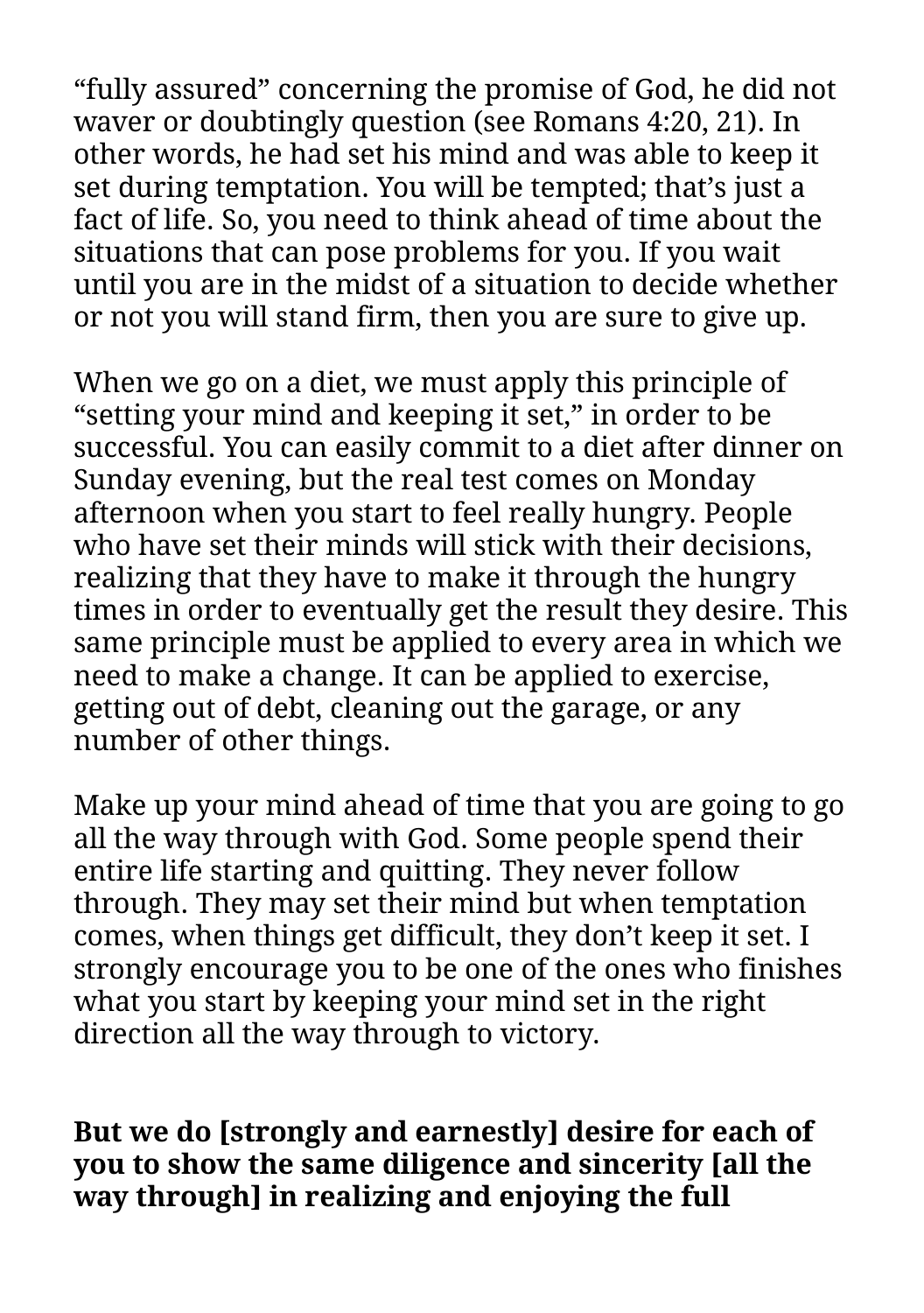“fully assured” concerning the promise of God, he did not waver or doubtingly question (see Romans 4:20, 21). In other words, he had set his mind and was able to keep it set during temptation. You will be tempted; that’s just a fact of life. So, you need to think ahead of time about the situations that can pose problems for you. If you wait until you are in the midst of a situation to decide whether or not you will stand firm, then you are sure to give up.

When we go on a diet, we must apply this principle of “setting your mind and keeping it set,” in order to be successful. You can easily commit to a diet after dinner on Sunday evening, but the real test comes on Monday afternoon when you start to feel really hungry. People who have set their minds will stick with their decisions, realizing that they have to make it through the hungry times in order to eventually get the result they desire. This same principle must be applied to every area in which we need to make a change. It can be applied to exercise, getting out of debt, cleaning out the garage, or any number of other things.

Make up your mind ahead of time that you are going to go all the way through with God. Some people spend their entire life starting and quitting. They never follow through. They may set their mind but when temptation comes, when things get difficult, they don’t keep it set. I strongly encourage you to be one of the ones who finishes what you start by keeping your mind set in the right direction all the way through to victory.

**But we do [strongly and earnestly] desire for each of you to show the same diligence and sincerity [all the way through] in realizing and enjoying the full**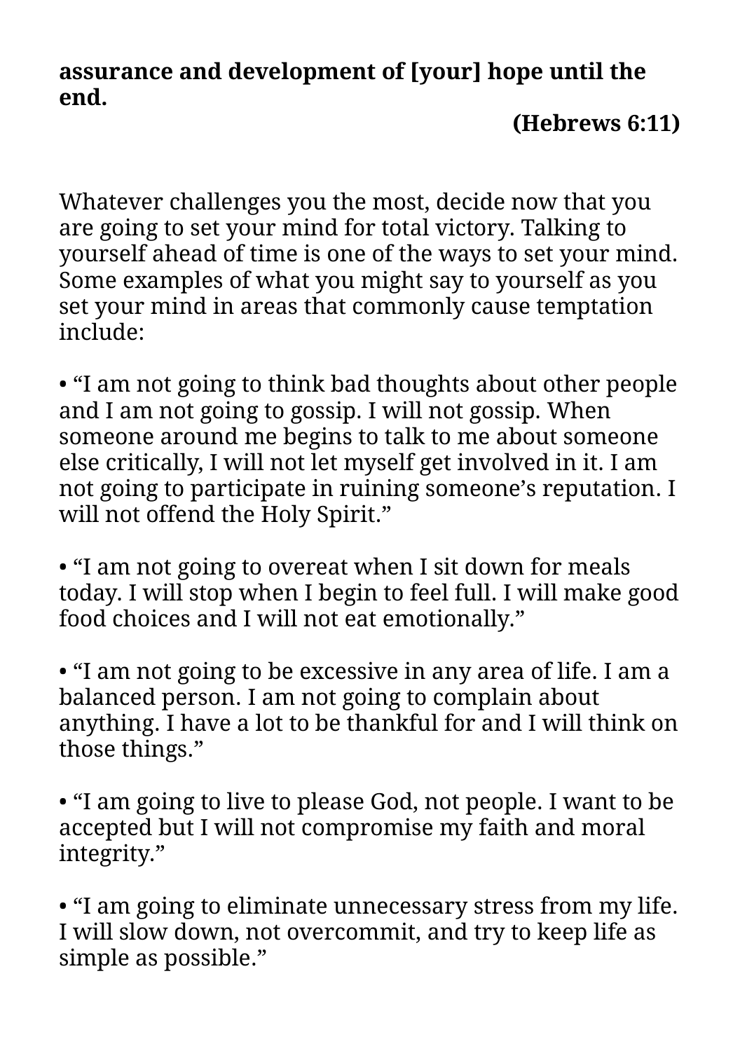**assurance and development of [your] hope until the end.**

**(Hebrews 6:11)**

Whatever challenges you the most, decide now that you are going to set your mind for total victory. Talking to yourself ahead of time is one of the ways to set your mind. Some examples of what you might say to yourself as you set your mind in areas that commonly cause temptation include:

- "I am not going to think bad thoughts about other people and I am not going to gossip. I will not gossip. When someone around me begins to talk to me about someone else critically, I will not let myself get involved in it. I am not going to participate in ruining someone's reputation. I will not offend the Holy Spirit."

- "I am not going to overeat when I sit down for meals today. I will stop when I begin to feel full. I will make good food choices and I will not eat emotionally."

- "I am not going to be excessive in any area of life. I am a balanced person. I am not going to complain about anything. I have a lot to be thankful for and I will think on those things."

- "I am going to live to please God, not people. I want to be accepted but I will not compromise my faith and moral integrity."

- "I am going to eliminate unnecessary stress from my life. I will slow down, not overcommit, and try to keep life as simple as possible."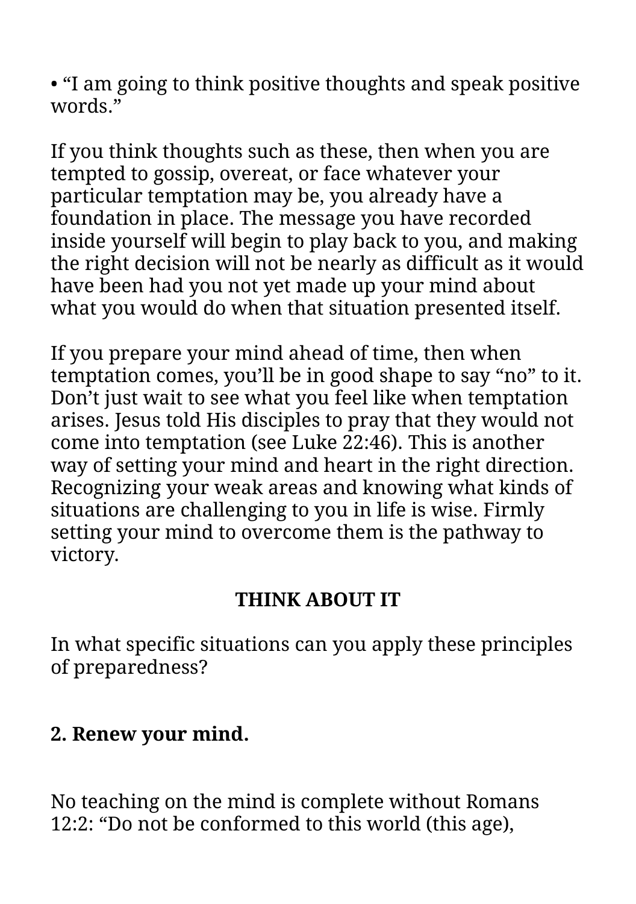- “I am going to think positive thoughts and speak positive words.”

If you think thoughts such as these, then when you are tempted to gossip, overeat, or face whatever your particular temptation may be, you already have a foundation in place. The message you have recorded inside yourself will begin to play back to you, and making the right decision will not be nearly as difficult as it would have been had you not yet made up your mind about what you would do when that situation presented itself.

If you prepare your mind ahead of time, then when temptation comes, you’ll be in good shape to say “no” to it. Don’t just wait to see what you feel like when temptation arises. Jesus told His disciples to pray that they would not come into temptation (see Luke 22:46). This is another way of setting your mind and heart in the right direction. Recognizing your weak areas and knowing what kinds of situations are challenging to you in life is wise. Firmly setting your mind to overcome them is the pathway to victory.

**THINK ABOUT IT**

In what specific situations can you apply these principles of preparedness?

**2. Renew your mind.**

No teaching on the mind is complete without Romans 12:2: “Do not be conformed to this world (this age),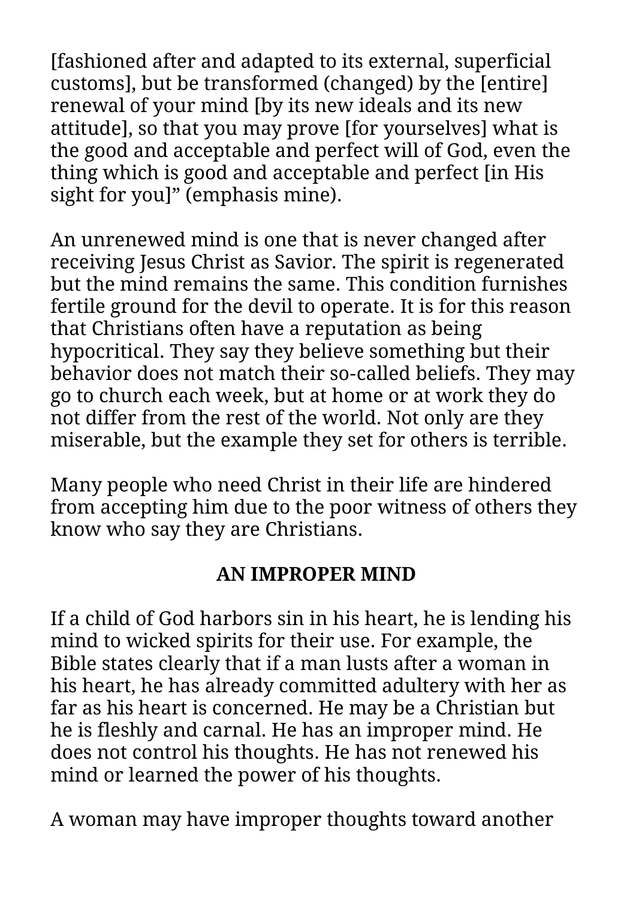[fashioned after and adapted to its external, superficial customs], but be transformed (changed) by the [entire] renewal of your mind [by its new ideals and its new attitude], so that you may prove [for yourselves] what is the good and acceptable and perfect will of God, even the thing which is good and acceptable and perfect [in His sight for you]" (emphasis mine).

An unrenewed mind is one that is never changed after receiving Jesus Christ as Savior. The spirit is regenerated but the mind remains the same. This condition furnishes fertile ground for the devil to operate. It is for this reason that Christians often have a reputation as being hypocritical. They say they believe something but their behavior does not match their so-called beliefs. They may go to church each week, but at home or at work they do not differ from the rest of the world. Not only are they miserable, but the example they set for others is terrible.

Many people who need Christ in their life are hindered from accepting him due to the poor witness of others they know who say they are Christians.

## AN IMPROPER MIND

If a child of God harbors sin in his heart, he is lending his mind to wicked spirits for their use. For example, the Bible states clearly that if a man lusts after a woman in his heart, he has already committed adultery with her as far as his heart is concerned. He may be a Christian but he is fleshly and carnal. He has an improper mind. He does not control his thoughts. He has not renewed his mind or learned the power of his thoughts.

A woman may have improper thoughts toward another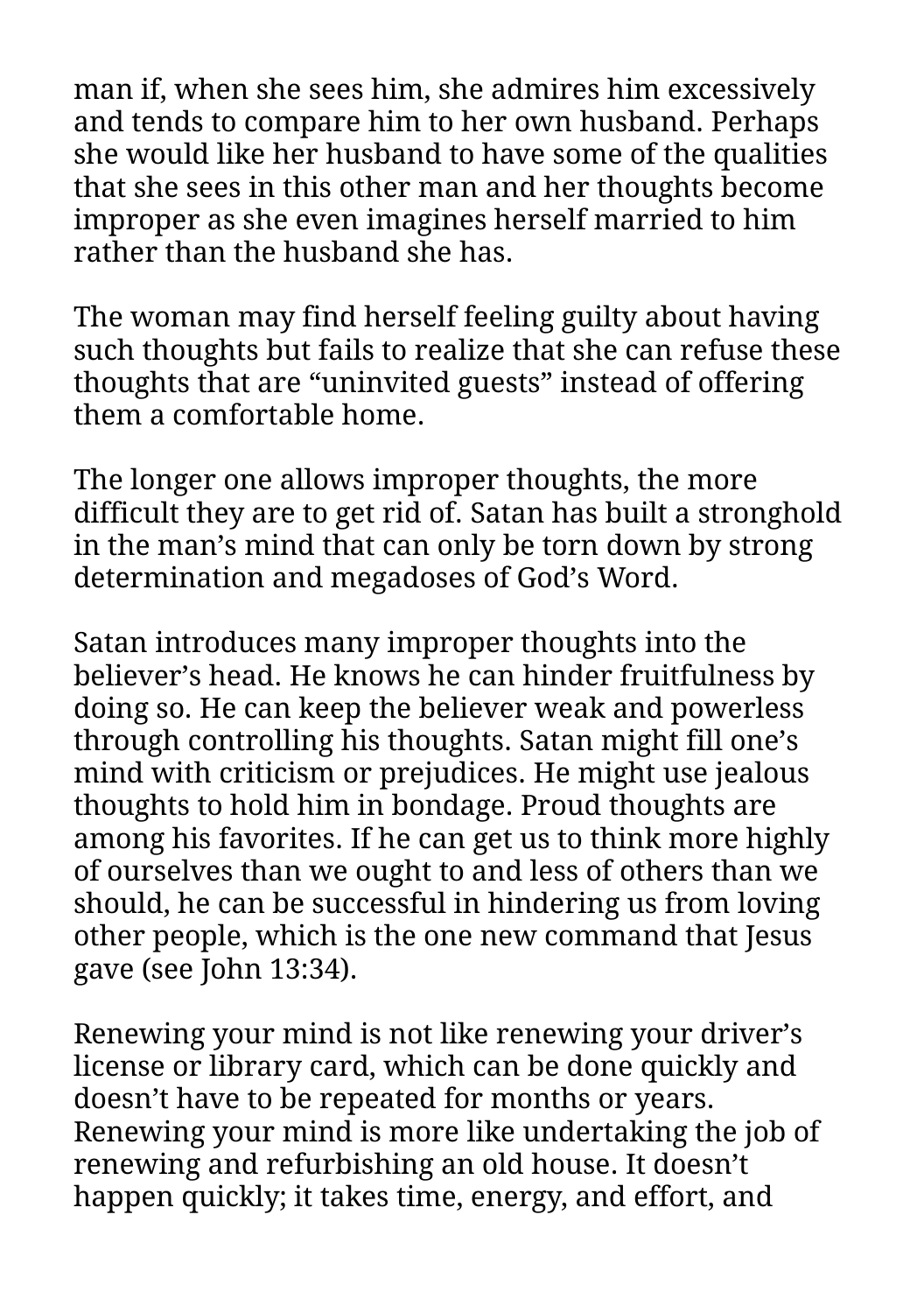man if, when she sees him, she admires him excessively and tends to compare him to her own husband. Perhaps she would like her husband to have some of the qualities that she sees in this other man and her thoughts become improper as she even imagines herself married to him rather than the husband she has.

The woman may find herself feeling guilty about having such thoughts but fails to realize that she can refuse these thoughts that are “uninvited guests” instead of offering them a comfortable home.

The longer one allows improper thoughts, the more difficult they are to get rid of. Satan has built a stronghold in the man’s mind that can only be torn down by strong determination and megadoses of God’s Word.

Satan introduces many improper thoughts into the believer’s head. He knows he can hinder fruitfulness by doing so. He can keep the believer weak and powerless through controlling his thoughts. Satan might fill one’s mind with criticism or prejudices. He might use jealous thoughts to hold him in bondage. Proud thoughts are among his favorites. If he can get us to think more highly of ourselves than we ought to and less of others than we should, he can be successful in hindering us from loving other people, which is the one new command that Jesus gave (see John 13:34).

Renewing your mind is not like renewing your driver’s license or library card, which can be done quickly and doesn’t have to be repeated for months or years. Renewing your mind is more like undertaking the job of renewing and refurbishing an old house. It doesn’t happen quickly; it takes time, energy, and effort, and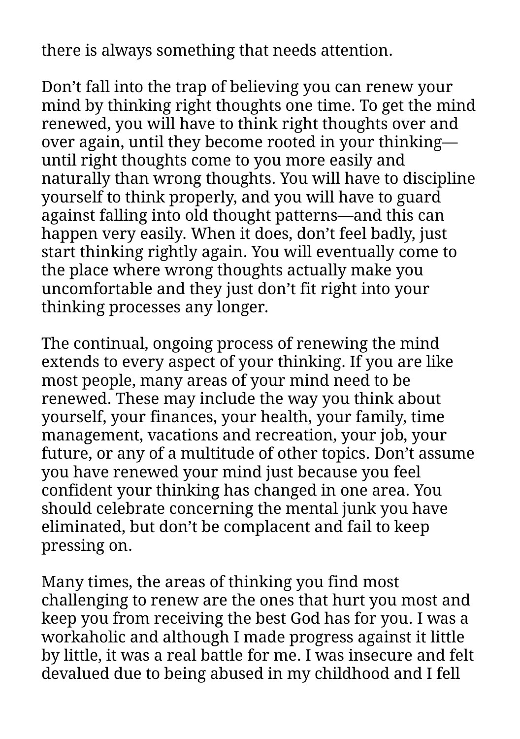there is always something that needs attention.

Don't fall into the trap of believing you can renew your mind by thinking right thoughts one time. To get the mind renewed, you will have to think right thoughts over and over again, until they become rooted in your thinking—until right thoughts come to you more easily and naturally than wrong thoughts. You will have to discipline yourself to think properly, and you will have to guard against falling into old thought patterns—and this can happen very easily. When it does, don't feel badly, just start thinking rightly again. You will eventually come to the place where wrong thoughts actually make you uncomfortable and they just don't fit right into your thinking processes any longer.

The continual, ongoing process of renewing the mind extends to every aspect of your thinking. If you are like most people, many areas of your mind need to be renewed. These may include the way you think about yourself, your finances, your health, your family, time management, vacations and recreation, your job, your future, or any of a multitude of other topics. Don't assume you have renewed your mind just because you feel confident your thinking has changed in one area. You should celebrate concerning the mental junk you have eliminated, but don't be complacent and fail to keep pressing on.

Many times, the areas of thinking you find most challenging to renew are the ones that hurt you most and keep you from receiving the best God has for you. I was a workaholic and although I made progress against it little by little, it was a real battle for me. I was insecure and felt devalued due to being abused in my childhood and I fell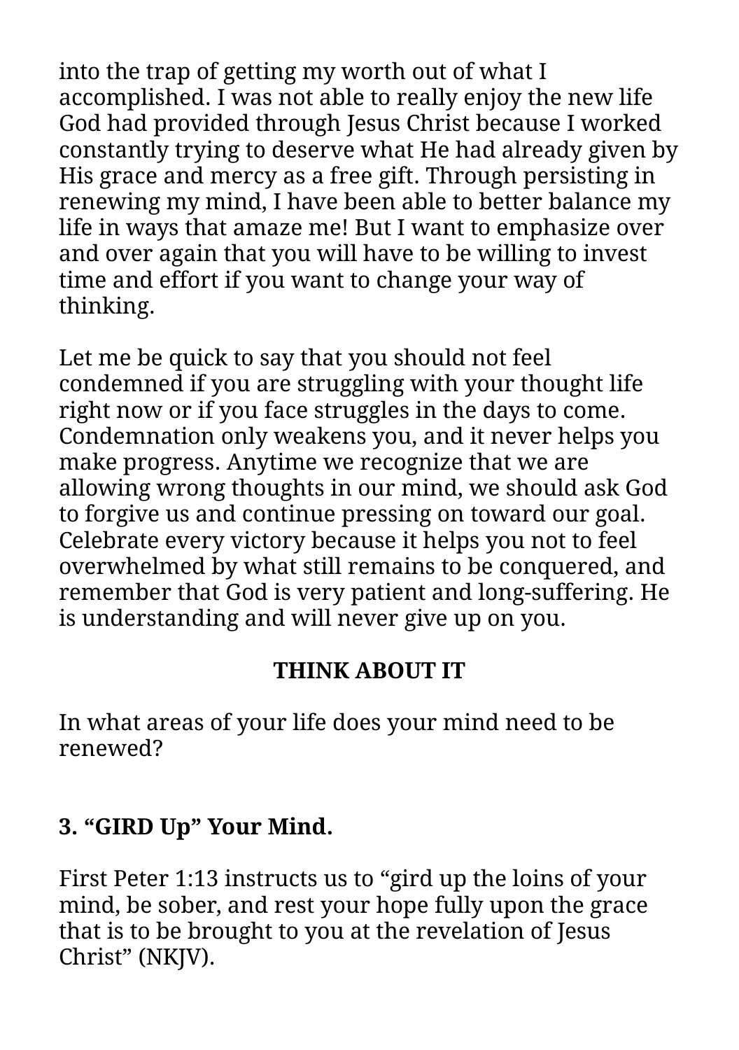into the trap of getting my worth out of what I accomplished. I was not able to really enjoy the new life God had provided through Jesus Christ because I worked constantly trying to deserve what He had already given by His grace and mercy as a free gift. Through persisting in renewing my mind, I have been able to better balance my life in ways that amaze me! But I want to emphasize over and over again that you will have to be willing to invest time and effort if you want to change your way of thinking.

Let me be quick to say that you should not feel condemned if you are struggling with your thought life right now or if you face struggles in the days to come. Condemnation only weakens you, and it never helps you make progress. Anytime we recognize that we are allowing wrong thoughts in our mind, we should ask God to forgive us and continue pressing on toward our goal. Celebrate every victory because it helps you not to feel overwhelmed by what still remains to be conquered, and remember that God is very patient and long-suffering. He is understanding and will never give up on you.

**THINK ABOUT IT**

In what areas of your life does your mind need to be renewed?

### 3. "GIRD Up" Your Mind.

First Peter 1:13 instructs us to "gird up the loins of your mind, be sober, and rest your hope fully upon the grace that is to be brought to you at the revelation of Jesus Christ" (NKJV).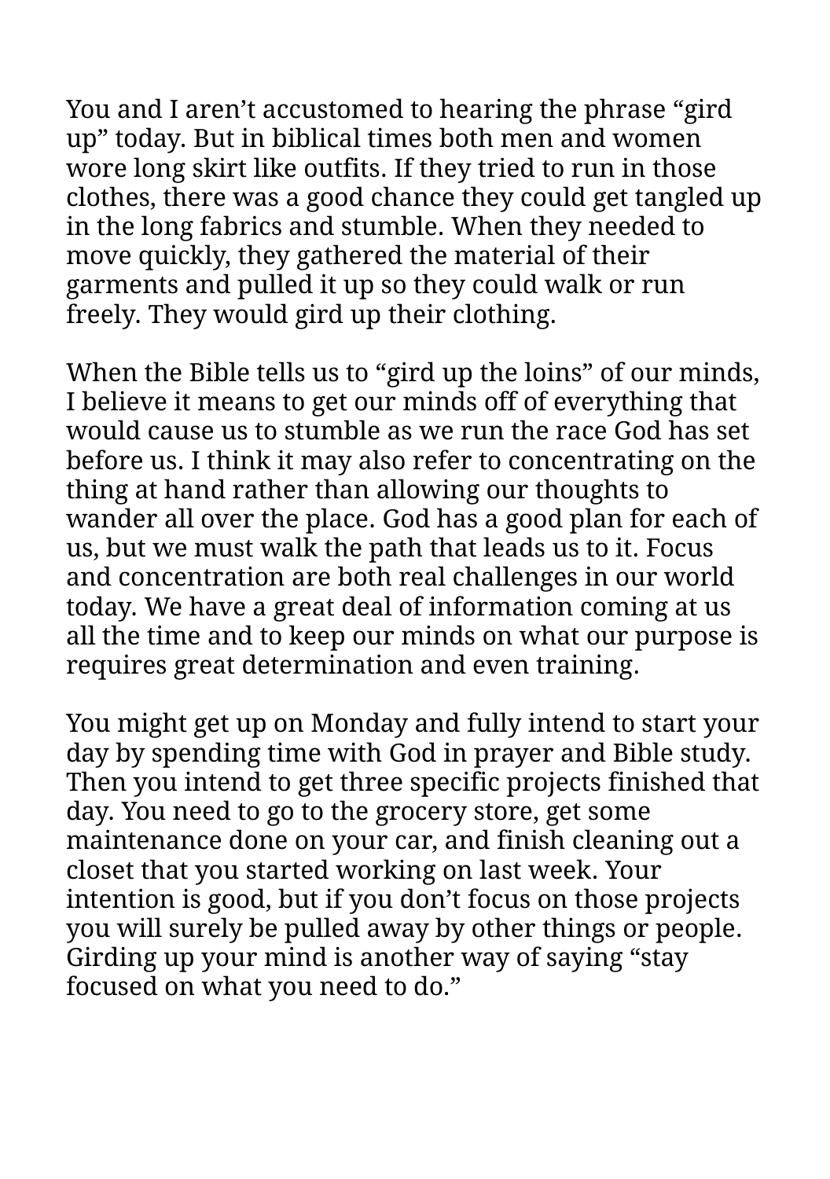You and I aren't accustomed to hearing the phrase "gird up" today. But in biblical times both men and women wore long skirt like outfits. If they tried to run in those clothes, there was a good chance they could get tangled up in the long fabrics and stumble. When they needed to move quickly, they gathered the material of their garments and pulled it up so they could walk or run freely. They would gird up their clothing.

When the Bible tells us to "gird up the loins" of our minds, I believe it means to get our minds off of everything that would cause us to stumble as we run the race God has set before us. I think it may also refer to concentrating on the thing at hand rather than allowing our thoughts to wander all over the place. God has a good plan for each of us, but we must walk the path that leads us to it. Focus and concentration are both real challenges in our world today. We have a great deal of information coming at us all the time and to keep our minds on what our purpose is requires great determination and even training.

You might get up on Monday and fully intend to start your day by spending time with God in prayer and Bible study. Then you intend to get three specific projects finished that day. You need to go to the grocery store, get some maintenance done on your car, and finish cleaning out a closet that you started working on last week. Your intention is good, but if you don't focus on those projects you will surely be pulled away by other things or people. Girding up your mind is another way of saying "stay focused on what you need to do."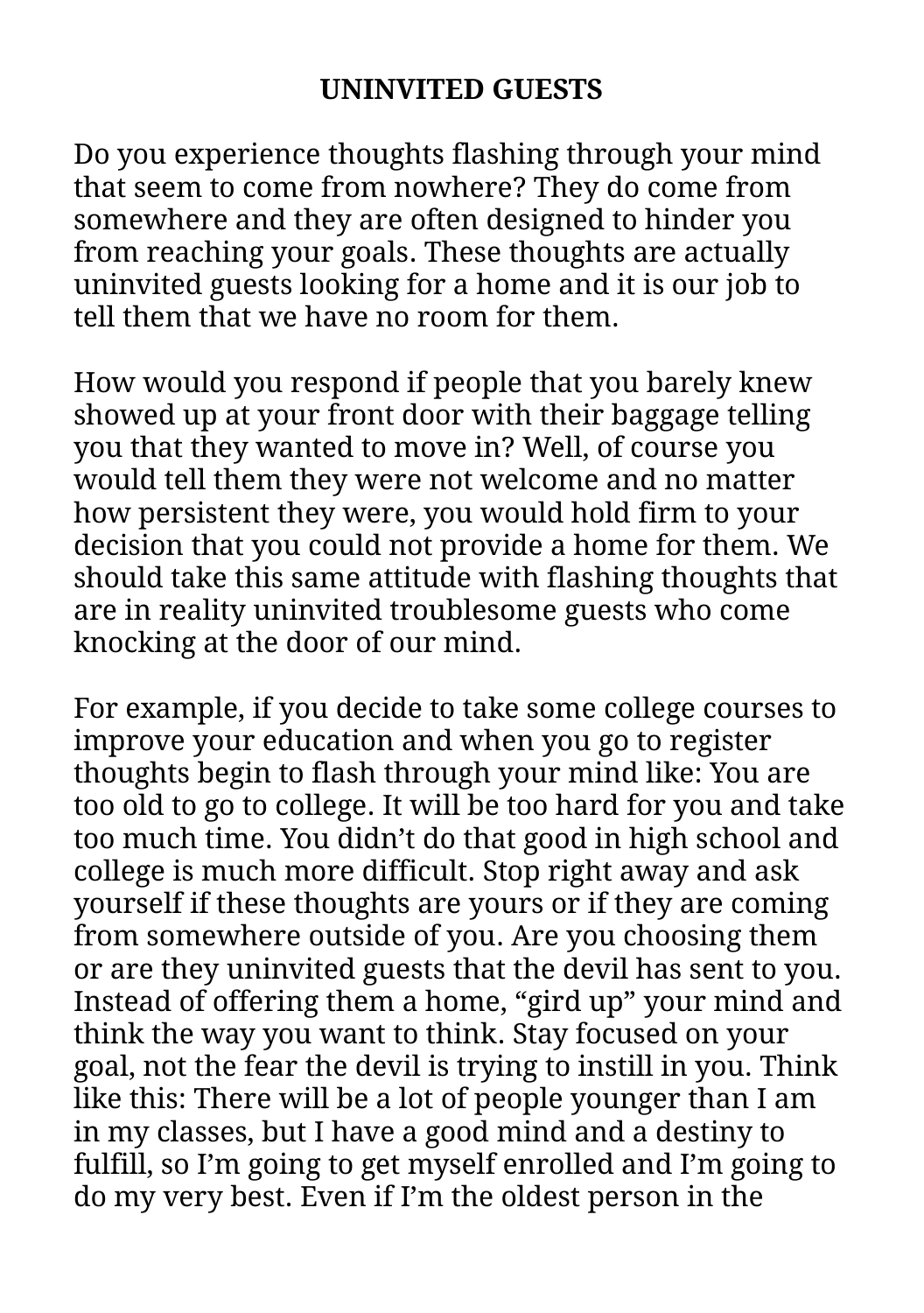**UNINVITED GUESTS**

Do you experience thoughts flashing through your mind that seem to come from nowhere? They do come from somewhere and they are often designed to hinder you from reaching your goals. These thoughts are actually uninvited guests looking for a home and it is our job to tell them that we have no room for them.

How would you respond if people that you barely knew showed up at your front door with their baggage telling you that they wanted to move in? Well, of course you would tell them they were not welcome and no matter how persistent they were, you would hold firm to your decision that you could not provide a home for them. We should take this same attitude with flashing thoughts that are in reality uninvited troublesome guests who come knocking at the door of our mind.

For example, if you decide to take some college courses to improve your education and when you go to register thoughts begin to flash through your mind like: You are too old to go to college. It will be too hard for you and take too much time. You didn't do that good in high school and college is much more difficult. Stop right away and ask yourself if these thoughts are yours or if they are coming from somewhere outside of you. Are you choosing them or are they uninvited guests that the devil has sent to you. Instead of offering them a home, "gird up" your mind and think the way you want to think. Stay focused on your goal, not the fear the devil is trying to instill in you. Think like this: There will be a lot of people younger than I am in my classes, but I have a good mind and a destiny to fulfill, so I'm going to get myself enrolled and I'm going to do my very best. Even if I'm the oldest person in the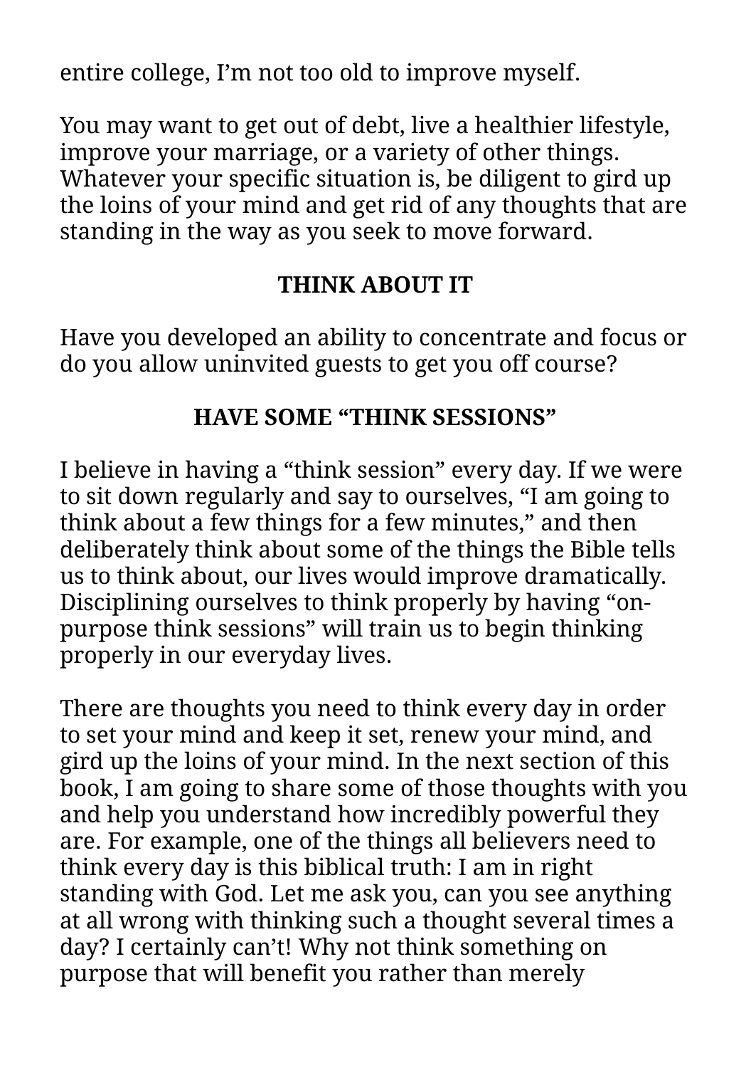entire college, I'm not too old to improve myself.

You may want to get out of debt, live a healthier lifestyle, improve your marriage, or a variety of other things. Whatever your specific situation is, be diligent to gird up the loins of your mind and get rid of any thoughts that are standing in the way as you seek to move forward.

## THINK ABOUT IT

Have you developed an ability to concentrate and focus or do you allow uninvited guests to get you off course?

## HAVE SOME "THINK SESSIONS"

I believe in having a "think session" every day. If we were to sit down regularly and say to ourselves, "I am going to think about a few things for a few minutes," and then deliberately think about some of the things the Bible tells us to think about, our lives would improve dramatically. Disciplining ourselves to think properly by having "on-purpose think sessions" will train us to begin thinking properly in our everyday lives.

There are thoughts you need to think every day in order to set your mind and keep it set, renew your mind, and gird up the loins of your mind. In the next section of this book, I am going to share some of those thoughts with you and help you understand how incredibly powerful they are. For example, one of the things all believers need to think every day is this biblical truth: I am in right standing with God. Let me ask you, can you see anything at all wrong with thinking such a thought several times a day? I certainly can't! Why not think something on purpose that will benefit you rather than merely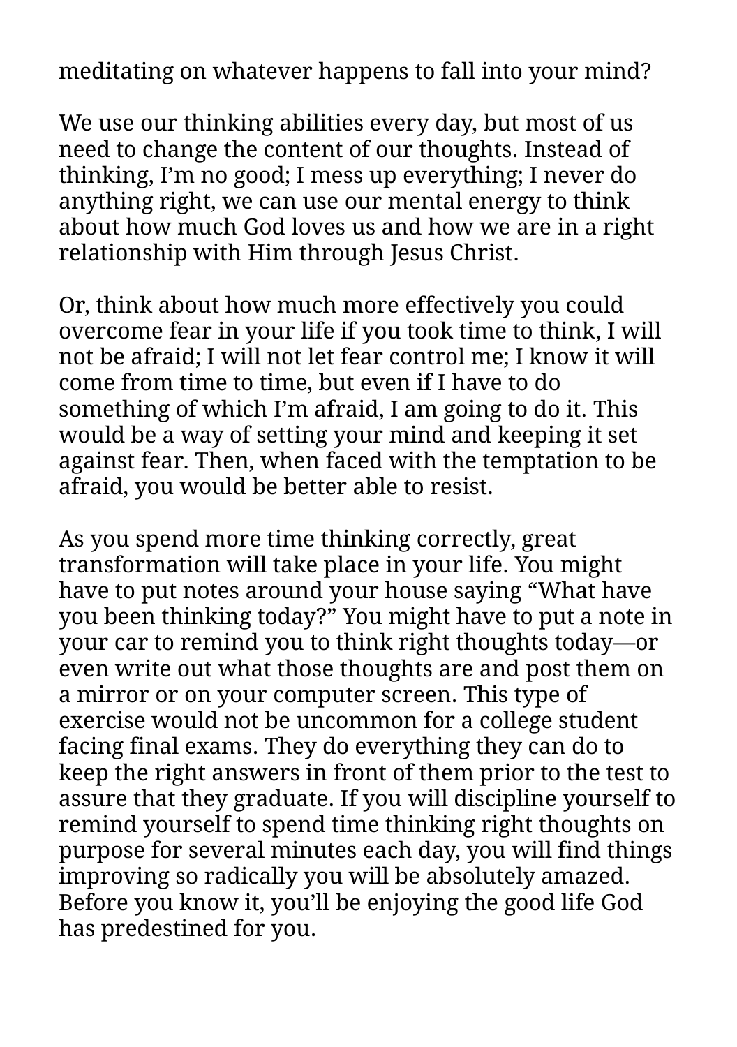meditating on whatever happens to fall into your mind?

We use our thinking abilities every day, but most of us need to change the content of our thoughts. Instead of thinking, I'm no good; I mess up everything; I never do anything right, we can use our mental energy to think about how much God loves us and how we are in a right relationship with Him through Jesus Christ.

Or, think about how much more effectively you could overcome fear in your life if you took time to think, I will not be afraid; I will not let fear control me; I know it will come from time to time, but even if I have to do something of which I'm afraid, I am going to do it. This would be a way of setting your mind and keeping it set against fear. Then, when faced with the temptation to be afraid, you would be better able to resist.

As you spend more time thinking correctly, great transformation will take place in your life. You might have to put notes around your house saying "What have you been thinking today?" You might have to put a note in your car to remind you to think right thoughts today—or even write out what those thoughts are and post them on a mirror or on your computer screen. This type of exercise would not be uncommon for a college student facing final exams. They do everything they can do to keep the right answers in front of them prior to the test to assure that they graduate. If you will discipline yourself to remind yourself to spend time thinking right thoughts on purpose for several minutes each day, you will find things improving so radically you will be absolutely amazed. Before you know it, you'll be enjoying the good life God has predestined for you.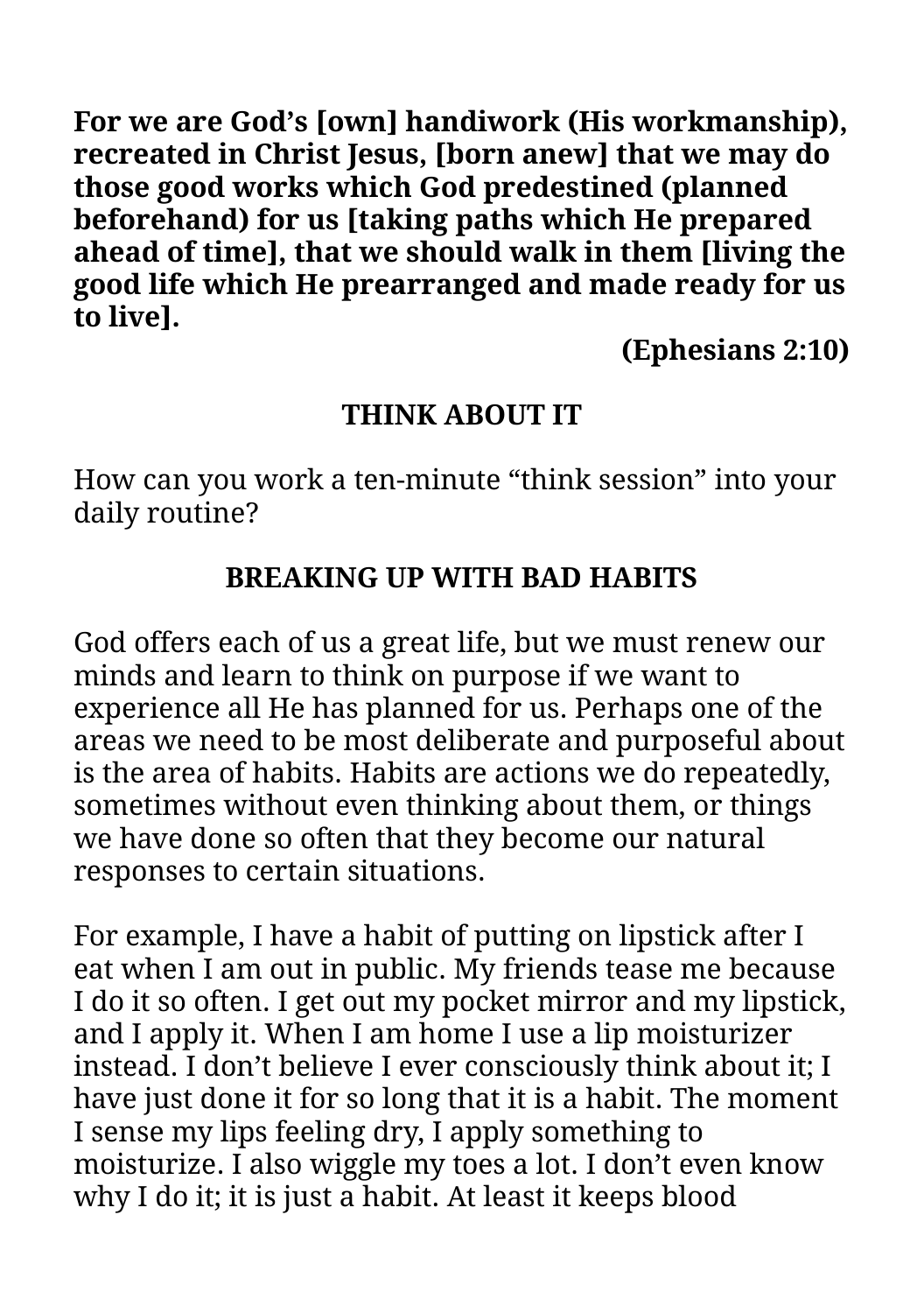**For we are God's [own] handiwork (His workmanship), recreated in Christ Jesus, [born anew] that we may do those good works which God predestined (planned beforehand) for us [taking paths which He prepared ahead of time], that we should walk in them [living the good life which He prearranged and made ready for us to live].**

**(Ephesians 2:10)**

## THINK ABOUT IT

How can you work a ten-minute "think session" into your daily routine?

## BREAKING UP WITH BAD HABITS

God offers each of us a great life, but we must renew our minds and learn to think on purpose if we want to experience all He has planned for us. Perhaps one of the areas we need to be most deliberate and purposeful about is the area of habits. Habits are actions we do repeatedly, sometimes without even thinking about them, or things we have done so often that they become our natural responses to certain situations.

For example, I have a habit of putting on lipstick after I eat when I am out in public. My friends tease me because I do it so often. I get out my pocket mirror and my lipstick, and I apply it. When I am home I use a lip moisturizer instead. I don't believe I ever consciously think about it; I have just done it for so long that it is a habit. The moment I sense my lips feeling dry, I apply something to moisturize. I also wiggle my toes a lot. I don't even know why I do it; it is just a habit. At least it keeps blood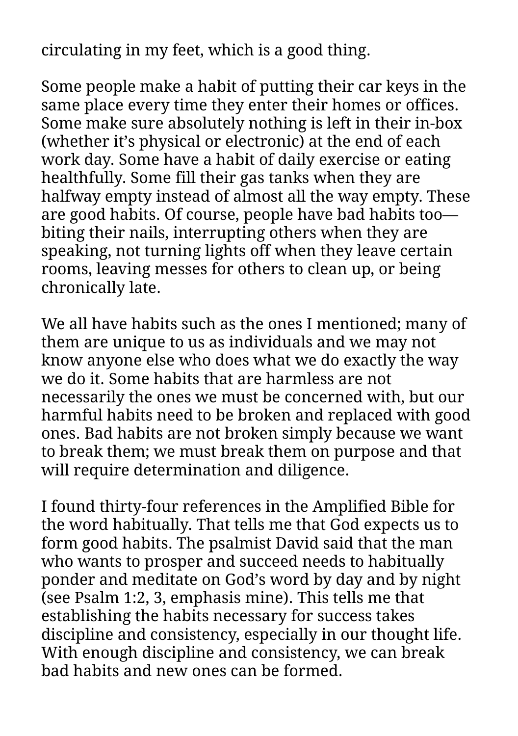circulating in my feet, which is a good thing.

Some people make a habit of putting their car keys in the same place every time they enter their homes or offices. Some make sure absolutely nothing is left in their in-box (whether it's physical or electronic) at the end of each work day. Some have a habit of daily exercise or eating healthfully. Some fill their gas tanks when they are halfway empty instead of almost all the way empty. These are good habits. Of course, people have bad habits too—biting their nails, interrupting others when they are speaking, not turning lights off when they leave certain rooms, leaving messes for others to clean up, or being chronically late.

We all have habits such as the ones I mentioned; many of them are unique to us as individuals and we may not know anyone else who does what we do exactly the way we do it. Some habits that are harmless are not necessarily the ones we must be concerned with, but our harmful habits need to be broken and replaced with good ones. Bad habits are not broken simply because we want to break them; we must break them on purpose and that will require determination and diligence.

I found thirty-four references in the Amplified Bible for the word habitually. That tells me that God expects us to form good habits. The psalmist David said that the man who wants to prosper and succeed needs to habitually ponder and meditate on God's word by day and by night (see Psalm 1:2, 3, emphasis mine). This tells me that establishing the habits necessary for success takes discipline and consistency, especially in our thought life. With enough discipline and consistency, we can break bad habits and new ones can be formed.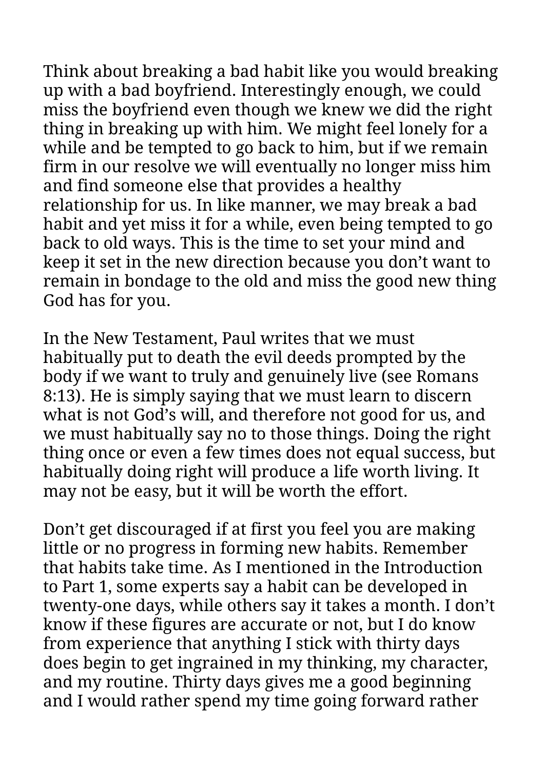Think about breaking a bad habit like you would breaking up with a bad boyfriend. Interestingly enough, we could miss the boyfriend even though we knew we did the right thing in breaking up with him. We might feel lonely for a while and be tempted to go back to him, but if we remain firm in our resolve we will eventually no longer miss him and find someone else that provides a healthy relationship for us. In like manner, we may break a bad habit and yet miss it for a while, even being tempted to go back to old ways. This is the time to set your mind and keep it set in the new direction because you don't want to remain in bondage to the old and miss the good new thing God has for you.

In the New Testament, Paul writes that we must habitually put to death the evil deeds prompted by the body if we want to truly and genuinely live (see Romans 8:13). He is simply saying that we must learn to discern what is not God's will, and therefore not good for us, and we must habitually say no to those things. Doing the right thing once or even a few times does not equal success, but habitually doing right will produce a life worth living. It may not be easy, but it will be worth the effort.

Don't get discouraged if at first you feel you are making little or no progress in forming new habits. Remember that habits take time. As I mentioned in the Introduction to Part 1, some experts say a habit can be developed in twenty-one days, while others say it takes a month. I don't know if these figures are accurate or not, but I do know from experience that anything I stick with thirty days does begin to get ingrained in my thinking, my character, and my routine. Thirty days gives me a good beginning and I would rather spend my time going forward rather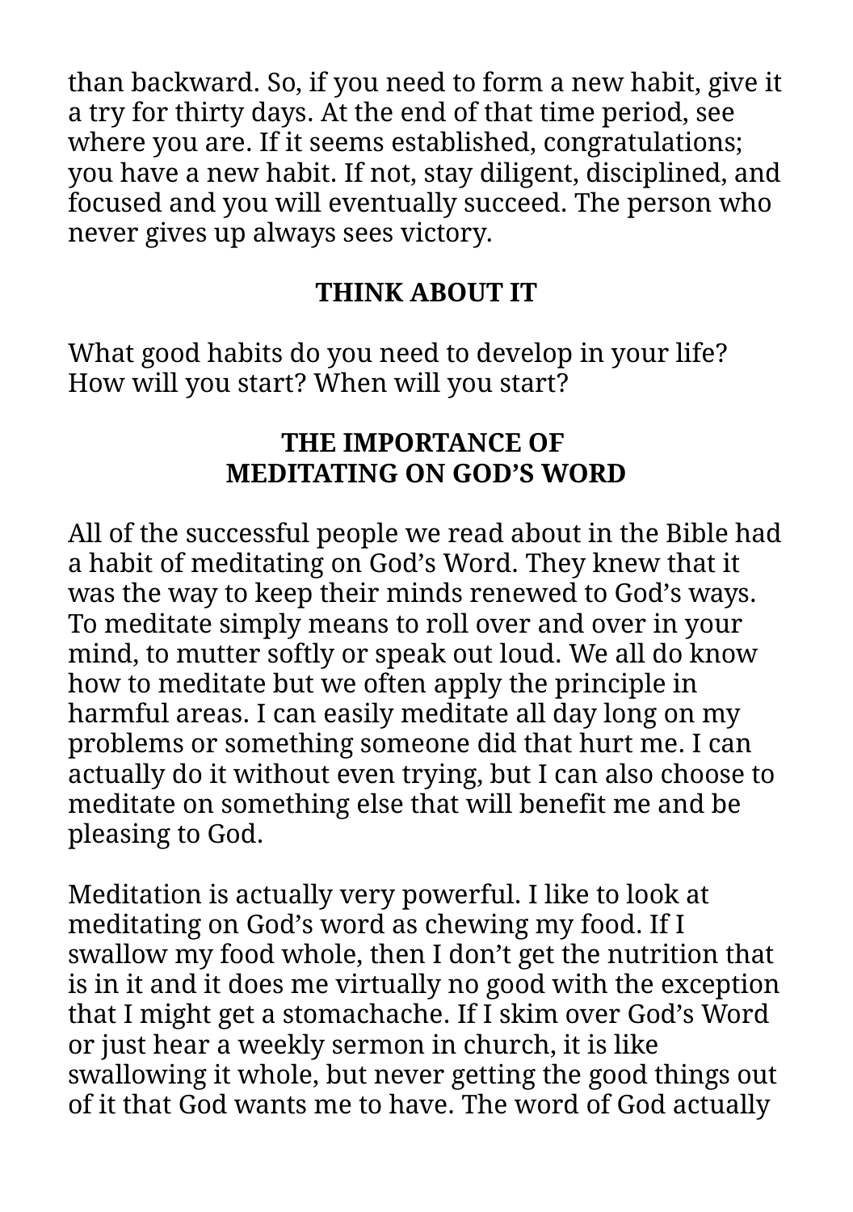than backward. So, if you need to form a new habit, give it a try for thirty days. At the end of that time period, see where you are. If it seems established, congratulations; you have a new habit. If not, stay diligent, disciplined, and focused and you will eventually succeed. The person who never gives up always sees victory.

### THINK ABOUT IT

What good habits do you need to develop in your life? How will you start? When will you start?

## THE IMPORTANCE OF MEDITATING ON GOD’S WORD

All of the successful people we read about in the Bible had a habit of meditating on God’s Word. They knew that it was the way to keep their minds renewed to God’s ways. To meditate simply means to roll over and over in your mind, to mutter softly or speak out loud. We all do know how to meditate but we often apply the principle in harmful areas. I can easily meditate all day long on my problems or something someone did that hurt me. I can actually do it without even trying, but I can also choose to meditate on something else that will benefit me and be pleasing to God.

Meditation is actually very powerful. I like to look at meditating on God’s word as chewing my food. If I swallow my food whole, then I don’t get the nutrition that is in it and it does me virtually no good with the exception that I might get a stomachache. If I skim over God’s Word or just hear a weekly sermon in church, it is like swallowing it whole, but never getting the good things out of it that God wants me to have. The word of God actually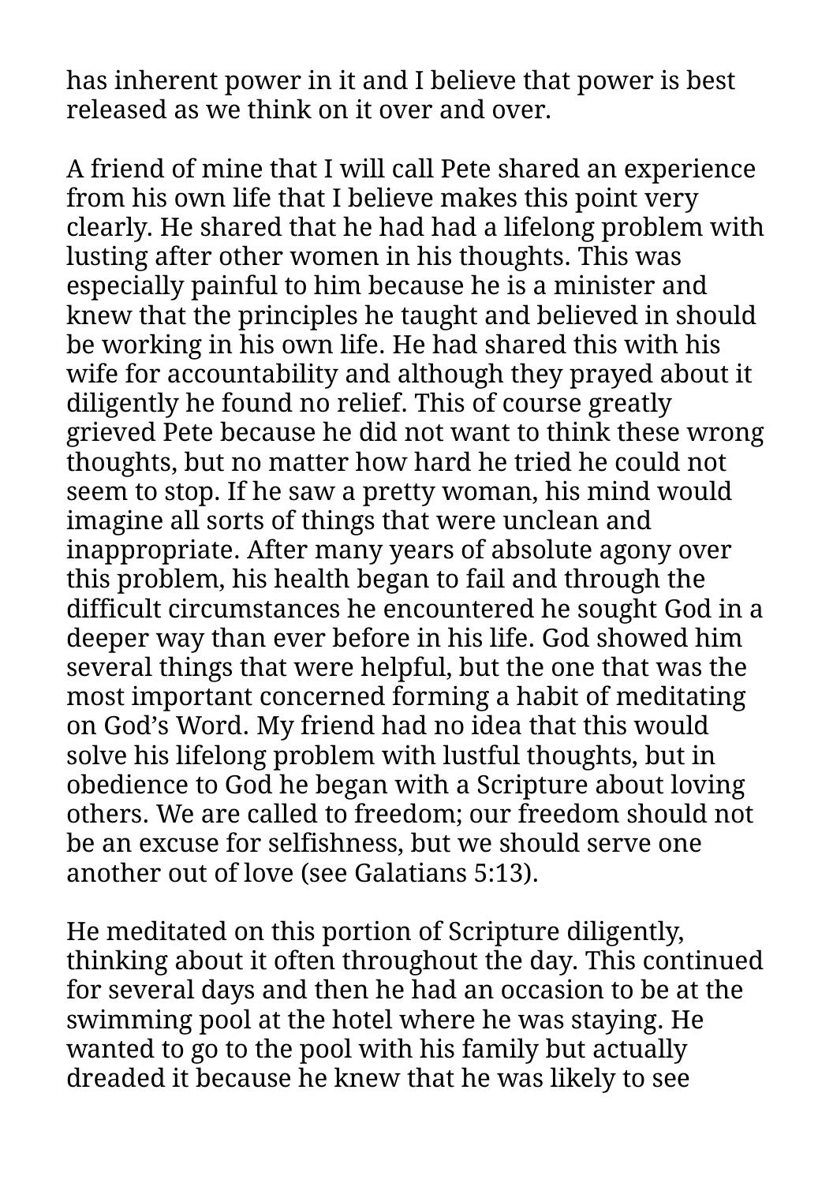has inherent power in it and I believe that power is best released as we think on it over and over.

A friend of mine that I will call Pete shared an experience from his own life that I believe makes this point very clearly. He shared that he had had a lifelong problem with lusting after other women in his thoughts. This was especially painful to him because he is a minister and knew that the principles he taught and believed in should be working in his own life. He had shared this with his wife for accountability and although they prayed about it diligently he found no relief. This of course greatly grieved Pete because he did not want to think these wrong thoughts, but no matter how hard he tried he could not seem to stop. If he saw a pretty woman, his mind would imagine all sorts of things that were unclean and inappropriate. After many years of absolute agony over this problem, his health began to fail and through the difficult circumstances he encountered he sought God in a deeper way than ever before in his life. God showed him several things that were helpful, but the one that was the most important concerned forming a habit of meditating on God's Word. My friend had no idea that this would solve his lifelong problem with lustful thoughts, but in obedience to God he began with a Scripture about loving others. We are called to freedom; our freedom should not be an excuse for selfishness, but we should serve one another out of love (see Galatians 5:13).

He meditated on this portion of Scripture diligently, thinking about it often throughout the day. This continued for several days and then he had an occasion to be at the swimming pool at the hotel where he was staying. He wanted to go to the pool with his family but actually dreaded it because he knew that he was likely to see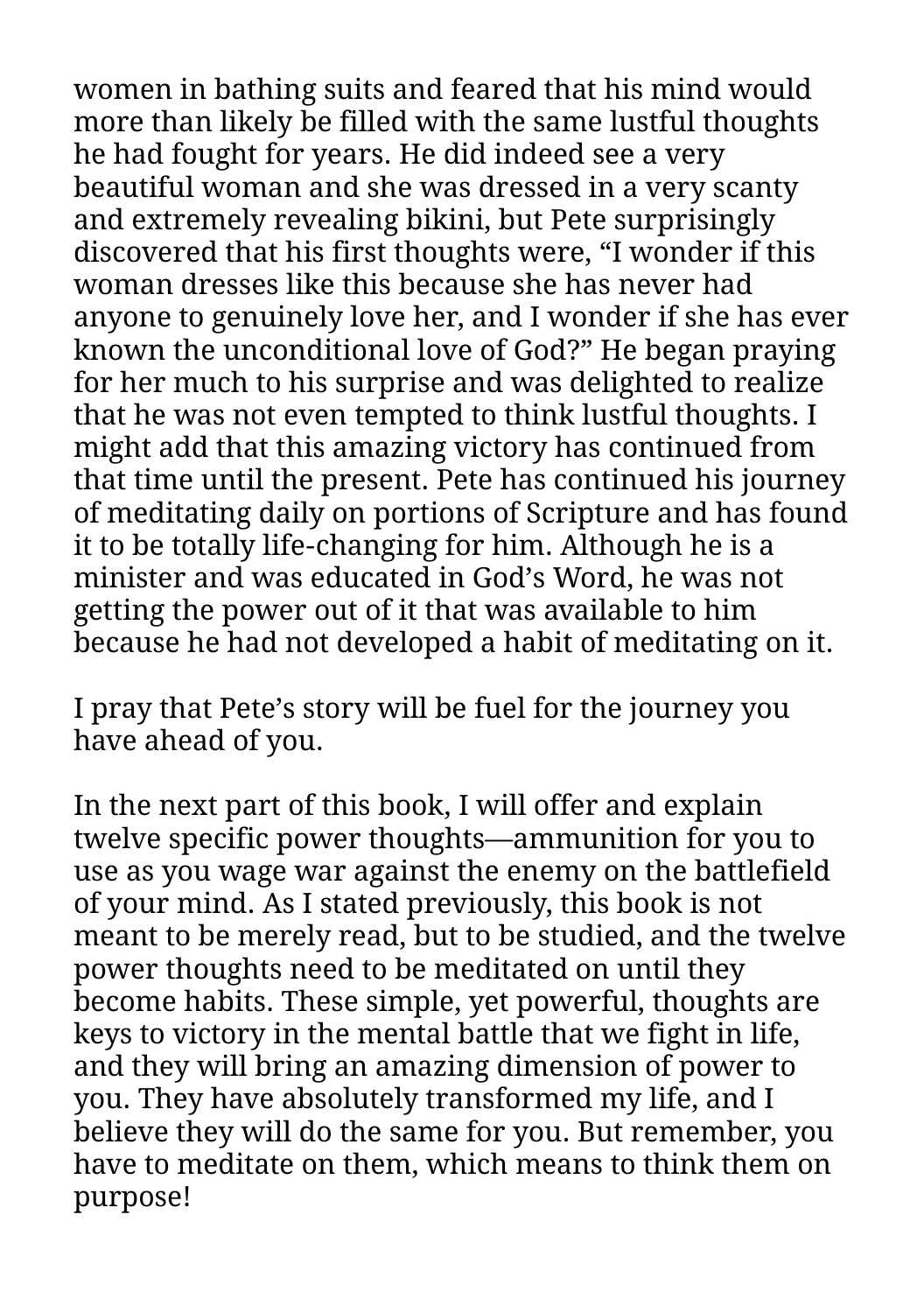women in bathing suits and feared that his mind would more than likely be filled with the same lustful thoughts he had fought for years. He did indeed see a very beautiful woman and she was dressed in a very scanty and extremely revealing bikini, but Pete surprisingly discovered that his first thoughts were, "I wonder if this woman dresses like this because she has never had anyone to genuinely love her, and I wonder if she has ever known the unconditional love of God?" He began praying for her much to his surprise and was delighted to realize that he was not even tempted to think lustful thoughts. I might add that this amazing victory has continued from that time until the present. Pete has continued his journey of meditating daily on portions of Scripture and has found it to be totally life-changing for him. Although he is a minister and was educated in God's Word, he was not getting the power out of it that was available to him because he had not developed a habit of meditating on it.

I pray that Pete's story will be fuel for the journey you have ahead of you.

In the next part of this book, I will offer and explain twelve specific power thoughts—ammunition for you to use as you wage war against the enemy on the battlefield of your mind. As I stated previously, this book is not meant to be merely read, but to be studied, and the twelve power thoughts need to be meditated on until they become habits. These simple, yet powerful, thoughts are keys to victory in the mental battle that we fight in life, and they will bring an amazing dimension of power to you. They have absolutely transformed my life, and I believe they will do the same for you. But remember, you have to meditate on them, which means to think them on purpose!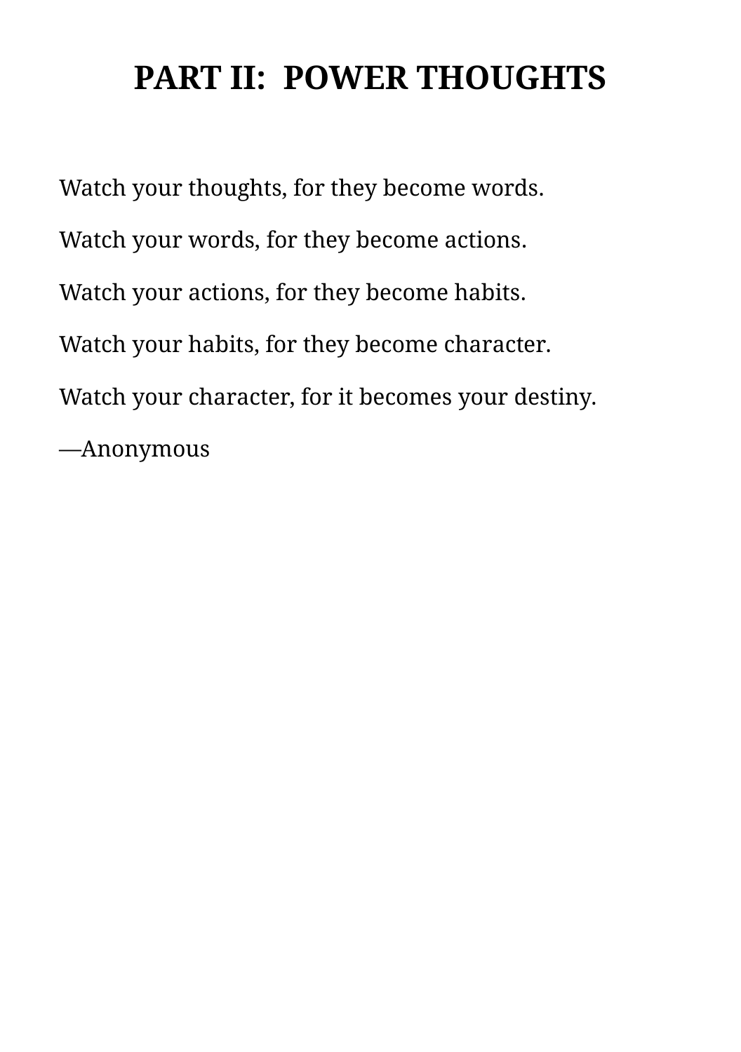# PART II:  POWER THOUGHTS

Watch your thoughts, for they become words.

Watch your words, for they become actions.

Watch your actions, for they become habits.

Watch your habits, for they become character.

Watch your character, for it becomes your destiny.

—Anonymous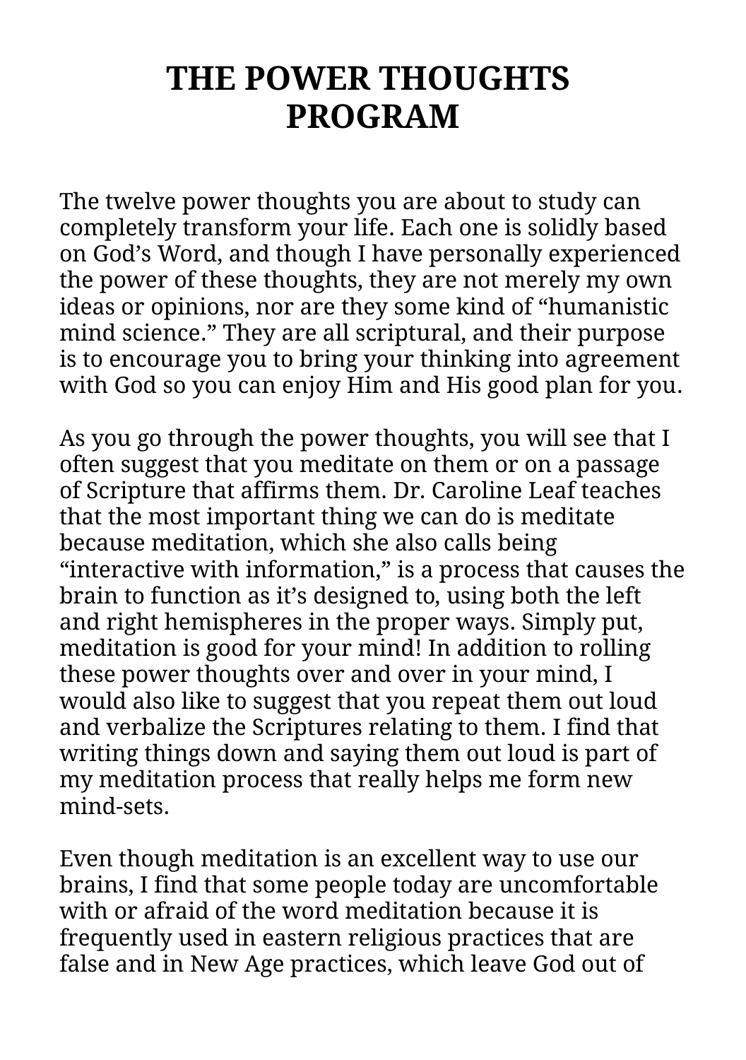# THE POWER THOUGHTS PROGRAM

The twelve power thoughts you are about to study can completely transform your life. Each one is solidly based on God's Word, and though I have personally experienced the power of these thoughts, they are not merely my own ideas or opinions, nor are they some kind of "humanistic mind science." They are all scriptural, and their purpose is to encourage you to bring your thinking into agreement with God so you can enjoy Him and His good plan for you.

As you go through the power thoughts, you will see that I often suggest that you meditate on them or on a passage of Scripture that affirms them. Dr. Caroline Leaf teaches that the most important thing we can do is meditate because meditation, which she also calls being "interactive with information," is a process that causes the brain to function as it's designed to, using both the left and right hemispheres in the proper ways. Simply put, meditation is good for your mind! In addition to rolling these power thoughts over and over in your mind, I would also like to suggest that you repeat them out loud and verbalize the Scriptures relating to them. I find that writing things down and saying them out loud is part of my meditation process that really helps me form new mind-sets.

Even though meditation is an excellent way to use our brains, I find that some people today are uncomfortable with or afraid of the word meditation because it is frequently used in eastern religious practices that are false and in New Age practices, which leave God out of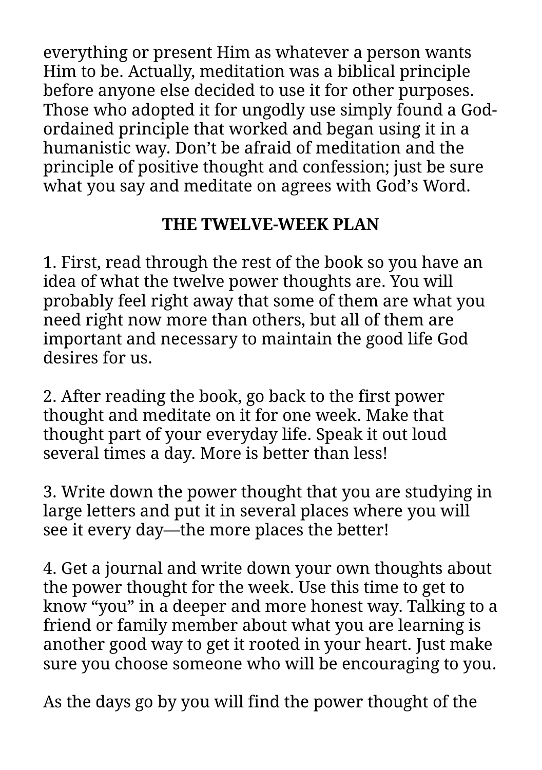everything or present Him as whatever a person wants Him to be. Actually, meditation was a biblical principle before anyone else decided to use it for other purposes. Those who adopted it for ungodly use simply found a God-ordained principle that worked and began using it in a humanistic way. Don't be afraid of meditation and the principle of positive thought and confession; just be sure what you say and meditate on agrees with God's Word.

## THE TWELVE-WEEK PLAN

1. First, read through the rest of the book so you have an idea of what the twelve power thoughts are. You will probably feel right away that some of them are what you need right now more than others, but all of them are important and necessary to maintain the good life God desires for us.

2. After reading the book, go back to the first power thought and meditate on it for one week. Make that thought part of your everyday life. Speak it out loud several times a day. More is better than less!

3. Write down the power thought that you are studying in large letters and put it in several places where you will see it every day—the more places the better!

4. Get a journal and write down your own thoughts about the power thought for the week. Use this time to get to know "you" in a deeper and more honest way. Talking to a friend or family member about what you are learning is another good way to get it rooted in your heart. Just make sure you choose someone who will be encouraging to you.

As the days go by you will find the power thought of the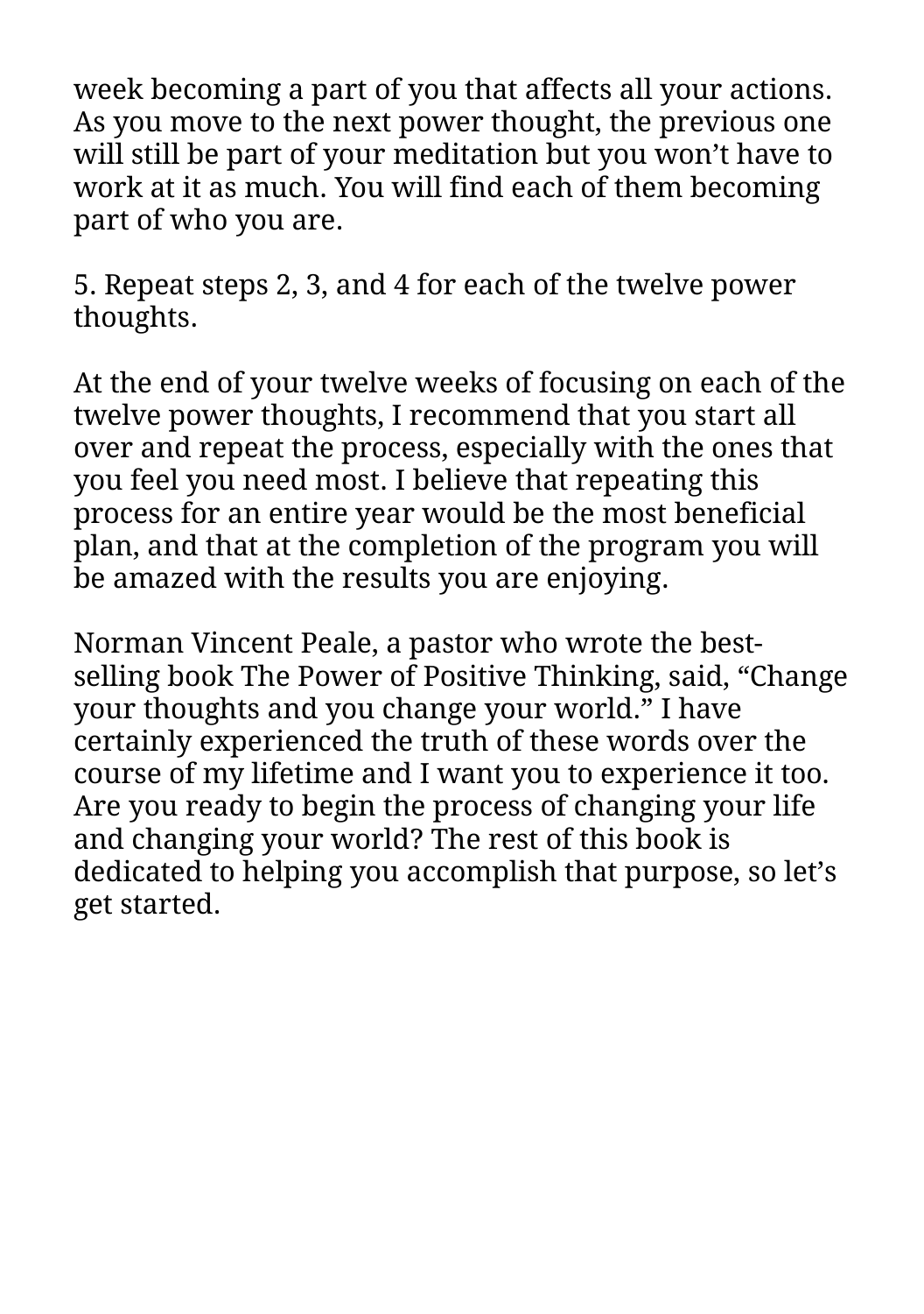week becoming a part of you that affects all your actions. As you move to the next power thought, the previous one will still be part of your meditation but you won’t have to work at it as much. You will find each of them becoming part of who you are.

5. Repeat steps 2, 3, and 4 for each of the twelve power thoughts.

At the end of your twelve weeks of focusing on each of the twelve power thoughts, I recommend that you start all over and repeat the process, especially with the ones that you feel you need most. I believe that repeating this process for an entire year would be the most beneficial plan, and that at the completion of the program you will be amazed with the results you are enjoying.

Norman Vincent Peale, a pastor who wrote the best-selling book The Power of Positive Thinking, said, “Change your thoughts and you change your world.” I have certainly experienced the truth of these words over the course of my lifetime and I want you to experience it too. Are you ready to begin the process of changing your life and changing your world? The rest of this book is dedicated to helping you accomplish that purpose, so let’s get started.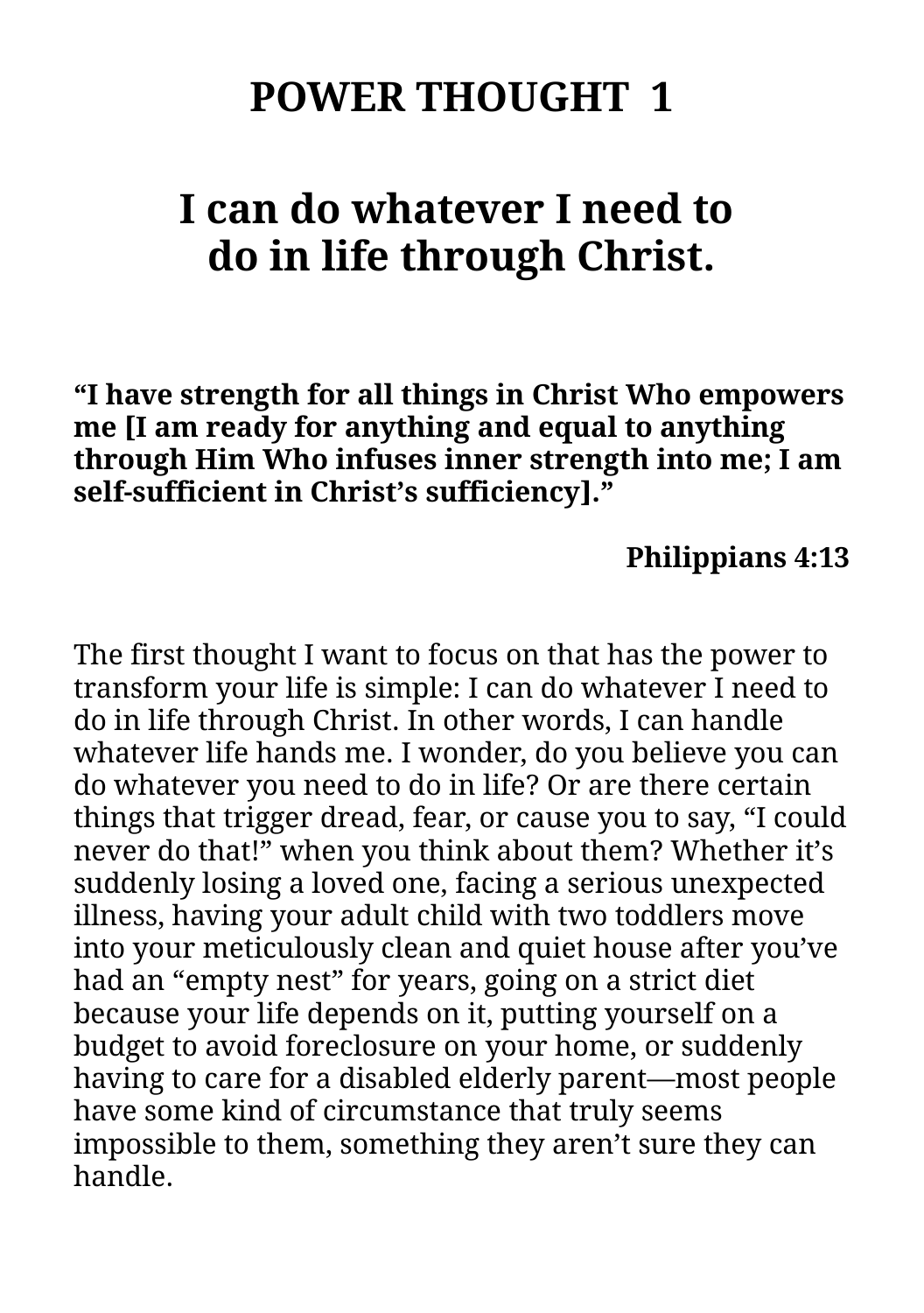# POWER THOUGHT 1

## I can do whatever I need to do in life through Christ.

**"I have strength for all things in Christ Who empowers me [I am ready for anything and equal to anything through Him Who infuses inner strength into me; I am self-sufficient in Christ's sufficiency]."**

**Philippians 4:13**

The first thought I want to focus on that has the power to transform your life is simple: I can do whatever I need to do in life through Christ. In other words, I can handle whatever life hands me. I wonder, do you believe you can do whatever you need to do in life? Or are there certain things that trigger dread, fear, or cause you to say, "I could never do that!" when you think about them? Whether it's suddenly losing a loved one, facing a serious unexpected illness, having your adult child with two toddlers move into your meticulously clean and quiet house after you've had an "empty nest" for years, going on a strict diet because your life depends on it, putting yourself on a budget to avoid foreclosure on your home, or suddenly having to care for a disabled elderly parent—most people have some kind of circumstance that truly seems impossible to them, something they aren't sure they can handle.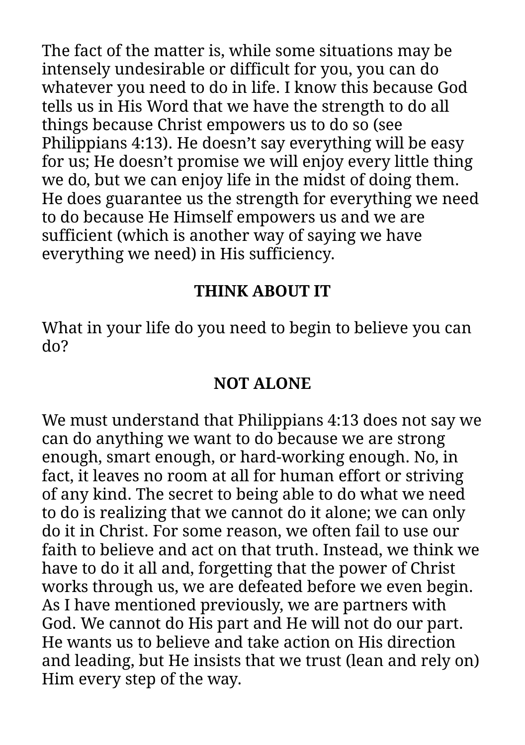The fact of the matter is, while some situations may be intensely undesirable or difficult for you, you can do whatever you need to do in life. I know this because God tells us in His Word that we have the strength to do all things because Christ empowers us to do so (see Philippians 4:13). He doesn't say everything will be easy for us; He doesn't promise we will enjoy every little thing we do, but we can enjoy life in the midst of doing them. He does guarantee us the strength for everything we need to do because He Himself empowers us and we are sufficient (which is another way of saying we have everything we need) in His sufficiency.

**THINK ABOUT IT**

What in your life do you need to begin to believe you can do?

## NOT ALONE

We must understand that Philippians 4:13 does not say we can do anything we want to do because we are strong enough, smart enough, or hard-working enough. No, in fact, it leaves no room at all for human effort or striving of any kind. The secret to being able to do what we need to do is realizing that we cannot do it alone; we can only do it in Christ. For some reason, we often fail to use our faith to believe and act on that truth. Instead, we think we have to do it all and, forgetting that the power of Christ works through us, we are defeated before we even begin. As I have mentioned previously, we are partners with God. We cannot do His part and He will not do our part. He wants us to believe and take action on His direction and leading, but He insists that we trust (lean and rely on) Him every step of the way.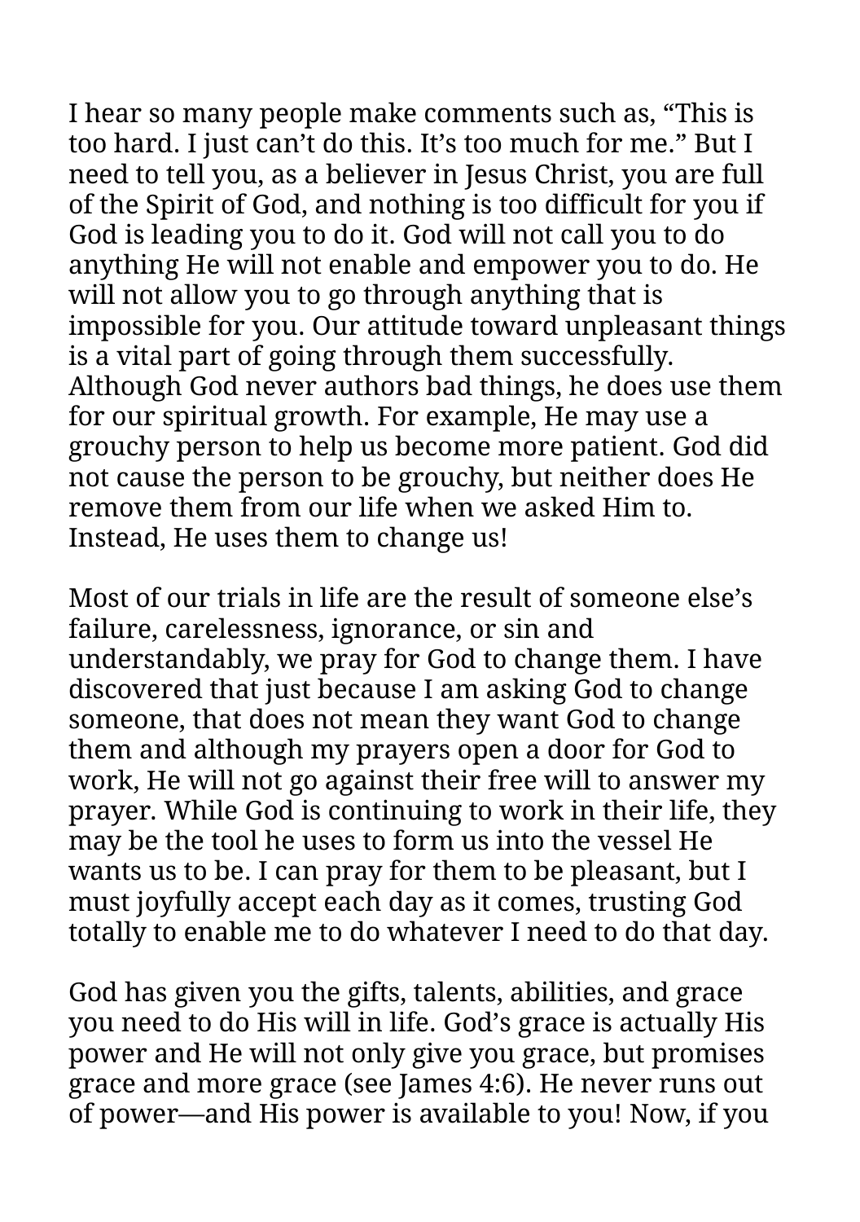I hear so many people make comments such as, “This is too hard. I just can’t do this. It’s too much for me.” But I need to tell you, as a believer in Jesus Christ, you are full of the Spirit of God, and nothing is too difficult for you if God is leading you to do it. God will not call you to do anything He will not enable and empower you to do. He will not allow you to go through anything that is impossible for you. Our attitude toward unpleasant things is a vital part of going through them successfully. Although God never authors bad things, he does use them for our spiritual growth. For example, He may use a grouchy person to help us become more patient. God did not cause the person to be grouchy, but neither does He remove them from our life when we asked Him to. Instead, He uses them to change us!

Most of our trials in life are the result of someone else’s failure, carelessness, ignorance, or sin and understandably, we pray for God to change them. I have discovered that just because I am asking God to change someone, that does not mean they want God to change them and although my prayers open a door for God to work, He will not go against their free will to answer my prayer. While God is continuing to work in their life, they may be the tool he uses to form us into the vessel He wants us to be. I can pray for them to be pleasant, but I must joyfully accept each day as it comes, trusting God totally to enable me to do whatever I need to do that day.

God has given you the gifts, talents, abilities, and grace you need to do His will in life. God’s grace is actually His power and He will not only give you grace, but promises grace and more grace (see James 4:6). He never runs out of power—and His power is available to you! Now, if you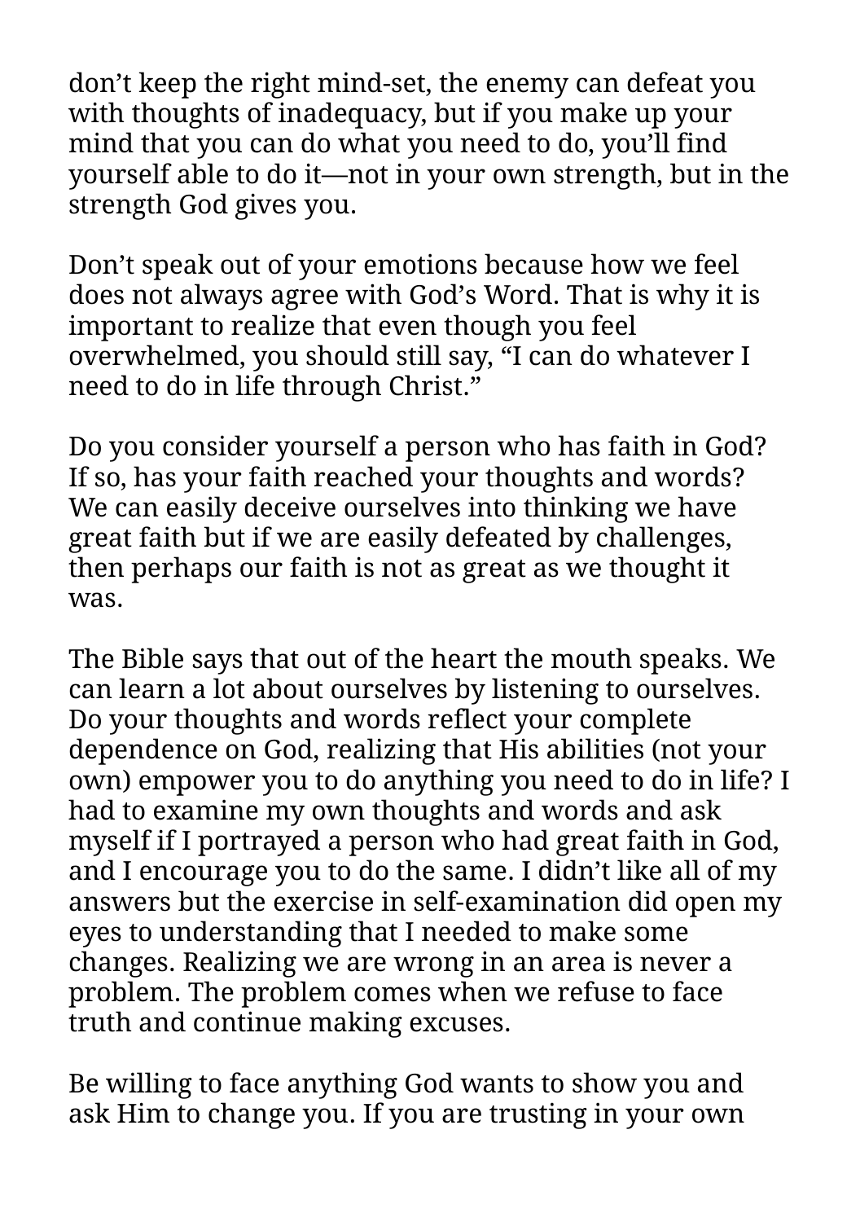don’t keep the right mind-set, the enemy can defeat you with thoughts of inadequacy, but if you make up your mind that you can do what you need to do, you’ll find yourself able to do it—not in your own strength, but in the strength God gives you.

Don’t speak out of your emotions because how we feel does not always agree with God’s Word. That is why it is important to realize that even though you feel overwhelmed, you should still say, “I can do whatever I need to do in life through Christ.”

Do you consider yourself a person who has faith in God? If so, has your faith reached your thoughts and words? We can easily deceive ourselves into thinking we have great faith but if we are easily defeated by challenges, then perhaps our faith is not as great as we thought it was.

The Bible says that out of the heart the mouth speaks. We can learn a lot about ourselves by listening to ourselves. Do your thoughts and words reflect your complete dependence on God, realizing that His abilities (not your own) empower you to do anything you need to do in life? I had to examine my own thoughts and words and ask myself if I portrayed a person who had great faith in God, and I encourage you to do the same. I didn’t like all of my answers but the exercise in self-examination did open my eyes to understanding that I needed to make some changes. Realizing we are wrong in an area is never a problem. The problem comes when we refuse to face truth and continue making excuses.

Be willing to face anything God wants to show you and ask Him to change you. If you are trusting in your own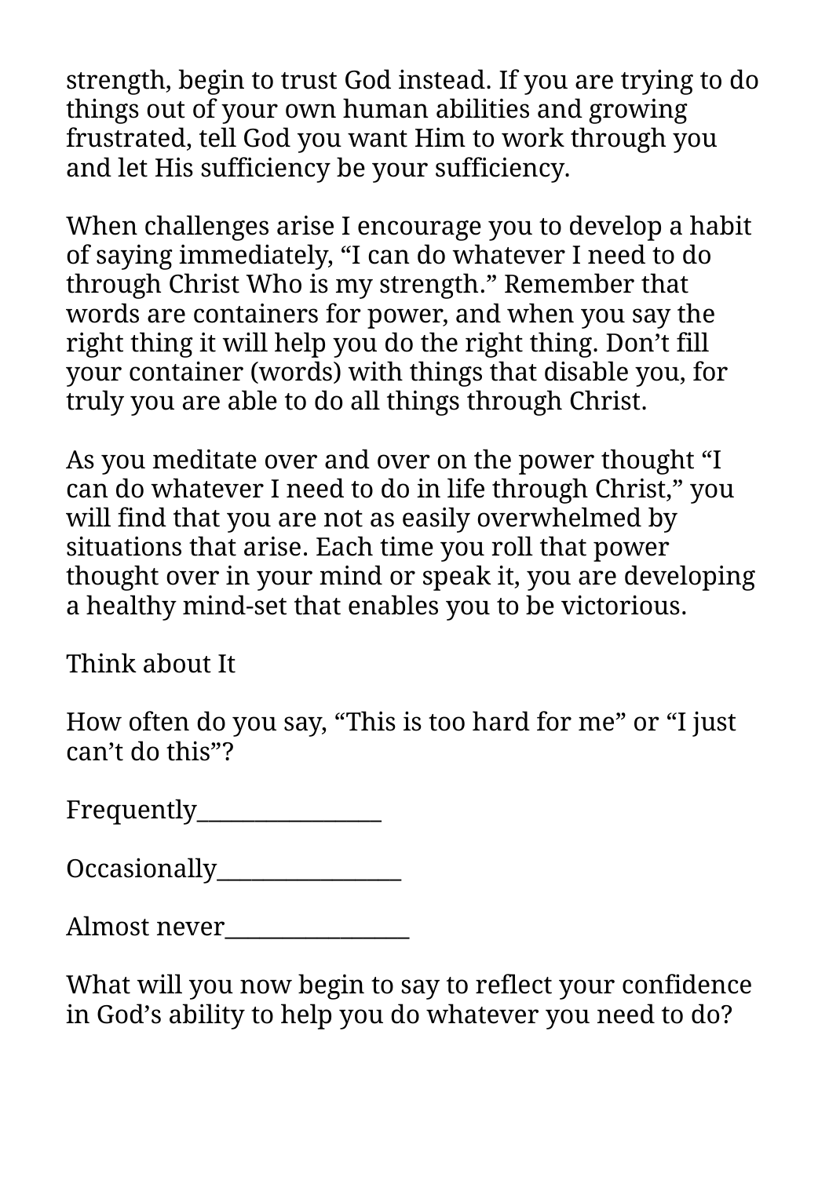strength, begin to trust God instead. If you are trying to do things out of your own human abilities and growing frustrated, tell God you want Him to work through you and let His sufficiency be your sufficiency.

When challenges arise I encourage you to develop a habit of saying immediately, “I can do whatever I need to do through Christ Who is my strength.” Remember that words are containers for power, and when you say the right thing it will help you do the right thing. Don’t fill your container (words) with things that disable you, for truly you are able to do all things through Christ.

As you meditate over and over on the power thought “I can do whatever I need to do in life through Christ,” you will find that you are not as easily overwhelmed by situations that arise. Each time you roll that power thought over in your mind or speak it, you are developing a healthy mind-set that enables you to be victorious.

## Think about It

How often do you say, “This is too hard for me” or “I just can’t do this”?

Frequently________________

Occasionally________________

Almost never________________

What will you now begin to say to reflect your confidence in God’s ability to help you do whatever you need to do?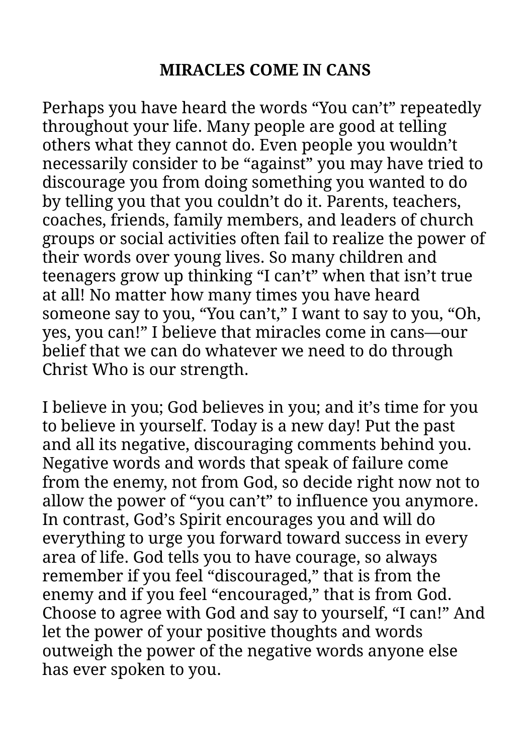**MIRACLES COME IN CANS**

Perhaps you have heard the words “You can’t” repeatedly throughout your life. Many people are good at telling others what they cannot do. Even people you wouldn’t necessarily consider to be “against” you may have tried to discourage you from doing something you wanted to do by telling you that you couldn’t do it. Parents, teachers, coaches, friends, family members, and leaders of church groups or social activities often fail to realize the power of their words over young lives. So many children and teenagers grow up thinking “I can’t” when that isn’t true at all! No matter how many times you have heard someone say to you, “You can’t,” I want to say to you, “Oh, yes, you can!” I believe that miracles come in cans—our belief that we can do whatever we need to do through Christ Who is our strength.

I believe in you; God believes in you; and it’s time for you to believe in yourself. Today is a new day! Put the past and all its negative, discouraging comments behind you. Negative words and words that speak of failure come from the enemy, not from God, so decide right now not to allow the power of “you can’t” to influence you anymore. In contrast, God’s Spirit encourages you and will do everything to urge you forward toward success in every area of life. God tells you to have courage, so always remember if you feel “discouraged,” that is from the enemy and if you feel “encouraged,” that is from God. Choose to agree with God and say to yourself, “I can!” And let the power of your positive thoughts and words outweigh the power of the negative words anyone else has ever spoken to you.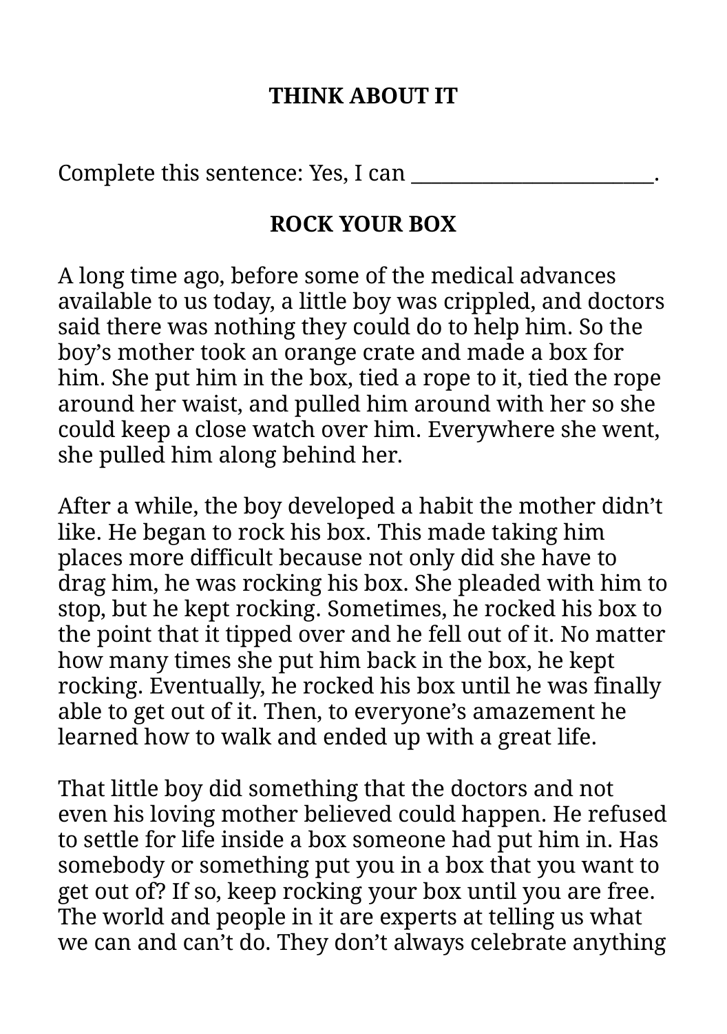**THINK ABOUT IT**

Complete this sentence: Yes, I can ________________________.

**ROCK YOUR BOX**

A long time ago, before some of the medical advances available to us today, a little boy was crippled, and doctors said there was nothing they could do to help him. So the boy's mother took an orange crate and made a box for him. She put him in the box, tied a rope to it, tied the rope around her waist, and pulled him around with her so she could keep a close watch over him. Everywhere she went, she pulled him along behind her.

After a while, the boy developed a habit the mother didn't like. He began to rock his box. This made taking him places more difficult because not only did she have to drag him, he was rocking his box. She pleaded with him to stop, but he kept rocking. Sometimes, he rocked his box to the point that it tipped over and he fell out of it. No matter how many times she put him back in the box, he kept rocking. Eventually, he rocked his box until he was finally able to get out of it. Then, to everyone's amazement he learned how to walk and ended up with a great life.

That little boy did something that the doctors and not even his loving mother believed could happen. He refused to settle for life inside a box someone had put him in. Has somebody or something put you in a box that you want to get out of? If so, keep rocking your box until you are free. The world and people in it are experts at telling us what we can and can't do. They don't always celebrate anything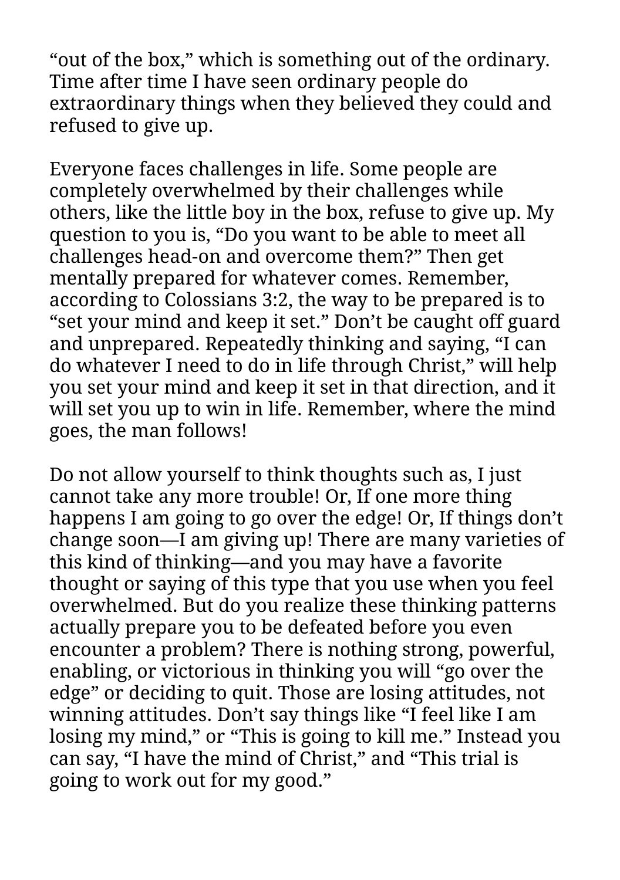“out of the box,” which is something out of the ordinary. Time after time I have seen ordinary people do extraordinary things when they believed they could and refused to give up.

Everyone faces challenges in life. Some people are completely overwhelmed by their challenges while others, like the little boy in the box, refuse to give up. My question to you is, “Do you want to be able to meet all challenges head-on and overcome them?” Then get mentally prepared for whatever comes. Remember, according to Colossians 3:2, the way to be prepared is to “set your mind and keep it set.” Don’t be caught off guard and unprepared. Repeatedly thinking and saying, “I can do whatever I need to do in life through Christ,” will help you set your mind and keep it set in that direction, and it will set you up to win in life. Remember, where the mind goes, the man follows!

Do not allow yourself to think thoughts such as, I just cannot take any more trouble! Or, If one more thing happens I am going to go over the edge! Or, If things don’t change soon—I am giving up! There are many varieties of this kind of thinking—and you may have a favorite thought or saying of this type that you use when you feel overwhelmed. But do you realize these thinking patterns actually prepare you to be defeated before you even encounter a problem? There is nothing strong, powerful, enabling, or victorious in thinking you will “go over the edge” or deciding to quit. Those are losing attitudes, not winning attitudes. Don’t say things like “I feel like I am losing my mind,” or “This is going to kill me.” Instead you can say, “I have the mind of Christ,” and “This trial is going to work out for my good.”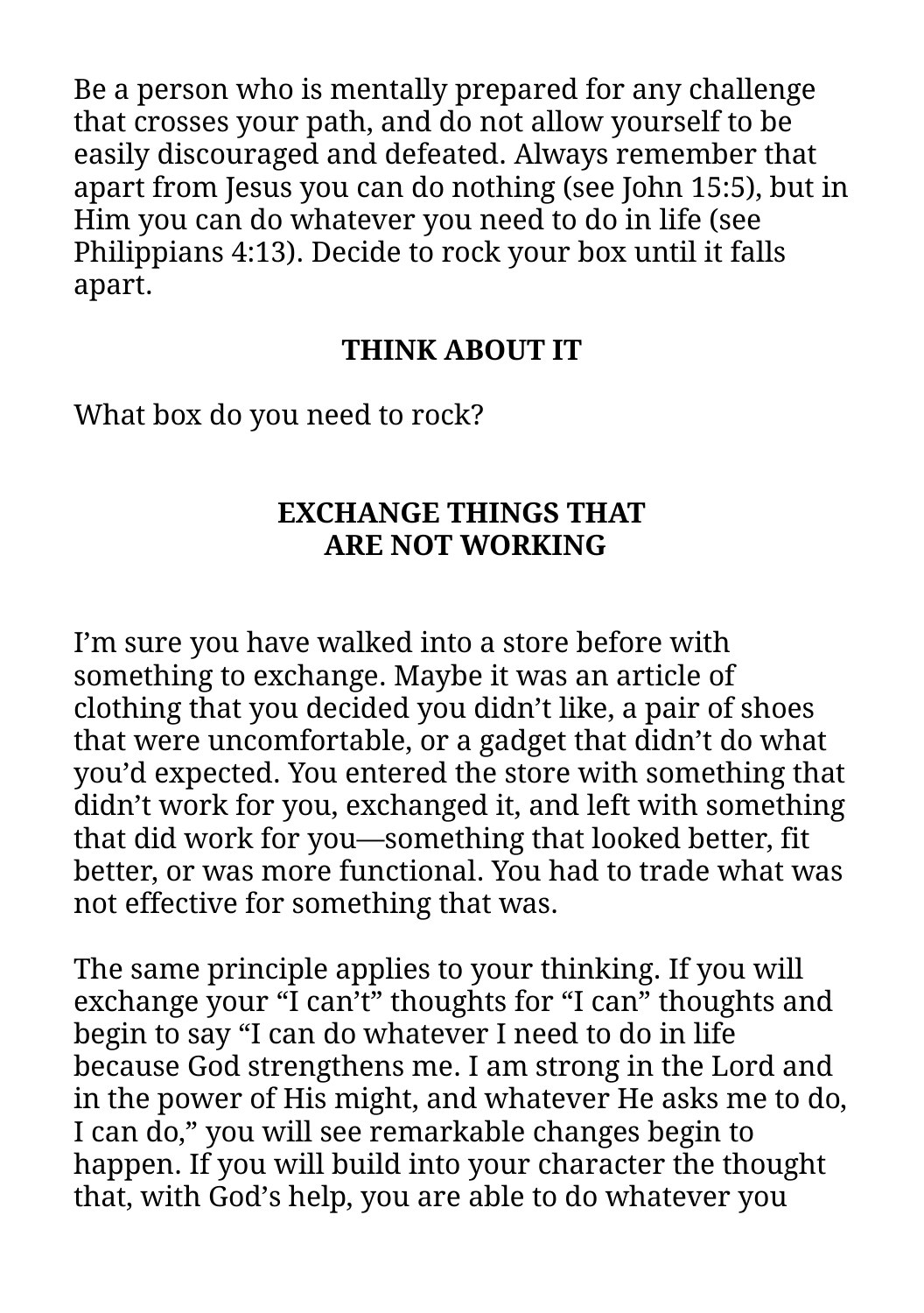Be a person who is mentally prepared for any challenge that crosses your path, and do not allow yourself to be easily discouraged and defeated. Always remember that apart from Jesus you can do nothing (see John 15:5), but in Him you can do whatever you need to do in life (see Philippians 4:13). Decide to rock your box until it falls apart.

**THINK ABOUT IT**

What box do you need to rock?

## EXCHANGE THINGS THAT ARE NOT WORKING

I’m sure you have walked into a store before with something to exchange. Maybe it was an article of clothing that you decided you didn’t like, a pair of shoes that were uncomfortable, or a gadget that didn’t do what you’d expected. You entered the store with something that didn’t work for you, exchanged it, and left with something that did work for you—something that looked better, fit better, or was more functional. You had to trade what was not effective for something that was.

The same principle applies to your thinking. If you will exchange your “I can’t” thoughts for “I can” thoughts and begin to say “I can do whatever I need to do in life because God strengthens me. I am strong in the Lord and in the power of His might, and whatever He asks me to do, I can do,” you will see remarkable changes begin to happen. If you will build into your character the thought that, with God’s help, you are able to do whatever you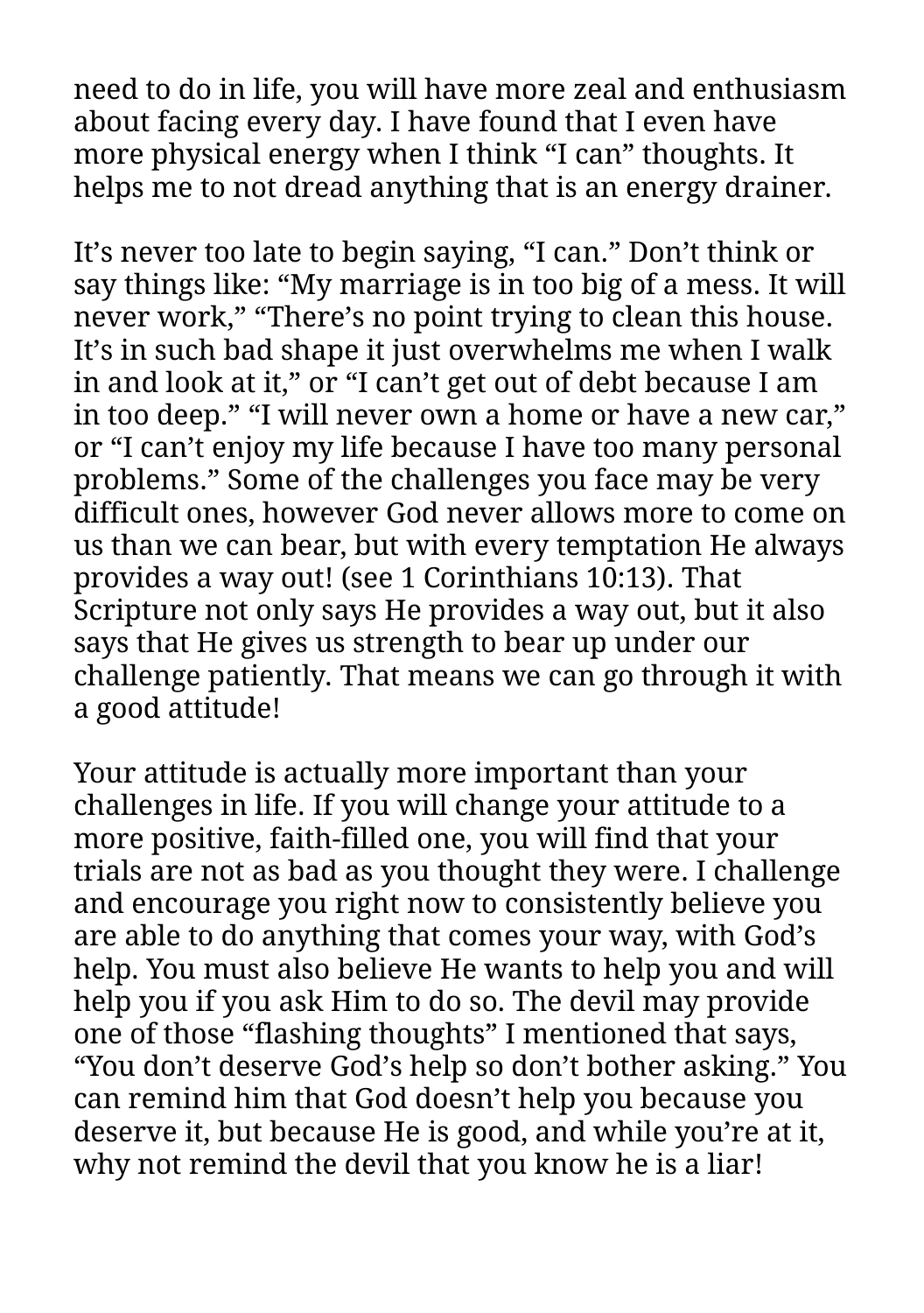need to do in life, you will have more zeal and enthusiasm about facing every day. I have found that I even have more physical energy when I think “I can” thoughts. It helps me to not dread anything that is an energy drainer.

It’s never too late to begin saying, “I can.” Don’t think or say things like: “My marriage is in too big of a mess. It will never work,” “There’s no point trying to clean this house. It’s in such bad shape it just overwhelms me when I walk in and look at it,” or “I can’t get out of debt because I am in too deep.” “I will never own a home or have a new car,” or “I can’t enjoy my life because I have too many personal problems.” Some of the challenges you face may be very difficult ones, however God never allows more to come on us than we can bear, but with every temptation He always provides a way out! (see 1 Corinthians 10:13). That Scripture not only says He provides a way out, but it also says that He gives us strength to bear up under our challenge patiently. That means we can go through it with a good attitude!

Your attitude is actually more important than your challenges in life. If you will change your attitude to a more positive, faith-filled one, you will find that your trials are not as bad as you thought they were. I challenge and encourage you right now to consistently believe you are able to do anything that comes your way, with God’s help. You must also believe He wants to help you and will help you if you ask Him to do so. The devil may provide one of those “flashing thoughts” I mentioned that says, “You don’t deserve God’s help so don’t bother asking.” You can remind him that God doesn’t help you because you deserve it, but because He is good, and while you’re at it, why not remind the devil that you know he is a liar!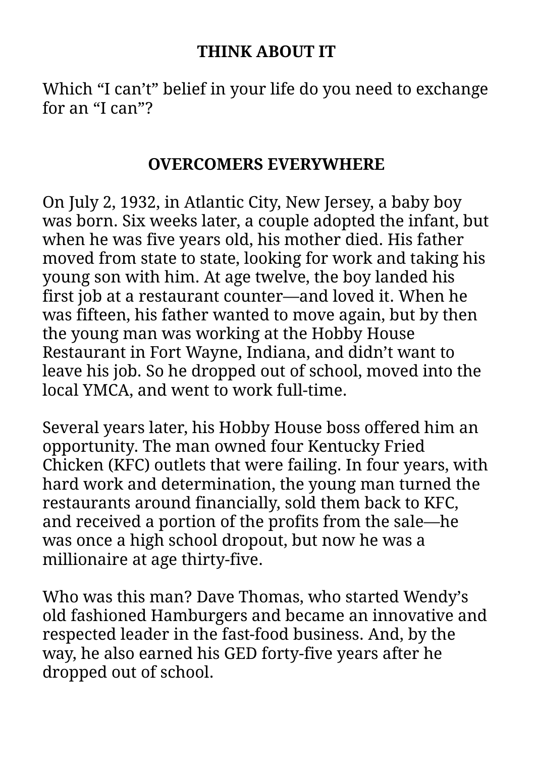## THINK ABOUT IT

Which “I can’t” belief in your life do you need to exchange for an “I can”?

## OVERCOMERS EVERYWHERE

On July 2, 1932, in Atlantic City, New Jersey, a baby boy was born. Six weeks later, a couple adopted the infant, but when he was five years old, his mother died. His father moved from state to state, looking for work and taking his young son with him. At age twelve, the boy landed his first job at a restaurant counter—and loved it. When he was fifteen, his father wanted to move again, but by then the young man was working at the Hobby House Restaurant in Fort Wayne, Indiana, and didn’t want to leave his job. So he dropped out of school, moved into the local YMCA, and went to work full-time.

Several years later, his Hobby House boss offered him an opportunity. The man owned four Kentucky Fried Chicken (KFC) outlets that were failing. In four years, with hard work and determination, the young man turned the restaurants around financially, sold them back to KFC, and received a portion of the profits from the sale—he was once a high school dropout, but now he was a millionaire at age thirty-five.

Who was this man? Dave Thomas, who started Wendy’s old fashioned Hamburgers and became an innovative and respected leader in the fast-food business. And, by the way, he also earned his GED forty-five years after he dropped out of school.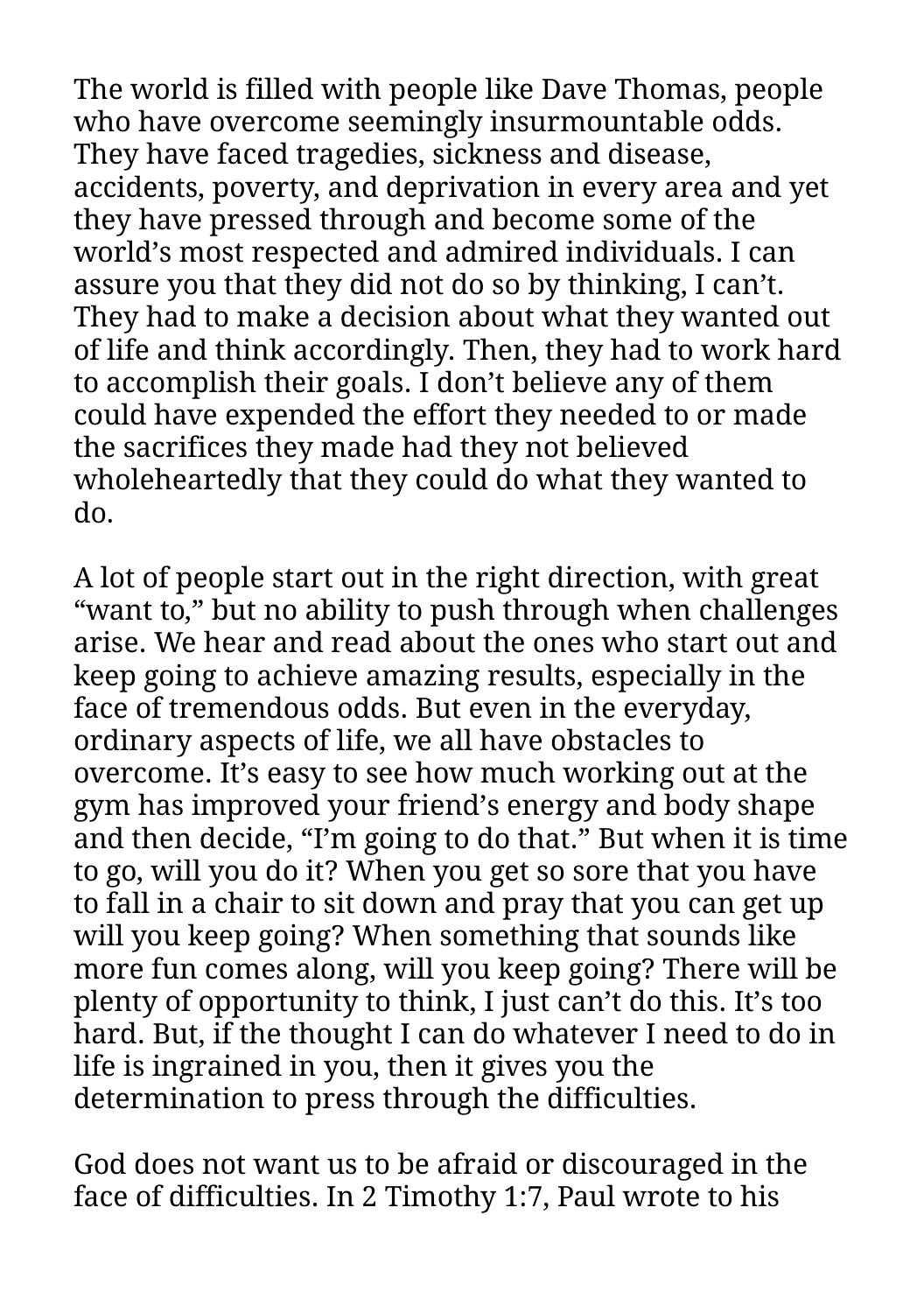The world is filled with people like Dave Thomas, people who have overcome seemingly insurmountable odds. They have faced tragedies, sickness and disease, accidents, poverty, and deprivation in every area and yet they have pressed through and become some of the world's most respected and admired individuals. I can assure you that they did not do so by thinking, I can't. They had to make a decision about what they wanted out of life and think accordingly. Then, they had to work hard to accomplish their goals. I don't believe any of them could have expended the effort they needed to or made the sacrifices they made had they not believed wholeheartedly that they could do what they wanted to do.

A lot of people start out in the right direction, with great "want to," but no ability to push through when challenges arise. We hear and read about the ones who start out and keep going to achieve amazing results, especially in the face of tremendous odds. But even in the everyday, ordinary aspects of life, we all have obstacles to overcome. It's easy to see how much working out at the gym has improved your friend's energy and body shape and then decide, "I'm going to do that." But when it is time to go, will you do it? When you get so sore that you have to fall in a chair to sit down and pray that you can get up will you keep going? When something that sounds like more fun comes along, will you keep going? There will be plenty of opportunity to think, I just can't do this. It's too hard. But, if the thought I can do whatever I need to do in life is ingrained in you, then it gives you the determination to press through the difficulties.

God does not want us to be afraid or discouraged in the face of difficulties. In 2 Timothy 1:7, Paul wrote to his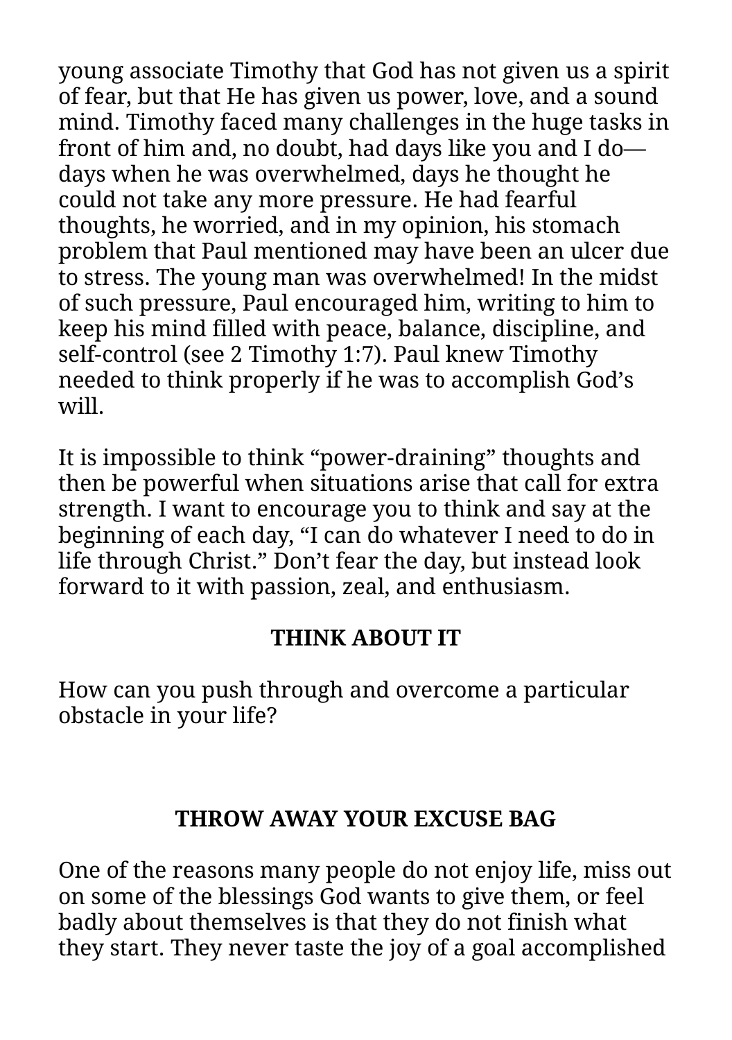young associate Timothy that God has not given us a spirit of fear, but that He has given us power, love, and a sound mind. Timothy faced many challenges in the huge tasks in front of him and, no doubt, had days like you and I do—days when he was overwhelmed, days he thought he could not take any more pressure. He had fearful thoughts, he worried, and in my opinion, his stomach problem that Paul mentioned may have been an ulcer due to stress. The young man was overwhelmed! In the midst of such pressure, Paul encouraged him, writing to him to keep his mind filled with peace, balance, discipline, and self-control (see 2 Timothy 1:7). Paul knew Timothy needed to think properly if he was to accomplish God's will.

It is impossible to think "power-draining" thoughts and then be powerful when situations arise that call for extra strength. I want to encourage you to think and say at the beginning of each day, "I can do whatever I need to do in life through Christ." Don't fear the day, but instead look forward to it with passion, zeal, and enthusiasm.

**THINK ABOUT IT**

How can you push through and overcome a particular obstacle in your life?

## THROW AWAY YOUR EXCUSE BAG

One of the reasons many people do not enjoy life, miss out on some of the blessings God wants to give them, or feel badly about themselves is that they do not finish what they start. They never taste the joy of a goal accomplished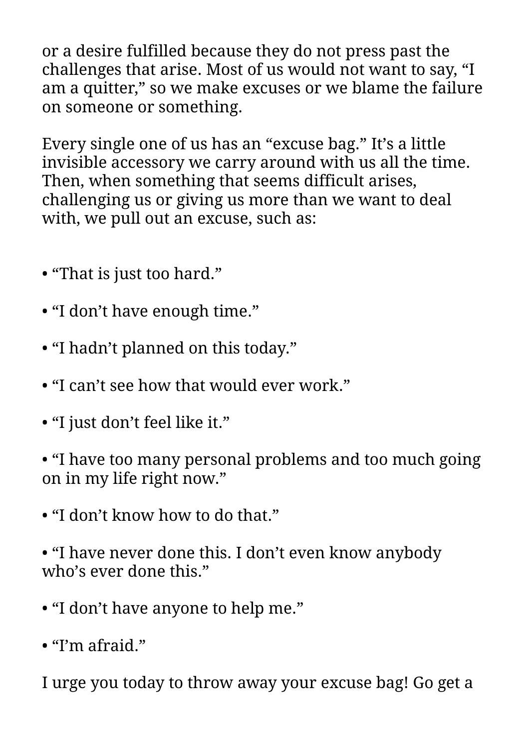or a desire fulfilled because they do not press past the challenges that arise. Most of us would not want to say, “I am a quitter,” so we make excuses or we blame the failure on someone or something.

Every single one of us has an “excuse bag.” It’s a little invisible accessory we carry around with us all the time. Then, when something that seems difficult arises, challenging us or giving us more than we want to deal with, we pull out an excuse, such as:

- “That is just too hard.”
- “I don’t have enough time.”
- “I hadn’t planned on this today.”
- “I can’t see how that would ever work.”
- “I just don’t feel like it.”
- “I have too many personal problems and too much going on in my life right now.”
- “I don’t know how to do that.”
- “I have never done this. I don’t even know anybody who’s ever done this.”
- “I don’t have anyone to help me.”
- “I’m afraid.”

I urge you today to throw away your excuse bag! Go get a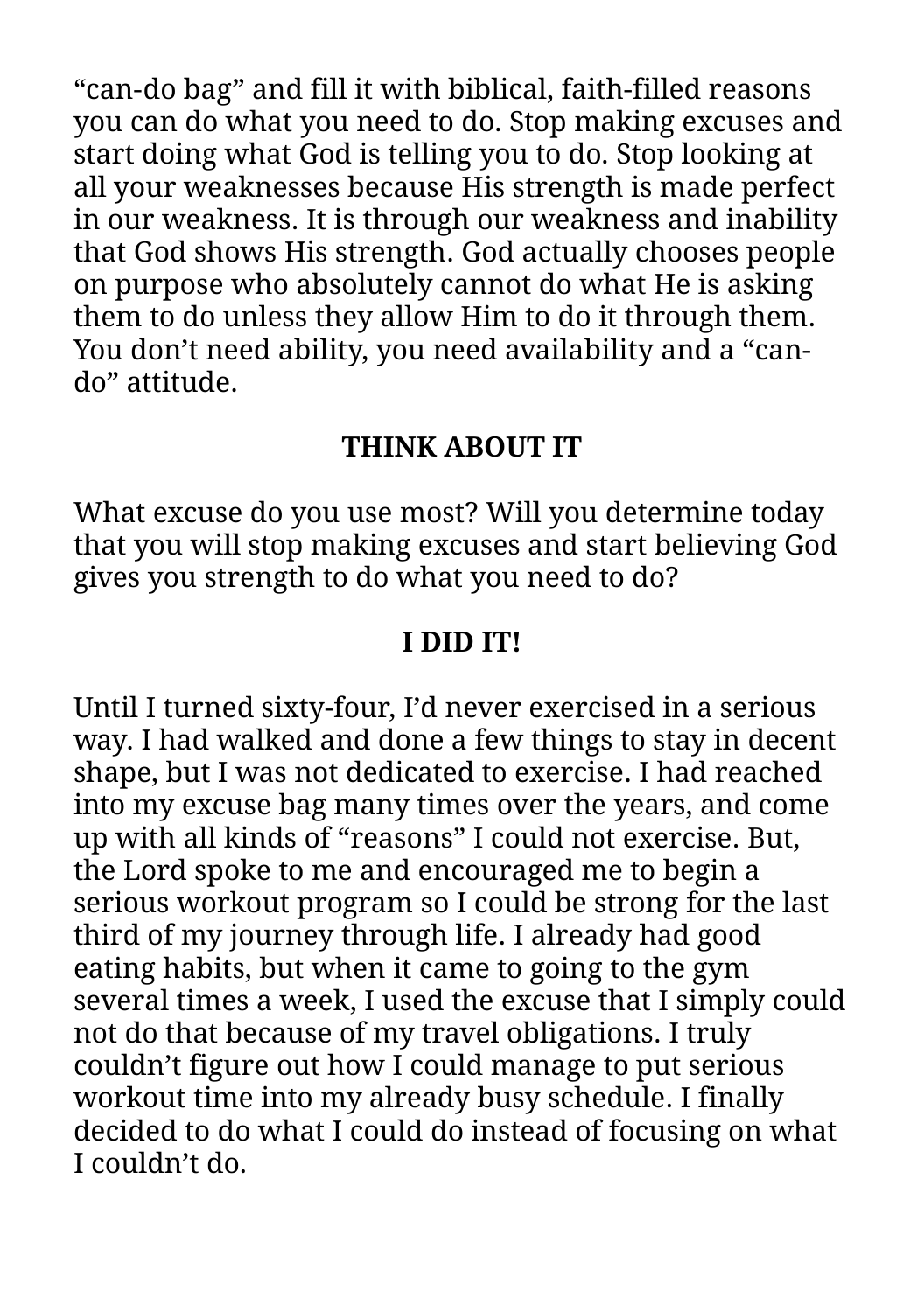“can-do bag” and fill it with biblical, faith-filled reasons you can do what you need to do. Stop making excuses and start doing what God is telling you to do. Stop looking at all your weaknesses because His strength is made perfect in our weakness. It is through our weakness and inability that God shows His strength. God actually chooses people on purpose who absolutely cannot do what He is asking them to do unless they allow Him to do it through them. You don’t need ability, you need availability and a “can-do” attitude.

### THINK ABOUT IT

What excuse do you use most? Will you determine today that you will stop making excuses and start believing God gives you strength to do what you need to do?

### I DID IT!

Until I turned sixty-four, I’d never exercised in a serious way. I had walked and done a few things to stay in decent shape, but I was not dedicated to exercise. I had reached into my excuse bag many times over the years, and come up with all kinds of “reasons” I could not exercise. But, the Lord spoke to me and encouraged me to begin a serious workout program so I could be strong for the last third of my journey through life. I already had good eating habits, but when it came to going to the gym several times a week, I used the excuse that I simply could not do that because of my travel obligations. I truly couldn’t figure out how I could manage to put serious workout time into my already busy schedule. I finally decided to do what I could do instead of focusing on what I couldn’t do.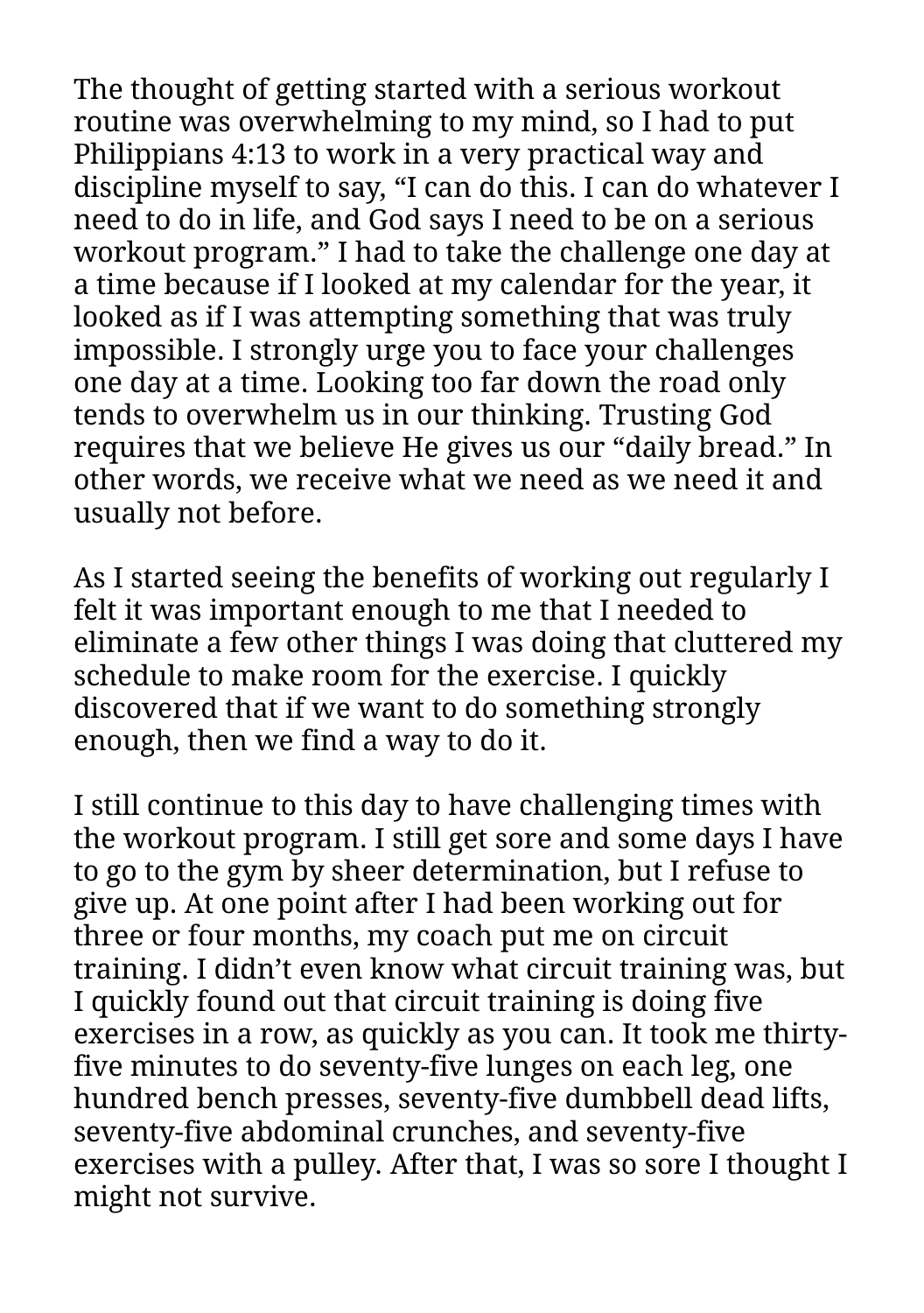The thought of getting started with a serious workout routine was overwhelming to my mind, so I had to put Philippians 4:13 to work in a very practical way and discipline myself to say, “I can do this. I can do whatever I need to do in life, and God says I need to be on a serious workout program.” I had to take the challenge one day at a time because if I looked at my calendar for the year, it looked as if I was attempting something that was truly impossible. I strongly urge you to face your challenges one day at a time. Looking too far down the road only tends to overwhelm us in our thinking. Trusting God requires that we believe He gives us our “daily bread.” In other words, we receive what we need as we need it and usually not before.

As I started seeing the benefits of working out regularly I felt it was important enough to me that I needed to eliminate a few other things I was doing that cluttered my schedule to make room for the exercise. I quickly discovered that if we want to do something strongly enough, then we find a way to do it.

I still continue to this day to have challenging times with the workout program. I still get sore and some days I have to go to the gym by sheer determination, but I refuse to give up. At one point after I had been working out for three or four months, my coach put me on circuit training. I didn’t even know what circuit training was, but I quickly found out that circuit training is doing five exercises in a row, as quickly as you can. It took me thirty-five minutes to do seventy-five lunges on each leg, one hundred bench presses, seventy-five dumbbell dead lifts, seventy-five abdominal crunches, and seventy-five exercises with a pulley. After that, I was so sore I thought I might not survive.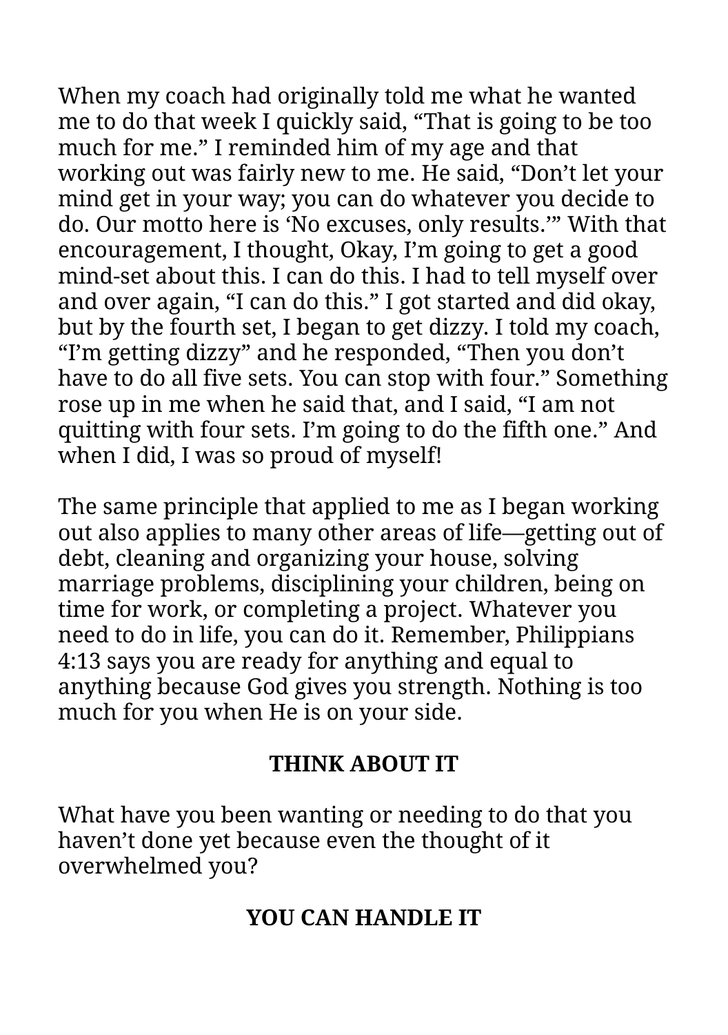When my coach had originally told me what he wanted me to do that week I quickly said, “That is going to be too much for me.” I reminded him of my age and that working out was fairly new to me. He said, “Don’t let your mind get in your way; you can do whatever you decide to do. Our motto here is ‘No excuses, only results.’” With that encouragement, I thought, Okay, I’m going to get a good mind-set about this. I can do this. I had to tell myself over and over again, “I can do this.” I got started and did okay, but by the fourth set, I began to get dizzy. I told my coach, “I’m getting dizzy” and he responded, “Then you don’t have to do all five sets. You can stop with four.” Something rose up in me when he said that, and I said, “I am not quitting with four sets. I’m going to do the fifth one.” And when I did, I was so proud of myself!

The same principle that applied to me as I began working out also applies to many other areas of life—getting out of debt, cleaning and organizing your house, solving marriage problems, disciplining your children, being on time for work, or completing a project. Whatever you need to do in life, you can do it. Remember, Philippians 4:13 says you are ready for anything and equal to anything because God gives you strength. Nothing is too much for you when He is on your side.

**THINK ABOUT IT**

What have you been wanting or needing to do that you haven’t done yet because even the thought of it overwhelmed you?

**YOU CAN HANDLE IT**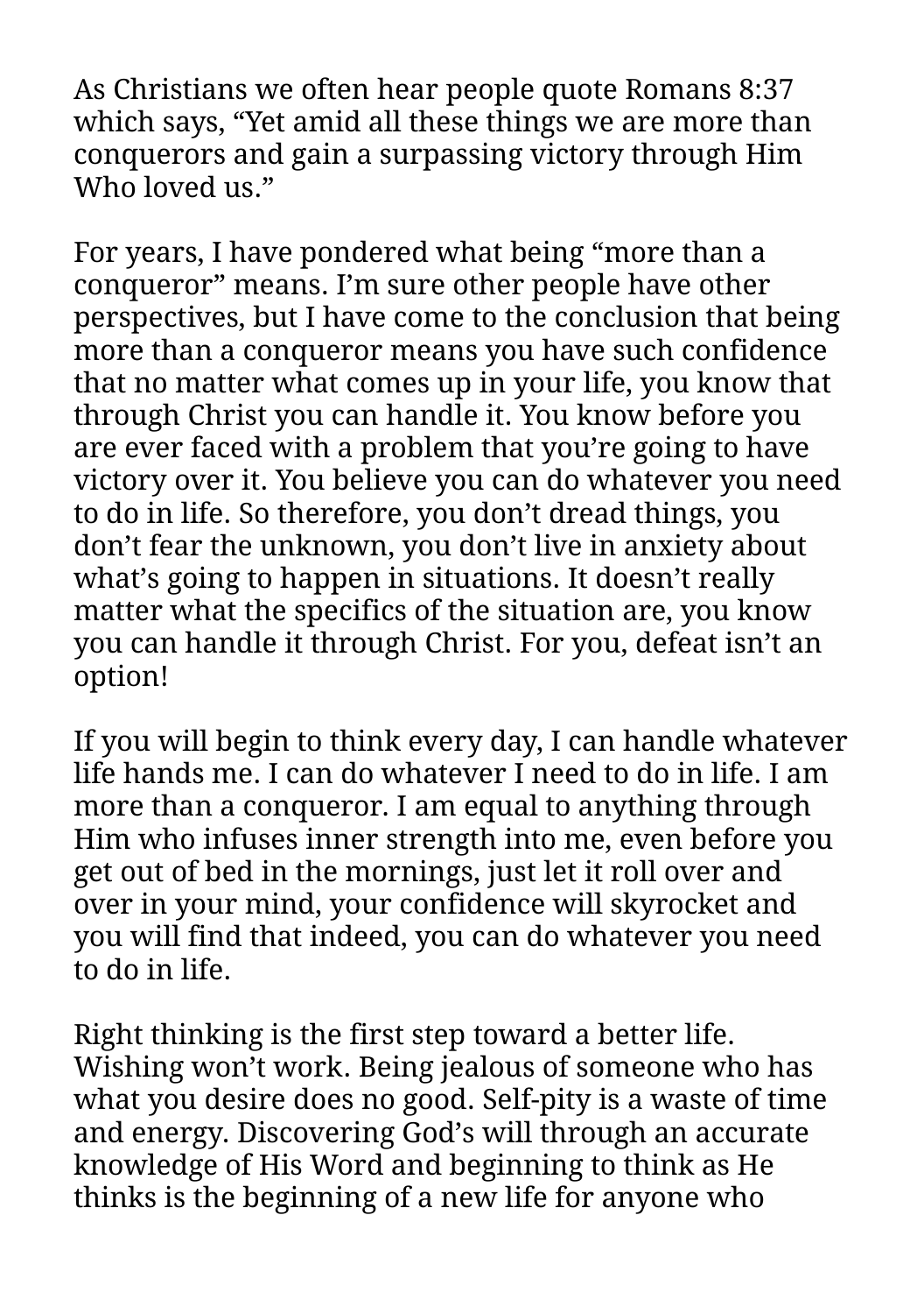As Christians we often hear people quote Romans 8:37 which says, “Yet amid all these things we are more than conquerors and gain a surpassing victory through Him Who loved us.”

For years, I have pondered what being “more than a conqueror” means. I’m sure other people have other perspectives, but I have come to the conclusion that being more than a conqueror means you have such confidence that no matter what comes up in your life, you know that through Christ you can handle it. You know before you are ever faced with a problem that you’re going to have victory over it. You believe you can do whatever you need to do in life. So therefore, you don’t dread things, you don’t fear the unknown, you don’t live in anxiety about what’s going to happen in situations. It doesn’t really matter what the specifics of the situation are, you know you can handle it through Christ. For you, defeat isn’t an option!

If you will begin to think every day, I can handle whatever life hands me. I can do whatever I need to do in life. I am more than a conqueror. I am equal to anything through Him who infuses inner strength into me, even before you get out of bed in the mornings, just let it roll over and over in your mind, your confidence will skyrocket and you will find that indeed, you can do whatever you need to do in life.

Right thinking is the first step toward a better life. Wishing won’t work. Being jealous of someone who has what you desire does no good. Self-pity is a waste of time and energy. Discovering God’s will through an accurate knowledge of His Word and beginning to think as He thinks is the beginning of a new life for anyone who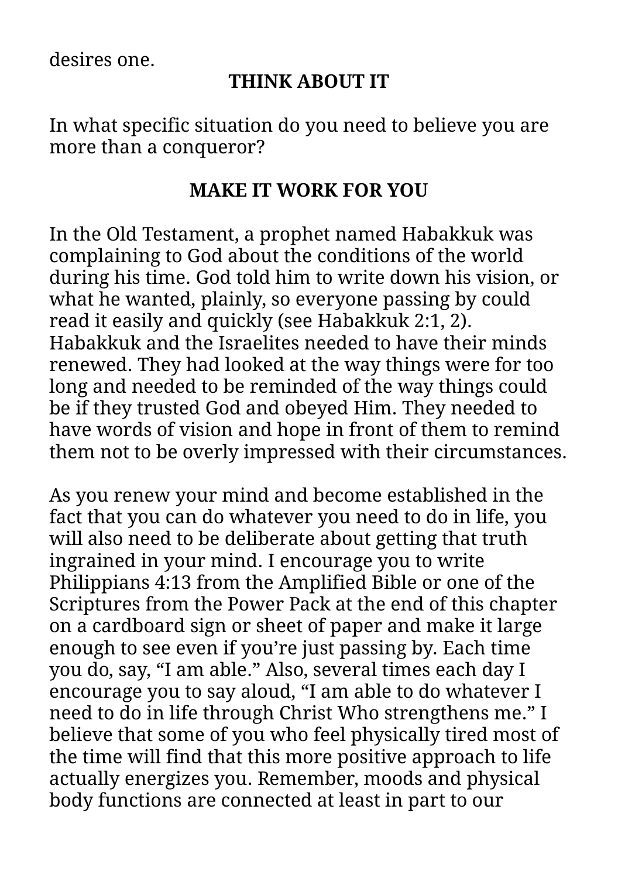desires one.

**THINK ABOUT IT**

In what specific situation do you need to believe you are more than a conqueror?

**MAKE IT WORK FOR YOU**

In the Old Testament, a prophet named Habakkuk was complaining to God about the conditions of the world during his time. God told him to write down his vision, or what he wanted, plainly, so everyone passing by could read it easily and quickly (see Habakkuk 2:1, 2). Habakkuk and the Israelites needed to have their minds renewed. They had looked at the way things were for too long and needed to be reminded of the way things could be if they trusted God and obeyed Him. They needed to have words of vision and hope in front of them to remind them not to be overly impressed with their circumstances.

As you renew your mind and become established in the fact that you can do whatever you need to do in life, you will also need to be deliberate about getting that truth ingrained in your mind. I encourage you to write Philippians 4:13 from the Amplified Bible or one of the Scriptures from the Power Pack at the end of this chapter on a cardboard sign or sheet of paper and make it large enough to see even if you're just passing by. Each time you do, say, "I am able." Also, several times each day I encourage you to say aloud, "I am able to do whatever I need to do in life through Christ Who strengthens me." I believe that some of you who feel physically tired most of the time will find that this more positive approach to life actually energizes you. Remember, moods and physical body functions are connected at least in part to our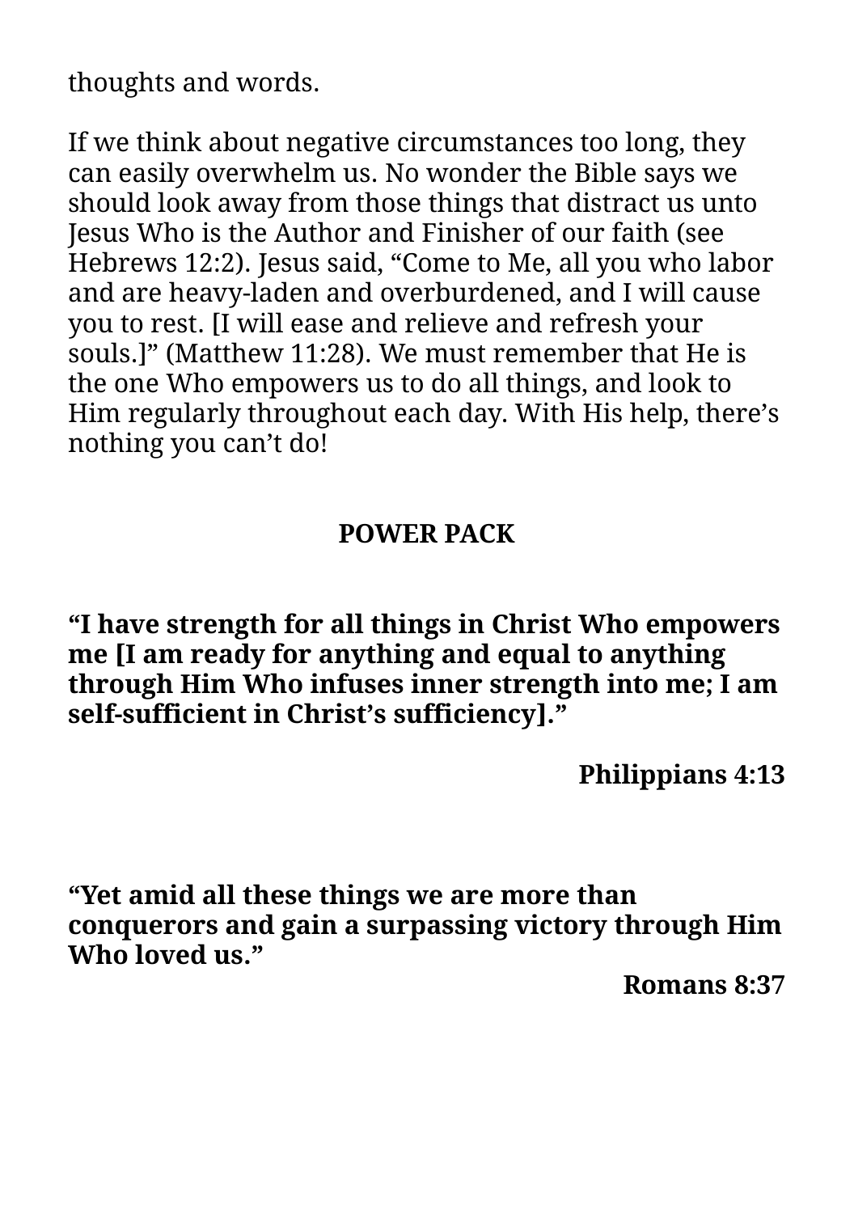thoughts and words.

If we think about negative circumstances too long, they can easily overwhelm us. No wonder the Bible says we should look away from those things that distract us unto Jesus Who is the Author and Finisher of our faith (see Hebrews 12:2). Jesus said, “Come to Me, all you who labor and are heavy-laden and overburdened, and I will cause you to rest. [I will ease and relieve and refresh your souls.]” (Matthew 11:28). We must remember that He is the one Who empowers us to do all things, and look to Him regularly throughout each day. With His help, there’s nothing you can’t do!

**POWER PACK**

**“I have strength for all things in Christ Who empowers me [I am ready for anything and equal to anything through Him Who infuses inner strength into me; I am self-sufficient in Christ’s sufficiency].”**

**Philippians 4:13**

**“Yet amid all these things we are more than conquerors and gain a surpassing victory through Him Who loved us.”**

**Romans 8:37**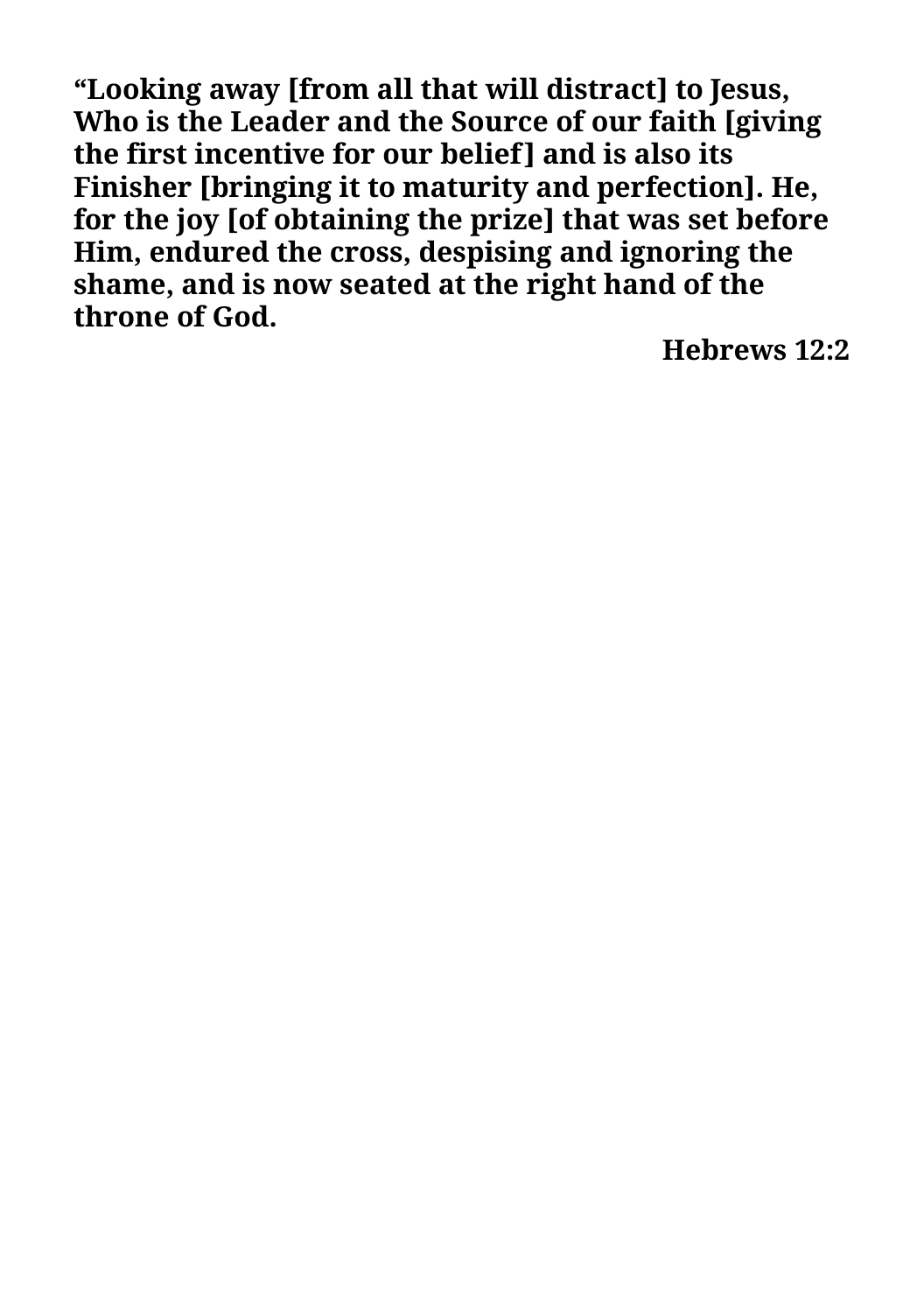**“Looking away [from all that will distract] to Jesus, Who is the Leader and the Source of our faith [giving the first incentive for our belief] and is also its Finisher [bringing it to maturity and perfection]. He, for the joy [of obtaining the prize] that was set before Him, endured the cross, despising and ignoring the shame, and is now seated at the right hand of the throne of God.**

**Hebrews 12:2**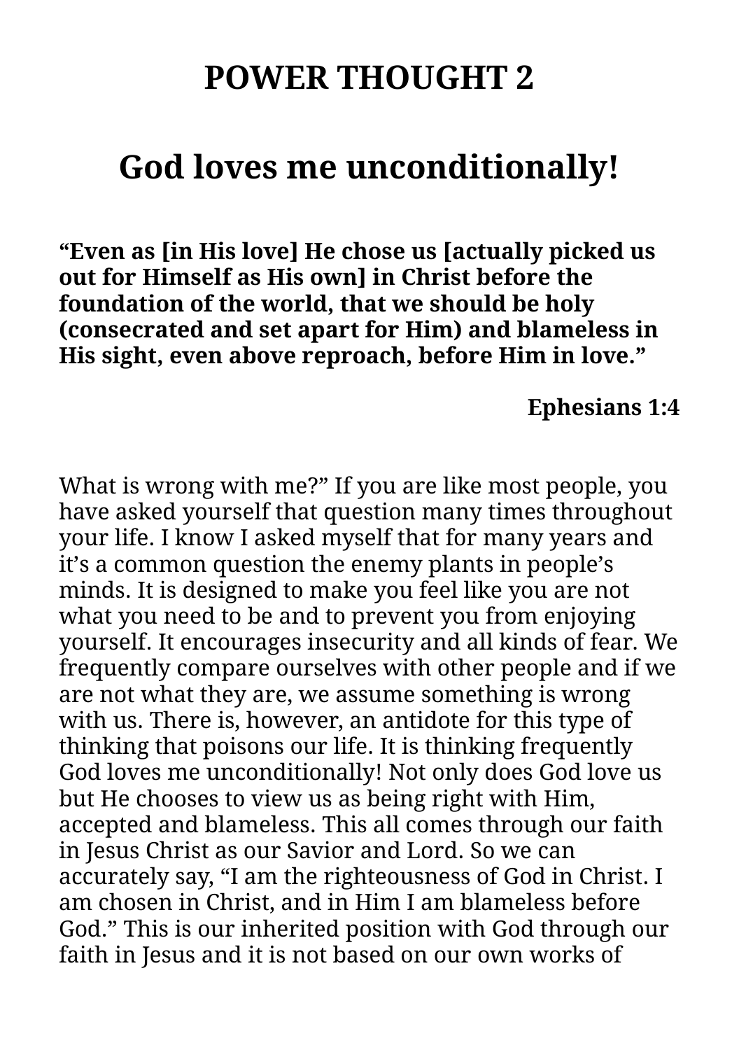# POWER THOUGHT 2

## God loves me unconditionally!

**“Even as [in His love] He chose us [actually picked us out for Himself as His own] in Christ before the foundation of the world, that we should be holy (consecrated and set apart for Him) and blameless in His sight, even above reproach, before Him in love.”**

**Ephesians 1:4**

What is wrong with me?” If you are like most people, you have asked yourself that question many times throughout your life. I know I asked myself that for many years and it’s a common question the enemy plants in people’s minds. It is designed to make you feel like you are not what you need to be and to prevent you from enjoying yourself. It encourages insecurity and all kinds of fear. We frequently compare ourselves with other people and if we are not what they are, we assume something is wrong with us. There is, however, an antidote for this type of thinking that poisons our life. It is thinking frequently God loves me unconditionally! Not only does God love us but He chooses to view us as being right with Him, accepted and blameless. This all comes through our faith in Jesus Christ as our Savior and Lord. So we can accurately say, “I am the righteousness of God in Christ. I am chosen in Christ, and in Him I am blameless before God.” This is our inherited position with God through our faith in Jesus and it is not based on our own works of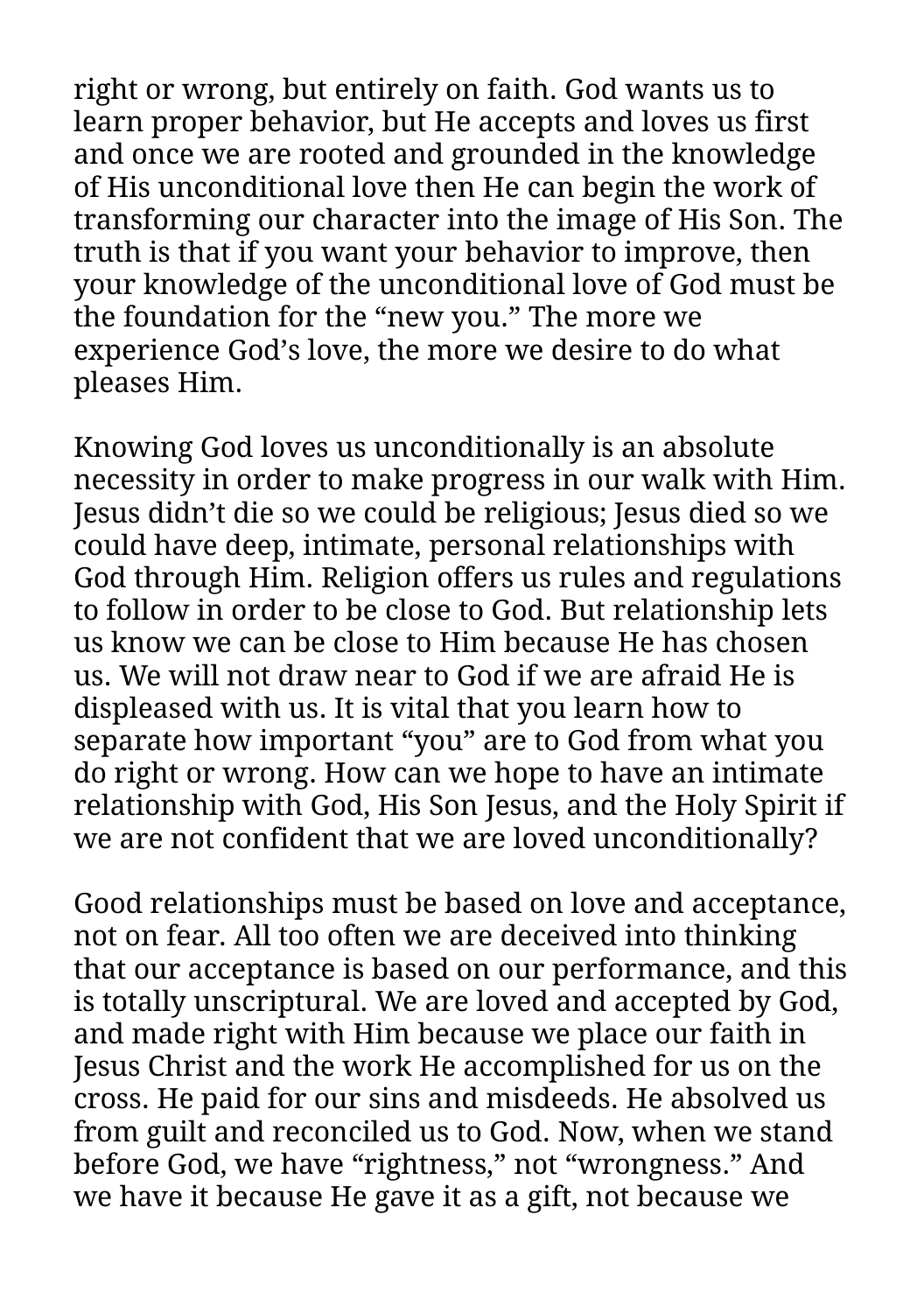right or wrong, but entirely on faith. God wants us to learn proper behavior, but He accepts and loves us first and once we are rooted and grounded in the knowledge of His unconditional love then He can begin the work of transforming our character into the image of His Son. The truth is that if you want your behavior to improve, then your knowledge of the unconditional love of God must be the foundation for the “new you.” The more we experience God’s love, the more we desire to do what pleases Him.

Knowing God loves us unconditionally is an absolute necessity in order to make progress in our walk with Him. Jesus didn’t die so we could be religious; Jesus died so we could have deep, intimate, personal relationships with God through Him. Religion offers us rules and regulations to follow in order to be close to God. But relationship lets us know we can be close to Him because He has chosen us. We will not draw near to God if we are afraid He is displeased with us. It is vital that you learn how to separate how important “you” are to God from what you do right or wrong. How can we hope to have an intimate relationship with God, His Son Jesus, and the Holy Spirit if we are not confident that we are loved unconditionally?

Good relationships must be based on love and acceptance, not on fear. All too often we are deceived into thinking that our acceptance is based on our performance, and this is totally unscriptural. We are loved and accepted by God, and made right with Him because we place our faith in Jesus Christ and the work He accomplished for us on the cross. He paid for our sins and misdeeds. He absolved us from guilt and reconciled us to God. Now, when we stand before God, we have “rightness,” not “wrongness.” And we have it because He gave it as a gift, not because we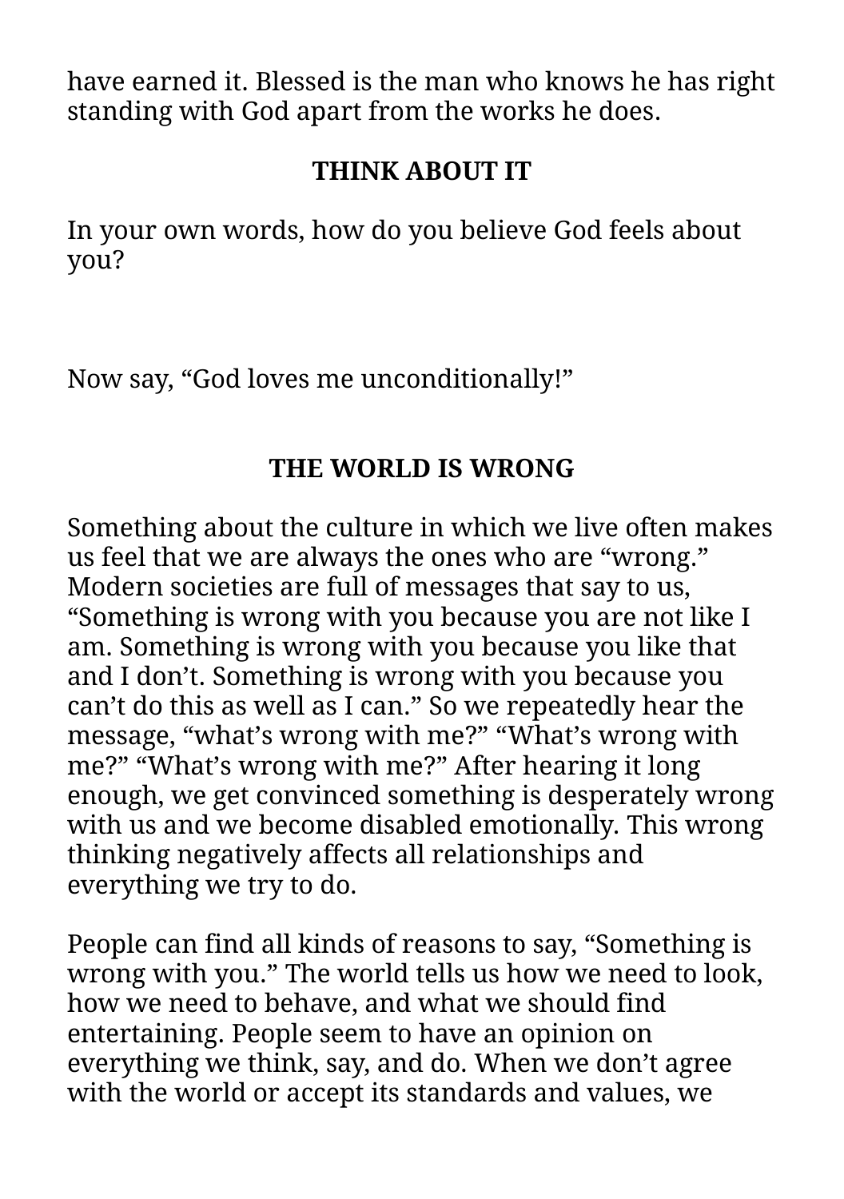have earned it. Blessed is the man who knows he has right standing with God apart from the works he does.

### THINK ABOUT IT

In your own words, how do you believe God feels about you?

Now say, “God loves me unconditionally!”

### THE WORLD IS WRONG

Something about the culture in which we live often makes us feel that we are always the ones who are “wrong.” Modern societies are full of messages that say to us, “Something is wrong with you because you are not like I am. Something is wrong with you because you like that and I don’t. Something is wrong with you because you can’t do this as well as I can.” So we repeatedly hear the message, “what’s wrong with me?” “What’s wrong with me?” “What’s wrong with me?” After hearing it long enough, we get convinced something is desperately wrong with us and we become disabled emotionally. This wrong thinking negatively affects all relationships and everything we try to do.

People can find all kinds of reasons to say, “Something is wrong with you.” The world tells us how we need to look, how we need to behave, and what we should find entertaining. People seem to have an opinion on everything we think, say, and do. When we don’t agree with the world or accept its standards and values, we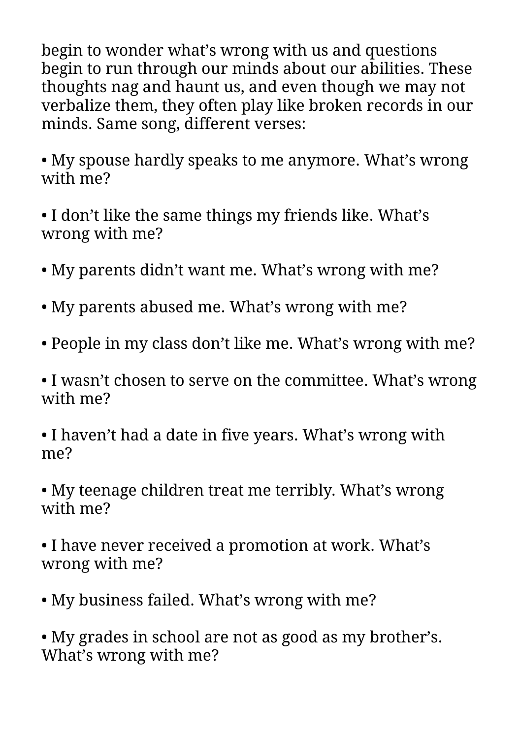begin to wonder what's wrong with us and questions begin to run through our minds about our abilities. These thoughts nag and haunt us, and even though we may not verbalize them, they often play like broken records in our minds. Same song, different verses:

- My spouse hardly speaks to me anymore. What's wrong with me?

- I don't like the same things my friends like. What's wrong with me?

- My parents didn't want me. What's wrong with me?

- My parents abused me. What's wrong with me?

- People in my class don't like me. What's wrong with me?

- I wasn't chosen to serve on the committee. What's wrong with me?

- I haven't had a date in five years. What's wrong with me?

- My teenage children treat me terribly. What's wrong with me?

- I have never received a promotion at work. What's wrong with me?

- My business failed. What's wrong with me?

- My grades in school are not as good as my brother's. What's wrong with me?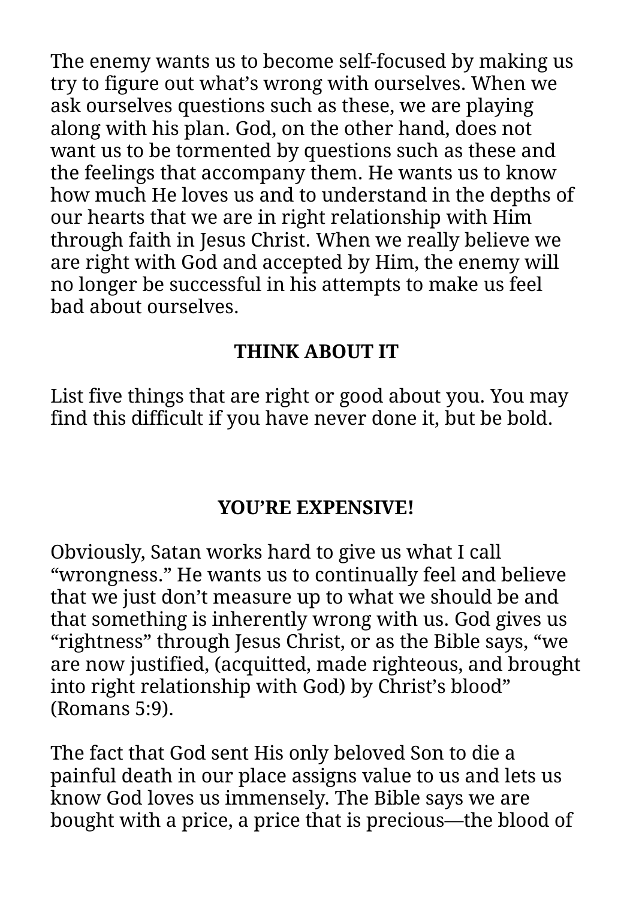The enemy wants us to become self-focused by making us try to figure out what’s wrong with ourselves. When we ask ourselves questions such as these, we are playing along with his plan. God, on the other hand, does not want us to be tormented by questions such as these and the feelings that accompany them. He wants us to know how much He loves us and to understand in the depths of our hearts that we are in right relationship with Him through faith in Jesus Christ. When we really believe we are right with God and accepted by Him, the enemy will no longer be successful in his attempts to make us feel bad about ourselves.

### THINK ABOUT IT

List five things that are right or good about you. You may find this difficult if you have never done it, but be bold.

## YOU’RE EXPENSIVE!

Obviously, Satan works hard to give us what I call “wrongness.” He wants us to continually feel and believe that we just don’t measure up to what we should be and that something is inherently wrong with us. God gives us “rightness” through Jesus Christ, or as the Bible says, “we are now justified, (acquitted, made righteous, and brought into right relationship with God) by Christ’s blood” (Romans 5:9).

The fact that God sent His only beloved Son to die a painful death in our place assigns value to us and lets us know God loves us immensely. The Bible says we are bought with a price, a price that is precious—the blood of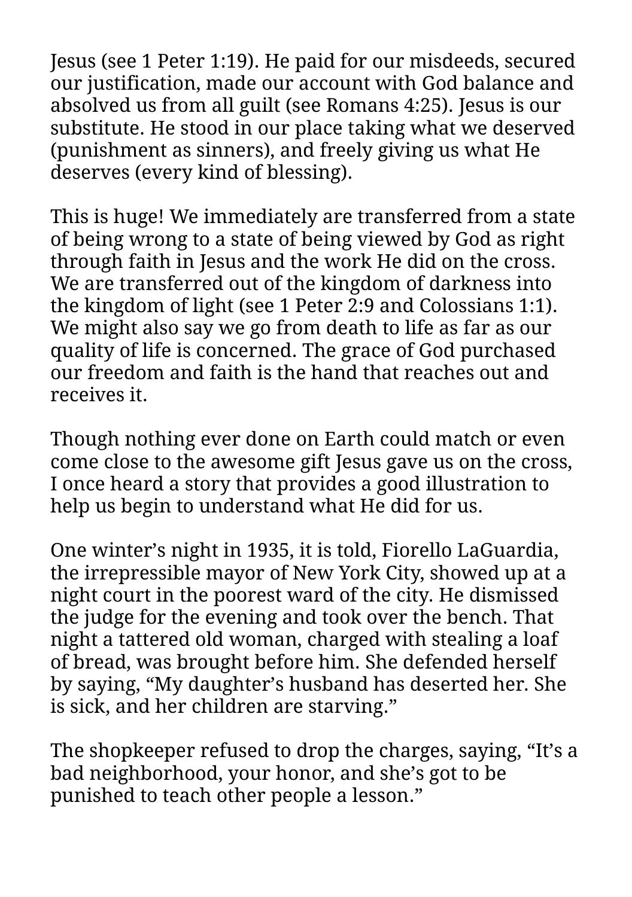Jesus (see 1 Peter 1:19). He paid for our misdeeds, secured our justification, made our account with God balance and absolved us from all guilt (see Romans 4:25). Jesus is our substitute. He stood in our place taking what we deserved (punishment as sinners), and freely giving us what He deserves (every kind of blessing).

This is huge! We immediately are transferred from a state of being wrong to a state of being viewed by God as right through faith in Jesus and the work He did on the cross. We are transferred out of the kingdom of darkness into the kingdom of light (see 1 Peter 2:9 and Colossians 1:1). We might also say we go from death to life as far as our quality of life is concerned. The grace of God purchased our freedom and faith is the hand that reaches out and receives it.

Though nothing ever done on Earth could match or even come close to the awesome gift Jesus gave us on the cross, I once heard a story that provides a good illustration to help us begin to understand what He did for us.

One winter's night in 1935, it is told, Fiorello LaGuardia, the irrepressible mayor of New York City, showed up at a night court in the poorest ward of the city. He dismissed the judge for the evening and took over the bench. That night a tattered old woman, charged with stealing a loaf of bread, was brought before him. She defended herself by saying, "My daughter's husband has deserted her. She is sick, and her children are starving."

The shopkeeper refused to drop the charges, saying, "It's a bad neighborhood, your honor, and she's got to be punished to teach other people a lesson."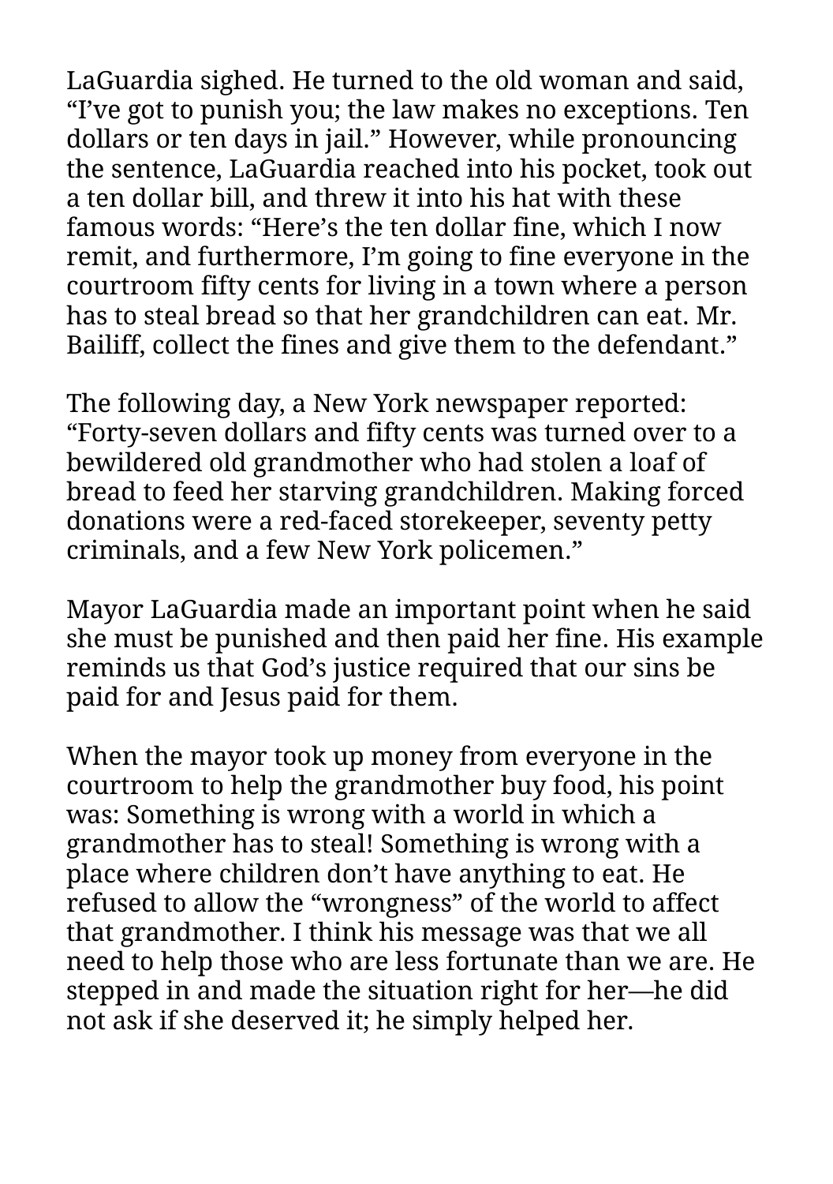LaGuardia sighed. He turned to the old woman and said, “I’ve got to punish you; the law makes no exceptions. Ten dollars or ten days in jail.” However, while pronouncing the sentence, LaGuardia reached into his pocket, took out a ten dollar bill, and threw it into his hat with these famous words: “Here’s the ten dollar fine, which I now remit, and furthermore, I’m going to fine everyone in the courtroom fifty cents for living in a town where a person has to steal bread so that her grandchildren can eat. Mr. Bailiff, collect the fines and give them to the defendant.”

The following day, a New York newspaper reported: “Forty-seven dollars and fifty cents was turned over to a bewildered old grandmother who had stolen a loaf of bread to feed her starving grandchildren. Making forced donations were a red-faced storekeeper, seventy petty criminals, and a few New York policemen.”

Mayor LaGuardia made an important point when he said she must be punished and then paid her fine. His example reminds us that God’s justice required that our sins be paid for and Jesus paid for them.

When the mayor took up money from everyone in the courtroom to help the grandmother buy food, his point was: Something is wrong with a world in which a grandmother has to steal! Something is wrong with a place where children don’t have anything to eat. He refused to allow the “wrongness” of the world to affect that grandmother. I think his message was that we all need to help those who are less fortunate than we are. He stepped in and made the situation right for her—he did not ask if she deserved it; he simply helped her.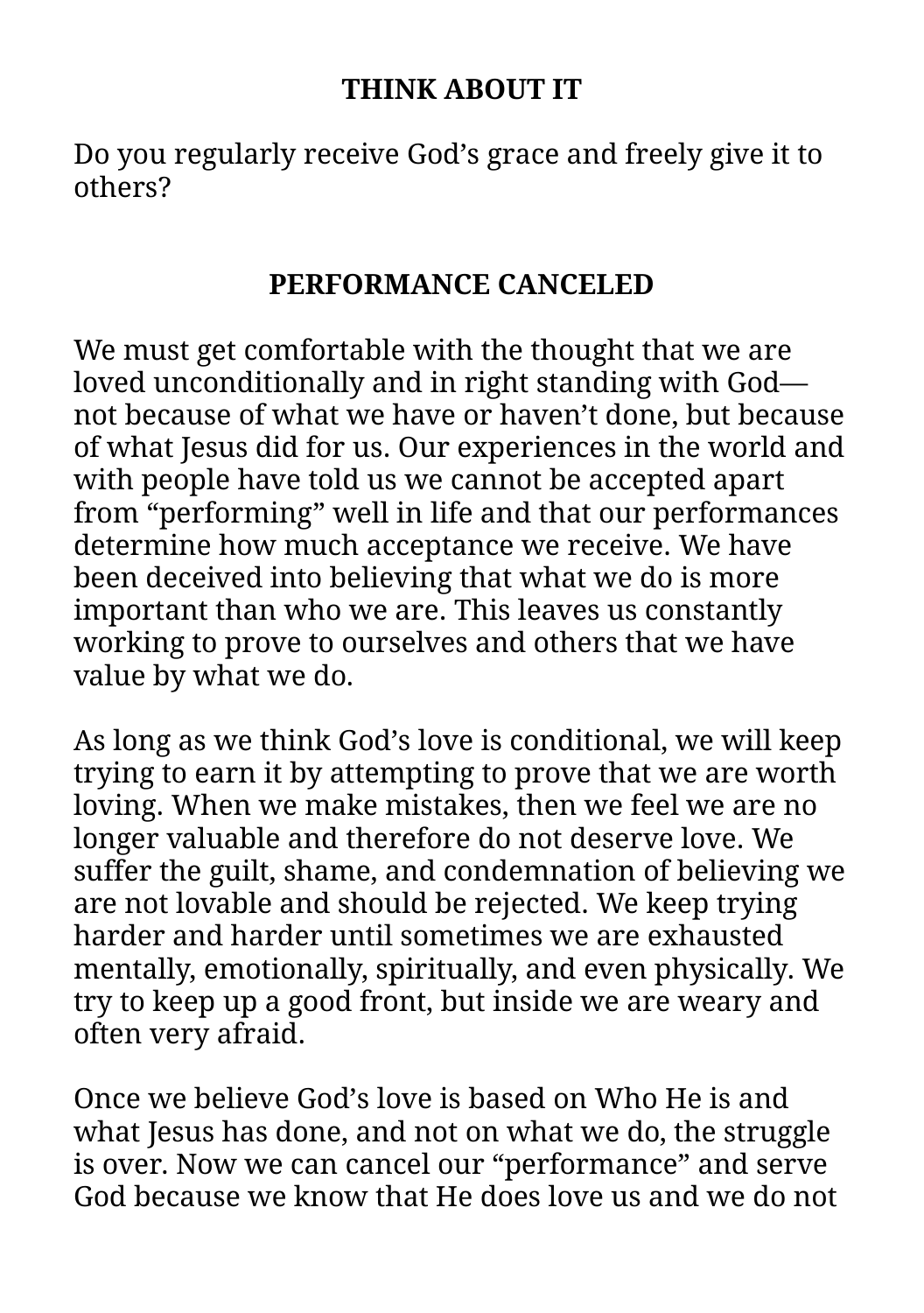### THINK ABOUT IT

Do you regularly receive God’s grace and freely give it to others?

## PERFORMANCE CANCELED

We must get comfortable with the thought that we are loved unconditionally and in right standing with God—not because of what we have or haven’t done, but because of what Jesus did for us. Our experiences in the world and with people have told us we cannot be accepted apart from “performing” well in life and that our performances determine how much acceptance we receive. We have been deceived into believing that what we do is more important than who we are. This leaves us constantly working to prove to ourselves and others that we have value by what we do.

As long as we think God’s love is conditional, we will keep trying to earn it by attempting to prove that we are worth loving. When we make mistakes, then we feel we are no longer valuable and therefore do not deserve love. We suffer the guilt, shame, and condemnation of believing we are not lovable and should be rejected. We keep trying harder and harder until sometimes we are exhausted mentally, emotionally, spiritually, and even physically. We try to keep up a good front, but inside we are weary and often very afraid.

Once we believe God’s love is based on Who He is and what Jesus has done, and not on what we do, the struggle is over. Now we can cancel our “performance” and serve God because we know that He does love us and we do not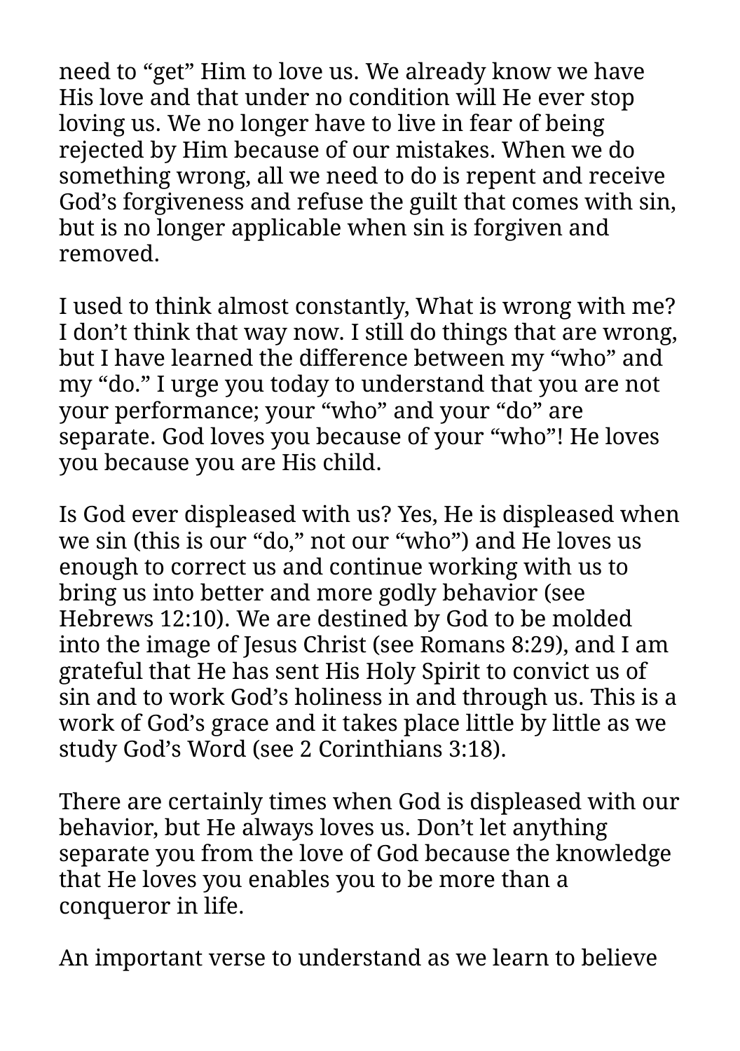need to "get" Him to love us. We already know we have His love and that under no condition will He ever stop loving us. We no longer have to live in fear of being rejected by Him because of our mistakes. When we do something wrong, all we need to do is repent and receive God's forgiveness and refuse the guilt that comes with sin, but is no longer applicable when sin is forgiven and removed.

I used to think almost constantly, What is wrong with me? I don't think that way now. I still do things that are wrong, but I have learned the difference between my "who" and my "do." I urge you today to understand that you are not your performance; your "who" and your "do" are separate. God loves you because of your "who"! He loves you because you are His child.

Is God ever displeased with us? Yes, He is displeased when we sin (this is our "do," not our "who") and He loves us enough to correct us and continue working with us to bring us into better and more godly behavior (see Hebrews 12:10). We are destined by God to be molded into the image of Jesus Christ (see Romans 8:29), and I am grateful that He has sent His Holy Spirit to convict us of sin and to work God's holiness in and through us. This is a work of God's grace and it takes place little by little as we study God's Word (see 2 Corinthians 3:18).

There are certainly times when God is displeased with our behavior, but He always loves us. Don't let anything separate you from the love of God because the knowledge that He loves you enables you to be more than a conqueror in life.

An important verse to understand as we learn to believe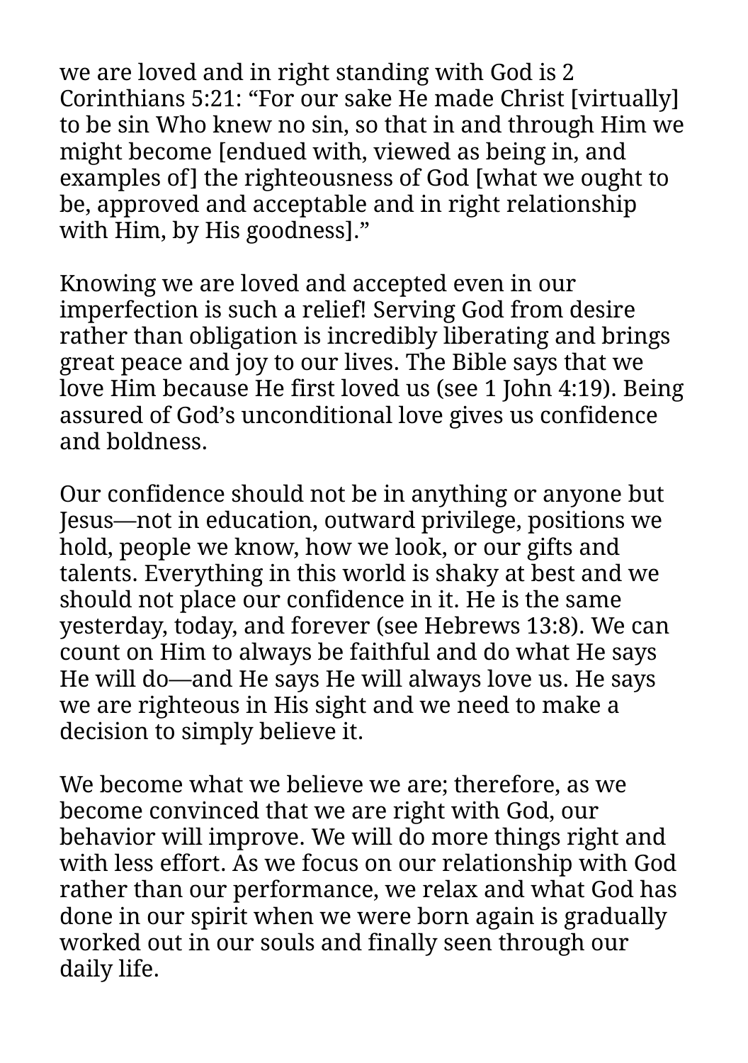we are loved and in right standing with God is 2 Corinthians 5:21: “For our sake He made Christ [virtually] to be sin Who knew no sin, so that in and through Him we might become [endued with, viewed as being in, and examples of] the righteousness of God [what we ought to be, approved and acceptable and in right relationship with Him, by His goodness].”

Knowing we are loved and accepted even in our imperfection is such a relief! Serving God from desire rather than obligation is incredibly liberating and brings great peace and joy to our lives. The Bible says that we love Him because He first loved us (see 1 John 4:19). Being assured of God’s unconditional love gives us confidence and boldness.

Our confidence should not be in anything or anyone but Jesus—not in education, outward privilege, positions we hold, people we know, how we look, or our gifts and talents. Everything in this world is shaky at best and we should not place our confidence in it. He is the same yesterday, today, and forever (see Hebrews 13:8). We can count on Him to always be faithful and do what He says He will do—and He says He will always love us. He says we are righteous in His sight and we need to make a decision to simply believe it.

We become what we believe we are; therefore, as we become convinced that we are right with God, our behavior will improve. We will do more things right and with less effort. As we focus on our relationship with God rather than our performance, we relax and what God has done in our spirit when we were born again is gradually worked out in our souls and finally seen through our daily life.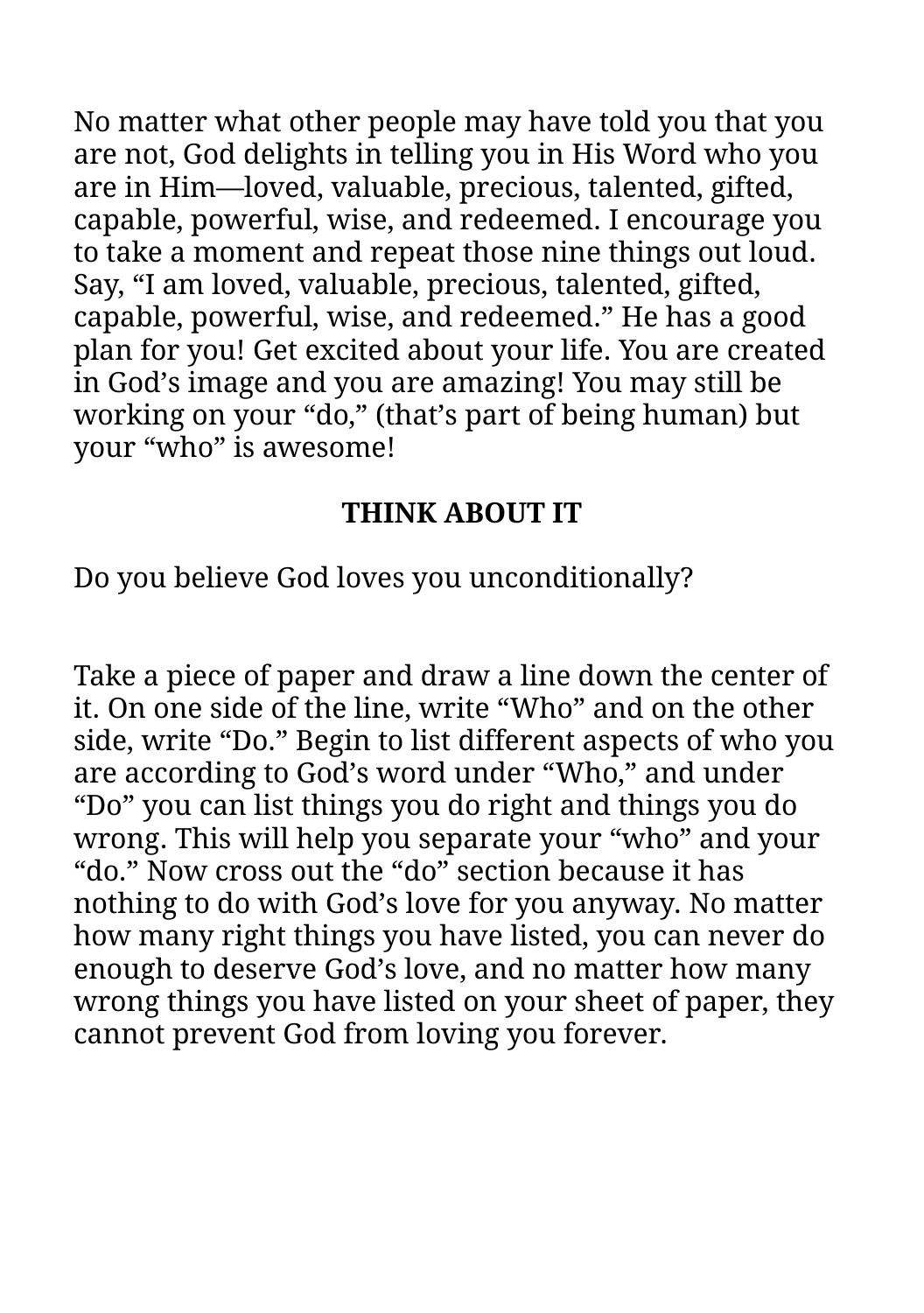No matter what other people may have told you that you are not, God delights in telling you in His Word who you are in Him—loved, valuable, precious, talented, gifted, capable, powerful, wise, and redeemed. I encourage you to take a moment and repeat those nine things out loud. Say, “I am loved, valuable, precious, talented, gifted, capable, powerful, wise, and redeemed.” He has a good plan for you! Get excited about your life. You are created in God’s image and you are amazing! You may still be working on your “do,” (that’s part of being human) but your “who” is awesome!

**THINK ABOUT IT**

Do you believe God loves you unconditionally?

Take a piece of paper and draw a line down the center of it. On one side of the line, write “Who” and on the other side, write “Do.” Begin to list different aspects of who you are according to God’s word under “Who,” and under “Do” you can list things you do right and things you do wrong. This will help you separate your “who” and your “do.” Now cross out the “do” section because it has nothing to do with God’s love for you anyway. No matter how many right things you have listed, you can never do enough to deserve God’s love, and no matter how many wrong things you have listed on your sheet of paper, they cannot prevent God from loving you forever.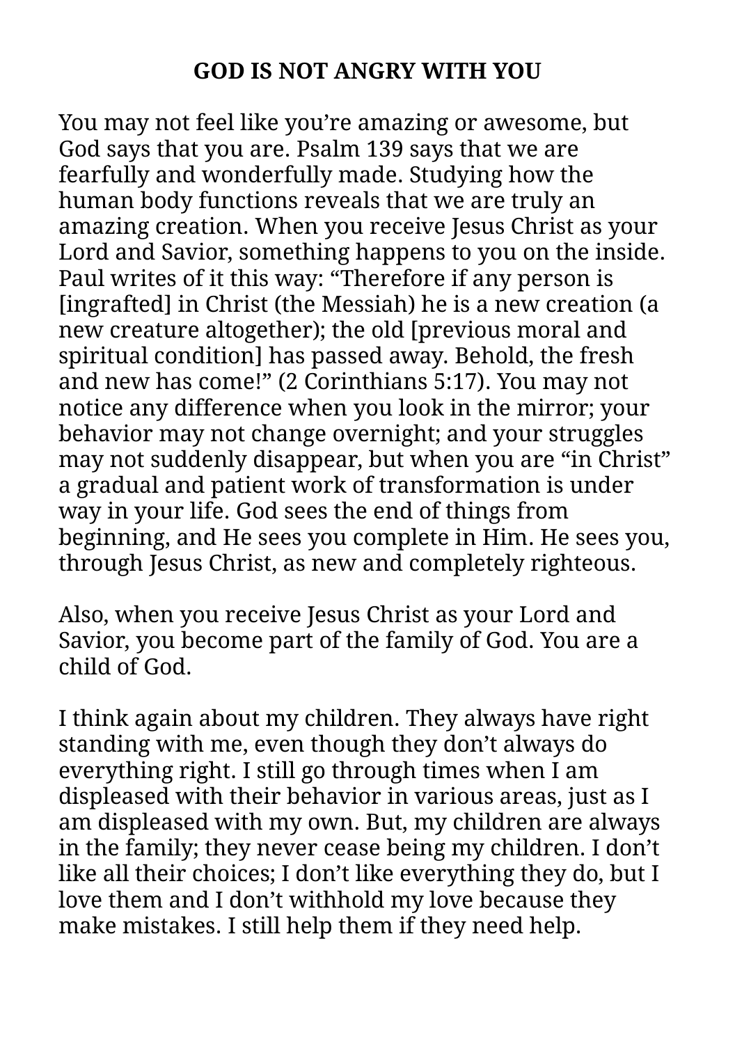# GOD IS NOT ANGRY WITH YOU

You may not feel like you’re amazing or awesome, but God says that you are. Psalm 139 says that we are fearfully and wonderfully made. Studying how the human body functions reveals that we are truly an amazing creation. When you receive Jesus Christ as your Lord and Savior, something happens to you on the inside. Paul writes of it this way: “Therefore if any person is [ingrafted] in Christ (the Messiah) he is a new creation (a new creature altogether); the old [previous moral and spiritual condition] has passed away. Behold, the fresh and new has come!” (2 Corinthians 5:17). You may not notice any difference when you look in the mirror; your behavior may not change overnight; and your struggles may not suddenly disappear, but when you are “in Christ” a gradual and patient work of transformation is under way in your life. God sees the end of things from beginning, and He sees you complete in Him. He sees you, through Jesus Christ, as new and completely righteous.

Also, when you receive Jesus Christ as your Lord and Savior, you become part of the family of God. You are a child of God.

I think again about my children. They always have right standing with me, even though they don’t always do everything right. I still go through times when I am displeased with their behavior in various areas, just as I am displeased with my own. But, my children are always in the family; they never cease being my children. I don’t like all their choices; I don’t like everything they do, but I love them and I don’t withhold my love because they make mistakes. I still help them if they need help.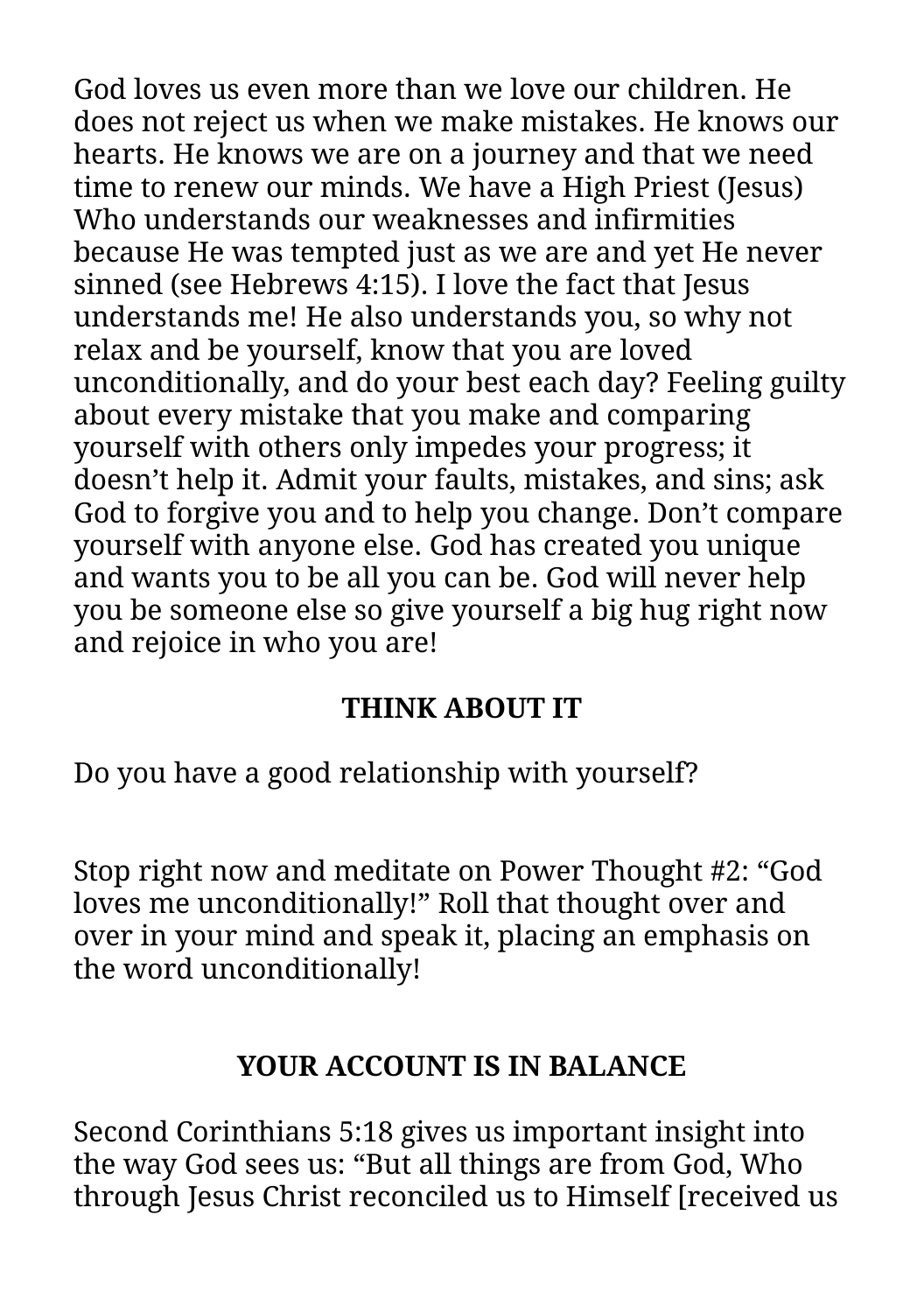God loves us even more than we love our children. He does not reject us when we make mistakes. He knows our hearts. He knows we are on a journey and that we need time to renew our minds. We have a High Priest (Jesus) Who understands our weaknesses and infirmities because He was tempted just as we are and yet He never sinned (see Hebrews 4:15). I love the fact that Jesus understands me! He also understands you, so why not relax and be yourself, know that you are loved unconditionally, and do your best each day? Feeling guilty about every mistake that you make and comparing yourself with others only impedes your progress; it doesn't help it. Admit your faults, mistakes, and sins; ask God to forgive you and to help you change. Don't compare yourself with anyone else. God has created you unique and wants you to be all you can be. God will never help you be someone else so give yourself a big hug right now and rejoice in who you are!

### THINK ABOUT IT

Do you have a good relationship with yourself?

Stop right now and meditate on Power Thought #2: "God loves me unconditionally!" Roll that thought over and over in your mind and speak it, placing an emphasis on the word unconditionally!

## YOUR ACCOUNT IS IN BALANCE

Second Corinthians 5:18 gives us important insight into the way God sees us: "But all things are from God, Who through Jesus Christ reconciled us to Himself [received us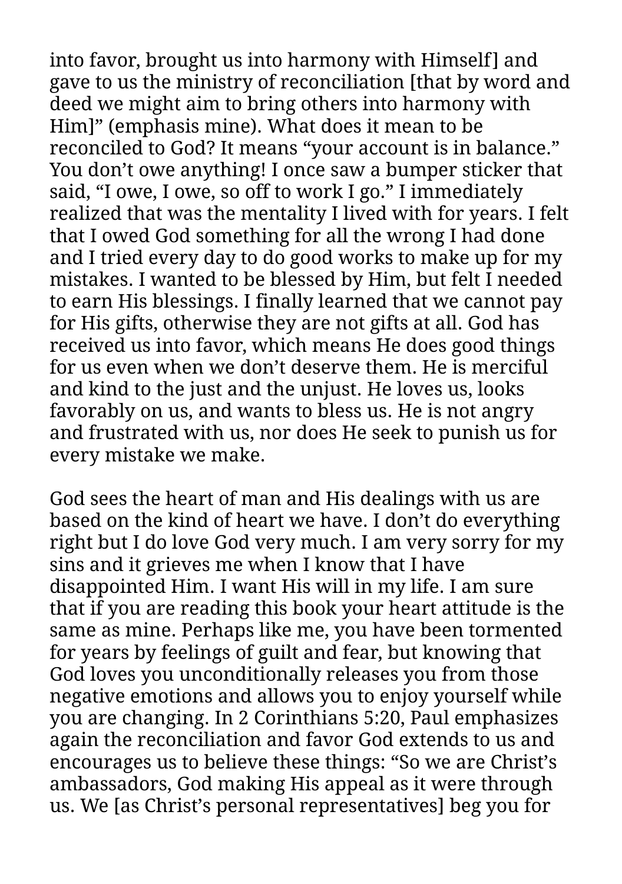into favor, brought us into harmony with Himself] and gave to us the ministry of reconciliation [that by word and deed we might aim to bring others into harmony with Him]" (emphasis mine). What does it mean to be reconciled to God? It means "your account is in balance." You don't owe anything! I once saw a bumper sticker that said, "I owe, I owe, so off to work I go." I immediately realized that was the mentality I lived with for years. I felt that I owed God something for all the wrong I had done and I tried every day to do good works to make up for my mistakes. I wanted to be blessed by Him, but felt I needed to earn His blessings. I finally learned that we cannot pay for His gifts, otherwise they are not gifts at all. God has received us into favor, which means He does good things for us even when we don't deserve them. He is merciful and kind to the just and the unjust. He loves us, looks favorably on us, and wants to bless us. He is not angry and frustrated with us, nor does He seek to punish us for every mistake we make.

God sees the heart of man and His dealings with us are based on the kind of heart we have. I don't do everything right but I do love God very much. I am very sorry for my sins and it grieves me when I know that I have disappointed Him. I want His will in my life. I am sure that if you are reading this book your heart attitude is the same as mine. Perhaps like me, you have been tormented for years by feelings of guilt and fear, but knowing that God loves you unconditionally releases you from those negative emotions and allows you to enjoy yourself while you are changing. In 2 Corinthians 5:20, Paul emphasizes again the reconciliation and favor God extends to us and encourages us to believe these things: "So we are Christ's ambassadors, God making His appeal as it were through us. We [as Christ's personal representatives] beg you for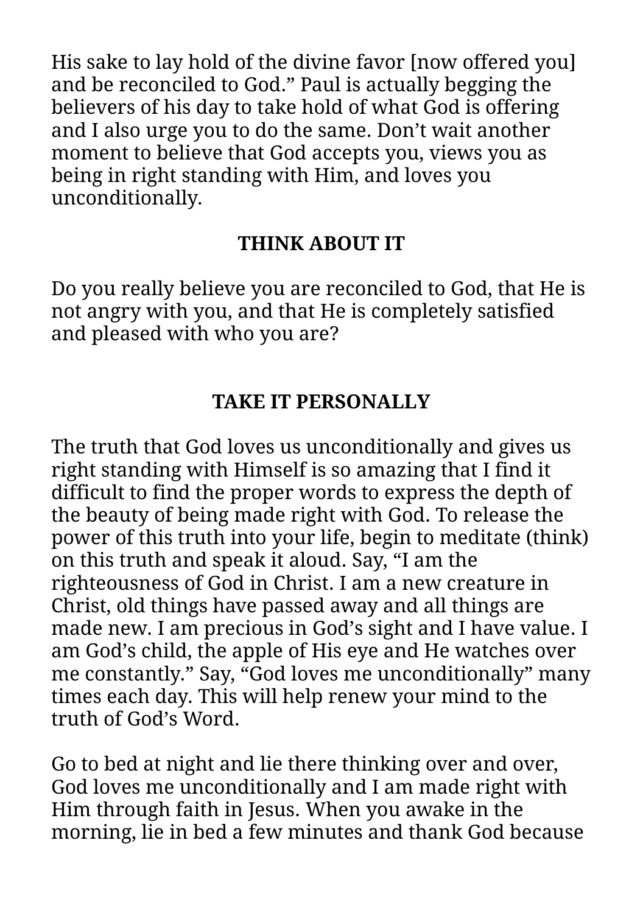His sake to lay hold of the divine favor [now offered you] and be reconciled to God." Paul is actually begging the believers of his day to take hold of what God is offering and I also urge you to do the same. Don't wait another moment to believe that God accepts you, views you as being in right standing with Him, and loves you unconditionally.

## THINK ABOUT IT

Do you really believe you are reconciled to God, that He is not angry with you, and that He is completely satisfied and pleased with who you are?

## TAKE IT PERSONALLY

The truth that God loves us unconditionally and gives us right standing with Himself is so amazing that I find it difficult to find the proper words to express the depth of the beauty of being made right with God. To release the power of this truth into your life, begin to meditate (think) on this truth and speak it aloud. Say, "I am the righteousness of God in Christ. I am a new creature in Christ, old things have passed away and all things are made new. I am precious in God's sight and I have value. I am God's child, the apple of His eye and He watches over me constantly." Say, "God loves me unconditionally" many times each day. This will help renew your mind to the truth of God's Word.

Go to bed at night and lie there thinking over and over, God loves me unconditionally and I am made right with Him through faith in Jesus. When you awake in the morning, lie in bed a few minutes and thank God because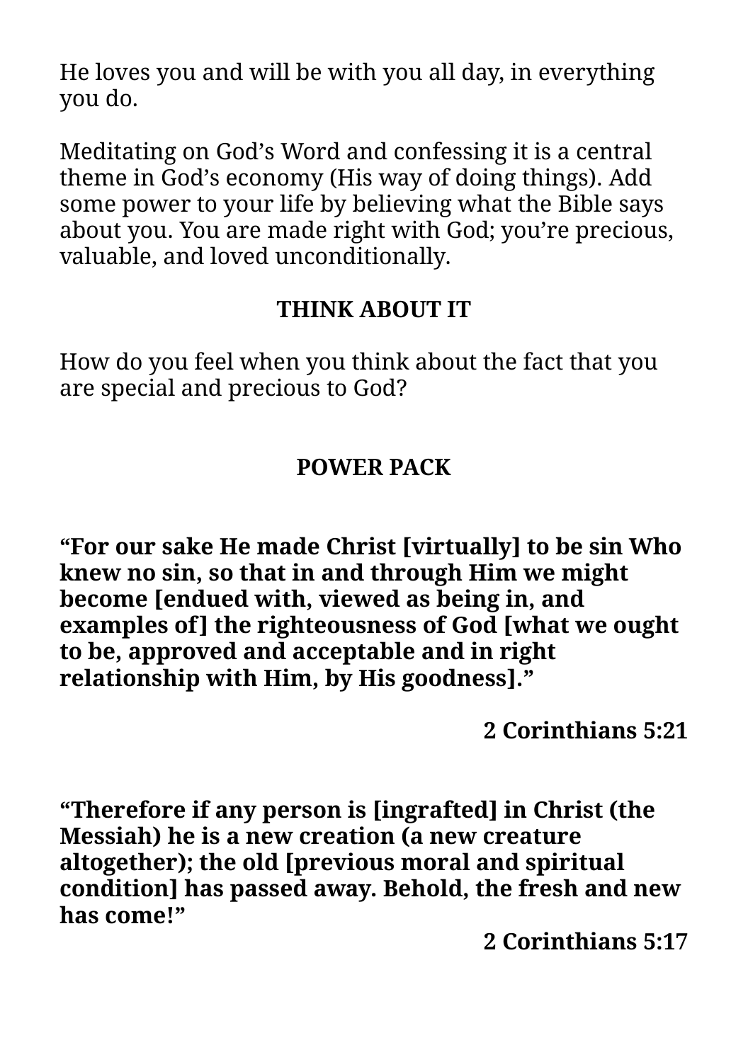He loves you and will be with you all day, in everything you do.

Meditating on God’s Word and confessing it is a central theme in God’s economy (His way of doing things). Add some power to your life by believing what the Bible says about you. You are made right with God; you’re precious, valuable, and loved unconditionally.

### THINK ABOUT IT

How do you feel when you think about the fact that you are special and precious to God?

### POWER PACK

**“For our sake He made Christ [virtually] to be sin Who knew no sin, so that in and through Him we might become [endued with, viewed as being in, and examples of] the righteousness of God [what we ought to be, approved and acceptable and in right relationship with Him, by His goodness].”**

**2 Corinthians 5:21**

**“Therefore if any person is [ingrafted] in Christ (the Messiah) he is a new creation (a new creature altogether); the old [previous moral and spiritual condition] has passed away. Behold, the fresh and new has come!”**

**2 Corinthians 5:17**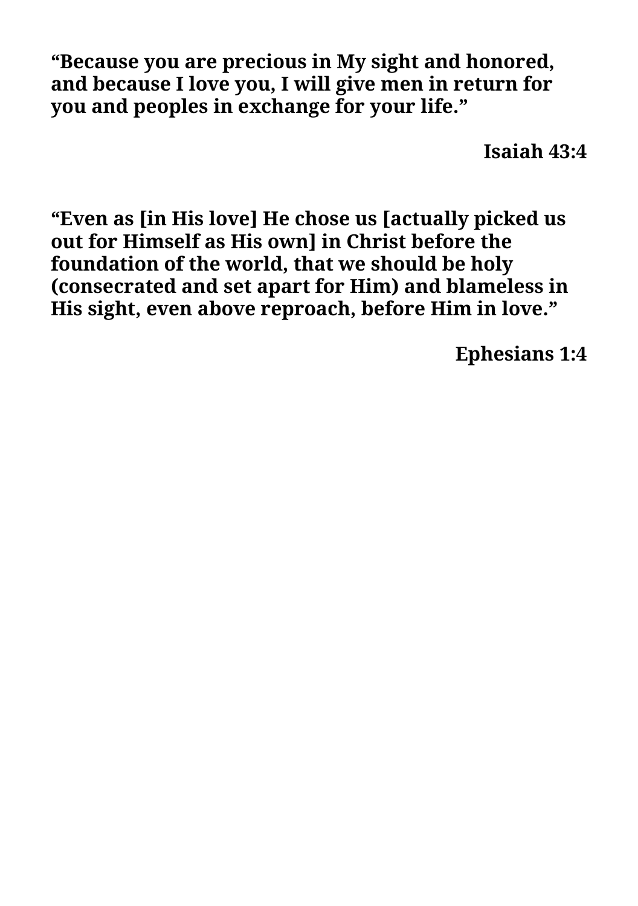**“Because you are precious in My sight and honored, and because I love you, I will give men in return for you and peoples in exchange for your life.”**

**Isaiah 43:4**

**“Even as [in His love] He chose us [actually picked us out for Himself as His own] in Christ before the foundation of the world, that we should be holy (consecrated and set apart for Him) and blameless in His sight, even above reproach, before Him in love.”**

**Ephesians 1:4**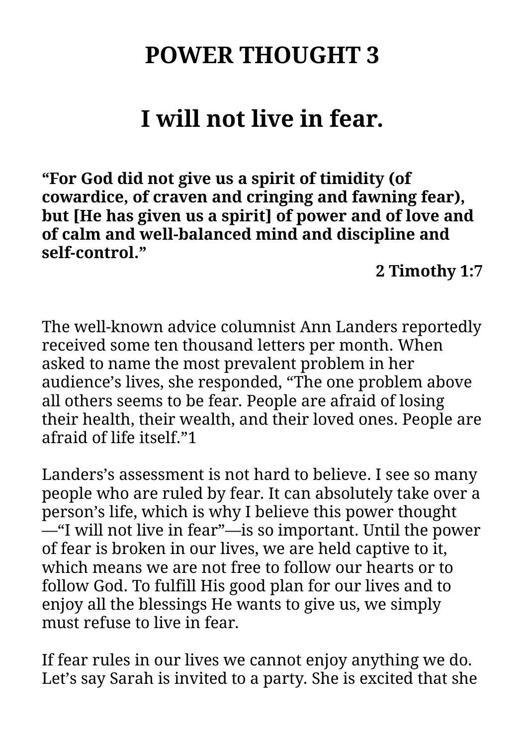# POWER THOUGHT 3

## I will not live in fear.

**"For God did not give us a spirit of timidity (of cowardice, of craven and cringing and fawning fear), but [He has given us a spirit] of power and of love and of calm and well-balanced mind and discipline and self-control."**

**2 Timothy 1:7**

The well-known advice columnist Ann Landers reportedly received some ten thousand letters per month. When asked to name the most prevalent problem in her audience's lives, she responded, "The one problem above all others seems to be fear. People are afraid of losing their health, their wealth, and their loved ones. People are afraid of life itself."[1]

Landers's assessment is not hard to believe. I see so many people who are ruled by fear. It can absolutely take over a person's life, which is why I believe this power thought—"I will not live in fear"—is so important. Until the power of fear is broken in our lives, we are held captive to it, which means we are not free to follow our hearts or to follow God. To fulfill His good plan for our lives and to enjoy all the blessings He wants to give us, we simply must refuse to live in fear.

If fear rules in our lives we cannot enjoy anything we do. Let's say Sarah is invited to a party. She is excited that she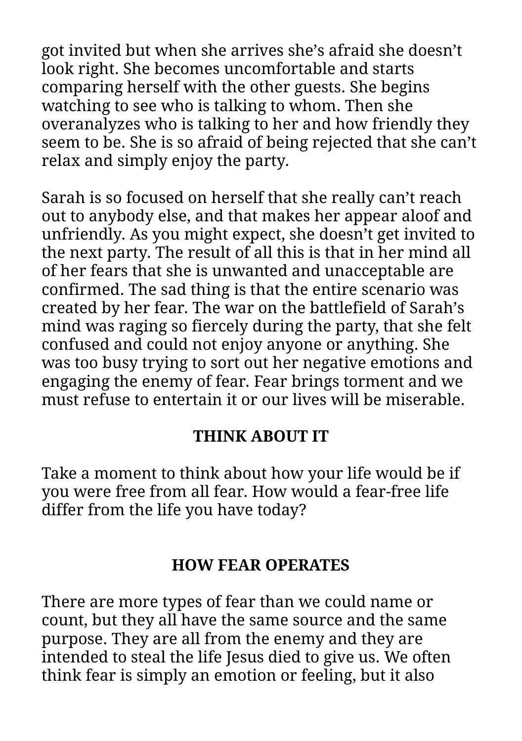got invited but when she arrives she’s afraid she doesn’t look right. She becomes uncomfortable and starts comparing herself with the other guests. She begins watching to see who is talking to whom. Then she overanalyzes who is talking to her and how friendly they seem to be. She is so afraid of being rejected that she can’t relax and simply enjoy the party.

Sarah is so focused on herself that she really can’t reach out to anybody else, and that makes her appear aloof and unfriendly. As you might expect, she doesn’t get invited to the next party. The result of all this is that in her mind all of her fears that she is unwanted and unacceptable are confirmed. The sad thing is that the entire scenario was created by her fear. The war on the battlefield of Sarah’s mind was raging so fiercely during the party, that she felt confused and could not enjoy anyone or anything. She was too busy trying to sort out her negative emotions and engaging the enemy of fear. Fear brings torment and we must refuse to entertain it or our lives will be miserable.

## THINK ABOUT IT

Take a moment to think about how your life would be if you were free from all fear. How would a fear-free life differ from the life you have today?

## HOW FEAR OPERATES

There are more types of fear than we could name or count, but they all have the same source and the same purpose. They are all from the enemy and they are intended to steal the life Jesus died to give us. We often think fear is simply an emotion or feeling, but it also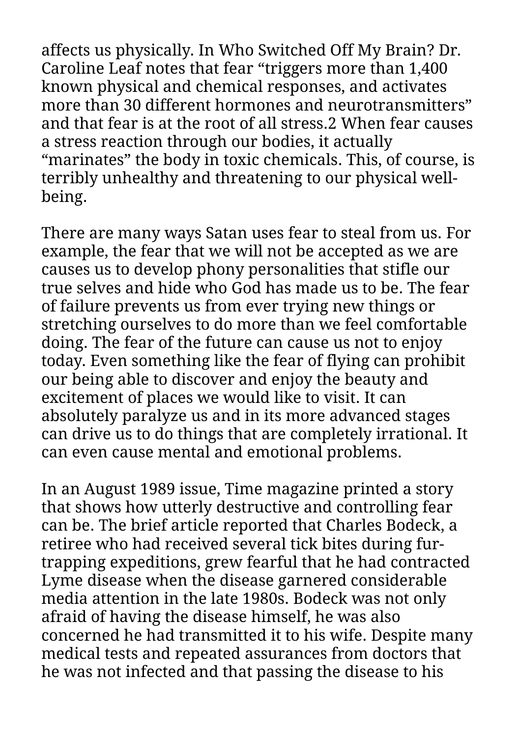affects us physically. In Who Switched Off My Brain? Dr. Caroline Leaf notes that fear "triggers more than 1,400 known physical and chemical responses, and activates more than 30 different hormones and neurotransmitters" and that fear is at the root of all stress.[2] When fear causes a stress reaction through our bodies, it actually "marinates" the body in toxic chemicals. This, of course, is terribly unhealthy and threatening to our physical well-being.

There are many ways Satan uses fear to steal from us. For example, the fear that we will not be accepted as we are causes us to develop phony personalities that stifle our true selves and hide who God has made us to be. The fear of failure prevents us from ever trying new things or stretching ourselves to do more than we feel comfortable doing. The fear of the future can cause us not to enjoy today. Even something like the fear of flying can prohibit our being able to discover and enjoy the beauty and excitement of places we would like to visit. It can absolutely paralyze us and in its more advanced stages can drive us to do things that are completely irrational. It can even cause mental and emotional problems.

In an August 1989 issue, Time magazine printed a story that shows how utterly destructive and controlling fear can be. The brief article reported that Charles Bodeck, a retiree who had received several tick bites during fur-trapping expeditions, grew fearful that he had contracted Lyme disease when the disease garnered considerable media attention in the late 1980s. Bodeck was not only afraid of having the disease himself, he was also concerned he had transmitted it to his wife. Despite many medical tests and repeated assurances from doctors that he was not infected and that passing the disease to his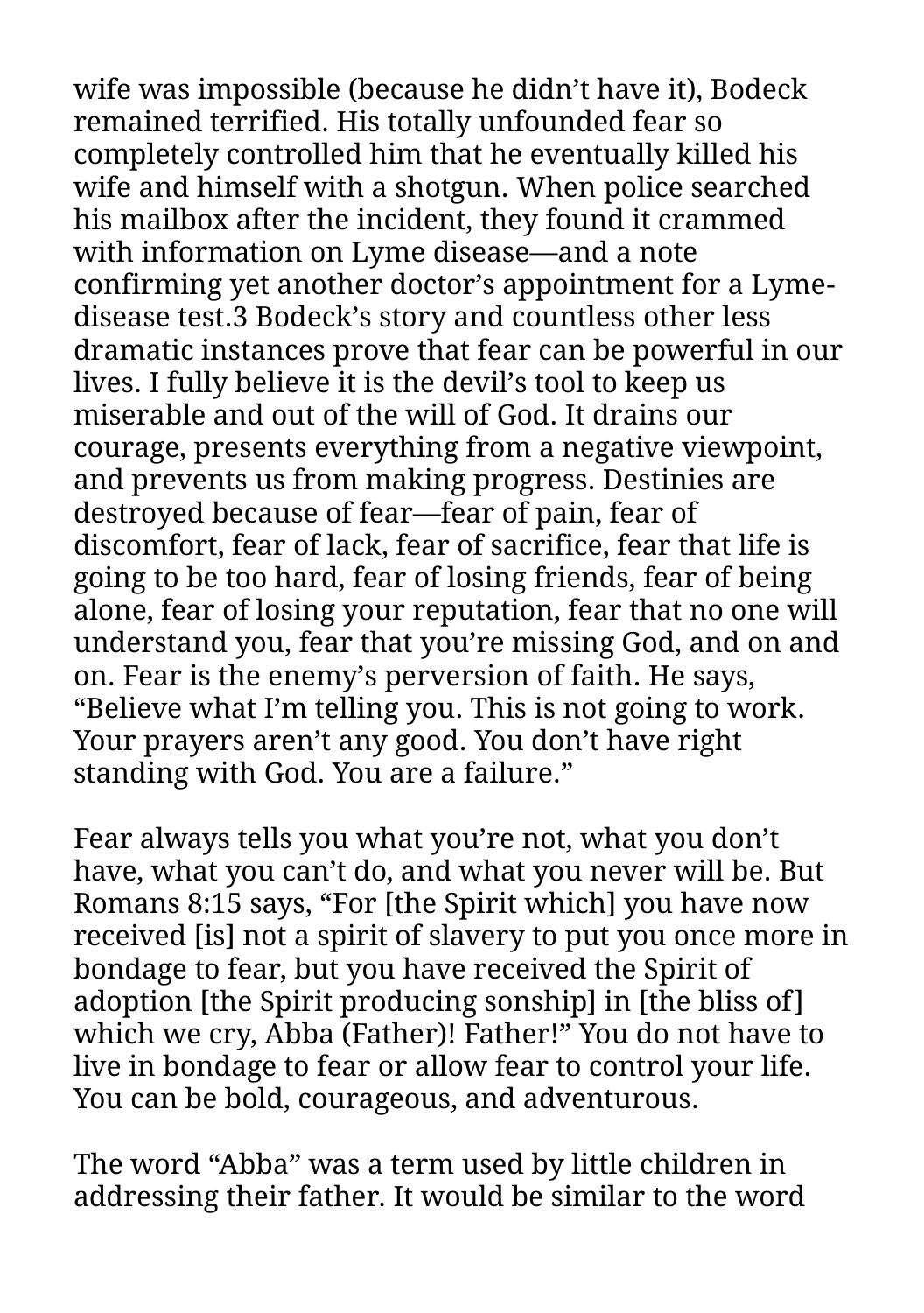wife was impossible (because he didn't have it), Bodeck remained terrified. His totally unfounded fear so completely controlled him that he eventually killed his wife and himself with a shotgun. When police searched his mailbox after the incident, they found it crammed with information on Lyme disease—and a note confirming yet another doctor's appointment for a Lyme-disease test.[3] Bodeck's story and countless other less dramatic instances prove that fear can be powerful in our lives. I fully believe it is the devil's tool to keep us miserable and out of the will of God. It drains our courage, presents everything from a negative viewpoint, and prevents us from making progress. Destinies are destroyed because of fear—fear of pain, fear of discomfort, fear of lack, fear of sacrifice, fear that life is going to be too hard, fear of losing friends, fear of being alone, fear of losing your reputation, fear that no one will understand you, fear that you're missing God, and on and on. Fear is the enemy's perversion of faith. He says, "Believe what I'm telling you. This is not going to work. Your prayers aren't any good. You don't have right standing with God. You are a failure."

Fear always tells you what you're not, what you don't have, what you can't do, and what you never will be. But Romans 8:15 says, "For [the Spirit which] you have now received [is] not a spirit of slavery to put you once more in bondage to fear, but you have received the Spirit of adoption [the Spirit producing sonship] in [the bliss of] which we cry, Abba (Father)! Father!" You do not have to live in bondage to fear or allow fear to control your life. You can be bold, courageous, and adventurous.

The word "Abba" was a term used by little children in addressing their father. It would be similar to the word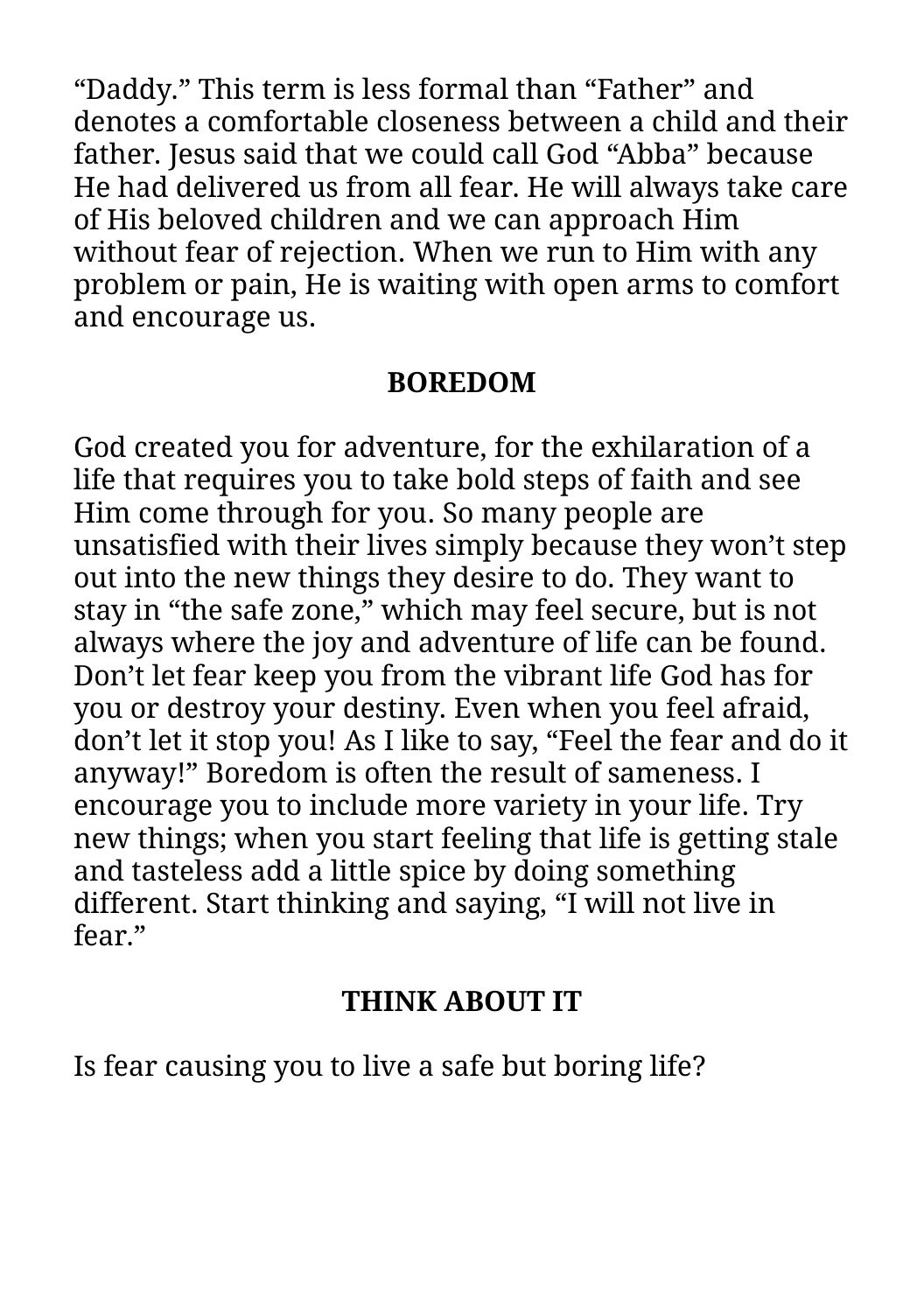"Daddy." This term is less formal than "Father" and denotes a comfortable closeness between a child and their father. Jesus said that we could call God "Abba" because He had delivered us from all fear. He will always take care of His beloved children and we can approach Him without fear of rejection. When we run to Him with any problem or pain, He is waiting with open arms to comfort and encourage us.

## BOREDOM

God created you for adventure, for the exhilaration of a life that requires you to take bold steps of faith and see Him come through for you. So many people are unsatisfied with their lives simply because they won't step out into the new things they desire to do. They want to stay in "the safe zone," which may feel secure, but is not always where the joy and adventure of life can be found. Don't let fear keep you from the vibrant life God has for you or destroy your destiny. Even when you feel afraid, don't let it stop you! As I like to say, "Feel the fear and do it anyway!" Boredom is often the result of sameness. I encourage you to include more variety in your life. Try new things; when you start feeling that life is getting stale and tasteless add a little spice by doing something different. Start thinking and saying, "I will not live in fear."

## THINK ABOUT IT

Is fear causing you to live a safe but boring life?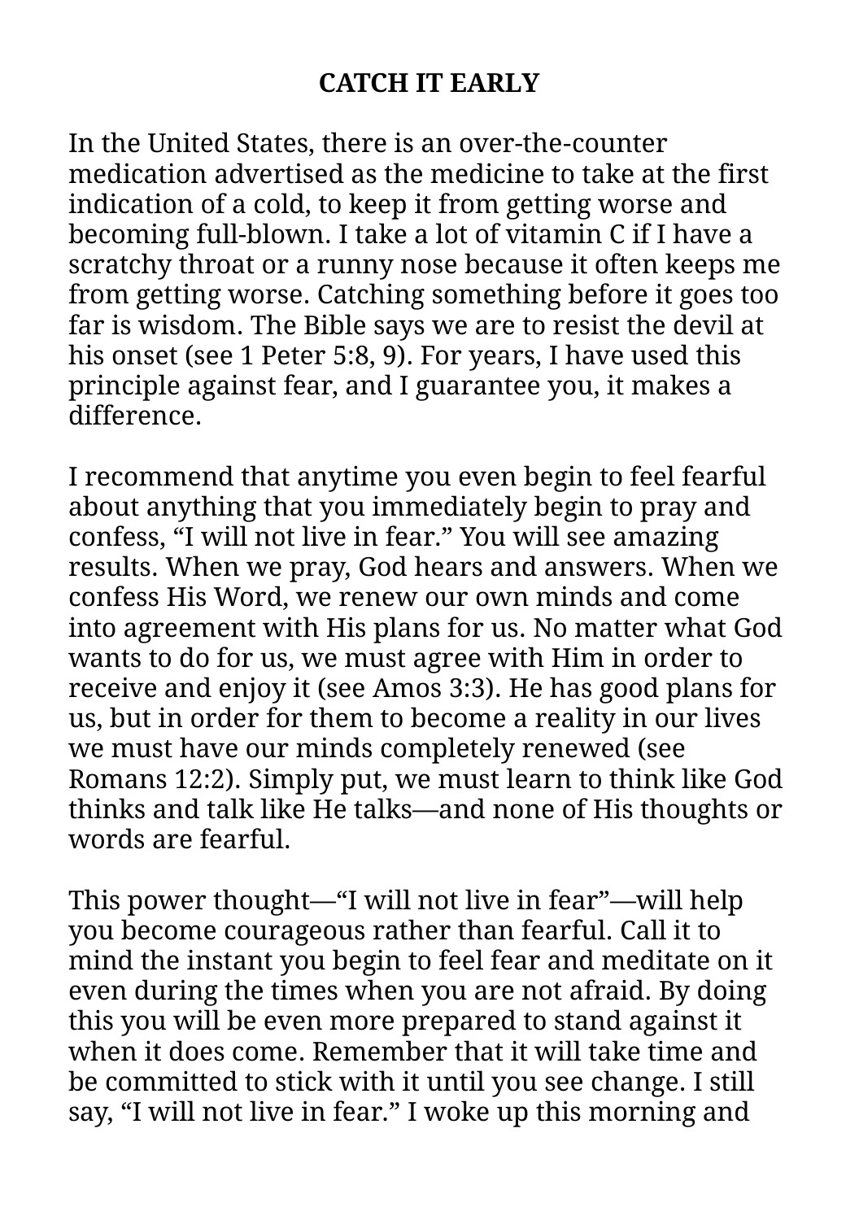## CATCH IT EARLY

In the United States, there is an over-the-counter medication advertised as the medicine to take at the first indication of a cold, to keep it from getting worse and becoming full-blown. I take a lot of vitamin C if I have a scratchy throat or a runny nose because it often keeps me from getting worse. Catching something before it goes too far is wisdom. The Bible says we are to resist the devil at his onset (see 1 Peter 5:8, 9). For years, I have used this principle against fear, and I guarantee you, it makes a difference.

I recommend that anytime you even begin to feel fearful about anything that you immediately begin to pray and confess, “I will not live in fear.” You will see amazing results. When we pray, God hears and answers. When we confess His Word, we renew our own minds and come into agreement with His plans for us. No matter what God wants to do for us, we must agree with Him in order to receive and enjoy it (see Amos 3:3). He has good plans for us, but in order for them to become a reality in our lives we must have our minds completely renewed (see Romans 12:2). Simply put, we must learn to think like God thinks and talk like He talks—and none of His thoughts or words are fearful.

This power thought—“I will not live in fear”—will help you become courageous rather than fearful. Call it to mind the instant you begin to feel fear and meditate on it even during the times when you are not afraid. By doing this you will be even more prepared to stand against it when it does come. Remember that it will take time and be committed to stick with it until you see change. I still say, “I will not live in fear.” I woke up this morning and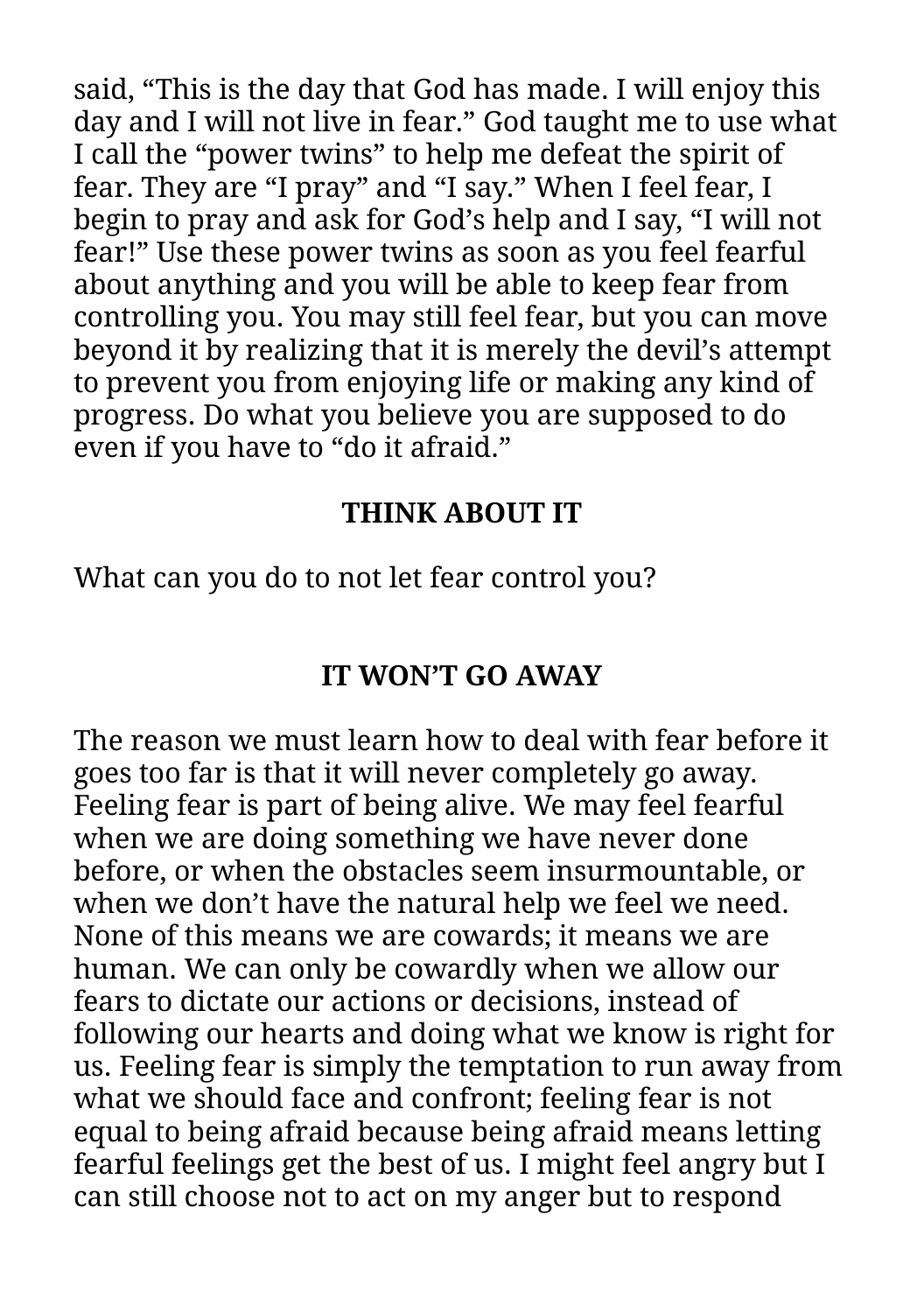said, "This is the day that God has made. I will enjoy this day and I will not live in fear." God taught me to use what I call the "power twins" to help me defeat the spirit of fear. They are "I pray" and "I say." When I feel fear, I begin to pray and ask for God's help and I say, "I will not fear!" Use these power twins as soon as you feel fearful about anything and you will be able to keep fear from controlling you. You may still feel fear, but you can move beyond it by realizing that it is merely the devil's attempt to prevent you from enjoying life or making any kind of progress. Do what you believe you are supposed to do even if you have to "do it afraid."

**THINK ABOUT IT**

What can you do to not let fear control you?

## IT WON'T GO AWAY

The reason we must learn how to deal with fear before it goes too far is that it will never completely go away. Feeling fear is part of being alive. We may feel fearful when we are doing something we have never done before, or when the obstacles seem insurmountable, or when we don't have the natural help we feel we need. None of this means we are cowards; it means we are human. We can only be cowardly when we allow our fears to dictate our actions or decisions, instead of following our hearts and doing what we know is right for us. Feeling fear is simply the temptation to run away from what we should face and confront; feeling fear is not equal to being afraid because being afraid means letting fearful feelings get the best of us. I might feel angry but I can still choose not to act on my anger but to respond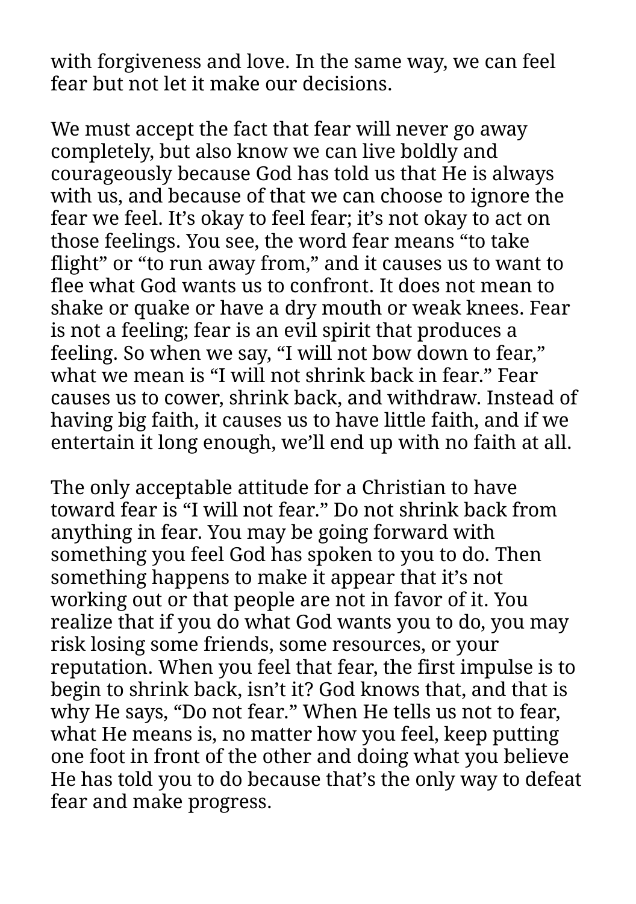with forgiveness and love. In the same way, we can feel fear but not let it make our decisions.

We must accept the fact that fear will never go away completely, but also know we can live boldly and courageously because God has told us that He is always with us, and because of that we can choose to ignore the fear we feel. It’s okay to feel fear; it’s not okay to act on those feelings. You see, the word fear means “to take flight” or “to run away from,” and it causes us to want to flee what God wants us to confront. It does not mean to shake or quake or have a dry mouth or weak knees. Fear is not a feeling; fear is an evil spirit that produces a feeling. So when we say, “I will not bow down to fear,” what we mean is “I will not shrink back in fear.” Fear causes us to cower, shrink back, and withdraw. Instead of having big faith, it causes us to have little faith, and if we entertain it long enough, we’ll end up with no faith at all.

The only acceptable attitude for a Christian to have toward fear is “I will not fear.” Do not shrink back from anything in fear. You may be going forward with something you feel God has spoken to you to do. Then something happens to make it appear that it’s not working out or that people are not in favor of it. You realize that if you do what God wants you to do, you may risk losing some friends, some resources, or your reputation. When you feel that fear, the first impulse is to begin to shrink back, isn’t it? God knows that, and that is why He says, “Do not fear.” When He tells us not to fear, what He means is, no matter how you feel, keep putting one foot in front of the other and doing what you believe He has told you to do because that’s the only way to defeat fear and make progress.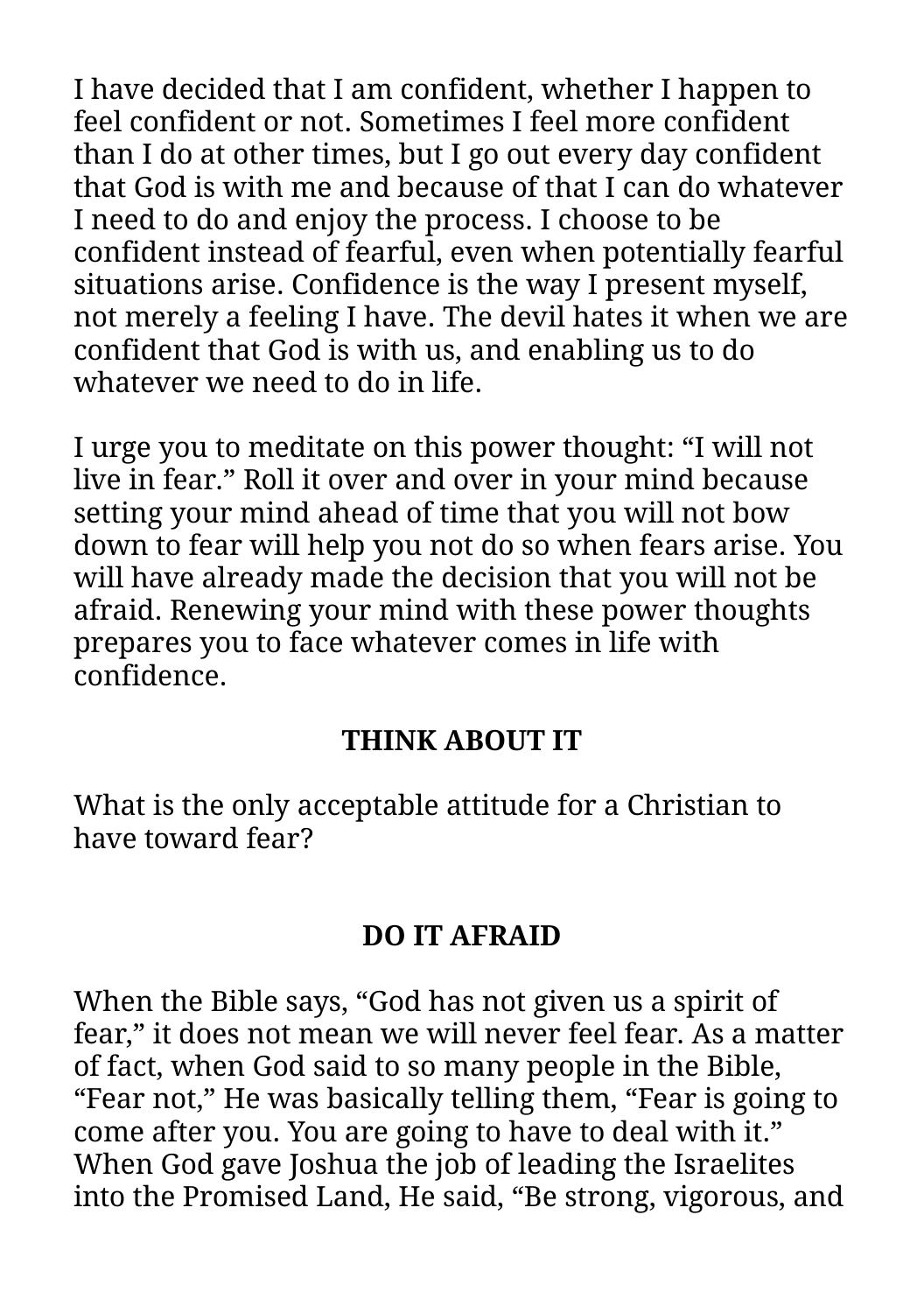I have decided that I am confident, whether I happen to feel confident or not. Sometimes I feel more confident than I do at other times, but I go out every day confident that God is with me and because of that I can do whatever I need to do and enjoy the process. I choose to be confident instead of fearful, even when potentially fearful situations arise. Confidence is the way I present myself, not merely a feeling I have. The devil hates it when we are confident that God is with us, and enabling us to do whatever we need to do in life.

I urge you to meditate on this power thought: “I will not live in fear.” Roll it over and over in your mind because setting your mind ahead of time that you will not bow down to fear will help you not do so when fears arise. You will have already made the decision that you will not be afraid. Renewing your mind with these power thoughts prepares you to face whatever comes in life with confidence.

**THINK ABOUT IT**

What is the only acceptable attitude for a Christian to have toward fear?

## DO IT AFRAID

When the Bible says, “God has not given us a spirit of fear,” it does not mean we will never feel fear. As a matter of fact, when God said to so many people in the Bible, “Fear not,” He was basically telling them, “Fear is going to come after you. You are going to have to deal with it.” When God gave Joshua the job of leading the Israelites into the Promised Land, He said, “Be strong, vigorous, and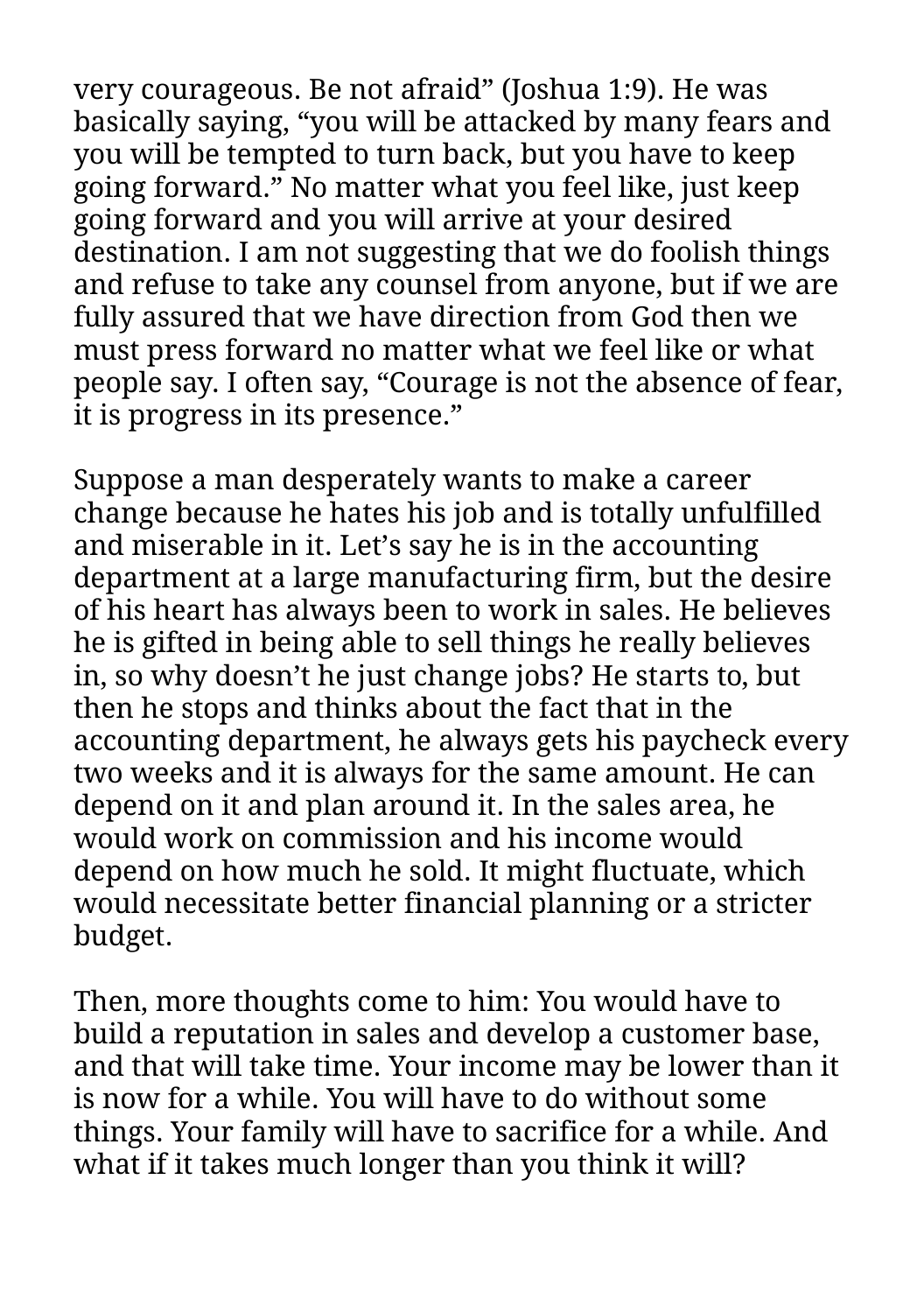very courageous. Be not afraid" (Joshua 1:9). He was basically saying, "you will be attacked by many fears and you will be tempted to turn back, but you have to keep going forward." No matter what you feel like, just keep going forward and you will arrive at your desired destination. I am not suggesting that we do foolish things and refuse to take any counsel from anyone, but if we are fully assured that we have direction from God then we must press forward no matter what we feel like or what people say. I often say, "Courage is not the absence of fear, it is progress in its presence."

Suppose a man desperately wants to make a career change because he hates his job and is totally unfulfilled and miserable in it. Let's say he is in the accounting department at a large manufacturing firm, but the desire of his heart has always been to work in sales. He believes he is gifted in being able to sell things he really believes in, so why doesn't he just change jobs? He starts to, but then he stops and thinks about the fact that in the accounting department, he always gets his paycheck every two weeks and it is always for the same amount. He can depend on it and plan around it. In the sales area, he would work on commission and his income would depend on how much he sold. It might fluctuate, which would necessitate better financial planning or a stricter budget.

Then, more thoughts come to him: You would have to build a reputation in sales and develop a customer base, and that will take time. Your income may be lower than it is now for a while. You will have to do without some things. Your family will have to sacrifice for a while. And what if it takes much longer than you think it will?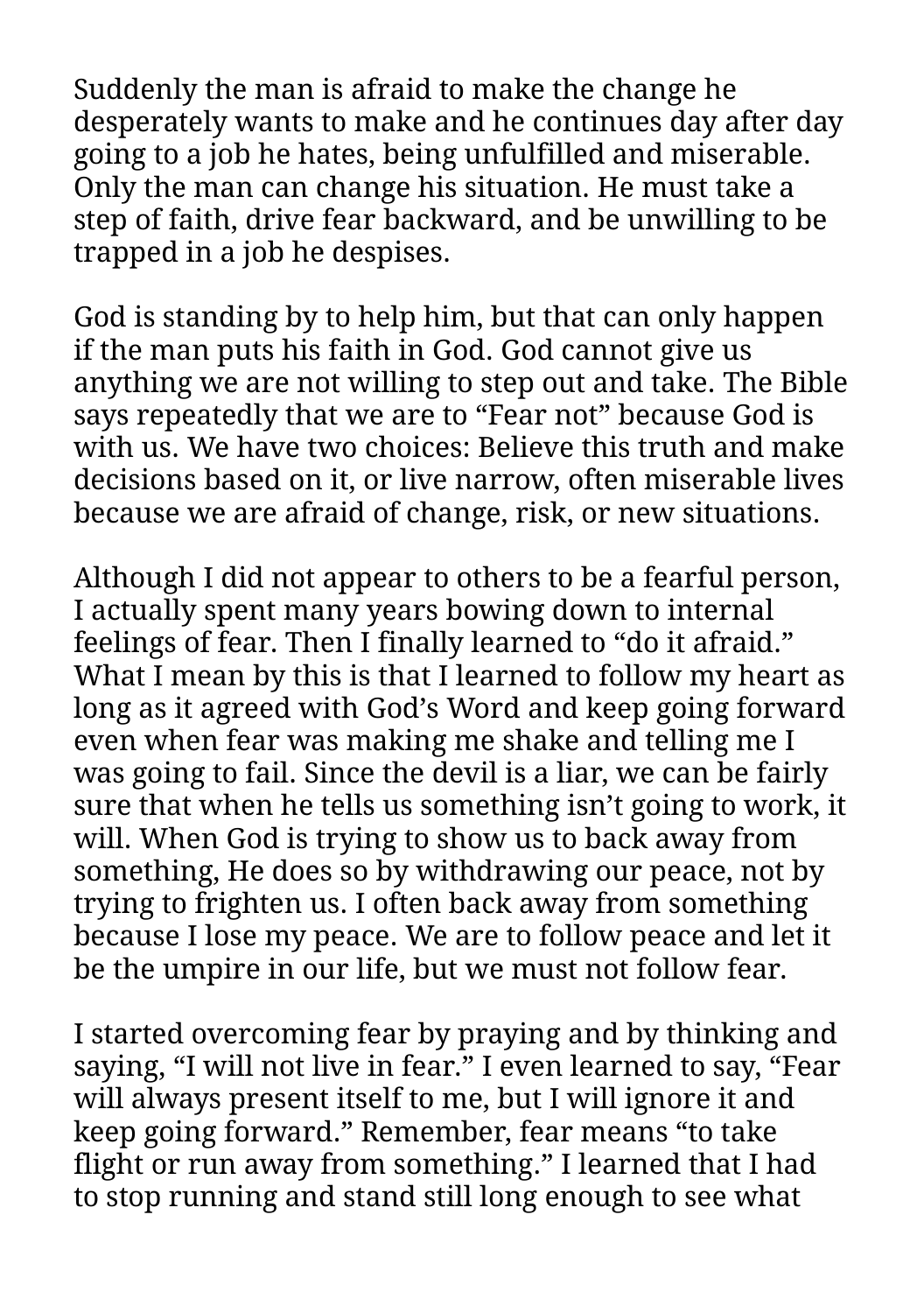Suddenly the man is afraid to make the change he desperately wants to make and he continues day after day going to a job he hates, being unfulfilled and miserable. Only the man can change his situation. He must take a step of faith, drive fear backward, and be unwilling to be trapped in a job he despises.

God is standing by to help him, but that can only happen if the man puts his faith in God. God cannot give us anything we are not willing to step out and take. The Bible says repeatedly that we are to “Fear not” because God is with us. We have two choices: Believe this truth and make decisions based on it, or live narrow, often miserable lives because we are afraid of change, risk, or new situations.

Although I did not appear to others to be a fearful person, I actually spent many years bowing down to internal feelings of fear. Then I finally learned to “do it afraid.” What I mean by this is that I learned to follow my heart as long as it agreed with God’s Word and keep going forward even when fear was making me shake and telling me I was going to fail. Since the devil is a liar, we can be fairly sure that when he tells us something isn’t going to work, it will. When God is trying to show us to back away from something, He does so by withdrawing our peace, not by trying to frighten us. I often back away from something because I lose my peace. We are to follow peace and let it be the umpire in our life, but we must not follow fear.

I started overcoming fear by praying and by thinking and saying, “I will not live in fear.” I even learned to say, “Fear will always present itself to me, but I will ignore it and keep going forward.” Remember, fear means “to take flight or run away from something.” I learned that I had to stop running and stand still long enough to see what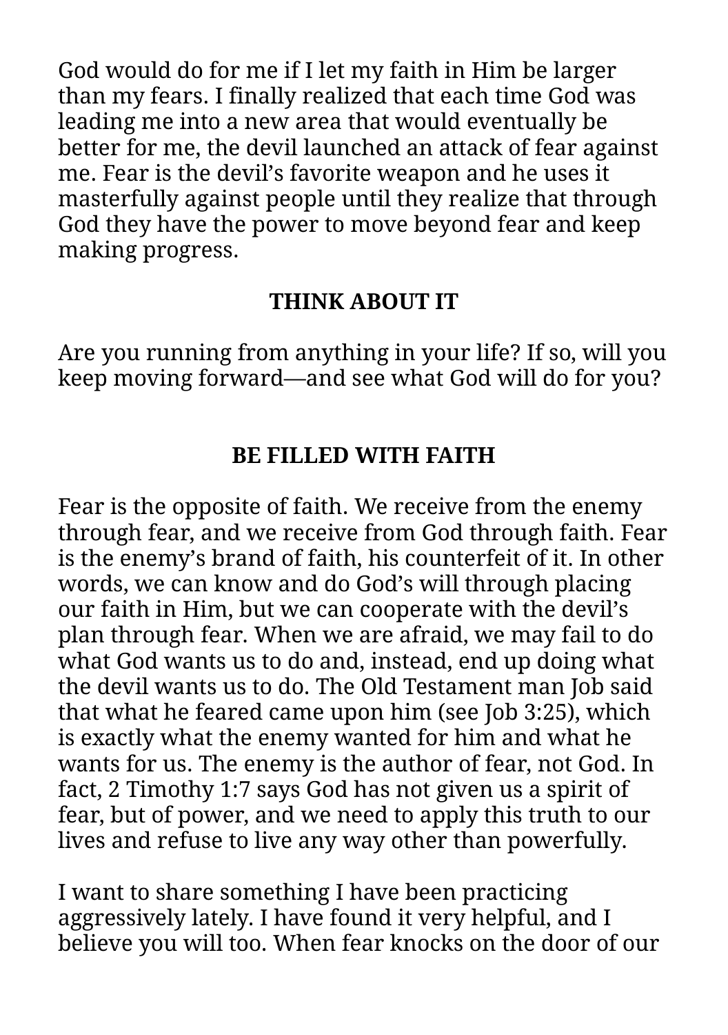God would do for me if I let my faith in Him be larger than my fears. I finally realized that each time God was leading me into a new area that would eventually be better for me, the devil launched an attack of fear against me. Fear is the devil's favorite weapon and he uses it masterfully against people until they realize that through God they have the power to move beyond fear and keep making progress.

### THINK ABOUT IT

Are you running from anything in your life? If so, will you keep moving forward—and see what God will do for you?

## BE FILLED WITH FAITH

Fear is the opposite of faith. We receive from the enemy through fear, and we receive from God through faith. Fear is the enemy's brand of faith, his counterfeit of it. In other words, we can know and do God's will through placing our faith in Him, but we can cooperate with the devil's plan through fear. When we are afraid, we may fail to do what God wants us to do and, instead, end up doing what the devil wants us to do. The Old Testament man Job said that what he feared came upon him (see Job 3:25), which is exactly what the enemy wanted for him and what he wants for us. The enemy is the author of fear, not God. In fact, 2 Timothy 1:7 says God has not given us a spirit of fear, but of power, and we need to apply this truth to our lives and refuse to live any way other than powerfully.

I want to share something I have been practicing aggressively lately. I have found it very helpful, and I believe you will too. When fear knocks on the door of our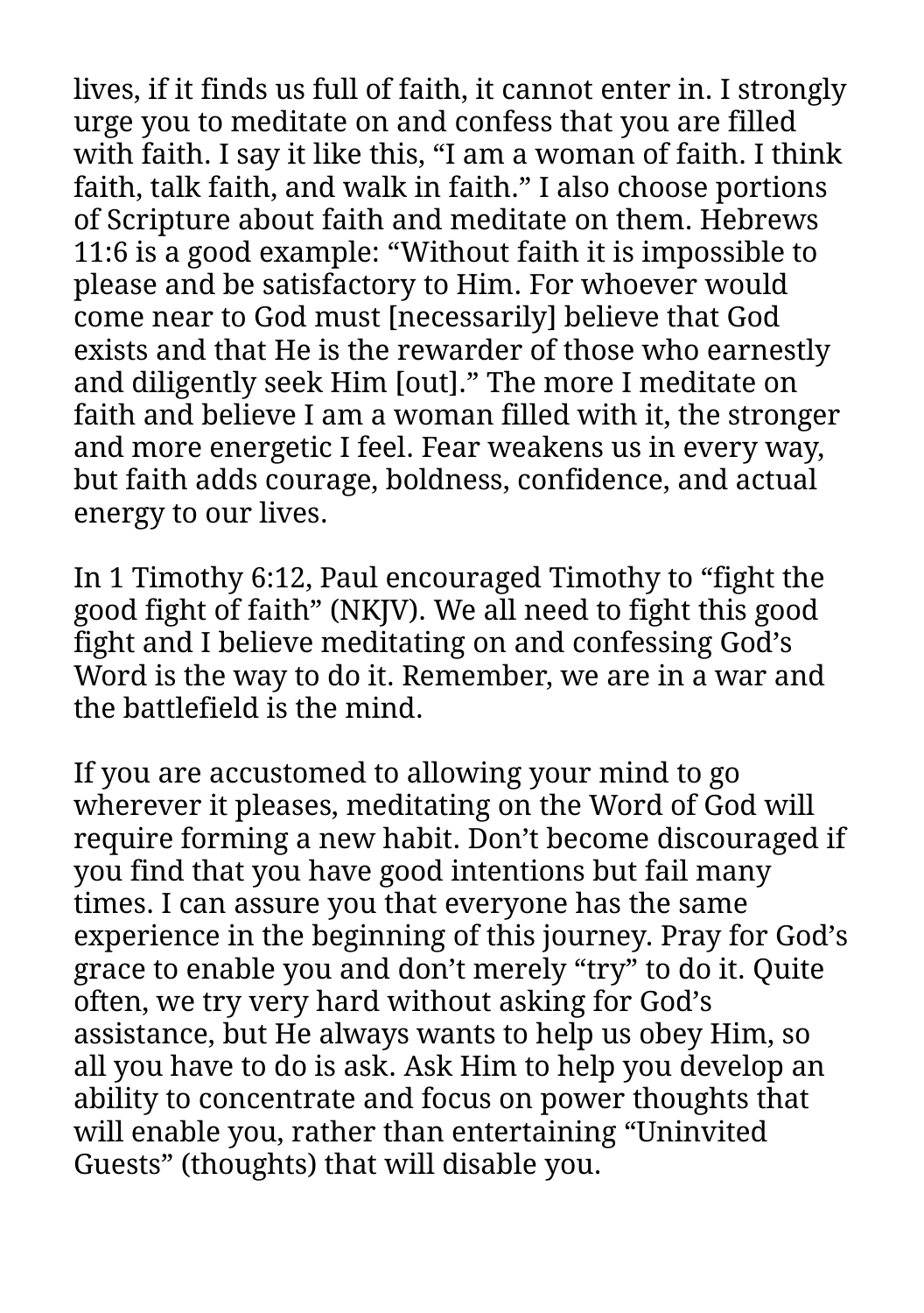lives, if it finds us full of faith, it cannot enter in. I strongly urge you to meditate on and confess that you are filled with faith. I say it like this, “I am a woman of faith. I think faith, talk faith, and walk in faith.” I also choose portions of Scripture about faith and meditate on them. Hebrews 11:6 is a good example: “Without faith it is impossible to please and be satisfactory to Him. For whoever would come near to God must [necessarily] believe that God exists and that He is the rewarder of those who earnestly and diligently seek Him [out].” The more I meditate on faith and believe I am a woman filled with it, the stronger and more energetic I feel. Fear weakens us in every way, but faith adds courage, boldness, confidence, and actual energy to our lives.

In 1 Timothy 6:12, Paul encouraged Timothy to “fight the good fight of faith” (NKJV). We all need to fight this good fight and I believe meditating on and confessing God’s Word is the way to do it. Remember, we are in a war and the battlefield is the mind.

If you are accustomed to allowing your mind to go wherever it pleases, meditating on the Word of God will require forming a new habit. Don’t become discouraged if you find that you have good intentions but fail many times. I can assure you that everyone has the same experience in the beginning of this journey. Pray for God’s grace to enable you and don’t merely “try” to do it. Quite often, we try very hard without asking for God’s assistance, but He always wants to help us obey Him, so all you have to do is ask. Ask Him to help you develop an ability to concentrate and focus on power thoughts that will enable you, rather than entertaining “Uninvited Guests” (thoughts) that will disable you.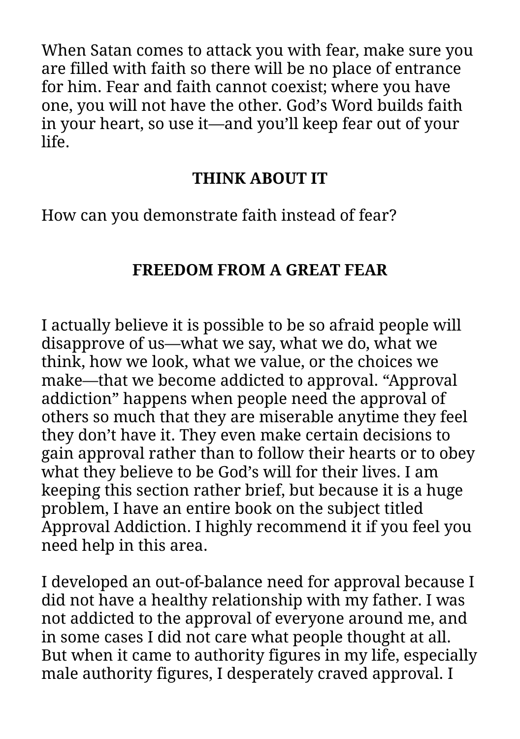When Satan comes to attack you with fear, make sure you are filled with faith so there will be no place of entrance for him. Fear and faith cannot coexist; where you have one, you will not have the other. God's Word builds faith in your heart, so use it—and you'll keep fear out of your life.

**THINK ABOUT IT**

How can you demonstrate faith instead of fear?

## FREEDOM FROM A GREAT FEAR

I actually believe it is possible to be so afraid people will disapprove of us—what we say, what we do, what we think, how we look, what we value, or the choices we make—that we become addicted to approval. "Approval addiction" happens when people need the approval of others so much that they are miserable anytime they feel they don't have it. They even make certain decisions to gain approval rather than to follow their hearts or to obey what they believe to be God's will for their lives. I am keeping this section rather brief, but because it is a huge problem, I have an entire book on the subject titled Approval Addiction. I highly recommend it if you feel you need help in this area.

I developed an out-of-balance need for approval because I did not have a healthy relationship with my father. I was not addicted to the approval of everyone around me, and in some cases I did not care what people thought at all. But when it came to authority figures in my life, especially male authority figures, I desperately craved approval. I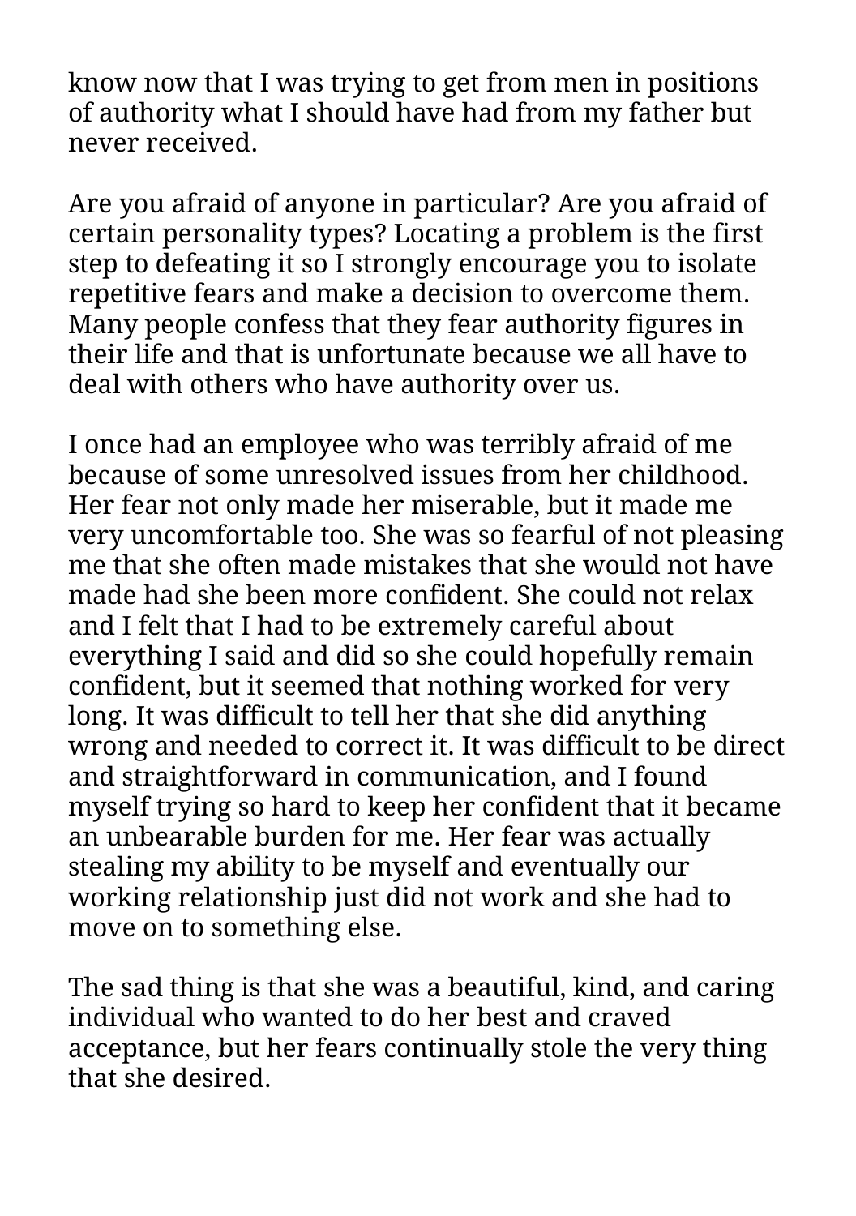know now that I was trying to get from men in positions of authority what I should have had from my father but never received.

Are you afraid of anyone in particular? Are you afraid of certain personality types? Locating a problem is the first step to defeating it so I strongly encourage you to isolate repetitive fears and make a decision to overcome them. Many people confess that they fear authority figures in their life and that is unfortunate because we all have to deal with others who have authority over us.

I once had an employee who was terribly afraid of me because of some unresolved issues from her childhood. Her fear not only made her miserable, but it made me very uncomfortable too. She was so fearful of not pleasing me that she often made mistakes that she would not have made had she been more confident. She could not relax and I felt that I had to be extremely careful about everything I said and did so she could hopefully remain confident, but it seemed that nothing worked for very long. It was difficult to tell her that she did anything wrong and needed to correct it. It was difficult to be direct and straightforward in communication, and I found myself trying so hard to keep her confident that it became an unbearable burden for me. Her fear was actually stealing my ability to be myself and eventually our working relationship just did not work and she had to move on to something else.

The sad thing is that she was a beautiful, kind, and caring individual who wanted to do her best and craved acceptance, but her fears continually stole the very thing that she desired.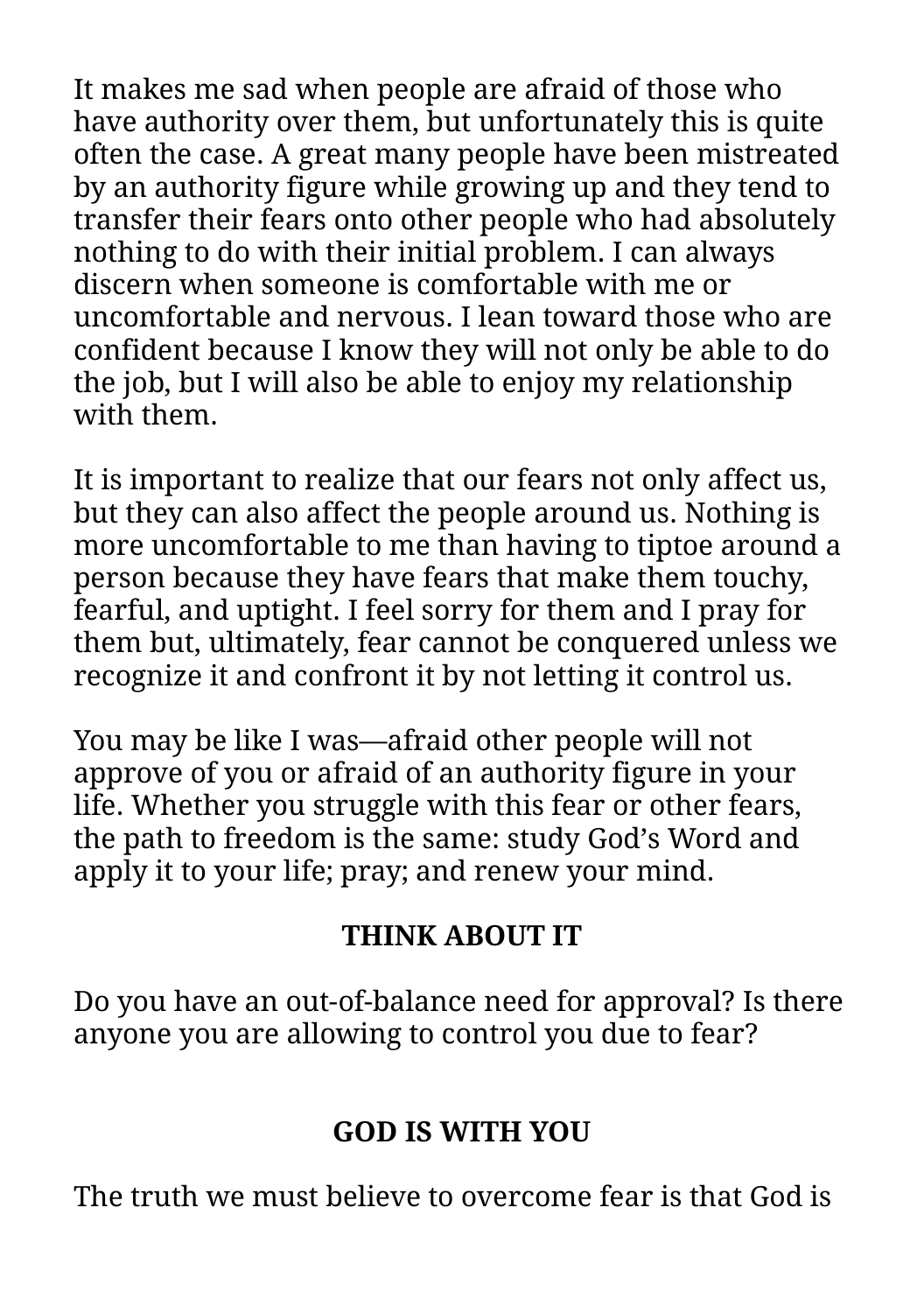It makes me sad when people are afraid of those who have authority over them, but unfortunately this is quite often the case. A great many people have been mistreated by an authority figure while growing up and they tend to transfer their fears onto other people who had absolutely nothing to do with their initial problem. I can always discern when someone is comfortable with me or uncomfortable and nervous. I lean toward those who are confident because I know they will not only be able to do the job, but I will also be able to enjoy my relationship with them.

It is important to realize that our fears not only affect us, but they can also affect the people around us. Nothing is more uncomfortable to me than having to tiptoe around a person because they have fears that make them touchy, fearful, and uptight. I feel sorry for them and I pray for them but, ultimately, fear cannot be conquered unless we recognize it and confront it by not letting it control us.

You may be like I was—afraid other people will not approve of you or afraid of an authority figure in your life. Whether you struggle with this fear or other fears, the path to freedom is the same: study God's Word and apply it to your life; pray; and renew your mind.

**THINK ABOUT IT**

Do you have an out-of-balance need for approval? Is there anyone you are allowing to control you due to fear?

## GOD IS WITH YOU

The truth we must believe to overcome fear is that God is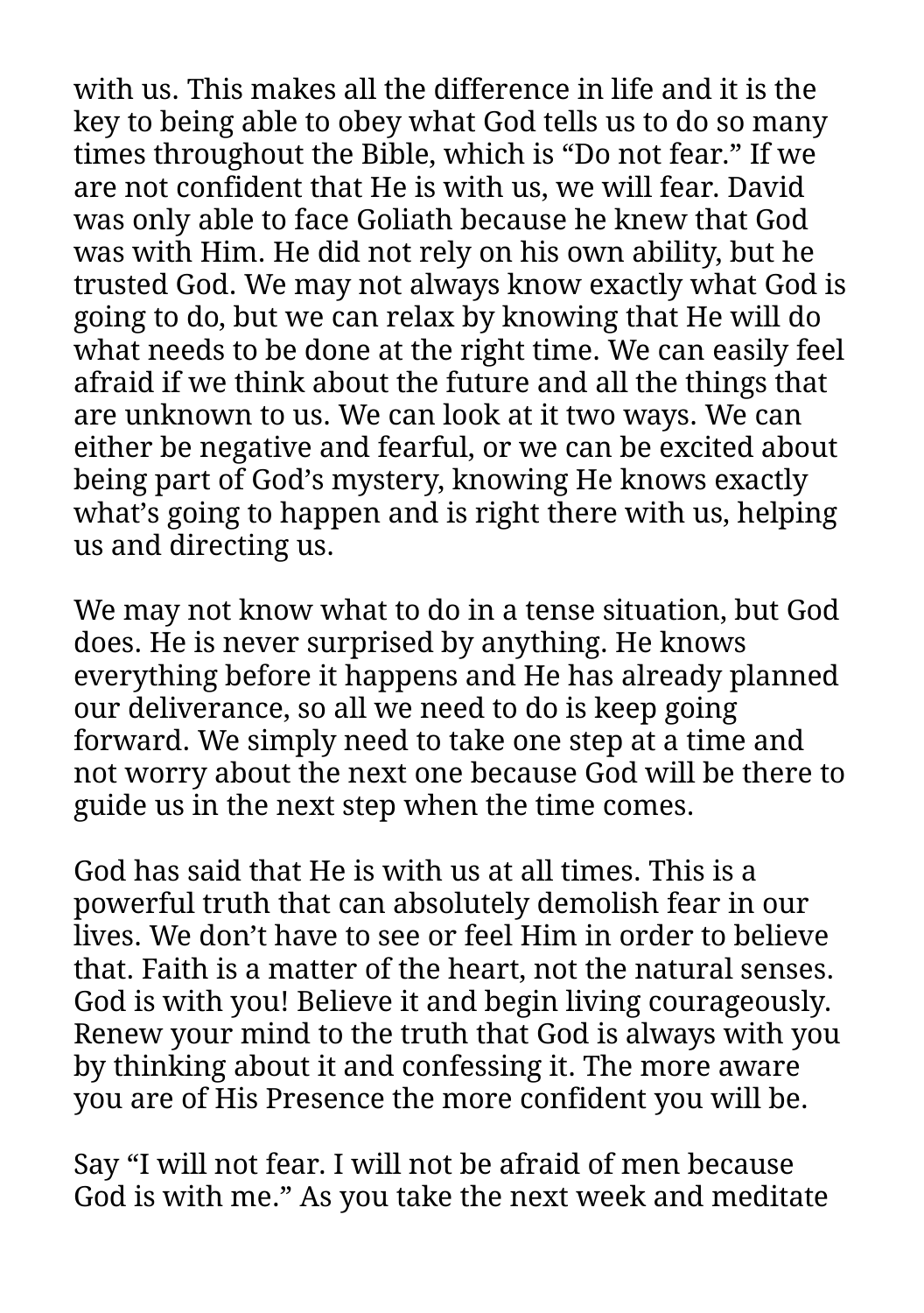with us. This makes all the difference in life and it is the key to being able to obey what God tells us to do so many times throughout the Bible, which is “Do not fear.” If we are not confident that He is with us, we will fear. David was only able to face Goliath because he knew that God was with Him. He did not rely on his own ability, but he trusted God. We may not always know exactly what God is going to do, but we can relax by knowing that He will do what needs to be done at the right time. We can easily feel afraid if we think about the future and all the things that are unknown to us. We can look at it two ways. We can either be negative and fearful, or we can be excited about being part of God’s mystery, knowing He knows exactly what’s going to happen and is right there with us, helping us and directing us.

We may not know what to do in a tense situation, but God does. He is never surprised by anything. He knows everything before it happens and He has already planned our deliverance, so all we need to do is keep going forward. We simply need to take one step at a time and not worry about the next one because God will be there to guide us in the next step when the time comes.

God has said that He is with us at all times. This is a powerful truth that can absolutely demolish fear in our lives. We don’t have to see or feel Him in order to believe that. Faith is a matter of the heart, not the natural senses. God is with you! Believe it and begin living courageously. Renew your mind to the truth that God is always with you by thinking about it and confessing it. The more aware you are of His Presence the more confident you will be.

Say “I will not fear. I will not be afraid of men because God is with me.” As you take the next week and meditate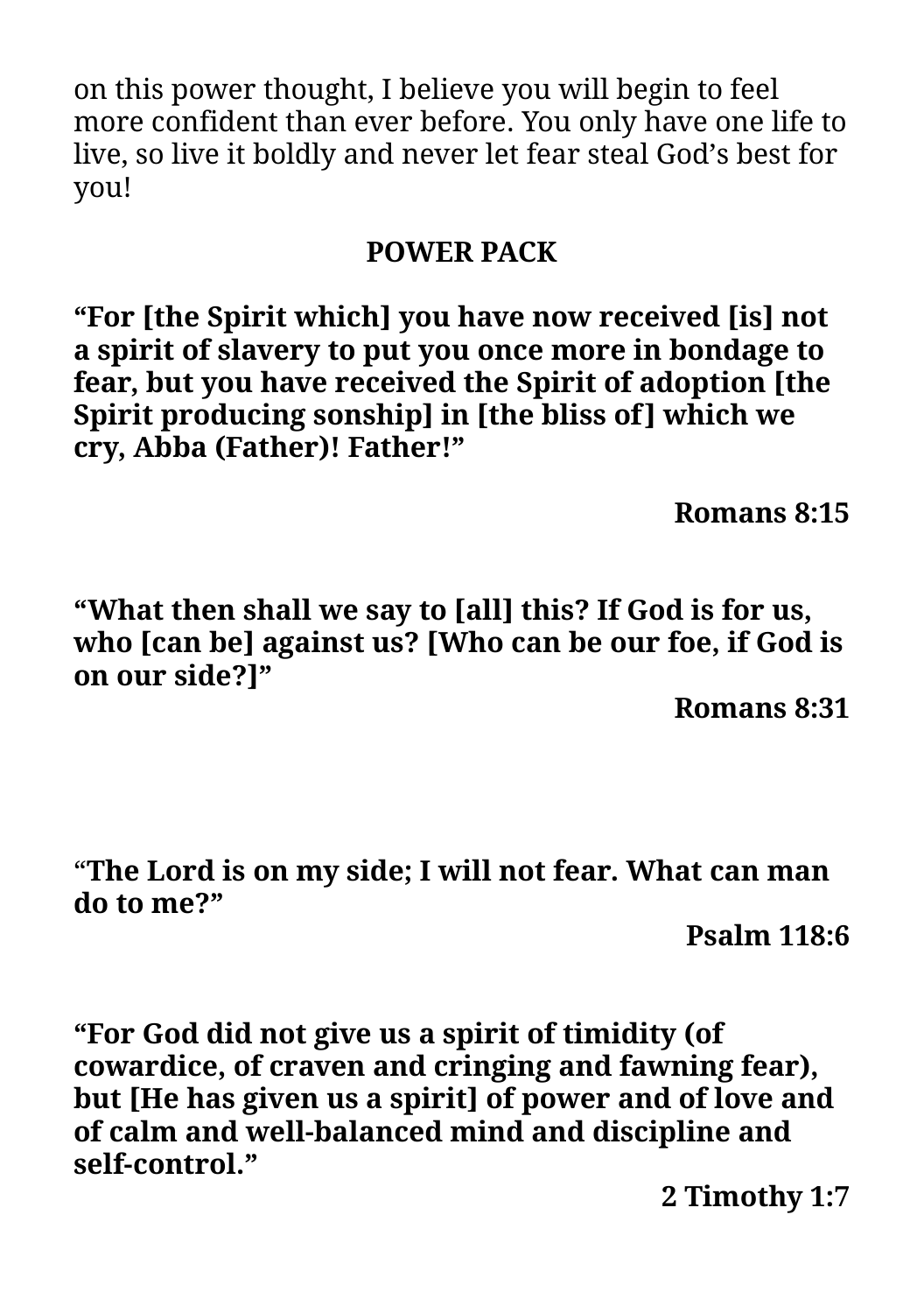on this power thought, I believe you will begin to feel more confident than ever before. You only have one life to live, so live it boldly and never let fear steal God's best for you!

## POWER PACK

**"For [the Spirit which] you have now received [is] not a spirit of slavery to put you once more in bondage to fear, but you have received the Spirit of adoption [the Spirit producing sonship] in [the bliss of] which we cry, Abba (Father)! Father!"**

**Romans 8:15**

**"What then shall we say to [all] this? If God is for us, who [can be] against us? [Who can be our foe, if God is on our side?]"**

**Romans 8:31**

**"The Lord is on my side; I will not fear. What can man do to me?"**

**Psalm 118:6**

**"For God did not give us a spirit of timidity (of cowardice, of craven and cringing and fawning fear), but [He has given us a spirit] of power and of love and of calm and well-balanced mind and discipline and self-control."**

**2 Timothy 1:7**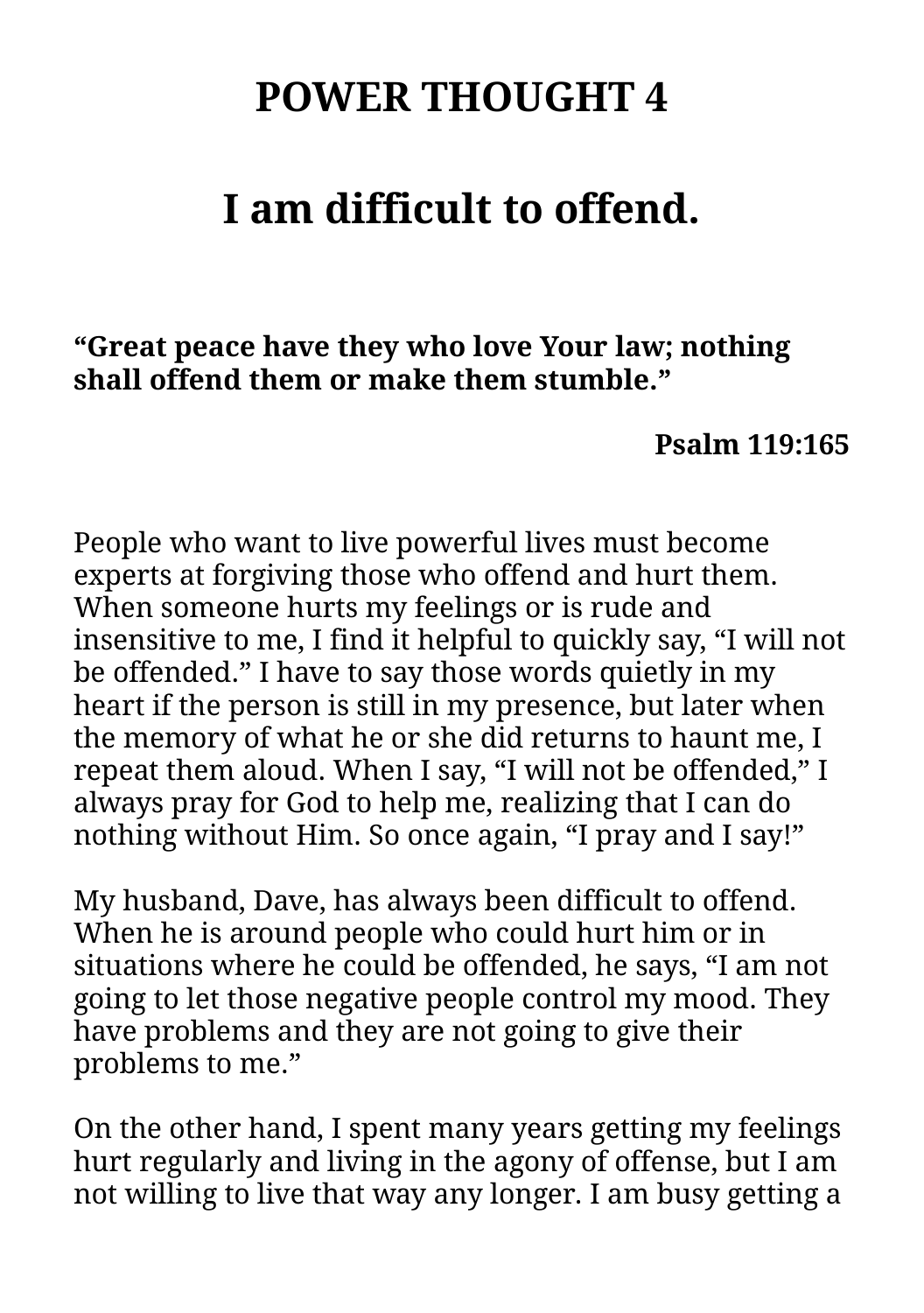# POWER THOUGHT 4

## I am difficult to offend.

**“Great peace have they who love Your law; nothing shall offend them or make them stumble.”**

**Psalm 119:165**

People who want to live powerful lives must become experts at forgiving those who offend and hurt them. When someone hurts my feelings or is rude and insensitive to me, I find it helpful to quickly say, “I will not be offended.” I have to say those words quietly in my heart if the person is still in my presence, but later when the memory of what he or she did returns to haunt me, I repeat them aloud. When I say, “I will not be offended,” I always pray for God to help me, realizing that I can do nothing without Him. So once again, “I pray and I say!”

My husband, Dave, has always been difficult to offend. When he is around people who could hurt him or in situations where he could be offended, he says, “I am not going to let those negative people control my mood. They have problems and they are not going to give their problems to me.”

On the other hand, I spent many years getting my feelings hurt regularly and living in the agony of offense, but I am not willing to live that way any longer. I am busy getting a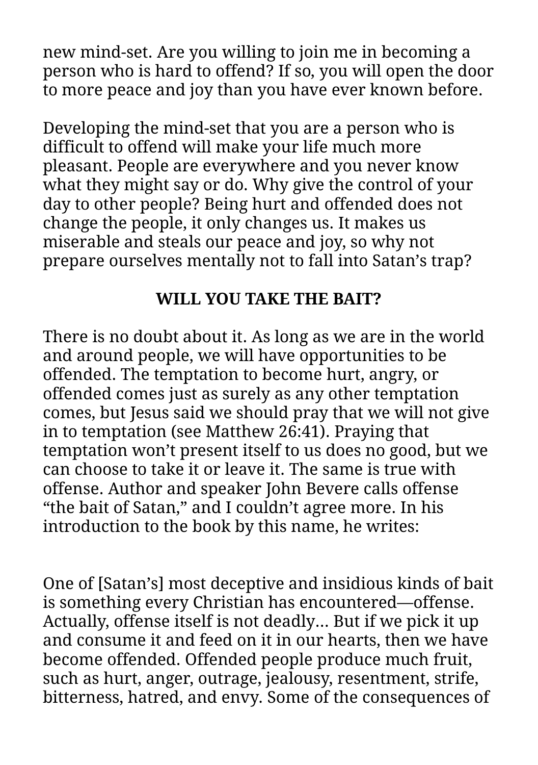new mind-set. Are you willing to join me in becoming a person who is hard to offend? If so, you will open the door to more peace and joy than you have ever known before.

Developing the mind-set that you are a person who is difficult to offend will make your life much more pleasant. People are everywhere and you never know what they might say or do. Why give the control of your day to other people? Being hurt and offended does not change the people, it only changes us. It makes us miserable and steals our peace and joy, so why not prepare ourselves mentally not to fall into Satan's trap?

## WILL YOU TAKE THE BAIT?

There is no doubt about it. As long as we are in the world and around people, we will have opportunities to be offended. The temptation to become hurt, angry, or offended comes just as surely as any other temptation comes, but Jesus said we should pray that we will not give in to temptation (see Matthew 26:41). Praying that temptation won't present itself to us does no good, but we can choose to take it or leave it. The same is true with offense. Author and speaker John Bevere calls offense "the bait of Satan," and I couldn't agree more. In his introduction to the book by this name, he writes:

> One of [Satan's] most deceptive and insidious kinds of bait is something every Christian has encountered—offense. Actually, offense itself is not deadly… But if we pick it up and consume it and feed on it in our hearts, then we have become offended. Offended people produce much fruit, such as hurt, anger, outrage, jealousy, resentment, strife, bitterness, hatred, and envy. Some of the consequences of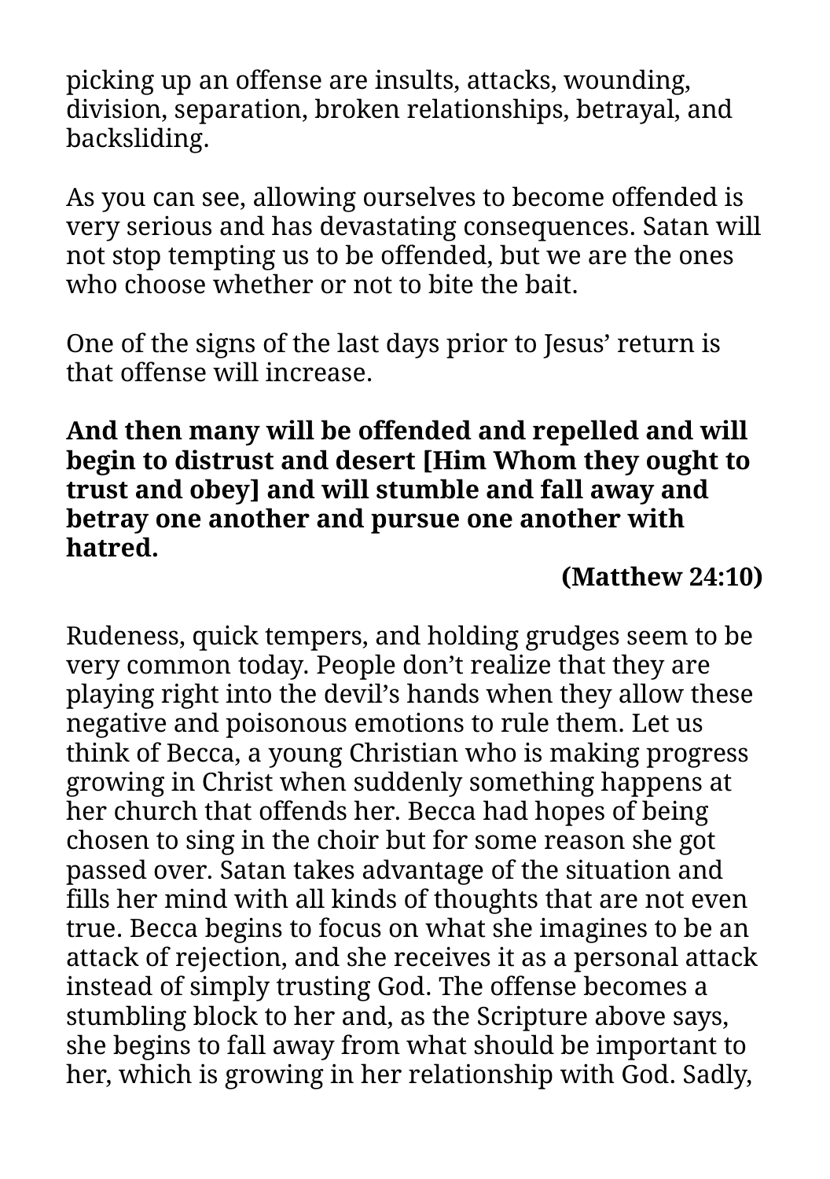picking up an offense are insults, attacks, wounding, division, separation, broken relationships, betrayal, and backsliding.

As you can see, allowing ourselves to become offended is very serious and has devastating consequences. Satan will not stop tempting us to be offended, but we are the ones who choose whether or not to bite the bait.

One of the signs of the last days prior to Jesus' return is that offense will increase.

**And then many will be offended and repelled and will begin to distrust and desert [Him Whom they ought to trust and obey] and will stumble and fall away and betray one another and pursue one another with hatred.**

**(Matthew 24:10)**

Rudeness, quick tempers, and holding grudges seem to be very common today. People don't realize that they are playing right into the devil's hands when they allow these negative and poisonous emotions to rule them. Let us think of Becca, a young Christian who is making progress growing in Christ when suddenly something happens at her church that offends her. Becca had hopes of being chosen to sing in the choir but for some reason she got passed over. Satan takes advantage of the situation and fills her mind with all kinds of thoughts that are not even true. Becca begins to focus on what she imagines to be an attack of rejection, and she receives it as a personal attack instead of simply trusting God. The offense becomes a stumbling block to her and, as the Scripture above says, she begins to fall away from what should be important to her, which is growing in her relationship with God. Sadly,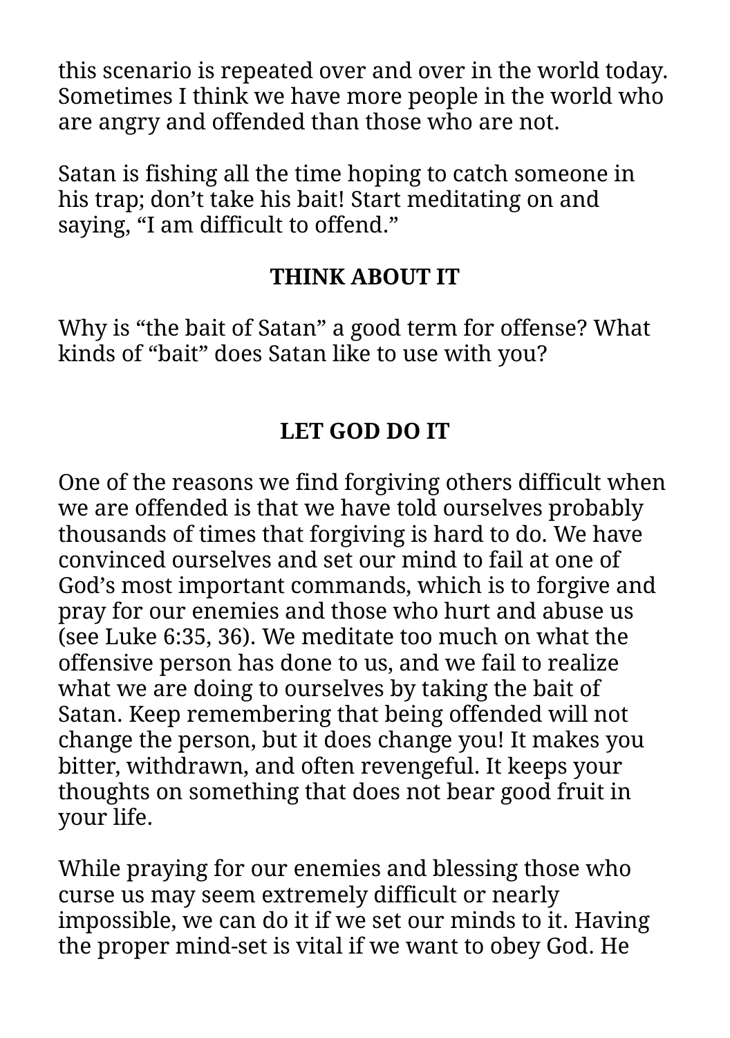this scenario is repeated over and over in the world today. Sometimes I think we have more people in the world who are angry and offended than those who are not.

Satan is fishing all the time hoping to catch someone in his trap; don’t take his bait! Start meditating on and saying, “I am difficult to offend.”

**THINK ABOUT IT**

Why is “the bait of Satan” a good term for offense? What kinds of “bait” does Satan like to use with you?

## LET GOD DO IT

One of the reasons we find forgiving others difficult when we are offended is that we have told ourselves probably thousands of times that forgiving is hard to do. We have convinced ourselves and set our mind to fail at one of God’s most important commands, which is to forgive and pray for our enemies and those who hurt and abuse us (see Luke 6:35, 36). We meditate too much on what the offensive person has done to us, and we fail to realize what we are doing to ourselves by taking the bait of Satan. Keep remembering that being offended will not change the person, but it does change you! It makes you bitter, withdrawn, and often revengeful. It keeps your thoughts on something that does not bear good fruit in your life.

While praying for our enemies and blessing those who curse us may seem extremely difficult or nearly impossible, we can do it if we set our minds to it. Having the proper mind-set is vital if we want to obey God. He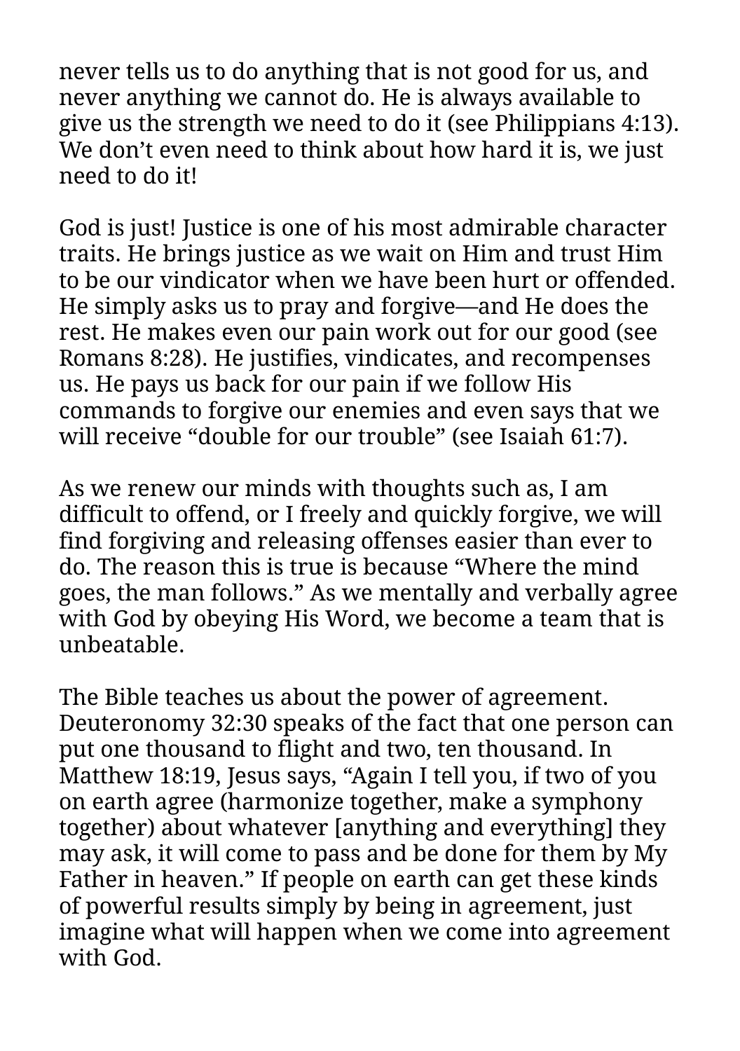never tells us to do anything that is not good for us, and never anything we cannot do. He is always available to give us the strength we need to do it (see Philippians 4:13). We don't even need to think about how hard it is, we just need to do it!

God is just! Justice is one of his most admirable character traits. He brings justice as we wait on Him and trust Him to be our vindicator when we have been hurt or offended. He simply asks us to pray and forgive—and He does the rest. He makes even our pain work out for our good (see Romans 8:28). He justifies, vindicates, and recompenses us. He pays us back for our pain if we follow His commands to forgive our enemies and even says that we will receive "double for our trouble" (see Isaiah 61:7).

As we renew our minds with thoughts such as, I am difficult to offend, or I freely and quickly forgive, we will find forgiving and releasing offenses easier than ever to do. The reason this is true is because "Where the mind goes, the man follows." As we mentally and verbally agree with God by obeying His Word, we become a team that is unbeatable.

The Bible teaches us about the power of agreement. Deuteronomy 32:30 speaks of the fact that one person can put one thousand to flight and two, ten thousand. In Matthew 18:19, Jesus says, "Again I tell you, if two of you on earth agree (harmonize together, make a symphony together) about whatever [anything and everything] they may ask, it will come to pass and be done for them by My Father in heaven." If people on earth can get these kinds of powerful results simply by being in agreement, just imagine what will happen when we come into agreement with God.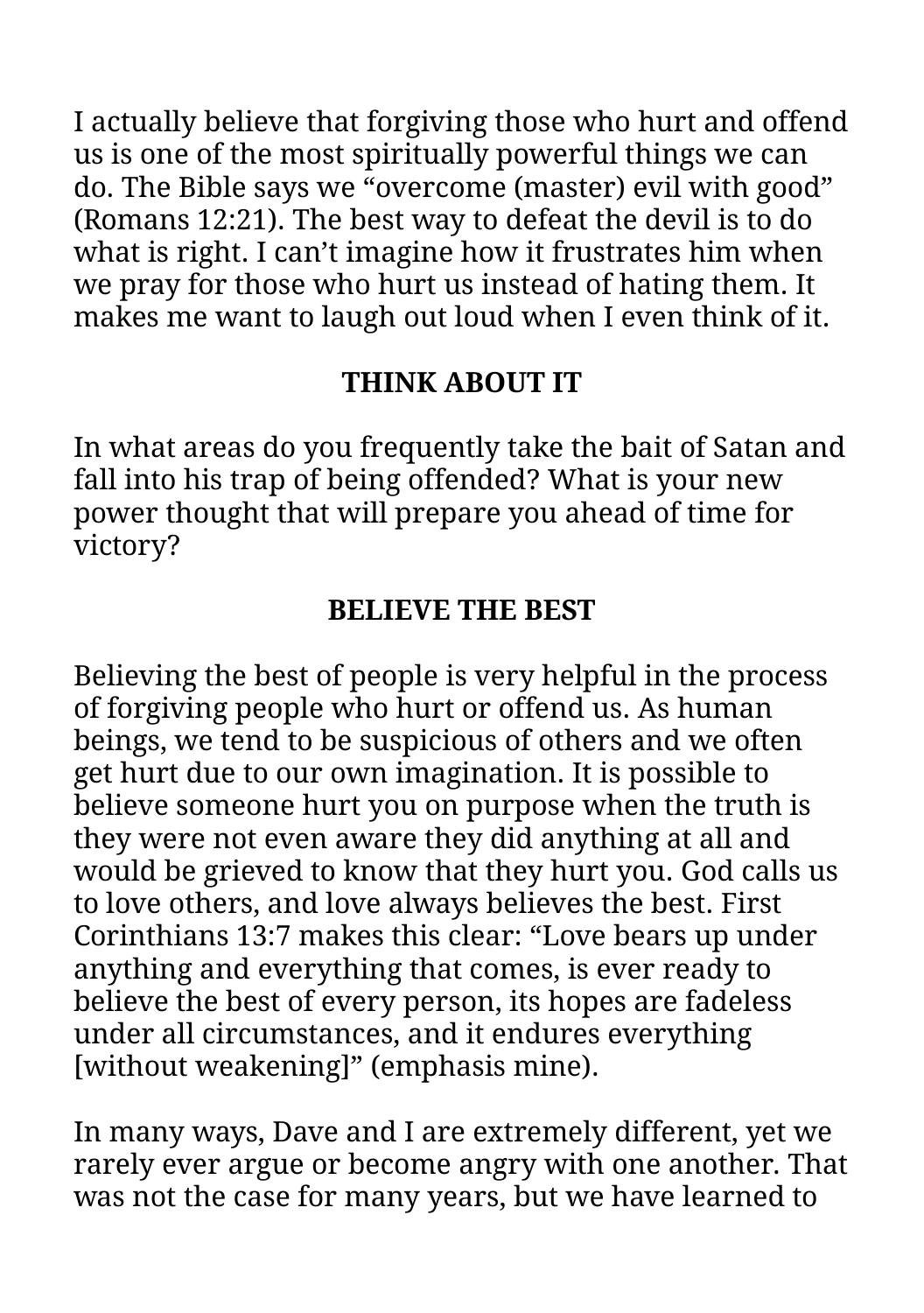I actually believe that forgiving those who hurt and offend us is one of the most spiritually powerful things we can do. The Bible says we "overcome (master) evil with good" (Romans 12:21). The best way to defeat the devil is to do what is right. I can't imagine how it frustrates him when we pray for those who hurt us instead of hating them. It makes me want to laugh out loud when I even think of it.

### THINK ABOUT IT

In what areas do you frequently take the bait of Satan and fall into his trap of being offended? What is your new power thought that will prepare you ahead of time for victory?

### BELIEVE THE BEST

Believing the best of people is very helpful in the process of forgiving people who hurt or offend us. As human beings, we tend to be suspicious of others and we often get hurt due to our own imagination. It is possible to believe someone hurt you on purpose when the truth is they were not even aware they did anything at all and would be grieved to know that they hurt you. God calls us to love others, and love always believes the best. First Corinthians 13:7 makes this clear: "Love bears up under anything and everything that comes, is ever ready to believe the best of every person, its hopes are fadeless under all circumstances, and it endures everything [without weakening]" (emphasis mine).

In many ways, Dave and I are extremely different, yet we rarely ever argue or become angry with one another. That was not the case for many years, but we have learned to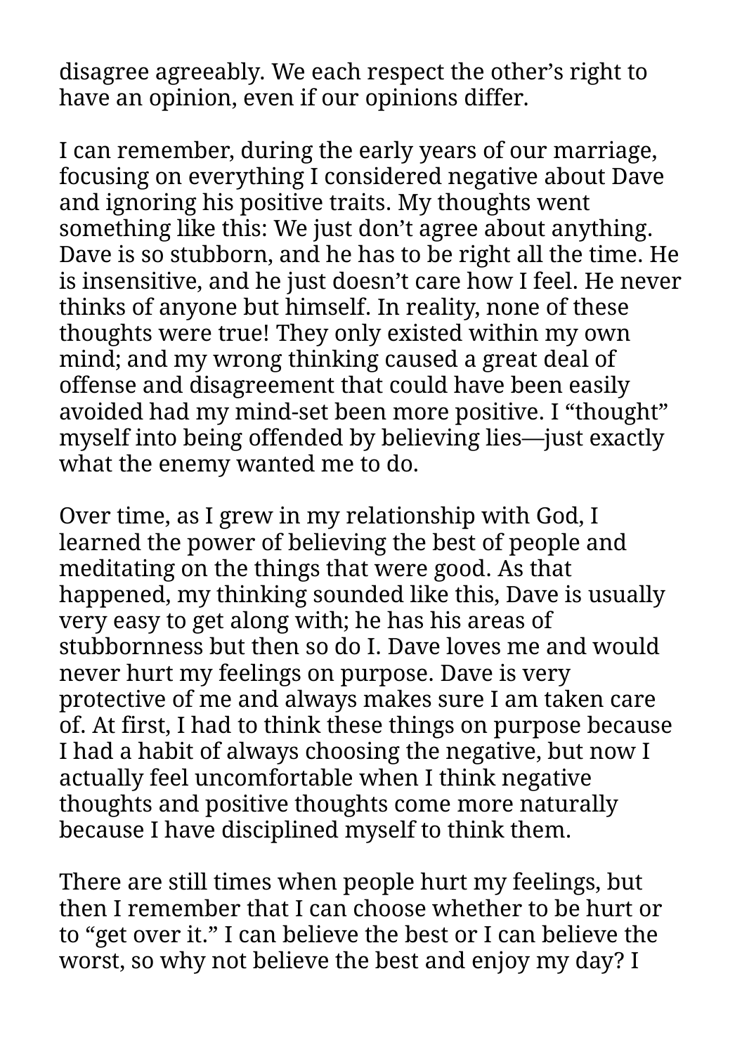disagree agreeably. We each respect the other’s right to have an opinion, even if our opinions differ.

I can remember, during the early years of our marriage, focusing on everything I considered negative about Dave and ignoring his positive traits. My thoughts went something like this: We just don’t agree about anything. Dave is so stubborn, and he has to be right all the time. He is insensitive, and he just doesn’t care how I feel. He never thinks of anyone but himself. In reality, none of these thoughts were true! They only existed within my own mind; and my wrong thinking caused a great deal of offense and disagreement that could have been easily avoided had my mind-set been more positive. I “thought” myself into being offended by believing lies—just exactly what the enemy wanted me to do.

Over time, as I grew in my relationship with God, I learned the power of believing the best of people and meditating on the things that were good. As that happened, my thinking sounded like this, Dave is usually very easy to get along with; he has his areas of stubbornness but then so do I. Dave loves me and would never hurt my feelings on purpose. Dave is very protective of me and always makes sure I am taken care of. At first, I had to think these things on purpose because I had a habit of always choosing the negative, but now I actually feel uncomfortable when I think negative thoughts and positive thoughts come more naturally because I have disciplined myself to think them.

There are still times when people hurt my feelings, but then I remember that I can choose whether to be hurt or to “get over it.” I can believe the best or I can believe the worst, so why not believe the best and enjoy my day? I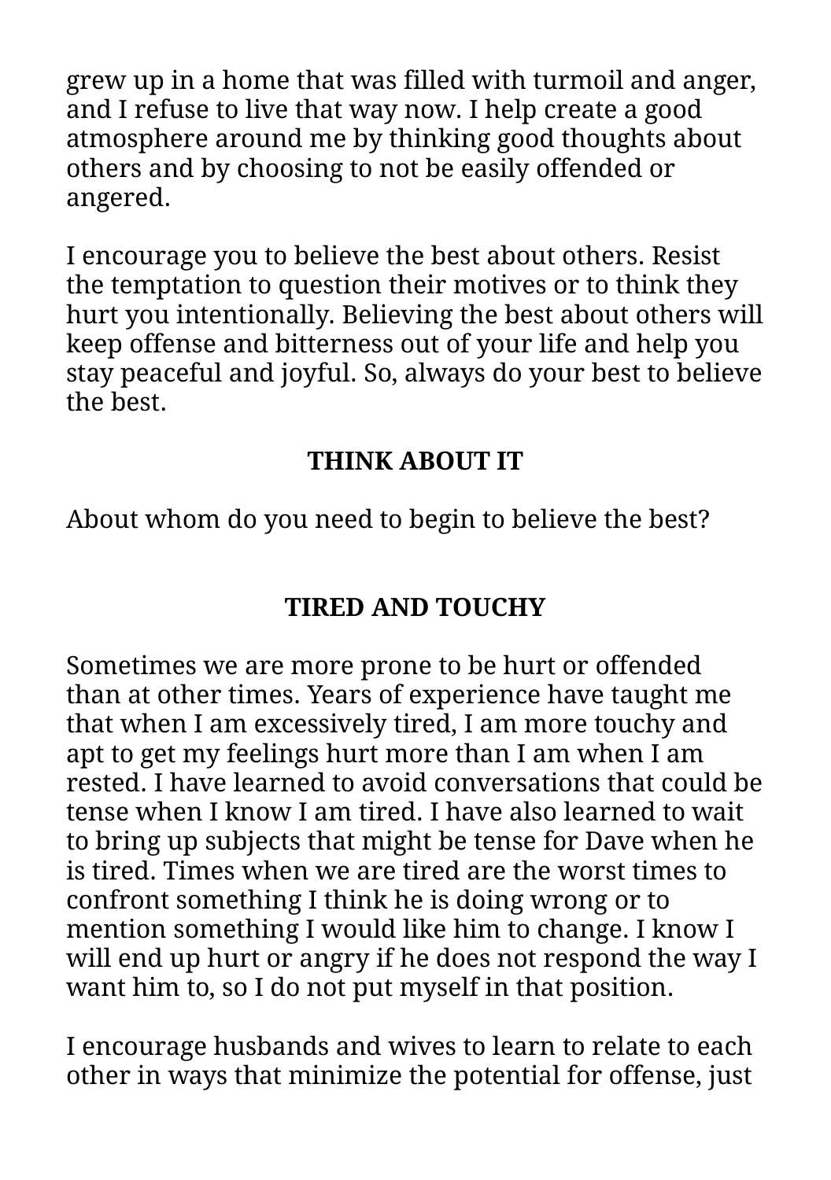grew up in a home that was filled with turmoil and anger, and I refuse to live that way now. I help create a good atmosphere around me by thinking good thoughts about others and by choosing to not be easily offended or angered.

I encourage you to believe the best about others. Resist the temptation to question their motives or to think they hurt you intentionally. Believing the best about others will keep offense and bitterness out of your life and help you stay peaceful and joyful. So, always do your best to believe the best.

### THINK ABOUT IT

About whom do you need to begin to believe the best?

## TIRED AND TOUCHY

Sometimes we are more prone to be hurt or offended than at other times. Years of experience have taught me that when I am excessively tired, I am more touchy and apt to get my feelings hurt more than I am when I am rested. I have learned to avoid conversations that could be tense when I know I am tired. I have also learned to wait to bring up subjects that might be tense for Dave when he is tired. Times when we are tired are the worst times to confront something I think he is doing wrong or to mention something I would like him to change. I know I will end up hurt or angry if he does not respond the way I want him to, so I do not put myself in that position.

I encourage husbands and wives to learn to relate to each other in ways that minimize the potential for offense, just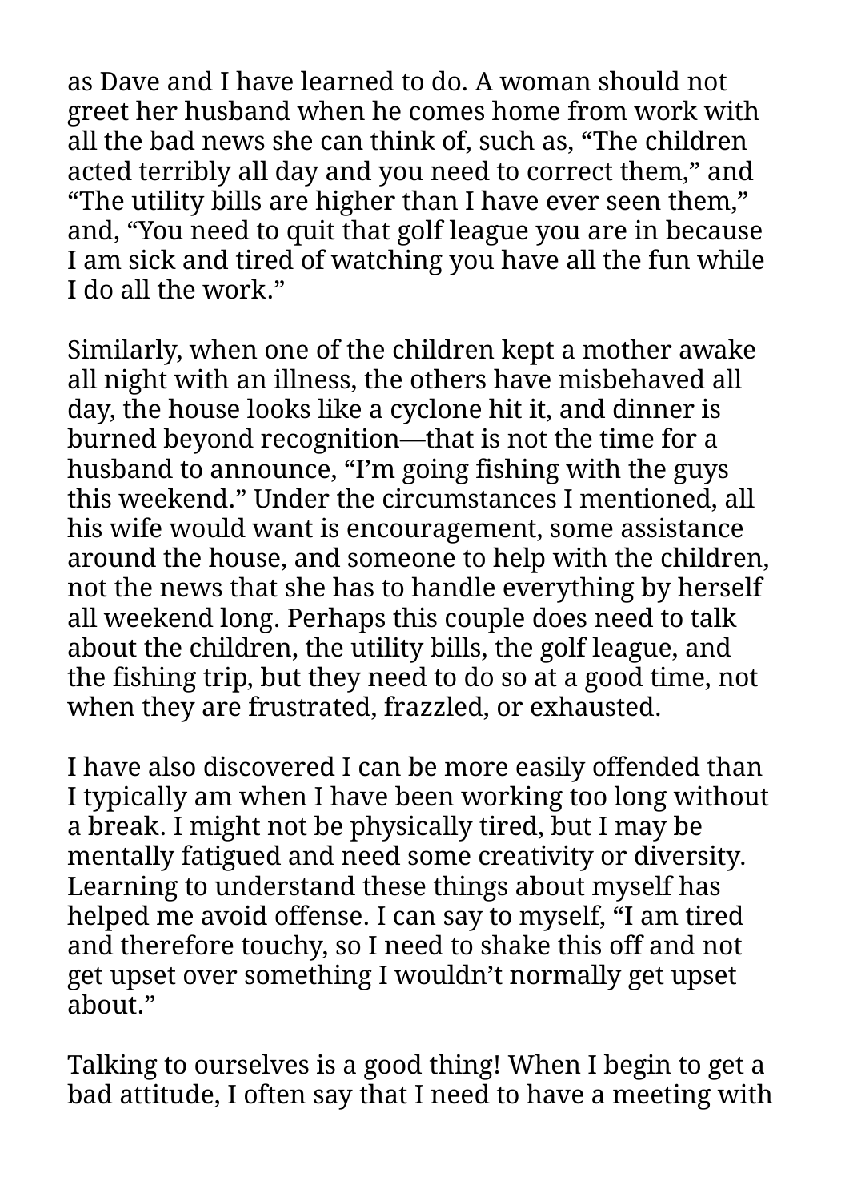as Dave and I have learned to do. A woman should not greet her husband when he comes home from work with all the bad news she can think of, such as, “The children acted terribly all day and you need to correct them,” and “The utility bills are higher than I have ever seen them,” and, “You need to quit that golf league you are in because I am sick and tired of watching you have all the fun while I do all the work.”

Similarly, when one of the children kept a mother awake all night with an illness, the others have misbehaved all day, the house looks like a cyclone hit it, and dinner is burned beyond recognition—that is not the time for a husband to announce, “I’m going fishing with the guys this weekend.” Under the circumstances I mentioned, all his wife would want is encouragement, some assistance around the house, and someone to help with the children, not the news that she has to handle everything by herself all weekend long. Perhaps this couple does need to talk about the children, the utility bills, the golf league, and the fishing trip, but they need to do so at a good time, not when they are frustrated, frazzled, or exhausted.

I have also discovered I can be more easily offended than I typically am when I have been working too long without a break. I might not be physically tired, but I may be mentally fatigued and need some creativity or diversity. Learning to understand these things about myself has helped me avoid offense. I can say to myself, “I am tired and therefore touchy, so I need to shake this off and not get upset over something I wouldn’t normally get upset about.”

Talking to ourselves is a good thing! When I begin to get a bad attitude, I often say that I need to have a meeting with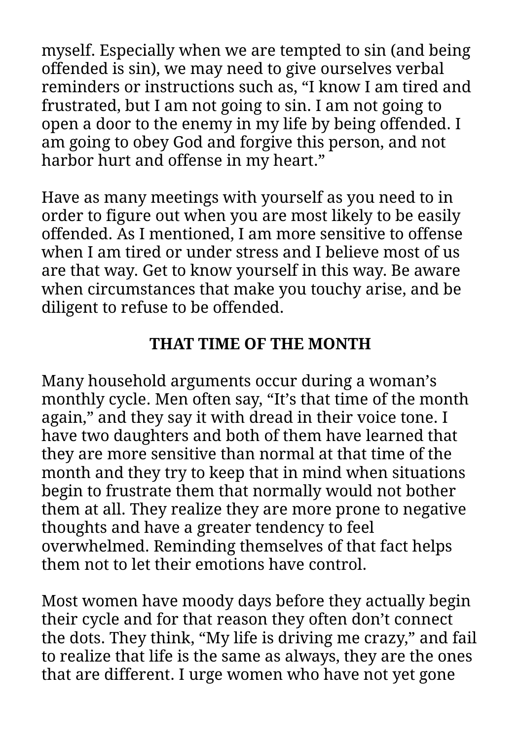myself. Especially when we are tempted to sin (and being offended is sin), we may need to give ourselves verbal reminders or instructions such as, “I know I am tired and frustrated, but I am not going to sin. I am not going to open a door to the enemy in my life by being offended. I am going to obey God and forgive this person, and not harbor hurt and offense in my heart.”

Have as many meetings with yourself as you need to in order to figure out when you are most likely to be easily offended. As I mentioned, I am more sensitive to offense when I am tired or under stress and I believe most of us are that way. Get to know yourself in this way. Be aware when circumstances that make you touchy arise, and be diligent to refuse to be offended.

## THAT TIME OF THE MONTH

Many household arguments occur during a woman’s monthly cycle. Men often say, “It’s that time of the month again,” and they say it with dread in their voice tone. I have two daughters and both of them have learned that they are more sensitive than normal at that time of the month and they try to keep that in mind when situations begin to frustrate them that normally would not bother them at all. They realize they are more prone to negative thoughts and have a greater tendency to feel overwhelmed. Reminding themselves of that fact helps them not to let their emotions have control.

Most women have moody days before they actually begin their cycle and for that reason they often don’t connect the dots. They think, “My life is driving me crazy,” and fail to realize that life is the same as always, they are the ones that are different. I urge women who have not yet gone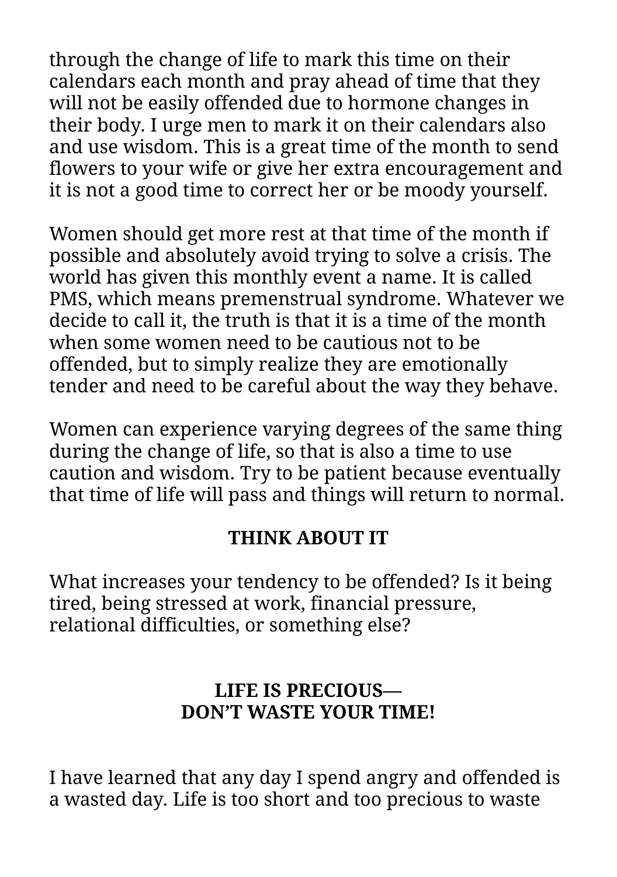through the change of life to mark this time on their calendars each month and pray ahead of time that they will not be easily offended due to hormone changes in their body. I urge men to mark it on their calendars also and use wisdom. This is a great time of the month to send flowers to your wife or give her extra encouragement and it is not a good time to correct her or be moody yourself.

Women should get more rest at that time of the month if possible and absolutely avoid trying to solve a crisis. The world has given this monthly event a name. It is called PMS, which means premenstrual syndrome. Whatever we decide to call it, the truth is that it is a time of the month when some women need to be cautious not to be offended, but to simply realize they are emotionally tender and need to be careful about the way they behave.

Women can experience varying degrees of the same thing during the change of life, so that is also a time to use caution and wisdom. Try to be patient because eventually that time of life will pass and things will return to normal.

**THINK ABOUT IT**

What increases your tendency to be offended? Is it being tired, being stressed at work, financial pressure, relational difficulties, or something else?

## LIFE IS PRECIOUS— DON'T WASTE YOUR TIME!

I have learned that any day I spend angry and offended is a wasted day. Life is too short and too precious to waste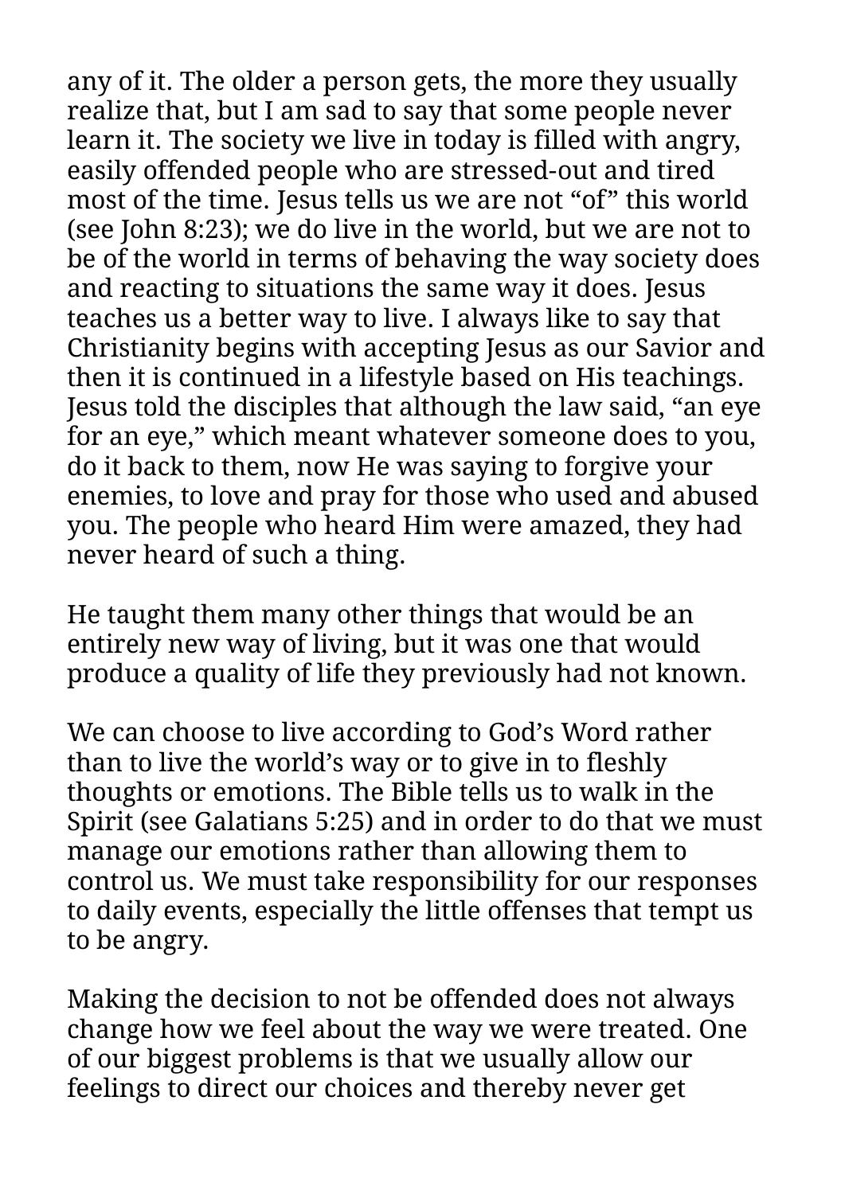any of it. The older a person gets, the more they usually realize that, but I am sad to say that some people never learn it. The society we live in today is filled with angry, easily offended people who are stressed-out and tired most of the time. Jesus tells us we are not “of” this world (see John 8:23); we do live in the world, but we are not to be of the world in terms of behaving the way society does and reacting to situations the same way it does. Jesus teaches us a better way to live. I always like to say that Christianity begins with accepting Jesus as our Savior and then it is continued in a lifestyle based on His teachings. Jesus told the disciples that although the law said, “an eye for an eye,” which meant whatever someone does to you, do it back to them, now He was saying to forgive your enemies, to love and pray for those who used and abused you. The people who heard Him were amazed, they had never heard of such a thing.

He taught them many other things that would be an entirely new way of living, but it was one that would produce a quality of life they previously had not known.

We can choose to live according to God’s Word rather than to live the world’s way or to give in to fleshly thoughts or emotions. The Bible tells us to walk in the Spirit (see Galatians 5:25) and in order to do that we must manage our emotions rather than allowing them to control us. We must take responsibility for our responses to daily events, especially the little offenses that tempt us to be angry.

Making the decision to not be offended does not always change how we feel about the way we were treated. One of our biggest problems is that we usually allow our feelings to direct our choices and thereby never get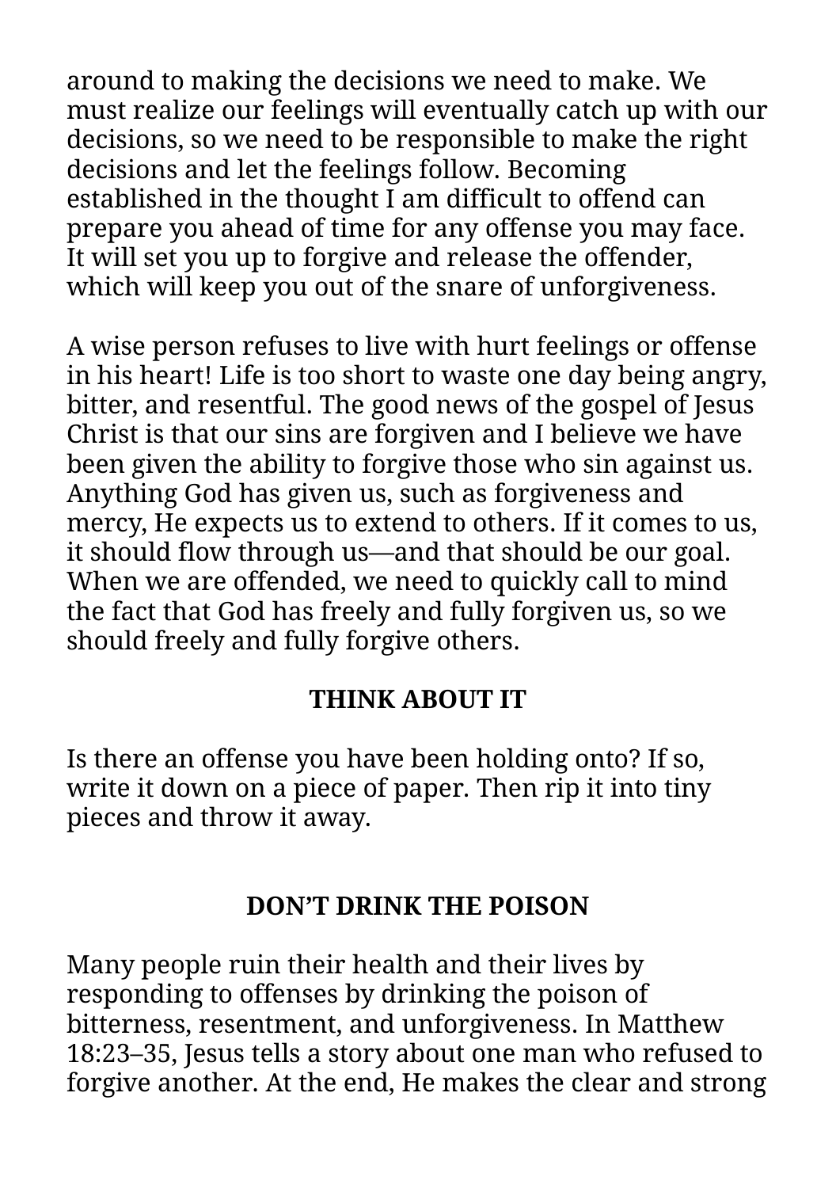around to making the decisions we need to make. We must realize our feelings will eventually catch up with our decisions, so we need to be responsible to make the right decisions and let the feelings follow. Becoming established in the thought I am difficult to offend can prepare you ahead of time for any offense you may face. It will set you up to forgive and release the offender, which will keep you out of the snare of unforgiveness.

A wise person refuses to live with hurt feelings or offense in his heart! Life is too short to waste one day being angry, bitter, and resentful. The good news of the gospel of Jesus Christ is that our sins are forgiven and I believe we have been given the ability to forgive those who sin against us. Anything God has given us, such as forgiveness and mercy, He expects us to extend to others. If it comes to us, it should flow through us—and that should be our goal. When we are offended, we need to quickly call to mind the fact that God has freely and fully forgiven us, so we should freely and fully forgive others.

**THINK ABOUT IT**

Is there an offense you have been holding onto? If so, write it down on a piece of paper. Then rip it into tiny pieces and throw it away.

## DON'T DRINK THE POISON

Many people ruin their health and their lives by responding to offenses by drinking the poison of bitterness, resentment, and unforgiveness. In Matthew 18:23–35, Jesus tells a story about one man who refused to forgive another. At the end, He makes the clear and strong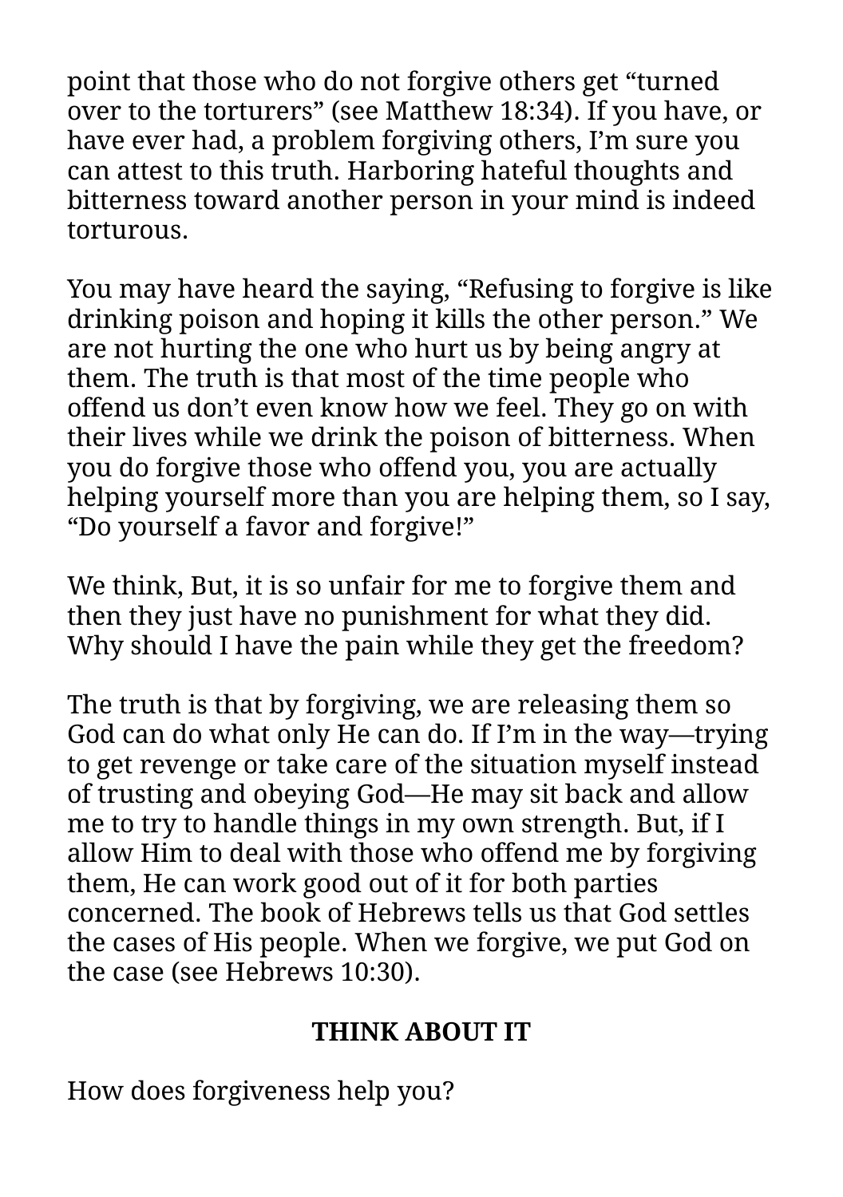point that those who do not forgive others get “turned over to the torturers” (see Matthew 18:34). If you have, or have ever had, a problem forgiving others, I’m sure you can attest to this truth. Harboring hateful thoughts and bitterness toward another person in your mind is indeed torturous.

You may have heard the saying, “Refusing to forgive is like drinking poison and hoping it kills the other person.” We are not hurting the one who hurt us by being angry at them. The truth is that most of the time people who offend us don’t even know how we feel. They go on with their lives while we drink the poison of bitterness. When you do forgive those who offend you, you are actually helping yourself more than you are helping them, so I say, “Do yourself a favor and forgive!”

We think, But, it is so unfair for me to forgive them and then they just have no punishment for what they did. Why should I have the pain while they get the freedom?

The truth is that by forgiving, we are releasing them so God can do what only He can do. If I’m in the way—trying to get revenge or take care of the situation myself instead of trusting and obeying God—He may sit back and allow me to try to handle things in my own strength. But, if I allow Him to deal with those who offend me by forgiving them, He can work good out of it for both parties concerned. The book of Hebrews tells us that God settles the cases of His people. When we forgive, we put God on the case (see Hebrews 10:30).

**THINK ABOUT IT**

How does forgiveness help you?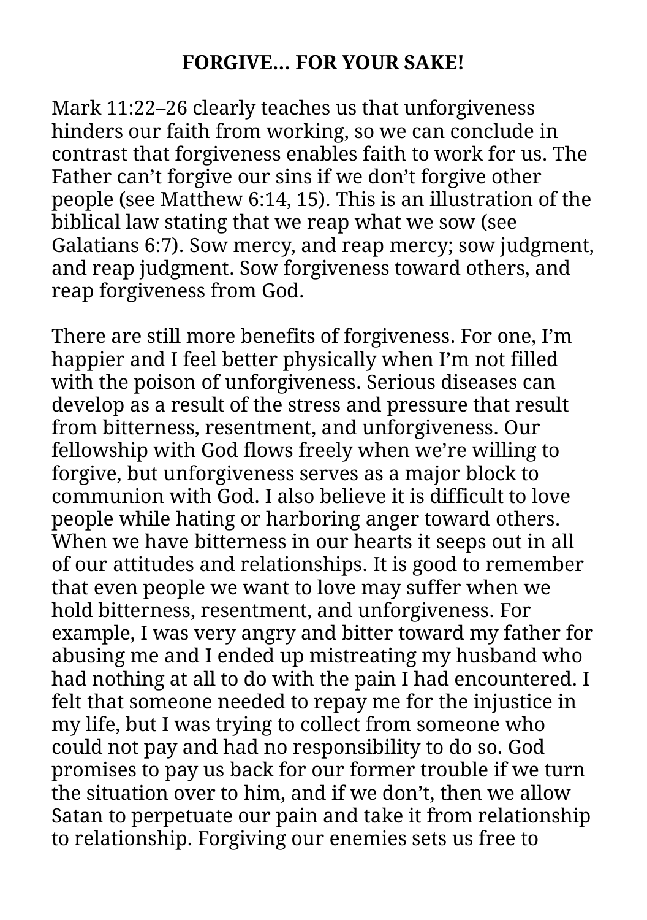**FORGIVE… FOR YOUR SAKE!**

Mark 11:22–26 clearly teaches us that unforgiveness hinders our faith from working, so we can conclude in contrast that forgiveness enables faith to work for us. The Father can't forgive our sins if we don't forgive other people (see Matthew 6:14, 15). This is an illustration of the biblical law stating that we reap what we sow (see Galatians 6:7). Sow mercy, and reap mercy; sow judgment, and reap judgment. Sow forgiveness toward others, and reap forgiveness from God.

There are still more benefits of forgiveness. For one, I'm happier and I feel better physically when I'm not filled with the poison of unforgiveness. Serious diseases can develop as a result of the stress and pressure that result from bitterness, resentment, and unforgiveness. Our fellowship with God flows freely when we're willing to forgive, but unforgiveness serves as a major block to communion with God. I also believe it is difficult to love people while hating or harboring anger toward others. When we have bitterness in our hearts it seeps out in all of our attitudes and relationships. It is good to remember that even people we want to love may suffer when we hold bitterness, resentment, and unforgiveness. For example, I was very angry and bitter toward my father for abusing me and I ended up mistreating my husband who had nothing at all to do with the pain I had encountered. I felt that someone needed to repay me for the injustice in my life, but I was trying to collect from someone who could not pay and had no responsibility to do so. God promises to pay us back for our former trouble if we turn the situation over to him, and if we don't, then we allow Satan to perpetuate our pain and take it from relationship to relationship. Forgiving our enemies sets us free to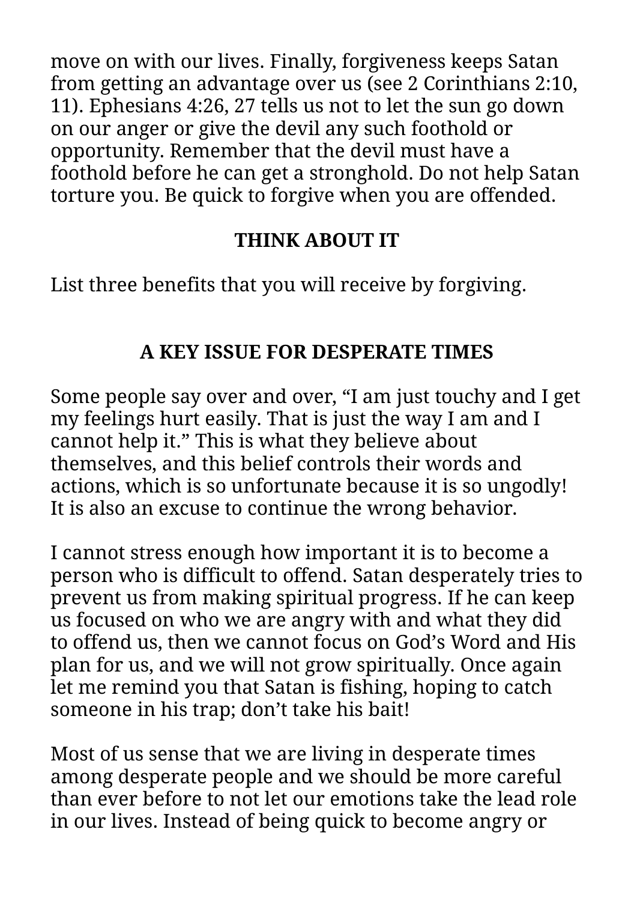move on with our lives. Finally, forgiveness keeps Satan from getting an advantage over us (see 2 Corinthians 2:10, 11). Ephesians 4:26, 27 tells us not to let the sun go down on our anger or give the devil any such foothold or opportunity. Remember that the devil must have a foothold before he can get a stronghold. Do not help Satan torture you. Be quick to forgive when you are offended.

### THINK ABOUT IT

List three benefits that you will receive by forgiving.

## A KEY ISSUE FOR DESPERATE TIMES

Some people say over and over, “I am just touchy and I get my feelings hurt easily. That is just the way I am and I cannot help it.” This is what they believe about themselves, and this belief controls their words and actions, which is so unfortunate because it is so ungodly! It is also an excuse to continue the wrong behavior.

I cannot stress enough how important it is to become a person who is difficult to offend. Satan desperately tries to prevent us from making spiritual progress. If he can keep us focused on who we are angry with and what they did to offend us, then we cannot focus on God’s Word and His plan for us, and we will not grow spiritually. Once again let me remind you that Satan is fishing, hoping to catch someone in his trap; don’t take his bait!

Most of us sense that we are living in desperate times among desperate people and we should be more careful than ever before to not let our emotions take the lead role in our lives. Instead of being quick to become angry or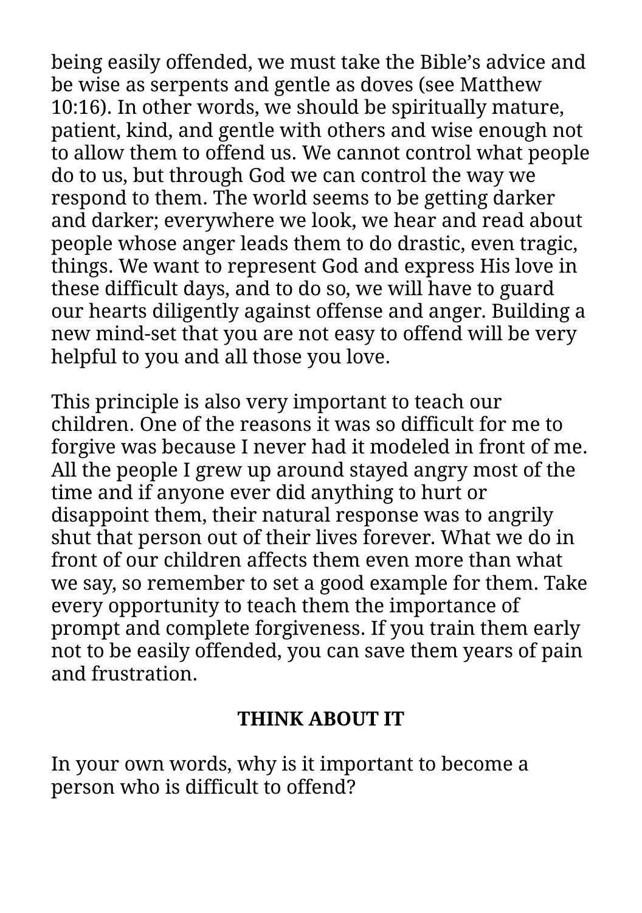being easily offended, we must take the Bible's advice and be wise as serpents and gentle as doves (see Matthew 10:16). In other words, we should be spiritually mature, patient, kind, and gentle with others and wise enough not to allow them to offend us. We cannot control what people do to us, but through God we can control the way we respond to them. The world seems to be getting darker and darker; everywhere we look, we hear and read about people whose anger leads them to do drastic, even tragic, things. We want to represent God and express His love in these difficult days, and to do so, we will have to guard our hearts diligently against offense and anger. Building a new mind-set that you are not easy to offend will be very helpful to you and all those you love.

This principle is also very important to teach our children. One of the reasons it was so difficult for me to forgive was because I never had it modeled in front of me. All the people I grew up around stayed angry most of the time and if anyone ever did anything to hurt or disappoint them, their natural response was to angrily shut that person out of their lives forever. What we do in front of our children affects them even more than what we say, so remember to set a good example for them. Take every opportunity to teach them the importance of prompt and complete forgiveness. If you train them early not to be easily offended, you can save them years of pain and frustration.

**THINK ABOUT IT**

In your own words, why is it important to become a person who is difficult to offend?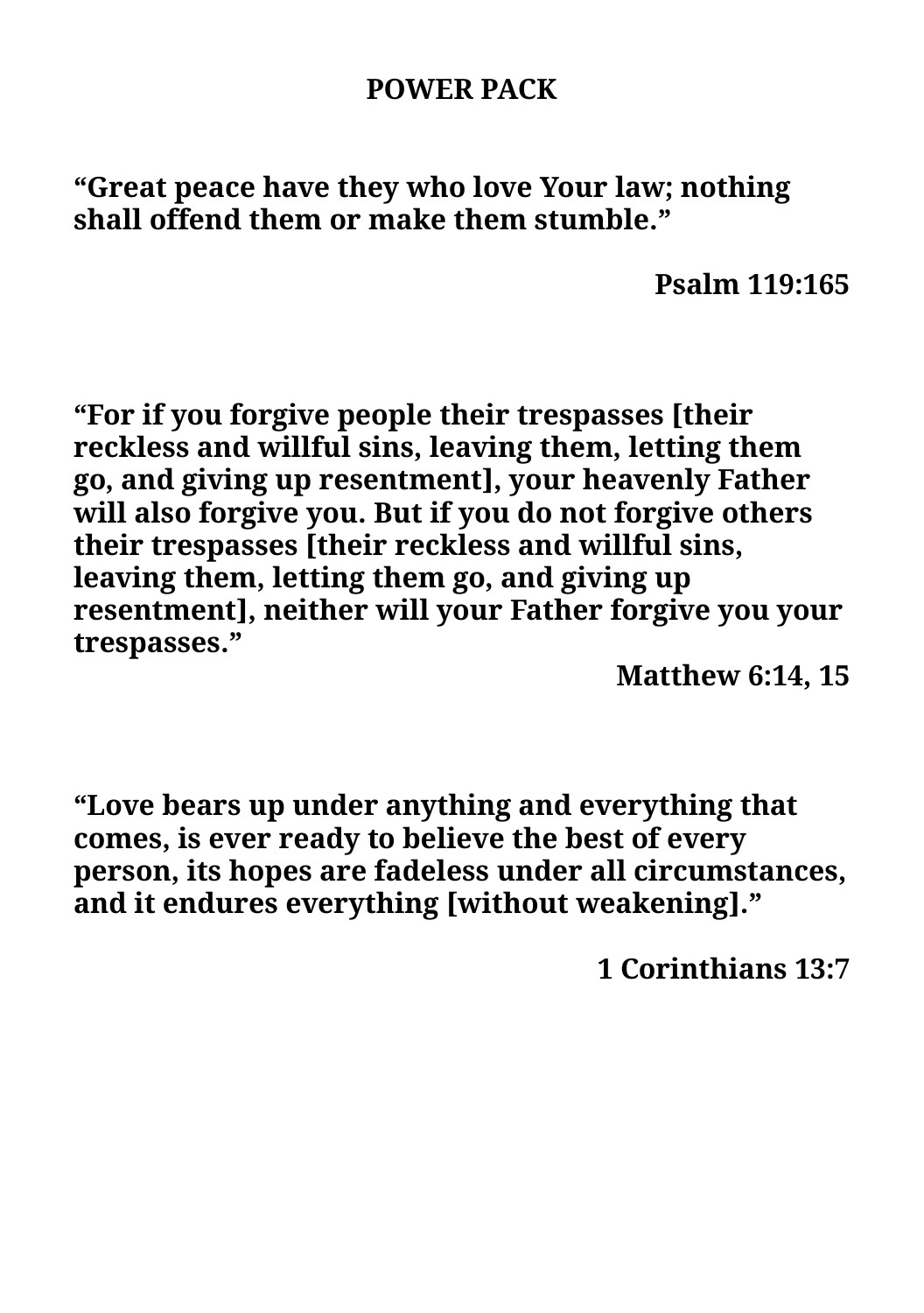**POWER PACK**

**"Great peace have they who love Your law; nothing shall offend them or make them stumble."**

**Psalm 119:165**

**"For if you forgive people their trespasses [their reckless and willful sins, leaving them, letting them go, and giving up resentment], your heavenly Father will also forgive you. But if you do not forgive others their trespasses [their reckless and willful sins, leaving them, letting them go, and giving up resentment], neither will your Father forgive you your trespasses."**

**Matthew 6:14, 15**

**"Love bears up under anything and everything that comes, is ever ready to believe the best of every person, its hopes are fadeless under all circumstances, and it endures everything [without weakening]."**

**1 Corinthians 13:7**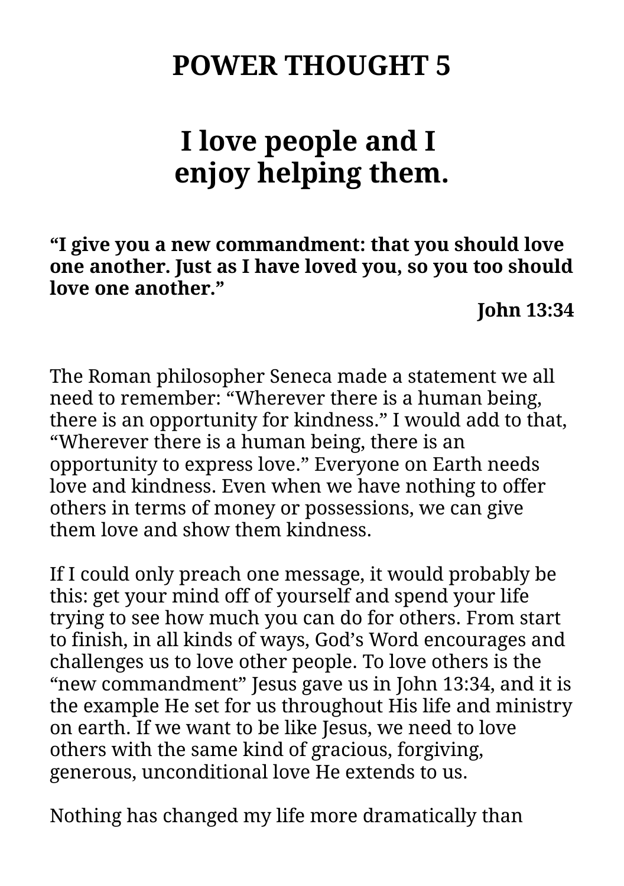# POWER THOUGHT 5

## I love people and I enjoy helping them.

**"I give you a new commandment: that you should love one another. Just as I have loved you, so you too should love one another."**

**John 13:34**

The Roman philosopher Seneca made a statement we all need to remember: "Wherever there is a human being, there is an opportunity for kindness." I would add to that, "Wherever there is a human being, there is an opportunity to express love." Everyone on Earth needs love and kindness. Even when we have nothing to offer others in terms of money or possessions, we can give them love and show them kindness.

If I could only preach one message, it would probably be this: get your mind off of yourself and spend your life trying to see how much you can do for others. From start to finish, in all kinds of ways, God's Word encourages and challenges us to love other people. To love others is the "new commandment" Jesus gave us in John 13:34, and it is the example He set for us throughout His life and ministry on earth. If we want to be like Jesus, we need to love others with the same kind of gracious, forgiving, generous, unconditional love He extends to us.

Nothing has changed my life more dramatically than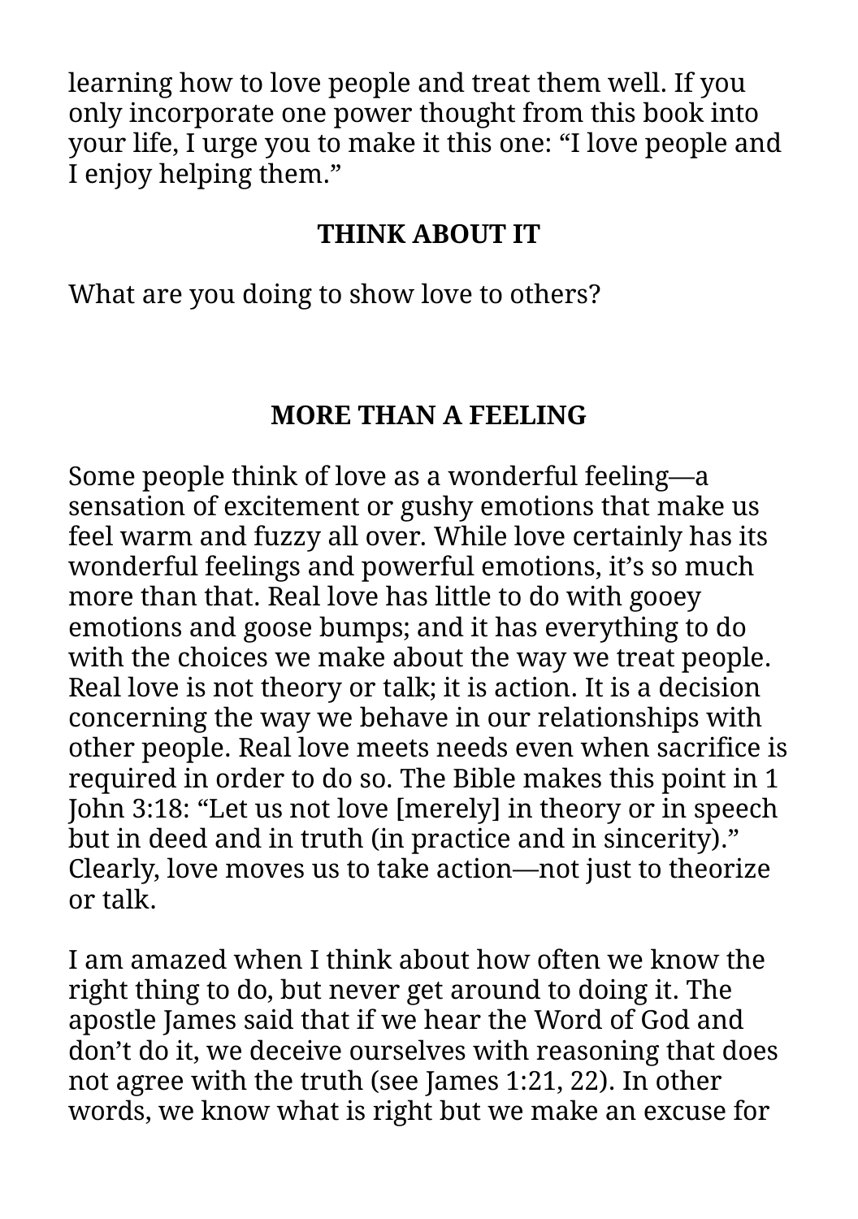learning how to love people and treat them well. If you only incorporate one power thought from this book into your life, I urge you to make it this one: “I love people and I enjoy helping them.”

**THINK ABOUT IT**

What are you doing to show love to others?

## MORE THAN A FEELING

Some people think of love as a wonderful feeling—a sensation of excitement or gushy emotions that make us feel warm and fuzzy all over. While love certainly has its wonderful feelings and powerful emotions, it’s so much more than that. Real love has little to do with gooey emotions and goose bumps; and it has everything to do with the choices we make about the way we treat people. Real love is not theory or talk; it is action. It is a decision concerning the way we behave in our relationships with other people. Real love meets needs even when sacrifice is required in order to do so. The Bible makes this point in 1 John 3:18: “Let us not love [merely] in theory or in speech but in deed and in truth (in practice and in sincerity).” Clearly, love moves us to take action—not just to theorize or talk.

I am amazed when I think about how often we know the right thing to do, but never get around to doing it. The apostle James said that if we hear the Word of God and don’t do it, we deceive ourselves with reasoning that does not agree with the truth (see James 1:21, 22). In other words, we know what is right but we make an excuse for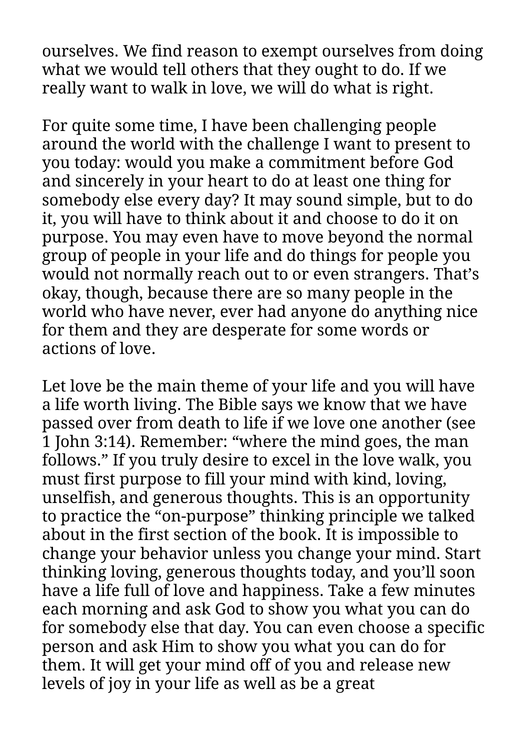ourselves. We find reason to exempt ourselves from doing what we would tell others that they ought to do. If we really want to walk in love, we will do what is right.

For quite some time, I have been challenging people around the world with the challenge I want to present to you today: would you make a commitment before God and sincerely in your heart to do at least one thing for somebody else every day? It may sound simple, but to do it, you will have to think about it and choose to do it on purpose. You may even have to move beyond the normal group of people in your life and do things for people you would not normally reach out to or even strangers. That's okay, though, because there are so many people in the world who have never, ever had anyone do anything nice for them and they are desperate for some words or actions of love.

Let love be the main theme of your life and you will have a life worth living. The Bible says we know that we have passed over from death to life if we love one another (see 1 John 3:14). Remember: "where the mind goes, the man follows." If you truly desire to excel in the love walk, you must first purpose to fill your mind with kind, loving, unselfish, and generous thoughts. This is an opportunity to practice the "on-purpose" thinking principle we talked about in the first section of the book. It is impossible to change your behavior unless you change your mind. Start thinking loving, generous thoughts today, and you'll soon have a life full of love and happiness. Take a few minutes each morning and ask God to show you what you can do for somebody else that day. You can even choose a specific person and ask Him to show you what you can do for them. It will get your mind off of you and release new levels of joy in your life as well as be a great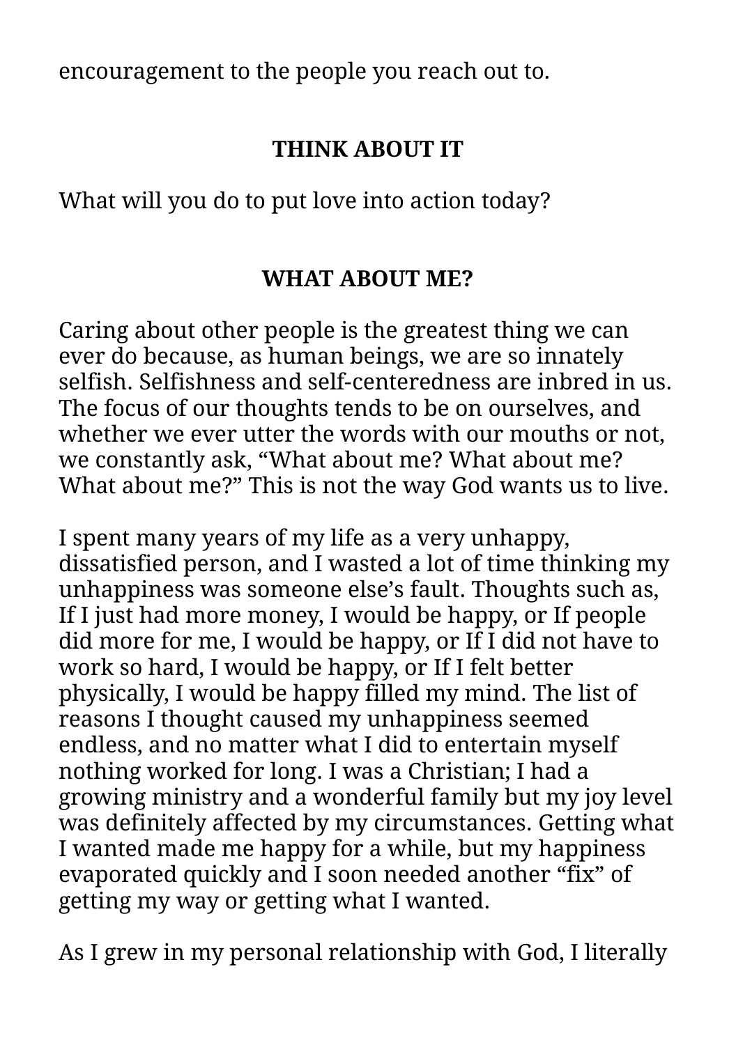encouragement to the people you reach out to.

### THINK ABOUT IT

What will you do to put love into action today?

### WHAT ABOUT ME?

Caring about other people is the greatest thing we can ever do because, as human beings, we are so innately selfish. Selfishness and self-centeredness are inbred in us. The focus of our thoughts tends to be on ourselves, and whether we ever utter the words with our mouths or not, we constantly ask, “What about me? What about me? What about me?” This is not the way God wants us to live.

I spent many years of my life as a very unhappy, dissatisfied person, and I wasted a lot of time thinking my unhappiness was someone else’s fault. Thoughts such as, If I just had more money, I would be happy, or If people did more for me, I would be happy, or If I did not have to work so hard, I would be happy, or If I felt better physically, I would be happy filled my mind. The list of reasons I thought caused my unhappiness seemed endless, and no matter what I did to entertain myself nothing worked for long. I was a Christian; I had a growing ministry and a wonderful family but my joy level was definitely affected by my circumstances. Getting what I wanted made me happy for a while, but my happiness evaporated quickly and I soon needed another “fix” of getting my way or getting what I wanted.

As I grew in my personal relationship with God, I literally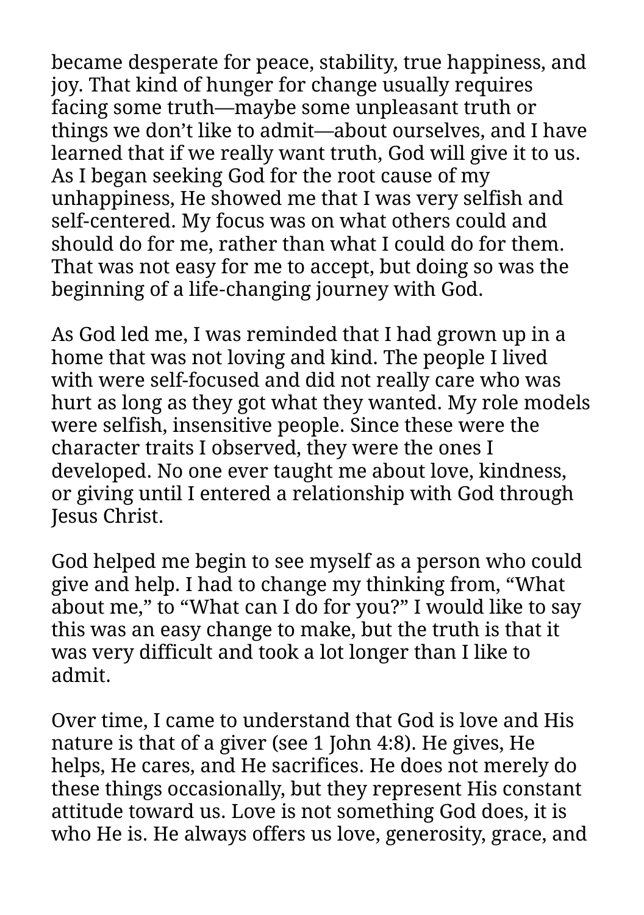became desperate for peace, stability, true happiness, and joy. That kind of hunger for change usually requires facing some truth—maybe some unpleasant truth or things we don't like to admit—about ourselves, and I have learned that if we really want truth, God will give it to us. As I began seeking God for the root cause of my unhappiness, He showed me that I was very selfish and self-centered. My focus was on what others could and should do for me, rather than what I could do for them. That was not easy for me to accept, but doing so was the beginning of a life-changing journey with God.

As God led me, I was reminded that I had grown up in a home that was not loving and kind. The people I lived with were self-focused and did not really care who was hurt as long as they got what they wanted. My role models were selfish, insensitive people. Since these were the character traits I observed, they were the ones I developed. No one ever taught me about love, kindness, or giving until I entered a relationship with God through Jesus Christ.

God helped me begin to see myself as a person who could give and help. I had to change my thinking from, "What about me," to "What can I do for you?" I would like to say this was an easy change to make, but the truth is that it was very difficult and took a lot longer than I like to admit.

Over time, I came to understand that God is love and His nature is that of a giver (see 1 John 4:8). He gives, He helps, He cares, and He sacrifices. He does not merely do these things occasionally, but they represent His constant attitude toward us. Love is not something God does, it is who He is. He always offers us love, generosity, grace, and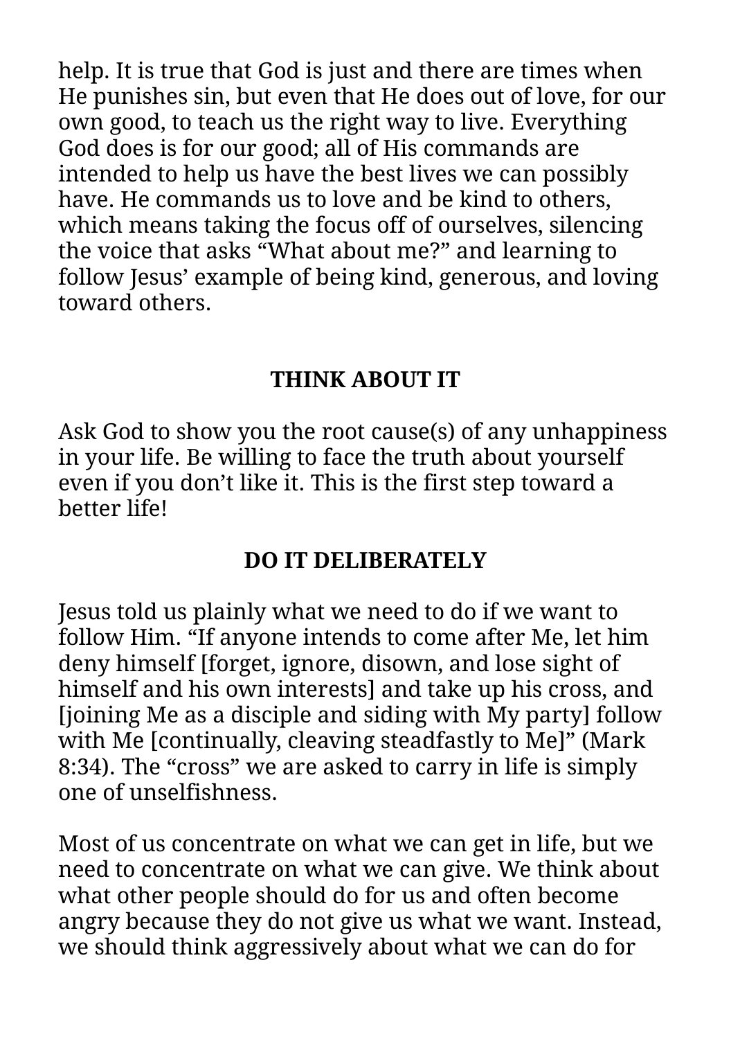help. It is true that God is just and there are times when He punishes sin, but even that He does out of love, for our own good, to teach us the right way to live. Everything God does is for our good; all of His commands are intended to help us have the best lives we can possibly have. He commands us to love and be kind to others, which means taking the focus off of ourselves, silencing the voice that asks “What about me?” and learning to follow Jesus’ example of being kind, generous, and loving toward others.

## THINK ABOUT IT

Ask God to show you the root cause(s) of any unhappiness in your life. Be willing to face the truth about yourself even if you don’t like it. This is the first step toward a better life!

## DO IT DELIBERATELY

Jesus told us plainly what we need to do if we want to follow Him. “If anyone intends to come after Me, let him deny himself [forget, ignore, disown, and lose sight of himself and his own interests] and take up his cross, and [joining Me as a disciple and siding with My party] follow with Me [continually, cleaving steadfastly to Me]” (Mark 8:34). The “cross” we are asked to carry in life is simply one of unselfishness.

Most of us concentrate on what we can get in life, but we need to concentrate on what we can give. We think about what other people should do for us and often become angry because they do not give us what we want. Instead, we should think aggressively about what we can do for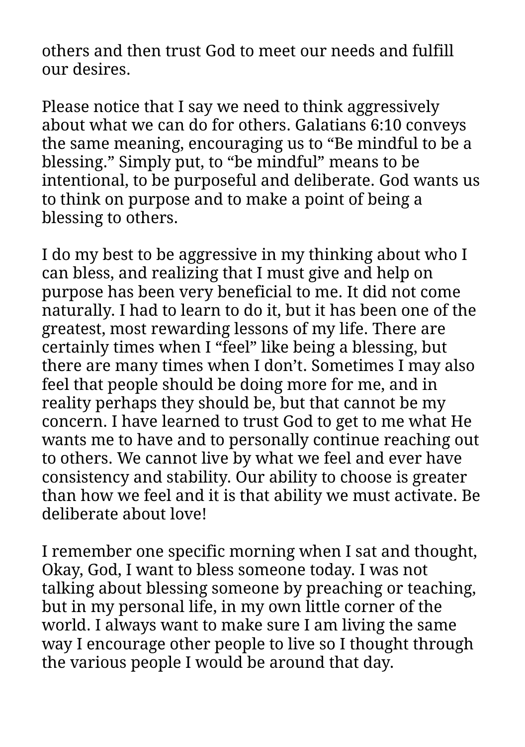others and then trust God to meet our needs and fulfill our desires.

Please notice that I say we need to think aggressively about what we can do for others. Galatians 6:10 conveys the same meaning, encouraging us to “Be mindful to be a blessing.” Simply put, to “be mindful” means to be intentional, to be purposeful and deliberate. God wants us to think on purpose and to make a point of being a blessing to others.

I do my best to be aggressive in my thinking about who I can bless, and realizing that I must give and help on purpose has been very beneficial to me. It did not come naturally. I had to learn to do it, but it has been one of the greatest, most rewarding lessons of my life. There are certainly times when I “feel” like being a blessing, but there are many times when I don’t. Sometimes I may also feel that people should be doing more for me, and in reality perhaps they should be, but that cannot be my concern. I have learned to trust God to get to me what He wants me to have and to personally continue reaching out to others. We cannot live by what we feel and ever have consistency and stability. Our ability to choose is greater than how we feel and it is that ability we must activate. Be deliberate about love!

I remember one specific morning when I sat and thought, Okay, God, I want to bless someone today. I was not talking about blessing someone by preaching or teaching, but in my personal life, in my own little corner of the world. I always want to make sure I am living the same way I encourage other people to live so I thought through the various people I would be around that day.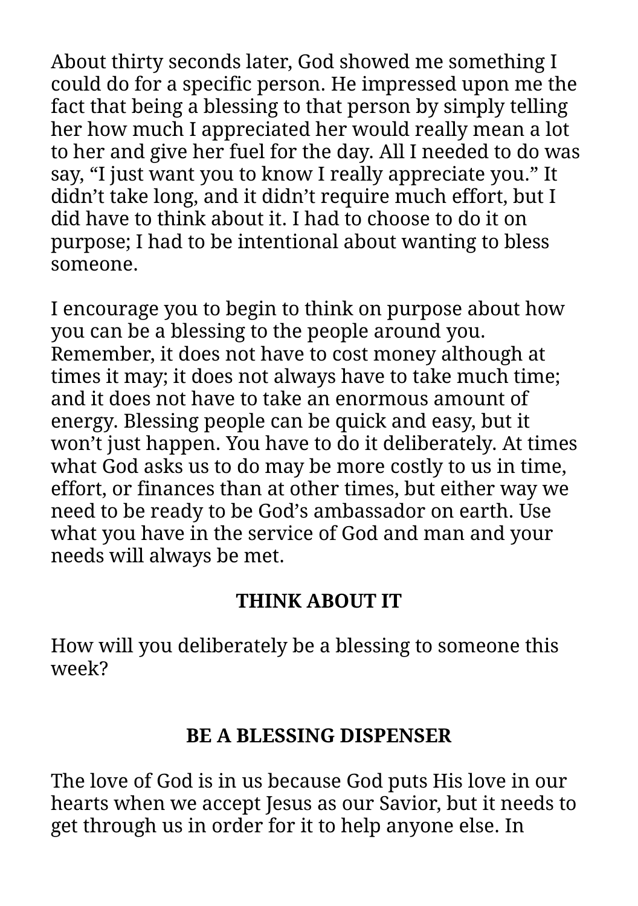About thirty seconds later, God showed me something I could do for a specific person. He impressed upon me the fact that being a blessing to that person by simply telling her how much I appreciated her would really mean a lot to her and give her fuel for the day. All I needed to do was say, “I just want you to know I really appreciate you.” It didn’t take long, and it didn’t require much effort, but I did have to think about it. I had to choose to do it on purpose; I had to be intentional about wanting to bless someone.

I encourage you to begin to think on purpose about how you can be a blessing to the people around you. Remember, it does not have to cost money although at times it may; it does not always have to take much time; and it does not have to take an enormous amount of energy. Blessing people can be quick and easy, but it won’t just happen. You have to do it deliberately. At times what God asks us to do may be more costly to us in time, effort, or finances than at other times, but either way we need to be ready to be God’s ambassador on earth. Use what you have in the service of God and man and your needs will always be met.

### THINK ABOUT IT

How will you deliberately be a blessing to someone this week?

## BE A BLESSING DISPENSER

The love of God is in us because God puts His love in our hearts when we accept Jesus as our Savior, but it needs to get through us in order for it to help anyone else. In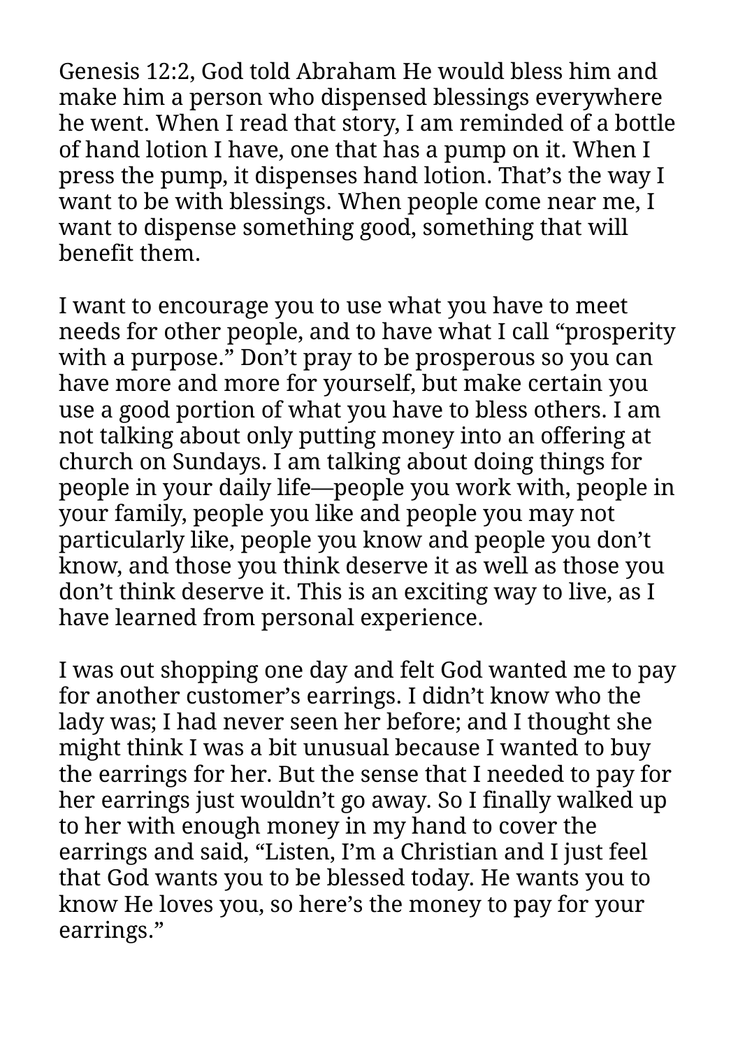Genesis 12:2, God told Abraham He would bless him and make him a person who dispensed blessings everywhere he went. When I read that story, I am reminded of a bottle of hand lotion I have, one that has a pump on it. When I press the pump, it dispenses hand lotion. That's the way I want to be with blessings. When people come near me, I want to dispense something good, something that will benefit them.

I want to encourage you to use what you have to meet needs for other people, and to have what I call "prosperity with a purpose." Don't pray to be prosperous so you can have more and more for yourself, but make certain you use a good portion of what you have to bless others. I am not talking about only putting money into an offering at church on Sundays. I am talking about doing things for people in your daily life—people you work with, people in your family, people you like and people you may not particularly like, people you know and people you don't know, and those you think deserve it as well as those you don't think deserve it. This is an exciting way to live, as I have learned from personal experience.

I was out shopping one day and felt God wanted me to pay for another customer's earrings. I didn't know who the lady was; I had never seen her before; and I thought she might think I was a bit unusual because I wanted to buy the earrings for her. But the sense that I needed to pay for her earrings just wouldn't go away. So I finally walked up to her with enough money in my hand to cover the earrings and said, "Listen, I'm a Christian and I just feel that God wants you to be blessed today. He wants you to know He loves you, so here's the money to pay for your earrings."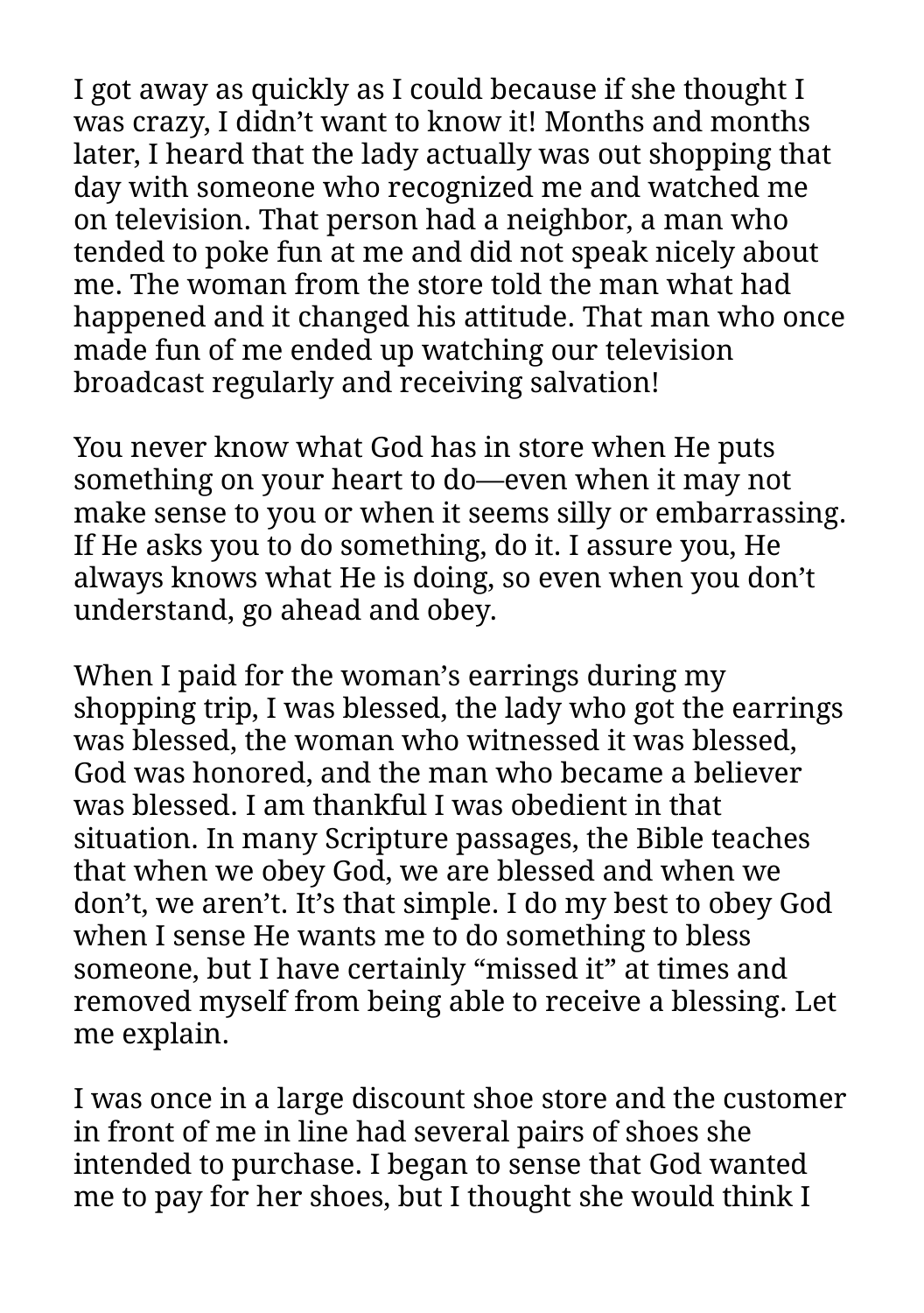I got away as quickly as I could because if she thought I was crazy, I didn’t want to know it! Months and months later, I heard that the lady actually was out shopping that day with someone who recognized me and watched me on television. That person had a neighbor, a man who tended to poke fun at me and did not speak nicely about me. The woman from the store told the man what had happened and it changed his attitude. That man who once made fun of me ended up watching our television broadcast regularly and receiving salvation!

You never know what God has in store when He puts something on your heart to do—even when it may not make sense to you or when it seems silly or embarrassing. If He asks you to do something, do it. I assure you, He always knows what He is doing, so even when you don’t understand, go ahead and obey.

When I paid for the woman’s earrings during my shopping trip, I was blessed, the lady who got the earrings was blessed, the woman who witnessed it was blessed, God was honored, and the man who became a believer was blessed. I am thankful I was obedient in that situation. In many Scripture passages, the Bible teaches that when we obey God, we are blessed and when we don’t, we aren’t. It’s that simple. I do my best to obey God when I sense He wants me to do something to bless someone, but I have certainly “missed it” at times and removed myself from being able to receive a blessing. Let me explain.

I was once in a large discount shoe store and the customer in front of me in line had several pairs of shoes she intended to purchase. I began to sense that God wanted me to pay for her shoes, but I thought she would think I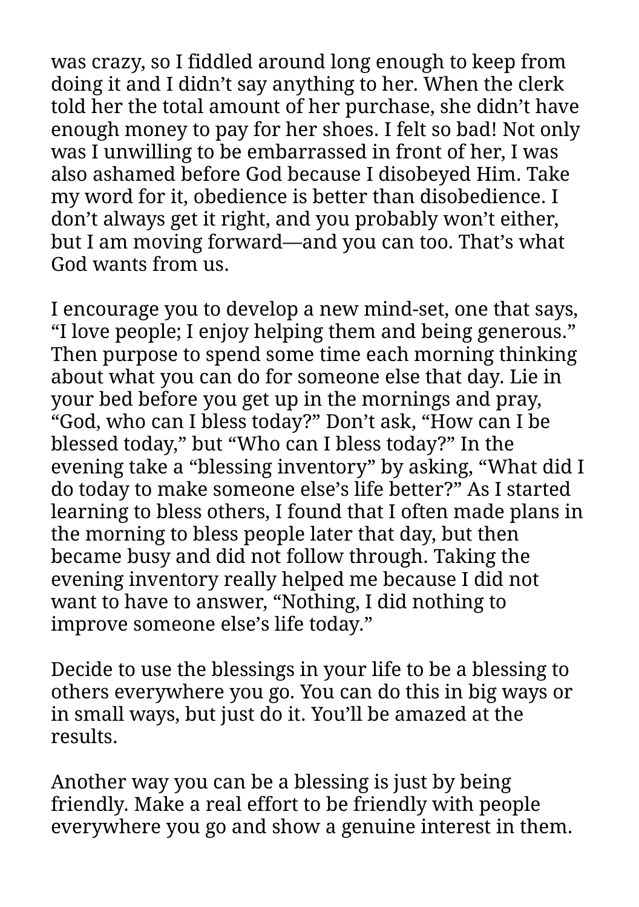was crazy, so I fiddled around long enough to keep from doing it and I didn't say anything to her. When the clerk told her the total amount of her purchase, she didn't have enough money to pay for her shoes. I felt so bad! Not only was I unwilling to be embarrassed in front of her, I was also ashamed before God because I disobeyed Him. Take my word for it, obedience is better than disobedience. I don't always get it right, and you probably won't either, but I am moving forward—and you can too. That's what God wants from us.

I encourage you to develop a new mind-set, one that says, "I love people; I enjoy helping them and being generous." Then purpose to spend some time each morning thinking about what you can do for someone else that day. Lie in your bed before you get up in the mornings and pray, "God, who can I bless today?" Don't ask, "How can I be blessed today," but "Who can I bless today?" In the evening take a "blessing inventory" by asking, "What did I do today to make someone else's life better?" As I started learning to bless others, I found that I often made plans in the morning to bless people later that day, but then became busy and did not follow through. Taking the evening inventory really helped me because I did not want to have to answer, "Nothing, I did nothing to improve someone else's life today."

Decide to use the blessings in your life to be a blessing to others everywhere you go. You can do this in big ways or in small ways, but just do it. You'll be amazed at the results.

Another way you can be a blessing is just by being friendly. Make a real effort to be friendly with people everywhere you go and show a genuine interest in them.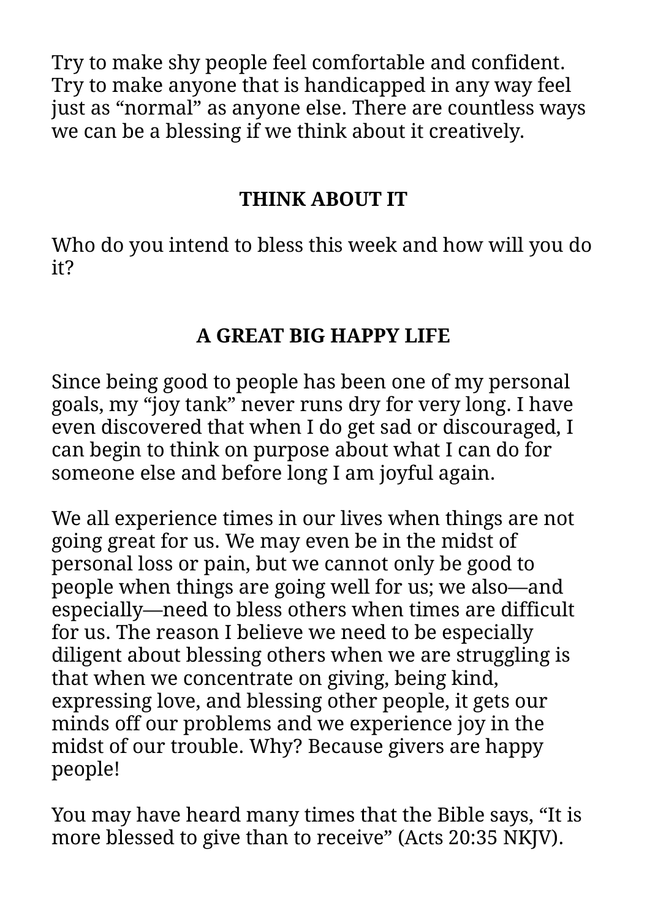Try to make shy people feel comfortable and confident. Try to make anyone that is handicapped in any way feel just as “normal” as anyone else. There are countless ways we can be a blessing if we think about it creatively.

## THINK ABOUT IT

Who do you intend to bless this week and how will you do it?

## A GREAT BIG HAPPY LIFE

Since being good to people has been one of my personal goals, my “joy tank” never runs dry for very long. I have even discovered that when I do get sad or discouraged, I can begin to think on purpose about what I can do for someone else and before long I am joyful again.

We all experience times in our lives when things are not going great for us. We may even be in the midst of personal loss or pain, but we cannot only be good to people when things are going well for us; we also—and especially—need to bless others when times are difficult for us. The reason I believe we need to be especially diligent about blessing others when we are struggling is that when we concentrate on giving, being kind, expressing love, and blessing other people, it gets our minds off our problems and we experience joy in the midst of our trouble. Why? Because givers are happy people!

You may have heard many times that the Bible says, “It is more blessed to give than to receive” (Acts 20:35 NKJV).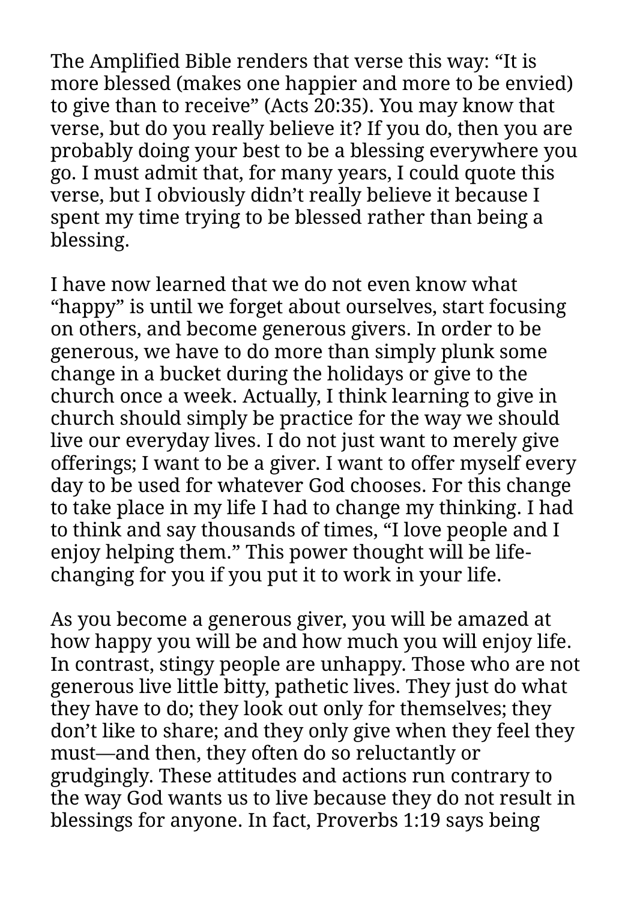The Amplified Bible renders that verse this way: “It is more blessed (makes one happier and more to be envied) to give than to receive” (Acts 20:35). You may know that verse, but do you really believe it? If you do, then you are probably doing your best to be a blessing everywhere you go. I must admit that, for many years, I could quote this verse, but I obviously didn’t really believe it because I spent my time trying to be blessed rather than being a blessing.

I have now learned that we do not even know what “happy” is until we forget about ourselves, start focusing on others, and become generous givers. In order to be generous, we have to do more than simply plunk some change in a bucket during the holidays or give to the church once a week. Actually, I think learning to give in church should simply be practice for the way we should live our everyday lives. I do not just want to merely give offerings; I want to be a giver. I want to offer myself every day to be used for whatever God chooses. For this change to take place in my life I had to change my thinking. I had to think and say thousands of times, “I love people and I enjoy helping them.” This power thought will be life-changing for you if you put it to work in your life.

As you become a generous giver, you will be amazed at how happy you will be and how much you will enjoy life. In contrast, stingy people are unhappy. Those who are not generous live little bitty, pathetic lives. They just do what they have to do; they look out only for themselves; they don’t like to share; and they only give when they feel they must—and then, they often do so reluctantly or grudgingly. These attitudes and actions run contrary to the way God wants us to live because they do not result in blessings for anyone. In fact, Proverbs 1:19 says being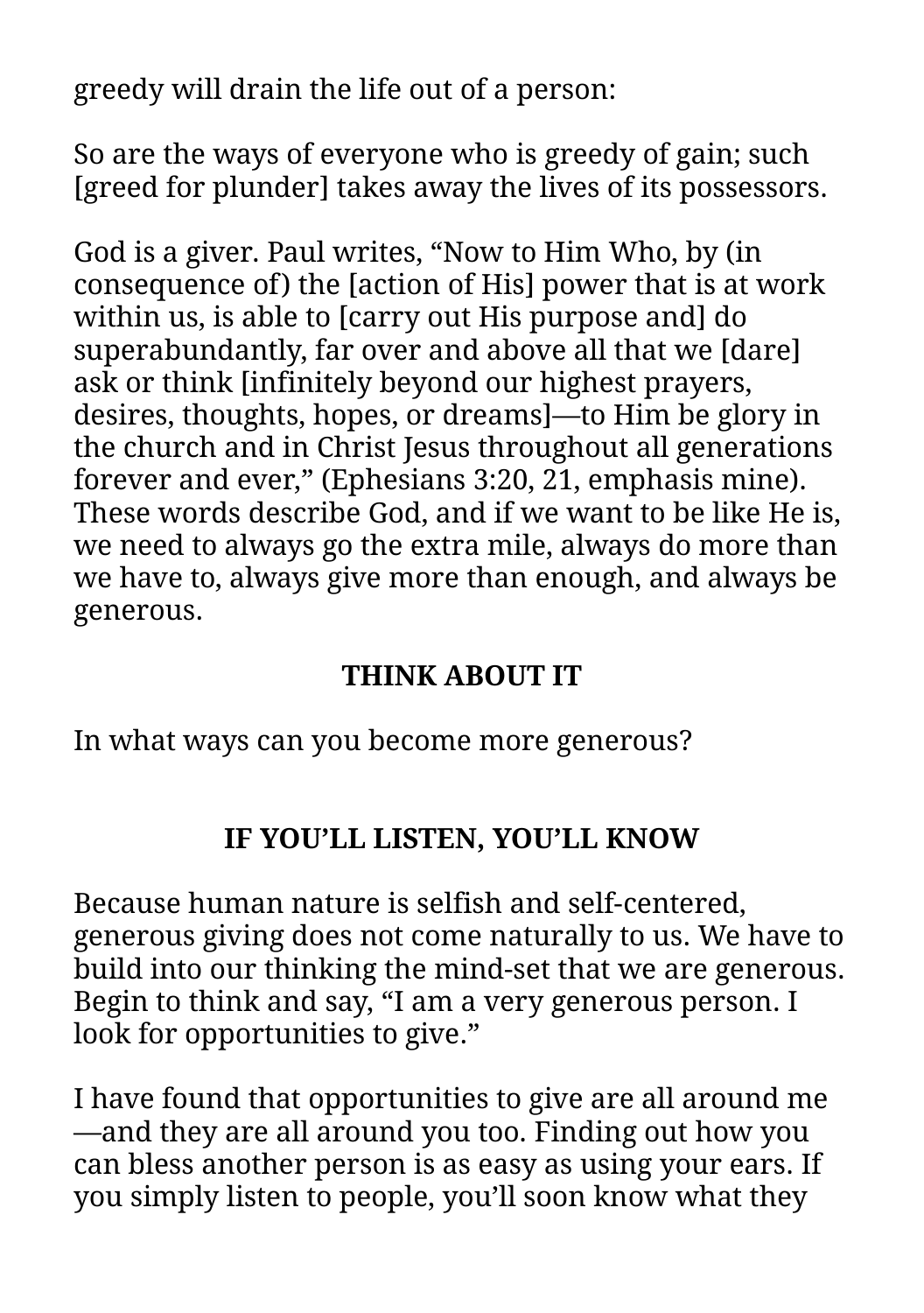greedy will drain the life out of a person:

So are the ways of everyone who is greedy of gain; such [greed for plunder] takes away the lives of its possessors.

God is a giver. Paul writes, “Now to Him Who, by (in consequence of) the [action of His] power that is at work within us, is able to [carry out His purpose and] do superabundantly, far over and above all that we [dare] ask or think [infinitely beyond our highest prayers, desires, thoughts, hopes, or dreams]—to Him be glory in the church and in Christ Jesus throughout all generations forever and ever,” (Ephesians 3:20, 21, emphasis mine). These words describe God, and if we want to be like He is, we need to always go the extra mile, always do more than we have to, always give more than enough, and always be generous.

**THINK ABOUT IT**

In what ways can you become more generous?

## IF YOU’LL LISTEN, YOU’LL KNOW

Because human nature is selfish and self-centered, generous giving does not come naturally to us. We have to build into our thinking the mind-set that we are generous. Begin to think and say, “I am a very generous person. I look for opportunities to give.”

I have found that opportunities to give are all around me—and they are all around you too. Finding out how you can bless another person is as easy as using your ears. If you simply listen to people, you’ll soon know what they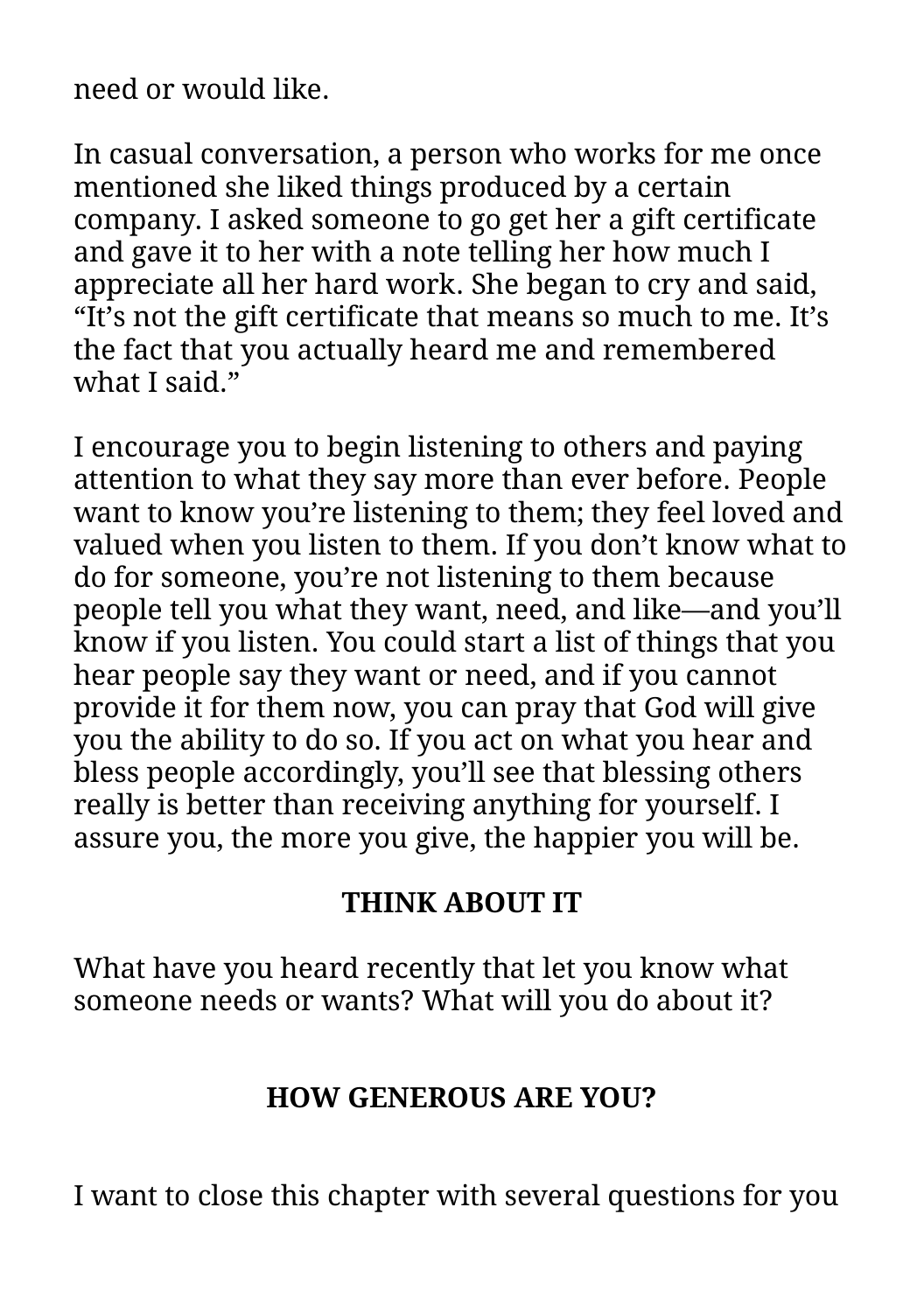need or would like.

In casual conversation, a person who works for me once mentioned she liked things produced by a certain company. I asked someone to go get her a gift certificate and gave it to her with a note telling her how much I appreciate all her hard work. She began to cry and said, “It’s not the gift certificate that means so much to me. It’s the fact that you actually heard me and remembered what I said.”

I encourage you to begin listening to others and paying attention to what they say more than ever before. People want to know you’re listening to them; they feel loved and valued when you listen to them. If you don’t know what to do for someone, you’re not listening to them because people tell you what they want, need, and like—and you’ll know if you listen. You could start a list of things that you hear people say they want or need, and if you cannot provide it for them now, you can pray that God will give you the ability to do so. If you act on what you hear and bless people accordingly, you’ll see that blessing others really is better than receiving anything for yourself. I assure you, the more you give, the happier you will be.

**THINK ABOUT IT**

What have you heard recently that let you know what someone needs or wants? What will you do about it?

## HOW GENEROUS ARE YOU?

I want to close this chapter with several questions for you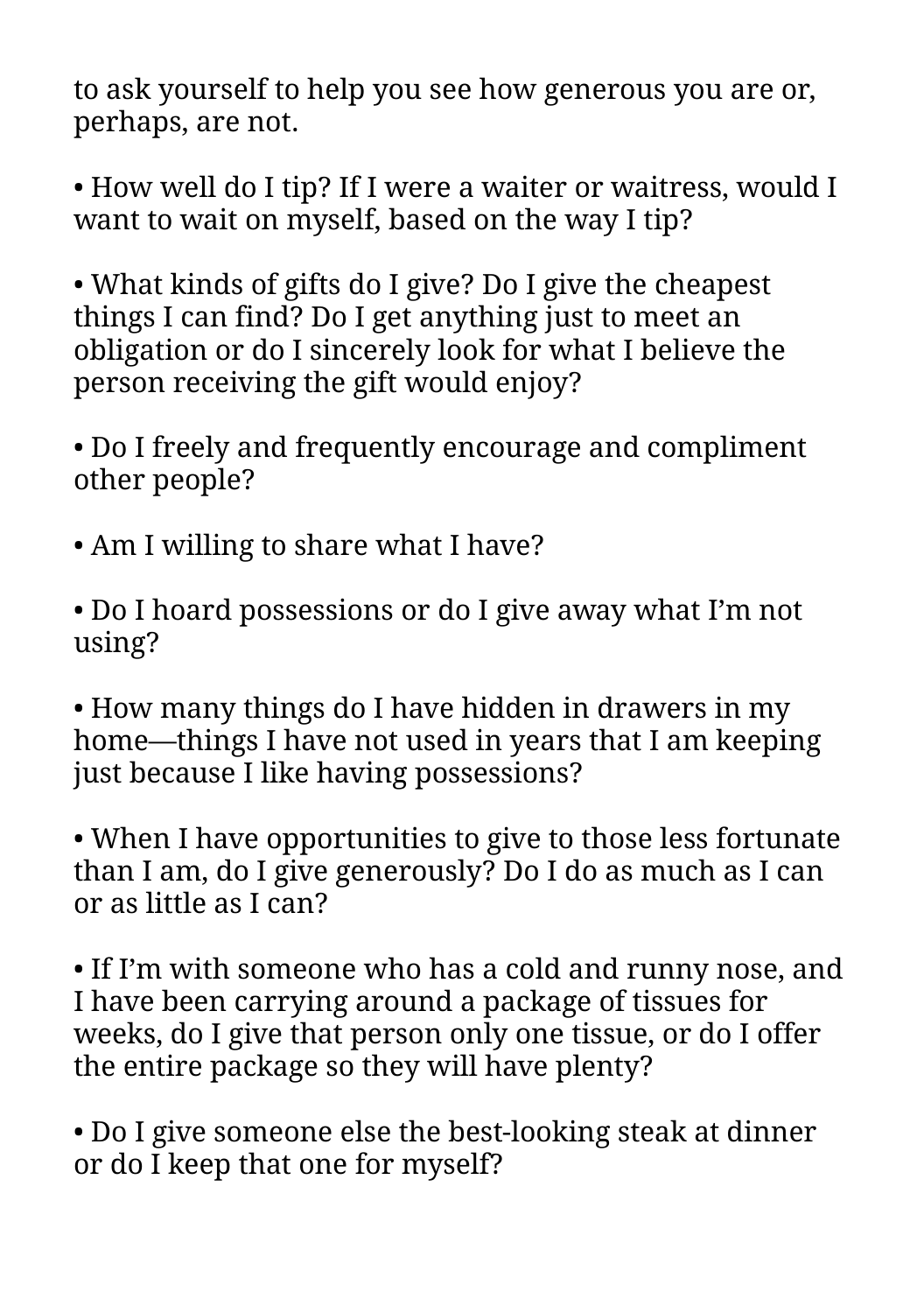to ask yourself to help you see how generous you are or, perhaps, are not.

- How well do I tip? If I were a waiter or waitress, would I want to wait on myself, based on the way I tip?

- What kinds of gifts do I give? Do I give the cheapest things I can find? Do I get anything just to meet an obligation or do I sincerely look for what I believe the person receiving the gift would enjoy?

- Do I freely and frequently encourage and compliment other people?

- Am I willing to share what I have?

- Do I hoard possessions or do I give away what I'm not using?

- How many things do I have hidden in drawers in my home—things I have not used in years that I am keeping just because I like having possessions?

- When I have opportunities to give to those less fortunate than I am, do I give generously? Do I do as much as I can or as little as I can?

- If I'm with someone who has a cold and runny nose, and I have been carrying around a package of tissues for weeks, do I give that person only one tissue, or do I offer the entire package so they will have plenty?

- Do I give someone else the best-looking steak at dinner or do I keep that one for myself?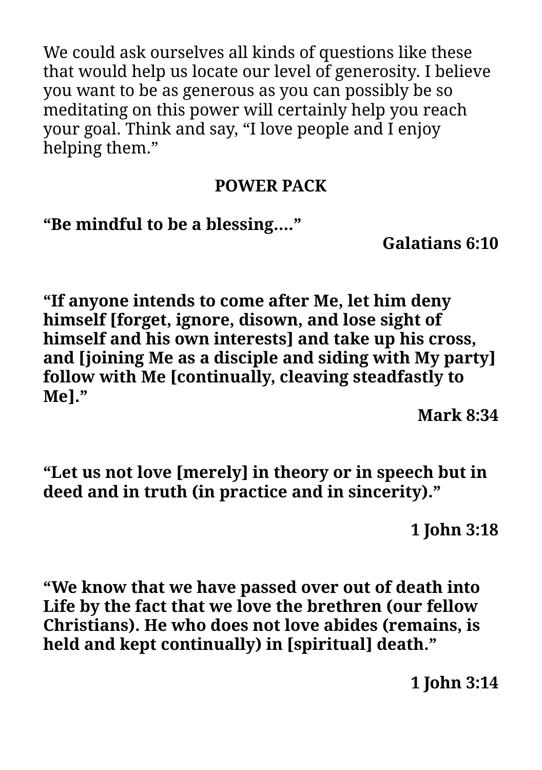We could ask ourselves all kinds of questions like these that would help us locate our level of generosity. I believe you want to be as generous as you can possibly be so meditating on this power will certainly help you reach your goal. Think and say, “I love people and I enjoy helping them.”

## POWER PACK

**“Be mindful to be a blessing....”**

**Galatians 6:10**

**“If anyone intends to come after Me, let him deny himself [forget, ignore, disown, and lose sight of himself and his own interests] and take up his cross, and [joining Me as a disciple and siding with My party] follow with Me [continually, cleaving steadfastly to Me].”**

**Mark 8:34**

**“Let us not love [merely] in theory or in speech but in deed and in truth (in practice and in sincerity).”**

**1 John 3:18**

**“We know that we have passed over out of death into Life by the fact that we love the brethren (our fellow Christians). He who does not love abides (remains, is held and kept continually) in [spiritual] death.”**

**1 John 3:14**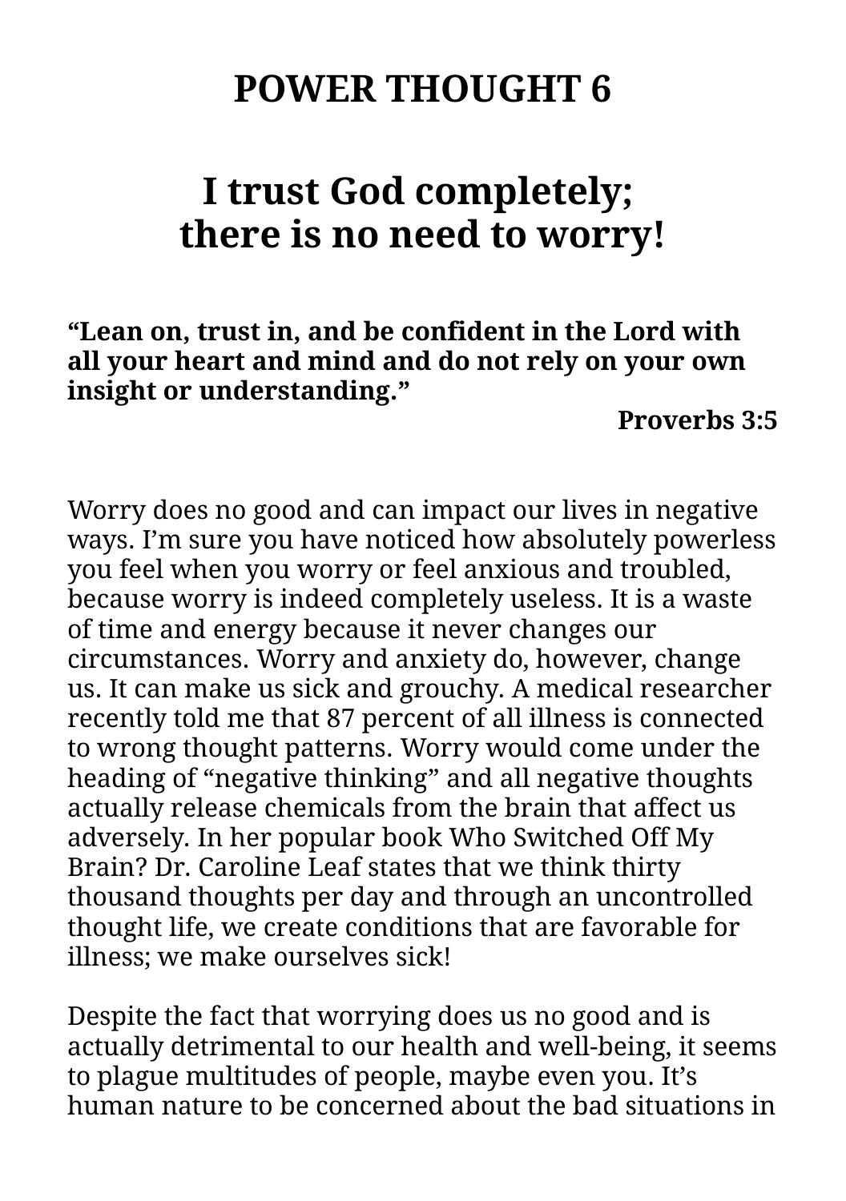# POWER THOUGHT 6

## I trust God completely; there is no need to worry!

**"Lean on, trust in, and be confident in the Lord with all your heart and mind and do not rely on your own insight or understanding."**

**Proverbs 3:5**

Worry does no good and can impact our lives in negative ways. I'm sure you have noticed how absolutely powerless you feel when you worry or feel anxious and troubled, because worry is indeed completely useless. It is a waste of time and energy because it never changes our circumstances. Worry and anxiety do, however, change us. It can make us sick and grouchy. A medical researcher recently told me that 87 percent of all illness is connected to wrong thought patterns. Worry would come under the heading of "negative thinking" and all negative thoughts actually release chemicals from the brain that affect us adversely. In her popular book Who Switched Off My Brain? Dr. Caroline Leaf states that we think thirty thousand thoughts per day and through an uncontrolled thought life, we create conditions that are favorable for illness; we make ourselves sick!

Despite the fact that worrying does us no good and is actually detrimental to our health and well-being, it seems to plague multitudes of people, maybe even you. It's human nature to be concerned about the bad situations in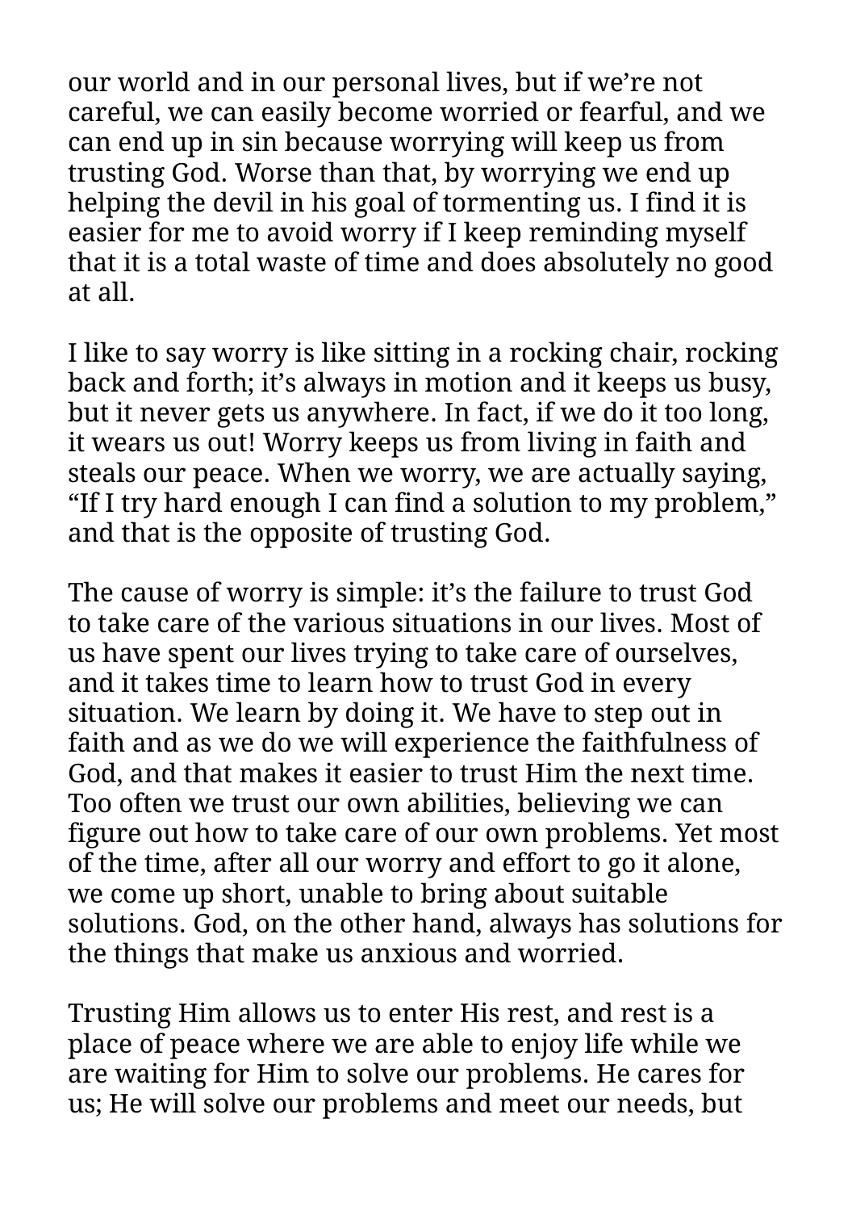our world and in our personal lives, but if we’re not careful, we can easily become worried or fearful, and we can end up in sin because worrying will keep us from trusting God. Worse than that, by worrying we end up helping the devil in his goal of tormenting us. I find it is easier for me to avoid worry if I keep reminding myself that it is a total waste of time and does absolutely no good at all.

I like to say worry is like sitting in a rocking chair, rocking back and forth; it’s always in motion and it keeps us busy, but it never gets us anywhere. In fact, if we do it too long, it wears us out! Worry keeps us from living in faith and steals our peace. When we worry, we are actually saying, “If I try hard enough I can find a solution to my problem,” and that is the opposite of trusting God.

The cause of worry is simple: it’s the failure to trust God to take care of the various situations in our lives. Most of us have spent our lives trying to take care of ourselves, and it takes time to learn how to trust God in every situation. We learn by doing it. We have to step out in faith and as we do we will experience the faithfulness of God, and that makes it easier to trust Him the next time. Too often we trust our own abilities, believing we can figure out how to take care of our own problems. Yet most of the time, after all our worry and effort to go it alone, we come up short, unable to bring about suitable solutions. God, on the other hand, always has solutions for the things that make us anxious and worried.

Trusting Him allows us to enter His rest, and rest is a place of peace where we are able to enjoy life while we are waiting for Him to solve our problems. He cares for us; He will solve our problems and meet our needs, but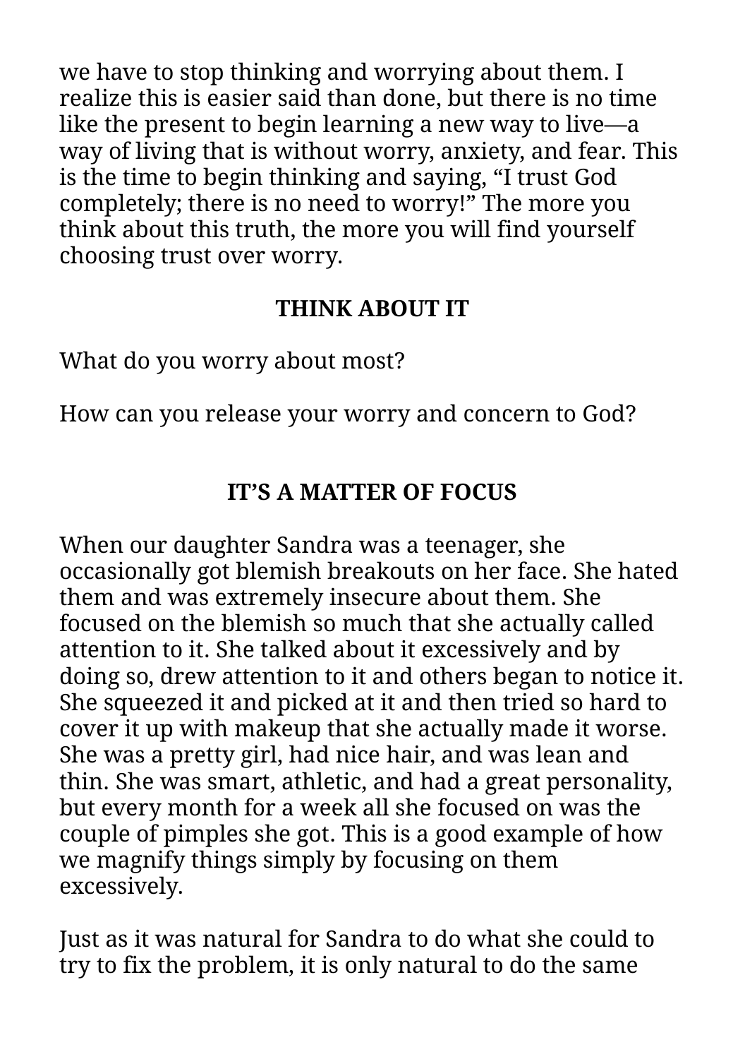we have to stop thinking and worrying about them. I realize this is easier said than done, but there is no time like the present to begin learning a new way to live—a way of living that is without worry, anxiety, and fear. This is the time to begin thinking and saying, "I trust God completely; there is no need to worry!" The more you think about this truth, the more you will find yourself choosing trust over worry.

### THINK ABOUT IT

What do you worry about most?

How can you release your worry and concern to God?

## IT'S A MATTER OF FOCUS

When our daughter Sandra was a teenager, she occasionally got blemish breakouts on her face. She hated them and was extremely insecure about them. She focused on the blemish so much that she actually called attention to it. She talked about it excessively and by doing so, drew attention to it and others began to notice it. She squeezed it and picked at it and then tried so hard to cover it up with makeup that she actually made it worse. She was a pretty girl, had nice hair, and was lean and thin. She was smart, athletic, and had a great personality, but every month for a week all she focused on was the couple of pimples she got. This is a good example of how we magnify things simply by focusing on them excessively.

Just as it was natural for Sandra to do what she could to try to fix the problem, it is only natural to do the same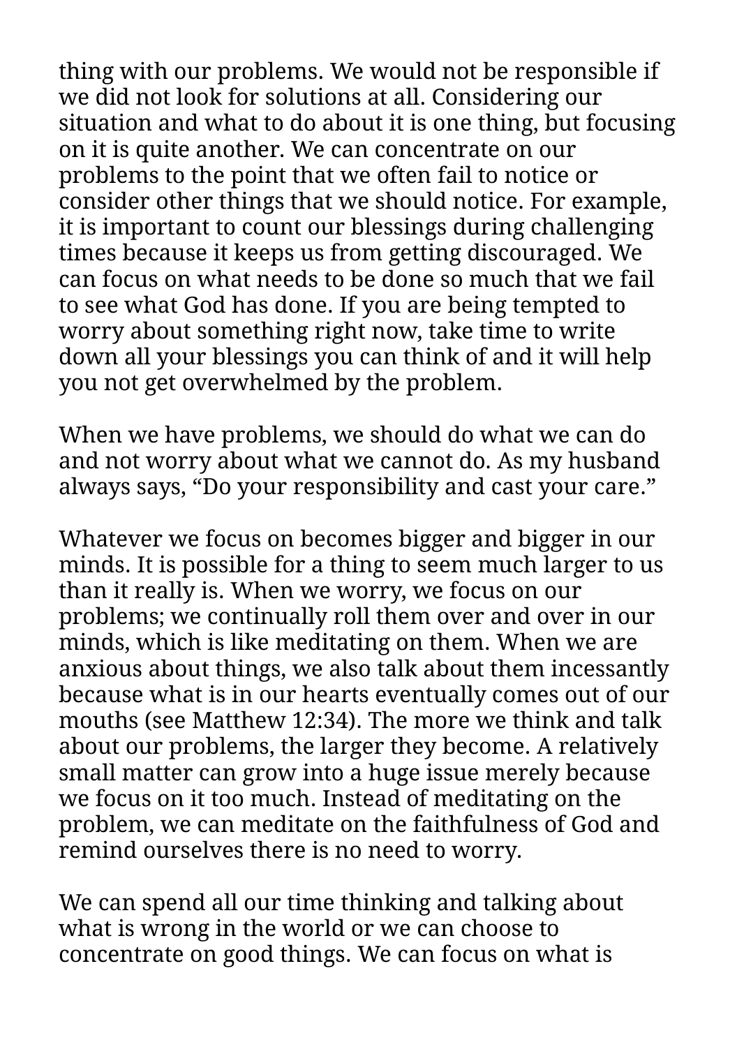thing with our problems. We would not be responsible if we did not look for solutions at all. Considering our situation and what to do about it is one thing, but focusing on it is quite another. We can concentrate on our problems to the point that we often fail to notice or consider other things that we should notice. For example, it is important to count our blessings during challenging times because it keeps us from getting discouraged. We can focus on what needs to be done so much that we fail to see what God has done. If you are being tempted to worry about something right now, take time to write down all your blessings you can think of and it will help you not get overwhelmed by the problem.

When we have problems, we should do what we can do and not worry about what we cannot do. As my husband always says, "Do your responsibility and cast your care."

Whatever we focus on becomes bigger and bigger in our minds. It is possible for a thing to seem much larger to us than it really is. When we worry, we focus on our problems; we continually roll them over and over in our minds, which is like meditating on them. When we are anxious about things, we also talk about them incessantly because what is in our hearts eventually comes out of our mouths (see Matthew 12:34). The more we think and talk about our problems, the larger they become. A relatively small matter can grow into a huge issue merely because we focus on it too much. Instead of meditating on the problem, we can meditate on the faithfulness of God and remind ourselves there is no need to worry.

We can spend all our time thinking and talking about what is wrong in the world or we can choose to concentrate on good things. We can focus on what is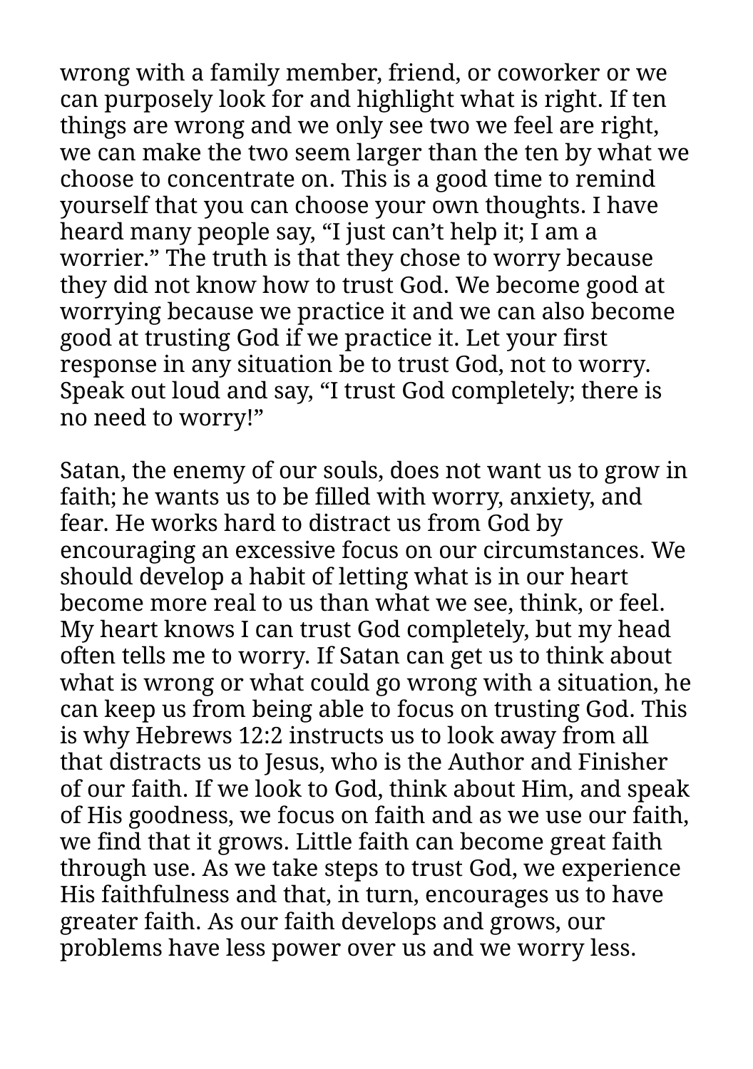wrong with a family member, friend, or coworker or we can purposely look for and highlight what is right. If ten things are wrong and we only see two we feel are right, we can make the two seem larger than the ten by what we choose to concentrate on. This is a good time to remind yourself that you can choose your own thoughts. I have heard many people say, "I just can't help it; I am a worrier." The truth is that they chose to worry because they did not know how to trust God. We become good at worrying because we practice it and we can also become good at trusting God if we practice it. Let your first response in any situation be to trust God, not to worry. Speak out loud and say, "I trust God completely; there is no need to worry!"

Satan, the enemy of our souls, does not want us to grow in faith; he wants us to be filled with worry, anxiety, and fear. He works hard to distract us from God by encouraging an excessive focus on our circumstances. We should develop a habit of letting what is in our heart become more real to us than what we see, think, or feel. My heart knows I can trust God completely, but my head often tells me to worry. If Satan can get us to think about what is wrong or what could go wrong with a situation, he can keep us from being able to focus on trusting God. This is why Hebrews 12:2 instructs us to look away from all that distracts us to Jesus, who is the Author and Finisher of our faith. If we look to God, think about Him, and speak of His goodness, we focus on faith and as we use our faith, we find that it grows. Little faith can become great faith through use. As we take steps to trust God, we experience His faithfulness and that, in turn, encourages us to have greater faith. As our faith develops and grows, our problems have less power over us and we worry less.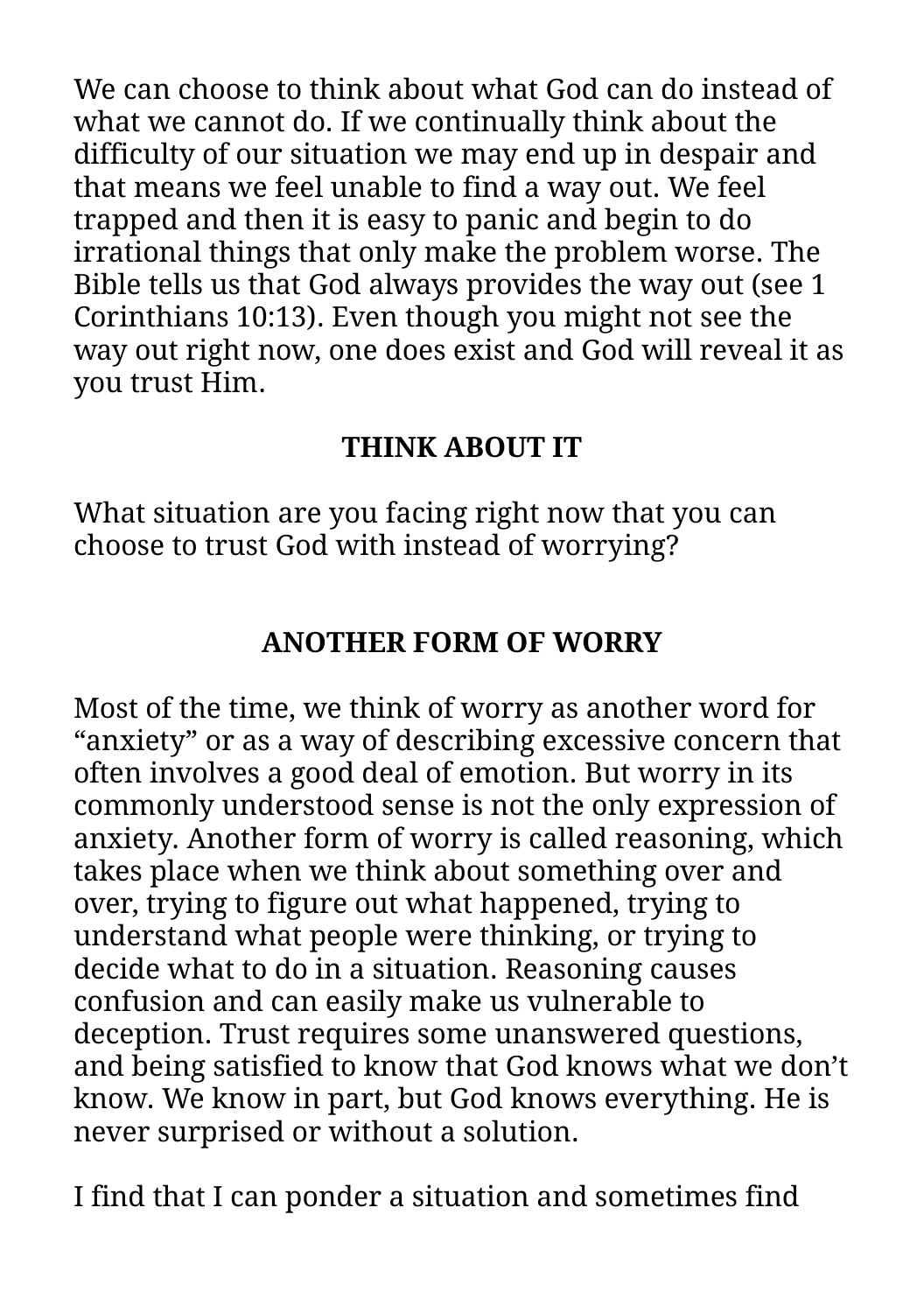We can choose to think about what God can do instead of what we cannot do. If we continually think about the difficulty of our situation we may end up in despair and that means we feel unable to find a way out. We feel trapped and then it is easy to panic and begin to do irrational things that only make the problem worse. The Bible tells us that God always provides the way out (see 1 Corinthians 10:13). Even though you might not see the way out right now, one does exist and God will reveal it as you trust Him.

**THINK ABOUT IT**

What situation are you facing right now that you can choose to trust God with instead of worrying?

## ANOTHER FORM OF WORRY

Most of the time, we think of worry as another word for "anxiety" or as a way of describing excessive concern that often involves a good deal of emotion. But worry in its commonly understood sense is not the only expression of anxiety. Another form of worry is called reasoning, which takes place when we think about something over and over, trying to figure out what happened, trying to understand what people were thinking, or trying to decide what to do in a situation. Reasoning causes confusion and can easily make us vulnerable to deception. Trust requires some unanswered questions, and being satisfied to know that God knows what we don't know. We know in part, but God knows everything. He is never surprised or without a solution.

I find that I can ponder a situation and sometimes find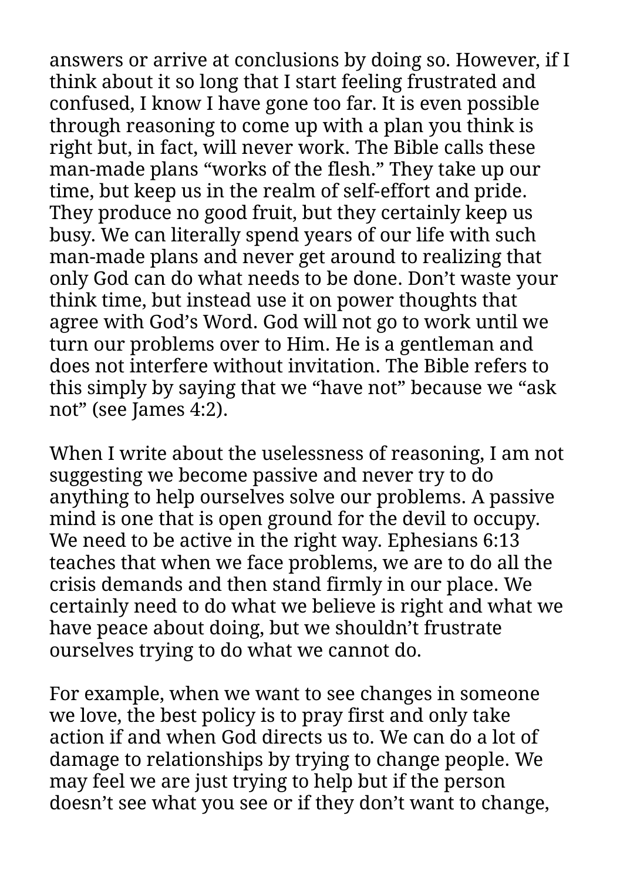answers or arrive at conclusions by doing so. However, if I think about it so long that I start feeling frustrated and confused, I know I have gone too far. It is even possible through reasoning to come up with a plan you think is right but, in fact, will never work. The Bible calls these man-made plans "works of the flesh." They take up our time, but keep us in the realm of self-effort and pride. They produce no good fruit, but they certainly keep us busy. We can literally spend years of our life with such man-made plans and never get around to realizing that only God can do what needs to be done. Don't waste your think time, but instead use it on power thoughts that agree with God's Word. God will not go to work until we turn our problems over to Him. He is a gentleman and does not interfere without invitation. The Bible refers to this simply by saying that we "have not" because we "ask not" (see James 4:2).

When I write about the uselessness of reasoning, I am not suggesting we become passive and never try to do anything to help ourselves solve our problems. A passive mind is one that is open ground for the devil to occupy. We need to be active in the right way. Ephesians 6:13 teaches that when we face problems, we are to do all the crisis demands and then stand firmly in our place. We certainly need to do what we believe is right and what we have peace about doing, but we shouldn't frustrate ourselves trying to do what we cannot do.

For example, when we want to see changes in someone we love, the best policy is to pray first and only take action if and when God directs us to. We can do a lot of damage to relationships by trying to change people. We may feel we are just trying to help but if the person doesn't see what you see or if they don't want to change,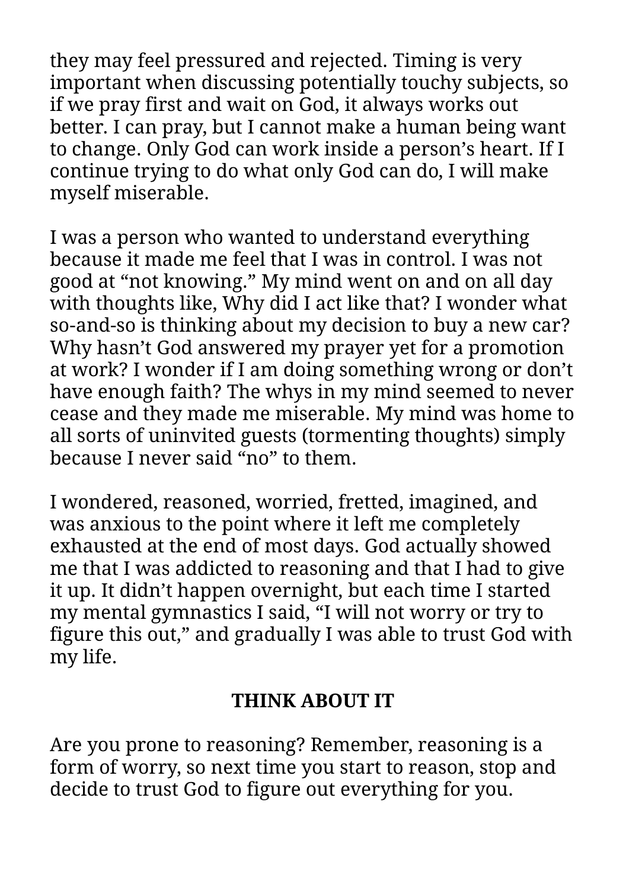they may feel pressured and rejected. Timing is very important when discussing potentially touchy subjects, so if we pray first and wait on God, it always works out better. I can pray, but I cannot make a human being want to change. Only God can work inside a person's heart. If I continue trying to do what only God can do, I will make myself miserable.

I was a person who wanted to understand everything because it made me feel that I was in control. I was not good at "not knowing." My mind went on and on all day with thoughts like, Why did I act like that? I wonder what so-and-so is thinking about my decision to buy a new car? Why hasn't God answered my prayer yet for a promotion at work? I wonder if I am doing something wrong or don't have enough faith? The whys in my mind seemed to never cease and they made me miserable. My mind was home to all sorts of uninvited guests (tormenting thoughts) simply because I never said "no" to them.

I wondered, reasoned, worried, fretted, imagined, and was anxious to the point where it left me completely exhausted at the end of most days. God actually showed me that I was addicted to reasoning and that I had to give it up. It didn't happen overnight, but each time I started my mental gymnastics I said, "I will not worry or try to figure this out," and gradually I was able to trust God with my life.

**THINK ABOUT IT**

Are you prone to reasoning? Remember, reasoning is a form of worry, so next time you start to reason, stop and decide to trust God to figure out everything for you.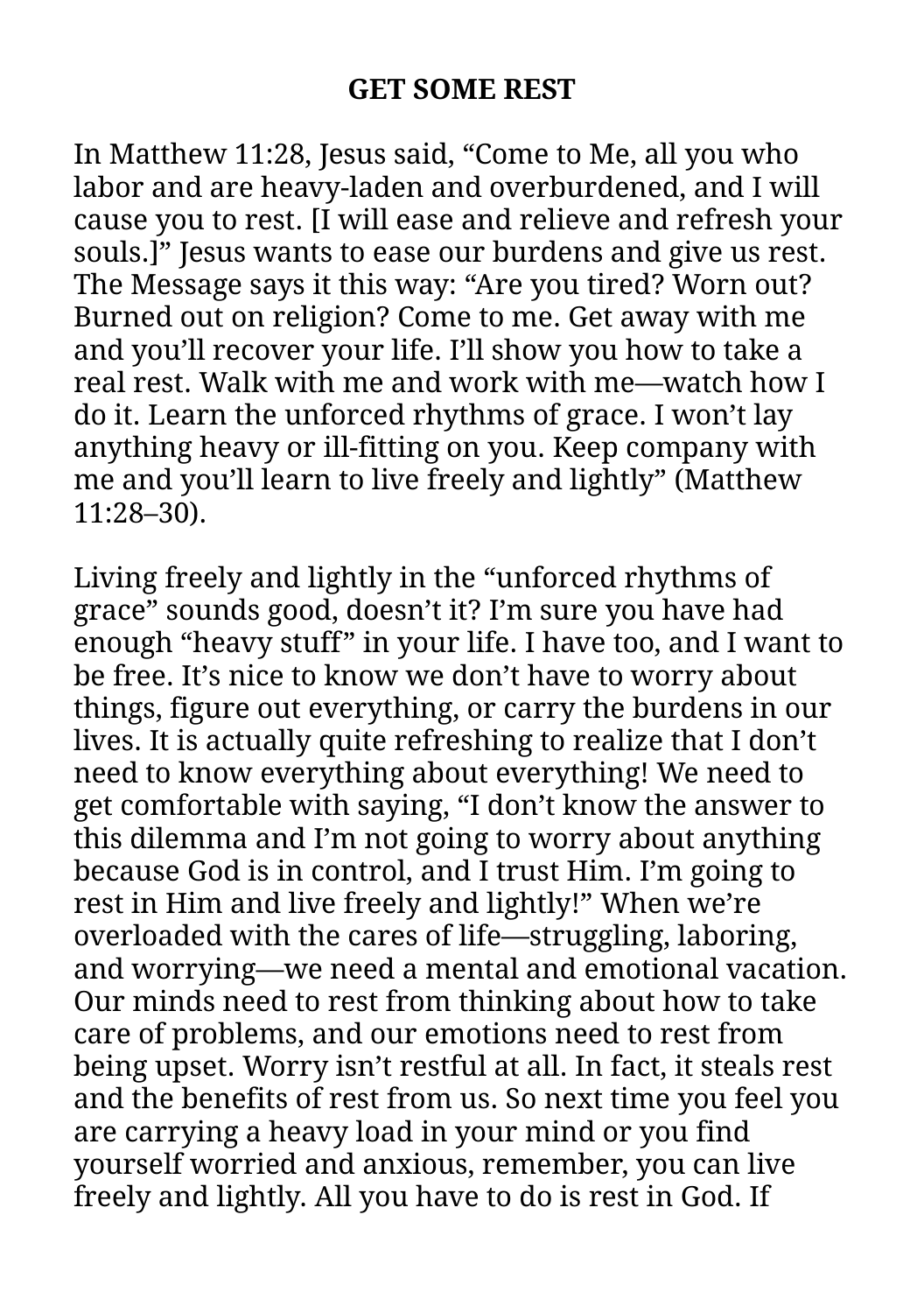# GET SOME REST

In Matthew 11:28, Jesus said, “Come to Me, all you who labor and are heavy-laden and overburdened, and I will cause you to rest. [I will ease and relieve and refresh your souls.]” Jesus wants to ease our burdens and give us rest. The Message says it this way: “Are you tired? Worn out? Burned out on religion? Come to me. Get away with me and you’ll recover your life. I’ll show you how to take a real rest. Walk with me and work with me—watch how I do it. Learn the unforced rhythms of grace. I won’t lay anything heavy or ill-fitting on you. Keep company with me and you’ll learn to live freely and lightly” (Matthew 11:28–30).

Living freely and lightly in the “unforced rhythms of grace” sounds good, doesn’t it? I’m sure you have had enough “heavy stuff” in your life. I have too, and I want to be free. It’s nice to know we don’t have to worry about things, figure out everything, or carry the burdens in our lives. It is actually quite refreshing to realize that I don’t need to know everything about everything! We need to get comfortable with saying, “I don’t know the answer to this dilemma and I’m not going to worry about anything because God is in control, and I trust Him. I’m going to rest in Him and live freely and lightly!” When we’re overloaded with the cares of life—struggling, laboring, and worrying—we need a mental and emotional vacation. Our minds need to rest from thinking about how to take care of problems, and our emotions need to rest from being upset. Worry isn’t restful at all. In fact, it steals rest and the benefits of rest from us. So next time you feel you are carrying a heavy load in your mind or you find yourself worried and anxious, remember, you can live freely and lightly. All you have to do is rest in God. If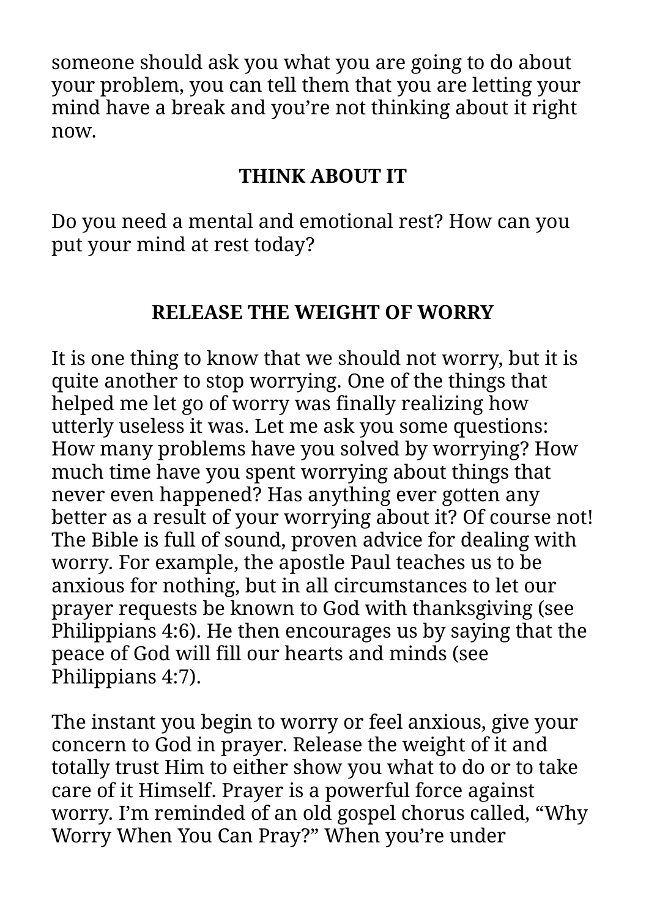someone should ask you what you are going to do about your problem, you can tell them that you are letting your mind have a break and you're not thinking about it right now.

### THINK ABOUT IT

Do you need a mental and emotional rest? How can you put your mind at rest today?

## RELEASE THE WEIGHT OF WORRY

It is one thing to know that we should not worry, but it is quite another to stop worrying. One of the things that helped me let go of worry was finally realizing how utterly useless it was. Let me ask you some questions: How many problems have you solved by worrying? How much time have you spent worrying about things that never even happened? Has anything ever gotten any better as a result of your worrying about it? Of course not! The Bible is full of sound, proven advice for dealing with worry. For example, the apostle Paul teaches us to be anxious for nothing, but in all circumstances to let our prayer requests be known to God with thanksgiving (see Philippians 4:6). He then encourages us by saying that the peace of God will fill our hearts and minds (see Philippians 4:7).

The instant you begin to worry or feel anxious, give your concern to God in prayer. Release the weight of it and totally trust Him to either show you what to do or to take care of it Himself. Prayer is a powerful force against worry. I'm reminded of an old gospel chorus called, "Why Worry When You Can Pray?" When you're under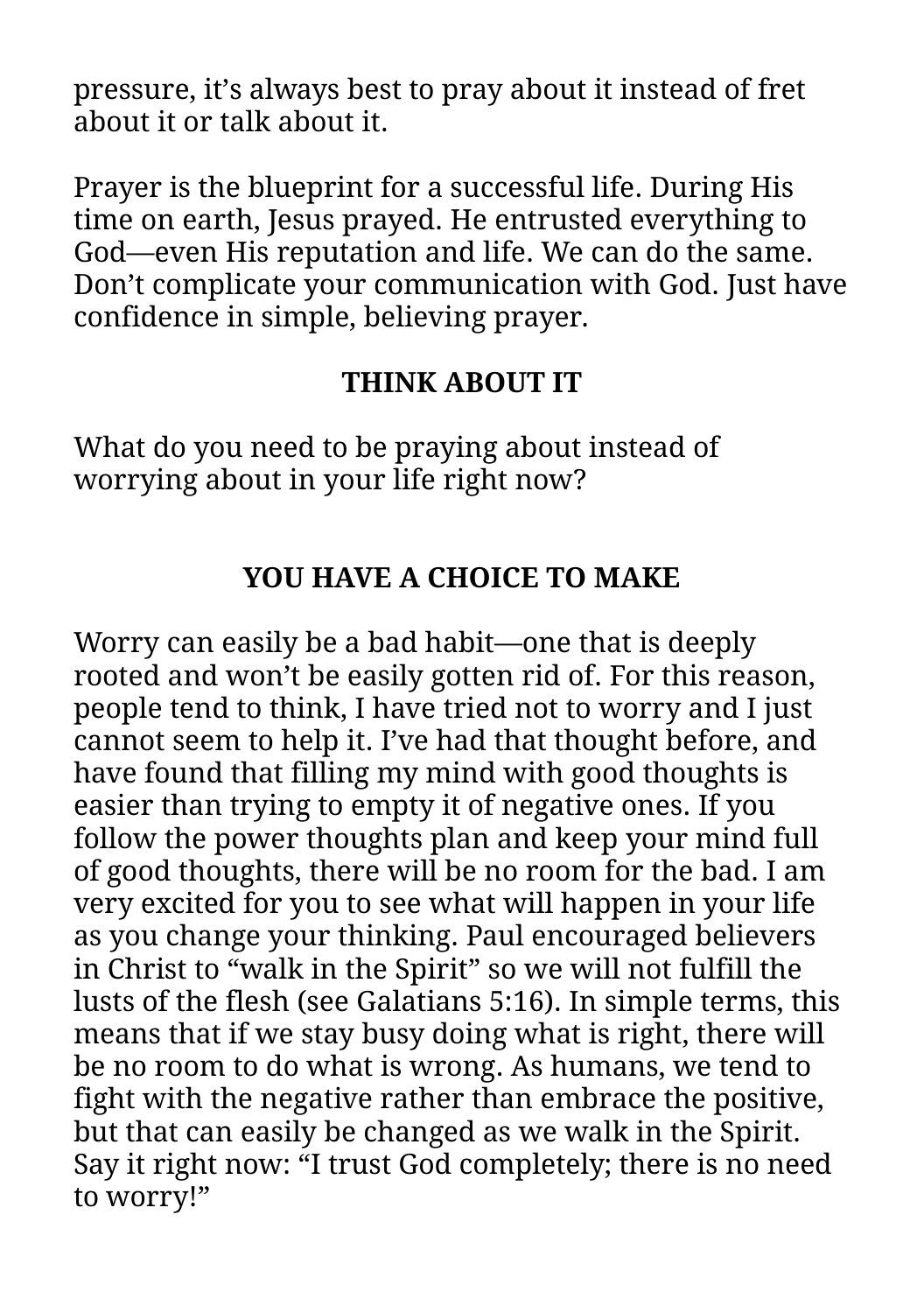pressure, it’s always best to pray about it instead of fret about it or talk about it.

Prayer is the blueprint for a successful life. During His time on earth, Jesus prayed. He entrusted everything to God—even His reputation and life. We can do the same. Don’t complicate your communication with God. Just have confidence in simple, believing prayer.

**THINK ABOUT IT**

What do you need to be praying about instead of worrying about in your life right now?

## YOU HAVE A CHOICE TO MAKE

Worry can easily be a bad habit—one that is deeply rooted and won’t be easily gotten rid of. For this reason, people tend to think, I have tried not to worry and I just cannot seem to help it. I’ve had that thought before, and have found that filling my mind with good thoughts is easier than trying to empty it of negative ones. If you follow the power thoughts plan and keep your mind full of good thoughts, there will be no room for the bad. I am very excited for you to see what will happen in your life as you change your thinking. Paul encouraged believers in Christ to “walk in the Spirit” so we will not fulfill the lusts of the flesh (see Galatians 5:16). In simple terms, this means that if we stay busy doing what is right, there will be no room to do what is wrong. As humans, we tend to fight with the negative rather than embrace the positive, but that can easily be changed as we walk in the Spirit. Say it right now: “I trust God completely; there is no need to worry!”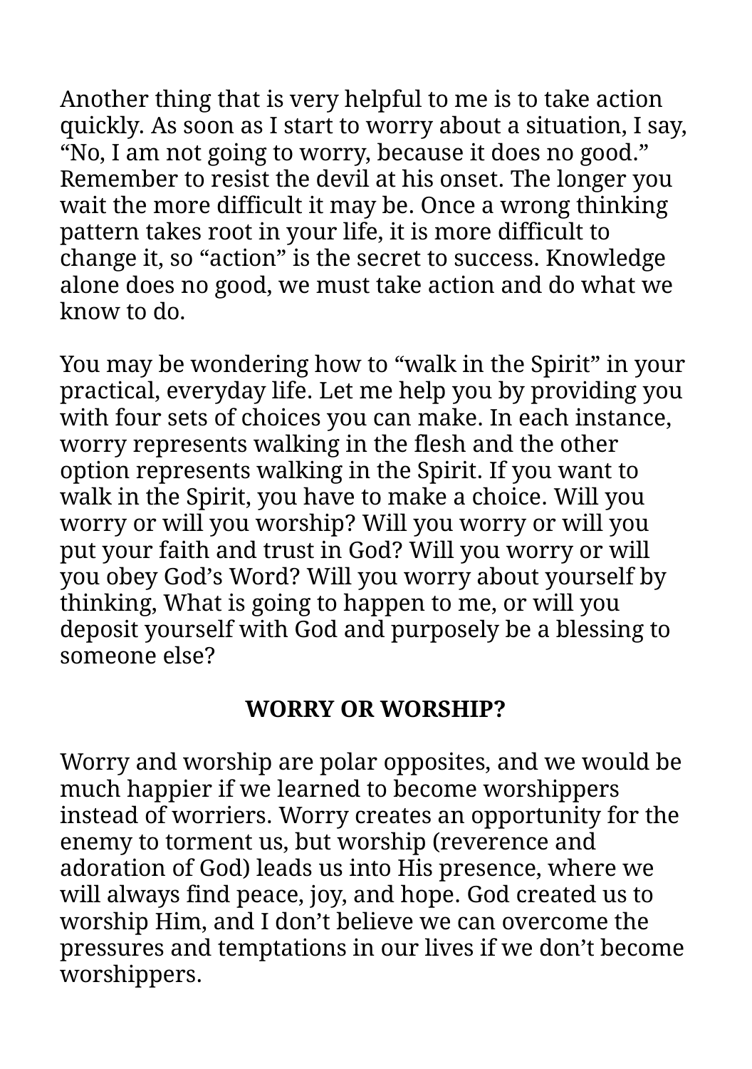Another thing that is very helpful to me is to take action quickly. As soon as I start to worry about a situation, I say, “No, I am not going to worry, because it does no good.” Remember to resist the devil at his onset. The longer you wait the more difficult it may be. Once a wrong thinking pattern takes root in your life, it is more difficult to change it, so “action” is the secret to success. Knowledge alone does no good, we must take action and do what we know to do.

You may be wondering how to “walk in the Spirit” in your practical, everyday life. Let me help you by providing you with four sets of choices you can make. In each instance, worry represents walking in the flesh and the other option represents walking in the Spirit. If you want to walk in the Spirit, you have to make a choice. Will you worry or will you worship? Will you worry or will you put your faith and trust in God? Will you worry or will you obey God’s Word? Will you worry about yourself by thinking, What is going to happen to me, or will you deposit yourself with God and purposely be a blessing to someone else?

## WORRY OR WORSHIP?

Worry and worship are polar opposites, and we would be much happier if we learned to become worshippers instead of worriers. Worry creates an opportunity for the enemy to torment us, but worship (reverence and adoration of God) leads us into His presence, where we will always find peace, joy, and hope. God created us to worship Him, and I don’t believe we can overcome the pressures and temptations in our lives if we don’t become worshippers.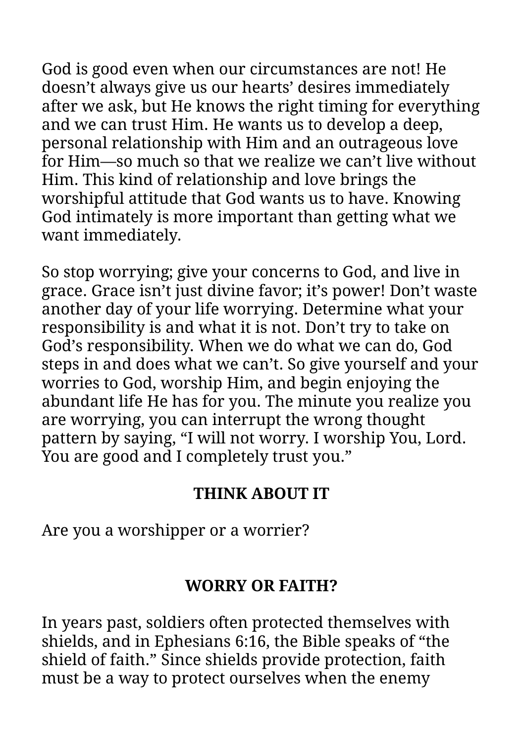God is good even when our circumstances are not! He doesn't always give us our hearts' desires immediately after we ask, but He knows the right timing for everything and we can trust Him. He wants us to develop a deep, personal relationship with Him and an outrageous love for Him—so much so that we realize we can't live without Him. This kind of relationship and love brings the worshipful attitude that God wants us to have. Knowing God intimately is more important than getting what we want immediately.

So stop worrying; give your concerns to God, and live in grace. Grace isn't just divine favor; it's power! Don't waste another day of your life worrying. Determine what your responsibility is and what it is not. Don't try to take on God's responsibility. When we do what we can do, God steps in and does what we can't. So give yourself and your worries to God, worship Him, and begin enjoying the abundant life He has for you. The minute you realize you are worrying, you can interrupt the wrong thought pattern by saying, "I will not worry. I worship You, Lord. You are good and I completely trust you."

### THINK ABOUT IT

Are you a worshipper or a worrier?

## WORRY OR FAITH?

In years past, soldiers often protected themselves with shields, and in Ephesians 6:16, the Bible speaks of "the shield of faith." Since shields provide protection, faith must be a way to protect ourselves when the enemy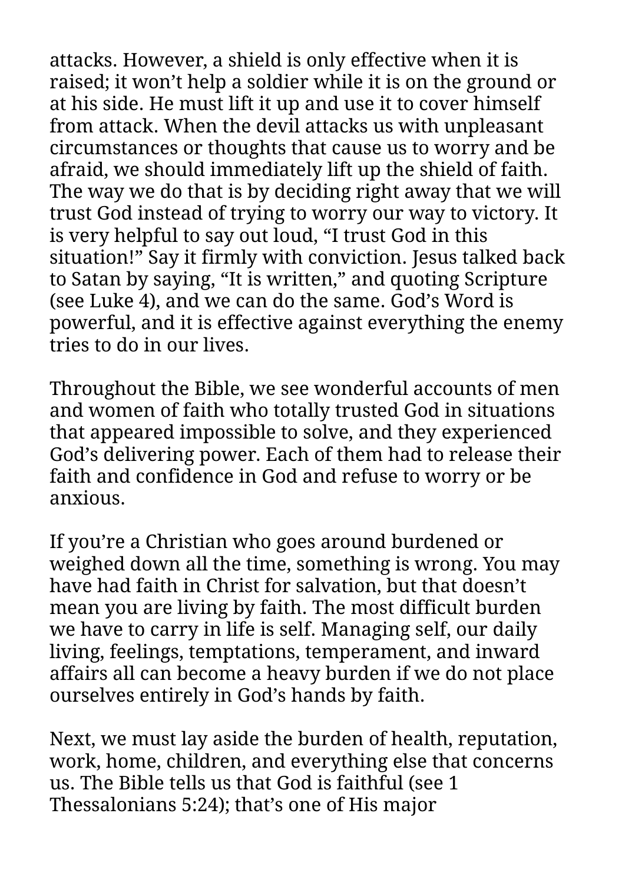attacks. However, a shield is only effective when it is raised; it won’t help a soldier while it is on the ground or at his side. He must lift it up and use it to cover himself from attack. When the devil attacks us with unpleasant circumstances or thoughts that cause us to worry and be afraid, we should immediately lift up the shield of faith. The way we do that is by deciding right away that we will trust God instead of trying to worry our way to victory. It is very helpful to say out loud, “I trust God in this situation!” Say it firmly with conviction. Jesus talked back to Satan by saying, “It is written,” and quoting Scripture (see Luke 4), and we can do the same. God’s Word is powerful, and it is effective against everything the enemy tries to do in our lives.

Throughout the Bible, we see wonderful accounts of men and women of faith who totally trusted God in situations that appeared impossible to solve, and they experienced God’s delivering power. Each of them had to release their faith and confidence in God and refuse to worry or be anxious.

If you’re a Christian who goes around burdened or weighed down all the time, something is wrong. You may have had faith in Christ for salvation, but that doesn’t mean you are living by faith. The most difficult burden we have to carry in life is self. Managing self, our daily living, feelings, temptations, temperament, and inward affairs all can become a heavy burden if we do not place ourselves entirely in God’s hands by faith.

Next, we must lay aside the burden of health, reputation, work, home, children, and everything else that concerns us. The Bible tells us that God is faithful (see 1 Thessalonians 5:24); that’s one of His major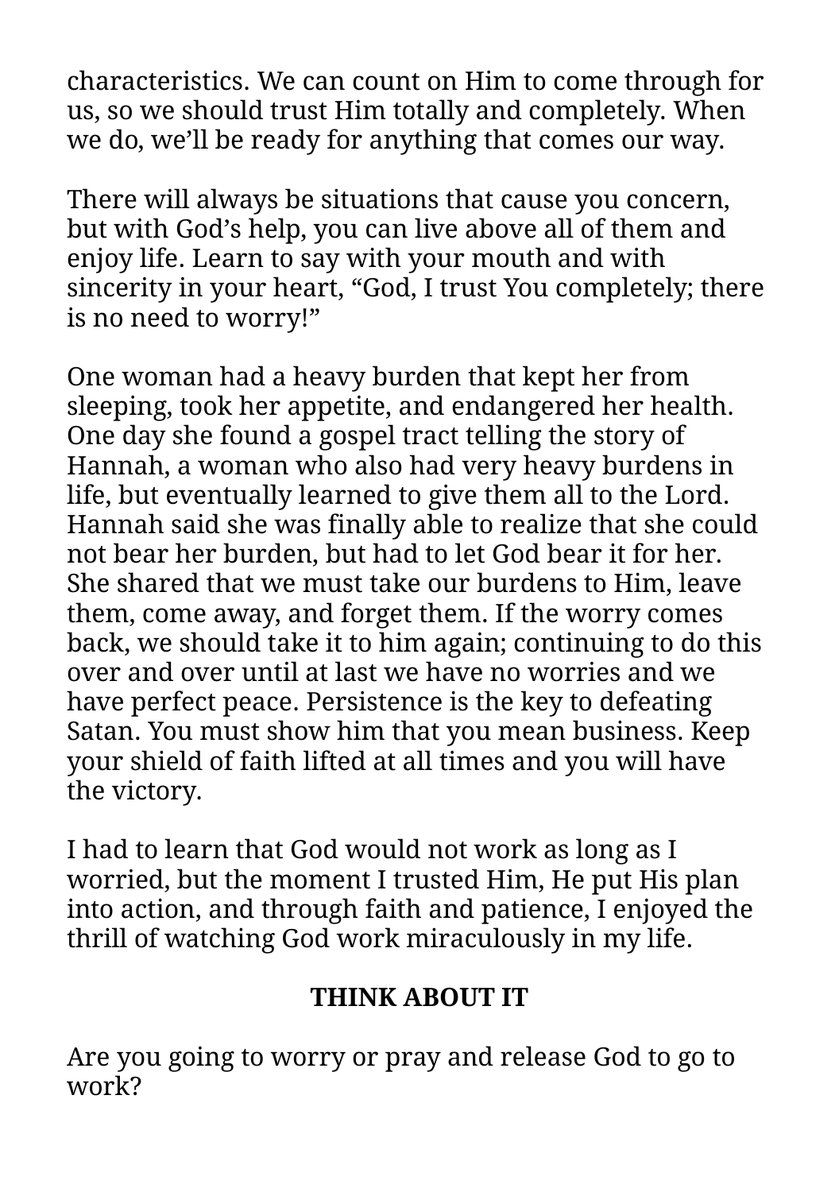characteristics. We can count on Him to come through for us, so we should trust Him totally and completely. When we do, we'll be ready for anything that comes our way.

There will always be situations that cause you concern, but with God's help, you can live above all of them and enjoy life. Learn to say with your mouth and with sincerity in your heart, "God, I trust You completely; there is no need to worry!"

One woman had a heavy burden that kept her from sleeping, took her appetite, and endangered her health. One day she found a gospel tract telling the story of Hannah, a woman who also had very heavy burdens in life, but eventually learned to give them all to the Lord. Hannah said she was finally able to realize that she could not bear her burden, but had to let God bear it for her. She shared that we must take our burdens to Him, leave them, come away, and forget them. If the worry comes back, we should take it to him again; continuing to do this over and over until at last we have no worries and we have perfect peace. Persistence is the key to defeating Satan. You must show him that you mean business. Keep your shield of faith lifted at all times and you will have the victory.

I had to learn that God would not work as long as I worried, but the moment I trusted Him, He put His plan into action, and through faith and patience, I enjoyed the thrill of watching God work miraculously in my life.

**THINK ABOUT IT**

Are you going to worry or pray and release God to go to work?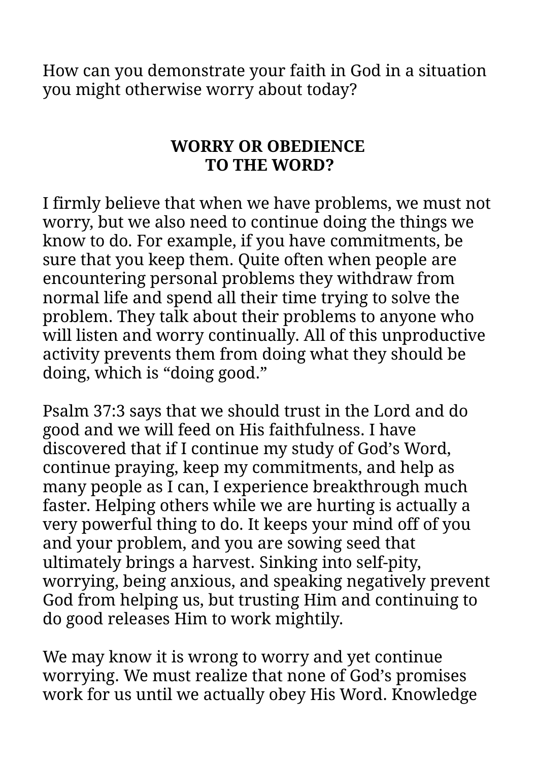How can you demonstrate your faith in God in a situation you might otherwise worry about today?

## WORRY OR OBEDIENCE TO THE WORD?

I firmly believe that when we have problems, we must not worry, but we also need to continue doing the things we know to do. For example, if you have commitments, be sure that you keep them. Quite often when people are encountering personal problems they withdraw from normal life and spend all their time trying to solve the problem. They talk about their problems to anyone who will listen and worry continually. All of this unproductive activity prevents them from doing what they should be doing, which is "doing good."

Psalm 37:3 says that we should trust in the Lord and do good and we will feed on His faithfulness. I have discovered that if I continue my study of God's Word, continue praying, keep my commitments, and help as many people as I can, I experience breakthrough much faster. Helping others while we are hurting is actually a very powerful thing to do. It keeps your mind off of you and your problem, and you are sowing seed that ultimately brings a harvest. Sinking into self-pity, worrying, being anxious, and speaking negatively prevent God from helping us, but trusting Him and continuing to do good releases Him to work mightily.

We may know it is wrong to worry and yet continue worrying. We must realize that none of God's promises work for us until we actually obey His Word. Knowledge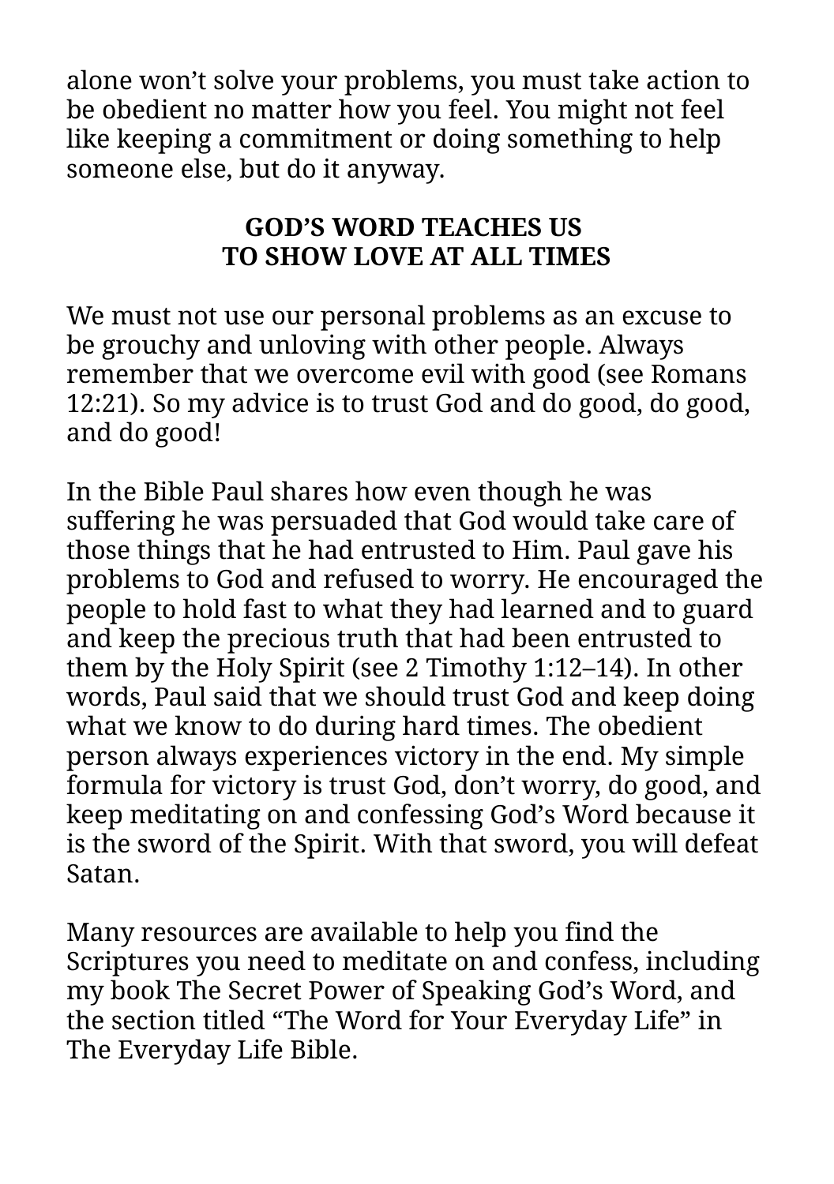alone won't solve your problems, you must take action to be obedient no matter how you feel. You might not feel like keeping a commitment or doing something to help someone else, but do it anyway.

## GOD'S WORD TEACHES US TO SHOW LOVE AT ALL TIMES

We must not use our personal problems as an excuse to be grouchy and unloving with other people. Always remember that we overcome evil with good (see Romans 12:21). So my advice is to trust God and do good, do good, and do good!

In the Bible Paul shares how even though he was suffering he was persuaded that God would take care of those things that he had entrusted to Him. Paul gave his problems to God and refused to worry. He encouraged the people to hold fast to what they had learned and to guard and keep the precious truth that had been entrusted to them by the Holy Spirit (see 2 Timothy 1:12–14). In other words, Paul said that we should trust God and keep doing what we know to do during hard times. The obedient person always experiences victory in the end. My simple formula for victory is trust God, don't worry, do good, and keep meditating on and confessing God's Word because it is the sword of the Spirit. With that sword, you will defeat Satan.

Many resources are available to help you find the Scriptures you need to meditate on and confess, including my book The Secret Power of Speaking God's Word, and the section titled "The Word for Your Everyday Life" in The Everyday Life Bible.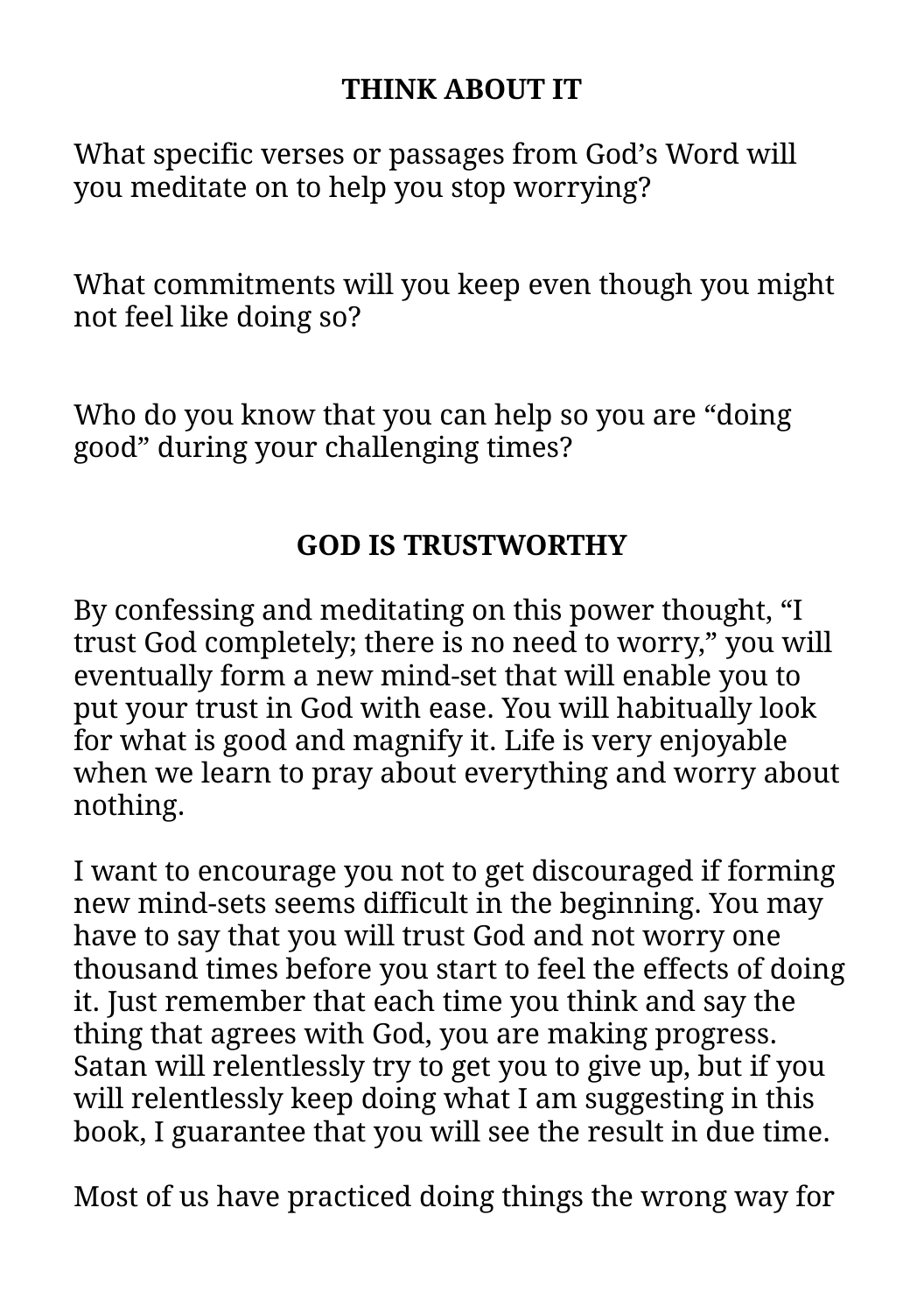## THINK ABOUT IT

What specific verses or passages from God’s Word will you meditate on to help you stop worrying?

What commitments will you keep even though you might not feel like doing so?

Who do you know that you can help so you are “doing good” during your challenging times?

## GOD IS TRUSTWORTHY

By confessing and meditating on this power thought, “I trust God completely; there is no need to worry,” you will eventually form a new mind-set that will enable you to put your trust in God with ease. You will habitually look for what is good and magnify it. Life is very enjoyable when we learn to pray about everything and worry about nothing.

I want to encourage you not to get discouraged if forming new mind-sets seems difficult in the beginning. You may have to say that you will trust God and not worry one thousand times before you start to feel the effects of doing it. Just remember that each time you think and say the thing that agrees with God, you are making progress. Satan will relentlessly try to get you to give up, but if you will relentlessly keep doing what I am suggesting in this book, I guarantee that you will see the result in due time.

Most of us have practiced doing things the wrong way for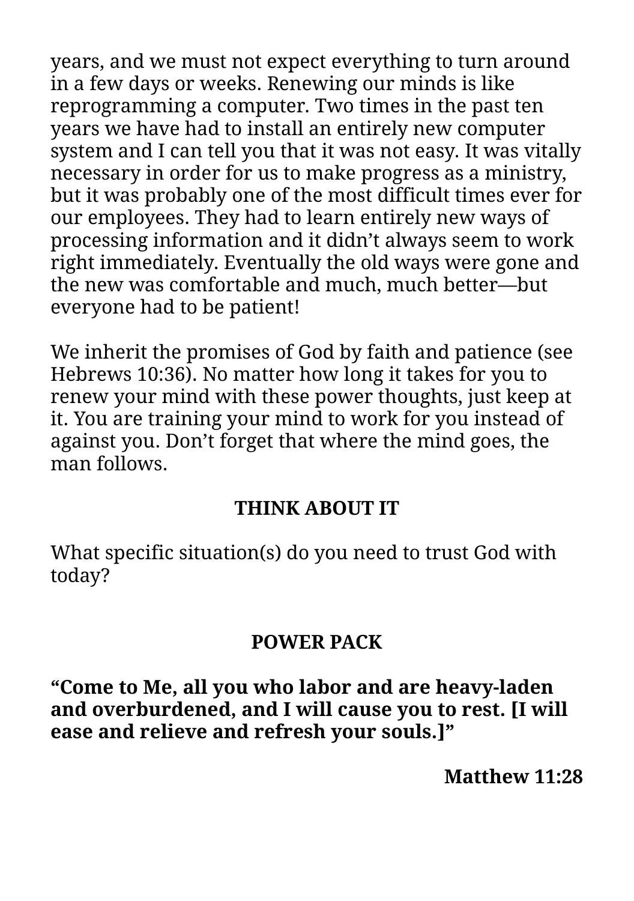years, and we must not expect everything to turn around in a few days or weeks. Renewing our minds is like reprogramming a computer. Two times in the past ten years we have had to install an entirely new computer system and I can tell you that it was not easy. It was vitally necessary in order for us to make progress as a ministry, but it was probably one of the most difficult times ever for our employees. They had to learn entirely new ways of processing information and it didn’t always seem to work right immediately. Eventually the old ways were gone and the new was comfortable and much, much better—but everyone had to be patient!

We inherit the promises of God by faith and patience (see Hebrews 10:36). No matter how long it takes for you to renew your mind with these power thoughts, just keep at it. You are training your mind to work for you instead of against you. Don’t forget that where the mind goes, the man follows.

**THINK ABOUT IT**

What specific situation(s) do you need to trust God with today?

**POWER PACK**

**“Come to Me, all you who labor and are heavy-laden and overburdened, and I will cause you to rest. [I will ease and relieve and refresh your souls.]”**

**Matthew 11:28**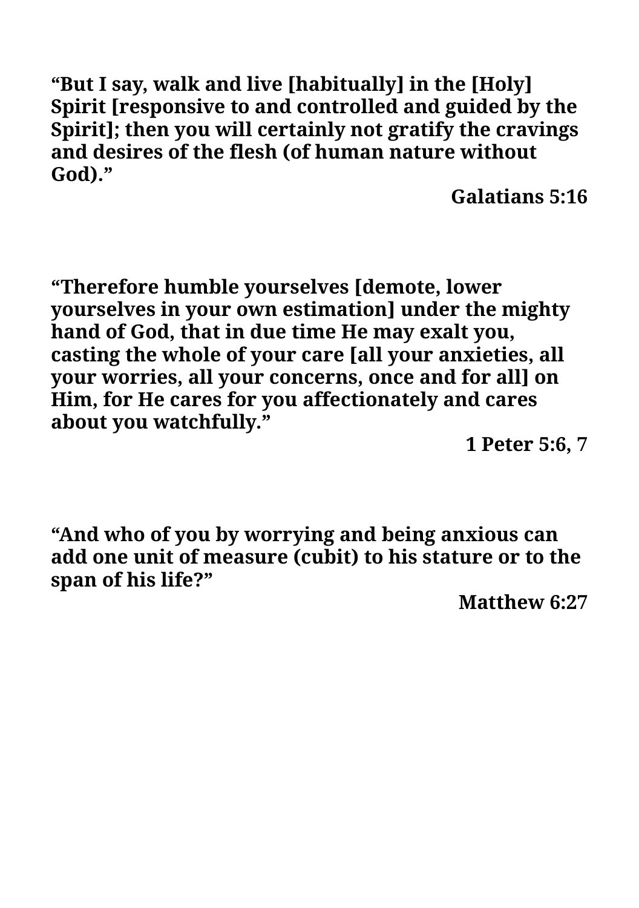**“But I say, walk and live [habitually] in the [Holy] Spirit [responsive to and controlled and guided by the Spirit]; then you will certainly not gratify the cravings and desires of the flesh (of human nature without God).”**

**Galatians 5:16**

**“Therefore humble yourselves [demote, lower yourselves in your own estimation] under the mighty hand of God, that in due time He may exalt you, casting the whole of your care [all your anxieties, all your worries, all your concerns, once and for all] on Him, for He cares for you affectionately and cares about you watchfully.”**

**1 Peter 5:6, 7**

**“And who of you by worrying and being anxious can add one unit of measure (cubit) to his stature or to the span of his life?”**

**Matthew 6:27**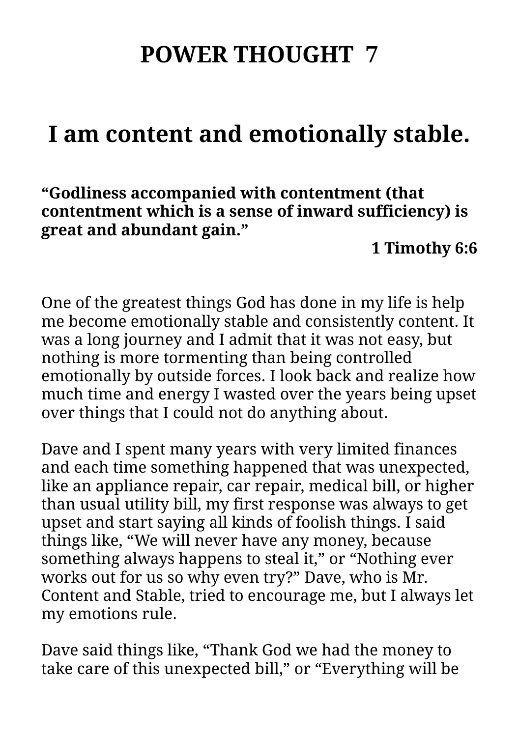# POWER THOUGHT 7

## I am content and emotionally stable.

**"Godliness accompanied with contentment (that contentment which is a sense of inward sufficiency) is great and abundant gain."**

**1 Timothy 6:6**

One of the greatest things God has done in my life is help me become emotionally stable and consistently content. It was a long journey and I admit that it was not easy, but nothing is more tormenting than being controlled emotionally by outside forces. I look back and realize how much time and energy I wasted over the years being upset over things that I could not do anything about.

Dave and I spent many years with very limited finances and each time something happened that was unexpected, like an appliance repair, car repair, medical bill, or higher than usual utility bill, my first response was always to get upset and start saying all kinds of foolish things. I said things like, "We will never have any money, because something always happens to steal it," or "Nothing ever works out for us so why even try?" Dave, who is Mr. Content and Stable, tried to encourage me, but I always let my emotions rule.

Dave said things like, "Thank God we had the money to take care of this unexpected bill," or "Everything will be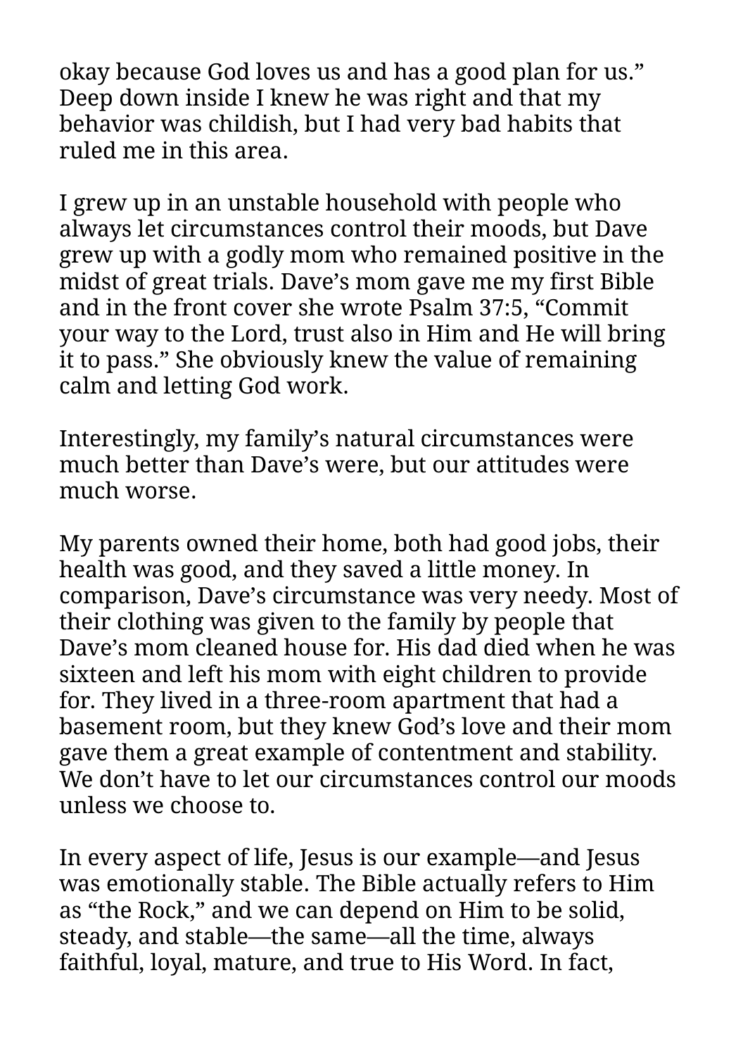okay because God loves us and has a good plan for us." Deep down inside I knew he was right and that my behavior was childish, but I had very bad habits that ruled me in this area.

I grew up in an unstable household with people who always let circumstances control their moods, but Dave grew up with a godly mom who remained positive in the midst of great trials. Dave's mom gave me my first Bible and in the front cover she wrote Psalm 37:5, "Commit your way to the Lord, trust also in Him and He will bring it to pass." She obviously knew the value of remaining calm and letting God work.

Interestingly, my family's natural circumstances were much better than Dave's were, but our attitudes were much worse.

My parents owned their home, both had good jobs, their health was good, and they saved a little money. In comparison, Dave's circumstance was very needy. Most of their clothing was given to the family by people that Dave's mom cleaned house for. His dad died when he was sixteen and left his mom with eight children to provide for. They lived in a three-room apartment that had a basement room, but they knew God's love and their mom gave them a great example of contentment and stability. We don't have to let our circumstances control our moods unless we choose to.

In every aspect of life, Jesus is our example—and Jesus was emotionally stable. The Bible actually refers to Him as "the Rock," and we can depend on Him to be solid, steady, and stable—the same—all the time, always faithful, loyal, mature, and true to His Word. In fact,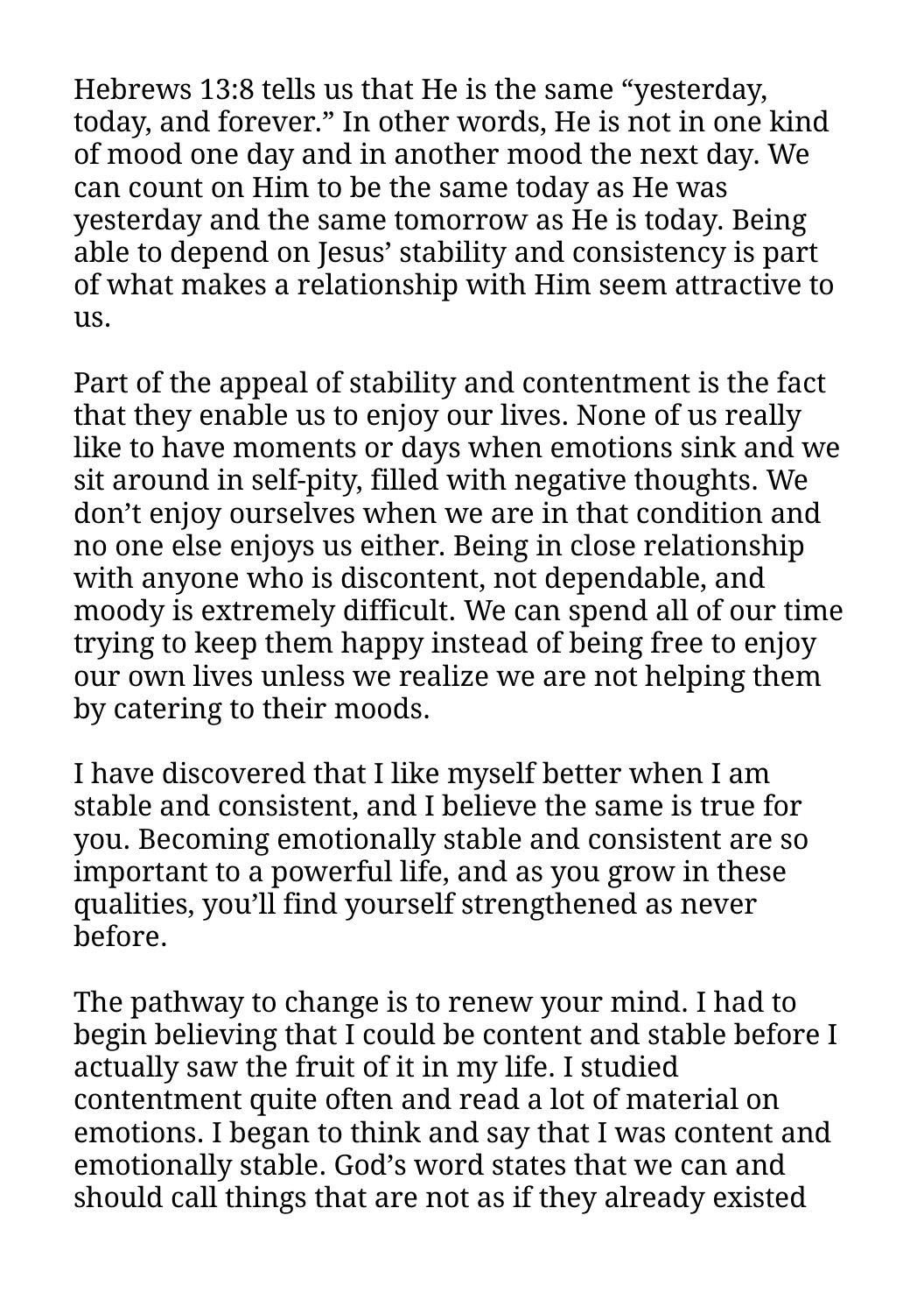Hebrews 13:8 tells us that He is the same “yesterday, today, and forever.” In other words, He is not in one kind of mood one day and in another mood the next day. We can count on Him to be the same today as He was yesterday and the same tomorrow as He is today. Being able to depend on Jesus’ stability and consistency is part of what makes a relationship with Him seem attractive to us.

Part of the appeal of stability and contentment is the fact that they enable us to enjoy our lives. None of us really like to have moments or days when emotions sink and we sit around in self-pity, filled with negative thoughts. We don’t enjoy ourselves when we are in that condition and no one else enjoys us either. Being in close relationship with anyone who is discontent, not dependable, and moody is extremely difficult. We can spend all of our time trying to keep them happy instead of being free to enjoy our own lives unless we realize we are not helping them by catering to their moods.

I have discovered that I like myself better when I am stable and consistent, and I believe the same is true for you. Becoming emotionally stable and consistent are so important to a powerful life, and as you grow in these qualities, you’ll find yourself strengthened as never before.

The pathway to change is to renew your mind. I had to begin believing that I could be content and stable before I actually saw the fruit of it in my life. I studied contentment quite often and read a lot of material on emotions. I began to think and say that I was content and emotionally stable. God’s word states that we can and should call things that are not as if they already existed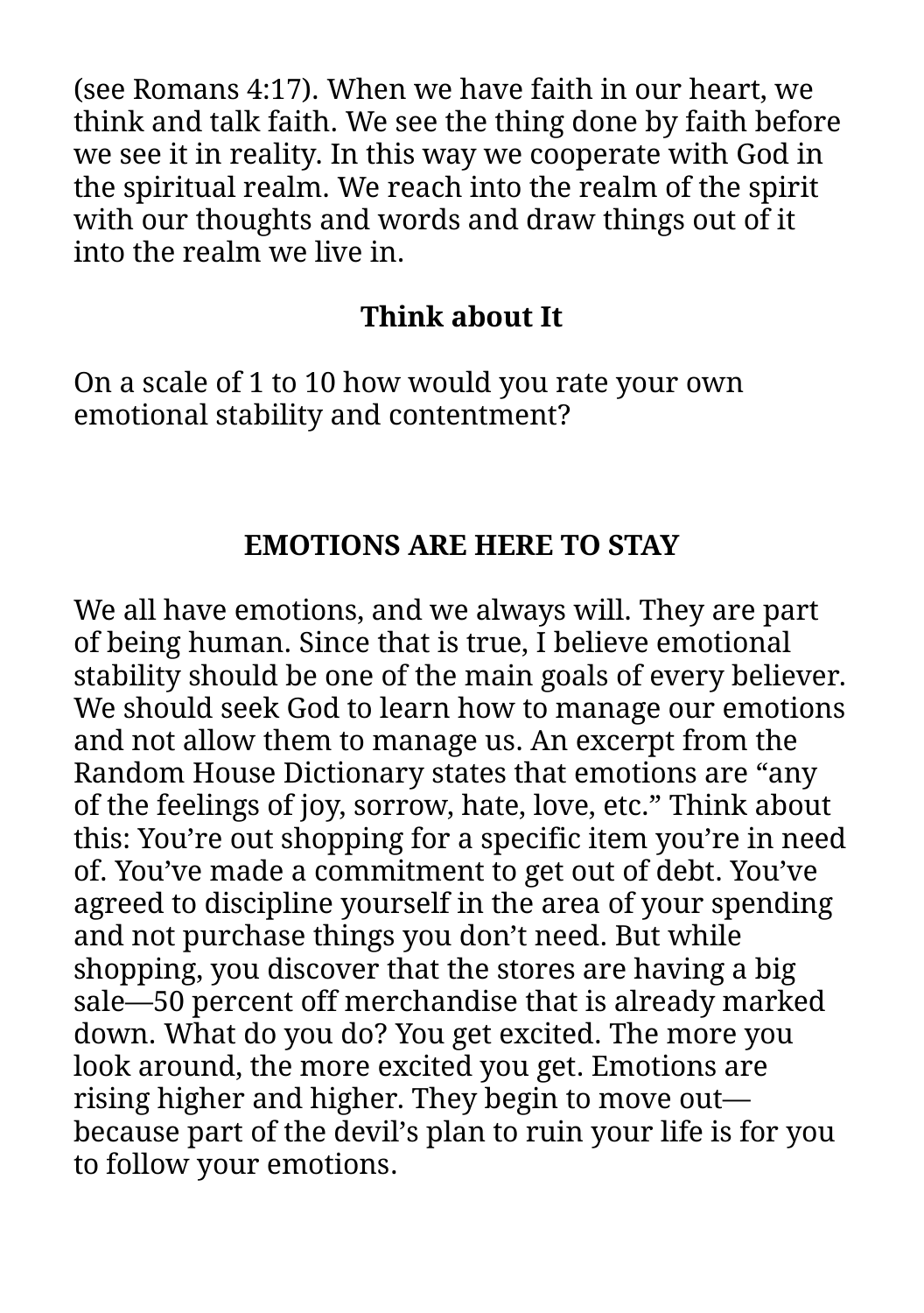(see Romans 4:17). When we have faith in our heart, we think and talk faith. We see the thing done by faith before we see it in reality. In this way we cooperate with God in the spiritual realm. We reach into the realm of the spirit with our thoughts and words and draw things out of it into the realm we live in.

### Think about It

On a scale of 1 to 10 how would you rate your own emotional stability and contentment?

## EMOTIONS ARE HERE TO STAY

We all have emotions, and we always will. They are part of being human. Since that is true, I believe emotional stability should be one of the main goals of every believer. We should seek God to learn how to manage our emotions and not allow them to manage us. An excerpt from the Random House Dictionary states that emotions are “any of the feelings of joy, sorrow, hate, love, etc.” Think about this: You’re out shopping for a specific item you’re in need of. You’ve made a commitment to get out of debt. You’ve agreed to discipline yourself in the area of your spending and not purchase things you don’t need. But while shopping, you discover that the stores are having a big sale—50 percent off merchandise that is already marked down. What do you do? You get excited. The more you look around, the more excited you get. Emotions are rising higher and higher. They begin to move out—because part of the devil’s plan to ruin your life is for you to follow your emotions.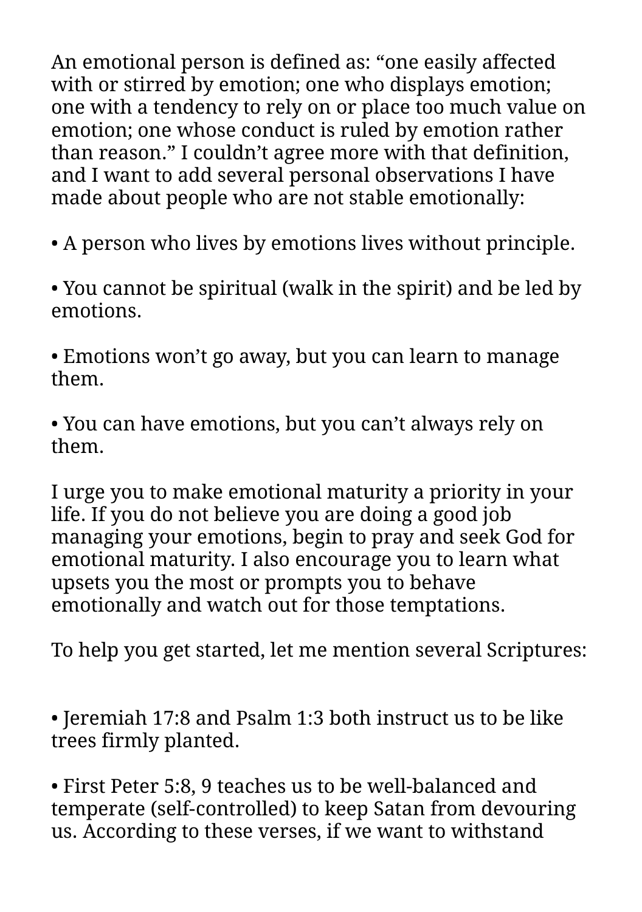An emotional person is defined as: “one easily affected with or stirred by emotion; one who displays emotion; one with a tendency to rely on or place too much value on emotion; one whose conduct is ruled by emotion rather than reason.” I couldn’t agree more with that definition, and I want to add several personal observations I have made about people who are not stable emotionally:

• A person who lives by emotions lives without principle.

• You cannot be spiritual (walk in the spirit) and be led by emotions.

• Emotions won’t go away, but you can learn to manage them.

• You can have emotions, but you can’t always rely on them.

I urge you to make emotional maturity a priority in your life. If you do not believe you are doing a good job managing your emotions, begin to pray and seek God for emotional maturity. I also encourage you to learn what upsets you the most or prompts you to behave emotionally and watch out for those temptations.

To help you get started, let me mention several Scriptures:

• Jeremiah 17:8 and Psalm 1:3 both instruct us to be like trees firmly planted.

• First Peter 5:8, 9 teaches us to be well-balanced and temperate (self-controlled) to keep Satan from devouring us. According to these verses, if we want to withstand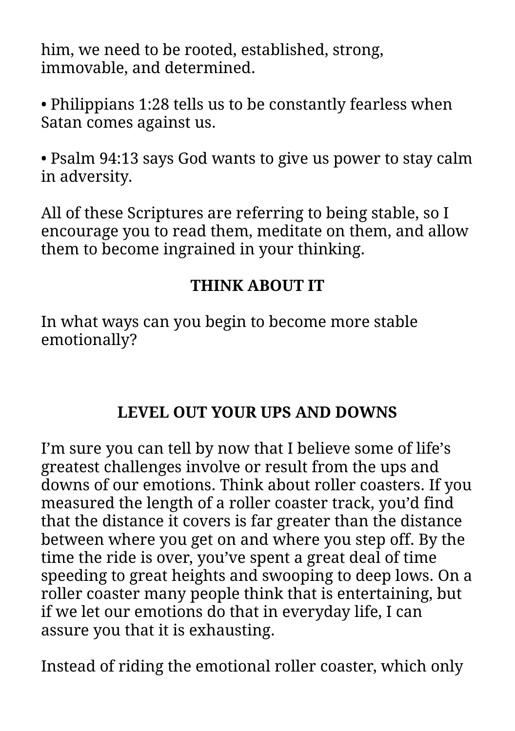him, we need to be rooted, established, strong, immovable, and determined.

• Philippians 1:28 tells us to be constantly fearless when Satan comes against us.

• Psalm 94:13 says God wants to give us power to stay calm in adversity.

All of these Scriptures are referring to being stable, so I encourage you to read them, meditate on them, and allow them to become ingrained in your thinking.

**THINK ABOUT IT**

In what ways can you begin to become more stable emotionally?

## LEVEL OUT YOUR UPS AND DOWNS

I’m sure you can tell by now that I believe some of life’s greatest challenges involve or result from the ups and downs of our emotions. Think about roller coasters. If you measured the length of a roller coaster track, you’d find that the distance it covers is far greater than the distance between where you get on and where you step off. By the time the ride is over, you’ve spent a great deal of time speeding to great heights and swooping to deep lows. On a roller coaster many people think that is entertaining, but if we let our emotions do that in everyday life, I can assure you that it is exhausting.

Instead of riding the emotional roller coaster, which only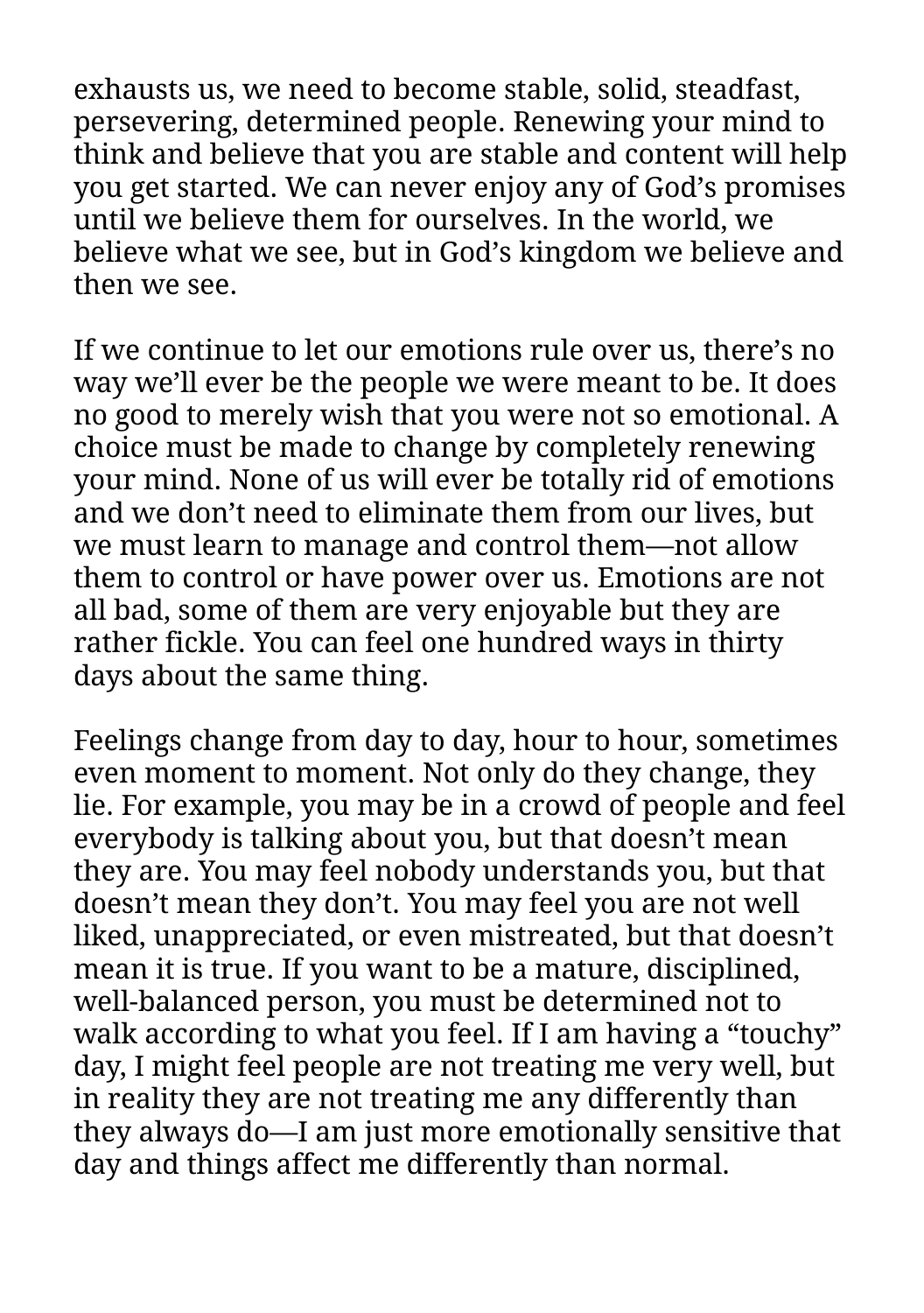exhausts us, we need to become stable, solid, steadfast, persevering, determined people. Renewing your mind to think and believe that you are stable and content will help you get started. We can never enjoy any of God's promises until we believe them for ourselves. In the world, we believe what we see, but in God's kingdom we believe and then we see.

If we continue to let our emotions rule over us, there's no way we'll ever be the people we were meant to be. It does no good to merely wish that you were not so emotional. A choice must be made to change by completely renewing your mind. None of us will ever be totally rid of emotions and we don't need to eliminate them from our lives, but we must learn to manage and control them—not allow them to control or have power over us. Emotions are not all bad, some of them are very enjoyable but they are rather fickle. You can feel one hundred ways in thirty days about the same thing.

Feelings change from day to day, hour to hour, sometimes even moment to moment. Not only do they change, they lie. For example, you may be in a crowd of people and feel everybody is talking about you, but that doesn't mean they are. You may feel nobody understands you, but that doesn't mean they don't. You may feel you are not well liked, unappreciated, or even mistreated, but that doesn't mean it is true. If you want to be a mature, disciplined, well-balanced person, you must be determined not to walk according to what you feel. If I am having a "touchy" day, I might feel people are not treating me very well, but in reality they are not treating me any differently than they always do—I am just more emotionally sensitive that day and things affect me differently than normal.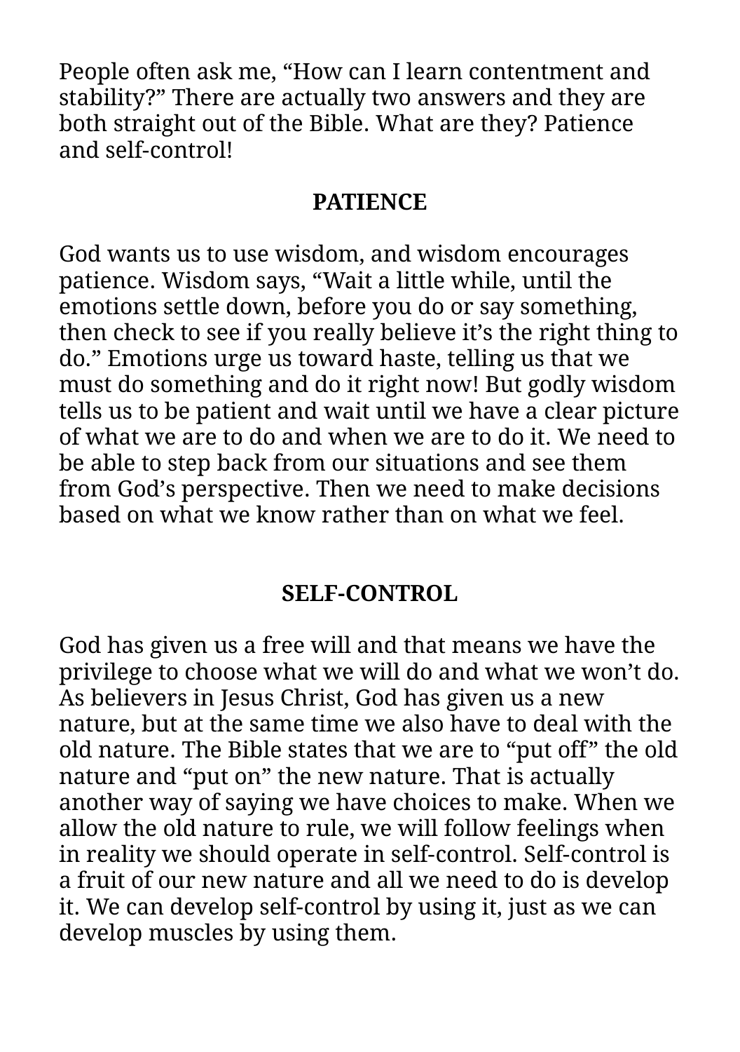People often ask me, “How can I learn contentment and stability?” There are actually two answers and they are both straight out of the Bible. What are they? Patience and self-control!

## PATIENCE

God wants us to use wisdom, and wisdom encourages patience. Wisdom says, “Wait a little while, until the emotions settle down, before you do or say something, then check to see if you really believe it’s the right thing to do.” Emotions urge us toward haste, telling us that we must do something and do it right now! But godly wisdom tells us to be patient and wait until we have a clear picture of what we are to do and when we are to do it. We need to be able to step back from our situations and see them from God’s perspective. Then we need to make decisions based on what we know rather than on what we feel.

## SELF-CONTROL

God has given us a free will and that means we have the privilege to choose what we will do and what we won’t do. As believers in Jesus Christ, God has given us a new nature, but at the same time we also have to deal with the old nature. The Bible states that we are to “put off” the old nature and “put on” the new nature. That is actually another way of saying we have choices to make. When we allow the old nature to rule, we will follow feelings when in reality we should operate in self-control. Self-control is a fruit of our new nature and all we need to do is develop it. We can develop self-control by using it, just as we can develop muscles by using them.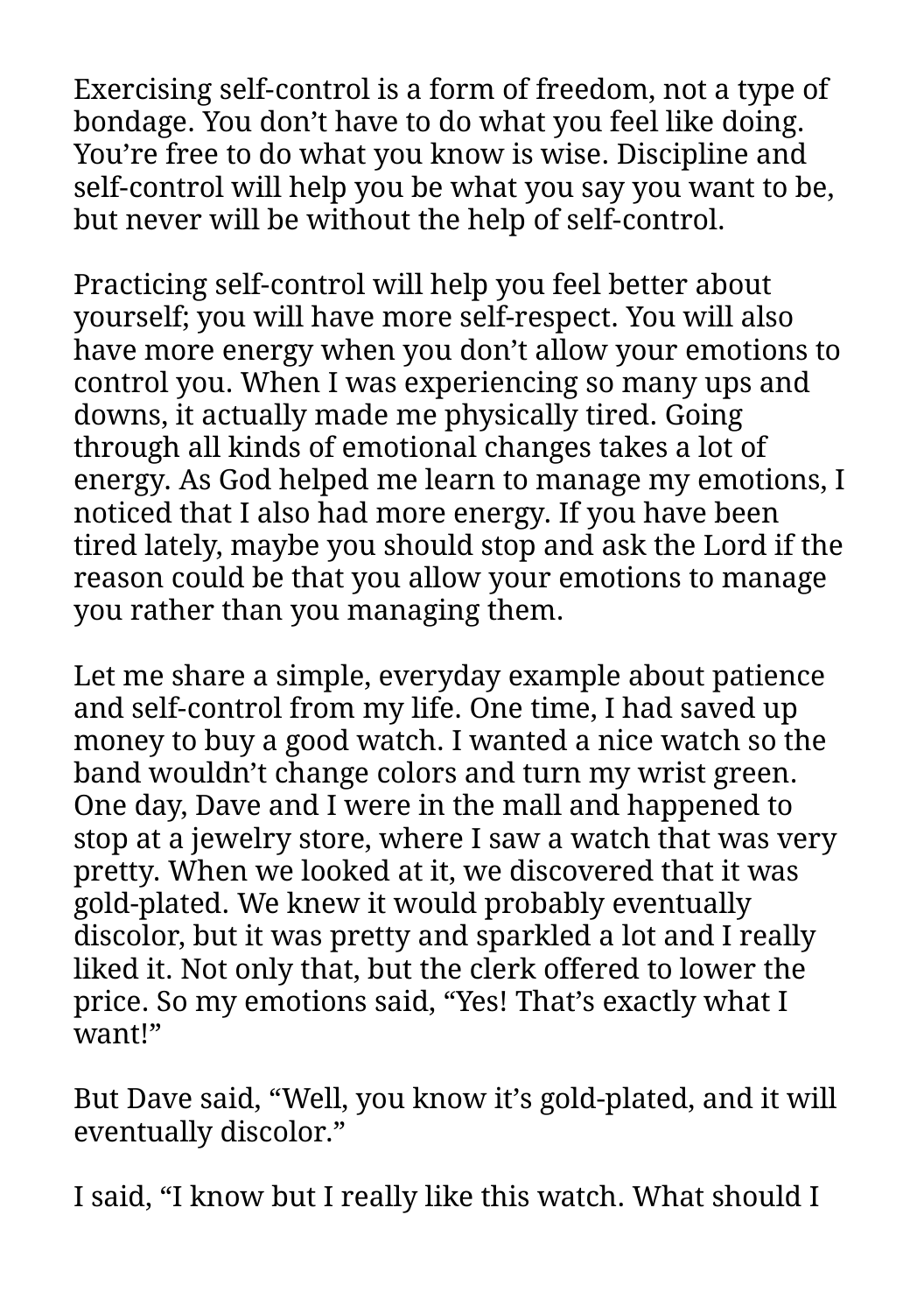Exercising self-control is a form of freedom, not a type of bondage. You don't have to do what you feel like doing. You're free to do what you know is wise. Discipline and self-control will help you be what you say you want to be, but never will be without the help of self-control.

Practicing self-control will help you feel better about yourself; you will have more self-respect. You will also have more energy when you don't allow your emotions to control you. When I was experiencing so many ups and downs, it actually made me physically tired. Going through all kinds of emotional changes takes a lot of energy. As God helped me learn to manage my emotions, I noticed that I also had more energy. If you have been tired lately, maybe you should stop and ask the Lord if the reason could be that you allow your emotions to manage you rather than you managing them.

Let me share a simple, everyday example about patience and self-control from my life. One time, I had saved up money to buy a good watch. I wanted a nice watch so the band wouldn't change colors and turn my wrist green. One day, Dave and I were in the mall and happened to stop at a jewelry store, where I saw a watch that was very pretty. When we looked at it, we discovered that it was gold-plated. We knew it would probably eventually discolor, but it was pretty and sparkled a lot and I really liked it. Not only that, but the clerk offered to lower the price. So my emotions said, "Yes! That's exactly what I want!"

But Dave said, "Well, you know it's gold-plated, and it will eventually discolor."

I said, "I know but I really like this watch. What should I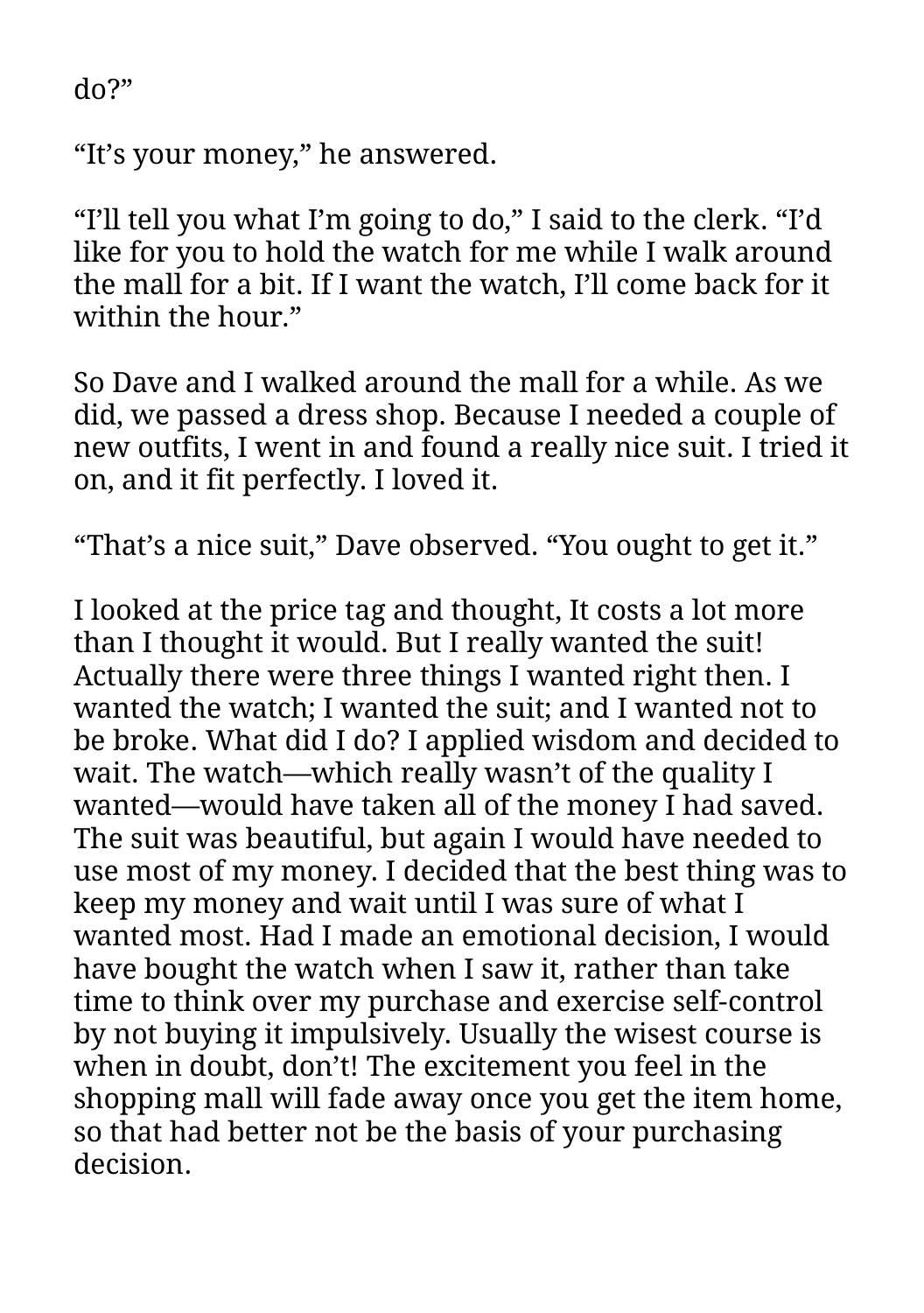do?"

"It's your money," he answered.

"I'll tell you what I'm going to do," I said to the clerk. "I'd like for you to hold the watch for me while I walk around the mall for a bit. If I want the watch, I'll come back for it within the hour."

So Dave and I walked around the mall for a while. As we did, we passed a dress shop. Because I needed a couple of new outfits, I went in and found a really nice suit. I tried it on, and it fit perfectly. I loved it.

"That's a nice suit," Dave observed. "You ought to get it."

I looked at the price tag and thought, It costs a lot more than I thought it would. But I really wanted the suit! Actually there were three things I wanted right then. I wanted the watch; I wanted the suit; and I wanted not to be broke. What did I do? I applied wisdom and decided to wait. The watch—which really wasn't of the quality I wanted—would have taken all of the money I had saved. The suit was beautiful, but again I would have needed to use most of my money. I decided that the best thing was to keep my money and wait until I was sure of what I wanted most. Had I made an emotional decision, I would have bought the watch when I saw it, rather than take time to think over my purchase and exercise self-control by not buying it impulsively. Usually the wisest course is when in doubt, don't! The excitement you feel in the shopping mall will fade away once you get the item home, so that had better not be the basis of your purchasing decision.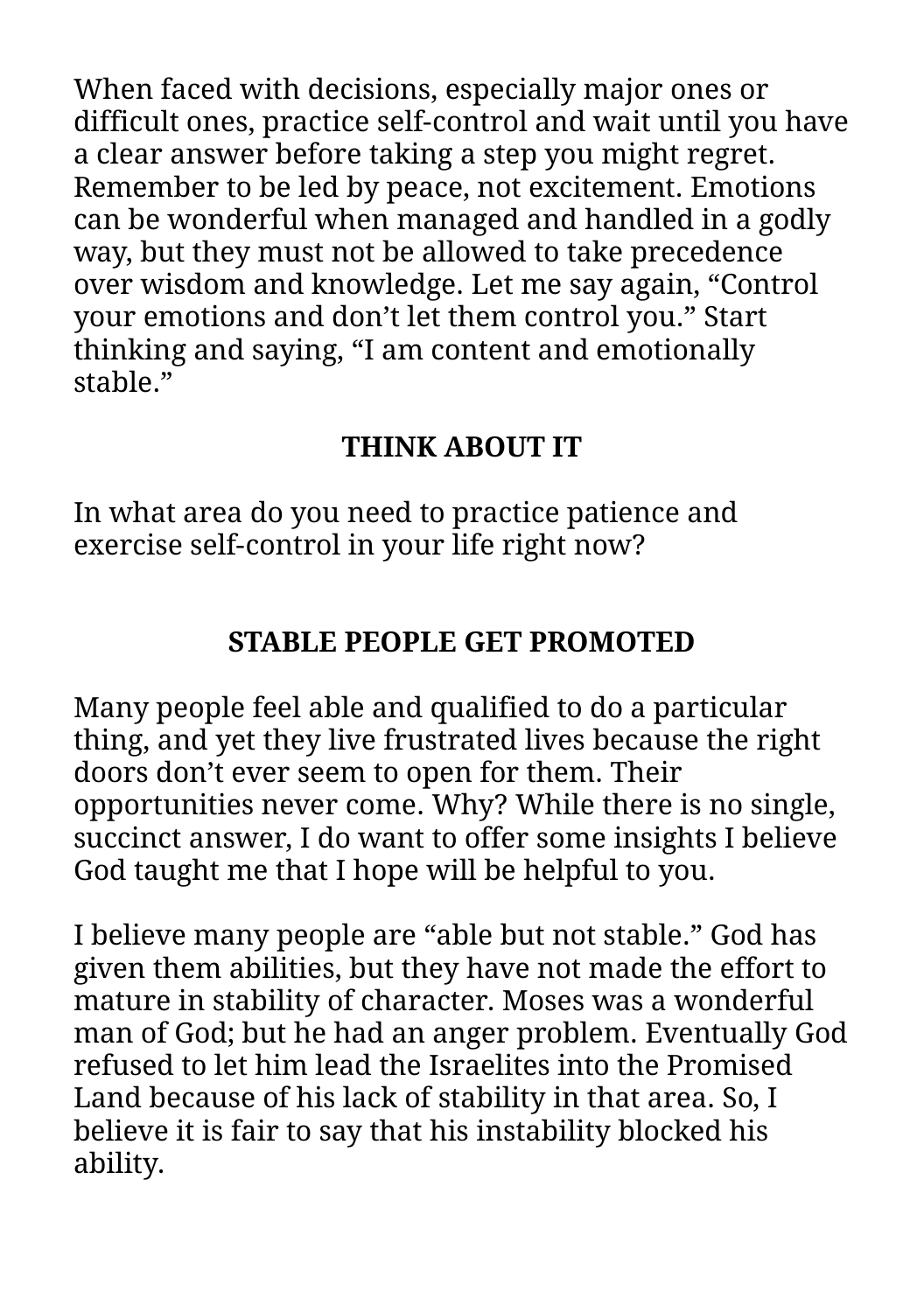When faced with decisions, especially major ones or difficult ones, practice self-control and wait until you have a clear answer before taking a step you might regret. Remember to be led by peace, not excitement. Emotions can be wonderful when managed and handled in a godly way, but they must not be allowed to take precedence over wisdom and knowledge. Let me say again, “Control your emotions and don’t let them control you.” Start thinking and saying, “I am content and emotionally stable.”

### THINK ABOUT IT

In what area do you need to practice patience and exercise self-control in your life right now?

## STABLE PEOPLE GET PROMOTED

Many people feel able and qualified to do a particular thing, and yet they live frustrated lives because the right doors don’t ever seem to open for them. Their opportunities never come. Why? While there is no single, succinct answer, I do want to offer some insights I believe God taught me that I hope will be helpful to you.

I believe many people are “able but not stable.” God has given them abilities, but they have not made the effort to mature in stability of character. Moses was a wonderful man of God; but he had an anger problem. Eventually God refused to let him lead the Israelites into the Promised Land because of his lack of stability in that area. So, I believe it is fair to say that his instability blocked his ability.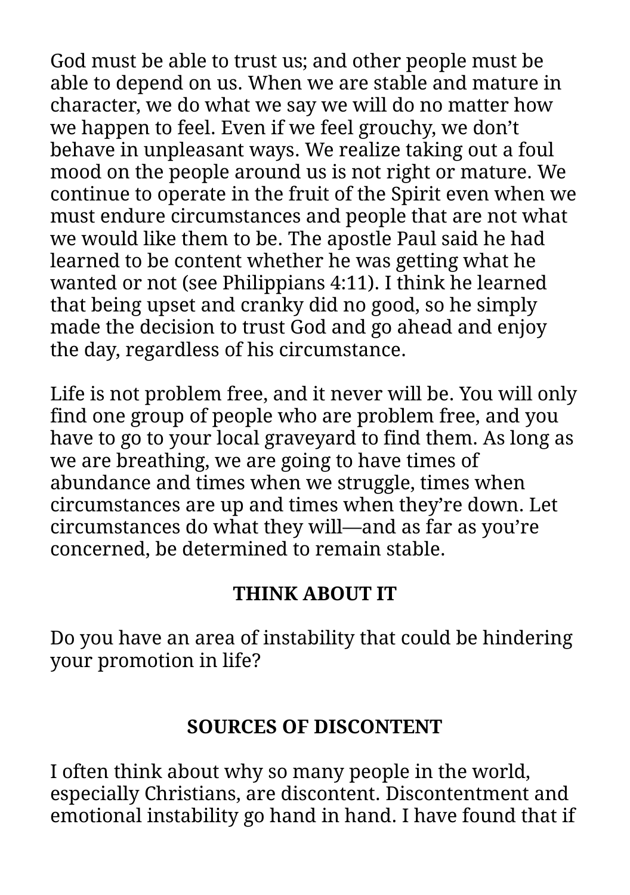God must be able to trust us; and other people must be able to depend on us. When we are stable and mature in character, we do what we say we will do no matter how we happen to feel. Even if we feel grouchy, we don't behave in unpleasant ways. We realize taking out a foul mood on the people around us is not right or mature. We continue to operate in the fruit of the Spirit even when we must endure circumstances and people that are not what we would like them to be. The apostle Paul said he had learned to be content whether he was getting what he wanted or not (see Philippians 4:11). I think he learned that being upset and cranky did no good, so he simply made the decision to trust God and go ahead and enjoy the day, regardless of his circumstance.

Life is not problem free, and it never will be. You will only find one group of people who are problem free, and you have to go to your local graveyard to find them. As long as we are breathing, we are going to have times of abundance and times when we struggle, times when circumstances are up and times when they're down. Let circumstances do what they will—and as far as you're concerned, be determined to remain stable.

**THINK ABOUT IT**

Do you have an area of instability that could be hindering your promotion in life?

## SOURCES OF DISCONTENT

I often think about why so many people in the world, especially Christians, are discontent. Discontentment and emotional instability go hand in hand. I have found that if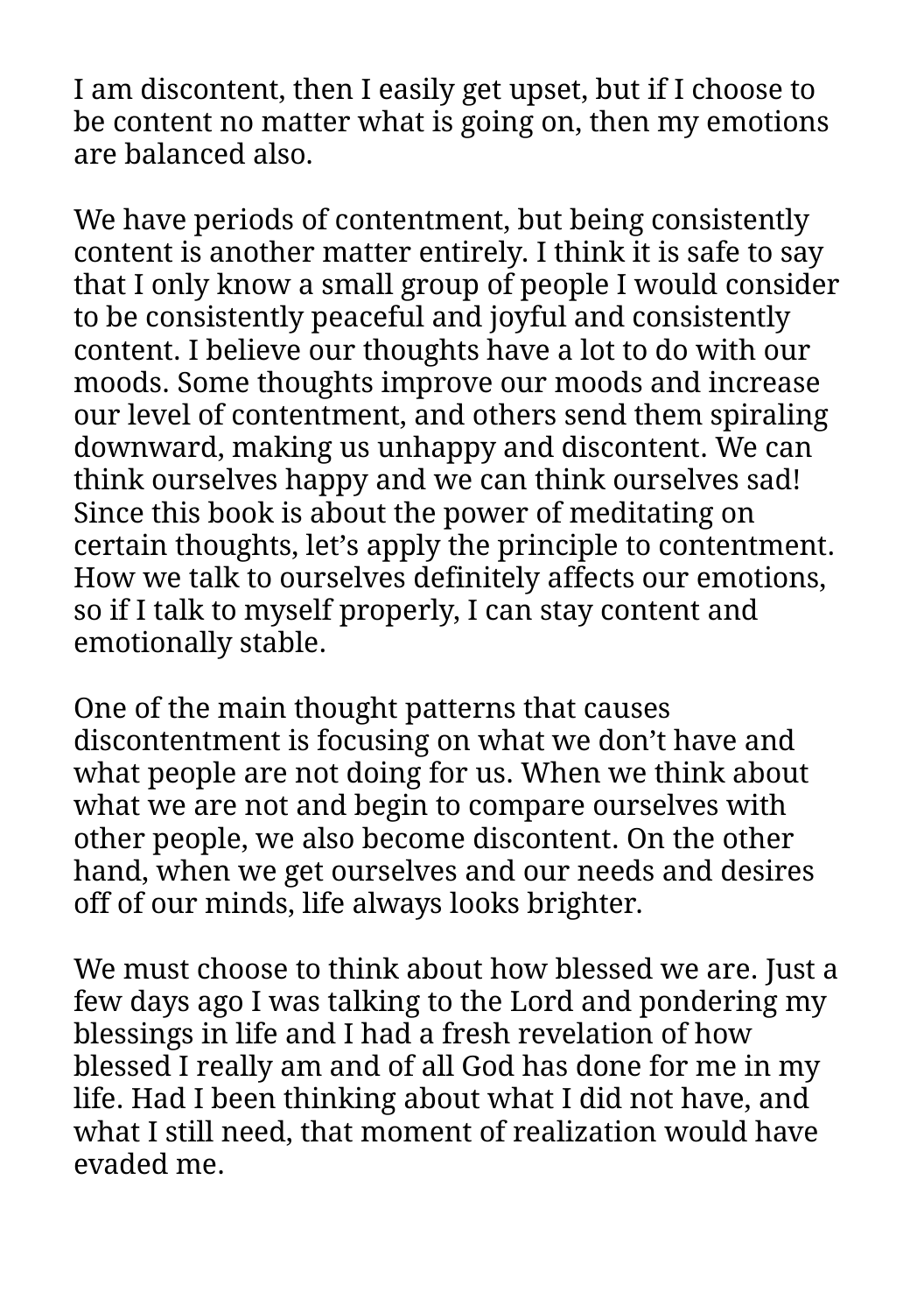I am discontent, then I easily get upset, but if I choose to be content no matter what is going on, then my emotions are balanced also.

We have periods of contentment, but being consistently content is another matter entirely. I think it is safe to say that I only know a small group of people I would consider to be consistently peaceful and joyful and consistently content. I believe our thoughts have a lot to do with our moods. Some thoughts improve our moods and increase our level of contentment, and others send them spiraling downward, making us unhappy and discontent. We can think ourselves happy and we can think ourselves sad! Since this book is about the power of meditating on certain thoughts, let’s apply the principle to contentment. How we talk to ourselves definitely affects our emotions, so if I talk to myself properly, I can stay content and emotionally stable.

One of the main thought patterns that causes discontentment is focusing on what we don’t have and what people are not doing for us. When we think about what we are not and begin to compare ourselves with other people, we also become discontent. On the other hand, when we get ourselves and our needs and desires off of our minds, life always looks brighter.

We must choose to think about how blessed we are. Just a few days ago I was talking to the Lord and pondering my blessings in life and I had a fresh revelation of how blessed I really am and of all God has done for me in my life. Had I been thinking about what I did not have, and what I still need, that moment of realization would have evaded me.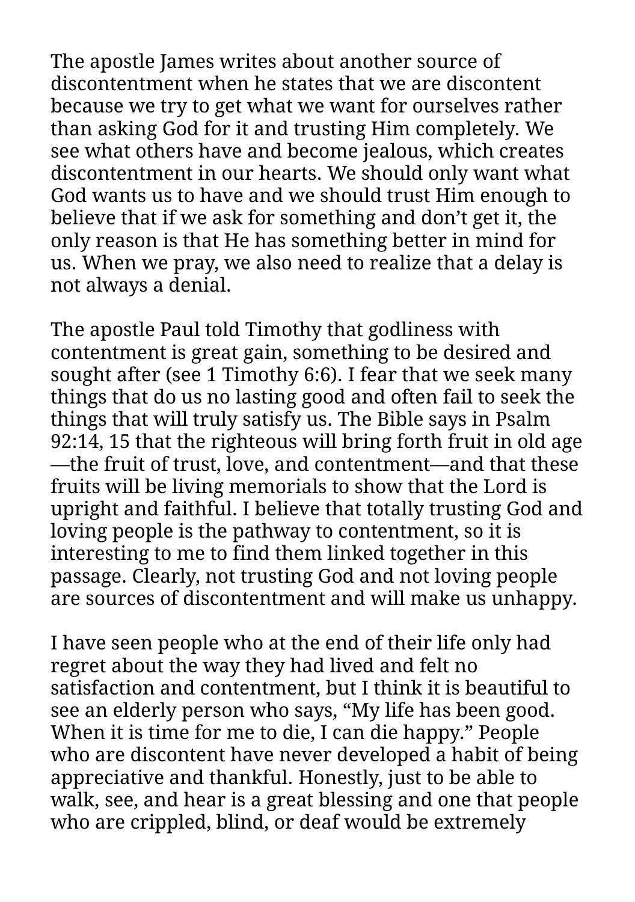The apostle James writes about another source of discontentment when he states that we are discontent because we try to get what we want for ourselves rather than asking God for it and trusting Him completely. We see what others have and become jealous, which creates discontentment in our hearts. We should only want what God wants us to have and we should trust Him enough to believe that if we ask for something and don't get it, the only reason is that He has something better in mind for us. When we pray, we also need to realize that a delay is not always a denial.

The apostle Paul told Timothy that godliness with contentment is great gain, something to be desired and sought after (see 1 Timothy 6:6). I fear that we seek many things that do us no lasting good and often fail to seek the things that will truly satisfy us. The Bible says in Psalm 92:14, 15 that the righteous will bring forth fruit in old age—the fruit of trust, love, and contentment—and that these fruits will be living memorials to show that the Lord is upright and faithful. I believe that totally trusting God and loving people is the pathway to contentment, so it is interesting to me to find them linked together in this passage. Clearly, not trusting God and not loving people are sources of discontentment and will make us unhappy.

I have seen people who at the end of their life only had regret about the way they had lived and felt no satisfaction and contentment, but I think it is beautiful to see an elderly person who says, "My life has been good. When it is time for me to die, I can die happy." People who are discontent have never developed a habit of being appreciative and thankful. Honestly, just to be able to walk, see, and hear is a great blessing and one that people who are crippled, blind, or deaf would be extremely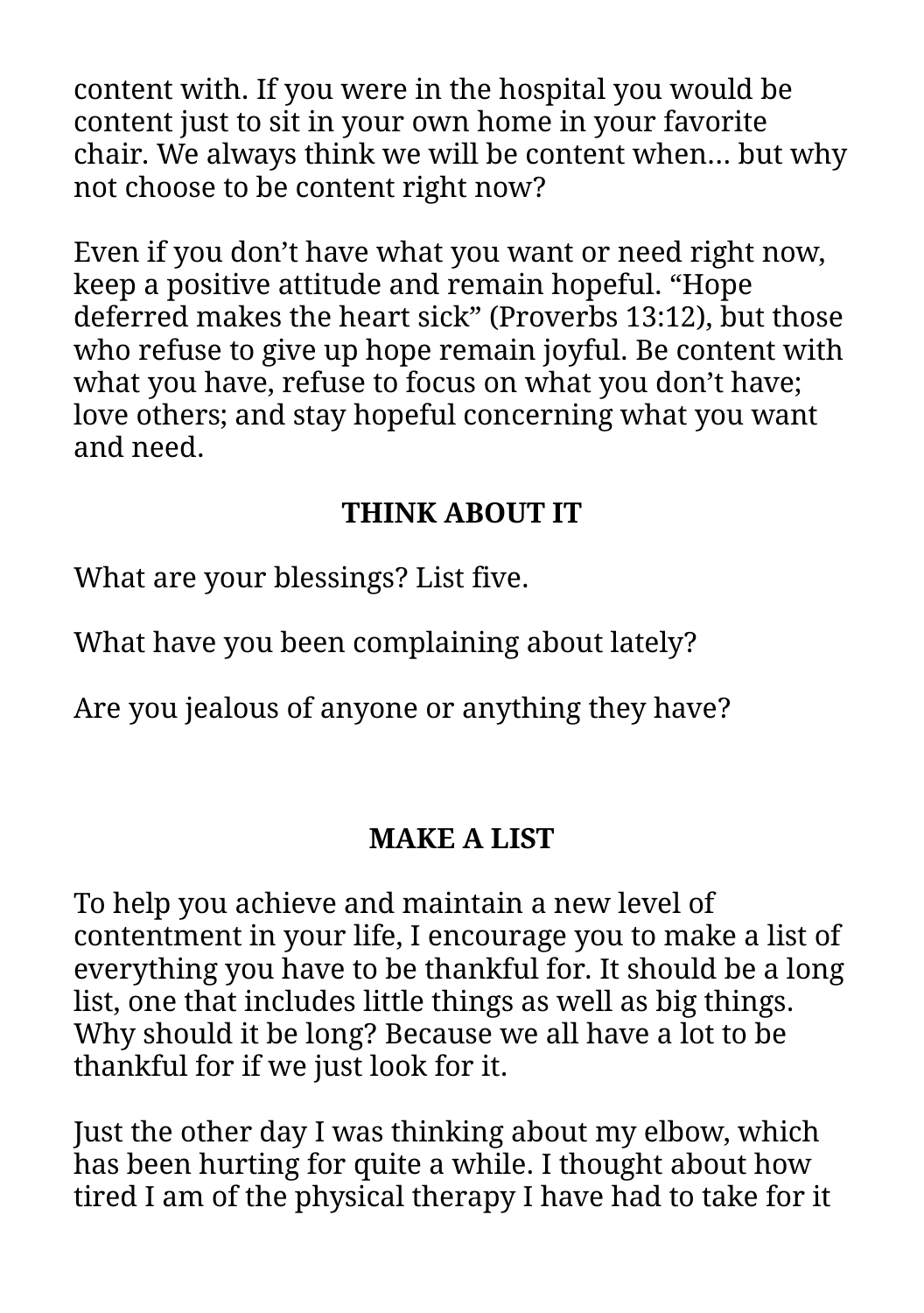content with. If you were in the hospital you would be content just to sit in your own home in your favorite chair. We always think we will be content when… but why not choose to be content right now?

Even if you don't have what you want or need right now, keep a positive attitude and remain hopeful. "Hope deferred makes the heart sick" (Proverbs 13:12), but those who refuse to give up hope remain joyful. Be content with what you have, refuse to focus on what you don't have; love others; and stay hopeful concerning what you want and need.

## THINK ABOUT IT

What are your blessings? List five.

What have you been complaining about lately?

Are you jealous of anyone or anything they have?

## MAKE A LIST

To help you achieve and maintain a new level of contentment in your life, I encourage you to make a list of everything you have to be thankful for. It should be a long list, one that includes little things as well as big things. Why should it be long? Because we all have a lot to be thankful for if we just look for it.

Just the other day I was thinking about my elbow, which has been hurting for quite a while. I thought about how tired I am of the physical therapy I have had to take for it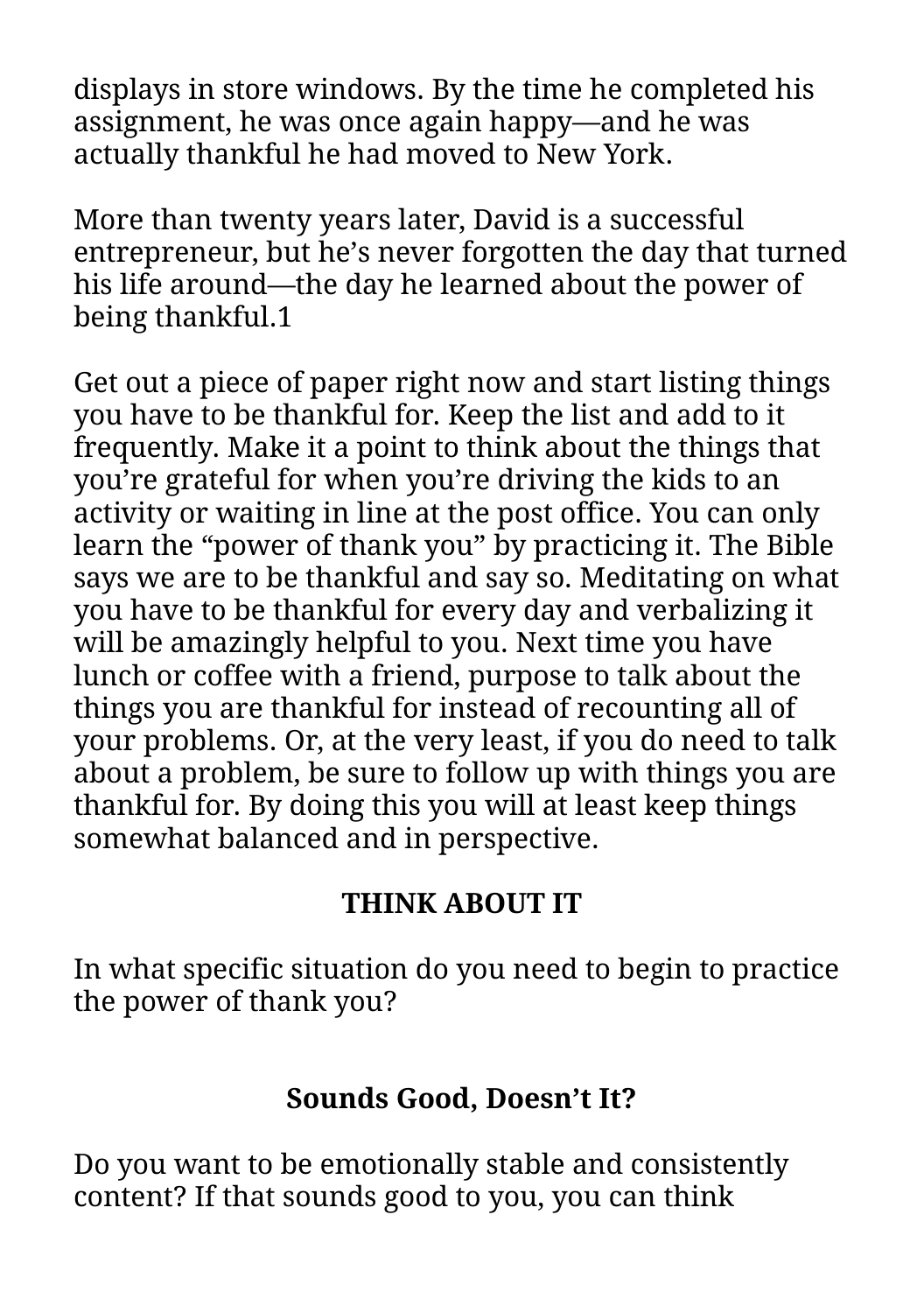displays in store windows. By the time he completed his assignment, he was once again happy—and he was actually thankful he had moved to New York.

More than twenty years later, David is a successful entrepreneur, but he's never forgotten the day that turned his life around—the day he learned about the power of being thankful.[1]

Get out a piece of paper right now and start listing things you have to be thankful for. Keep the list and add to it frequently. Make it a point to think about the things that you're grateful for when you're driving the kids to an activity or waiting in line at the post office. You can only learn the "power of thank you" by practicing it. The Bible says we are to be thankful and say so. Meditating on what you have to be thankful for every day and verbalizing it will be amazingly helpful to you. Next time you have lunch or coffee with a friend, purpose to talk about the things you are thankful for instead of recounting all of your problems. Or, at the very least, if you do need to talk about a problem, be sure to follow up with things you are thankful for. By doing this you will at least keep things somewhat balanced and in perspective.

**THINK ABOUT IT**

In what specific situation do you need to begin to practice the power of thank you?

## Sounds Good, Doesn't It?

Do you want to be emotionally stable and consistently content? If that sounds good to you, you can think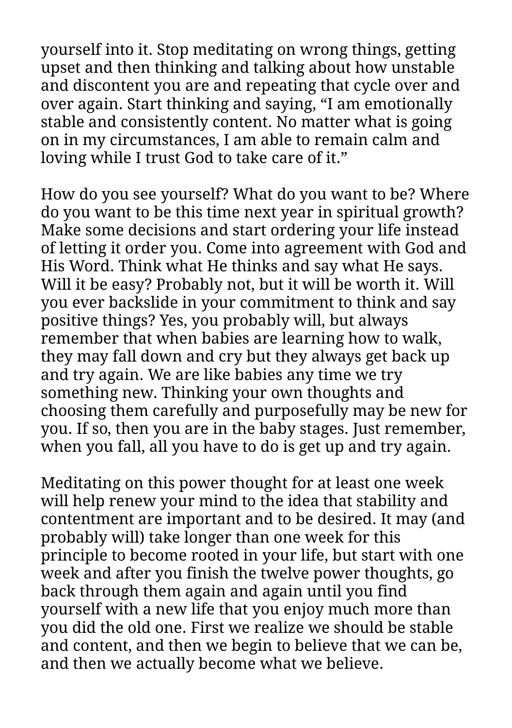yourself into it. Stop meditating on wrong things, getting upset and then thinking and talking about how unstable and discontent you are and repeating that cycle over and over again. Start thinking and saying, "I am emotionally stable and consistently content. No matter what is going on in my circumstances, I am able to remain calm and loving while I trust God to take care of it."

How do you see yourself? What do you want to be? Where do you want to be this time next year in spiritual growth? Make some decisions and start ordering your life instead of letting it order you. Come into agreement with God and His Word. Think what He thinks and say what He says. Will it be easy? Probably not, but it will be worth it. Will you ever backslide in your commitment to think and say positive things? Yes, you probably will, but always remember that when babies are learning how to walk, they may fall down and cry but they always get back up and try again. We are like babies any time we try something new. Thinking your own thoughts and choosing them carefully and purposefully may be new for you. If so, then you are in the baby stages. Just remember, when you fall, all you have to do is get up and try again.

Meditating on this power thought for at least one week will help renew your mind to the idea that stability and contentment are important and to be desired. It may (and probably will) take longer than one week for this principle to become rooted in your life, but start with one week and after you finish the twelve power thoughts, go back through them again and again until you find yourself with a new life that you enjoy much more than you did the old one. First we realize we should be stable and content, and then we begin to believe that we can be, and then we actually become what we believe.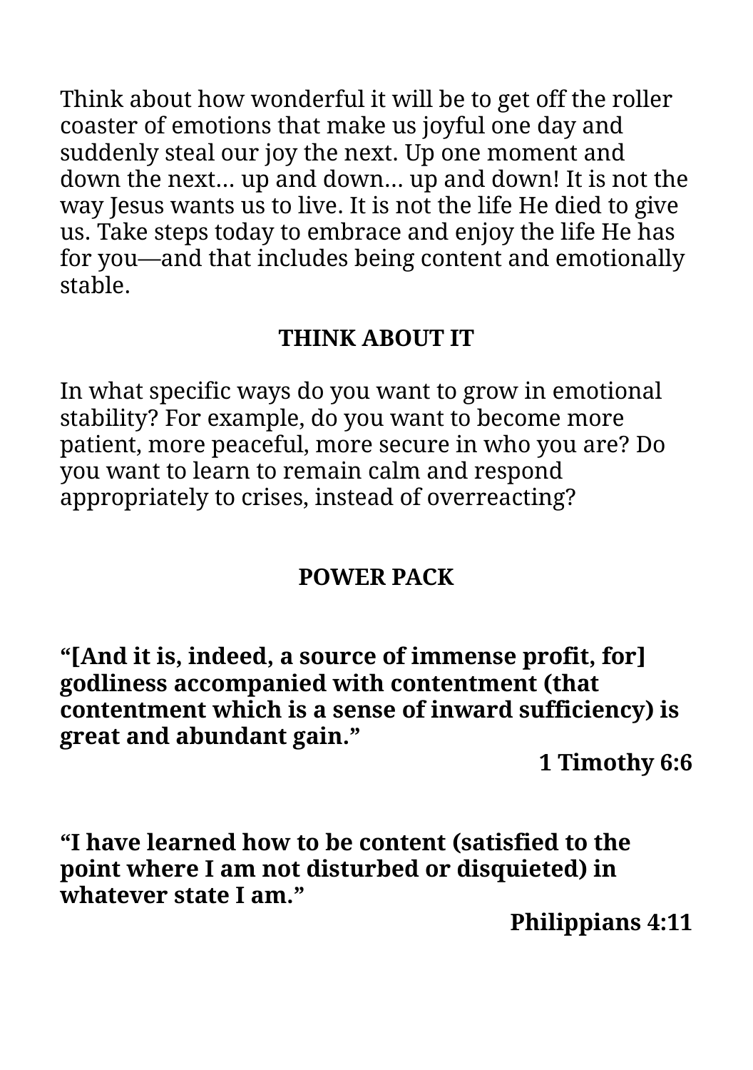Think about how wonderful it will be to get off the roller coaster of emotions that make us joyful one day and suddenly steal our joy the next. Up one moment and down the next… up and down… up and down! It is not the way Jesus wants us to live. It is not the life He died to give us. Take steps today to embrace and enjoy the life He has for you—and that includes being content and emotionally stable.

## THINK ABOUT IT

In what specific ways do you want to grow in emotional stability? For example, do you want to become more patient, more peaceful, more secure in who you are? Do you want to learn to remain calm and respond appropriately to crises, instead of overreacting?

## POWER PACK

**“[And it is, indeed, a source of immense profit, for] godliness accompanied with contentment (that contentment which is a sense of inward sufficiency) is great and abundant gain.”**

**1 Timothy 6:6**

**“I have learned how to be content (satisfied to the point where I am not disturbed or disquieted) in whatever state I am.”**

**Philippians 4:11**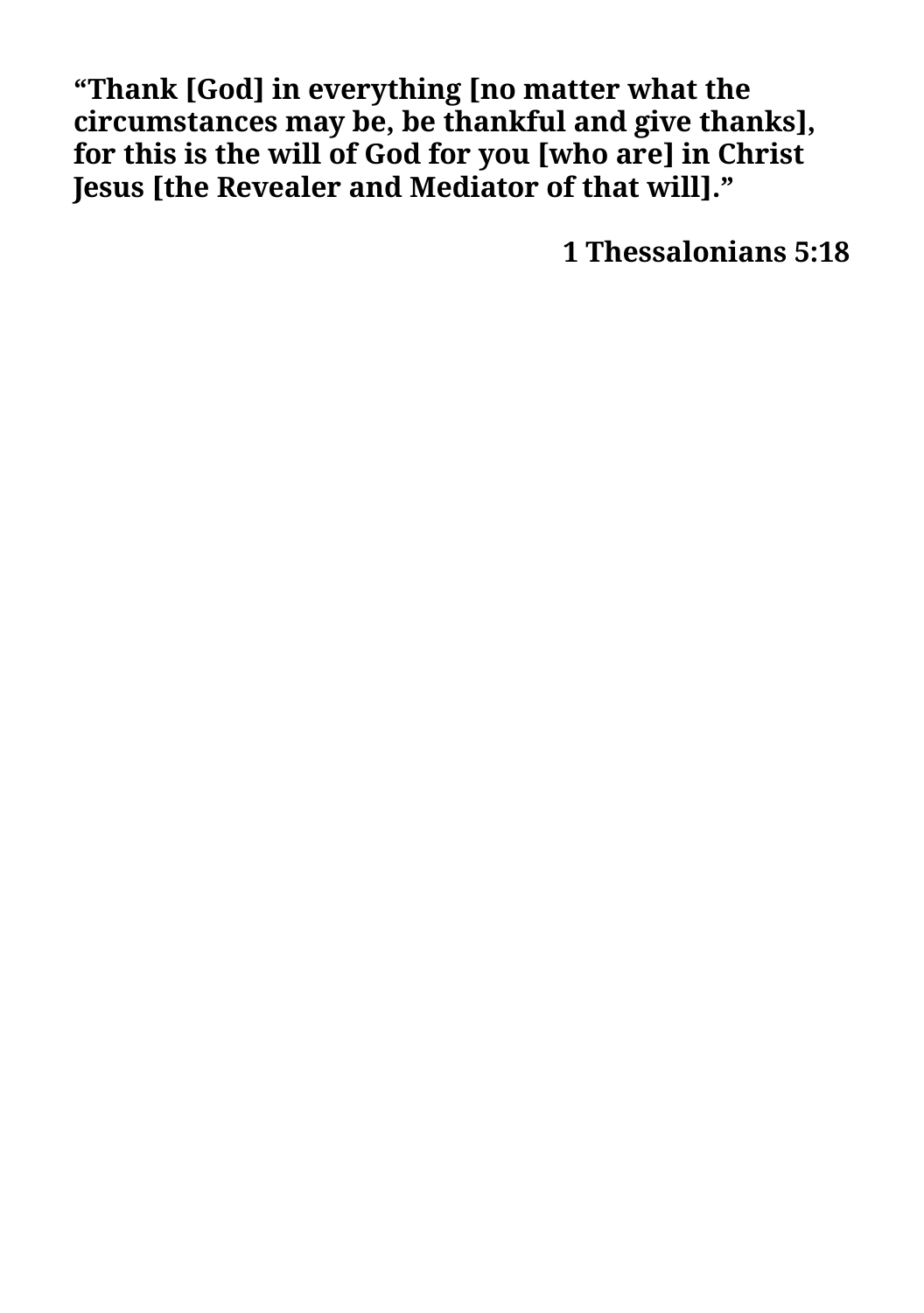**“Thank [God] in everything [no matter what the circumstances may be, be thankful and give thanks], for this is the will of God for you [who are] in Christ Jesus [the Revealer and Mediator of that will].”**

**1 Thessalonians 5:18**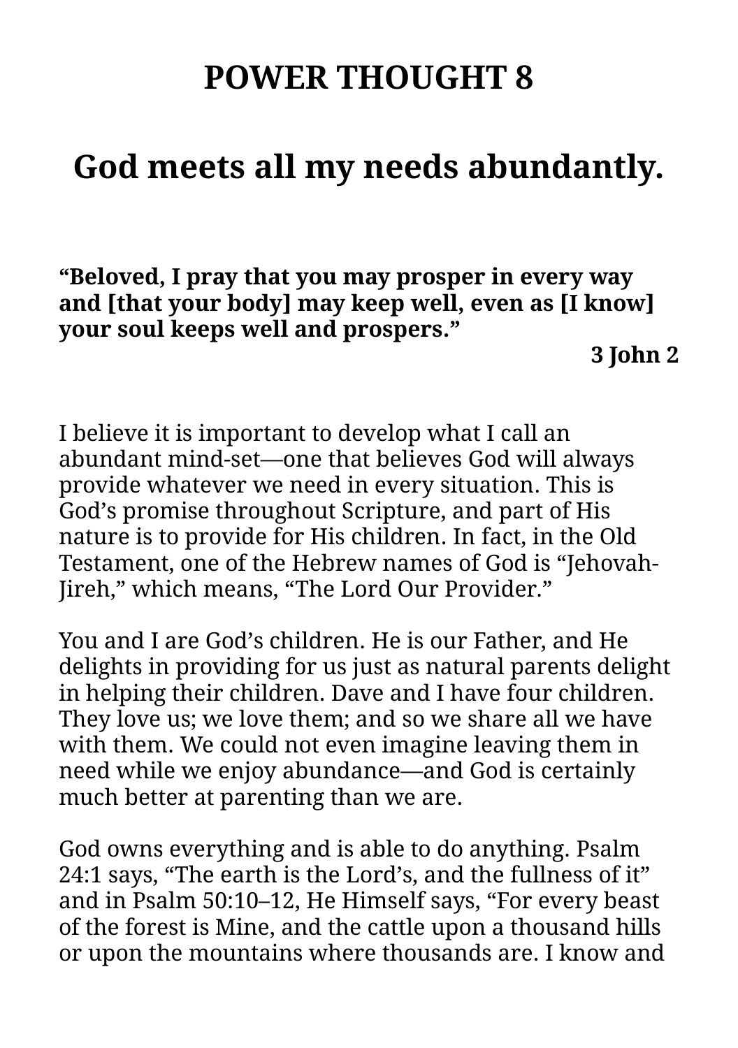# POWER THOUGHT 8

## God meets all my needs abundantly.

**"Beloved, I pray that you may prosper in every way and [that your body] may keep well, even as [I know] your soul keeps well and prospers."**

**3 John 2**

I believe it is important to develop what I call an abundant mind-set—one that believes God will always provide whatever we need in every situation. This is God's promise throughout Scripture, and part of His nature is to provide for His children. In fact, in the Old Testament, one of the Hebrew names of God is "Jehovah-Jireh," which means, "The Lord Our Provider."

You and I are God's children. He is our Father, and He delights in providing for us just as natural parents delight in helping their children. Dave and I have four children. They love us; we love them; and so we share all we have with them. We could not even imagine leaving them in need while we enjoy abundance—and God is certainly much better at parenting than we are.

God owns everything and is able to do anything. Psalm 24:1 says, "The earth is the Lord's, and the fullness of it" and in Psalm 50:10–12, He Himself says, "For every beast of the forest is Mine, and the cattle upon a thousand hills or upon the mountains where thousands are. I know and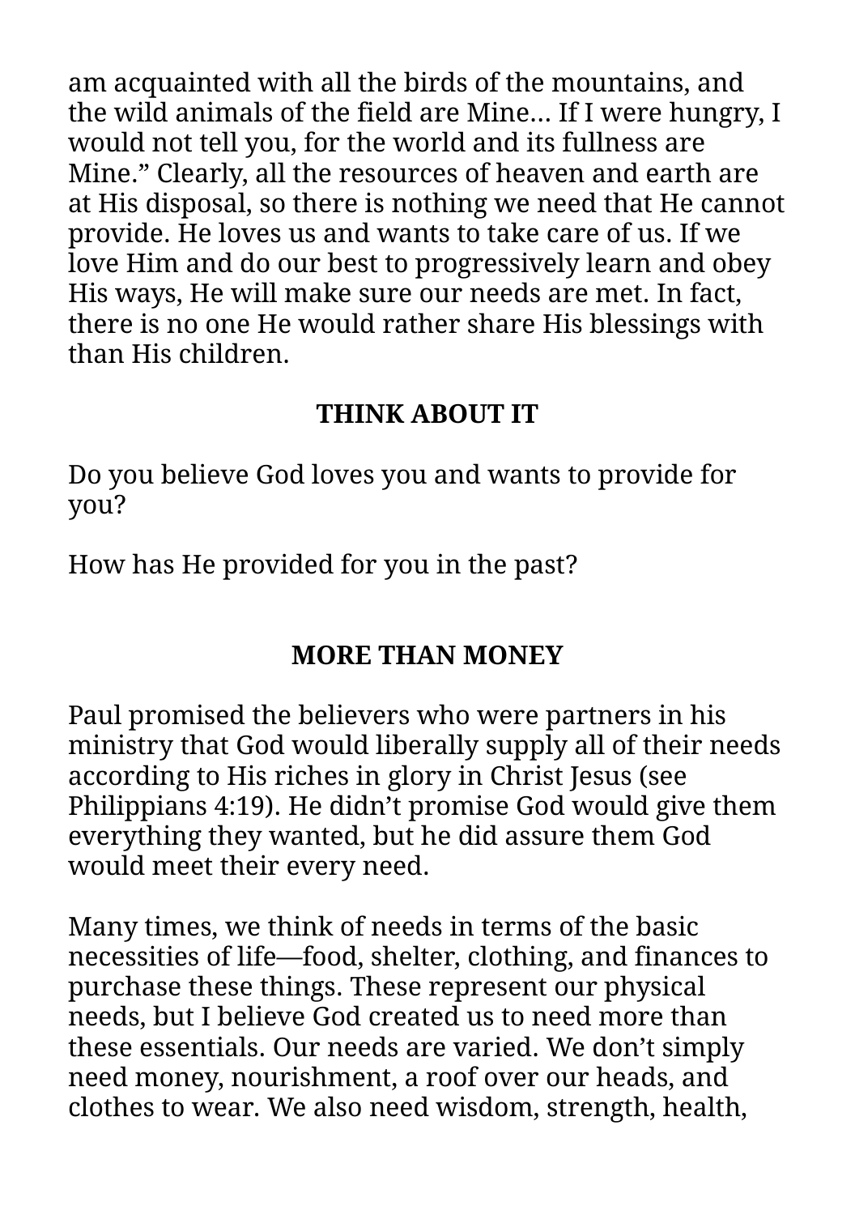am acquainted with all the birds of the mountains, and the wild animals of the field are Mine… If I were hungry, I would not tell you, for the world and its fullness are Mine." Clearly, all the resources of heaven and earth are at His disposal, so there is nothing we need that He cannot provide. He loves us and wants to take care of us. If we love Him and do our best to progressively learn and obey His ways, He will make sure our needs are met. In fact, there is no one He would rather share His blessings with than His children.

### THINK ABOUT IT

Do you believe God loves you and wants to provide for you?

How has He provided for you in the past?

## MORE THAN MONEY

Paul promised the believers who were partners in his ministry that God would liberally supply all of their needs according to His riches in glory in Christ Jesus (see Philippians 4:19). He didn't promise God would give them everything they wanted, but he did assure them God would meet their every need.

Many times, we think of needs in terms of the basic necessities of life—food, shelter, clothing, and finances to purchase these things. These represent our physical needs, but I believe God created us to need more than these essentials. Our needs are varied. We don't simply need money, nourishment, a roof over our heads, and clothes to wear. We also need wisdom, strength, health,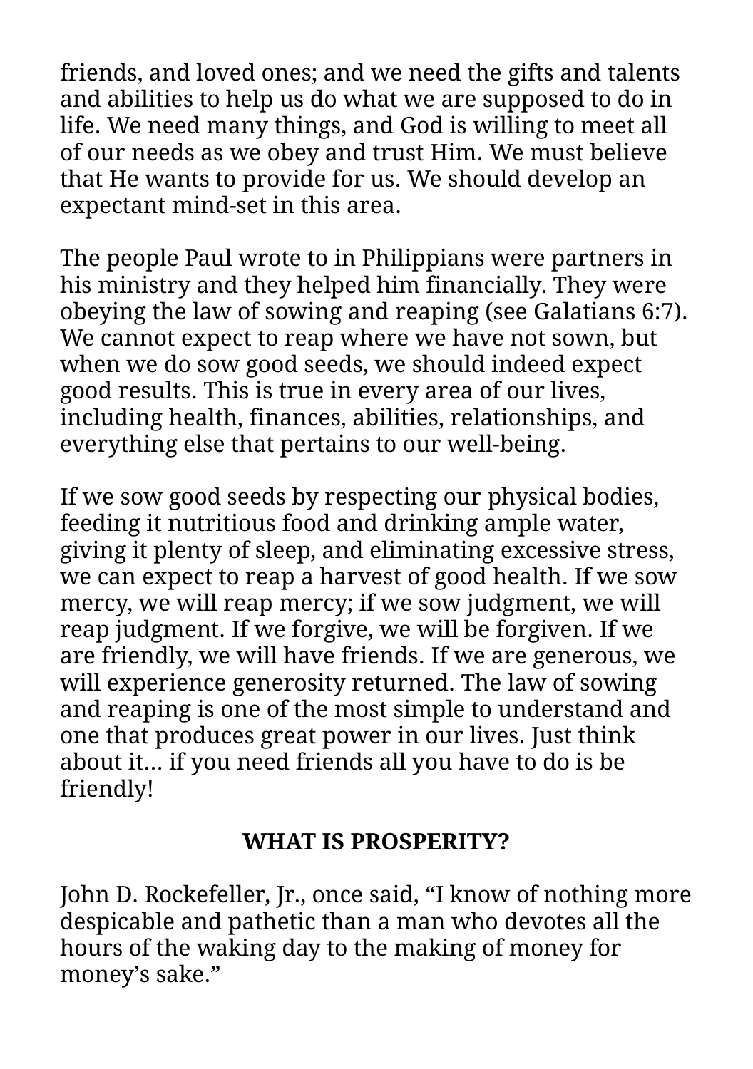friends, and loved ones; and we need the gifts and talents and abilities to help us do what we are supposed to do in life. We need many things, and God is willing to meet all of our needs as we obey and trust Him. We must believe that He wants to provide for us. We should develop an expectant mind-set in this area.

The people Paul wrote to in Philippians were partners in his ministry and they helped him financially. They were obeying the law of sowing and reaping (see Galatians 6:7). We cannot expect to reap where we have not sown, but when we do sow good seeds, we should indeed expect good results. This is true in every area of our lives, including health, finances, abilities, relationships, and everything else that pertains to our well-being.

If we sow good seeds by respecting our physical bodies, feeding it nutritious food and drinking ample water, giving it plenty of sleep, and eliminating excessive stress, we can expect to reap a harvest of good health. If we sow mercy, we will reap mercy; if we sow judgment, we will reap judgment. If we forgive, we will be forgiven. If we are friendly, we will have friends. If we are generous, we will experience generosity returned. The law of sowing and reaping is one of the most simple to understand and one that produces great power in our lives. Just think about it… if you need friends all you have to do is be friendly!

## WHAT IS PROSPERITY?

John D. Rockefeller, Jr., once said, “I know of nothing more despicable and pathetic than a man who devotes all the hours of the waking day to the making of money for money’s sake.”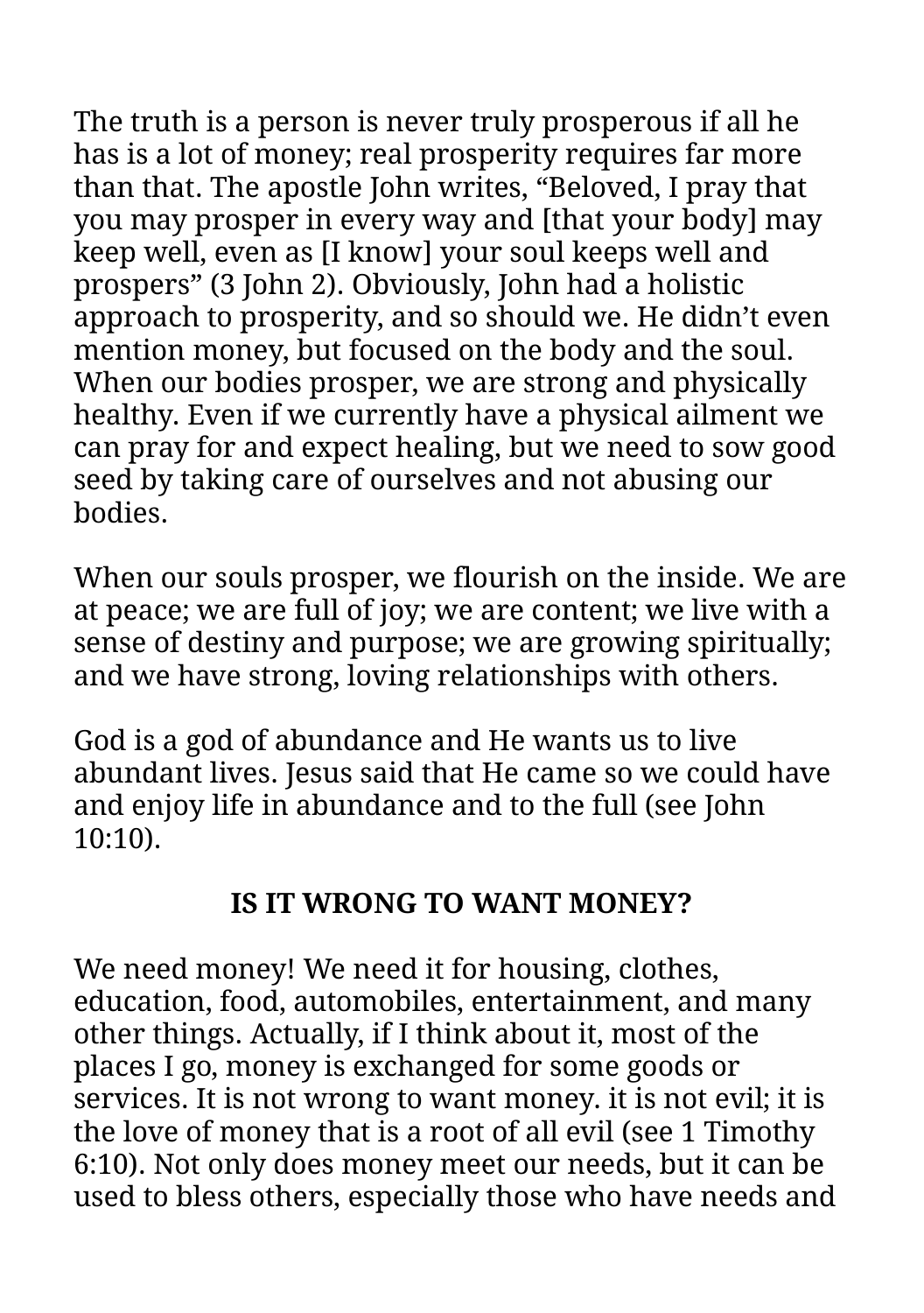The truth is a person is never truly prosperous if all he has is a lot of money; real prosperity requires far more than that. The apostle John writes, “Beloved, I pray that you may prosper in every way and [that your body] may keep well, even as [I know] your soul keeps well and prospers” (3 John 2). Obviously, John had a holistic approach to prosperity, and so should we. He didn’t even mention money, but focused on the body and the soul. When our bodies prosper, we are strong and physically healthy. Even if we currently have a physical ailment we can pray for and expect healing, but we need to sow good seed by taking care of ourselves and not abusing our bodies.

When our souls prosper, we flourish on the inside. We are at peace; we are full of joy; we are content; we live with a sense of destiny and purpose; we are growing spiritually; and we have strong, loving relationships with others.

God is a god of abundance and He wants us to live abundant lives. Jesus said that He came so we could have and enjoy life in abundance and to the full (see John 10:10).

## IS IT WRONG TO WANT MONEY?

We need money! We need it for housing, clothes, education, food, automobiles, entertainment, and many other things. Actually, if I think about it, most of the places I go, money is exchanged for some goods or services. It is not wrong to want money. it is not evil; it is the love of money that is a root of all evil (see 1 Timothy 6:10). Not only does money meet our needs, but it can be used to bless others, especially those who have needs and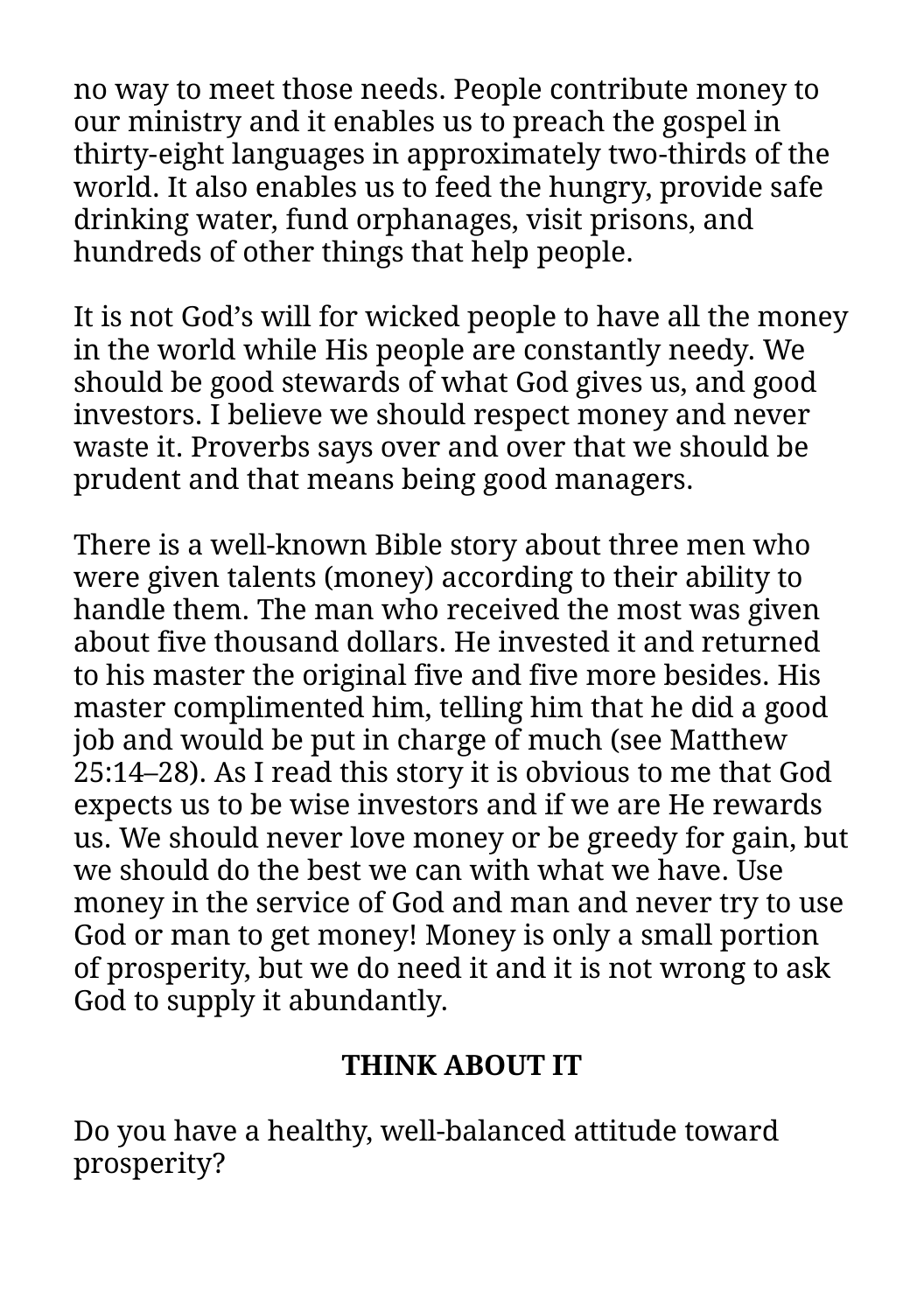no way to meet those needs. People contribute money to our ministry and it enables us to preach the gospel in thirty-eight languages in approximately two-thirds of the world. It also enables us to feed the hungry, provide safe drinking water, fund orphanages, visit prisons, and hundreds of other things that help people.

It is not God's will for wicked people to have all the money in the world while His people are constantly needy. We should be good stewards of what God gives us, and good investors. I believe we should respect money and never waste it. Proverbs says over and over that we should be prudent and that means being good managers.

There is a well-known Bible story about three men who were given talents (money) according to their ability to handle them. The man who received the most was given about five thousand dollars. He invested it and returned to his master the original five and five more besides. His master complimented him, telling him that he did a good job and would be put in charge of much (see Matthew 25:14–28). As I read this story it is obvious to me that God expects us to be wise investors and if we are He rewards us. We should never love money or be greedy for gain, but we should do the best we can with what we have. Use money in the service of God and man and never try to use God or man to get money! Money is only a small portion of prosperity, but we do need it and it is not wrong to ask God to supply it abundantly.

**THINK ABOUT IT**

Do you have a healthy, well-balanced attitude toward prosperity?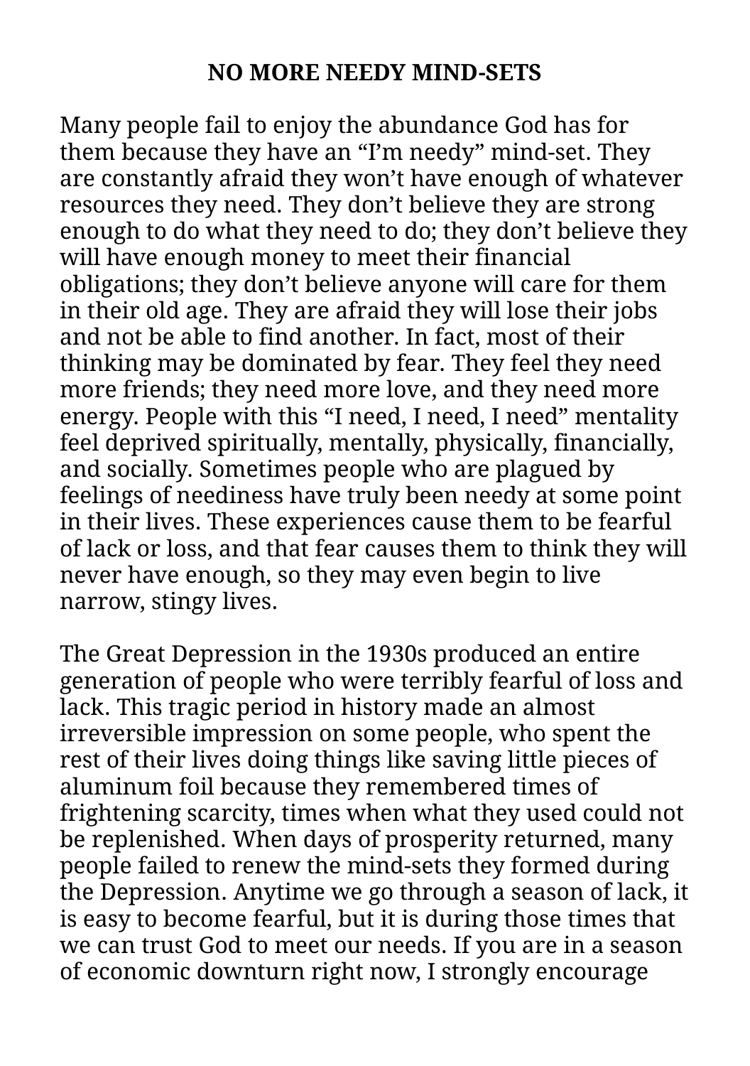## NO MORE NEEDY MIND-SETS

Many people fail to enjoy the abundance God has for them because they have an “I’m needy” mind-set. They are constantly afraid they won’t have enough of whatever resources they need. They don’t believe they are strong enough to do what they need to do; they don’t believe they will have enough money to meet their financial obligations; they don’t believe anyone will care for them in their old age. They are afraid they will lose their jobs and not be able to find another. In fact, most of their thinking may be dominated by fear. They feel they need more friends; they need more love, and they need more energy. People with this “I need, I need, I need” mentality feel deprived spiritually, mentally, physically, financially, and socially. Sometimes people who are plagued by feelings of neediness have truly been needy at some point in their lives. These experiences cause them to be fearful of lack or loss, and that fear causes them to think they will never have enough, so they may even begin to live narrow, stingy lives.

The Great Depression in the 1930s produced an entire generation of people who were terribly fearful of loss and lack. This tragic period in history made an almost irreversible impression on some people, who spent the rest of their lives doing things like saving little pieces of aluminum foil because they remembered times of frightening scarcity, times when what they used could not be replenished. When days of prosperity returned, many people failed to renew the mind-sets they formed during the Depression. Anytime we go through a season of lack, it is easy to become fearful, but it is during those times that we can trust God to meet our needs. If you are in a season of economic downturn right now, I strongly encourage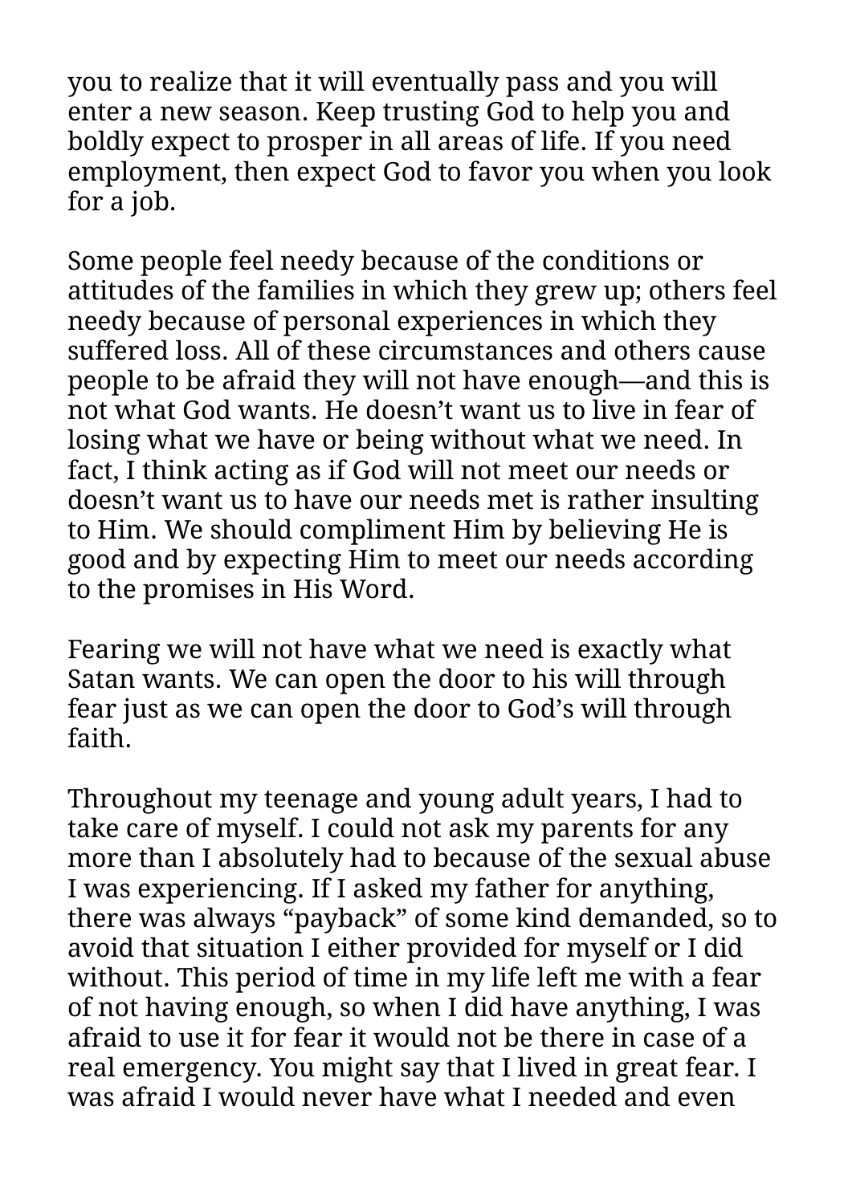you to realize that it will eventually pass and you will enter a new season. Keep trusting God to help you and boldly expect to prosper in all areas of life. If you need employment, then expect God to favor you when you look for a job.

Some people feel needy because of the conditions or attitudes of the families in which they grew up; others feel needy because of personal experiences in which they suffered loss. All of these circumstances and others cause people to be afraid they will not have enough—and this is not what God wants. He doesn't want us to live in fear of losing what we have or being without what we need. In fact, I think acting as if God will not meet our needs or doesn't want us to have our needs met is rather insulting to Him. We should compliment Him by believing He is good and by expecting Him to meet our needs according to the promises in His Word.

Fearing we will not have what we need is exactly what Satan wants. We can open the door to his will through fear just as we can open the door to God's will through faith.

Throughout my teenage and young adult years, I had to take care of myself. I could not ask my parents for any more than I absolutely had to because of the sexual abuse I was experiencing. If I asked my father for anything, there was always "payback" of some kind demanded, so to avoid that situation I either provided for myself or I did without. This period of time in my life left me with a fear of not having enough, so when I did have anything, I was afraid to use it for fear it would not be there in case of a real emergency. You might say that I lived in great fear. I was afraid I would never have what I needed and even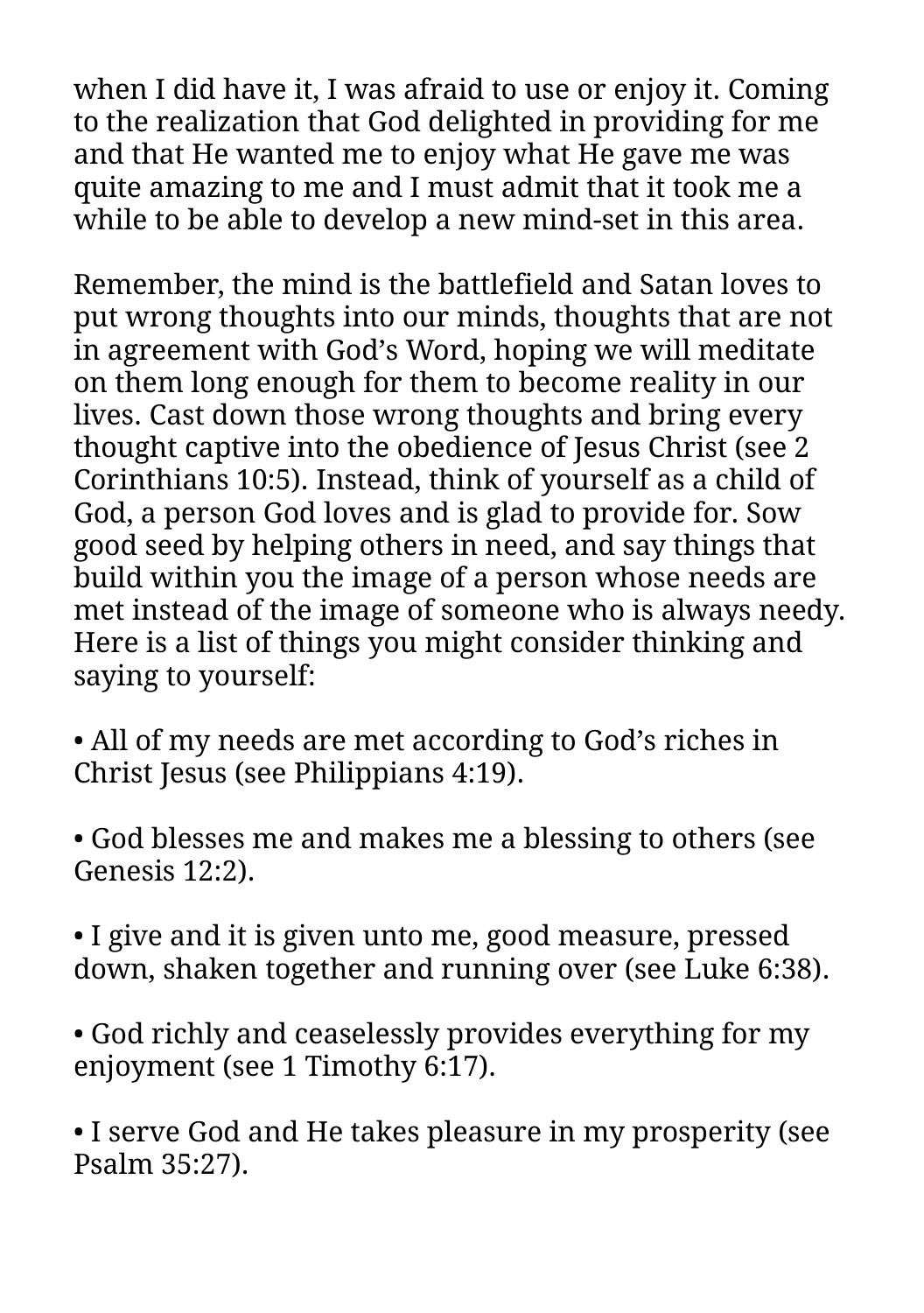when I did have it, I was afraid to use or enjoy it. Coming to the realization that God delighted in providing for me and that He wanted me to enjoy what He gave me was quite amazing to me and I must admit that it took me a while to be able to develop a new mind-set in this area.

Remember, the mind is the battlefield and Satan loves to put wrong thoughts into our minds, thoughts that are not in agreement with God's Word, hoping we will meditate on them long enough for them to become reality in our lives. Cast down those wrong thoughts and bring every thought captive into the obedience of Jesus Christ (see 2 Corinthians 10:5). Instead, think of yourself as a child of God, a person God loves and is glad to provide for. Sow good seed by helping others in need, and say things that build within you the image of a person whose needs are met instead of the image of someone who is always needy. Here is a list of things you might consider thinking and saying to yourself:

• All of my needs are met according to God's riches in Christ Jesus (see Philippians 4:19).

• God blesses me and makes me a blessing to others (see Genesis 12:2).

• I give and it is given unto me, good measure, pressed down, shaken together and running over (see Luke 6:38).

• God richly and ceaselessly provides everything for my enjoyment (see 1 Timothy 6:17).

• I serve God and He takes pleasure in my prosperity (see Psalm 35:27).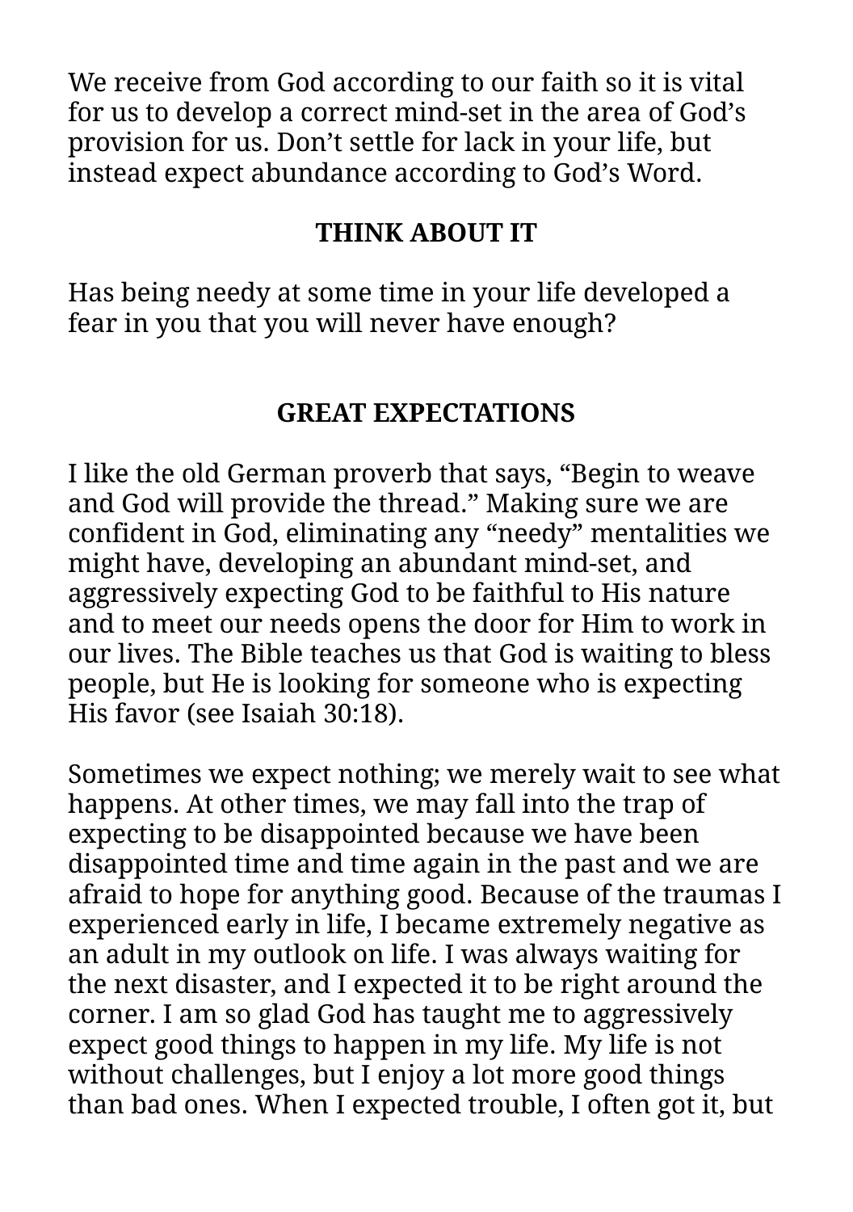We receive from God according to our faith so it is vital for us to develop a correct mind-set in the area of God’s provision for us. Don’t settle for lack in your life, but instead expect abundance according to God’s Word.

**THINK ABOUT IT**

Has being needy at some time in your life developed a fear in you that you will never have enough?

## GREAT EXPECTATIONS

I like the old German proverb that says, “Begin to weave and God will provide the thread.” Making sure we are confident in God, eliminating any “needy” mentalities we might have, developing an abundant mind-set, and aggressively expecting God to be faithful to His nature and to meet our needs opens the door for Him to work in our lives. The Bible teaches us that God is waiting to bless people, but He is looking for someone who is expecting His favor (see Isaiah 30:18).

Sometimes we expect nothing; we merely wait to see what happens. At other times, we may fall into the trap of expecting to be disappointed because we have been disappointed time and time again in the past and we are afraid to hope for anything good. Because of the traumas I experienced early in life, I became extremely negative as an adult in my outlook on life. I was always waiting for the next disaster, and I expected it to be right around the corner. I am so glad God has taught me to aggressively expect good things to happen in my life. My life is not without challenges, but I enjoy a lot more good things than bad ones. When I expected trouble, I often got it, but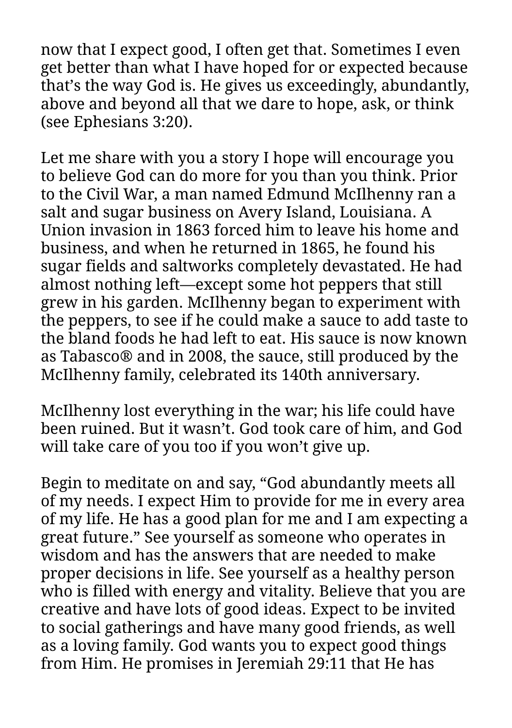now that I expect good, I often get that. Sometimes I even get better than what I have hoped for or expected because that’s the way God is. He gives us exceedingly, abundantly, above and beyond all that we dare to hope, ask, or think (see Ephesians 3:20).

Let me share with you a story I hope will encourage you to believe God can do more for you than you think. Prior to the Civil War, a man named Edmund McIlhenny ran a salt and sugar business on Avery Island, Louisiana. A Union invasion in 1863 forced him to leave his home and business, and when he returned in 1865, he found his sugar fields and saltworks completely devastated. He had almost nothing left—except some hot peppers that still grew in his garden. McIlhenny began to experiment with the peppers, to see if he could make a sauce to add taste to the bland foods he had left to eat. His sauce is now known as Tabasco® and in 2008, the sauce, still produced by the McIlhenny family, celebrated its 140th anniversary.

McIlhenny lost everything in the war; his life could have been ruined. But it wasn’t. God took care of him, and God will take care of you too if you won’t give up.

Begin to meditate on and say, “God abundantly meets all of my needs. I expect Him to provide for me in every area of my life. He has a good plan for me and I am expecting a great future.” See yourself as someone who operates in wisdom and has the answers that are needed to make proper decisions in life. See yourself as a healthy person who is filled with energy and vitality. Believe that you are creative and have lots of good ideas. Expect to be invited to social gatherings and have many good friends, as well as a loving family. God wants you to expect good things from Him. He promises in Jeremiah 29:11 that He has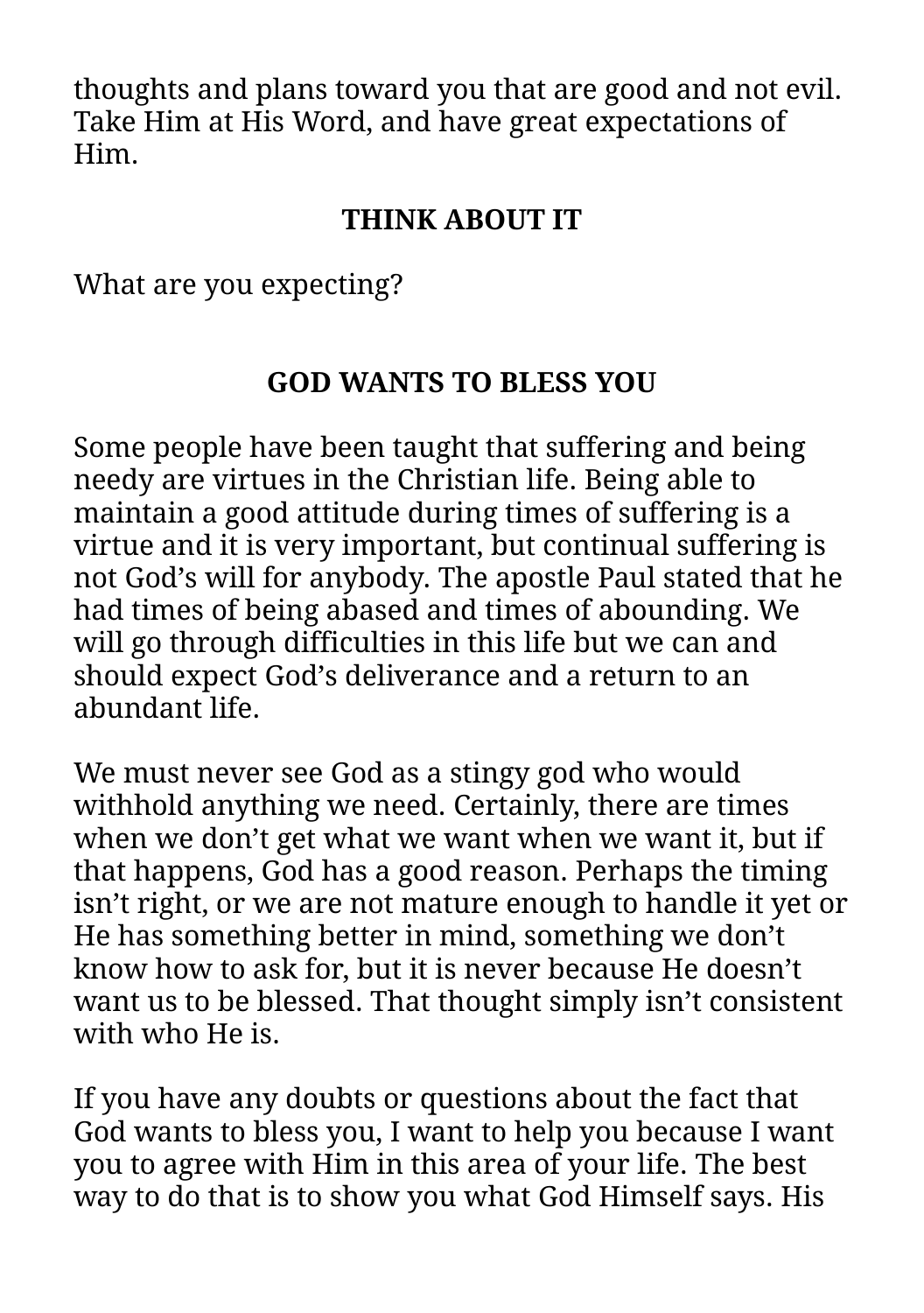thoughts and plans toward you that are good and not evil. Take Him at His Word, and have great expectations of Him.

**THINK ABOUT IT**

What are you expecting?

## GOD WANTS TO BLESS YOU

Some people have been taught that suffering and being needy are virtues in the Christian life. Being able to maintain a good attitude during times of suffering is a virtue and it is very important, but continual suffering is not God's will for anybody. The apostle Paul stated that he had times of being abased and times of abounding. We will go through difficulties in this life but we can and should expect God's deliverance and a return to an abundant life.

We must never see God as a stingy god who would withhold anything we need. Certainly, there are times when we don't get what we want when we want it, but if that happens, God has a good reason. Perhaps the timing isn't right, or we are not mature enough to handle it yet or He has something better in mind, something we don't know how to ask for, but it is never because He doesn't want us to be blessed. That thought simply isn't consistent with who He is.

If you have any doubts or questions about the fact that God wants to bless you, I want to help you because I want you to agree with Him in this area of your life. The best way to do that is to show you what God Himself says. His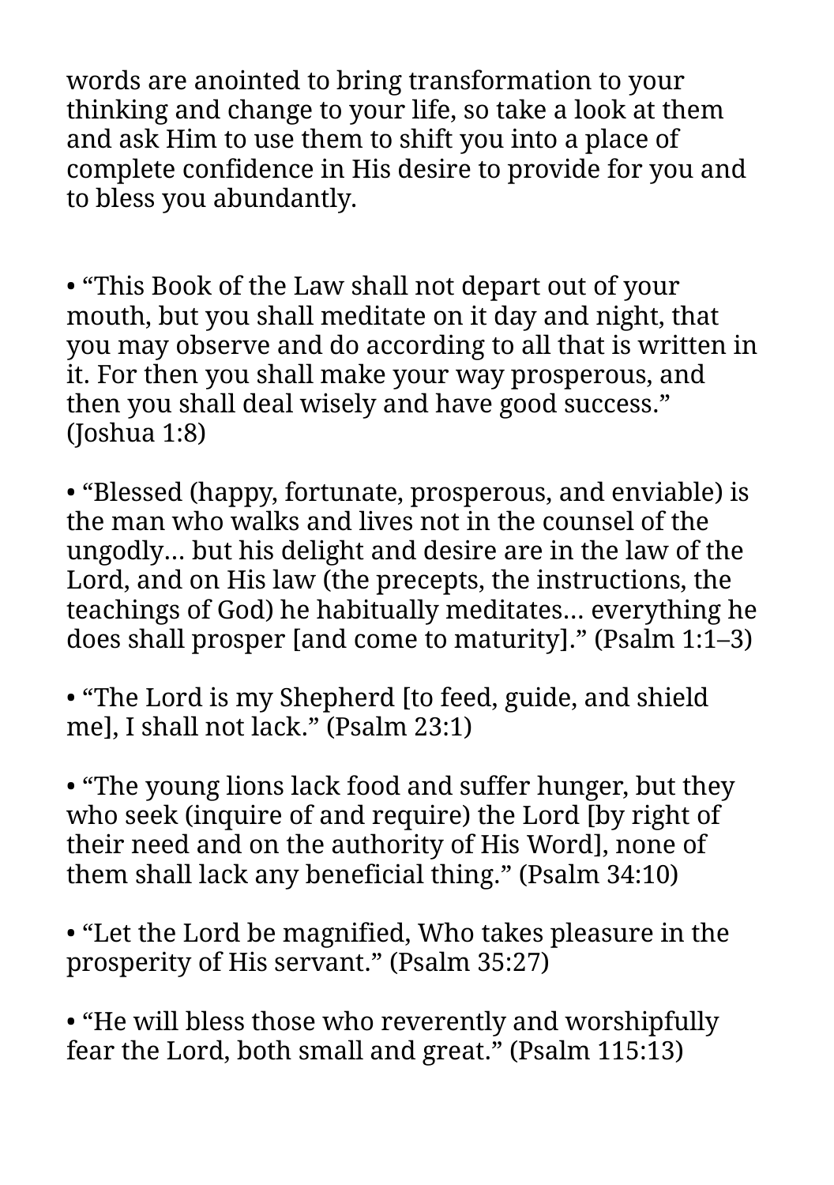words are anointed to bring transformation to your thinking and change to your life, so take a look at them and ask Him to use them to shift you into a place of complete confidence in His desire to provide for you and to bless you abundantly.

- “This Book of the Law shall not depart out of your mouth, but you shall meditate on it day and night, that you may observe and do according to all that is written in it. For then you shall make your way prosperous, and then you shall deal wisely and have good success.” (Joshua 1:8)

- “Blessed (happy, fortunate, prosperous, and enviable) is the man who walks and lives not in the counsel of the ungodly… but his delight and desire are in the law of the Lord, and on His law (the precepts, the instructions, the teachings of God) he habitually meditates… everything he does shall prosper [and come to maturity].” (Psalm 1:1–3)

- “The Lord is my Shepherd [to feed, guide, and shield me], I shall not lack.” (Psalm 23:1)

- “The young lions lack food and suffer hunger, but they who seek (inquire of and require) the Lord [by right of their need and on the authority of His Word], none of them shall lack any beneficial thing.” (Psalm 34:10)

- “Let the Lord be magnified, Who takes pleasure in the prosperity of His servant.” (Psalm 35:27)

- “He will bless those who reverently and worshipfully fear the Lord, both small and great.” (Psalm 115:13)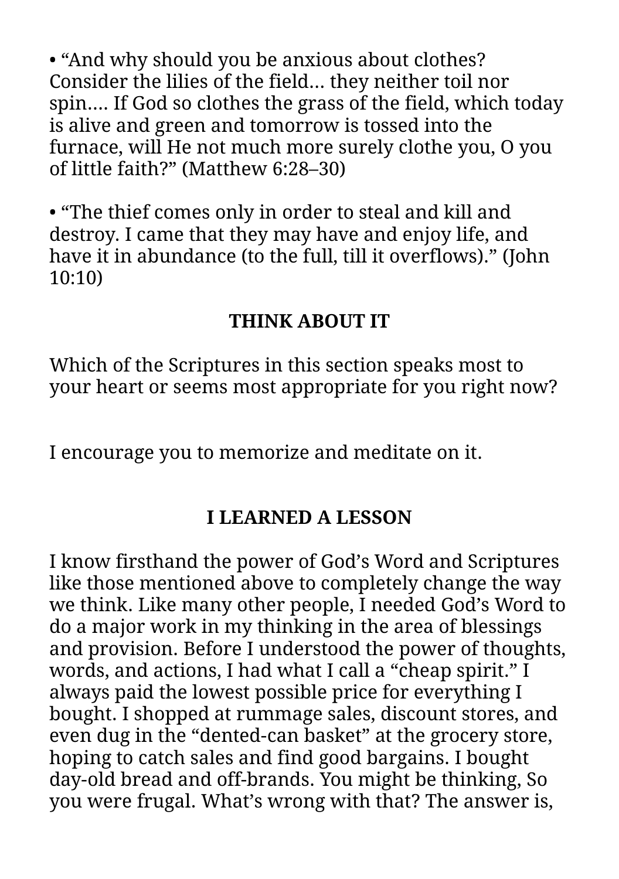• “And why should you be anxious about clothes? Consider the lilies of the field… they neither toil nor spin…. If God so clothes the grass of the field, which today is alive and green and tomorrow is tossed into the furnace, will He not much more surely clothe you, O you of little faith?” (Matthew 6:28–30)

• “The thief comes only in order to steal and kill and destroy. I came that they may have and enjoy life, and have it in abundance (to the full, till it overflows).” (John 10:10)

### THINK ABOUT IT

Which of the Scriptures in this section speaks most to your heart or seems most appropriate for you right now?

I encourage you to memorize and meditate on it.

### I LEARNED A LESSON

I know firsthand the power of God’s Word and Scriptures like those mentioned above to completely change the way we think. Like many other people, I needed God’s Word to do a major work in my thinking in the area of blessings and provision. Before I understood the power of thoughts, words, and actions, I had what I call a “cheap spirit.” I always paid the lowest possible price for everything I bought. I shopped at rummage sales, discount stores, and even dug in the “dented-can basket” at the grocery store, hoping to catch sales and find good bargains. I bought day-old bread and off-brands. You might be thinking, So you were frugal. What’s wrong with that? The answer is,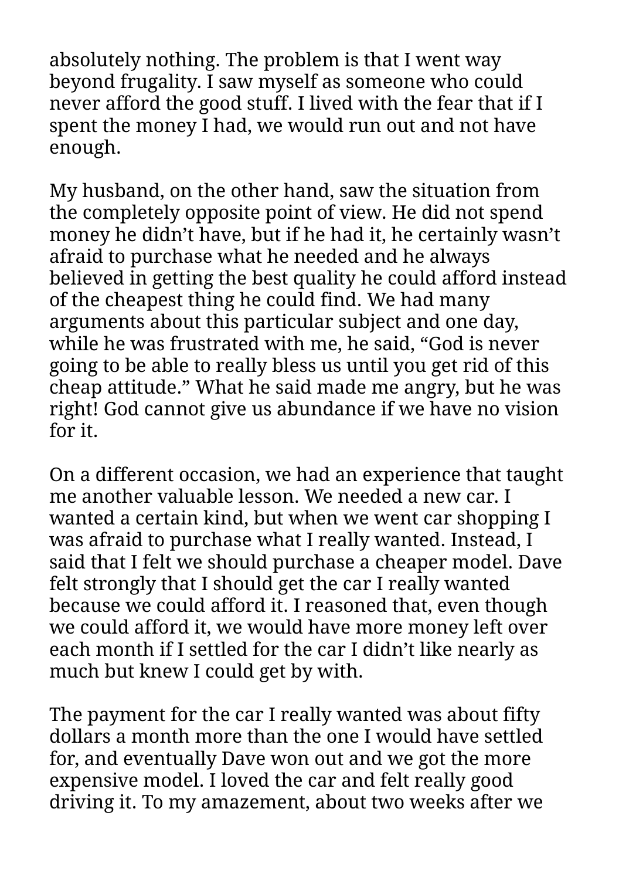absolutely nothing. The problem is that I went way beyond frugality. I saw myself as someone who could never afford the good stuff. I lived with the fear that if I spent the money I had, we would run out and not have enough.

My husband, on the other hand, saw the situation from the completely opposite point of view. He did not spend money he didn't have, but if he had it, he certainly wasn't afraid to purchase what he needed and he always believed in getting the best quality he could afford instead of the cheapest thing he could find. We had many arguments about this particular subject and one day, while he was frustrated with me, he said, "God is never going to be able to really bless us until you get rid of this cheap attitude." What he said made me angry, but he was right! God cannot give us abundance if we have no vision for it.

On a different occasion, we had an experience that taught me another valuable lesson. We needed a new car. I wanted a certain kind, but when we went car shopping I was afraid to purchase what I really wanted. Instead, I said that I felt we should purchase a cheaper model. Dave felt strongly that I should get the car I really wanted because we could afford it. I reasoned that, even though we could afford it, we would have more money left over each month if I settled for the car I didn't like nearly as much but knew I could get by with.

The payment for the car I really wanted was about fifty dollars a month more than the one I would have settled for, and eventually Dave won out and we got the more expensive model. I loved the car and felt really good driving it. To my amazement, about two weeks after we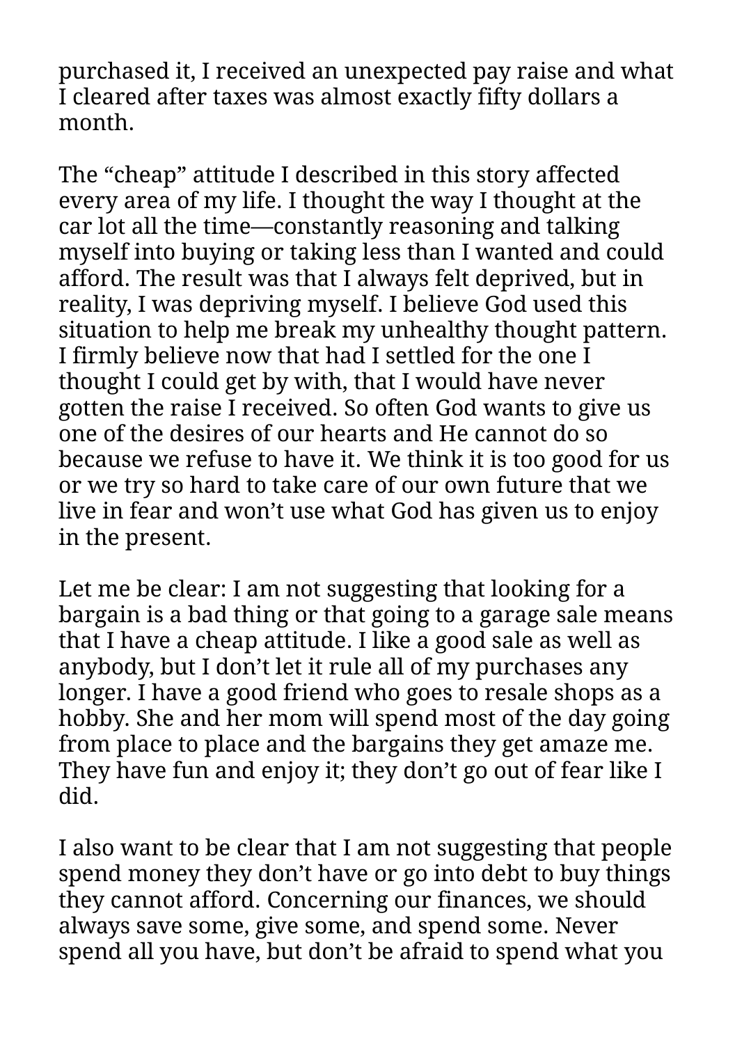purchased it, I received an unexpected pay raise and what I cleared after taxes was almost exactly fifty dollars a month.

The “cheap” attitude I described in this story affected every area of my life. I thought the way I thought at the car lot all the time—constantly reasoning and talking myself into buying or taking less than I wanted and could afford. The result was that I always felt deprived, but in reality, I was depriving myself. I believe God used this situation to help me break my unhealthy thought pattern. I firmly believe now that had I settled for the one I thought I could get by with, that I would have never gotten the raise I received. So often God wants to give us one of the desires of our hearts and He cannot do so because we refuse to have it. We think it is too good for us or we try so hard to take care of our own future that we live in fear and won’t use what God has given us to enjoy in the present.

Let me be clear: I am not suggesting that looking for a bargain is a bad thing or that going to a garage sale means that I have a cheap attitude. I like a good sale as well as anybody, but I don’t let it rule all of my purchases any longer. I have a good friend who goes to resale shops as a hobby. She and her mom will spend most of the day going from place to place and the bargains they get amaze me. They have fun and enjoy it; they don’t go out of fear like I did.

I also want to be clear that I am not suggesting that people spend money they don’t have or go into debt to buy things they cannot afford. Concerning our finances, we should always save some, give some, and spend some. Never spend all you have, but don’t be afraid to spend what you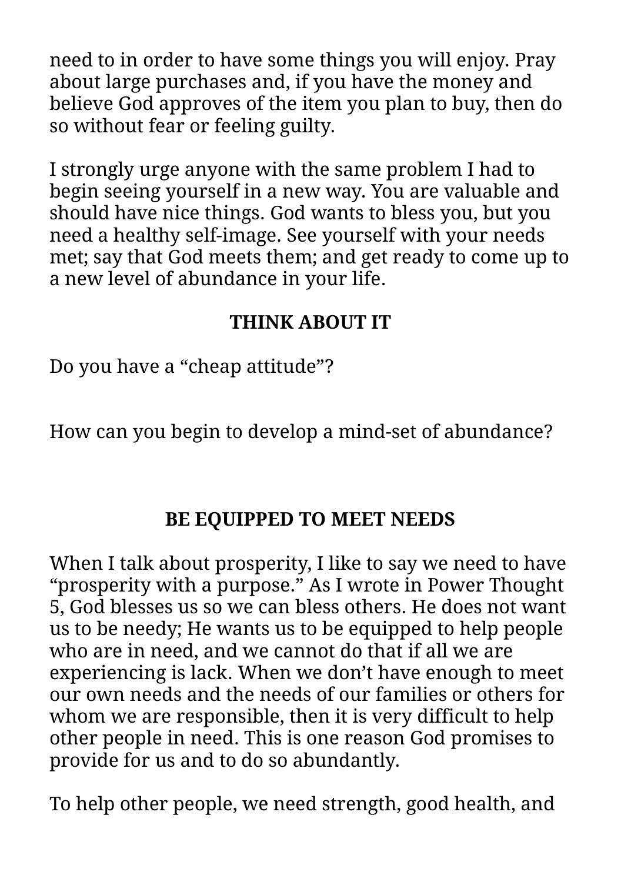need to in order to have some things you will enjoy. Pray about large purchases and, if you have the money and believe God approves of the item you plan to buy, then do so without fear or feeling guilty.

I strongly urge anyone with the same problem I had to begin seeing yourself in a new way. You are valuable and should have nice things. God wants to bless you, but you need a healthy self-image. See yourself with your needs met; say that God meets them; and get ready to come up to a new level of abundance in your life.

### THINK ABOUT IT

Do you have a “cheap attitude”?

How can you begin to develop a mind-set of abundance?

## BE EQUIPPED TO MEET NEEDS

When I talk about prosperity, I like to say we need to have “prosperity with a purpose.” As I wrote in Power Thought 5, God blesses us so we can bless others. He does not want us to be needy; He wants us to be equipped to help people who are in need, and we cannot do that if all we are experiencing is lack. When we don’t have enough to meet our own needs and the needs of our families or others for whom we are responsible, then it is very difficult to help other people in need. This is one reason God promises to provide for us and to do so abundantly.

To help other people, we need strength, good health, and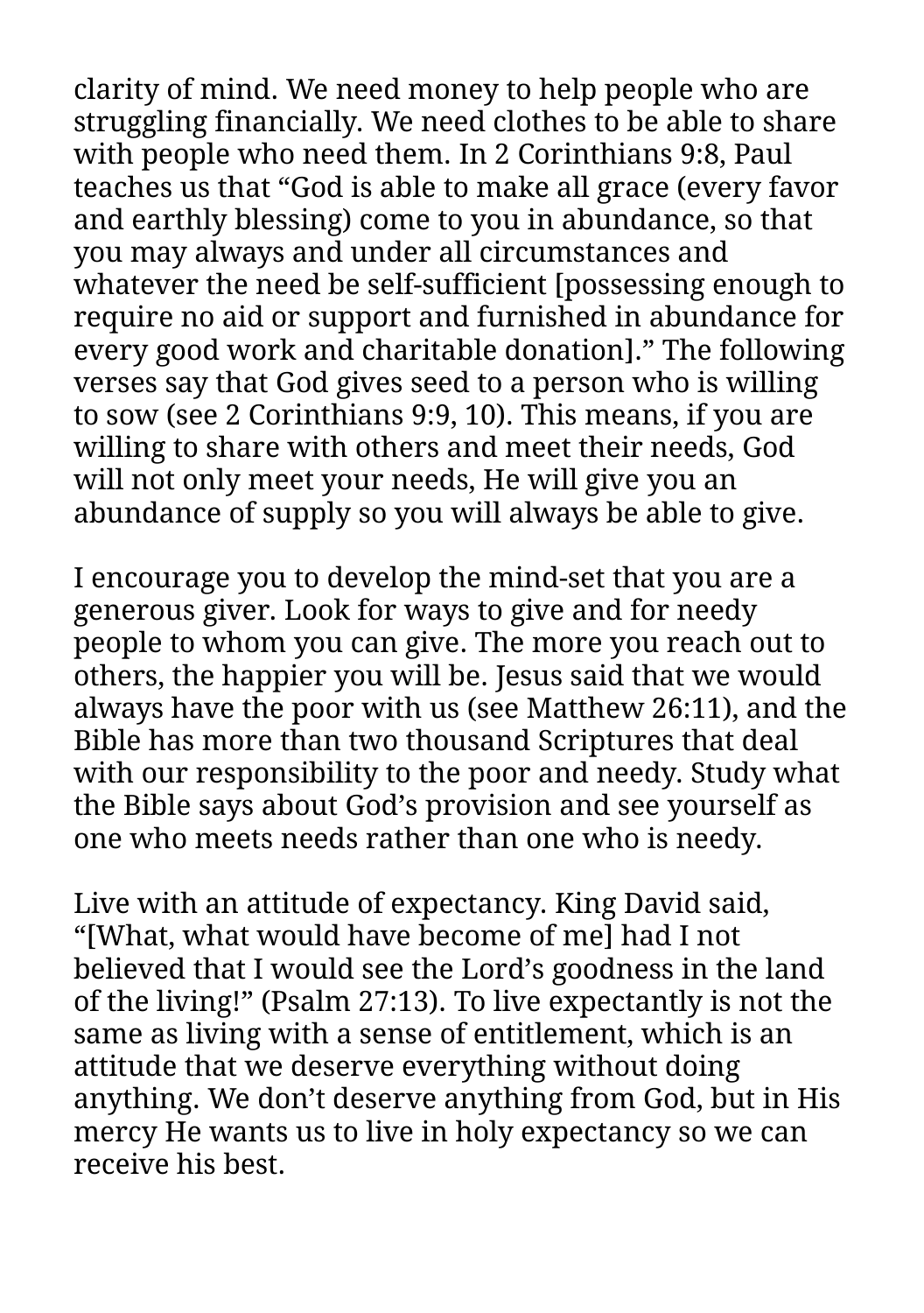clarity of mind. We need money to help people who are struggling financially. We need clothes to be able to share with people who need them. In 2 Corinthians 9:8, Paul teaches us that "God is able to make all grace (every favor and earthly blessing) come to you in abundance, so that you may always and under all circumstances and whatever the need be self-sufficient [possessing enough to require no aid or support and furnished in abundance for every good work and charitable donation]." The following verses say that God gives seed to a person who is willing to sow (see 2 Corinthians 9:9, 10). This means, if you are willing to share with others and meet their needs, God will not only meet your needs, He will give you an abundance of supply so you will always be able to give.

I encourage you to develop the mind-set that you are a generous giver. Look for ways to give and for needy people to whom you can give. The more you reach out to others, the happier you will be. Jesus said that we would always have the poor with us (see Matthew 26:11), and the Bible has more than two thousand Scriptures that deal with our responsibility to the poor and needy. Study what the Bible says about God's provision and see yourself as one who meets needs rather than one who is needy.

Live with an attitude of expectancy. King David said, "[What, what would have become of me] had I not believed that I would see the Lord's goodness in the land of the living!" (Psalm 27:13). To live expectantly is not the same as living with a sense of entitlement, which is an attitude that we deserve everything without doing anything. We don't deserve anything from God, but in His mercy He wants us to live in holy expectancy so we can receive his best.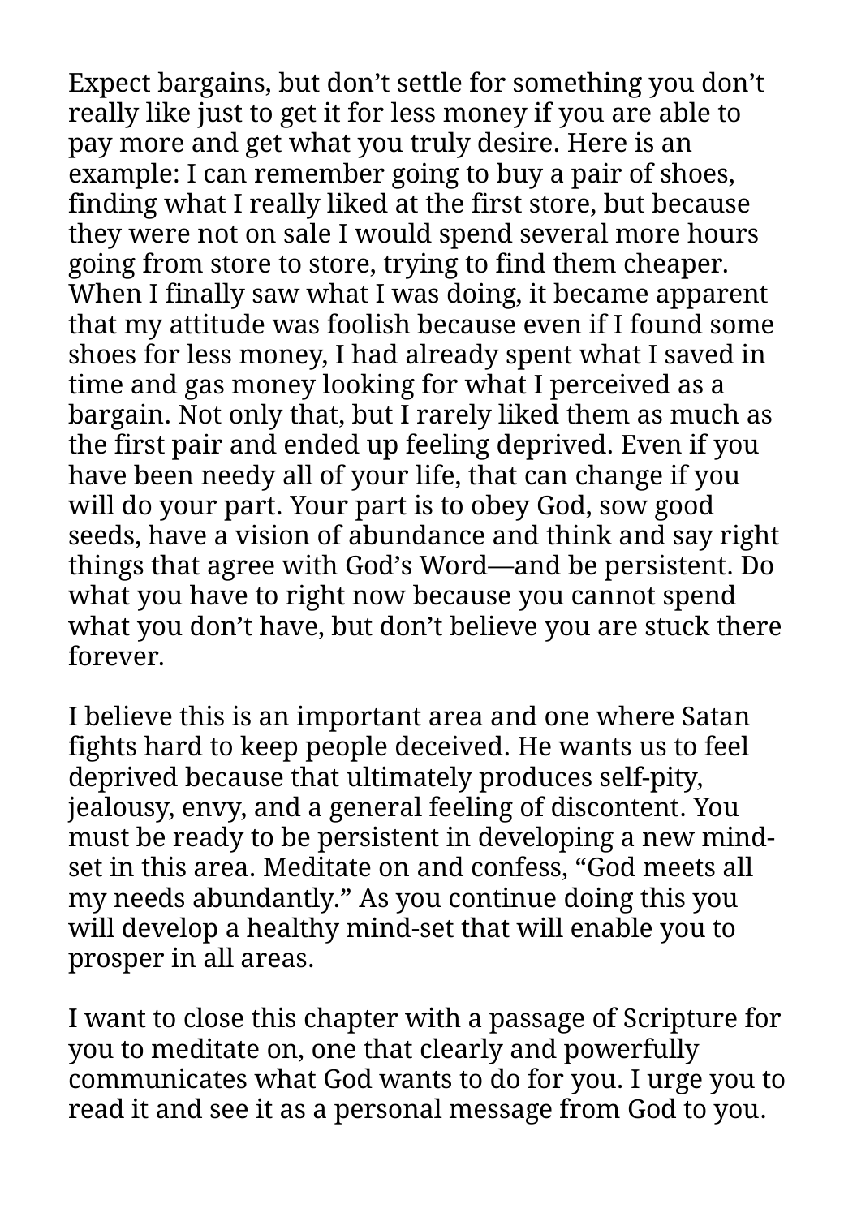Expect bargains, but don't settle for something you don't really like just to get it for less money if you are able to pay more and get what you truly desire. Here is an example: I can remember going to buy a pair of shoes, finding what I really liked at the first store, but because they were not on sale I would spend several more hours going from store to store, trying to find them cheaper. When I finally saw what I was doing, it became apparent that my attitude was foolish because even if I found some shoes for less money, I had already spent what I saved in time and gas money looking for what I perceived as a bargain. Not only that, but I rarely liked them as much as the first pair and ended up feeling deprived. Even if you have been needy all of your life, that can change if you will do your part. Your part is to obey God, sow good seeds, have a vision of abundance and think and say right things that agree with God's Word—and be persistent. Do what you have to right now because you cannot spend what you don't have, but don't believe you are stuck there forever.

I believe this is an important area and one where Satan fights hard to keep people deceived. He wants us to feel deprived because that ultimately produces self-pity, jealousy, envy, and a general feeling of discontent. You must be ready to be persistent in developing a new mind-set in this area. Meditate on and confess, "God meets all my needs abundantly." As you continue doing this you will develop a healthy mind-set that will enable you to prosper in all areas.

I want to close this chapter with a passage of Scripture for you to meditate on, one that clearly and powerfully communicates what God wants to do for you. I urge you to read it and see it as a personal message from God to you.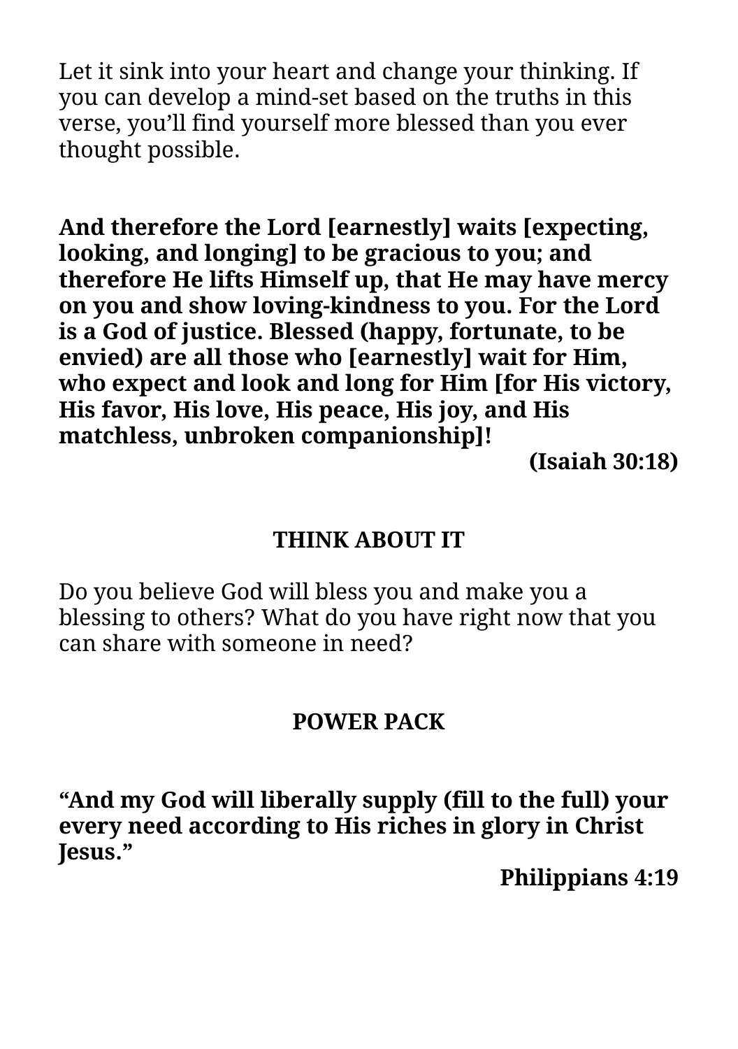Let it sink into your heart and change your thinking. If you can develop a mind-set based on the truths in this verse, you'll find yourself more blessed than you ever thought possible.

**And therefore the Lord [earnestly] waits [expecting, looking, and longing] to be gracious to you; and therefore He lifts Himself up, that He may have mercy on you and show loving-kindness to you. For the Lord is a God of justice. Blessed (happy, fortunate, to be envied) are all those who [earnestly] wait for Him, who expect and look and long for Him [for His victory, His favor, His love, His peace, His joy, and His matchless, unbroken companionship]!**

**(Isaiah 30:18)**

## THINK ABOUT IT

Do you believe God will bless you and make you a blessing to others? What do you have right now that you can share with someone in need?

## POWER PACK

**"And my God will liberally supply (fill to the full) your every need according to His riches in glory in Christ Jesus."**

**Philippians 4:19**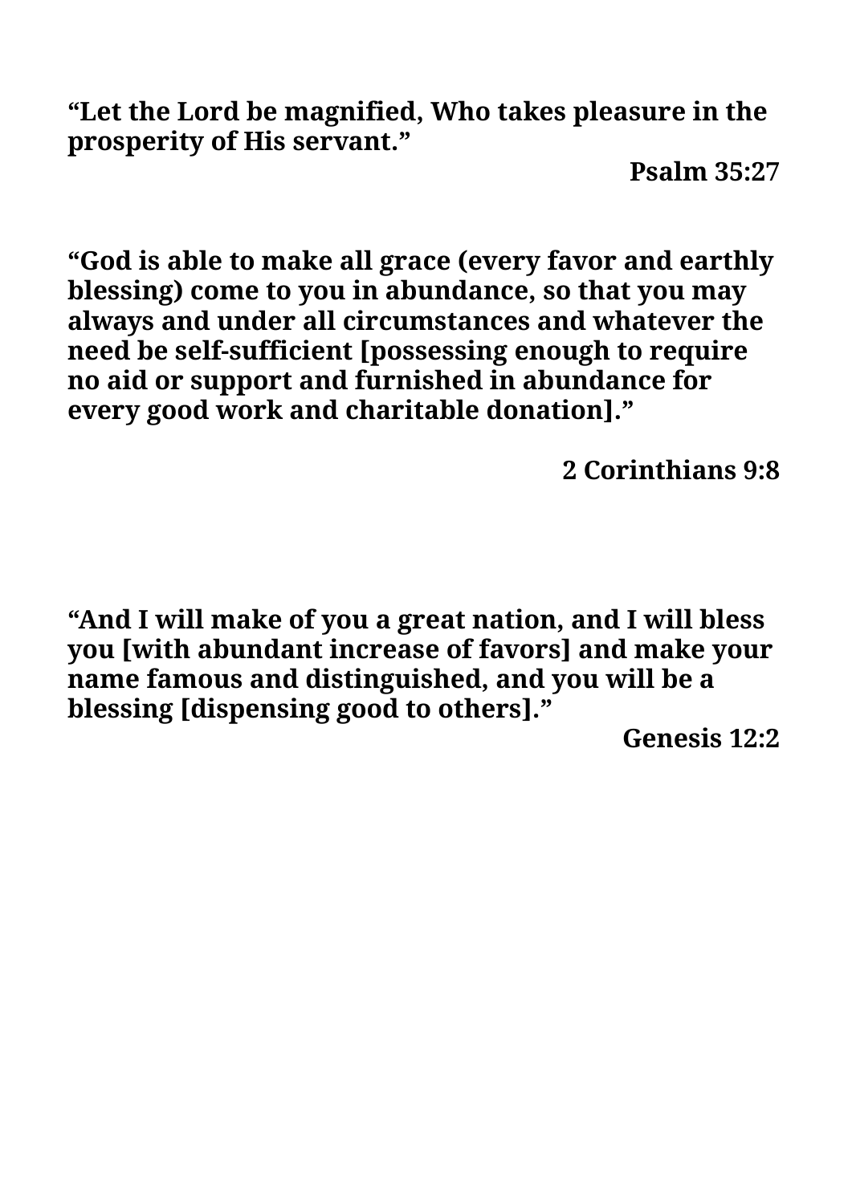**“Let the Lord be magnified, Who takes pleasure in the prosperity of His servant.”**

**Psalm 35:27**

**“God is able to make all grace (every favor and earthly blessing) come to you in abundance, so that you may always and under all circumstances and whatever the need be self-sufficient [possessing enough to require no aid or support and furnished in abundance for every good work and charitable donation].”**

**2 Corinthians 9:8**

**“And I will make of you a great nation, and I will bless you [with abundant increase of favors] and make your name famous and distinguished, and you will be a blessing [dispensing good to others].”**

**Genesis 12:2**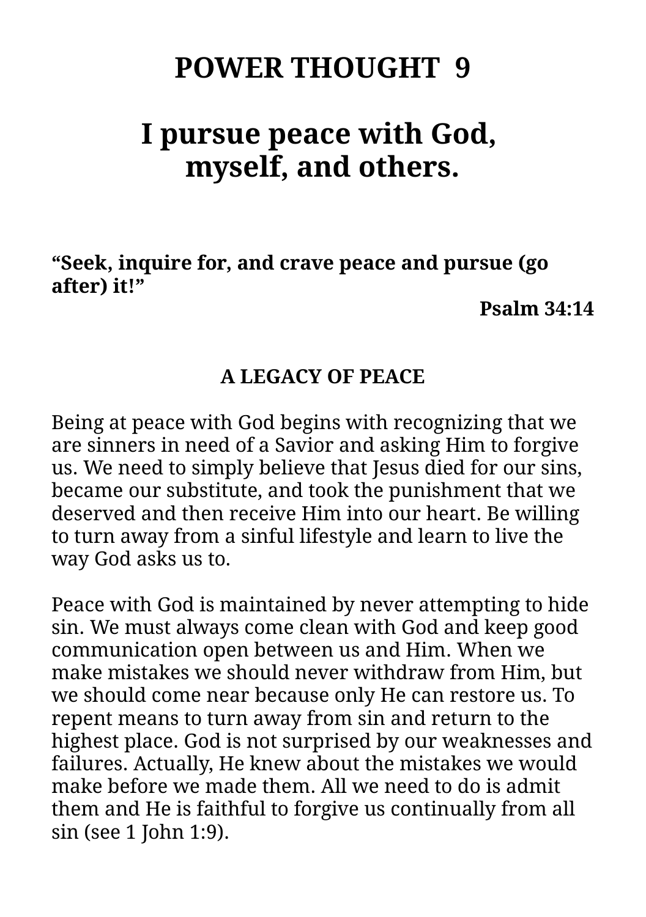# POWER THOUGHT 9

# I pursue peace with God, myself, and others.

**“Seek, inquire for, and crave peace and pursue (go after) it!”**

**Psalm 34:14**

### A LEGACY OF PEACE

Being at peace with God begins with recognizing that we are sinners in need of a Savior and asking Him to forgive us. We need to simply believe that Jesus died for our sins, became our substitute, and took the punishment that we deserved and then receive Him into our heart. Be willing to turn away from a sinful lifestyle and learn to live the way God asks us to.

Peace with God is maintained by never attempting to hide sin. We must always come clean with God and keep good communication open between us and Him. When we make mistakes we should never withdraw from Him, but we should come near because only He can restore us. To repent means to turn away from sin and return to the highest place. God is not surprised by our weaknesses and failures. Actually, He knew about the mistakes we would make before we made them. All we need to do is admit them and He is faithful to forgive us continually from all sin (see 1 John 1:9).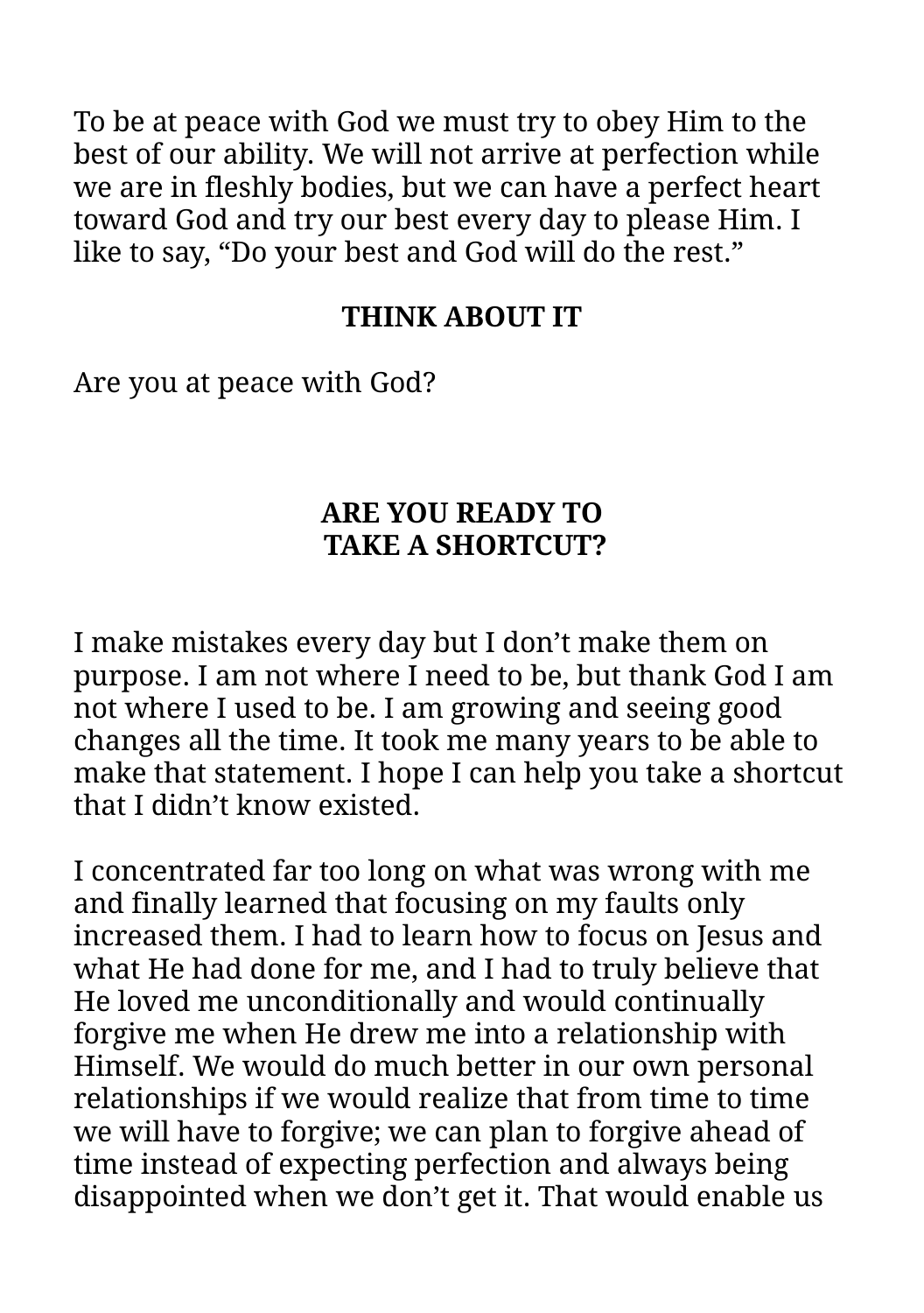To be at peace with God we must try to obey Him to the best of our ability. We will not arrive at perfection while we are in fleshly bodies, but we can have a perfect heart toward God and try our best every day to please Him. I like to say, “Do your best and God will do the rest.”

**THINK ABOUT IT**

Are you at peace with God?

## ARE YOU READY TO TAKE A SHORTCUT?

I make mistakes every day but I don’t make them on purpose. I am not where I need to be, but thank God I am not where I used to be. I am growing and seeing good changes all the time. It took me many years to be able to make that statement. I hope I can help you take a shortcut that I didn’t know existed.

I concentrated far too long on what was wrong with me and finally learned that focusing on my faults only increased them. I had to learn how to focus on Jesus and what He had done for me, and I had to truly believe that He loved me unconditionally and would continually forgive me when He drew me into a relationship with Himself. We would do much better in our own personal relationships if we would realize that from time to time we will have to forgive; we can plan to forgive ahead of time instead of expecting perfection and always being disappointed when we don’t get it. That would enable us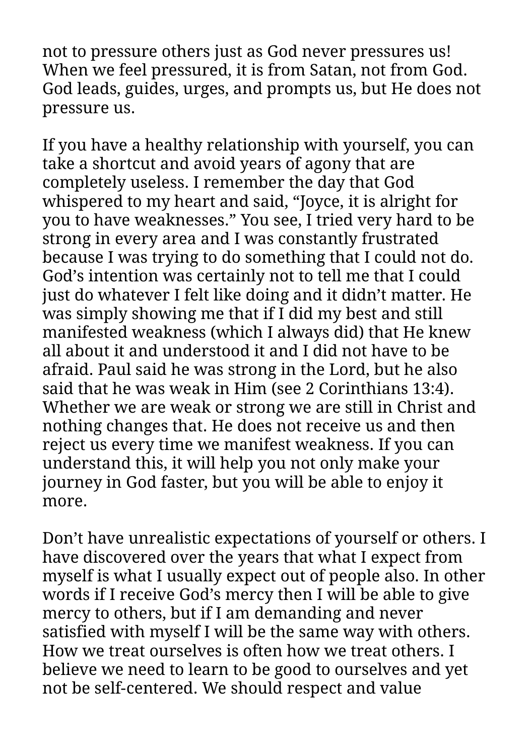not to pressure others just as God never pressures us! When we feel pressured, it is from Satan, not from God. God leads, guides, urges, and prompts us, but He does not pressure us.

If you have a healthy relationship with yourself, you can take a shortcut and avoid years of agony that are completely useless. I remember the day that God whispered to my heart and said, “Joyce, it is alright for you to have weaknesses.” You see, I tried very hard to be strong in every area and I was constantly frustrated because I was trying to do something that I could not do. God’s intention was certainly not to tell me that I could just do whatever I felt like doing and it didn’t matter. He was simply showing me that if I did my best and still manifested weakness (which I always did) that He knew all about it and understood it and I did not have to be afraid. Paul said he was strong in the Lord, but he also said that he was weak in Him (see 2 Corinthians 13:4). Whether we are weak or strong we are still in Christ and nothing changes that. He does not receive us and then reject us every time we manifest weakness. If you can understand this, it will help you not only make your journey in God faster, but you will be able to enjoy it more.

Don’t have unrealistic expectations of yourself or others. I have discovered over the years that what I expect from myself is what I usually expect out of people also. In other words if I receive God’s mercy then I will be able to give mercy to others, but if I am demanding and never satisfied with myself I will be the same way with others. How we treat ourselves is often how we treat others. I believe we need to learn to be good to ourselves and yet not be self-centered. We should respect and value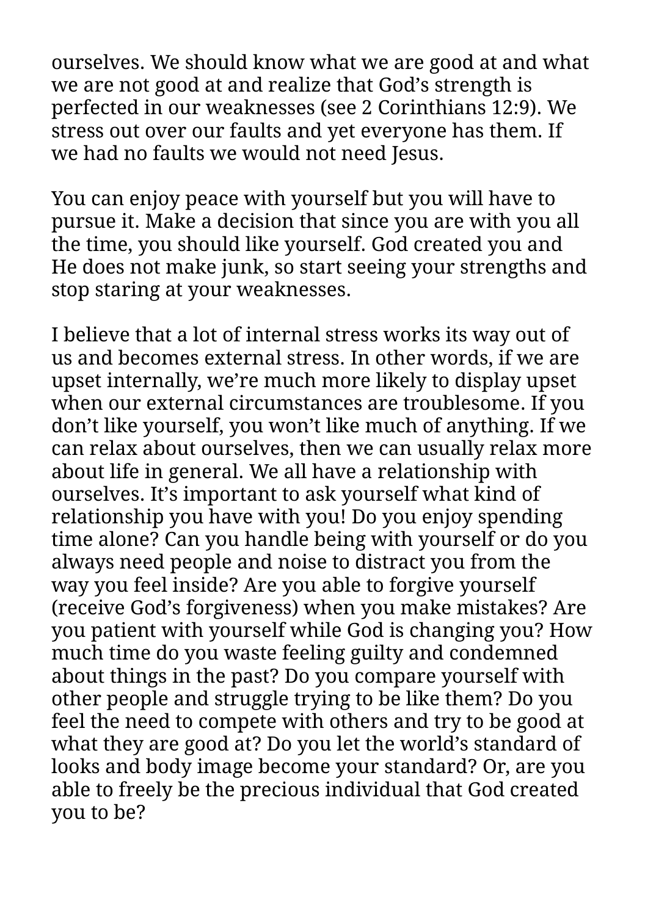ourselves. We should know what we are good at and what we are not good at and realize that God's strength is perfected in our weaknesses (see 2 Corinthians 12:9). We stress out over our faults and yet everyone has them. If we had no faults we would not need Jesus.

You can enjoy peace with yourself but you will have to pursue it. Make a decision that since you are with you all the time, you should like yourself. God created you and He does not make junk, so start seeing your strengths and stop staring at your weaknesses.

I believe that a lot of internal stress works its way out of us and becomes external stress. In other words, if we are upset internally, we're much more likely to display upset when our external circumstances are troublesome. If you don't like yourself, you won't like much of anything. If we can relax about ourselves, then we can usually relax more about life in general. We all have a relationship with ourselves. It's important to ask yourself what kind of relationship you have with you! Do you enjoy spending time alone? Can you handle being with yourself or do you always need people and noise to distract you from the way you feel inside? Are you able to forgive yourself (receive God's forgiveness) when you make mistakes? Are you patient with yourself while God is changing you? How much time do you waste feeling guilty and condemned about things in the past? Do you compare yourself with other people and struggle trying to be like them? Do you feel the need to compete with others and try to be good at what they are good at? Do you let the world's standard of looks and body image become your standard? Or, are you able to freely be the precious individual that God created you to be?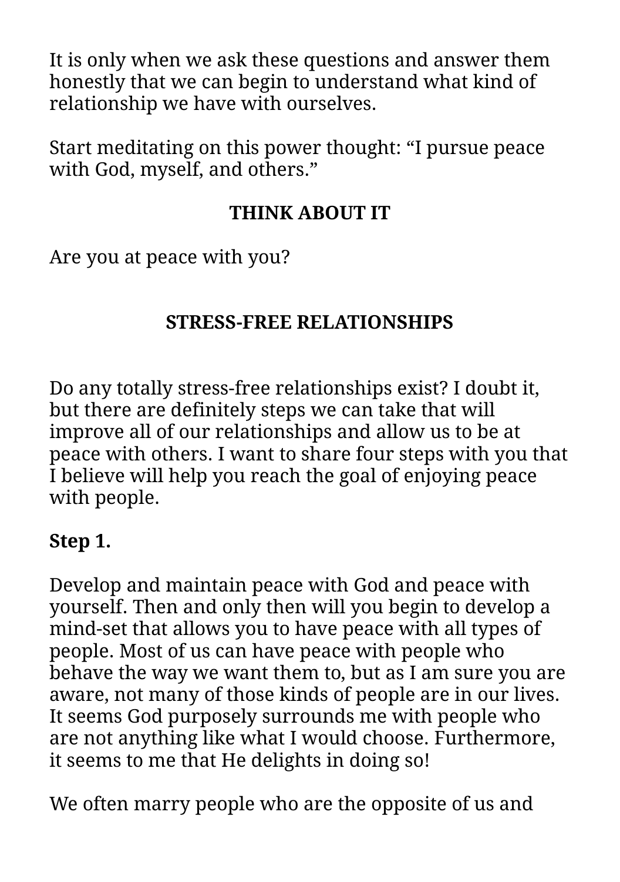It is only when we ask these questions and answer them honestly that we can begin to understand what kind of relationship we have with ourselves.

Start meditating on this power thought: “I pursue peace with God, myself, and others.”

**THINK ABOUT IT**

Are you at peace with you?

## STRESS-FREE RELATIONSHIPS

Do any totally stress-free relationships exist? I doubt it, but there are definitely steps we can take that will improve all of our relationships and allow us to be at peace with others. I want to share four steps with you that I believe will help you reach the goal of enjoying peace with people.

**Step 1.**

Develop and maintain peace with God and peace with yourself. Then and only then will you begin to develop a mind-set that allows you to have peace with all types of people. Most of us can have peace with people who behave the way we want them to, but as I am sure you are aware, not many of those kinds of people are in our lives. It seems God purposely surrounds me with people who are not anything like what I would choose. Furthermore, it seems to me that He delights in doing so!

We often marry people who are the opposite of us and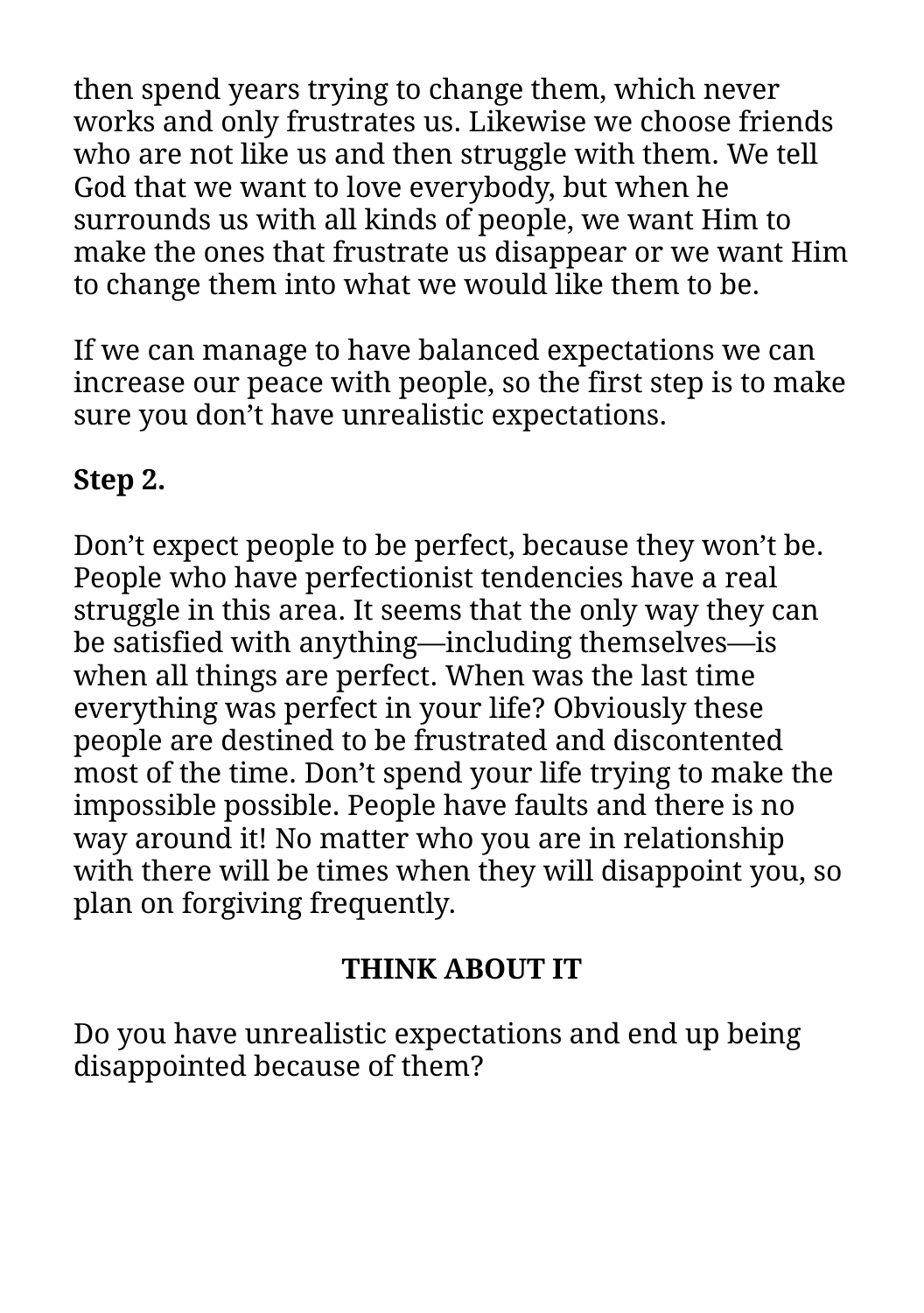then spend years trying to change them, which never works and only frustrates us. Likewise we choose friends who are not like us and then struggle with them. We tell God that we want to love everybody, but when he surrounds us with all kinds of people, we want Him to make the ones that frustrate us disappear or we want Him to change them into what we would like them to be.

If we can manage to have balanced expectations we can increase our peace with people, so the first step is to make sure you don't have unrealistic expectations.

**Step 2.**

Don't expect people to be perfect, because they won't be. People who have perfectionist tendencies have a real struggle in this area. It seems that the only way they can be satisfied with anything—including themselves—is when all things are perfect. When was the last time everything was perfect in your life? Obviously these people are destined to be frustrated and discontented most of the time. Don't spend your life trying to make the impossible possible. People have faults and there is no way around it! No matter who you are in relationship with there will be times when they will disappoint you, so plan on forgiving frequently.

**THINK ABOUT IT**

Do you have unrealistic expectations and end up being disappointed because of them?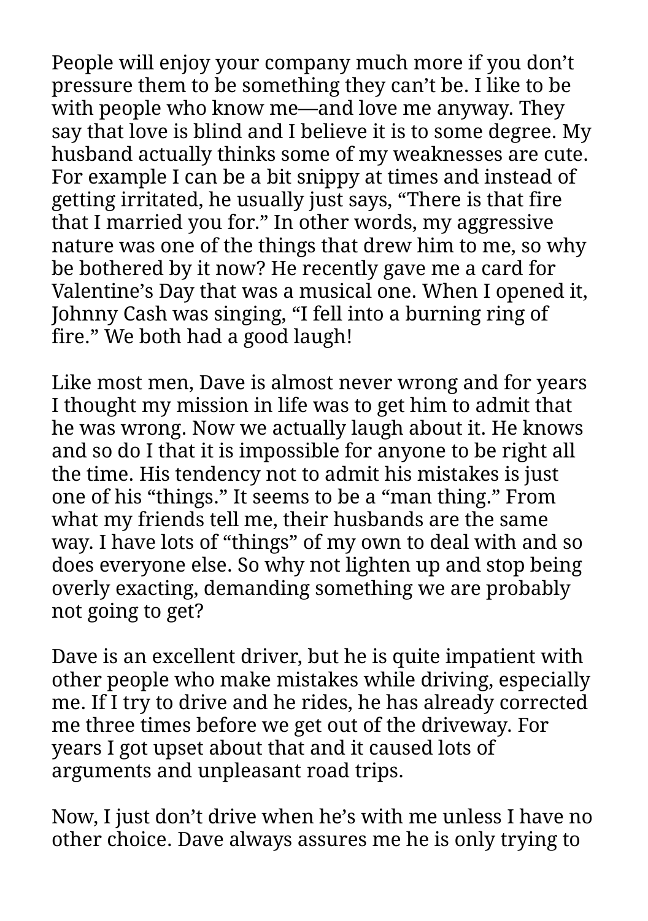People will enjoy your company much more if you don't pressure them to be something they can't be. I like to be with people who know me—and love me anyway. They say that love is blind and I believe it is to some degree. My husband actually thinks some of my weaknesses are cute. For example I can be a bit snippy at times and instead of getting irritated, he usually just says, "There is that fire that I married you for." In other words, my aggressive nature was one of the things that drew him to me, so why be bothered by it now? He recently gave me a card for Valentine's Day that was a musical one. When I opened it, Johnny Cash was singing, "I fell into a burning ring of fire." We both had a good laugh!

Like most men, Dave is almost never wrong and for years I thought my mission in life was to get him to admit that he was wrong. Now we actually laugh about it. He knows and so do I that it is impossible for anyone to be right all the time. His tendency not to admit his mistakes is just one of his "things." It seems to be a "man thing." From what my friends tell me, their husbands are the same way. I have lots of "things" of my own to deal with and so does everyone else. So why not lighten up and stop being overly exacting, demanding something we are probably not going to get?

Dave is an excellent driver, but he is quite impatient with other people who make mistakes while driving, especially me. If I try to drive and he rides, he has already corrected me three times before we get out of the driveway. For years I got upset about that and it caused lots of arguments and unpleasant road trips.

Now, I just don't drive when he's with me unless I have no other choice. Dave always assures me he is only trying to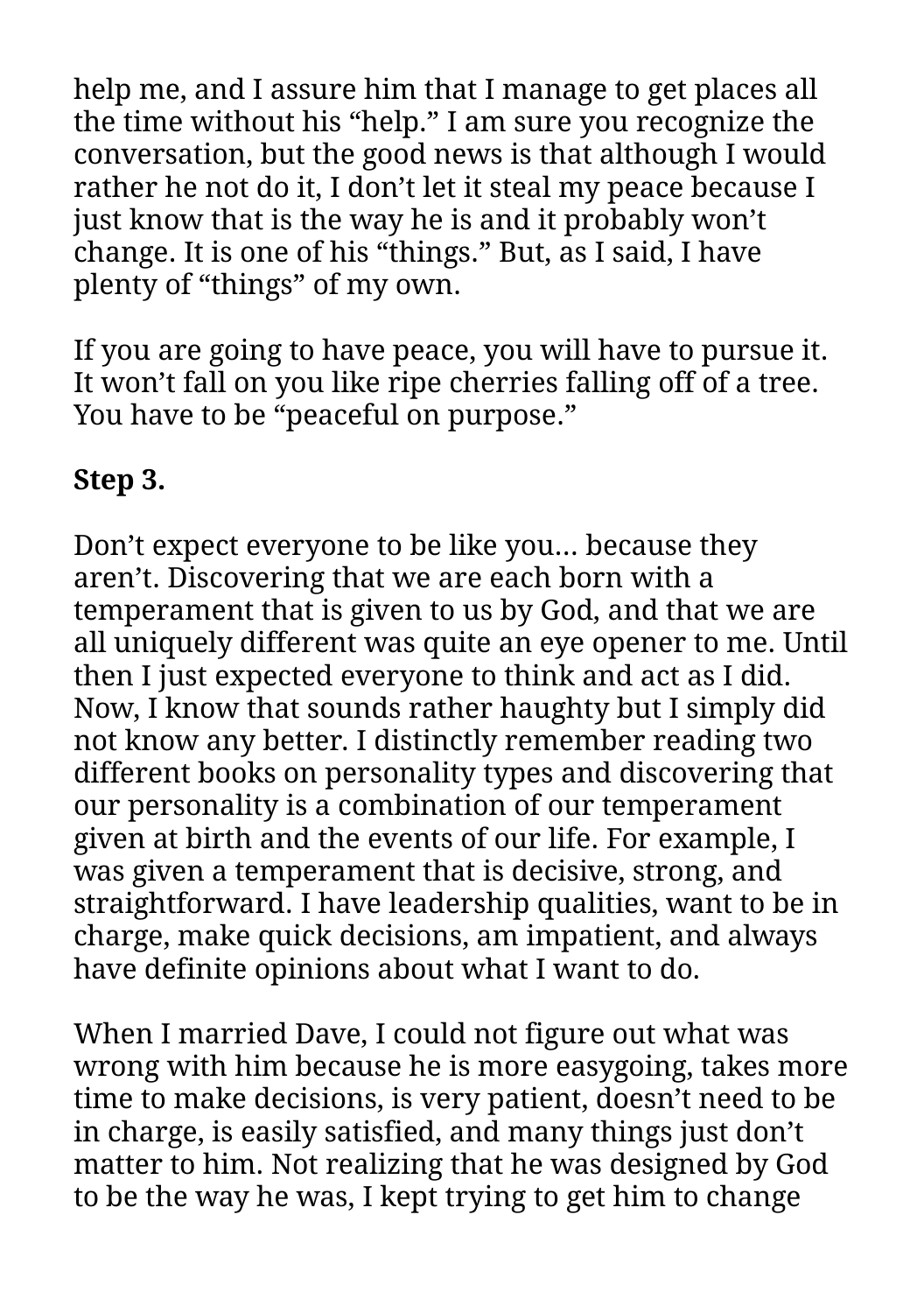help me, and I assure him that I manage to get places all the time without his "help." I am sure you recognize the conversation, but the good news is that although I would rather he not do it, I don't let it steal my peace because I just know that is the way he is and it probably won't change. It is one of his "things." But, as I said, I have plenty of "things" of my own.

If you are going to have peace, you will have to pursue it. It won't fall on you like ripe cherries falling off of a tree. You have to be "peaceful on purpose."

**Step 3.**

Don't expect everyone to be like you… because they aren't. Discovering that we are each born with a temperament that is given to us by God, and that we are all uniquely different was quite an eye opener to me. Until then I just expected everyone to think and act as I did. Now, I know that sounds rather haughty but I simply did not know any better. I distinctly remember reading two different books on personality types and discovering that our personality is a combination of our temperament given at birth and the events of our life. For example, I was given a temperament that is decisive, strong, and straightforward. I have leadership qualities, want to be in charge, make quick decisions, am impatient, and always have definite opinions about what I want to do.

When I married Dave, I could not figure out what was wrong with him because he is more easygoing, takes more time to make decisions, is very patient, doesn't need to be in charge, is easily satisfied, and many things just don't matter to him. Not realizing that he was designed by God to be the way he was, I kept trying to get him to change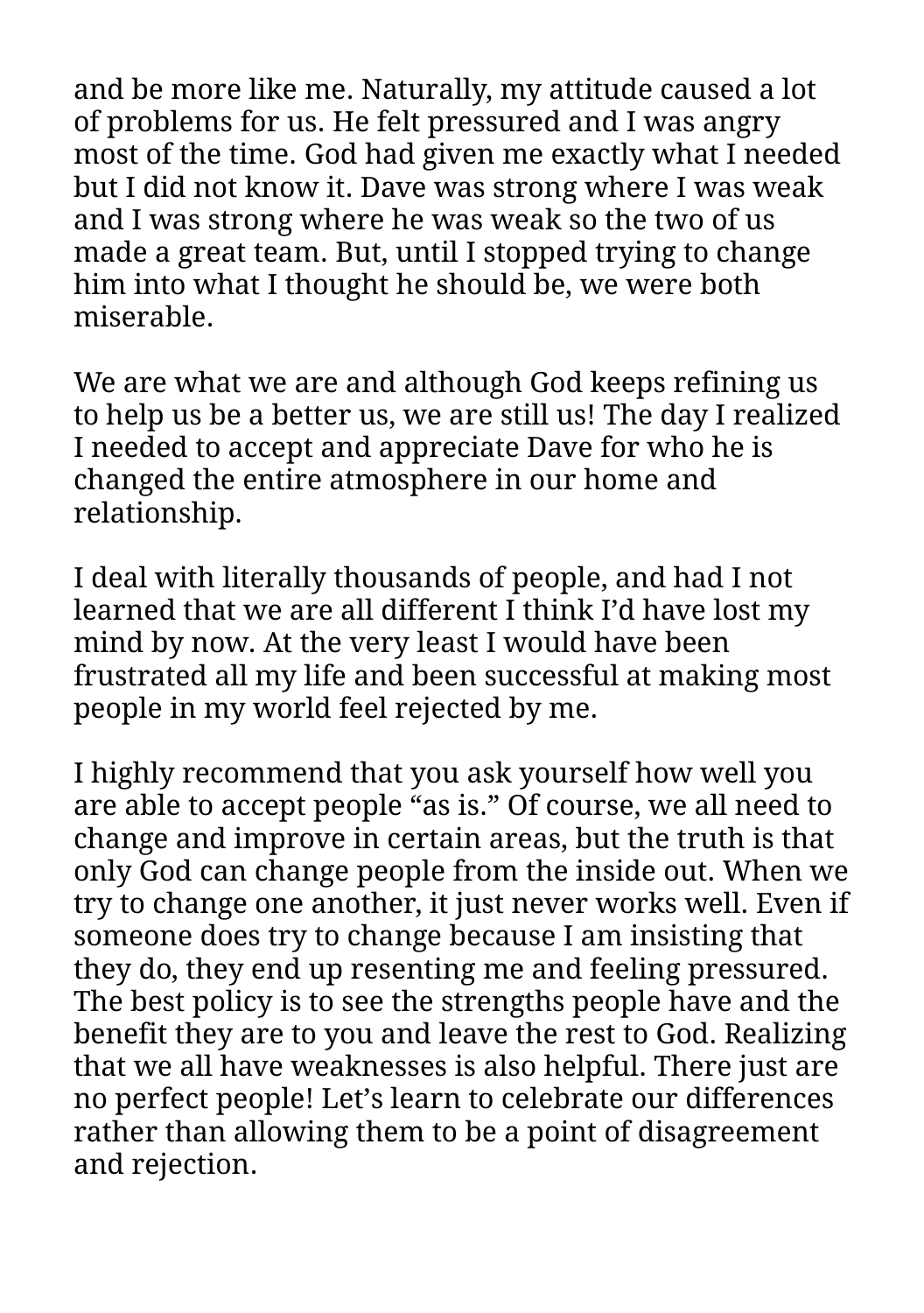and be more like me. Naturally, my attitude caused a lot of problems for us. He felt pressured and I was angry most of the time. God had given me exactly what I needed but I did not know it. Dave was strong where I was weak and I was strong where he was weak so the two of us made a great team. But, until I stopped trying to change him into what I thought he should be, we were both miserable.

We are what we are and although God keeps refining us to help us be a better us, we are still us! The day I realized I needed to accept and appreciate Dave for who he is changed the entire atmosphere in our home and relationship.

I deal with literally thousands of people, and had I not learned that we are all different I think I'd have lost my mind by now. At the very least I would have been frustrated all my life and been successful at making most people in my world feel rejected by me.

I highly recommend that you ask yourself how well you are able to accept people "as is." Of course, we all need to change and improve in certain areas, but the truth is that only God can change people from the inside out. When we try to change one another, it just never works well. Even if someone does try to change because I am insisting that they do, they end up resenting me and feeling pressured. The best policy is to see the strengths people have and the benefit they are to you and leave the rest to God. Realizing that we all have weaknesses is also helpful. There just are no perfect people! Let's learn to celebrate our differences rather than allowing them to be a point of disagreement and rejection.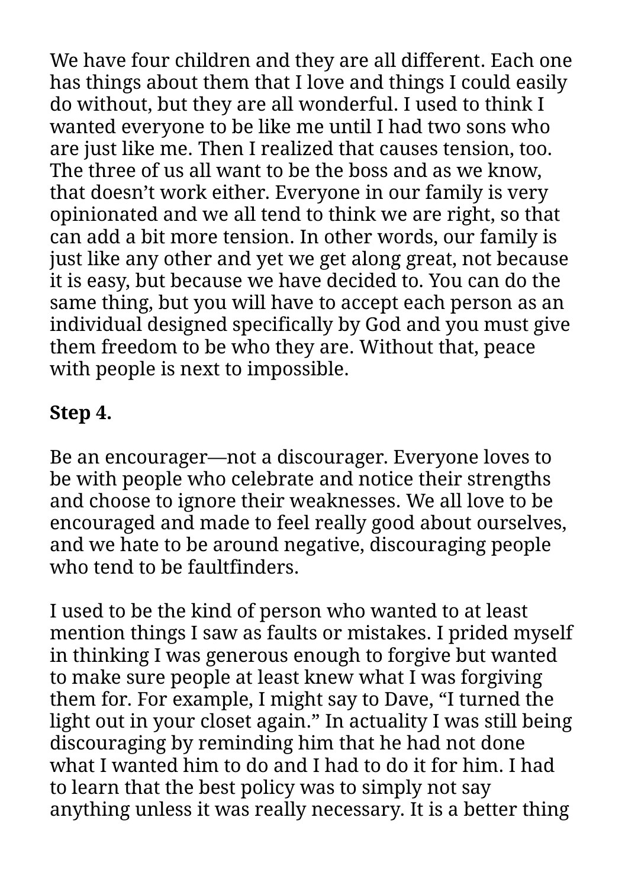We have four children and they are all different. Each one has things about them that I love and things I could easily do without, but they are all wonderful. I used to think I wanted everyone to be like me until I had two sons who are just like me. Then I realized that causes tension, too. The three of us all want to be the boss and as we know, that doesn't work either. Everyone in our family is very opinionated and we all tend to think we are right, so that can add a bit more tension. In other words, our family is just like any other and yet we get along great, not because it is easy, but because we have decided to. You can do the same thing, but you will have to accept each person as an individual designed specifically by God and you must give them freedom to be who they are. Without that, peace with people is next to impossible.

**Step 4.**

Be an encourager—not a discourager. Everyone loves to be with people who celebrate and notice their strengths and choose to ignore their weaknesses. We all love to be encouraged and made to feel really good about ourselves, and we hate to be around negative, discouraging people who tend to be faultfinders.

I used to be the kind of person who wanted to at least mention things I saw as faults or mistakes. I prided myself in thinking I was generous enough to forgive but wanted to make sure people at least knew what I was forgiving them for. For example, I might say to Dave, "I turned the light out in your closet again." In actuality I was still being discouraging by reminding him that he had not done what I wanted him to do and I had to do it for him. I had to learn that the best policy was to simply not say anything unless it was really necessary. It is a better thing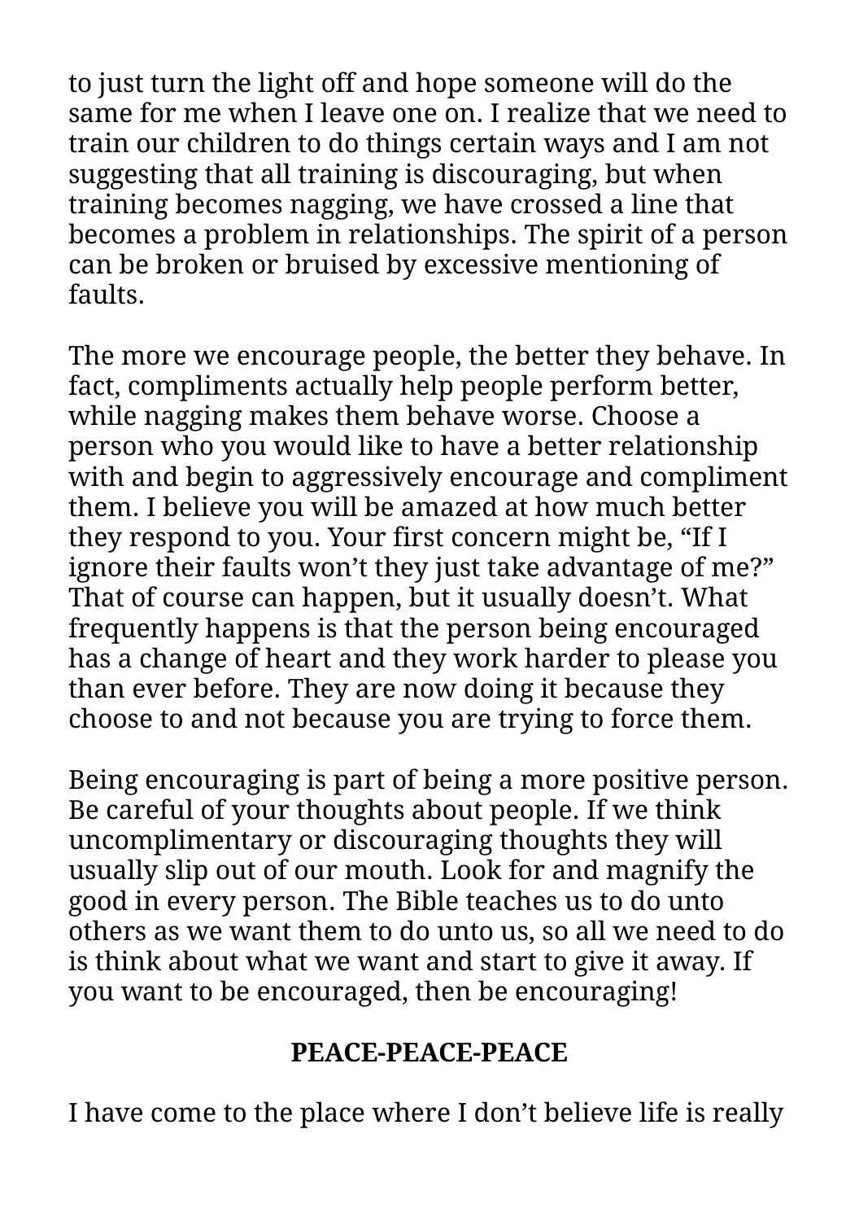to just turn the light off and hope someone will do the same for me when I leave one on. I realize that we need to train our children to do things certain ways and I am not suggesting that all training is discouraging, but when training becomes nagging, we have crossed a line that becomes a problem in relationships. The spirit of a person can be broken or bruised by excessive mentioning of faults.

The more we encourage people, the better they behave. In fact, compliments actually help people perform better, while nagging makes them behave worse. Choose a person who you would like to have a better relationship with and begin to aggressively encourage and compliment them. I believe you will be amazed at how much better they respond to you. Your first concern might be, "If I ignore their faults won't they just take advantage of me?" That of course can happen, but it usually doesn't. What frequently happens is that the person being encouraged has a change of heart and they work harder to please you than ever before. They are now doing it because they choose to and not because you are trying to force them.

Being encouraging is part of being a more positive person. Be careful of your thoughts about people. If we think uncomplimentary or discouraging thoughts they will usually slip out of our mouth. Look for and magnify the good in every person. The Bible teaches us to do unto others as we want them to do unto us, so all we need to do is think about what we want and start to give it away. If you want to be encouraged, then be encouraging!

## PEACE-PEACE-PEACE

I have come to the place where I don't believe life is really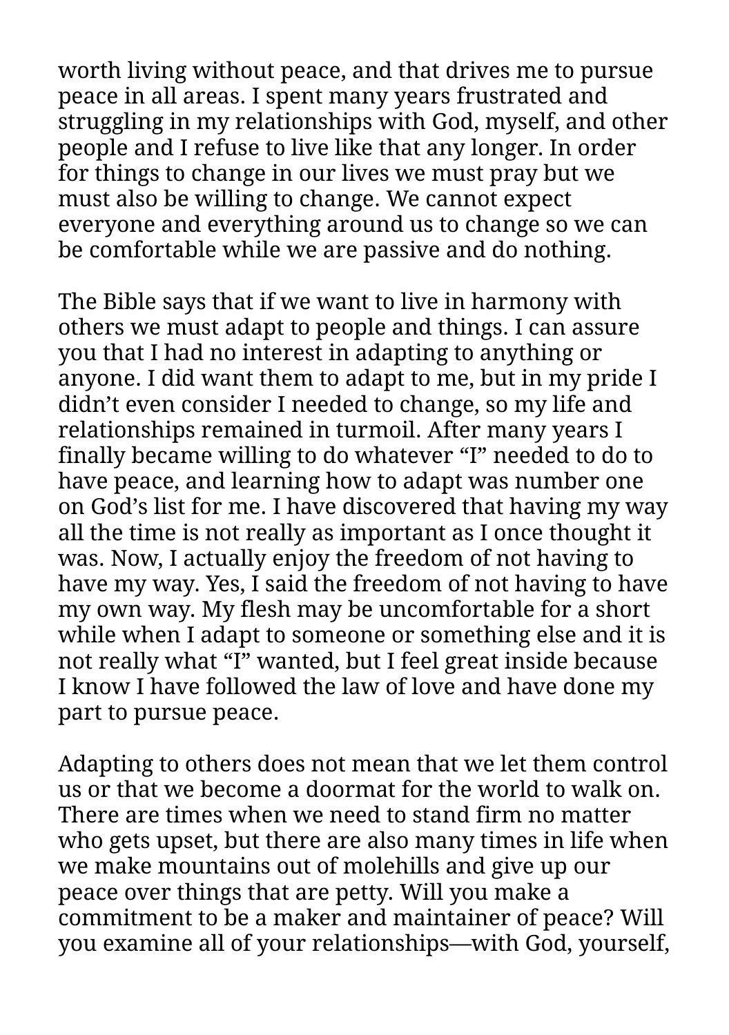worth living without peace, and that drives me to pursue peace in all areas. I spent many years frustrated and struggling in my relationships with God, myself, and other people and I refuse to live like that any longer. In order for things to change in our lives we must pray but we must also be willing to change. We cannot expect everyone and everything around us to change so we can be comfortable while we are passive and do nothing.

The Bible says that if we want to live in harmony with others we must adapt to people and things. I can assure you that I had no interest in adapting to anything or anyone. I did want them to adapt to me, but in my pride I didn't even consider I needed to change, so my life and relationships remained in turmoil. After many years I finally became willing to do whatever "I" needed to do to have peace, and learning how to adapt was number one on God's list for me. I have discovered that having my way all the time is not really as important as I once thought it was. Now, I actually enjoy the freedom of not having to have my way. Yes, I said the freedom of not having to have my own way. My flesh may be uncomfortable for a short while when I adapt to someone or something else and it is not really what "I" wanted, but I feel great inside because I know I have followed the law of love and have done my part to pursue peace.

Adapting to others does not mean that we let them control us or that we become a doormat for the world to walk on. There are times when we need to stand firm no matter who gets upset, but there are also many times in life when we make mountains out of molehills and give up our peace over things that are petty. Will you make a commitment to be a maker and maintainer of peace? Will you examine all of your relationships—with God, yourself,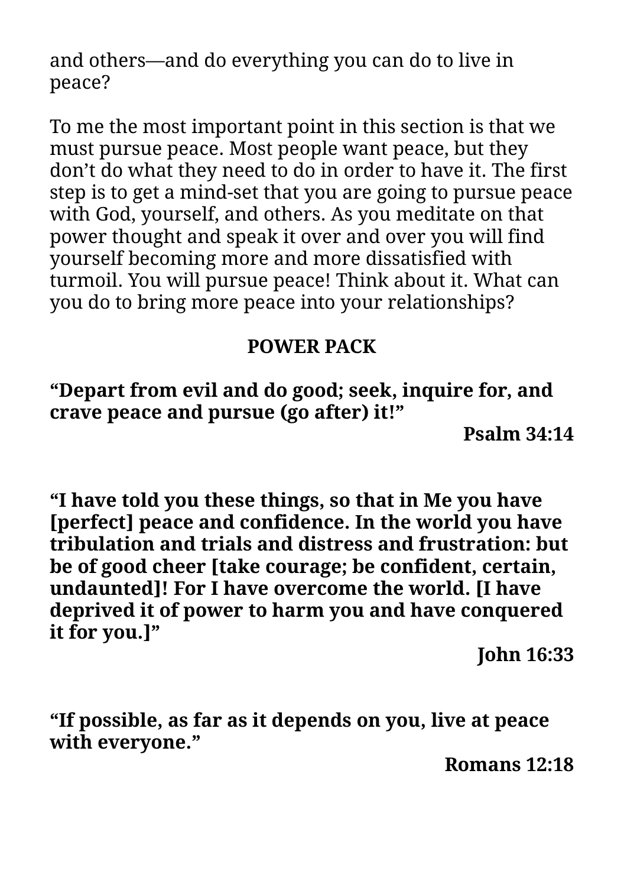and others—and do everything you can do to live in peace?

To me the most important point in this section is that we must pursue peace. Most people want peace, but they don't do what they need to do in order to have it. The first step is to get a mind-set that you are going to pursue peace with God, yourself, and others. As you meditate on that power thought and speak it over and over you will find yourself becoming more and more dissatisfied with turmoil. You will pursue peace! Think about it. What can you do to bring more peace into your relationships?

## POWER PACK

**"Depart from evil and do good; seek, inquire for, and crave peace and pursue (go after) it!"**

**Psalm 34:14**

**"I have told you these things, so that in Me you have [perfect] peace and confidence. In the world you have tribulation and trials and distress and frustration: but be of good cheer [take courage; be confident, certain, undaunted]! For I have overcome the world. [I have deprived it of power to harm you and have conquered it for you.]"**

**John 16:33**

**"If possible, as far as it depends on you, live at peace with everyone."**

**Romans 12:18**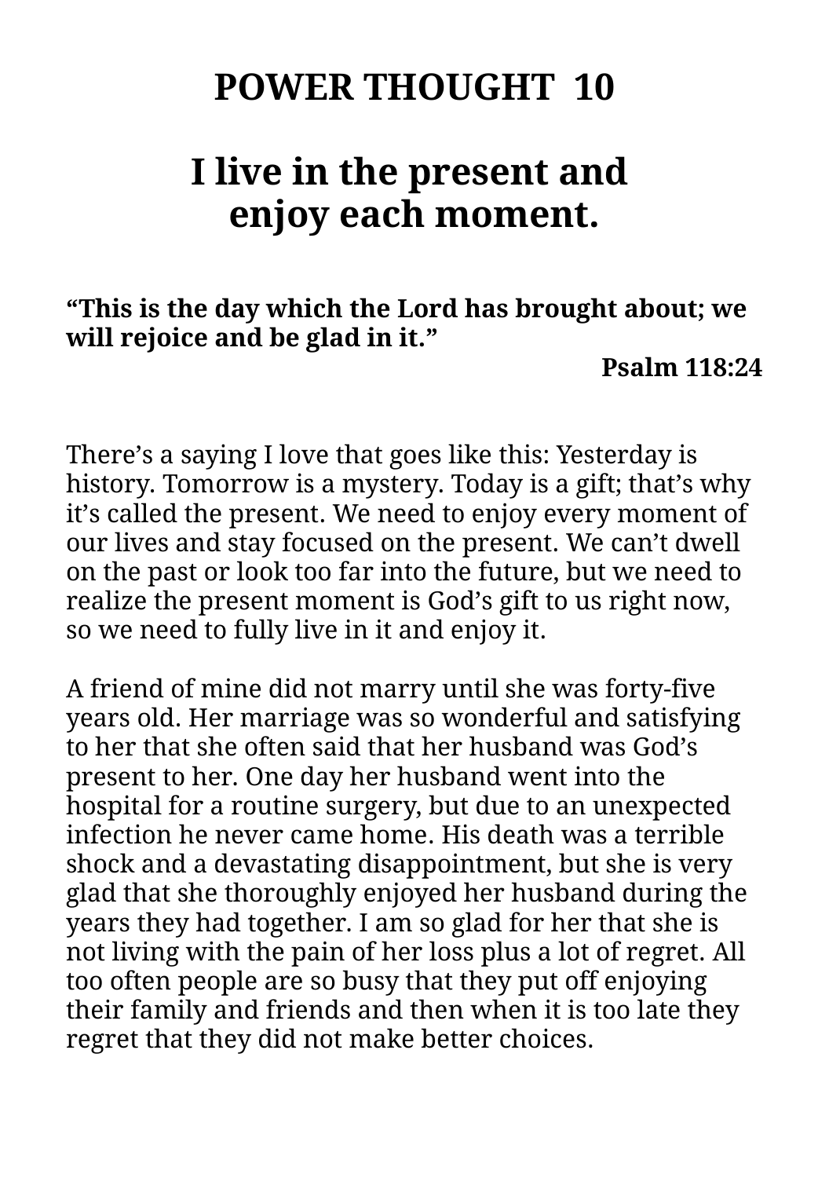# POWER THOUGHT 10

## I live in the present and enjoy each moment.

**"This is the day which the Lord has brought about; we will rejoice and be glad in it."**

**Psalm 118:24**

There's a saying I love that goes like this: Yesterday is history. Tomorrow is a mystery. Today is a gift; that's why it's called the present. We need to enjoy every moment of our lives and stay focused on the present. We can't dwell on the past or look too far into the future, but we need to realize the present moment is God's gift to us right now, so we need to fully live in it and enjoy it.

A friend of mine did not marry until she was forty-five years old. Her marriage was so wonderful and satisfying to her that she often said that her husband was God's present to her. One day her husband went into the hospital for a routine surgery, but due to an unexpected infection he never came home. His death was a terrible shock and a devastating disappointment, but she is very glad that she thoroughly enjoyed her husband during the years they had together. I am so glad for her that she is not living with the pain of her loss plus a lot of regret. All too often people are so busy that they put off enjoying their family and friends and then when it is too late they regret that they did not make better choices.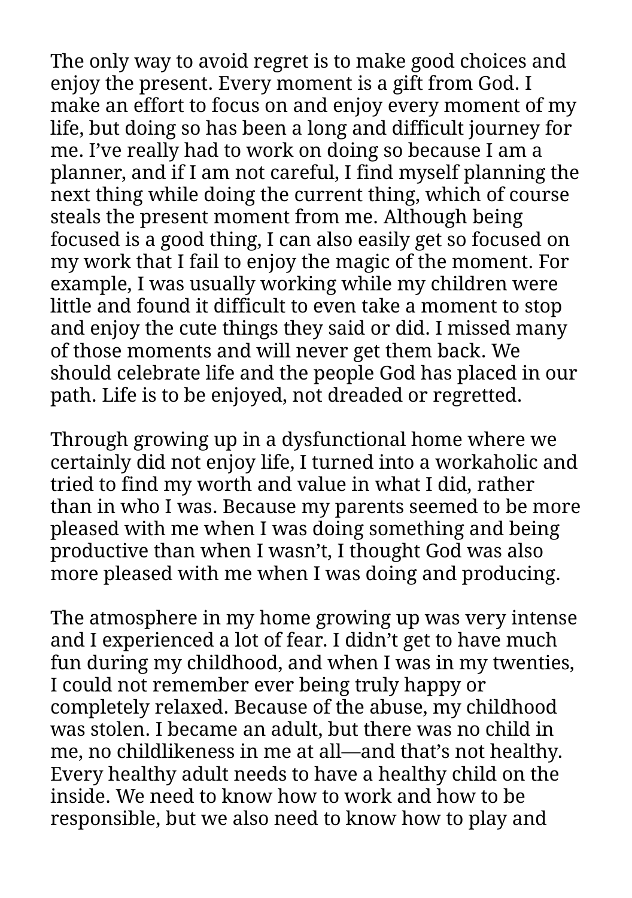The only way to avoid regret is to make good choices and enjoy the present. Every moment is a gift from God. I make an effort to focus on and enjoy every moment of my life, but doing so has been a long and difficult journey for me. I've really had to work on doing so because I am a planner, and if I am not careful, I find myself planning the next thing while doing the current thing, which of course steals the present moment from me. Although being focused is a good thing, I can also easily get so focused on my work that I fail to enjoy the magic of the moment. For example, I was usually working while my children were little and found it difficult to even take a moment to stop and enjoy the cute things they said or did. I missed many of those moments and will never get them back. We should celebrate life and the people God has placed in our path. Life is to be enjoyed, not dreaded or regretted.

Through growing up in a dysfunctional home where we certainly did not enjoy life, I turned into a workaholic and tried to find my worth and value in what I did, rather than in who I was. Because my parents seemed to be more pleased with me when I was doing something and being productive than when I wasn't, I thought God was also more pleased with me when I was doing and producing.

The atmosphere in my home growing up was very intense and I experienced a lot of fear. I didn't get to have much fun during my childhood, and when I was in my twenties, I could not remember ever being truly happy or completely relaxed. Because of the abuse, my childhood was stolen. I became an adult, but there was no child in me, no childlikeness in me at all—and that's not healthy. Every healthy adult needs to have a healthy child on the inside. We need to know how to work and how to be responsible, but we also need to know how to play and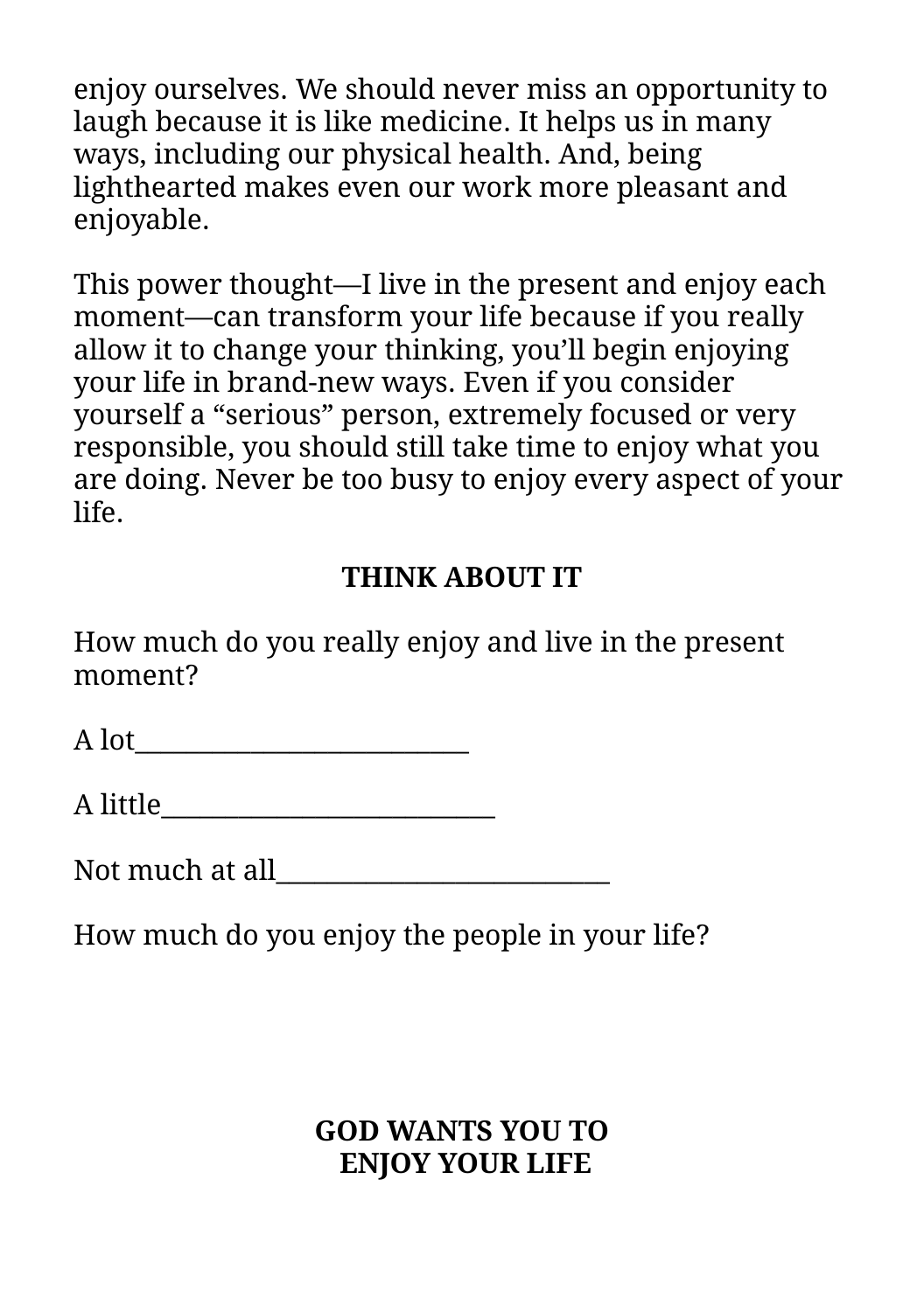enjoy ourselves. We should never miss an opportunity to laugh because it is like medicine. It helps us in many ways, including our physical health. And, being lighthearted makes even our work more pleasant and enjoyable.

This power thought—I live in the present and enjoy each moment—can transform your life because if you really allow it to change your thinking, you'll begin enjoying your life in brand-new ways. Even if you consider yourself a "serious" person, extremely focused or very responsible, you should still take time to enjoy what you are doing. Never be too busy to enjoy every aspect of your life.

**THINK ABOUT IT**

How much do you really enjoy and live in the present moment?

A lot__________________________

A little__________________________

Not much at all__________________________

How much do you enjoy the people in your life?

## GOD WANTS YOU TO ENJOY YOUR LIFE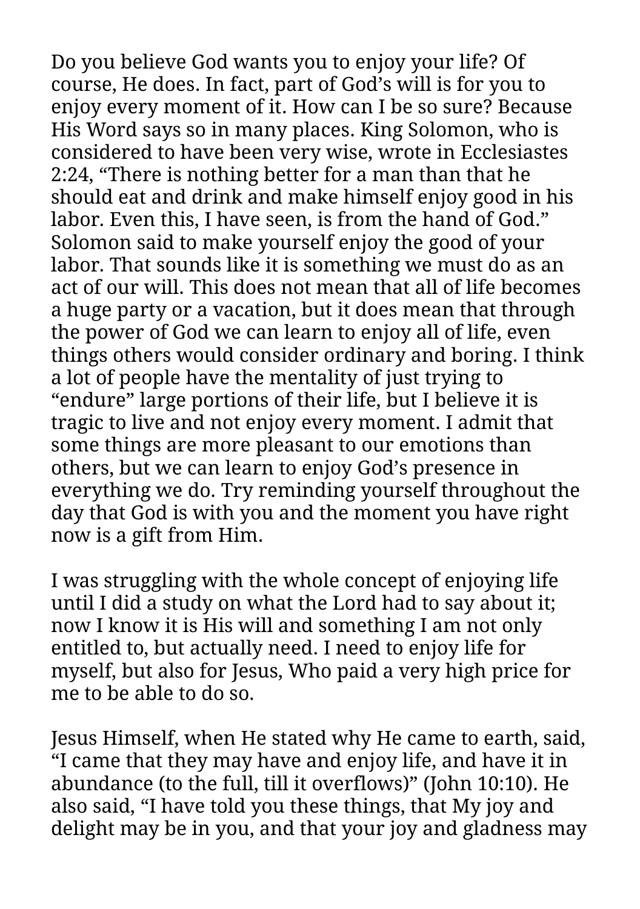Do you believe God wants you to enjoy your life? Of course, He does. In fact, part of God's will is for you to enjoy every moment of it. How can I be so sure? Because His Word says so in many places. King Solomon, who is considered to have been very wise, wrote in Ecclesiastes 2:24, "There is nothing better for a man than that he should eat and drink and make himself enjoy good in his labor. Even this, I have seen, is from the hand of God." Solomon said to make yourself enjoy the good of your labor. That sounds like it is something we must do as an act of our will. This does not mean that all of life becomes a huge party or a vacation, but it does mean that through the power of God we can learn to enjoy all of life, even things others would consider ordinary and boring. I think a lot of people have the mentality of just trying to "endure" large portions of their life, but I believe it is tragic to live and not enjoy every moment. I admit that some things are more pleasant to our emotions than others, but we can learn to enjoy God's presence in everything we do. Try reminding yourself throughout the day that God is with you and the moment you have right now is a gift from Him.

I was struggling with the whole concept of enjoying life until I did a study on what the Lord had to say about it; now I know it is His will and something I am not only entitled to, but actually need. I need to enjoy life for myself, but also for Jesus, Who paid a very high price for me to be able to do so.

Jesus Himself, when He stated why He came to earth, said, "I came that they may have and enjoy life, and have it in abundance (to the full, till it overflows)" (John 10:10). He also said, "I have told you these things, that My joy and delight may be in you, and that your joy and gladness may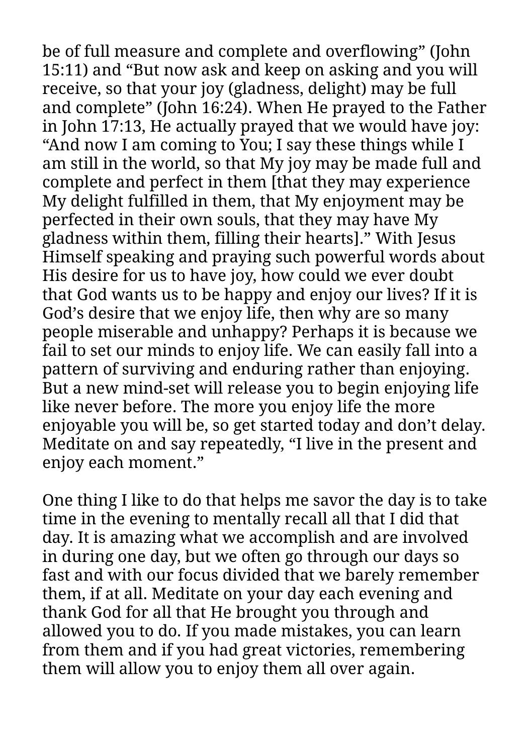be of full measure and complete and overflowing" (John 15:11) and "But now ask and keep on asking and you will receive, so that your joy (gladness, delight) may be full and complete" (John 16:24). When He prayed to the Father in John 17:13, He actually prayed that we would have joy: "And now I am coming to You; I say these things while I am still in the world, so that My joy may be made full and complete and perfect in them [that they may experience My delight fulfilled in them, that My enjoyment may be perfected in their own souls, that they may have My gladness within them, filling their hearts]." With Jesus Himself speaking and praying such powerful words about His desire for us to have joy, how could we ever doubt that God wants us to be happy and enjoy our lives? If it is God's desire that we enjoy life, then why are so many people miserable and unhappy? Perhaps it is because we fail to set our minds to enjoy life. We can easily fall into a pattern of surviving and enduring rather than enjoying. But a new mind-set will release you to begin enjoying life like never before. The more you enjoy life the more enjoyable you will be, so get started today and don't delay. Meditate on and say repeatedly, "I live in the present and enjoy each moment."

One thing I like to do that helps me savor the day is to take time in the evening to mentally recall all that I did that day. It is amazing what we accomplish and are involved in during one day, but we often go through our days so fast and with our focus divided that we barely remember them, if at all. Meditate on your day each evening and thank God for all that He brought you through and allowed you to do. If you made mistakes, you can learn from them and if you had great victories, remembering them will allow you to enjoy them all over again.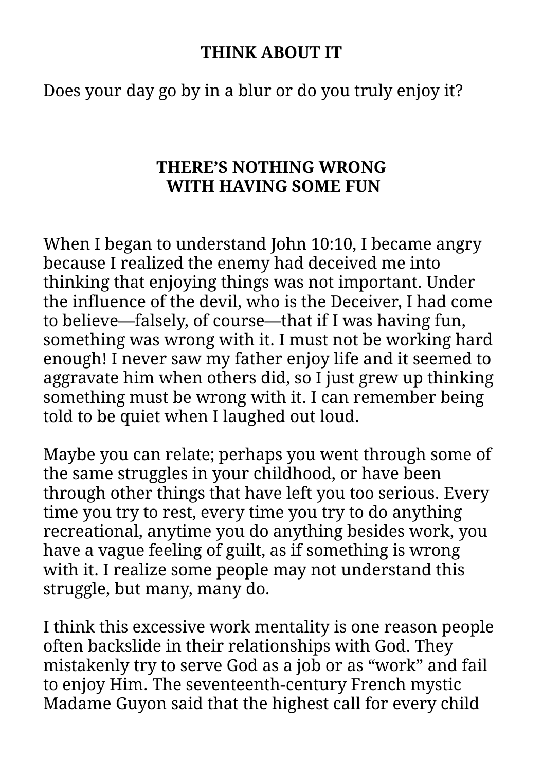**THINK ABOUT IT**

Does your day go by in a blur or do you truly enjoy it?

## THERE'S NOTHING WRONG WITH HAVING SOME FUN

When I began to understand John 10:10, I became angry because I realized the enemy had deceived me into thinking that enjoying things was not important. Under the influence of the devil, who is the Deceiver, I had come to believe—falsely, of course—that if I was having fun, something was wrong with it. I must not be working hard enough! I never saw my father enjoy life and it seemed to aggravate him when others did, so I just grew up thinking something must be wrong with it. I can remember being told to be quiet when I laughed out loud.

Maybe you can relate; perhaps you went through some of the same struggles in your childhood, or have been through other things that have left you too serious. Every time you try to rest, every time you try to do anything recreational, anytime you do anything besides work, you have a vague feeling of guilt, as if something is wrong with it. I realize some people may not understand this struggle, but many, many do.

I think this excessive work mentality is one reason people often backslide in their relationships with God. They mistakenly try to serve God as a job or as "work" and fail to enjoy Him. The seventeenth-century French mystic Madame Guyon said that the highest call for every child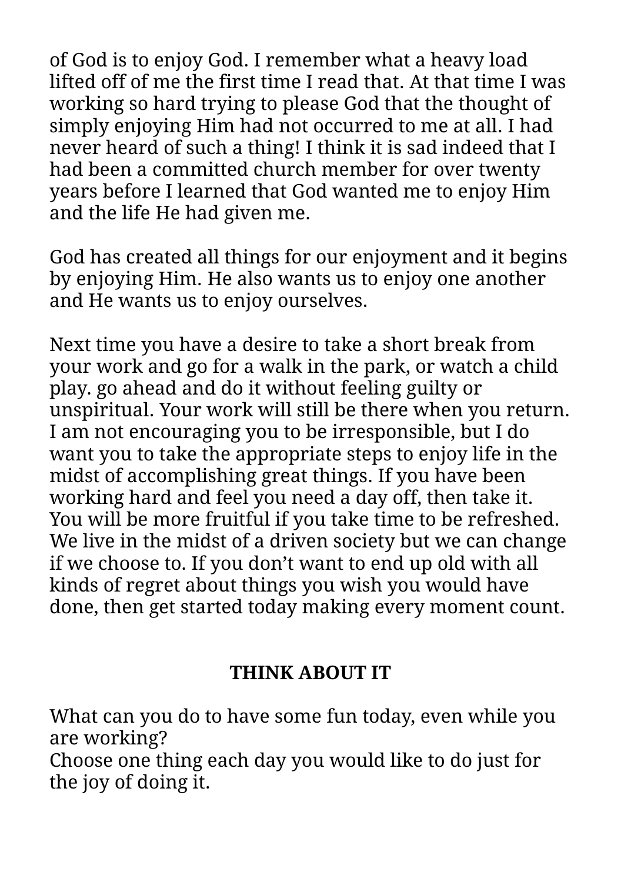of God is to enjoy God. I remember what a heavy load lifted off of me the first time I read that. At that time I was working so hard trying to please God that the thought of simply enjoying Him had not occurred to me at all. I had never heard of such a thing! I think it is sad indeed that I had been a committed church member for over twenty years before I learned that God wanted me to enjoy Him and the life He had given me.

God has created all things for our enjoyment and it begins by enjoying Him. He also wants us to enjoy one another and He wants us to enjoy ourselves.

Next time you have a desire to take a short break from your work and go for a walk in the park, or watch a child play. go ahead and do it without feeling guilty or unspiritual. Your work will still be there when you return. I am not encouraging you to be irresponsible, but I do want you to take the appropriate steps to enjoy life in the midst of accomplishing great things. If you have been working hard and feel you need a day off, then take it. You will be more fruitful if you take time to be refreshed. We live in the midst of a driven society but we can change if we choose to. If you don't want to end up old with all kinds of regret about things you wish you would have done, then get started today making every moment count.

**THINK ABOUT IT**

What can you do to have some fun today, even while you are working?
Choose one thing each day you would like to do just for the joy of doing it.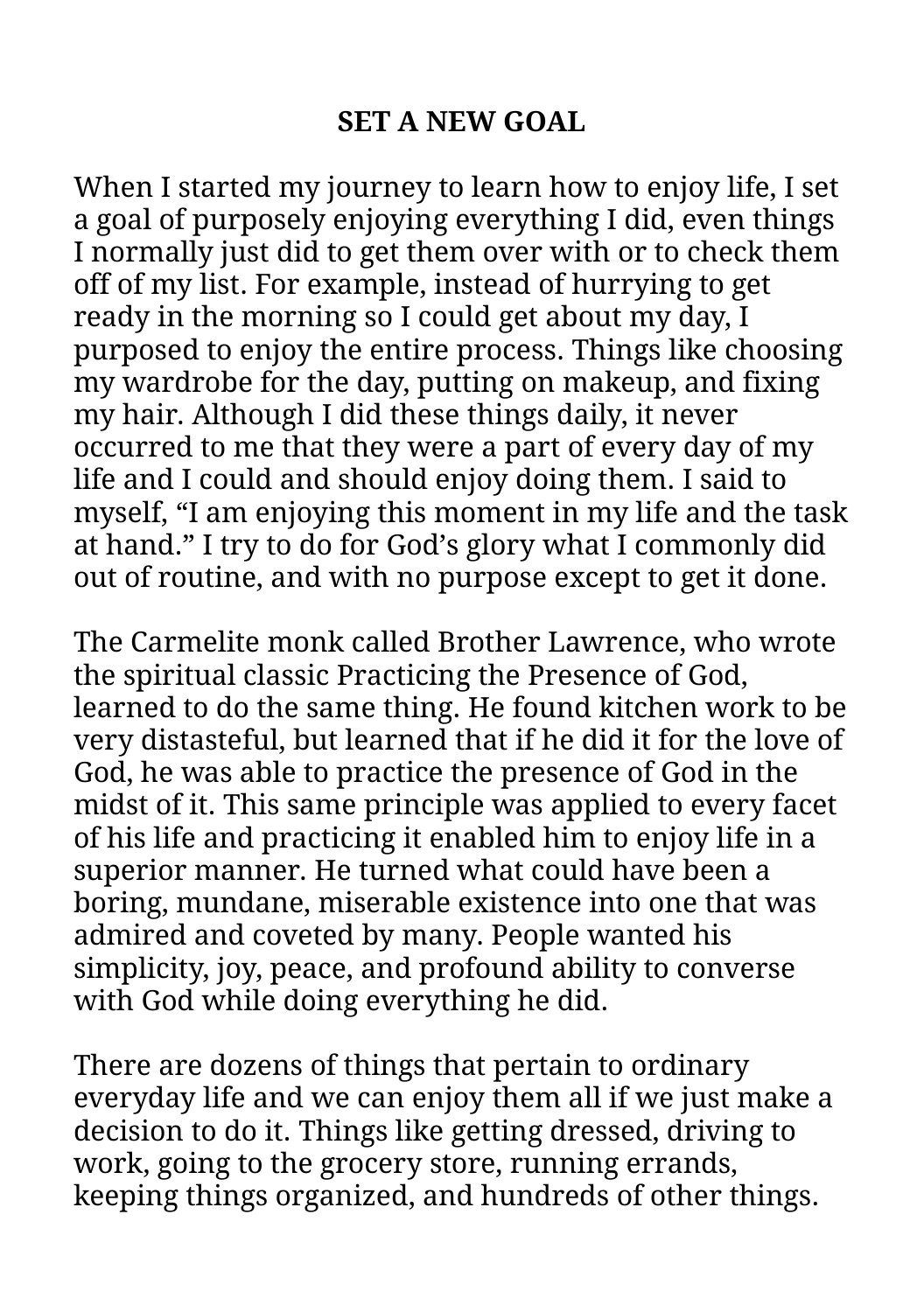## SET A NEW GOAL

When I started my journey to learn how to enjoy life, I set a goal of purposely enjoying everything I did, even things I normally just did to get them over with or to check them off of my list. For example, instead of hurrying to get ready in the morning so I could get about my day, I purposed to enjoy the entire process. Things like choosing my wardrobe for the day, putting on makeup, and fixing my hair. Although I did these things daily, it never occurred to me that they were a part of every day of my life and I could and should enjoy doing them. I said to myself, “I am enjoying this moment in my life and the task at hand.” I try to do for God’s glory what I commonly did out of routine, and with no purpose except to get it done.

The Carmelite monk called Brother Lawrence, who wrote the spiritual classic Practicing the Presence of God, learned to do the same thing. He found kitchen work to be very distasteful, but learned that if he did it for the love of God, he was able to practice the presence of God in the midst of it. This same principle was applied to every facet of his life and practicing it enabled him to enjoy life in a superior manner. He turned what could have been a boring, mundane, miserable existence into one that was admired and coveted by many. People wanted his simplicity, joy, peace, and profound ability to converse with God while doing everything he did.

There are dozens of things that pertain to ordinary everyday life and we can enjoy them all if we just make a decision to do it. Things like getting dressed, driving to work, going to the grocery store, running errands, keeping things organized, and hundreds of other things.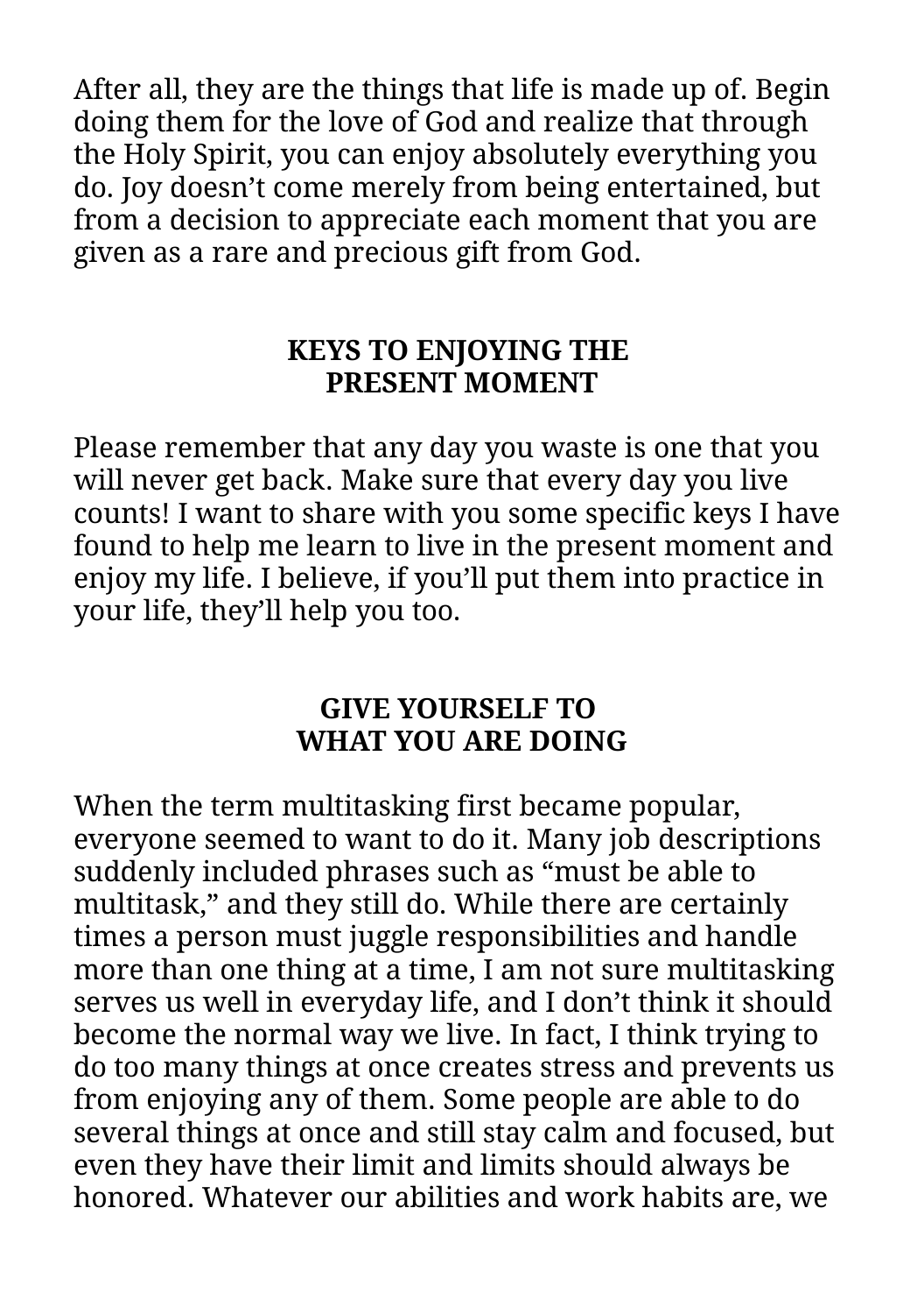After all, they are the things that life is made up of. Begin doing them for the love of God and realize that through the Holy Spirit, you can enjoy absolutely everything you do. Joy doesn't come merely from being entertained, but from a decision to appreciate each moment that you are given as a rare and precious gift from God.

## KEYS TO ENJOYING THE PRESENT MOMENT

Please remember that any day you waste is one that you will never get back. Make sure that every day you live counts! I want to share with you some specific keys I have found to help me learn to live in the present moment and enjoy my life. I believe, if you'll put them into practice in your life, they'll help you too.

## GIVE YOURSELF TO WHAT YOU ARE DOING

When the term multitasking first became popular, everyone seemed to want to do it. Many job descriptions suddenly included phrases such as "must be able to multitask," and they still do. While there are certainly times a person must juggle responsibilities and handle more than one thing at a time, I am not sure multitasking serves us well in everyday life, and I don't think it should become the normal way we live. In fact, I think trying to do too many things at once creates stress and prevents us from enjoying any of them. Some people are able to do several things at once and still stay calm and focused, but even they have their limit and limits should always be honored. Whatever our abilities and work habits are, we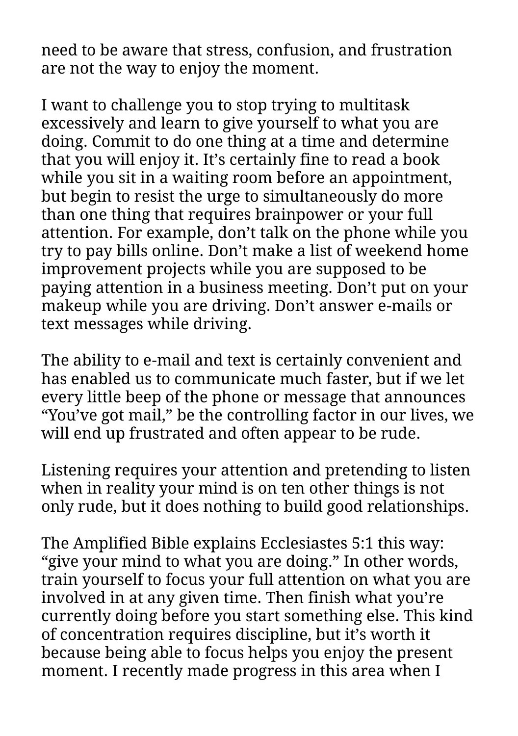need to be aware that stress, confusion, and frustration are not the way to enjoy the moment.

I want to challenge you to stop trying to multitask excessively and learn to give yourself to what you are doing. Commit to do one thing at a time and determine that you will enjoy it. It's certainly fine to read a book while you sit in a waiting room before an appointment, but begin to resist the urge to simultaneously do more than one thing that requires brainpower or your full attention. For example, don't talk on the phone while you try to pay bills online. Don't make a list of weekend home improvement projects while you are supposed to be paying attention in a business meeting. Don't put on your makeup while you are driving. Don't answer e-mails or text messages while driving.

The ability to e-mail and text is certainly convenient and has enabled us to communicate much faster, but if we let every little beep of the phone or message that announces "You've got mail," be the controlling factor in our lives, we will end up frustrated and often appear to be rude.

Listening requires your attention and pretending to listen when in reality your mind is on ten other things is not only rude, but it does nothing to build good relationships.

The Amplified Bible explains Ecclesiastes 5:1 this way: "give your mind to what you are doing." In other words, train yourself to focus your full attention on what you are involved in at any given time. Then finish what you're currently doing before you start something else. This kind of concentration requires discipline, but it's worth it because being able to focus helps you enjoy the present moment. I recently made progress in this area when I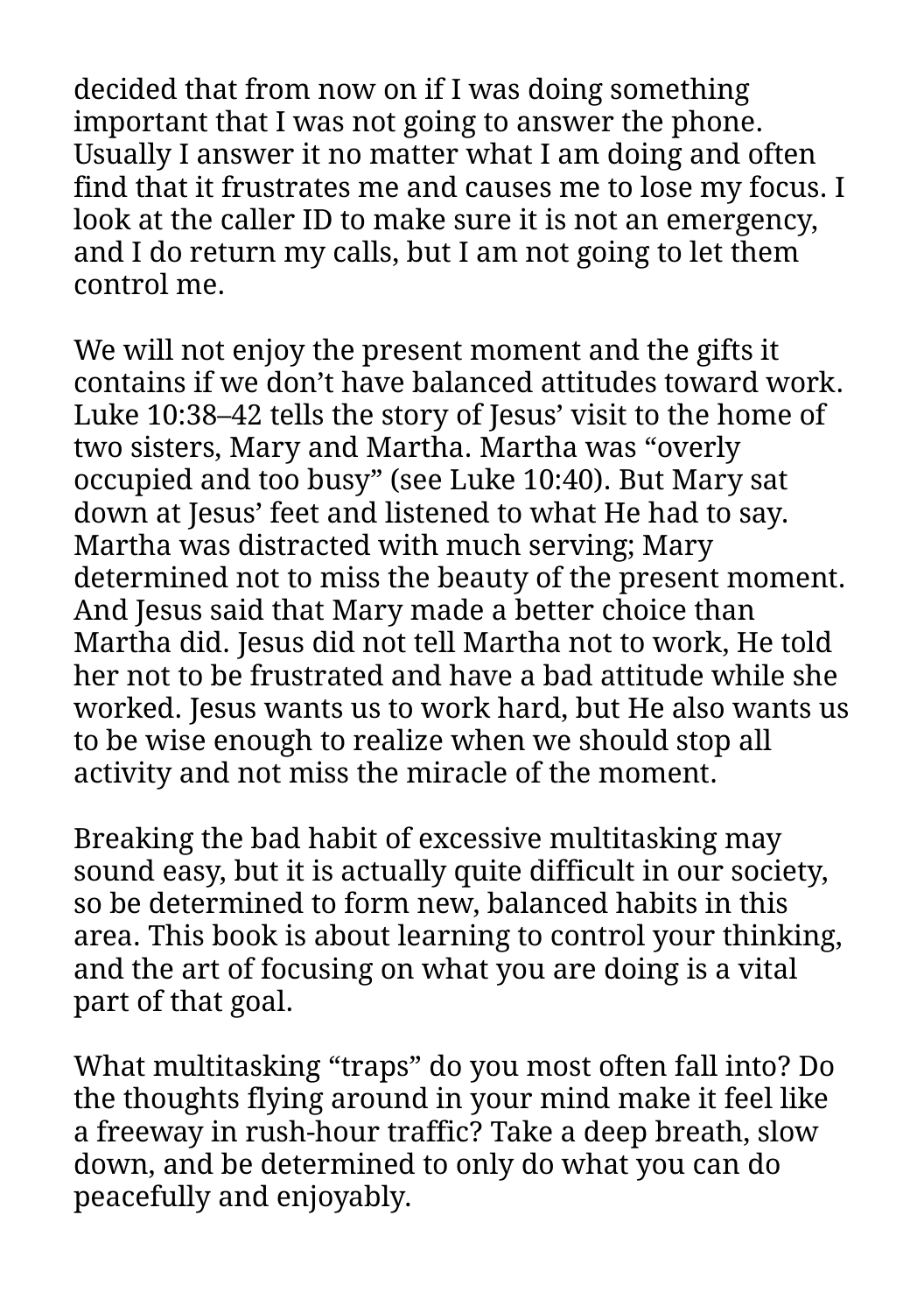decided that from now on if I was doing something important that I was not going to answer the phone. Usually I answer it no matter what I am doing and often find that it frustrates me and causes me to lose my focus. I look at the caller ID to make sure it is not an emergency, and I do return my calls, but I am not going to let them control me.

We will not enjoy the present moment and the gifts it contains if we don't have balanced attitudes toward work. Luke 10:38–42 tells the story of Jesus' visit to the home of two sisters, Mary and Martha. Martha was "overly occupied and too busy" (see Luke 10:40). But Mary sat down at Jesus' feet and listened to what He had to say. Martha was distracted with much serving; Mary determined not to miss the beauty of the present moment. And Jesus said that Mary made a better choice than Martha did. Jesus did not tell Martha not to work, He told her not to be frustrated and have a bad attitude while she worked. Jesus wants us to work hard, but He also wants us to be wise enough to realize when we should stop all activity and not miss the miracle of the moment.

Breaking the bad habit of excessive multitasking may sound easy, but it is actually quite difficult in our society, so be determined to form new, balanced habits in this area. This book is about learning to control your thinking, and the art of focusing on what you are doing is a vital part of that goal.

What multitasking "traps" do you most often fall into? Do the thoughts flying around in your mind make it feel like a freeway in rush-hour traffic? Take a deep breath, slow down, and be determined to only do what you can do peacefully and enjoyably.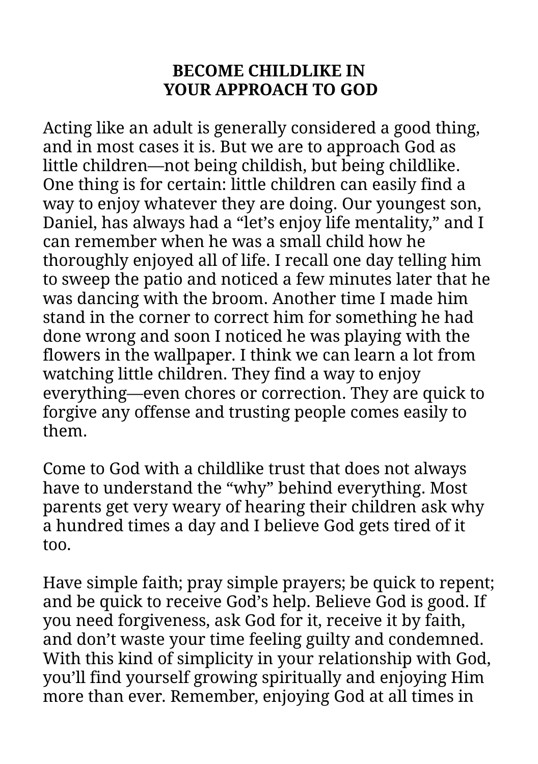# BECOME CHILDLIKE IN YOUR APPROACH TO GOD

Acting like an adult is generally considered a good thing, and in most cases it is. But we are to approach God as little children—not being childish, but being childlike. One thing is for certain: little children can easily find a way to enjoy whatever they are doing. Our youngest son, Daniel, has always had a "let's enjoy life mentality," and I can remember when he was a small child how he thoroughly enjoyed all of life. I recall one day telling him to sweep the patio and noticed a few minutes later that he was dancing with the broom. Another time I made him stand in the corner to correct him for something he had done wrong and soon I noticed he was playing with the flowers in the wallpaper. I think we can learn a lot from watching little children. They find a way to enjoy everything—even chores or correction. They are quick to forgive any offense and trusting people comes easily to them.

Come to God with a childlike trust that does not always have to understand the "why" behind everything. Most parents get very weary of hearing their children ask why a hundred times a day and I believe God gets tired of it too.

Have simple faith; pray simple prayers; be quick to repent; and be quick to receive God's help. Believe God is good. If you need forgiveness, ask God for it, receive it by faith, and don't waste your time feeling guilty and condemned. With this kind of simplicity in your relationship with God, you'll find yourself growing spiritually and enjoying Him more than ever. Remember, enjoying God at all times in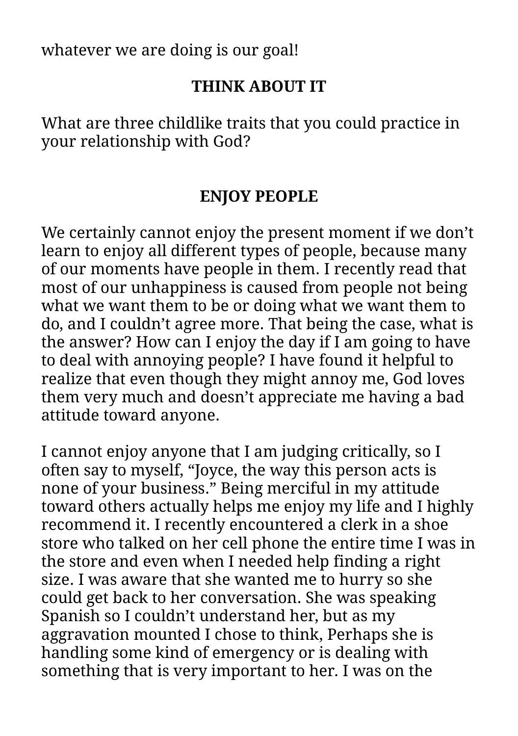whatever we are doing is our goal!

## THINK ABOUT IT

What are three childlike traits that you could practice in your relationship with God?

## ENJOY PEOPLE

We certainly cannot enjoy the present moment if we don't learn to enjoy all different types of people, because many of our moments have people in them. I recently read that most of our unhappiness is caused from people not being what we want them to be or doing what we want them to do, and I couldn't agree more. That being the case, what is the answer? How can I enjoy the day if I am going to have to deal with annoying people? I have found it helpful to realize that even though they might annoy me, God loves them very much and doesn't appreciate me having a bad attitude toward anyone.

I cannot enjoy anyone that I am judging critically, so I often say to myself, "Joyce, the way this person acts is none of your business." Being merciful in my attitude toward others actually helps me enjoy my life and I highly recommend it. I recently encountered a clerk in a shoe store who talked on her cell phone the entire time I was in the store and even when I needed help finding a right size. I was aware that she wanted me to hurry so she could get back to her conversation. She was speaking Spanish so I couldn't understand her, but as my aggravation mounted I chose to think, Perhaps she is handling some kind of emergency or is dealing with something that is very important to her. I was on the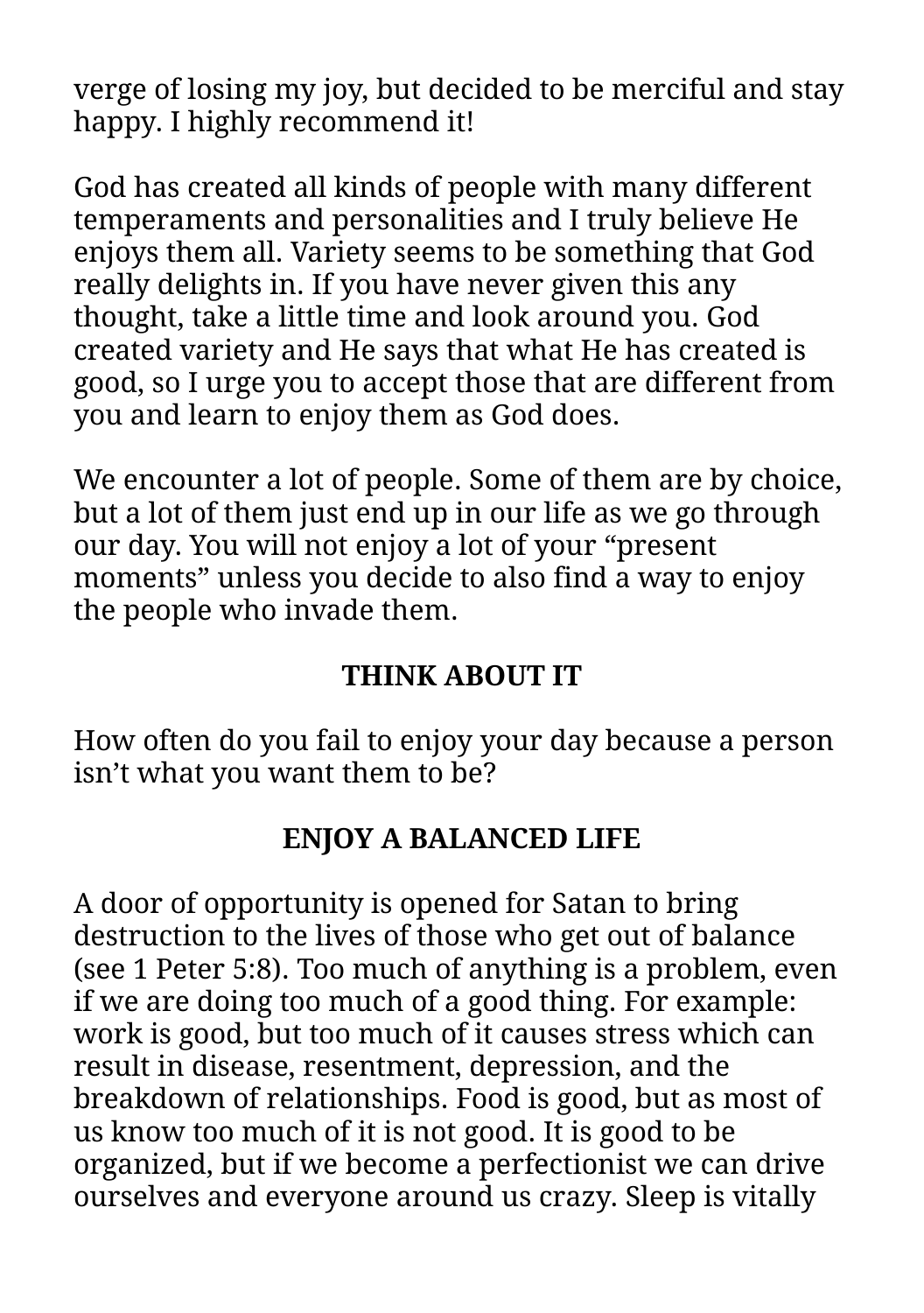verge of losing my joy, but decided to be merciful and stay happy. I highly recommend it!

God has created all kinds of people with many different temperaments and personalities and I truly believe He enjoys them all. Variety seems to be something that God really delights in. If you have never given this any thought, take a little time and look around you. God created variety and He says that what He has created is good, so I urge you to accept those that are different from you and learn to enjoy them as God does.

We encounter a lot of people. Some of them are by choice, but a lot of them just end up in our life as we go through our day. You will not enjoy a lot of your “present moments” unless you decide to also find a way to enjoy the people who invade them.

**THINK ABOUT IT**

How often do you fail to enjoy your day because a person isn’t what you want them to be?

## ENJOY A BALANCED LIFE

A door of opportunity is opened for Satan to bring destruction to the lives of those who get out of balance (see 1 Peter 5:8). Too much of anything is a problem, even if we are doing too much of a good thing. For example: work is good, but too much of it causes stress which can result in disease, resentment, depression, and the breakdown of relationships. Food is good, but as most of us know too much of it is not good. It is good to be organized, but if we become a perfectionist we can drive ourselves and everyone around us crazy. Sleep is vitally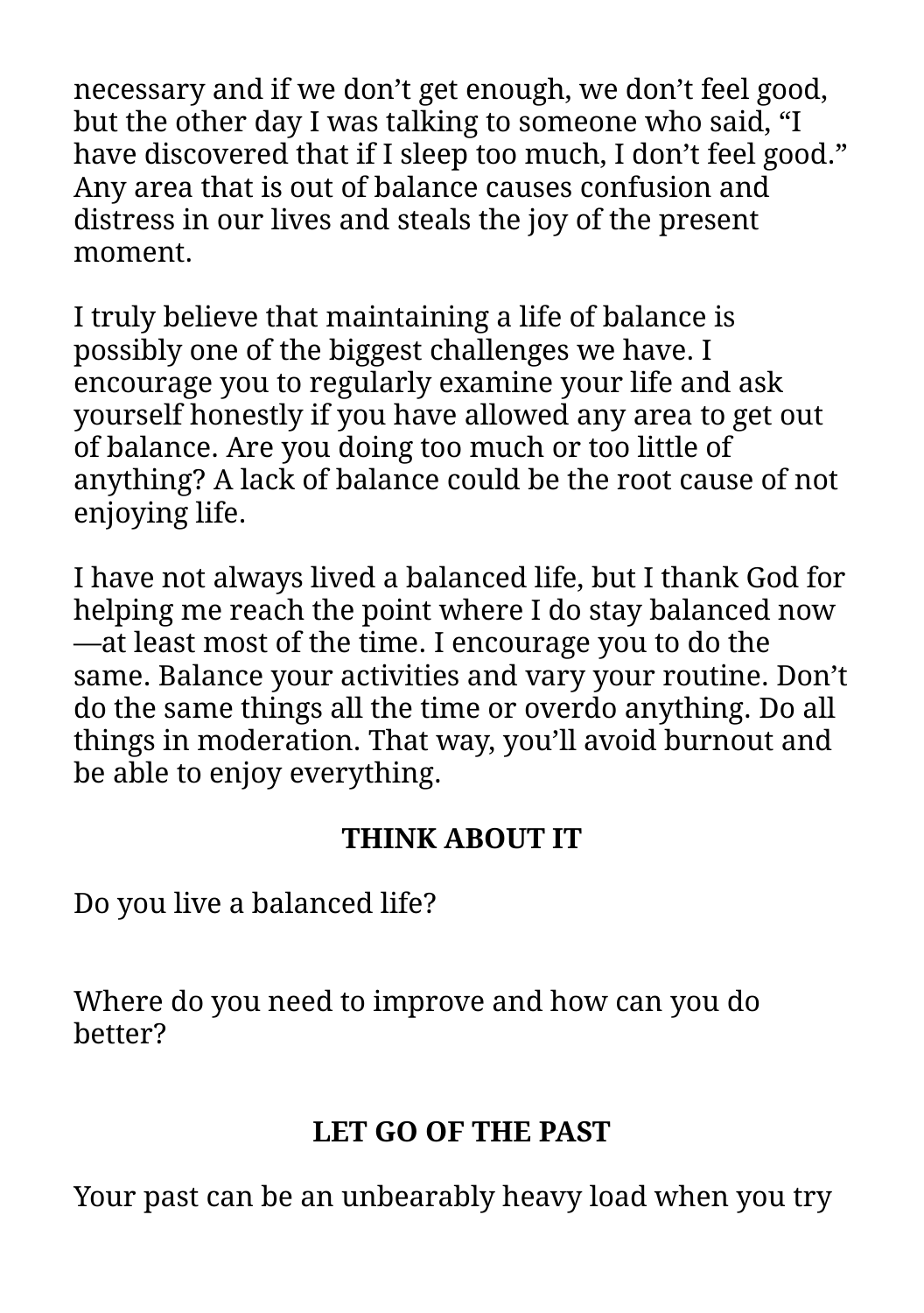necessary and if we don't get enough, we don't feel good, but the other day I was talking to someone who said, "I have discovered that if I sleep too much, I don't feel good." Any area that is out of balance causes confusion and distress in our lives and steals the joy of the present moment.

I truly believe that maintaining a life of balance is possibly one of the biggest challenges we have. I encourage you to regularly examine your life and ask yourself honestly if you have allowed any area to get out of balance. Are you doing too much or too little of anything? A lack of balance could be the root cause of not enjoying life.

I have not always lived a balanced life, but I thank God for helping me reach the point where I do stay balanced now—at least most of the time. I encourage you to do the same. Balance your activities and vary your routine. Don't do the same things all the time or overdo anything. Do all things in moderation. That way, you'll avoid burnout and be able to enjoy everything.

**THINK ABOUT IT**

Do you live a balanced life?

Where do you need to improve and how can you do better?

## LET GO OF THE PAST

Your past can be an unbearably heavy load when you try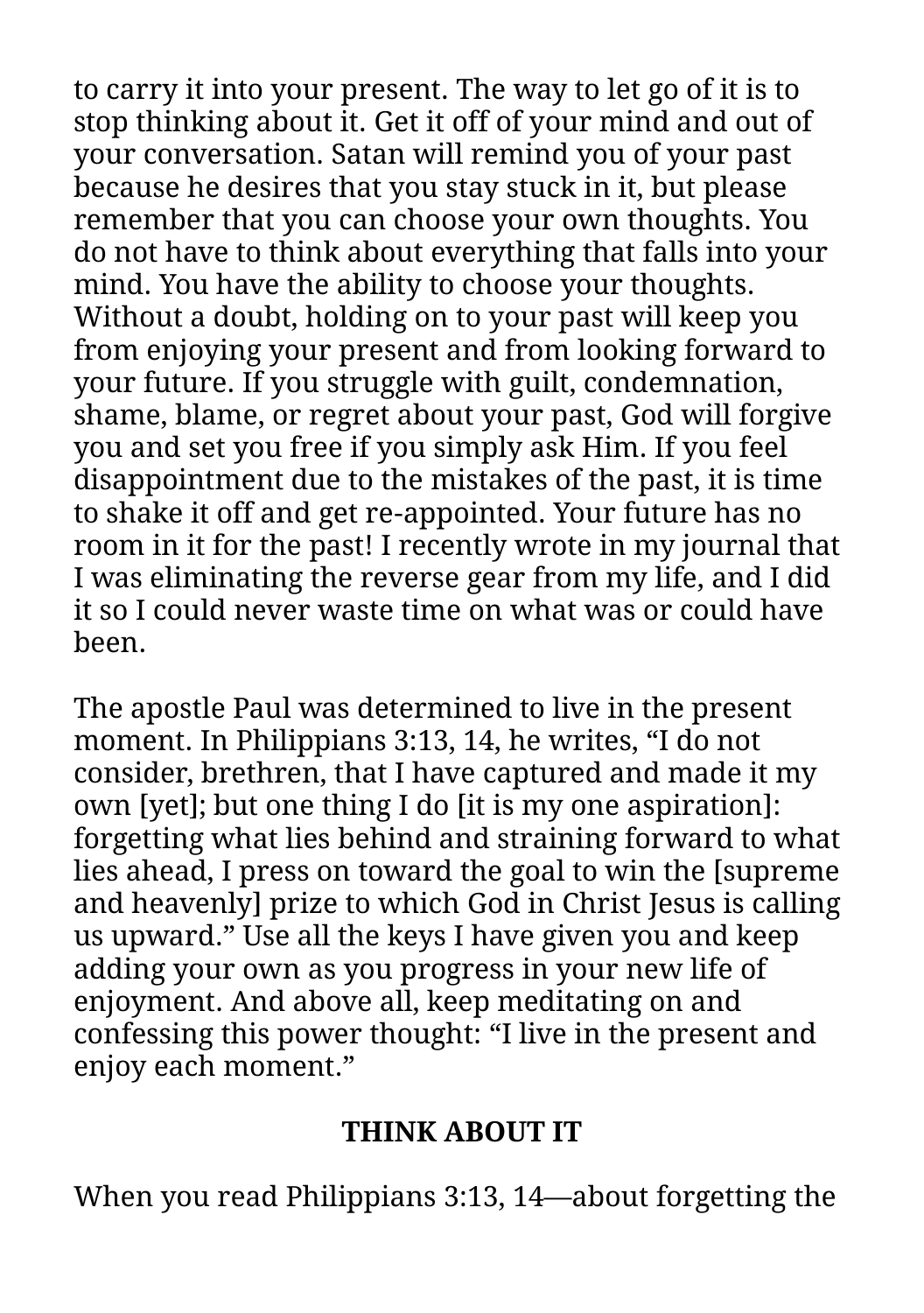to carry it into your present. The way to let go of it is to stop thinking about it. Get it off of your mind and out of your conversation. Satan will remind you of your past because he desires that you stay stuck in it, but please remember that you can choose your own thoughts. You do not have to think about everything that falls into your mind. You have the ability to choose your thoughts. Without a doubt, holding on to your past will keep you from enjoying your present and from looking forward to your future. If you struggle with guilt, condemnation, shame, blame, or regret about your past, God will forgive you and set you free if you simply ask Him. If you feel disappointment due to the mistakes of the past, it is time to shake it off and get re-appointed. Your future has no room in it for the past! I recently wrote in my journal that I was eliminating the reverse gear from my life, and I did it so I could never waste time on what was or could have been.

The apostle Paul was determined to live in the present moment. In Philippians 3:13, 14, he writes, “I do not consider, brethren, that I have captured and made it my own [yet]; but one thing I do [it is my one aspiration]: forgetting what lies behind and straining forward to what lies ahead, I press on toward the goal to win the [supreme and heavenly] prize to which God in Christ Jesus is calling us upward.” Use all the keys I have given you and keep adding your own as you progress in your new life of enjoyment. And above all, keep meditating on and confessing this power thought: “I live in the present and enjoy each moment.”

**THINK ABOUT IT**

When you read Philippians 3:13, 14—about forgetting the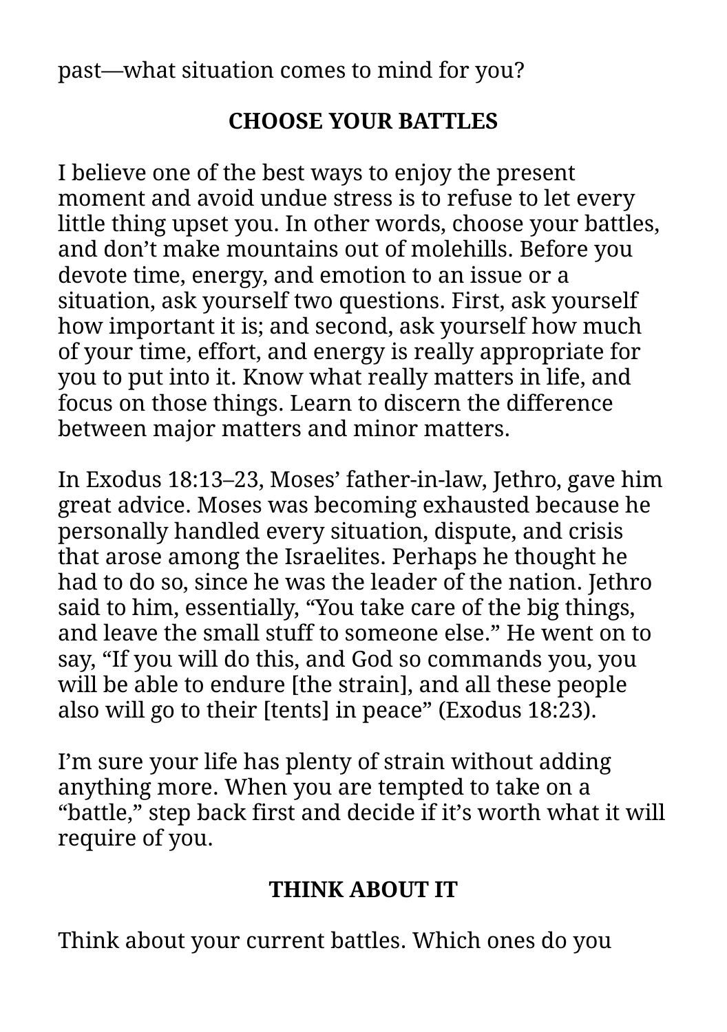past—what situation comes to mind for you?

## CHOOSE YOUR BATTLES

I believe one of the best ways to enjoy the present moment and avoid undue stress is to refuse to let every little thing upset you. In other words, choose your battles, and don't make mountains out of molehills. Before you devote time, energy, and emotion to an issue or a situation, ask yourself two questions. First, ask yourself how important it is; and second, ask yourself how much of your time, effort, and energy is really appropriate for you to put into it. Know what really matters in life, and focus on those things. Learn to discern the difference between major matters and minor matters.

In Exodus 18:13–23, Moses' father-in-law, Jethro, gave him great advice. Moses was becoming exhausted because he personally handled every situation, dispute, and crisis that arose among the Israelites. Perhaps he thought he had to do so, since he was the leader of the nation. Jethro said to him, essentially, "You take care of the big things, and leave the small stuff to someone else." He went on to say, "If you will do this, and God so commands you, you will be able to endure [the strain], and all these people also will go to their [tents] in peace" (Exodus 18:23).

I'm sure your life has plenty of strain without adding anything more. When you are tempted to take on a "battle," step back first and decide if it's worth what it will require of you.

## THINK ABOUT IT

Think about your current battles. Which ones do you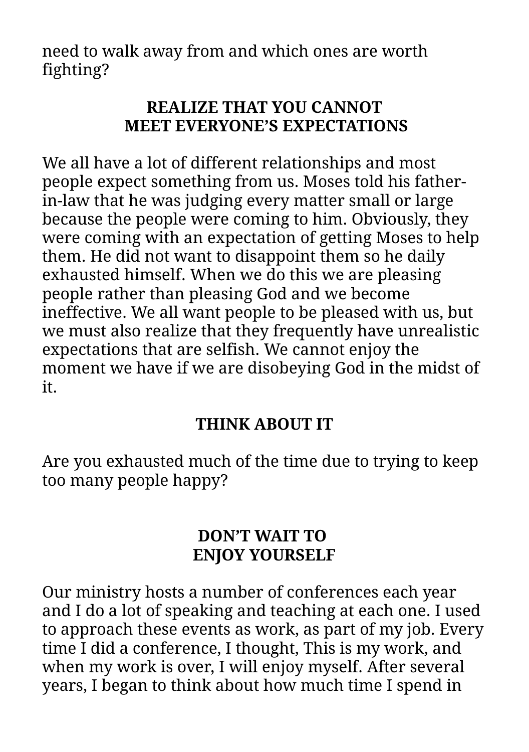need to walk away from and which ones are worth fighting?

## REALIZE THAT YOU CANNOT MEET EVERYONE'S EXPECTATIONS

We all have a lot of different relationships and most people expect something from us. Moses told his father-in-law that he was judging every matter small or large because the people were coming to him. Obviously, they were coming with an expectation of getting Moses to help them. He did not want to disappoint them so he daily exhausted himself. When we do this we are pleasing people rather than pleasing God and we become ineffective. We all want people to be pleased with us, but we must also realize that they frequently have unrealistic expectations that are selfish. We cannot enjoy the moment we have if we are disobeying God in the midst of it.

### THINK ABOUT IT

Are you exhausted much of the time due to trying to keep too many people happy?

## DON'T WAIT TO ENJOY YOURSELF

Our ministry hosts a number of conferences each year and I do a lot of speaking and teaching at each one. I used to approach these events as work, as part of my job. Every time I did a conference, I thought, This is my work, and when my work is over, I will enjoy myself. After several years, I began to think about how much time I spend in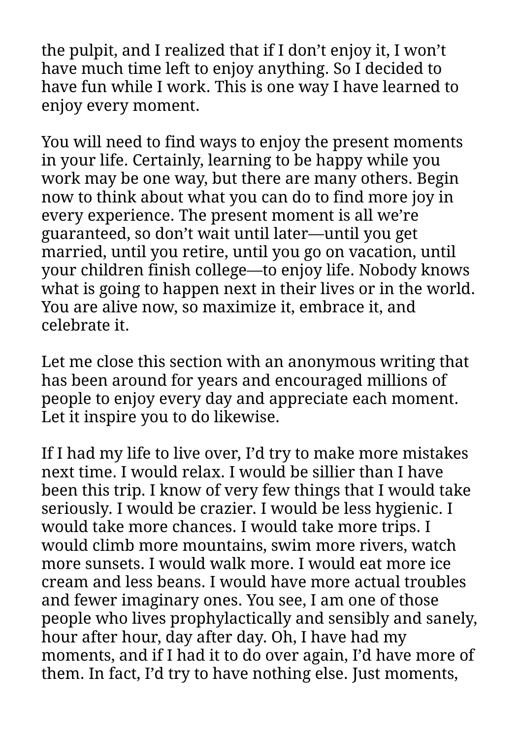the pulpit, and I realized that if I don't enjoy it, I won't have much time left to enjoy anything. So I decided to have fun while I work. This is one way I have learned to enjoy every moment.

You will need to find ways to enjoy the present moments in your life. Certainly, learning to be happy while you work may be one way, but there are many others. Begin now to think about what you can do to find more joy in every experience. The present moment is all we're guaranteed, so don't wait until later—until you get married, until you retire, until you go on vacation, until your children finish college—to enjoy life. Nobody knows what is going to happen next in their lives or in the world. You are alive now, so maximize it, embrace it, and celebrate it.

Let me close this section with an anonymous writing that has been around for years and encouraged millions of people to enjoy every day and appreciate each moment. Let it inspire you to do likewise.

If I had my life to live over, I'd try to make more mistakes next time. I would relax. I would be sillier than I have been this trip. I know of very few things that I would take seriously. I would be crazier. I would be less hygienic. I would take more chances. I would take more trips. I would climb more mountains, swim more rivers, watch more sunsets. I would walk more. I would eat more ice cream and less beans. I would have more actual troubles and fewer imaginary ones. You see, I am one of those people who lives prophylactically and sensibly and sanely, hour after hour, day after day. Oh, I have had my moments, and if I had it to do over again, I'd have more of them. In fact, I'd try to have nothing else. Just moments,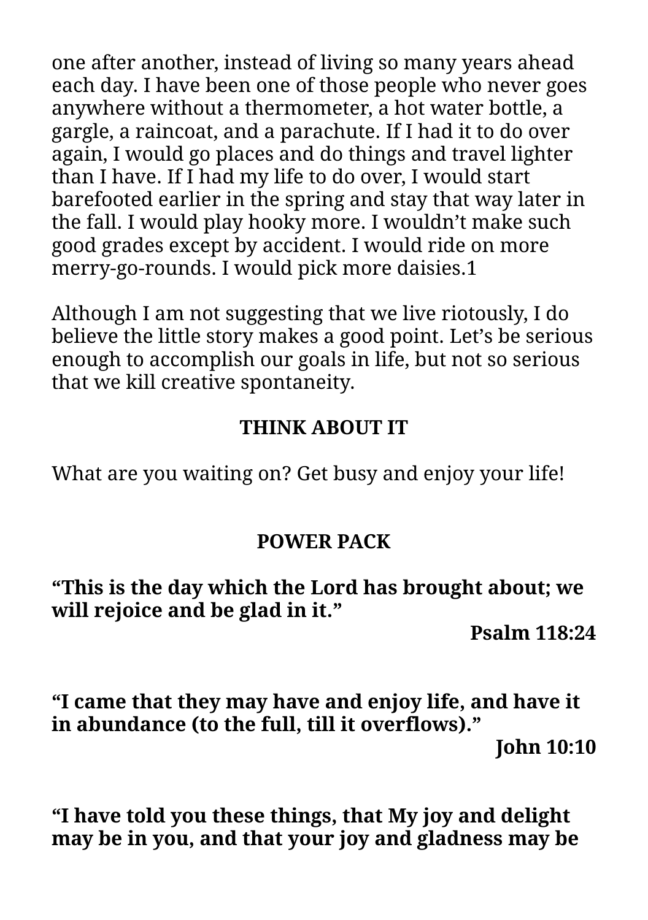one after another, instead of living so many years ahead each day. I have been one of those people who never goes anywhere without a thermometer, a hot water bottle, a gargle, a raincoat, and a parachute. If I had it to do over again, I would go places and do things and travel lighter than I have. If I had my life to do over, I would start barefooted earlier in the spring and stay that way later in the fall. I would play hooky more. I wouldn't make such good grades except by accident. I would ride on more merry-go-rounds. I would pick more daisies.[1]

Although I am not suggesting that we live riotously, I do believe the little story makes a good point. Let's be serious enough to accomplish our goals in life, but not so serious that we kill creative spontaneity.

**THINK ABOUT IT**

What are you waiting on? Get busy and enjoy your life!

**POWER PACK**

**"This is the day which the Lord has brought about; we will rejoice and be glad in it."**

**Psalm 118:24**

**"I came that they may have and enjoy life, and have it in abundance (to the full, till it overflows)."**

**John 10:10**

**"I have told you these things, that My joy and delight may be in you, and that your joy and gladness may be**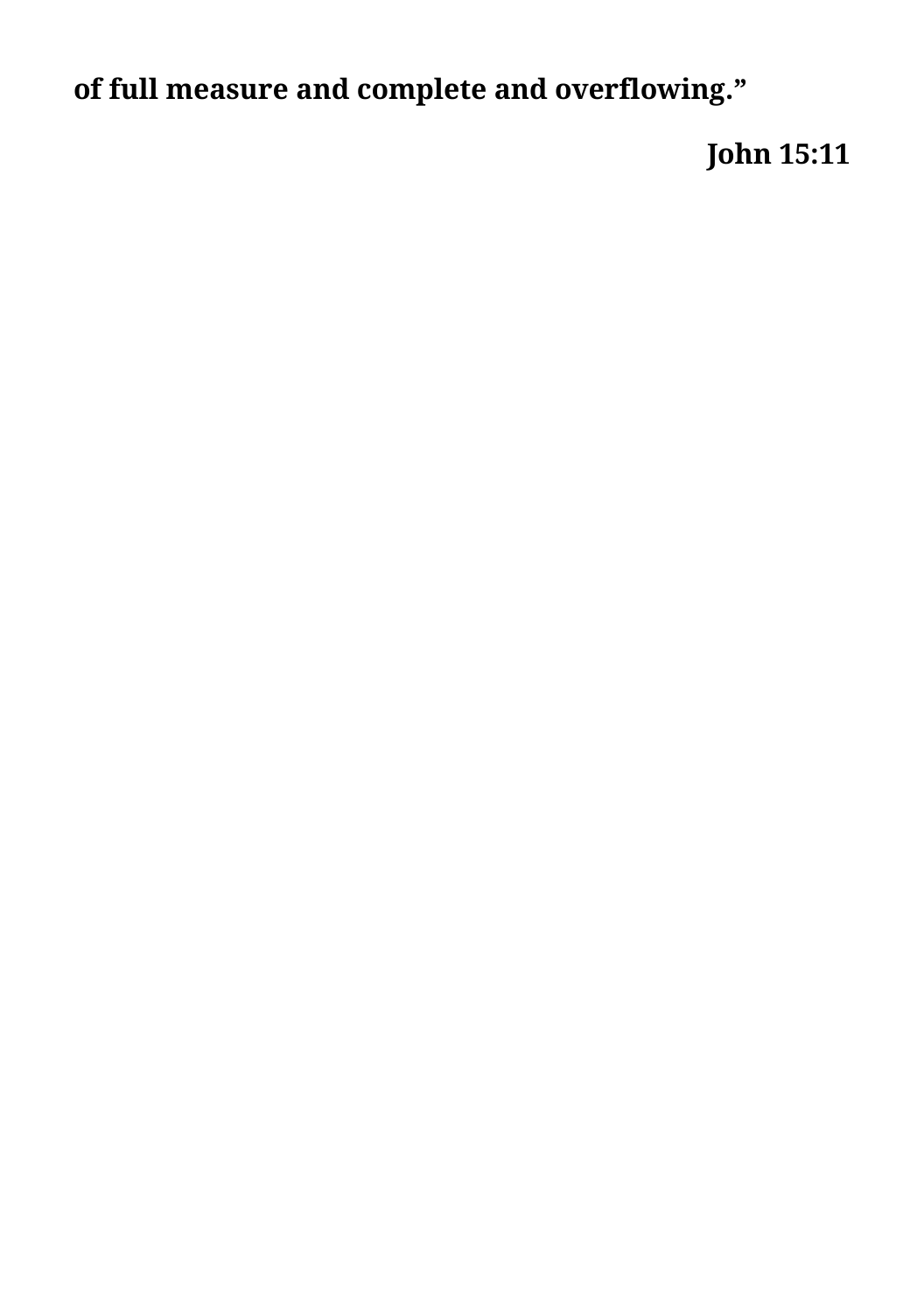**of full measure and complete and overflowing.”**

**John 15:11**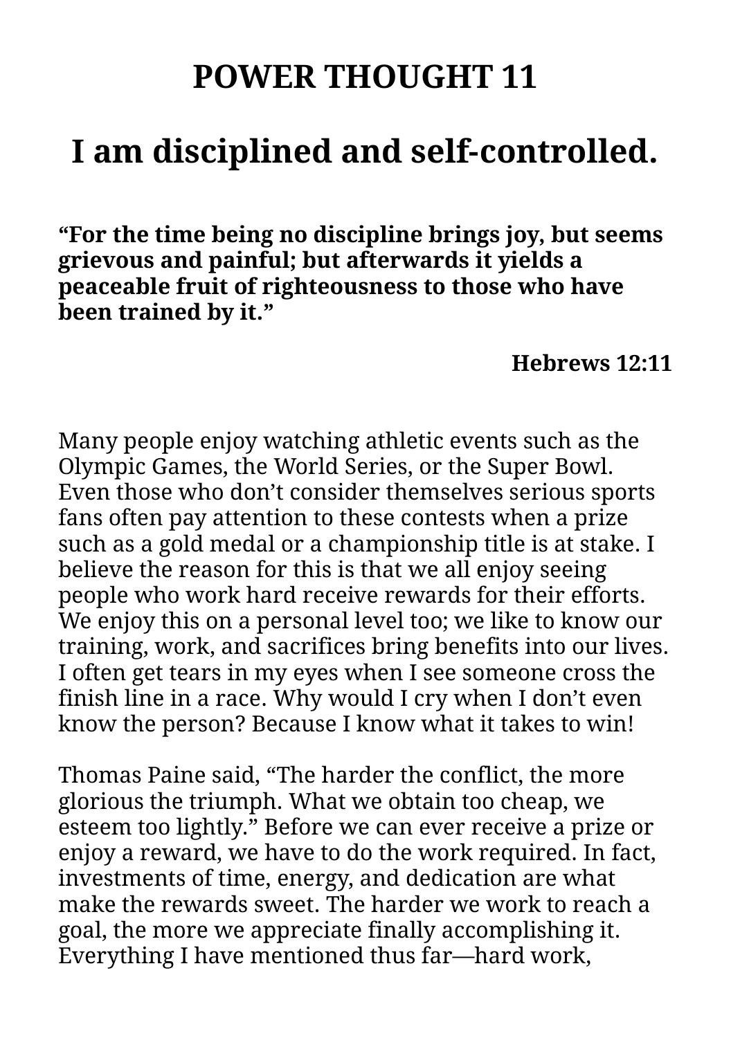# POWER THOUGHT 11

# I am disciplined and self-controlled.

**"For the time being no discipline brings joy, but seems grievous and painful; but afterwards it yields a peaceable fruit of righteousness to those who have been trained by it."**

**Hebrews 12:11**

Many people enjoy watching athletic events such as the Olympic Games, the World Series, or the Super Bowl. Even those who don't consider themselves serious sports fans often pay attention to these contests when a prize such as a gold medal or a championship title is at stake. I believe the reason for this is that we all enjoy seeing people who work hard receive rewards for their efforts. We enjoy this on a personal level too; we like to know our training, work, and sacrifices bring benefits into our lives. I often get tears in my eyes when I see someone cross the finish line in a race. Why would I cry when I don't even know the person? Because I know what it takes to win!

Thomas Paine said, "The harder the conflict, the more glorious the triumph. What we obtain too cheap, we esteem too lightly." Before we can ever receive a prize or enjoy a reward, we have to do the work required. In fact, investments of time, energy, and dedication are what make the rewards sweet. The harder we work to reach a goal, the more we appreciate finally accomplishing it. Everything I have mentioned thus far—hard work,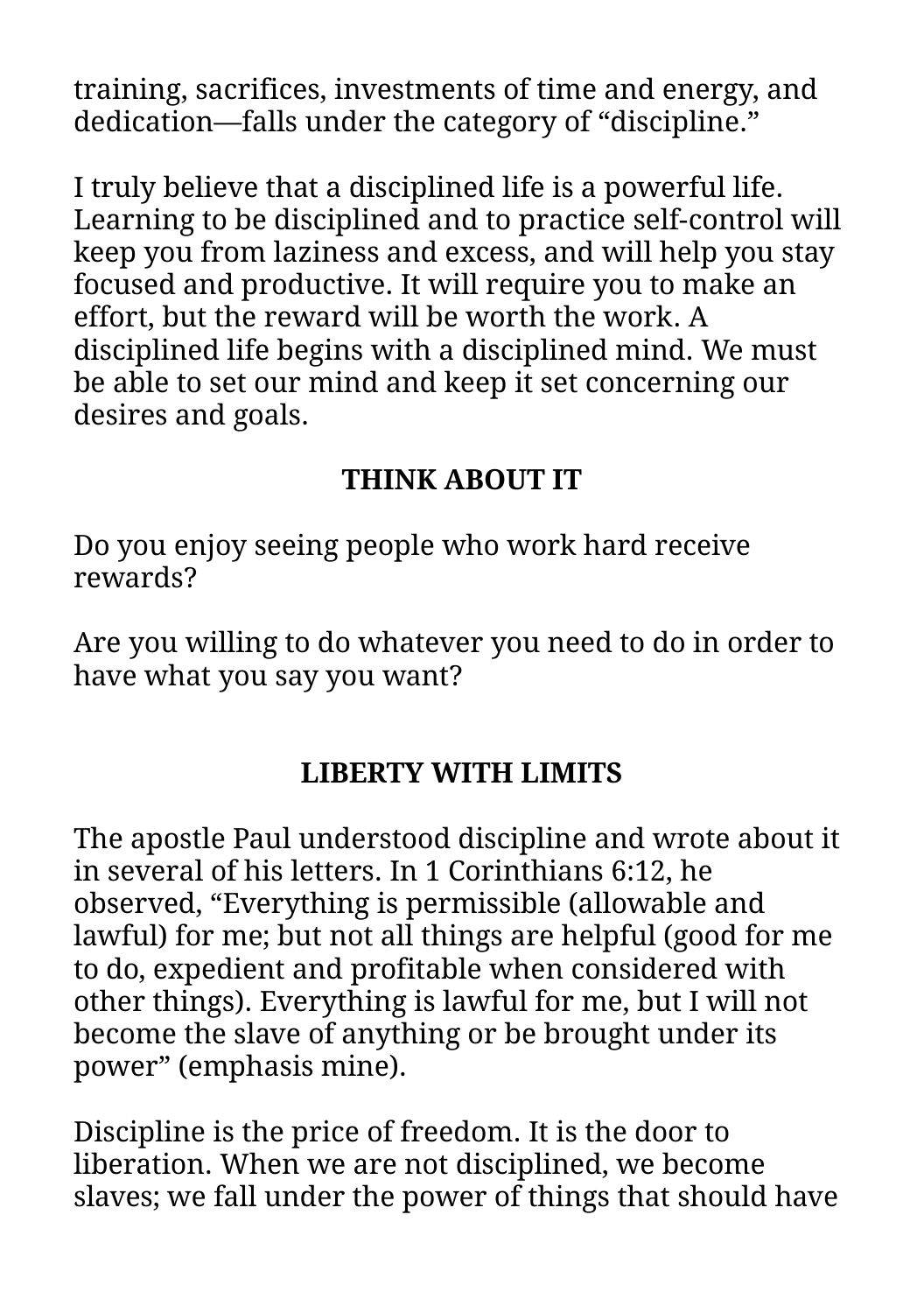training, sacrifices, investments of time and energy, and dedication—falls under the category of “discipline.”

I truly believe that a disciplined life is a powerful life. Learning to be disciplined and to practice self-control will keep you from laziness and excess, and will help you stay focused and productive. It will require you to make an effort, but the reward will be worth the work. A disciplined life begins with a disciplined mind. We must be able to set our mind and keep it set concerning our desires and goals.

### THINK ABOUT IT

Do you enjoy seeing people who work hard receive rewards?

Are you willing to do whatever you need to do in order to have what you say you want?

## LIBERTY WITH LIMITS

The apostle Paul understood discipline and wrote about it in several of his letters. In 1 Corinthians 6:12, he observed, “Everything is permissible (allowable and lawful) for me; but not all things are helpful (good for me to do, expedient and profitable when considered with other things). Everything is lawful for me, but I will not become the slave of anything or be brought under its power” (emphasis mine).

Discipline is the price of freedom. It is the door to liberation. When we are not disciplined, we become slaves; we fall under the power of things that should have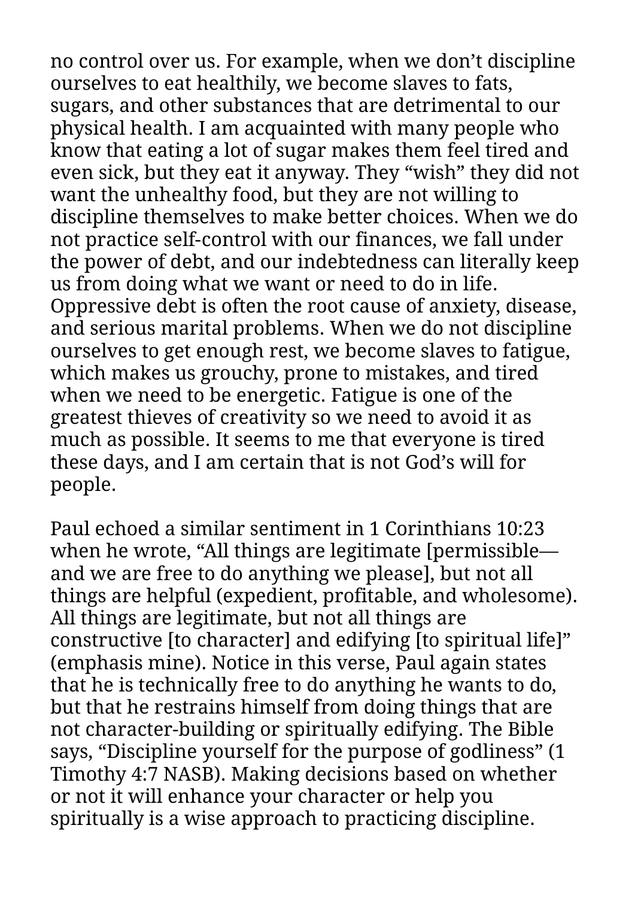no control over us. For example, when we don't discipline ourselves to eat healthily, we become slaves to fats, sugars, and other substances that are detrimental to our physical health. I am acquainted with many people who know that eating a lot of sugar makes them feel tired and even sick, but they eat it anyway. They "wish" they did not want the unhealthy food, but they are not willing to discipline themselves to make better choices. When we do not practice self-control with our finances, we fall under the power of debt, and our indebtedness can literally keep us from doing what we want or need to do in life. Oppressive debt is often the root cause of anxiety, disease, and serious marital problems. When we do not discipline ourselves to get enough rest, we become slaves to fatigue, which makes us grouchy, prone to mistakes, and tired when we need to be energetic. Fatigue is one of the greatest thieves of creativity so we need to avoid it as much as possible. It seems to me that everyone is tired these days, and I am certain that is not God's will for people.

Paul echoed a similar sentiment in 1 Corinthians 10:23 when he wrote, "All things are legitimate [permissible—and we are free to do anything we please], but not all things are helpful (expedient, profitable, and wholesome). All things are legitimate, but not all things are constructive [to character] and edifying [to spiritual life]" (emphasis mine). Notice in this verse, Paul again states that he is technically free to do anything he wants to do, but that he restrains himself from doing things that are not character-building or spiritually edifying. The Bible says, "Discipline yourself for the purpose of godliness" (1 Timothy 4:7 NASB). Making decisions based on whether or not it will enhance your character or help you spiritually is a wise approach to practicing discipline.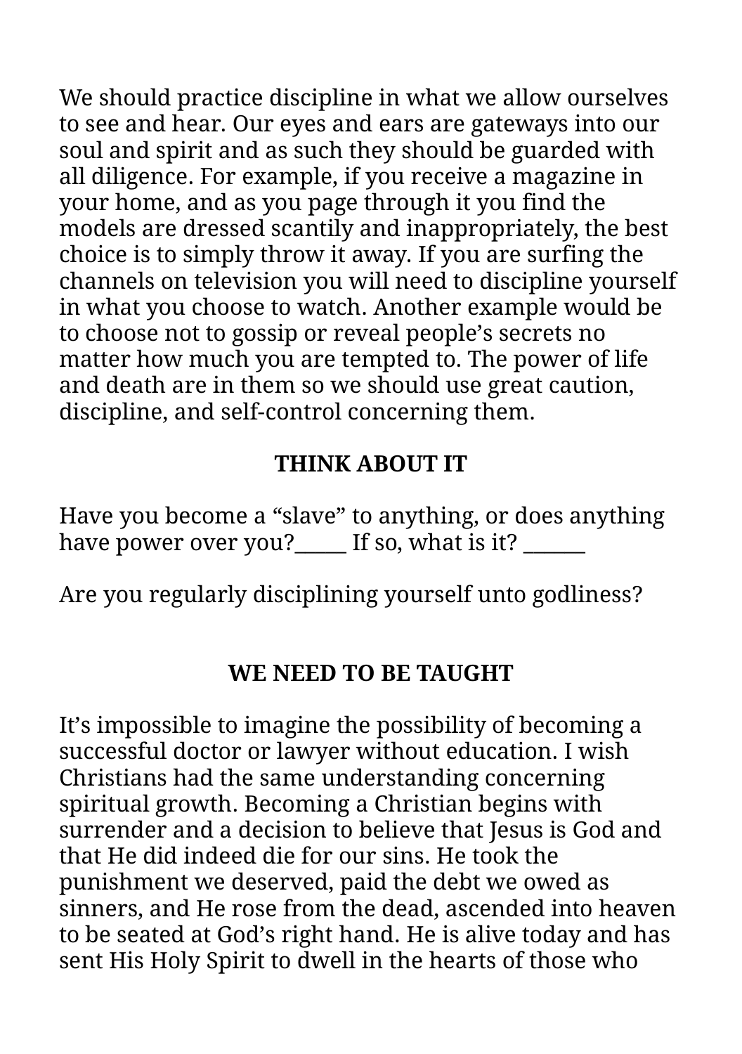We should practice discipline in what we allow ourselves to see and hear. Our eyes and ears are gateways into our soul and spirit and as such they should be guarded with all diligence. For example, if you receive a magazine in your home, and as you page through it you find the models are dressed scantily and inappropriately, the best choice is to simply throw it away. If you are surfing the channels on television you will need to discipline yourself in what you choose to watch. Another example would be to choose not to gossip or reveal people's secrets no matter how much you are tempted to. The power of life and death are in them so we should use great caution, discipline, and self-control concerning them.

## THINK ABOUT IT

Have you become a "slave" to anything, or does anything have power over you?_____ If so, what is it? ______

Are you regularly disciplining yourself unto godliness?

## WE NEED TO BE TAUGHT

It's impossible to imagine the possibility of becoming a successful doctor or lawyer without education. I wish Christians had the same understanding concerning spiritual growth. Becoming a Christian begins with surrender and a decision to believe that Jesus is God and that He did indeed die for our sins. He took the punishment we deserved, paid the debt we owed as sinners, and He rose from the dead, ascended into heaven to be seated at God's right hand. He is alive today and has sent His Holy Spirit to dwell in the hearts of those who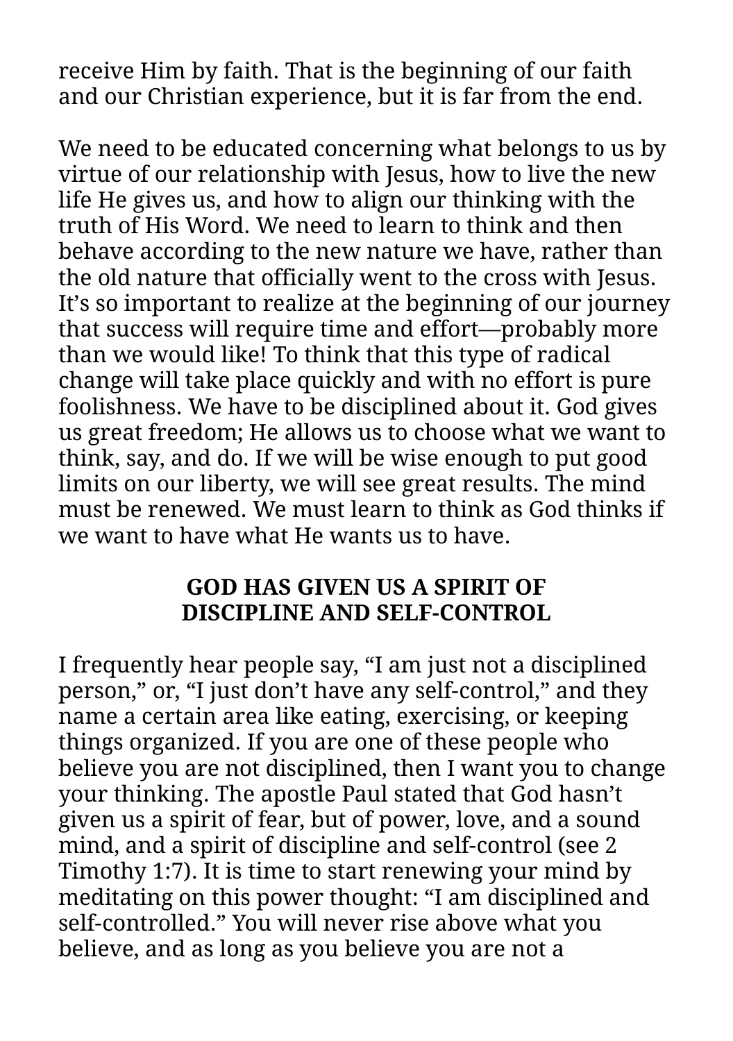receive Him by faith. That is the beginning of our faith and our Christian experience, but it is far from the end.

We need to be educated concerning what belongs to us by virtue of our relationship with Jesus, how to live the new life He gives us, and how to align our thinking with the truth of His Word. We need to learn to think and then behave according to the new nature we have, rather than the old nature that officially went to the cross with Jesus. It's so important to realize at the beginning of our journey that success will require time and effort—probably more than we would like! To think that this type of radical change will take place quickly and with no effort is pure foolishness. We have to be disciplined about it. God gives us great freedom; He allows us to choose what we want to think, say, and do. If we will be wise enough to put good limits on our liberty, we will see great results. The mind must be renewed. We must learn to think as God thinks if we want to have what He wants us to have.

## GOD HAS GIVEN US A SPIRIT OF DISCIPLINE AND SELF-CONTROL

I frequently hear people say, "I am just not a disciplined person," or, "I just don't have any self-control," and they name a certain area like eating, exercising, or keeping things organized. If you are one of these people who believe you are not disciplined, then I want you to change your thinking. The apostle Paul stated that God hasn't given us a spirit of fear, but of power, love, and a sound mind, and a spirit of discipline and self-control (see 2 Timothy 1:7). It is time to start renewing your mind by meditating on this power thought: "I am disciplined and self-controlled." You will never rise above what you believe, and as long as you believe you are not a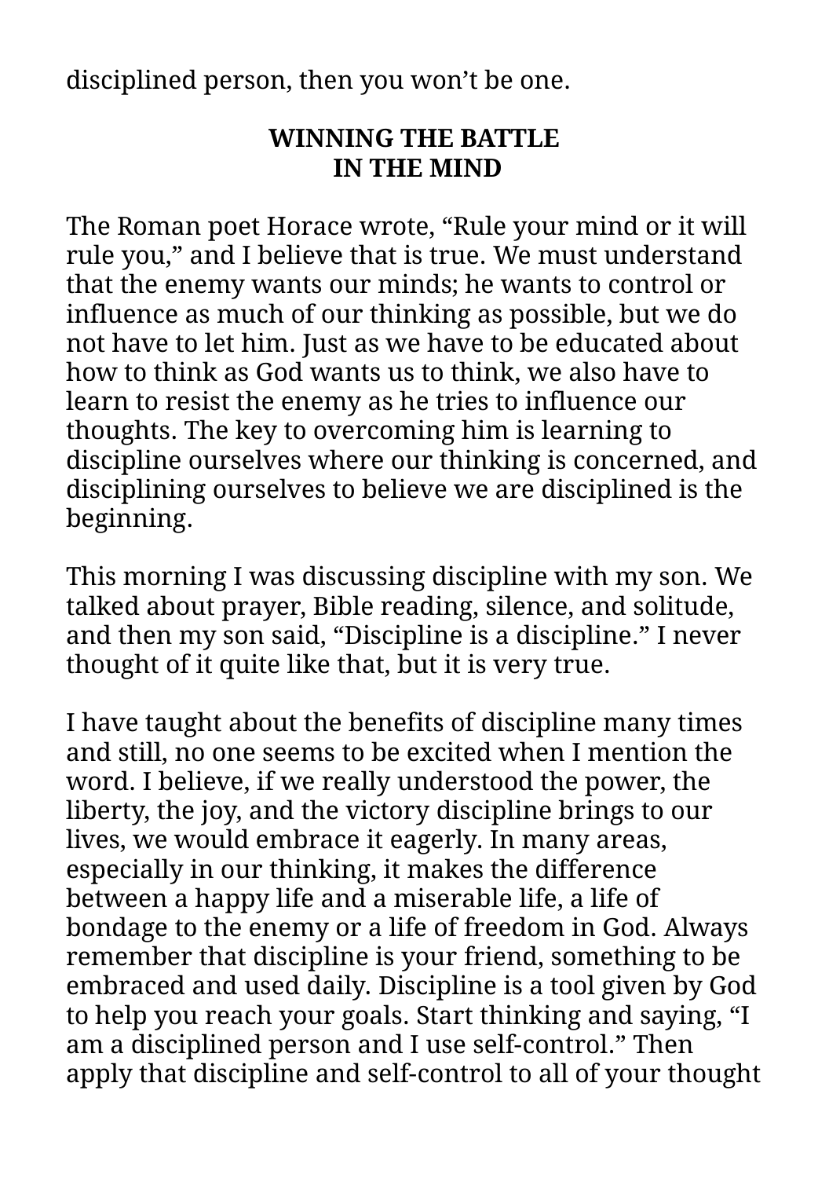disciplined person, then you won't be one.

## WINNING THE BATTLE IN THE MIND

The Roman poet Horace wrote, "Rule your mind or it will rule you," and I believe that is true. We must understand that the enemy wants our minds; he wants to control or influence as much of our thinking as possible, but we do not have to let him. Just as we have to be educated about how to think as God wants us to think, we also have to learn to resist the enemy as he tries to influence our thoughts. The key to overcoming him is learning to discipline ourselves where our thinking is concerned, and disciplining ourselves to believe we are disciplined is the beginning.

This morning I was discussing discipline with my son. We talked about prayer, Bible reading, silence, and solitude, and then my son said, "Discipline is a discipline." I never thought of it quite like that, but it is very true.

I have taught about the benefits of discipline many times and still, no one seems to be excited when I mention the word. I believe, if we really understood the power, the liberty, the joy, and the victory discipline brings to our lives, we would embrace it eagerly. In many areas, especially in our thinking, it makes the difference between a happy life and a miserable life, a life of bondage to the enemy or a life of freedom in God. Always remember that discipline is your friend, something to be embraced and used daily. Discipline is a tool given by God to help you reach your goals. Start thinking and saying, "I am a disciplined person and I use self-control." Then apply that discipline and self-control to all of your thought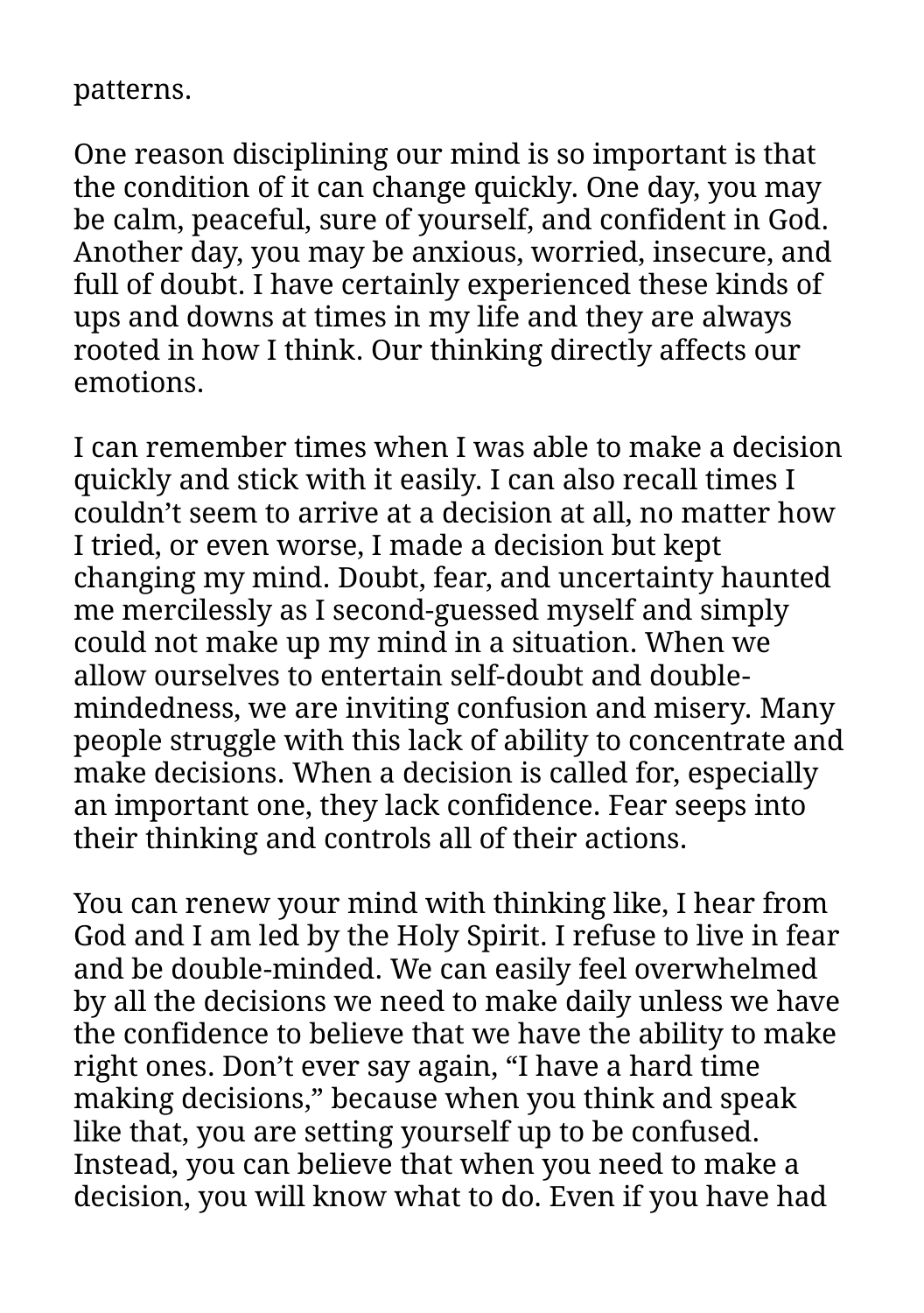patterns.

One reason disciplining our mind is so important is that the condition of it can change quickly. One day, you may be calm, peaceful, sure of yourself, and confident in God. Another day, you may be anxious, worried, insecure, and full of doubt. I have certainly experienced these kinds of ups and downs at times in my life and they are always rooted in how I think. Our thinking directly affects our emotions.

I can remember times when I was able to make a decision quickly and stick with it easily. I can also recall times I couldn't seem to arrive at a decision at all, no matter how I tried, or even worse, I made a decision but kept changing my mind. Doubt, fear, and uncertainty haunted me mercilessly as I second-guessed myself and simply could not make up my mind in a situation. When we allow ourselves to entertain self-doubt and double-mindedness, we are inviting confusion and misery. Many people struggle with this lack of ability to concentrate and make decisions. When a decision is called for, especially an important one, they lack confidence. Fear seeps into their thinking and controls all of their actions.

You can renew your mind with thinking like, I hear from God and I am led by the Holy Spirit. I refuse to live in fear and be double-minded. We can easily feel overwhelmed by all the decisions we need to make daily unless we have the confidence to believe that we have the ability to make right ones. Don't ever say again, "I have a hard time making decisions," because when you think and speak like that, you are setting yourself up to be confused. Instead, you can believe that when you need to make a decision, you will know what to do. Even if you have had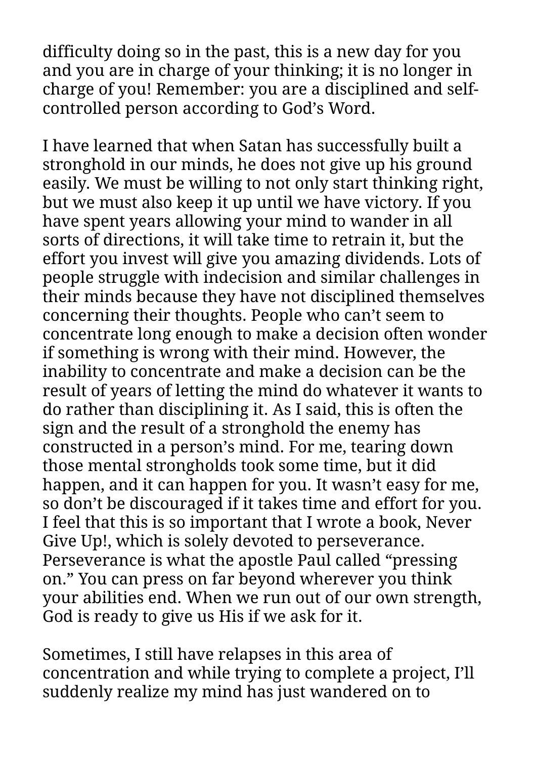difficulty doing so in the past, this is a new day for you and you are in charge of your thinking; it is no longer in charge of you! Remember: you are a disciplined and self-controlled person according to God's Word.

I have learned that when Satan has successfully built a stronghold in our minds, he does not give up his ground easily. We must be willing to not only start thinking right, but we must also keep it up until we have victory. If you have spent years allowing your mind to wander in all sorts of directions, it will take time to retrain it, but the effort you invest will give you amazing dividends. Lots of people struggle with indecision and similar challenges in their minds because they have not disciplined themselves concerning their thoughts. People who can't seem to concentrate long enough to make a decision often wonder if something is wrong with their mind. However, the inability to concentrate and make a decision can be the result of years of letting the mind do whatever it wants to do rather than disciplining it. As I said, this is often the sign and the result of a stronghold the enemy has constructed in a person's mind. For me, tearing down those mental strongholds took some time, but it did happen, and it can happen for you. It wasn't easy for me, so don't be discouraged if it takes time and effort for you. I feel that this is so important that I wrote a book, Never Give Up!, which is solely devoted to perseverance. Perseverance is what the apostle Paul called "pressing on." You can press on far beyond wherever you think your abilities end. When we run out of our own strength, God is ready to give us His if we ask for it.

Sometimes, I still have relapses in this area of concentration and while trying to complete a project, I'll suddenly realize my mind has just wandered on to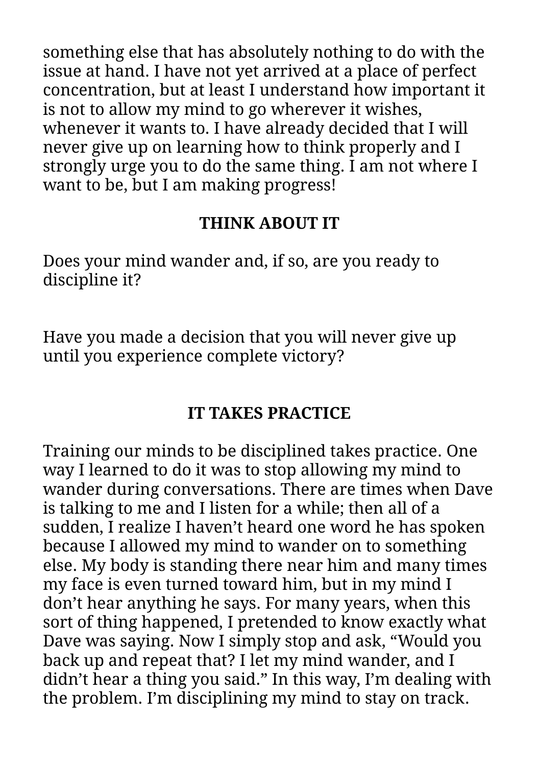something else that has absolutely nothing to do with the issue at hand. I have not yet arrived at a place of perfect concentration, but at least I understand how important it is not to allow my mind to go wherever it wishes, whenever it wants to. I have already decided that I will never give up on learning how to think properly and I strongly urge you to do the same thing. I am not where I want to be, but I am making progress!

### THINK ABOUT IT

Does your mind wander and, if so, are you ready to discipline it?

Have you made a decision that you will never give up until you experience complete victory?

## IT TAKES PRACTICE

Training our minds to be disciplined takes practice. One way I learned to do it was to stop allowing my mind to wander during conversations. There are times when Dave is talking to me and I listen for a while; then all of a sudden, I realize I haven't heard one word he has spoken because I allowed my mind to wander on to something else. My body is standing there near him and many times my face is even turned toward him, but in my mind I don't hear anything he says. For many years, when this sort of thing happened, I pretended to know exactly what Dave was saying. Now I simply stop and ask, "Would you back up and repeat that? I let my mind wander, and I didn't hear a thing you said." In this way, I'm dealing with the problem. I'm disciplining my mind to stay on track.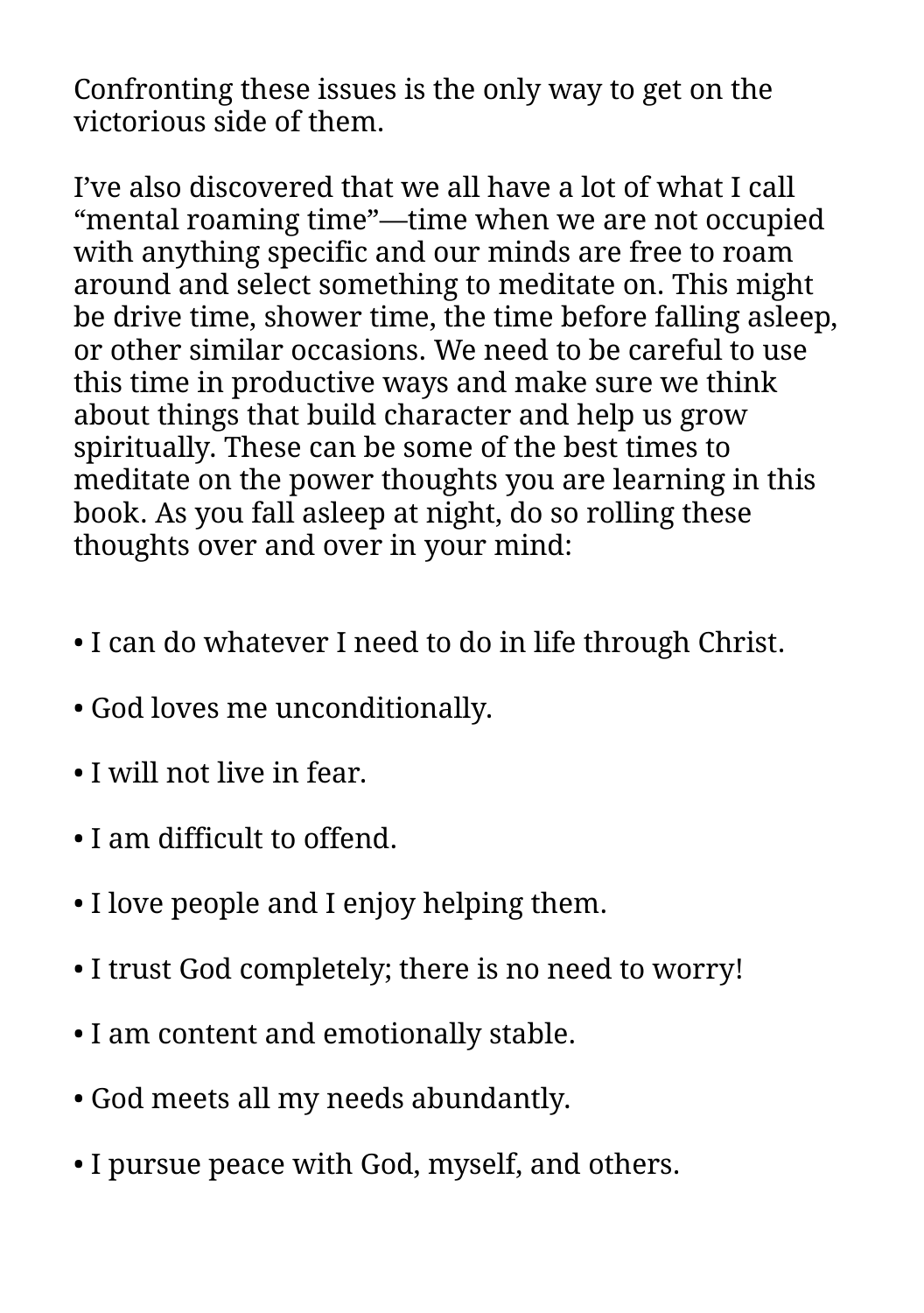Confronting these issues is the only way to get on the victorious side of them.

I've also discovered that we all have a lot of what I call "mental roaming time"—time when we are not occupied with anything specific and our minds are free to roam around and select something to meditate on. This might be drive time, shower time, the time before falling asleep, or other similar occasions. We need to be careful to use this time in productive ways and make sure we think about things that build character and help us grow spiritually. These can be some of the best times to meditate on the power thoughts you are learning in this book. As you fall asleep at night, do so rolling these thoughts over and over in your mind:

- I can do whatever I need to do in life through Christ.
- God loves me unconditionally.
- I will not live in fear.
- I am difficult to offend.
- I love people and I enjoy helping them.
- I trust God completely; there is no need to worry!
- I am content and emotionally stable.
- God meets all my needs abundantly.
- I pursue peace with God, myself, and others.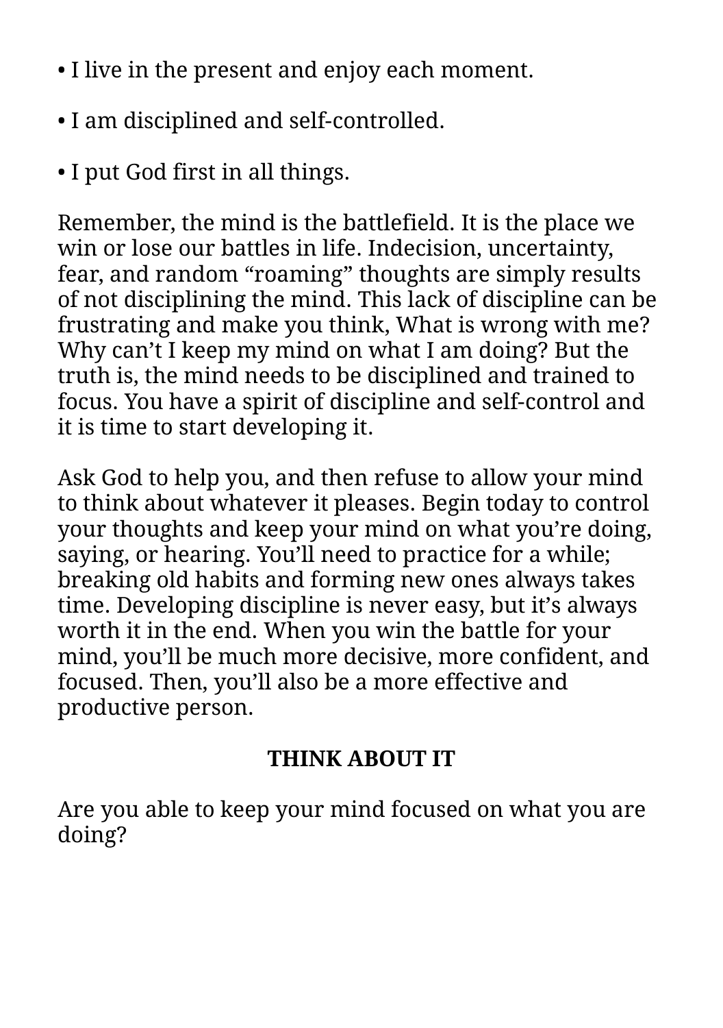- I live in the present and enjoy each moment.
- I am disciplined and self-controlled.
- I put God first in all things.

Remember, the mind is the battlefield. It is the place we win or lose our battles in life. Indecision, uncertainty, fear, and random “roaming” thoughts are simply results of not disciplining the mind. This lack of discipline can be frustrating and make you think, What is wrong with me? Why can’t I keep my mind on what I am doing? But the truth is, the mind needs to be disciplined and trained to focus. You have a spirit of discipline and self-control and it is time to start developing it.

Ask God to help you, and then refuse to allow your mind to think about whatever it pleases. Begin today to control your thoughts and keep your mind on what you’re doing, saying, or hearing. You’ll need to practice for a while; breaking old habits and forming new ones always takes time. Developing discipline is never easy, but it’s always worth it in the end. When you win the battle for your mind, you’ll be much more decisive, more confident, and focused. Then, you’ll also be a more effective and productive person.

**THINK ABOUT IT**

Are you able to keep your mind focused on what you are doing?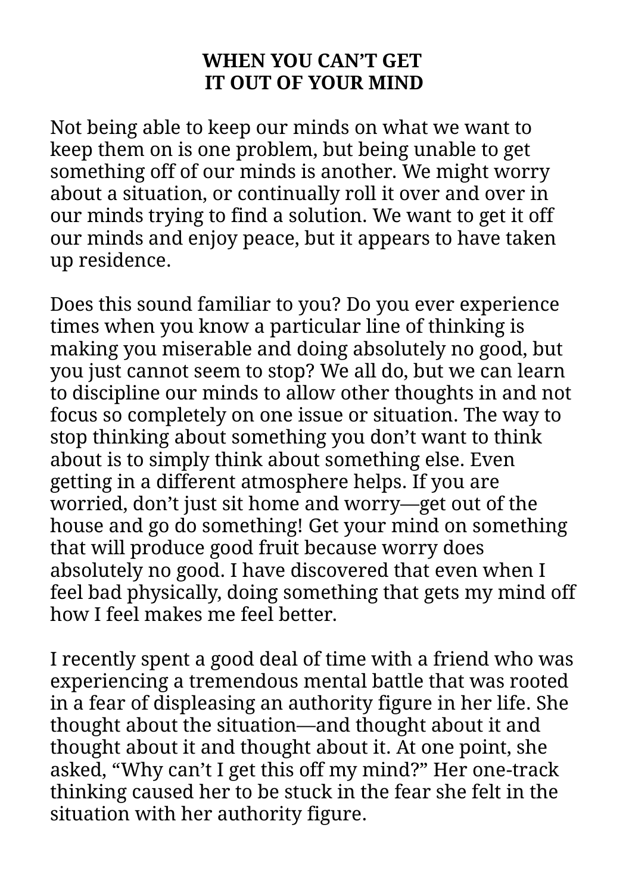## WHEN YOU CAN'T GET IT OUT OF YOUR MIND

Not being able to keep our minds on what we want to keep them on is one problem, but being unable to get something off of our minds is another. We might worry about a situation, or continually roll it over and over in our minds trying to find a solution. We want to get it off our minds and enjoy peace, but it appears to have taken up residence.

Does this sound familiar to you? Do you ever experience times when you know a particular line of thinking is making you miserable and doing absolutely no good, but you just cannot seem to stop? We all do, but we can learn to discipline our minds to allow other thoughts in and not focus so completely on one issue or situation. The way to stop thinking about something you don't want to think about is to simply think about something else. Even getting in a different atmosphere helps. If you are worried, don't just sit home and worry—get out of the house and go do something! Get your mind on something that will produce good fruit because worry does absolutely no good. I have discovered that even when I feel bad physically, doing something that gets my mind off how I feel makes me feel better.

I recently spent a good deal of time with a friend who was experiencing a tremendous mental battle that was rooted in a fear of displeasing an authority figure in her life. She thought about the situation—and thought about it and thought about it and thought about it. At one point, she asked, "Why can't I get this off my mind?" Her one-track thinking caused her to be stuck in the fear she felt in the situation with her authority figure.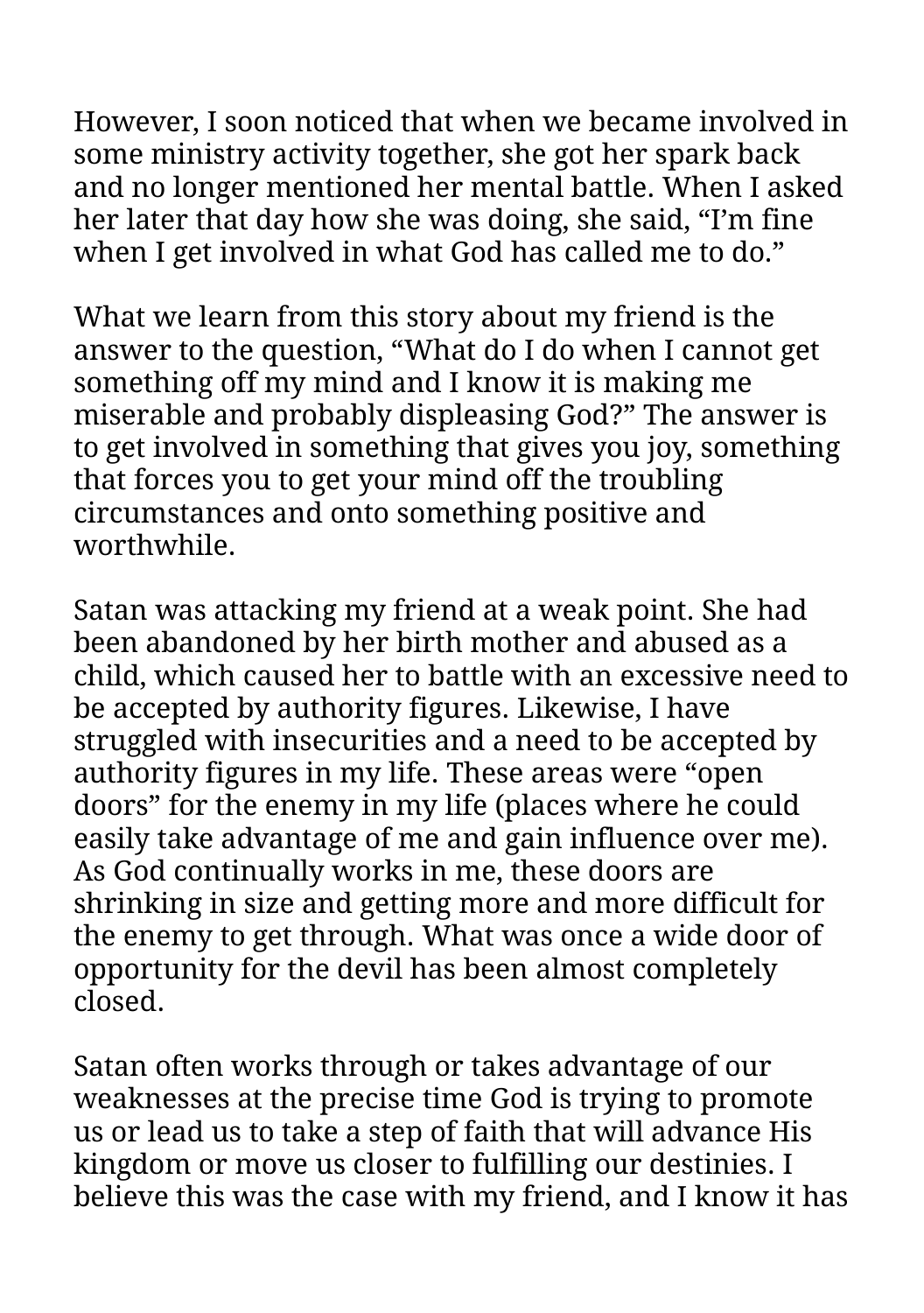However, I soon noticed that when we became involved in some ministry activity together, she got her spark back and no longer mentioned her mental battle. When I asked her later that day how she was doing, she said, "I'm fine when I get involved in what God has called me to do."

What we learn from this story about my friend is the answer to the question, "What do I do when I cannot get something off my mind and I know it is making me miserable and probably displeasing God?" The answer is to get involved in something that gives you joy, something that forces you to get your mind off the troubling circumstances and onto something positive and worthwhile.

Satan was attacking my friend at a weak point. She had been abandoned by her birth mother and abused as a child, which caused her to battle with an excessive need to be accepted by authority figures. Likewise, I have struggled with insecurities and a need to be accepted by authority figures in my life. These areas were "open doors" for the enemy in my life (places where he could easily take advantage of me and gain influence over me). As God continually works in me, these doors are shrinking in size and getting more and more difficult for the enemy to get through. What was once a wide door of opportunity for the devil has been almost completely closed.

Satan often works through or takes advantage of our weaknesses at the precise time God is trying to promote us or lead us to take a step of faith that will advance His kingdom or move us closer to fulfilling our destinies. I believe this was the case with my friend, and I know it has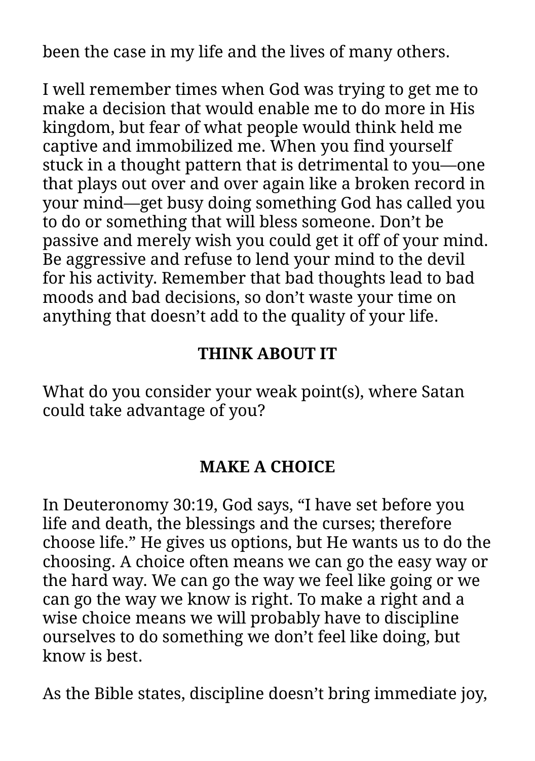been the case in my life and the lives of many others.

I well remember times when God was trying to get me to make a decision that would enable me to do more in His kingdom, but fear of what people would think held me captive and immobilized me. When you find yourself stuck in a thought pattern that is detrimental to you—one that plays out over and over again like a broken record in your mind—get busy doing something God has called you to do or something that will bless someone. Don’t be passive and merely wish you could get it off of your mind. Be aggressive and refuse to lend your mind to the devil for his activity. Remember that bad thoughts lead to bad moods and bad decisions, so don’t waste your time on anything that doesn’t add to the quality of your life.

### THINK ABOUT IT

What do you consider your weak point(s), where Satan could take advantage of you?

### MAKE A CHOICE

In Deuteronomy 30:19, God says, “I have set before you life and death, the blessings and the curses; therefore choose life.” He gives us options, but He wants us to do the choosing. A choice often means we can go the easy way or the hard way. We can go the way we feel like going or we can go the way we know is right. To make a right and a wise choice means we will probably have to discipline ourselves to do something we don’t feel like doing, but know is best.

As the Bible states, discipline doesn’t bring immediate joy,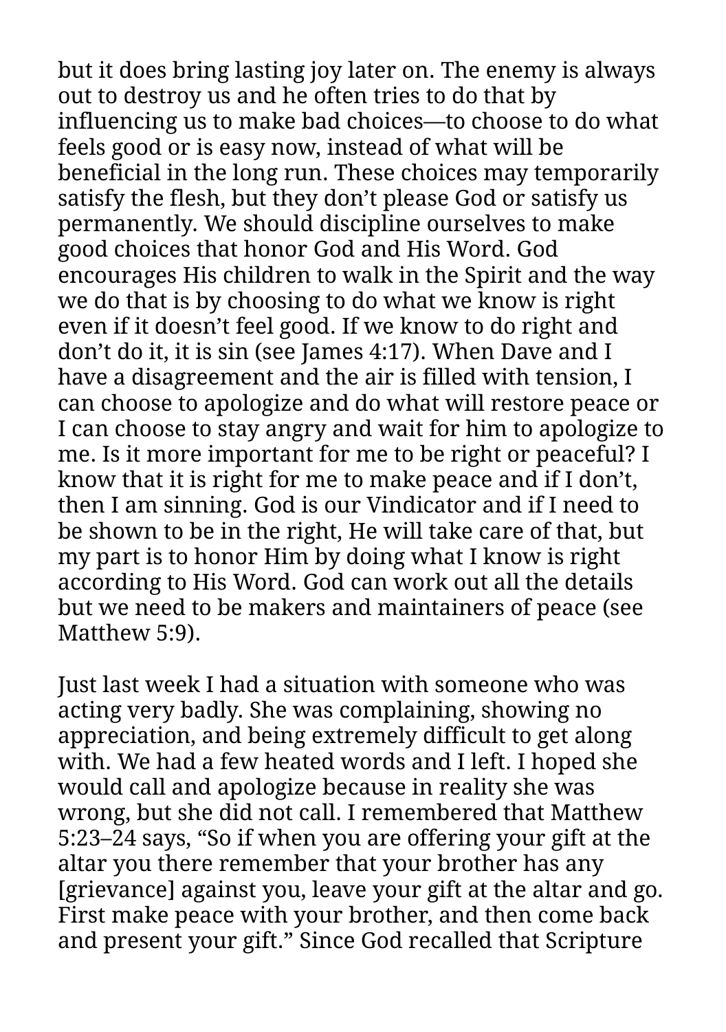but it does bring lasting joy later on. The enemy is always out to destroy us and he often tries to do that by influencing us to make bad choices—to choose to do what feels good or is easy now, instead of what will be beneficial in the long run. These choices may temporarily satisfy the flesh, but they don't please God or satisfy us permanently. We should discipline ourselves to make good choices that honor God and His Word. God encourages His children to walk in the Spirit and the way we do that is by choosing to do what we know is right even if it doesn't feel good. If we know to do right and don't do it, it is sin (see James 4:17). When Dave and I have a disagreement and the air is filled with tension, I can choose to apologize and do what will restore peace or I can choose to stay angry and wait for him to apologize to me. Is it more important for me to be right or peaceful? I know that it is right for me to make peace and if I don't, then I am sinning. God is our Vindicator and if I need to be shown to be in the right, He will take care of that, but my part is to honor Him by doing what I know is right according to His Word. God can work out all the details but we need to be makers and maintainers of peace (see Matthew 5:9).

Just last week I had a situation with someone who was acting very badly. She was complaining, showing no appreciation, and being extremely difficult to get along with. We had a few heated words and I left. I hoped she would call and apologize because in reality she was wrong, but she did not call. I remembered that Matthew 5:23–24 says, "So if when you are offering your gift at the altar you there remember that your brother has any [grievance] against you, leave your gift at the altar and go. First make peace with your brother, and then come back and present your gift." Since God recalled that Scripture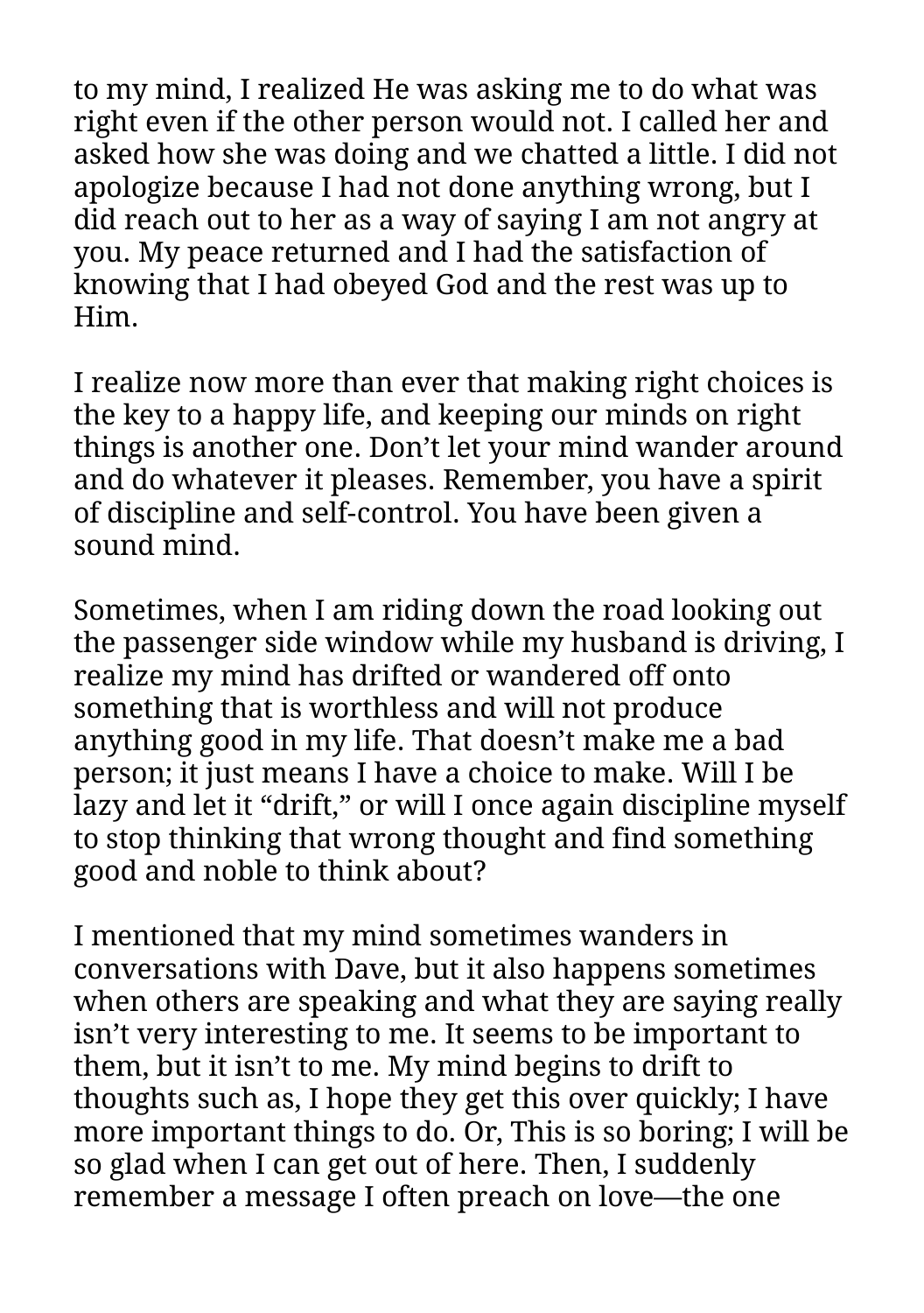to my mind, I realized He was asking me to do what was right even if the other person would not. I called her and asked how she was doing and we chatted a little. I did not apologize because I had not done anything wrong, but I did reach out to her as a way of saying I am not angry at you. My peace returned and I had the satisfaction of knowing that I had obeyed God and the rest was up to Him.

I realize now more than ever that making right choices is the key to a happy life, and keeping our minds on right things is another one. Don't let your mind wander around and do whatever it pleases. Remember, you have a spirit of discipline and self-control. You have been given a sound mind.

Sometimes, when I am riding down the road looking out the passenger side window while my husband is driving, I realize my mind has drifted or wandered off onto something that is worthless and will not produce anything good in my life. That doesn't make me a bad person; it just means I have a choice to make. Will I be lazy and let it "drift," or will I once again discipline myself to stop thinking that wrong thought and find something good and noble to think about?

I mentioned that my mind sometimes wanders in conversations with Dave, but it also happens sometimes when others are speaking and what they are saying really isn't very interesting to me. It seems to be important to them, but it isn't to me. My mind begins to drift to thoughts such as, I hope they get this over quickly; I have more important things to do. Or, This is so boring; I will be so glad when I can get out of here. Then, I suddenly remember a message I often preach on love—the one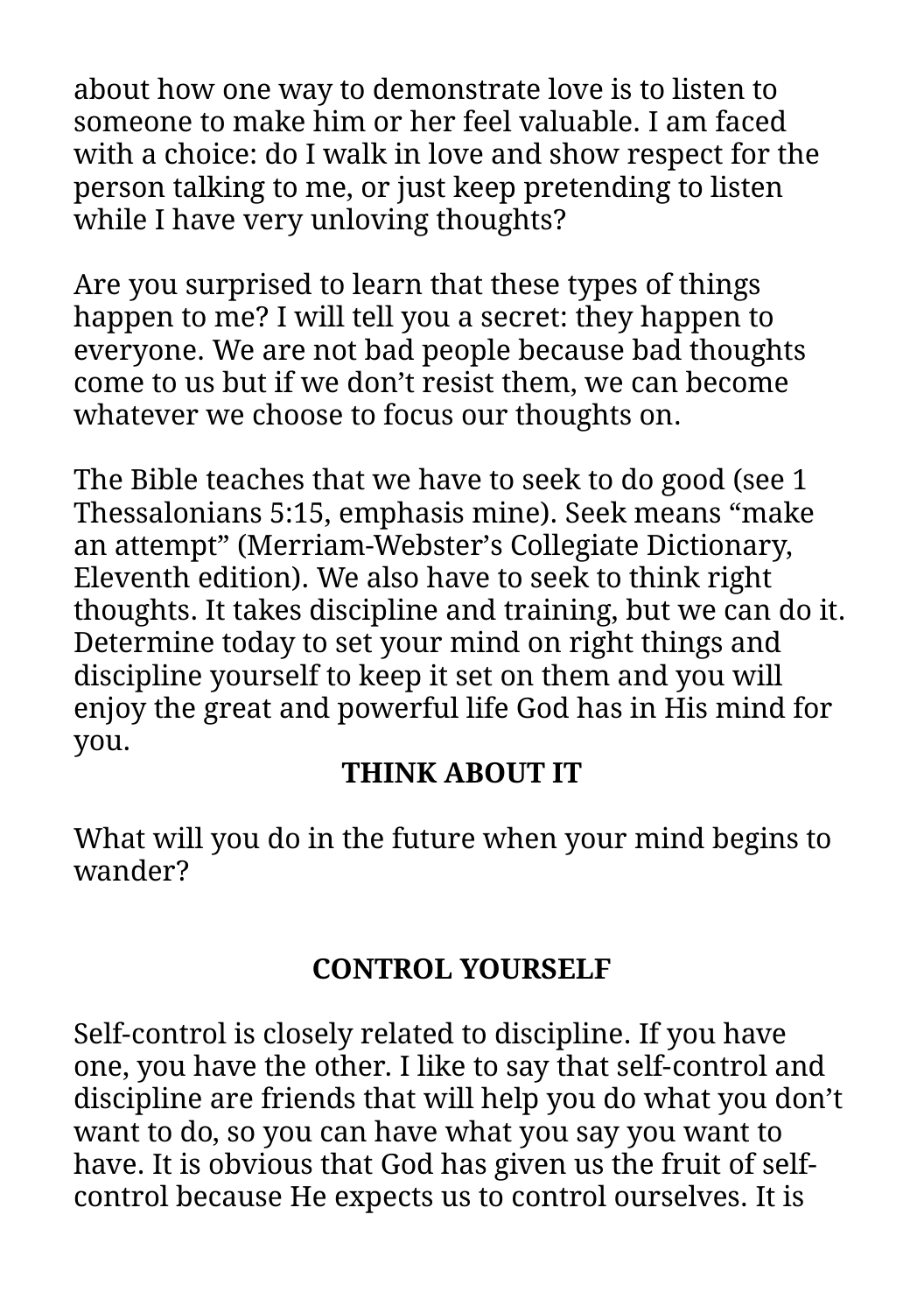about how one way to demonstrate love is to listen to someone to make him or her feel valuable. I am faced with a choice: do I walk in love and show respect for the person talking to me, or just keep pretending to listen while I have very unloving thoughts?

Are you surprised to learn that these types of things happen to me? I will tell you a secret: they happen to everyone. We are not bad people because bad thoughts come to us but if we don't resist them, we can become whatever we choose to focus our thoughts on.

The Bible teaches that we have to seek to do good (see 1 Thessalonians 5:15, emphasis mine). Seek means "make an attempt" (Merriam-Webster's Collegiate Dictionary, Eleventh edition). We also have to seek to think right thoughts. It takes discipline and training, but we can do it. Determine today to set your mind on right things and discipline yourself to keep it set on them and you will enjoy the great and powerful life God has in His mind for you.

**THINK ABOUT IT**

What will you do in the future when your mind begins to wander?

## CONTROL YOURSELF

Self-control is closely related to discipline. If you have one, you have the other. I like to say that self-control and discipline are friends that will help you do what you don't want to do, so you can have what you say you want to have. It is obvious that God has given us the fruit of self-control because He expects us to control ourselves. It is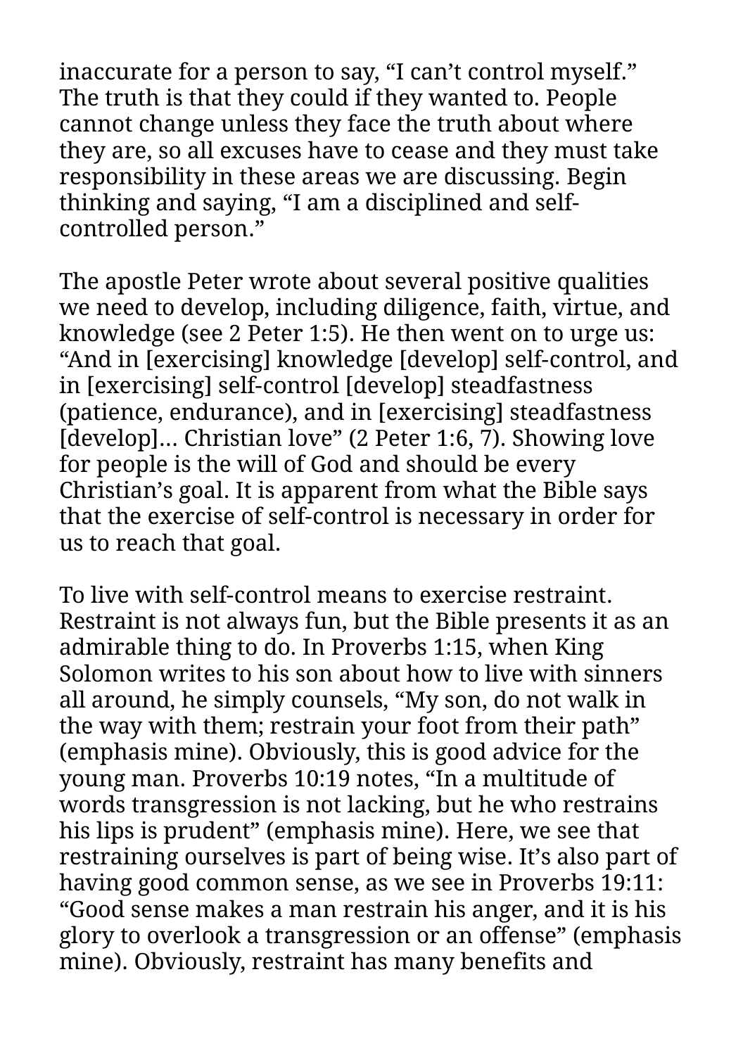inaccurate for a person to say, “I can’t control myself.” The truth is that they could if they wanted to. People cannot change unless they face the truth about where they are, so all excuses have to cease and they must take responsibility in these areas we are discussing. Begin thinking and saying, “I am a disciplined and self-controlled person.”

The apostle Peter wrote about several positive qualities we need to develop, including diligence, faith, virtue, and knowledge (see 2 Peter 1:5). He then went on to urge us: “And in [exercising] knowledge [develop] self-control, and in [exercising] self-control [develop] steadfastness (patience, endurance), and in [exercising] steadfastness [develop]… Christian love” (2 Peter 1:6, 7). Showing love for people is the will of God and should be every Christian’s goal. It is apparent from what the Bible says that the exercise of self-control is necessary in order for us to reach that goal.

To live with self-control means to exercise restraint. Restraint is not always fun, but the Bible presents it as an admirable thing to do. In Proverbs 1:15, when King Solomon writes to his son about how to live with sinners all around, he simply counsels, “My son, do not walk in the way with them; restrain your foot from their path” (emphasis mine). Obviously, this is good advice for the young man. Proverbs 10:19 notes, “In a multitude of words transgression is not lacking, but he who restrains his lips is prudent” (emphasis mine). Here, we see that restraining ourselves is part of being wise. It’s also part of having good common sense, as we see in Proverbs 19:11: “Good sense makes a man restrain his anger, and it is his glory to overlook a transgression or an offense” (emphasis mine). Obviously, restraint has many benefits and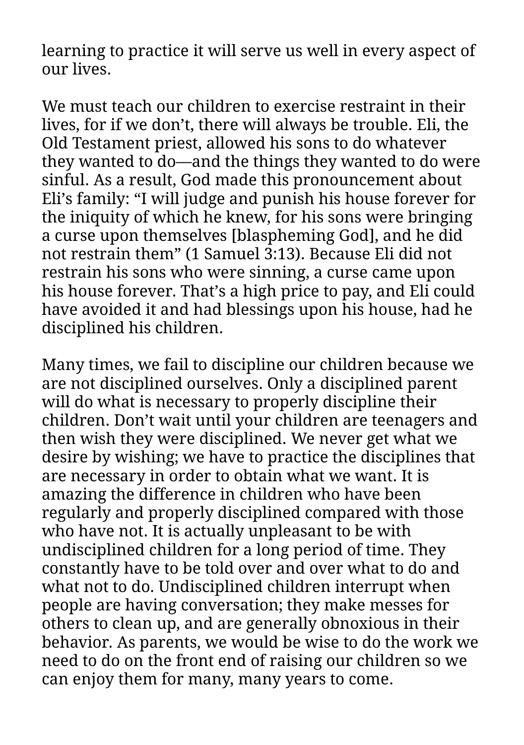learning to practice it will serve us well in every aspect of our lives.

We must teach our children to exercise restraint in their lives, for if we don't, there will always be trouble. Eli, the Old Testament priest, allowed his sons to do whatever they wanted to do—and the things they wanted to do were sinful. As a result, God made this pronouncement about Eli's family: "I will judge and punish his house forever for the iniquity of which he knew, for his sons were bringing a curse upon themselves [blaspheming God], and he did not restrain them" (1 Samuel 3:13). Because Eli did not restrain his sons who were sinning, a curse came upon his house forever. That's a high price to pay, and Eli could have avoided it and had blessings upon his house, had he disciplined his children.

Many times, we fail to discipline our children because we are not disciplined ourselves. Only a disciplined parent will do what is necessary to properly discipline their children. Don't wait until your children are teenagers and then wish they were disciplined. We never get what we desire by wishing; we have to practice the disciplines that are necessary in order to obtain what we want. It is amazing the difference in children who have been regularly and properly disciplined compared with those who have not. It is actually unpleasant to be with undisciplined children for a long period of time. They constantly have to be told over and over what to do and what not to do. Undisciplined children interrupt when people are having conversation; they make messes for others to clean up, and are generally obnoxious in their behavior. As parents, we would be wise to do the work we need to do on the front end of raising our children so we can enjoy them for many, many years to come.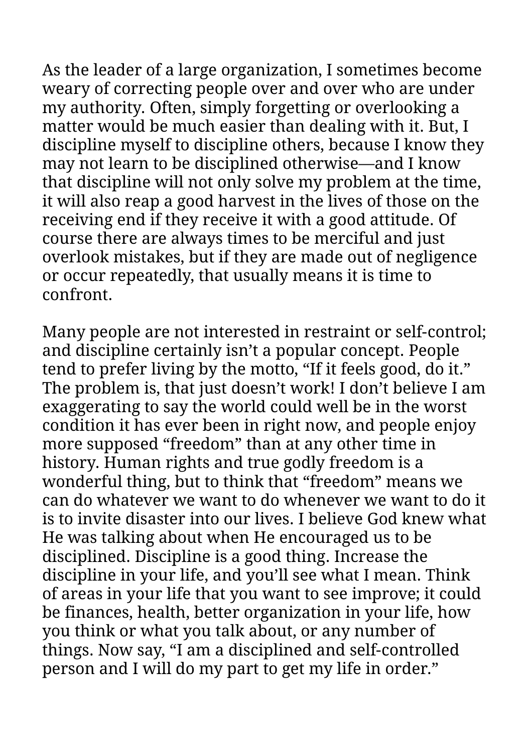As the leader of a large organization, I sometimes become weary of correcting people over and over who are under my authority. Often, simply forgetting or overlooking a matter would be much easier than dealing with it. But, I discipline myself to discipline others, because I know they may not learn to be disciplined otherwise—and I know that discipline will not only solve my problem at the time, it will also reap a good harvest in the lives of those on the receiving end if they receive it with a good attitude. Of course there are always times to be merciful and just overlook mistakes, but if they are made out of negligence or occur repeatedly, that usually means it is time to confront.

Many people are not interested in restraint or self-control; and discipline certainly isn't a popular concept. People tend to prefer living by the motto, "If it feels good, do it." The problem is, that just doesn't work! I don't believe I am exaggerating to say the world could well be in the worst condition it has ever been in right now, and people enjoy more supposed "freedom" than at any other time in history. Human rights and true godly freedom is a wonderful thing, but to think that "freedom" means we can do whatever we want to do whenever we want to do it is to invite disaster into our lives. I believe God knew what He was talking about when He encouraged us to be disciplined. Discipline is a good thing. Increase the discipline in your life, and you'll see what I mean. Think of areas in your life that you want to see improve; it could be finances, health, better organization in your life, how you think or what you talk about, or any number of things. Now say, "I am a disciplined and self-controlled person and I will do my part to get my life in order."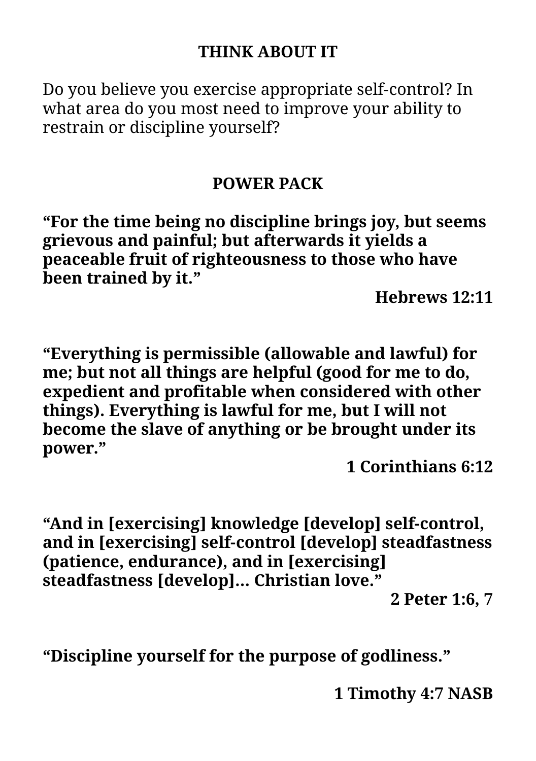## THINK ABOUT IT

Do you believe you exercise appropriate self-control? In what area do you most need to improve your ability to restrain or discipline yourself?

## POWER PACK

**"For the time being no discipline brings joy, but seems grievous and painful; but afterwards it yields a peaceable fruit of righteousness to those who have been trained by it."**

**Hebrews 12:11**

**"Everything is permissible (allowable and lawful) for me; but not all things are helpful (good for me to do, expedient and profitable when considered with other things). Everything is lawful for me, but I will not become the slave of anything or be brought under its power."**

**1 Corinthians 6:12**

**"And in [exercising] knowledge [develop] self-control, and in [exercising] self-control [develop] steadfastness (patience, endurance), and in [exercising] steadfastness [develop]... Christian love."**

**2 Peter 1:6, 7**

**"Discipline yourself for the purpose of godliness."**

**1 Timothy 4:7 NASB**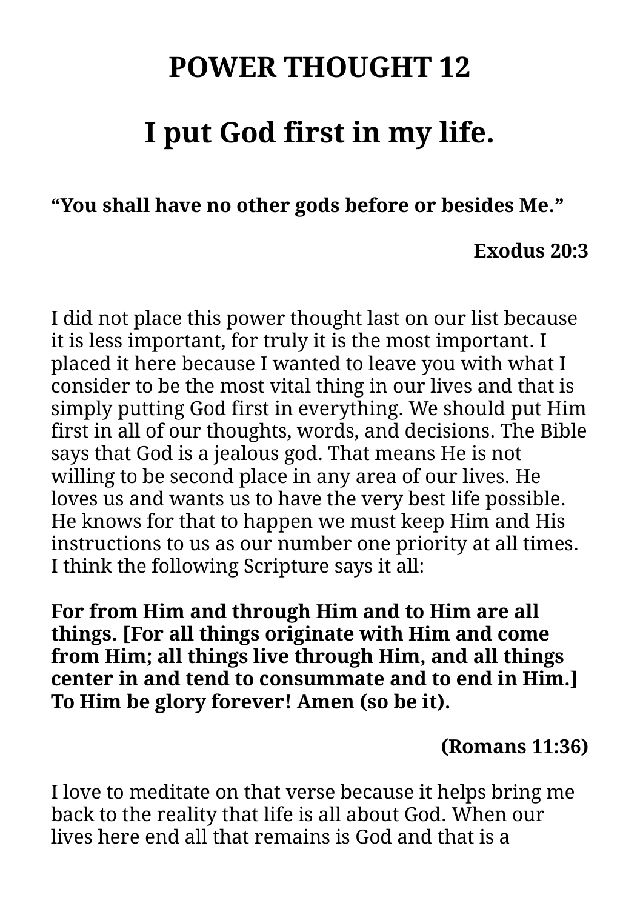# POWER THOUGHT 12

## I put God first in my life.

**“You shall have no other gods before or besides Me.”**

**Exodus 20:3**

I did not place this power thought last on our list because it is less important, for truly it is the most important. I placed it here because I wanted to leave you with what I consider to be the most vital thing in our lives and that is simply putting God first in everything. We should put Him first in all of our thoughts, words, and decisions. The Bible says that God is a jealous god. That means He is not willing to be second place in any area of our lives. He loves us and wants us to have the very best life possible. He knows for that to happen we must keep Him and His instructions to us as our number one priority at all times. I think the following Scripture says it all:

**For from Him and through Him and to Him are all things. [For all things originate with Him and come from Him; all things live through Him, and all things center in and tend to consummate and to end in Him.] To Him be glory forever! Amen (so be it).**

**(Romans 11:36)**

I love to meditate on that verse because it helps bring me back to the reality that life is all about God. When our lives here end all that remains is God and that is a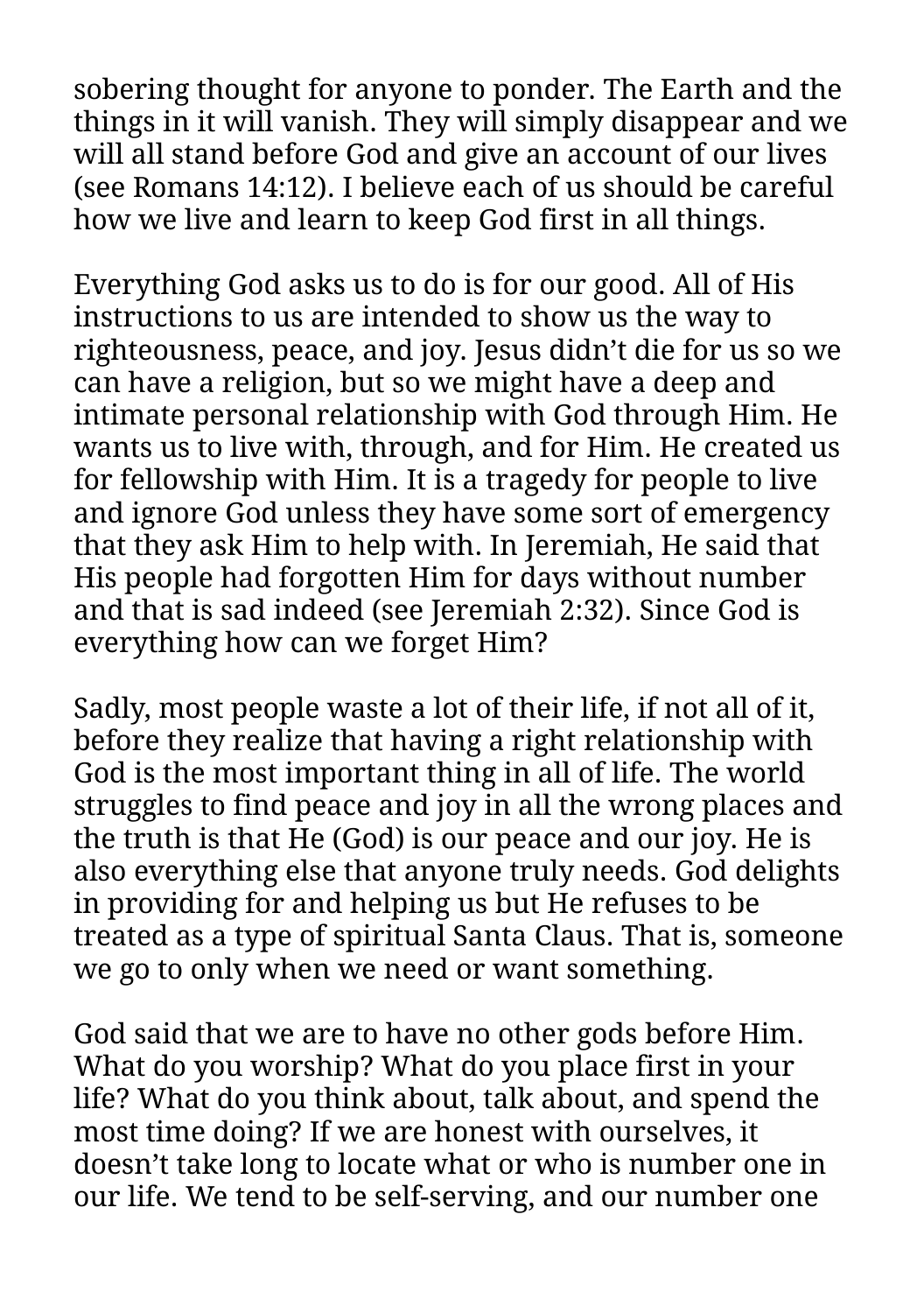sobering thought for anyone to ponder. The Earth and the things in it will vanish. They will simply disappear and we will all stand before God and give an account of our lives (see Romans 14:12). I believe each of us should be careful how we live and learn to keep God first in all things.

Everything God asks us to do is for our good. All of His instructions to us are intended to show us the way to righteousness, peace, and joy. Jesus didn’t die for us so we can have a religion, but so we might have a deep and intimate personal relationship with God through Him. He wants us to live with, through, and for Him. He created us for fellowship with Him. It is a tragedy for people to live and ignore God unless they have some sort of emergency that they ask Him to help with. In Jeremiah, He said that His people had forgotten Him for days without number and that is sad indeed (see Jeremiah 2:32). Since God is everything how can we forget Him?

Sadly, most people waste a lot of their life, if not all of it, before they realize that having a right relationship with God is the most important thing in all of life. The world struggles to find peace and joy in all the wrong places and the truth is that He (God) is our peace and our joy. He is also everything else that anyone truly needs. God delights in providing for and helping us but He refuses to be treated as a type of spiritual Santa Claus. That is, someone we go to only when we need or want something.

God said that we are to have no other gods before Him. What do you worship? What do you place first in your life? What do you think about, talk about, and spend the most time doing? If we are honest with ourselves, it doesn’t take long to locate what or who is number one in our life. We tend to be self-serving, and our number one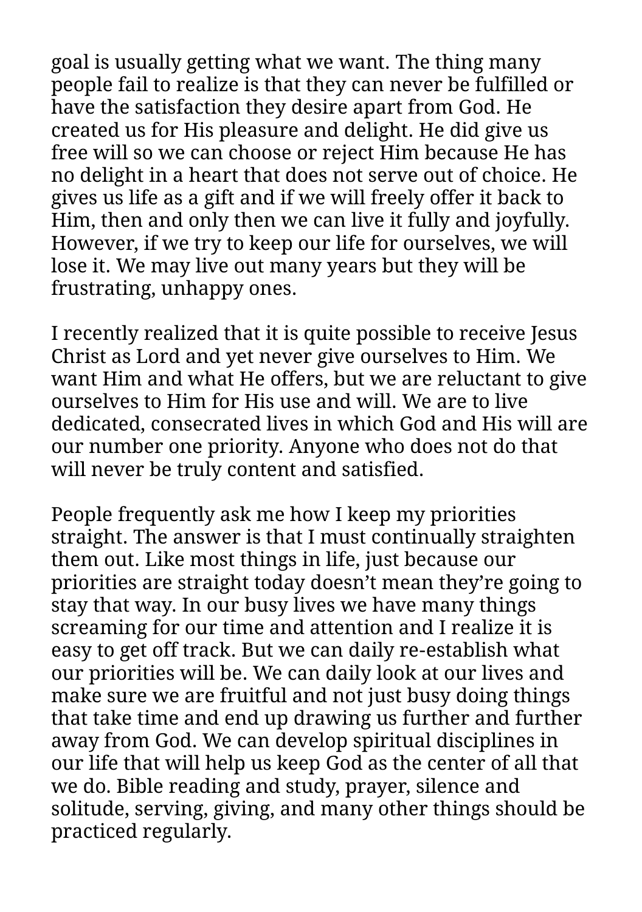goal is usually getting what we want. The thing many people fail to realize is that they can never be fulfilled or have the satisfaction they desire apart from God. He created us for His pleasure and delight. He did give us free will so we can choose or reject Him because He has no delight in a heart that does not serve out of choice. He gives us life as a gift and if we will freely offer it back to Him, then and only then we can live it fully and joyfully. However, if we try to keep our life for ourselves, we will lose it. We may live out many years but they will be frustrating, unhappy ones.

I recently realized that it is quite possible to receive Jesus Christ as Lord and yet never give ourselves to Him. We want Him and what He offers, but we are reluctant to give ourselves to Him for His use and will. We are to live dedicated, consecrated lives in which God and His will are our number one priority. Anyone who does not do that will never be truly content and satisfied.

People frequently ask me how I keep my priorities straight. The answer is that I must continually straighten them out. Like most things in life, just because our priorities are straight today doesn't mean they're going to stay that way. In our busy lives we have many things screaming for our time and attention and I realize it is easy to get off track. But we can daily re-establish what our priorities will be. We can daily look at our lives and make sure we are fruitful and not just busy doing things that take time and end up drawing us further and further away from God. We can develop spiritual disciplines in our life that will help us keep God as the center of all that we do. Bible reading and study, prayer, silence and solitude, serving, giving, and many other things should be practiced regularly.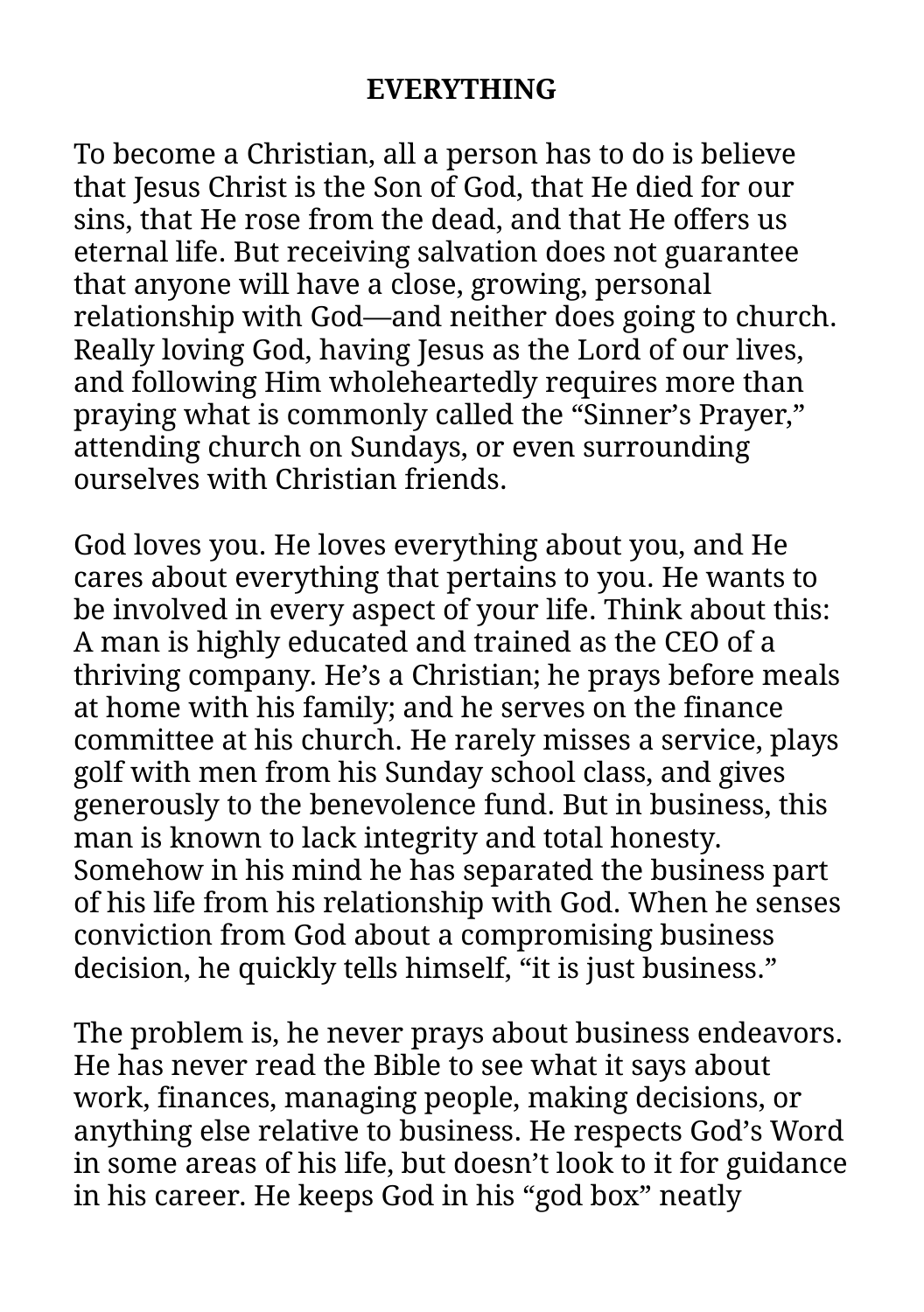## EVERYTHING

To become a Christian, all a person has to do is believe that Jesus Christ is the Son of God, that He died for our sins, that He rose from the dead, and that He offers us eternal life. But receiving salvation does not guarantee that anyone will have a close, growing, personal relationship with God—and neither does going to church. Really loving God, having Jesus as the Lord of our lives, and following Him wholeheartedly requires more than praying what is commonly called the "Sinner's Prayer," attending church on Sundays, or even surrounding ourselves with Christian friends.

God loves you. He loves everything about you, and He cares about everything that pertains to you. He wants to be involved in every aspect of your life. Think about this: A man is highly educated and trained as the CEO of a thriving company. He's a Christian; he prays before meals at home with his family; and he serves on the finance committee at his church. He rarely misses a service, plays golf with men from his Sunday school class, and gives generously to the benevolence fund. But in business, this man is known to lack integrity and total honesty. Somehow in his mind he has separated the business part of his life from his relationship with God. When he senses conviction from God about a compromising business decision, he quickly tells himself, "it is just business."

The problem is, he never prays about business endeavors. He has never read the Bible to see what it says about work, finances, managing people, making decisions, or anything else relative to business. He respects God's Word in some areas of his life, but doesn't look to it for guidance in his career. He keeps God in his "god box" neatly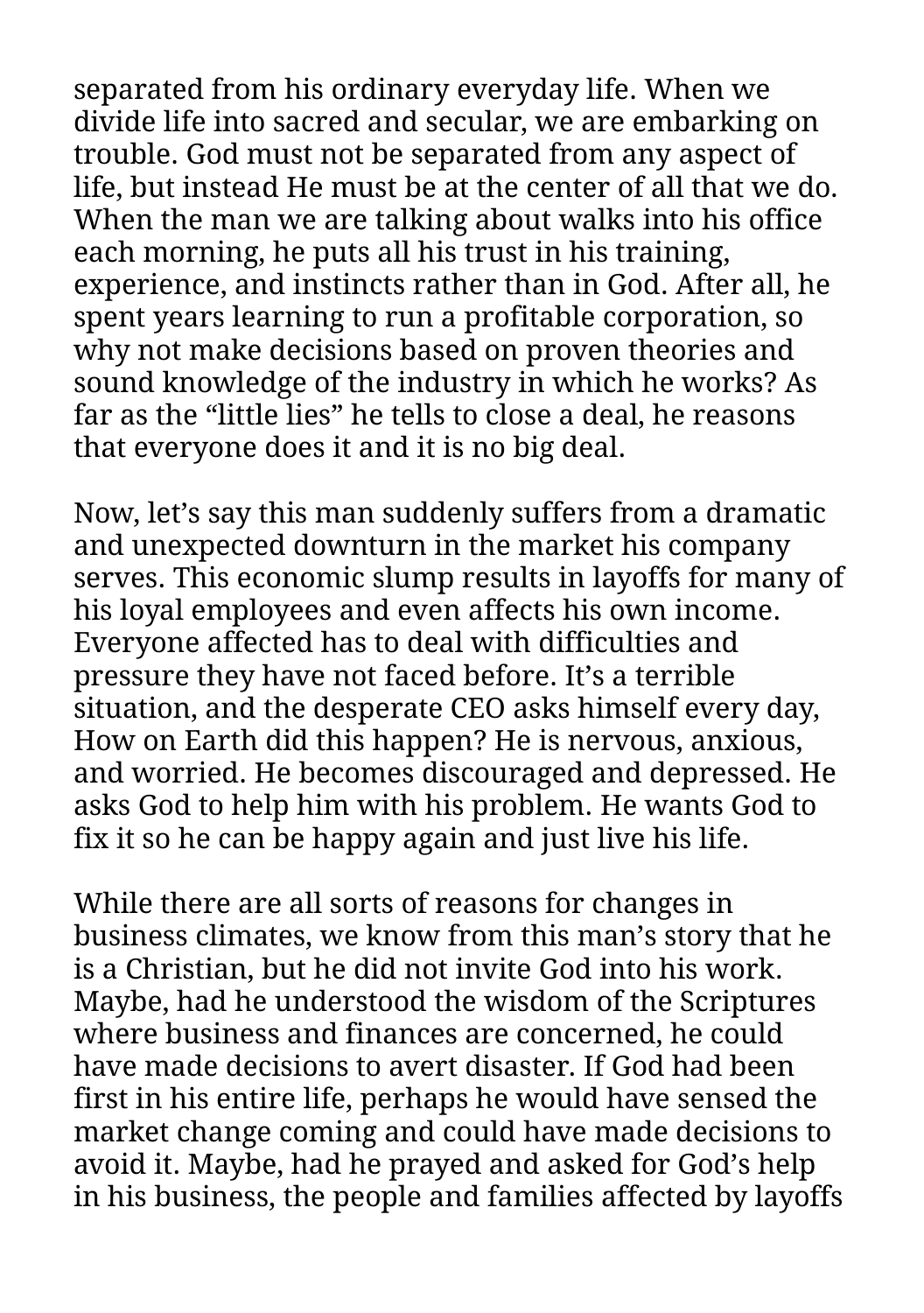separated from his ordinary everyday life. When we divide life into sacred and secular, we are embarking on trouble. God must not be separated from any aspect of life, but instead He must be at the center of all that we do. When the man we are talking about walks into his office each morning, he puts all his trust in his training, experience, and instincts rather than in God. After all, he spent years learning to run a profitable corporation, so why not make decisions based on proven theories and sound knowledge of the industry in which he works? As far as the "little lies" he tells to close a deal, he reasons that everyone does it and it is no big deal.

Now, let's say this man suddenly suffers from a dramatic and unexpected downturn in the market his company serves. This economic slump results in layoffs for many of his loyal employees and even affects his own income. Everyone affected has to deal with difficulties and pressure they have not faced before. It's a terrible situation, and the desperate CEO asks himself every day, How on Earth did this happen? He is nervous, anxious, and worried. He becomes discouraged and depressed. He asks God to help him with his problem. He wants God to fix it so he can be happy again and just live his life.

While there are all sorts of reasons for changes in business climates, we know from this man's story that he is a Christian, but he did not invite God into his work. Maybe, had he understood the wisdom of the Scriptures where business and finances are concerned, he could have made decisions to avert disaster. If God had been first in his entire life, perhaps he would have sensed the market change coming and could have made decisions to avoid it. Maybe, had he prayed and asked for God's help in his business, the people and families affected by layoffs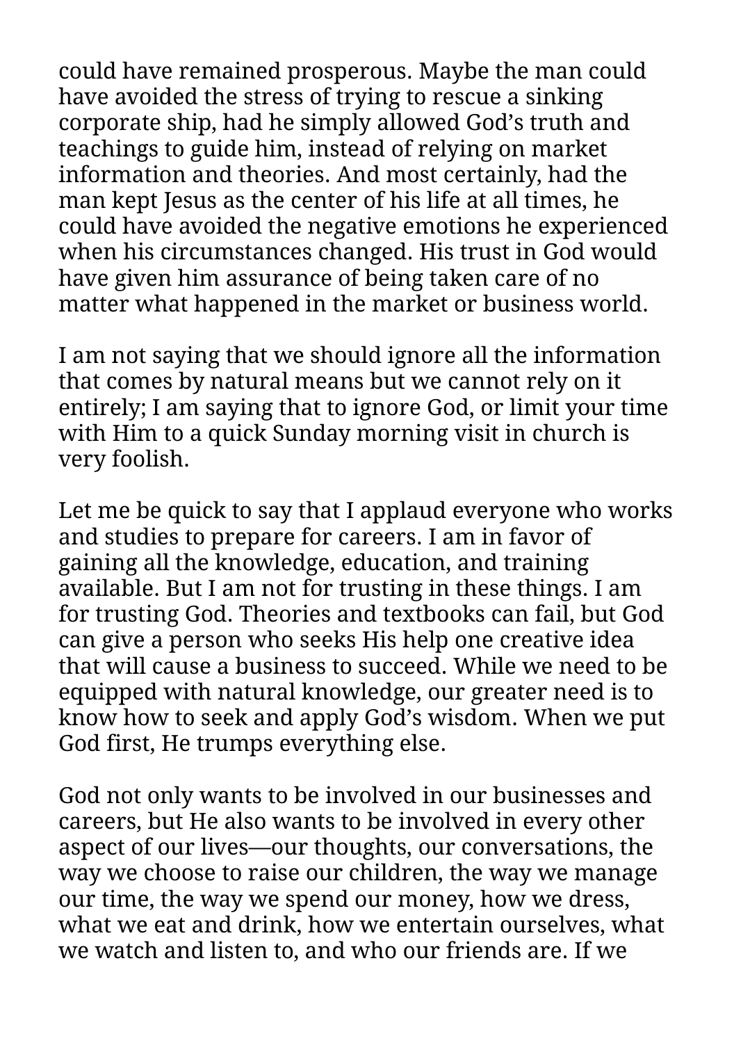could have remained prosperous. Maybe the man could have avoided the stress of trying to rescue a sinking corporate ship, had he simply allowed God's truth and teachings to guide him, instead of relying on market information and theories. And most certainly, had the man kept Jesus as the center of his life at all times, he could have avoided the negative emotions he experienced when his circumstances changed. His trust in God would have given him assurance of being taken care of no matter what happened in the market or business world.

I am not saying that we should ignore all the information that comes by natural means but we cannot rely on it entirely; I am saying that to ignore God, or limit your time with Him to a quick Sunday morning visit in church is very foolish.

Let me be quick to say that I applaud everyone who works and studies to prepare for careers. I am in favor of gaining all the knowledge, education, and training available. But I am not for trusting in these things. I am for trusting God. Theories and textbooks can fail, but God can give a person who seeks His help one creative idea that will cause a business to succeed. While we need to be equipped with natural knowledge, our greater need is to know how to seek and apply God's wisdom. When we put God first, He trumps everything else.

God not only wants to be involved in our businesses and careers, but He also wants to be involved in every other aspect of our lives—our thoughts, our conversations, the way we choose to raise our children, the way we manage our time, the way we spend our money, how we dress, what we eat and drink, how we entertain ourselves, what we watch and listen to, and who our friends are. If we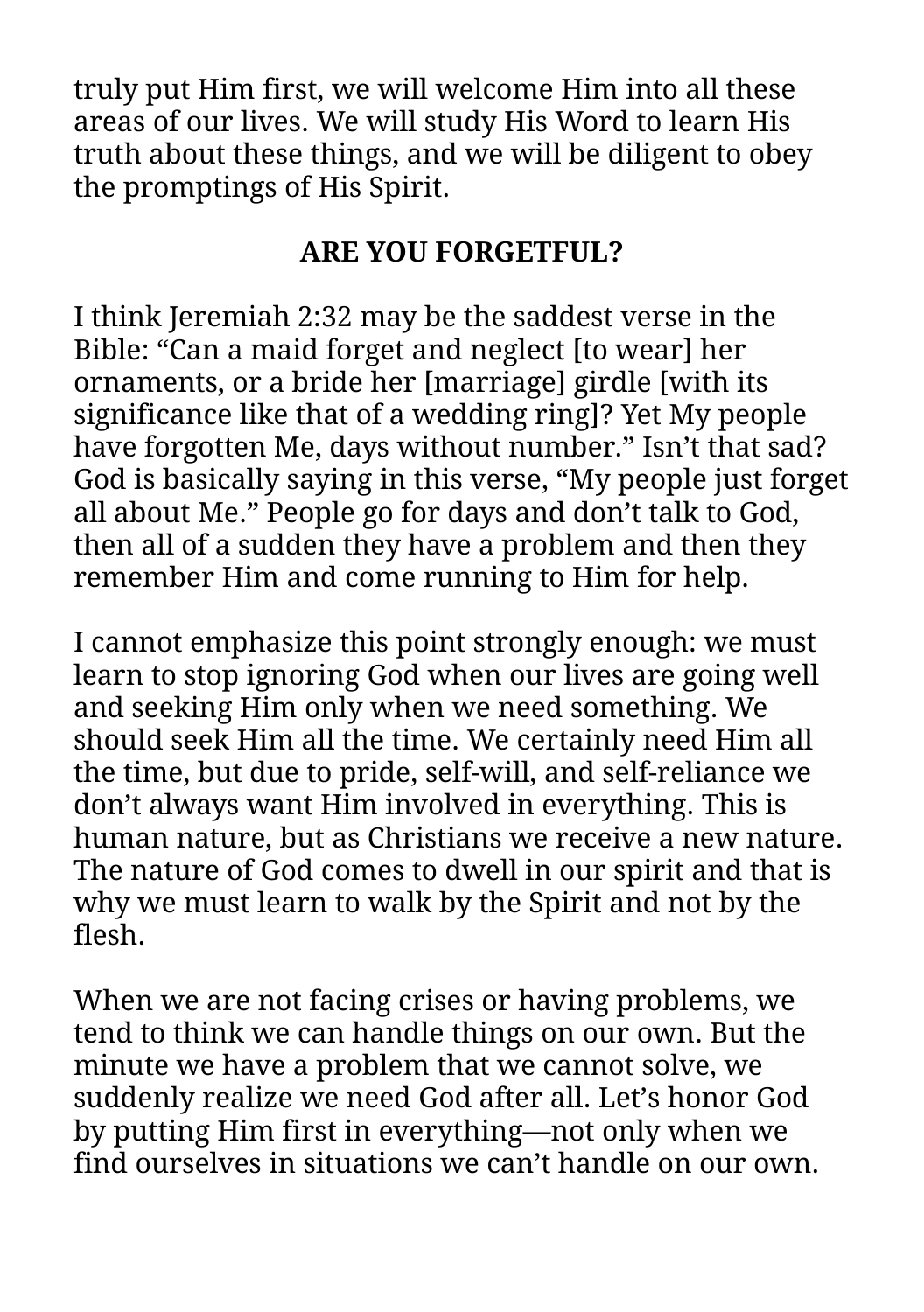truly put Him first, we will welcome Him into all these areas of our lives. We will study His Word to learn His truth about these things, and we will be diligent to obey the promptings of His Spirit.

## ARE YOU FORGETFUL?

I think Jeremiah 2:32 may be the saddest verse in the Bible: “Can a maid forget and neglect [to wear] her ornaments, or a bride her [marriage] girdle [with its significance like that of a wedding ring]? Yet My people have forgotten Me, days without number.” Isn’t that sad? God is basically saying in this verse, “My people just forget all about Me.” People go for days and don’t talk to God, then all of a sudden they have a problem and then they remember Him and come running to Him for help.

I cannot emphasize this point strongly enough: we must learn to stop ignoring God when our lives are going well and seeking Him only when we need something. We should seek Him all the time. We certainly need Him all the time, but due to pride, self-will, and self-reliance we don’t always want Him involved in everything. This is human nature, but as Christians we receive a new nature. The nature of God comes to dwell in our spirit and that is why we must learn to walk by the Spirit and not by the flesh.

When we are not facing crises or having problems, we tend to think we can handle things on our own. But the minute we have a problem that we cannot solve, we suddenly realize we need God after all. Let’s honor God by putting Him first in everything—not only when we find ourselves in situations we can’t handle on our own.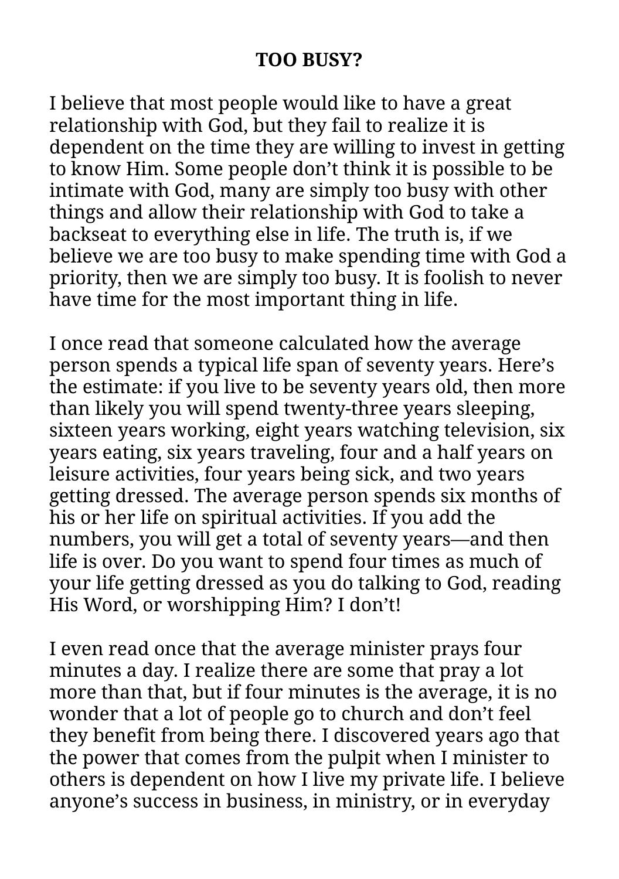**TOO BUSY?**

I believe that most people would like to have a great relationship with God, but they fail to realize it is dependent on the time they are willing to invest in getting to know Him. Some people don't think it is possible to be intimate with God, many are simply too busy with other things and allow their relationship with God to take a backseat to everything else in life. The truth is, if we believe we are too busy to make spending time with God a priority, then we are simply too busy. It is foolish to never have time for the most important thing in life.

I once read that someone calculated how the average person spends a typical life span of seventy years. Here's the estimate: if you live to be seventy years old, then more than likely you will spend twenty-three years sleeping, sixteen years working, eight years watching television, six years eating, six years traveling, four and a half years on leisure activities, four years being sick, and two years getting dressed. The average person spends six months of his or her life on spiritual activities. If you add the numbers, you will get a total of seventy years—and then life is over. Do you want to spend four times as much of your life getting dressed as you do talking to God, reading His Word, or worshipping Him? I don't!

I even read once that the average minister prays four minutes a day. I realize there are some that pray a lot more than that, but if four minutes is the average, it is no wonder that a lot of people go to church and don't feel they benefit from being there. I discovered years ago that the power that comes from the pulpit when I minister to others is dependent on how I live my private life. I believe anyone's success in business, in ministry, or in everyday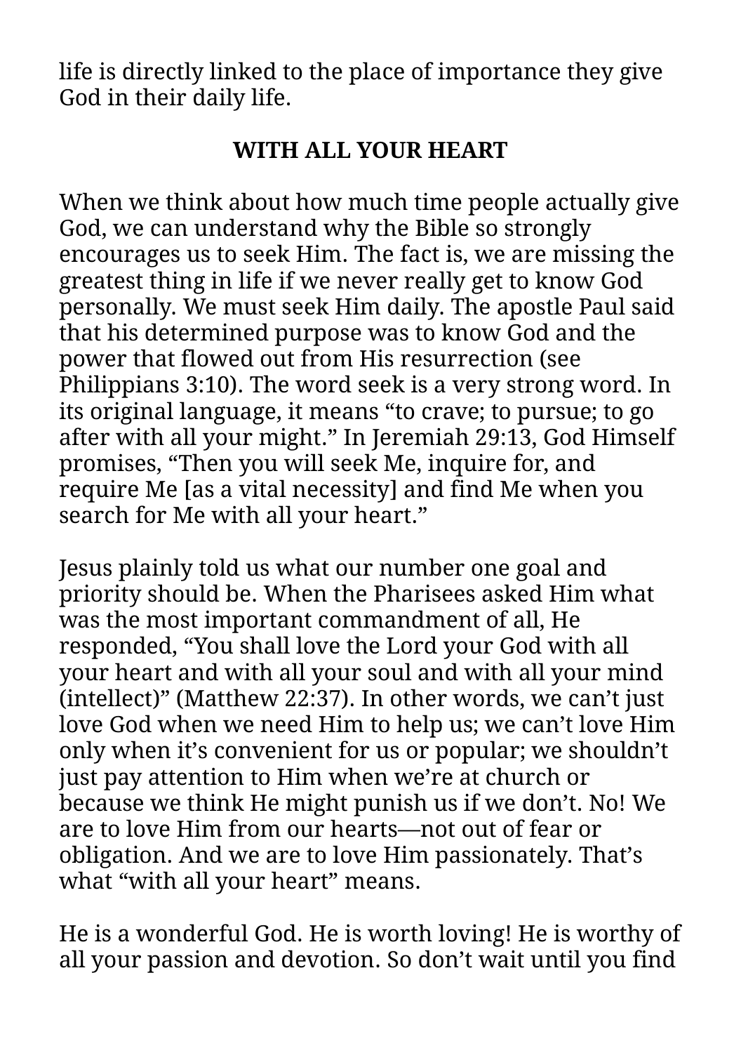life is directly linked to the place of importance they give God in their daily life.

## WITH ALL YOUR HEART

When we think about how much time people actually give God, we can understand why the Bible so strongly encourages us to seek Him. The fact is, we are missing the greatest thing in life if we never really get to know God personally. We must seek Him daily. The apostle Paul said that his determined purpose was to know God and the power that flowed out from His resurrection (see Philippians 3:10). The word seek is a very strong word. In its original language, it means “to crave; to pursue; to go after with all your might.” In Jeremiah 29:13, God Himself promises, “Then you will seek Me, inquire for, and require Me [as a vital necessity] and find Me when you search for Me with all your heart.”

Jesus plainly told us what our number one goal and priority should be. When the Pharisees asked Him what was the most important commandment of all, He responded, “You shall love the Lord your God with all your heart and with all your soul and with all your mind (intellect)” (Matthew 22:37). In other words, we can’t just love God when we need Him to help us; we can’t love Him only when it’s convenient for us or popular; we shouldn’t just pay attention to Him when we’re at church or because we think He might punish us if we don’t. No! We are to love Him from our hearts—not out of fear or obligation. And we are to love Him passionately. That’s what “with all your heart” means.

He is a wonderful God. He is worth loving! He is worthy of all your passion and devotion. So don’t wait until you find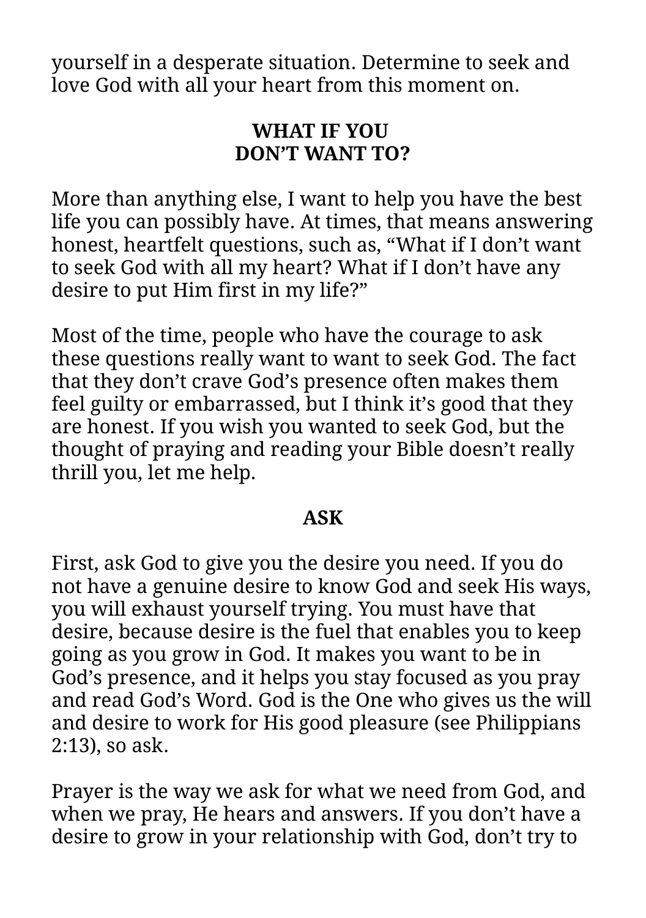yourself in a desperate situation. Determine to seek and love God with all your heart from this moment on.

## WHAT IF YOU DON'T WANT TO?

More than anything else, I want to help you have the best life you can possibly have. At times, that means answering honest, heartfelt questions, such as, "What if I don't want to seek God with all my heart? What if I don't have any desire to put Him first in my life?"

Most of the time, people who have the courage to ask these questions really want to want to seek God. The fact that they don't crave God's presence often makes them feel guilty or embarrassed, but I think it's good that they are honest. If you wish you wanted to seek God, but the thought of praying and reading your Bible doesn't really thrill you, let me help.

### ASK

First, ask God to give you the desire you need. If you do not have a genuine desire to know God and seek His ways, you will exhaust yourself trying. You must have that desire, because desire is the fuel that enables you to keep going as you grow in God. It makes you want to be in God's presence, and it helps you stay focused as you pray and read God's Word. God is the One who gives us the will and desire to work for His good pleasure (see Philippians 2:13), so ask.

Prayer is the way we ask for what we need from God, and when we pray, He hears and answers. If you don't have a desire to grow in your relationship with God, don't try to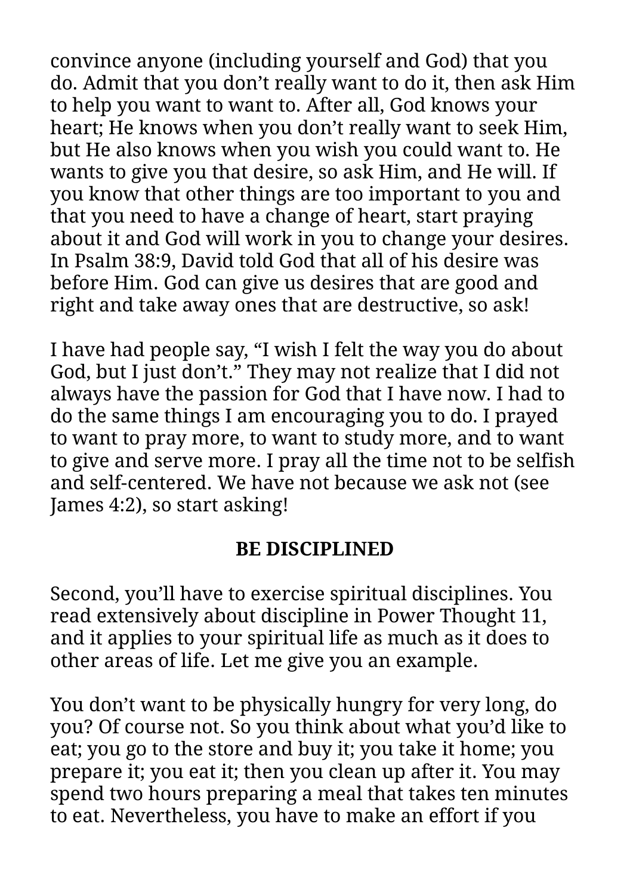convince anyone (including yourself and God) that you do. Admit that you don't really want to do it, then ask Him to help you want to want to. After all, God knows your heart; He knows when you don't really want to seek Him, but He also knows when you wish you could want to. He wants to give you that desire, so ask Him, and He will. If you know that other things are too important to you and that you need to have a change of heart, start praying about it and God will work in you to change your desires. In Psalm 38:9, David told God that all of his desire was before Him. God can give us desires that are good and right and take away ones that are destructive, so ask!

I have had people say, "I wish I felt the way you do about God, but I just don't." They may not realize that I did not always have the passion for God that I have now. I had to do the same things I am encouraging you to do. I prayed to want to pray more, to want to study more, and to want to give and serve more. I pray all the time not to be selfish and self-centered. We have not because we ask not (see James 4:2), so start asking!

## BE DISCIPLINED

Second, you'll have to exercise spiritual disciplines. You read extensively about discipline in Power Thought 11, and it applies to your spiritual life as much as it does to other areas of life. Let me give you an example.

You don't want to be physically hungry for very long, do you? Of course not. So you think about what you'd like to eat; you go to the store and buy it; you take it home; you prepare it; you eat it; then you clean up after it. You may spend two hours preparing a meal that takes ten minutes to eat. Nevertheless, you have to make an effort if you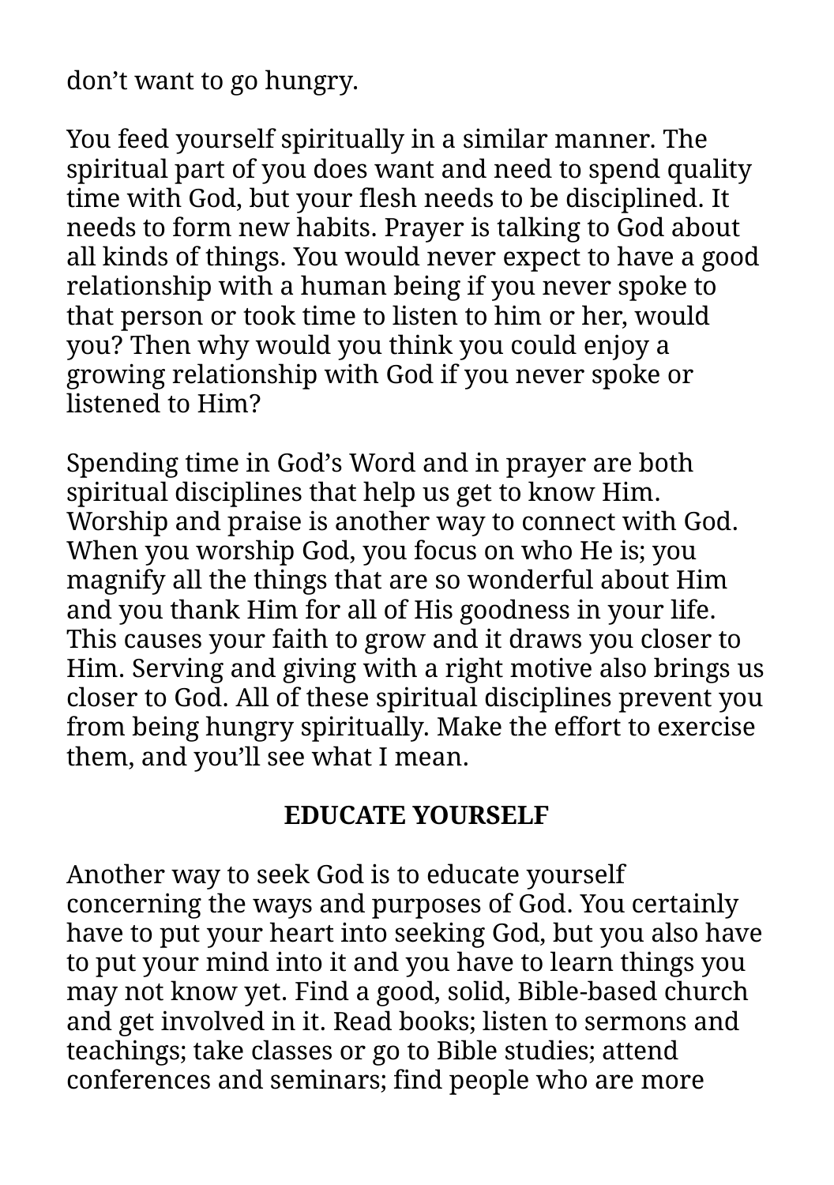don’t want to go hungry.

You feed yourself spiritually in a similar manner. The spiritual part of you does want and need to spend quality time with God, but your flesh needs to be disciplined. It needs to form new habits. Prayer is talking to God about all kinds of things. You would never expect to have a good relationship with a human being if you never spoke to that person or took time to listen to him or her, would you? Then why would you think you could enjoy a growing relationship with God if you never spoke or listened to Him?

Spending time in God’s Word and in prayer are both spiritual disciplines that help us get to know Him. Worship and praise is another way to connect with God. When you worship God, you focus on who He is; you magnify all the things that are so wonderful about Him and you thank Him for all of His goodness in your life. This causes your faith to grow and it draws you closer to Him. Serving and giving with a right motive also brings us closer to God. All of these spiritual disciplines prevent you from being hungry spiritually. Make the effort to exercise them, and you’ll see what I mean.

## EDUCATE YOURSELF

Another way to seek God is to educate yourself concerning the ways and purposes of God. You certainly have to put your heart into seeking God, but you also have to put your mind into it and you have to learn things you may not know yet. Find a good, solid, Bible-based church and get involved in it. Read books; listen to sermons and teachings; take classes or go to Bible studies; attend conferences and seminars; find people who are more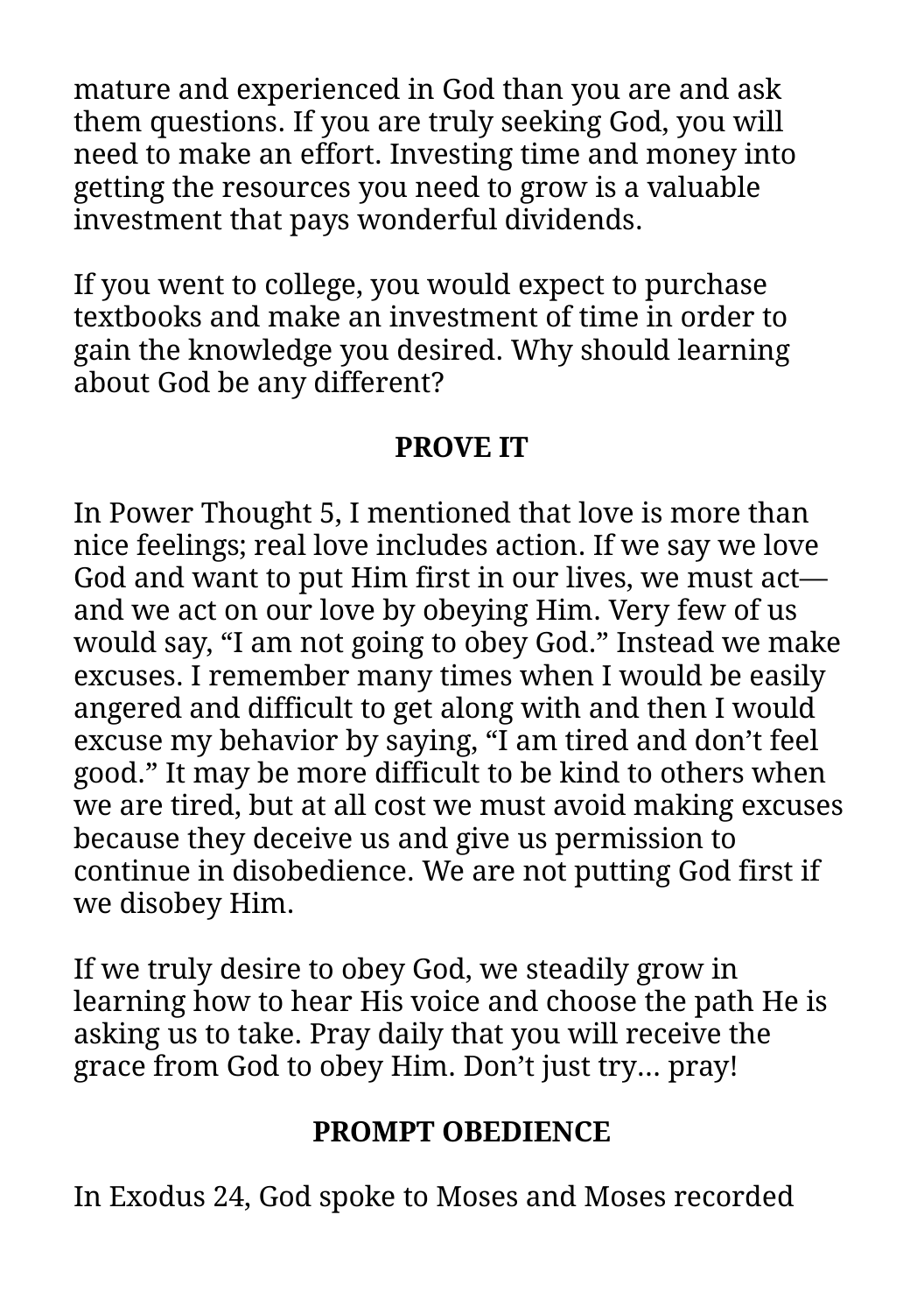mature and experienced in God than you are and ask them questions. If you are truly seeking God, you will need to make an effort. Investing time and money into getting the resources you need to grow is a valuable investment that pays wonderful dividends.

If you went to college, you would expect to purchase textbooks and make an investment of time in order to gain the knowledge you desired. Why should learning about God be any different?

## PROVE IT

In Power Thought 5, I mentioned that love is more than nice feelings; real love includes action. If we say we love God and want to put Him first in our lives, we must act—and we act on our love by obeying Him. Very few of us would say, "I am not going to obey God." Instead we make excuses. I remember many times when I would be easily angered and difficult to get along with and then I would excuse my behavior by saying, "I am tired and don't feel good." It may be more difficult to be kind to others when we are tired, but at all cost we must avoid making excuses because they deceive us and give us permission to continue in disobedience. We are not putting God first if we disobey Him.

If we truly desire to obey God, we steadily grow in learning how to hear His voice and choose the path He is asking us to take. Pray daily that you will receive the grace from God to obey Him. Don't just try… pray!

## PROMPT OBEDIENCE

In Exodus 24, God spoke to Moses and Moses recorded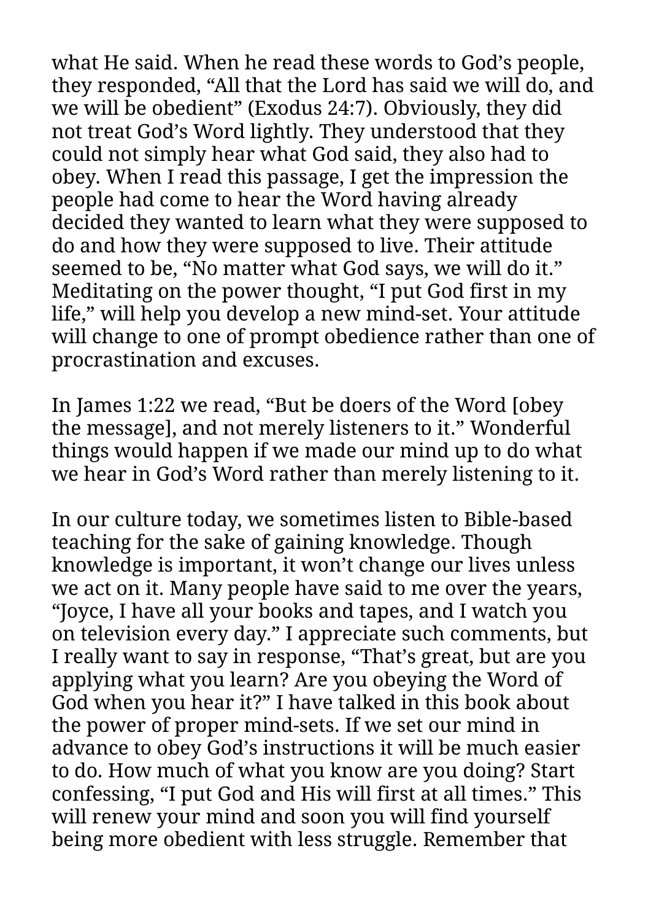what He said. When he read these words to God's people, they responded, "All that the Lord has said we will do, and we will be obedient" (Exodus 24:7). Obviously, they did not treat God's Word lightly. They understood that they could not simply hear what God said, they also had to obey. When I read this passage, I get the impression the people had come to hear the Word having already decided they wanted to learn what they were supposed to do and how they were supposed to live. Their attitude seemed to be, "No matter what God says, we will do it." Meditating on the power thought, "I put God first in my life," will help you develop a new mind-set. Your attitude will change to one of prompt obedience rather than one of procrastination and excuses.

In James 1:22 we read, "But be doers of the Word [obey the message], and not merely listeners to it." Wonderful things would happen if we made our mind up to do what we hear in God's Word rather than merely listening to it.

In our culture today, we sometimes listen to Bible-based teaching for the sake of gaining knowledge. Though knowledge is important, it won't change our lives unless we act on it. Many people have said to me over the years, "Joyce, I have all your books and tapes, and I watch you on television every day." I appreciate such comments, but I really want to say in response, "That's great, but are you applying what you learn? Are you obeying the Word of God when you hear it?" I have talked in this book about the power of proper mind-sets. If we set our mind in advance to obey God's instructions it will be much easier to do. How much of what you know are you doing? Start confessing, "I put God and His will first at all times." This will renew your mind and soon you will find yourself being more obedient with less struggle. Remember that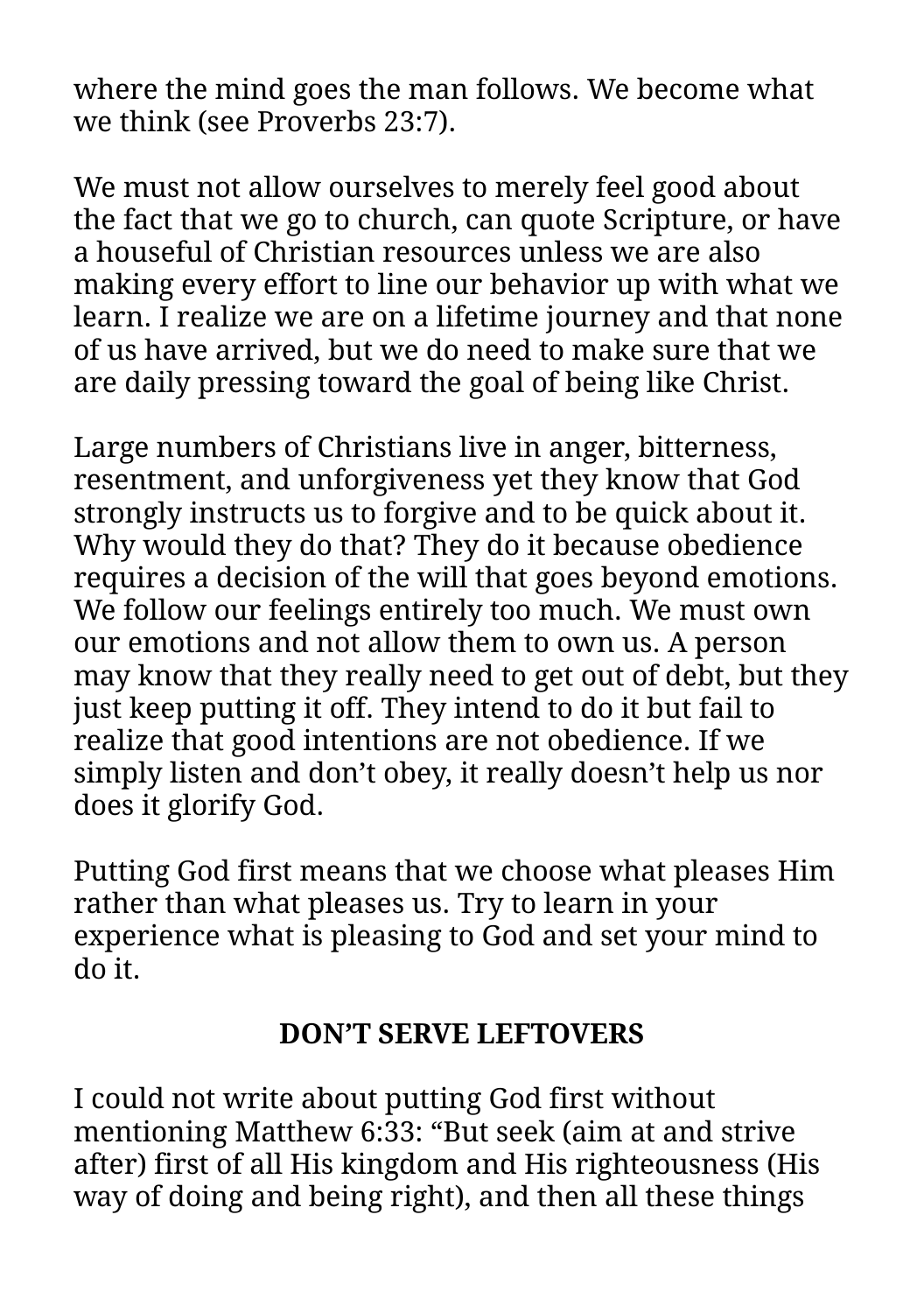where the mind goes the man follows. We become what we think (see Proverbs 23:7).

We must not allow ourselves to merely feel good about the fact that we go to church, can quote Scripture, or have a houseful of Christian resources unless we are also making every effort to line our behavior up with what we learn. I realize we are on a lifetime journey and that none of us have arrived, but we do need to make sure that we are daily pressing toward the goal of being like Christ.

Large numbers of Christians live in anger, bitterness, resentment, and unforgiveness yet they know that God strongly instructs us to forgive and to be quick about it. Why would they do that? They do it because obedience requires a decision of the will that goes beyond emotions. We follow our feelings entirely too much. We must own our emotions and not allow them to own us. A person may know that they really need to get out of debt, but they just keep putting it off. They intend to do it but fail to realize that good intentions are not obedience. If we simply listen and don't obey, it really doesn't help us nor does it glorify God.

Putting God first means that we choose what pleases Him rather than what pleases us. Try to learn in your experience what is pleasing to God and set your mind to do it.

## DON'T SERVE LEFTOVERS

I could not write about putting God first without mentioning Matthew 6:33: "But seek (aim at and strive after) first of all His kingdom and His righteousness (His way of doing and being right), and then all these things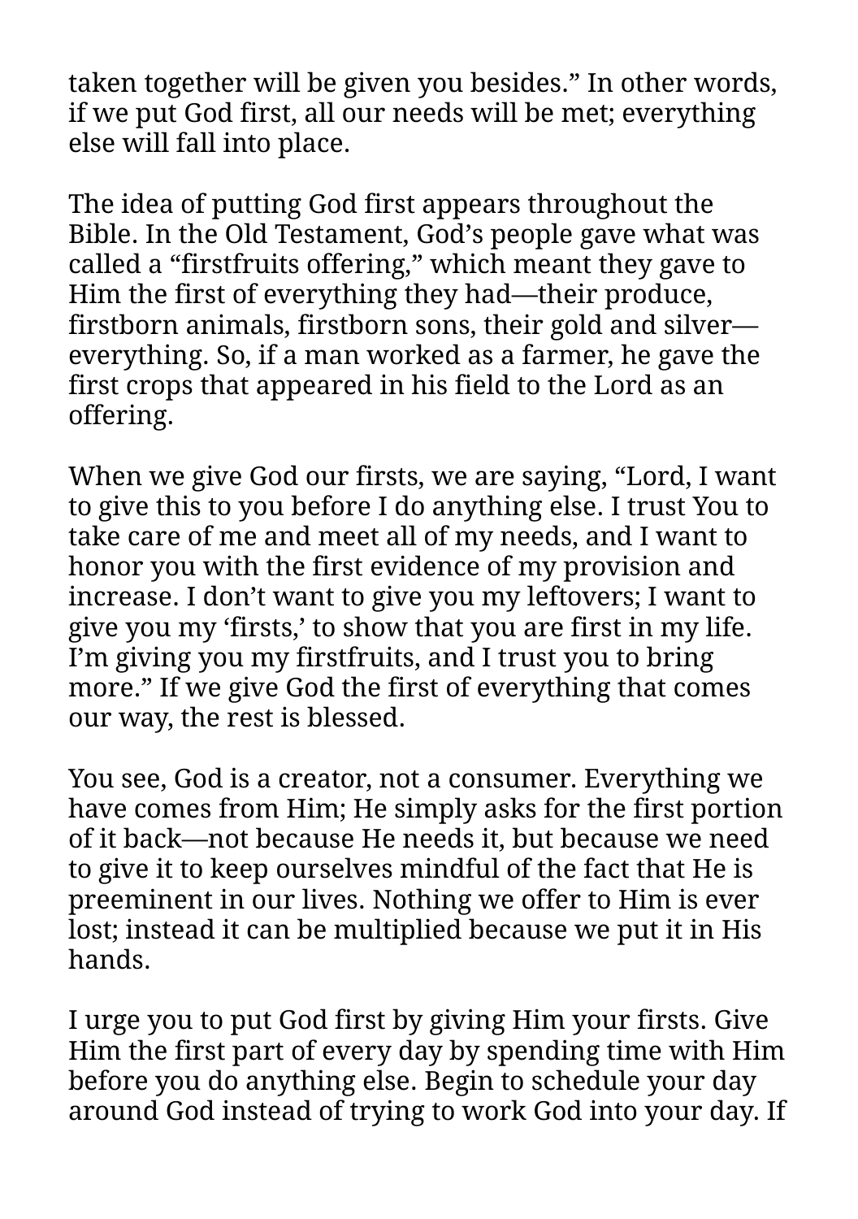taken together will be given you besides.” In other words, if we put God first, all our needs will be met; everything else will fall into place.

The idea of putting God first appears throughout the Bible. In the Old Testament, God’s people gave what was called a “firstfruits offering,” which meant they gave to Him the first of everything they had—their produce, firstborn animals, firstborn sons, their gold and silver—everything. So, if a man worked as a farmer, he gave the first crops that appeared in his field to the Lord as an offering.

When we give God our firsts, we are saying, “Lord, I want to give this to you before I do anything else. I trust You to take care of me and meet all of my needs, and I want to honor you with the first evidence of my provision and increase. I don’t want to give you my leftovers; I want to give you my ‘firsts,’ to show that you are first in my life. I’m giving you my firstfruits, and I trust you to bring more.” If we give God the first of everything that comes our way, the rest is blessed.

You see, God is a creator, not a consumer. Everything we have comes from Him; He simply asks for the first portion of it back—not because He needs it, but because we need to give it to keep ourselves mindful of the fact that He is preeminent in our lives. Nothing we offer to Him is ever lost; instead it can be multiplied because we put it in His hands.

I urge you to put God first by giving Him your firsts. Give Him the first part of every day by spending time with Him before you do anything else. Begin to schedule your day around God instead of trying to work God into your day. If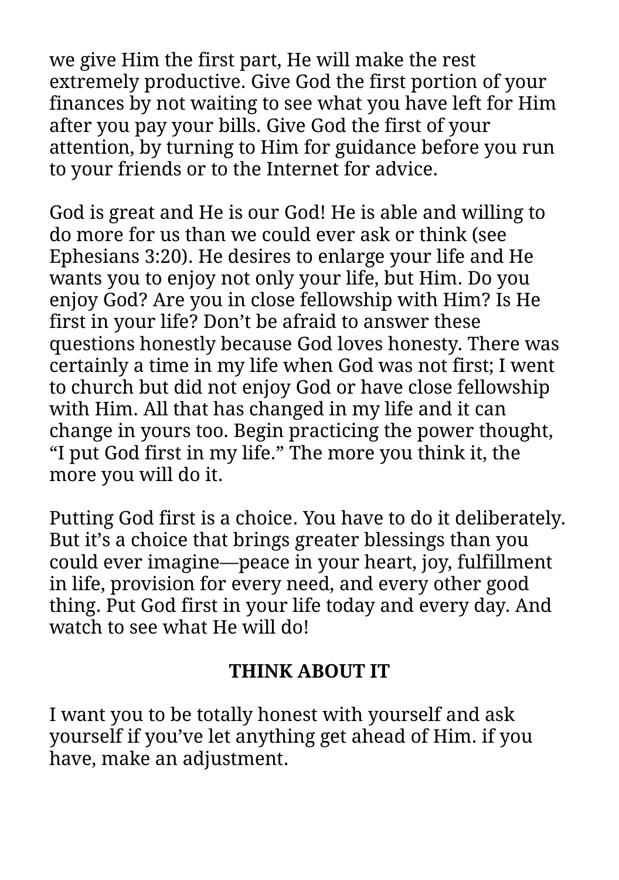we give Him the first part, He will make the rest extremely productive. Give God the first portion of your finances by not waiting to see what you have left for Him after you pay your bills. Give God the first of your attention, by turning to Him for guidance before you run to your friends or to the Internet for advice.

God is great and He is our God! He is able and willing to do more for us than we could ever ask or think (see Ephesians 3:20). He desires to enlarge your life and He wants you to enjoy not only your life, but Him. Do you enjoy God? Are you in close fellowship with Him? Is He first in your life? Don't be afraid to answer these questions honestly because God loves honesty. There was certainly a time in my life when God was not first; I went to church but did not enjoy God or have close fellowship with Him. All that has changed in my life and it can change in yours too. Begin practicing the power thought, "I put God first in my life." The more you think it, the more you will do it.

Putting God first is a choice. You have to do it deliberately. But it's a choice that brings greater blessings than you could ever imagine—peace in your heart, joy, fulfillment in life, provision for every need, and every other good thing. Put God first in your life today and every day. And watch to see what He will do!

**THINK ABOUT IT**

I want you to be totally honest with yourself and ask yourself if you've let anything get ahead of Him. if you have, make an adjustment.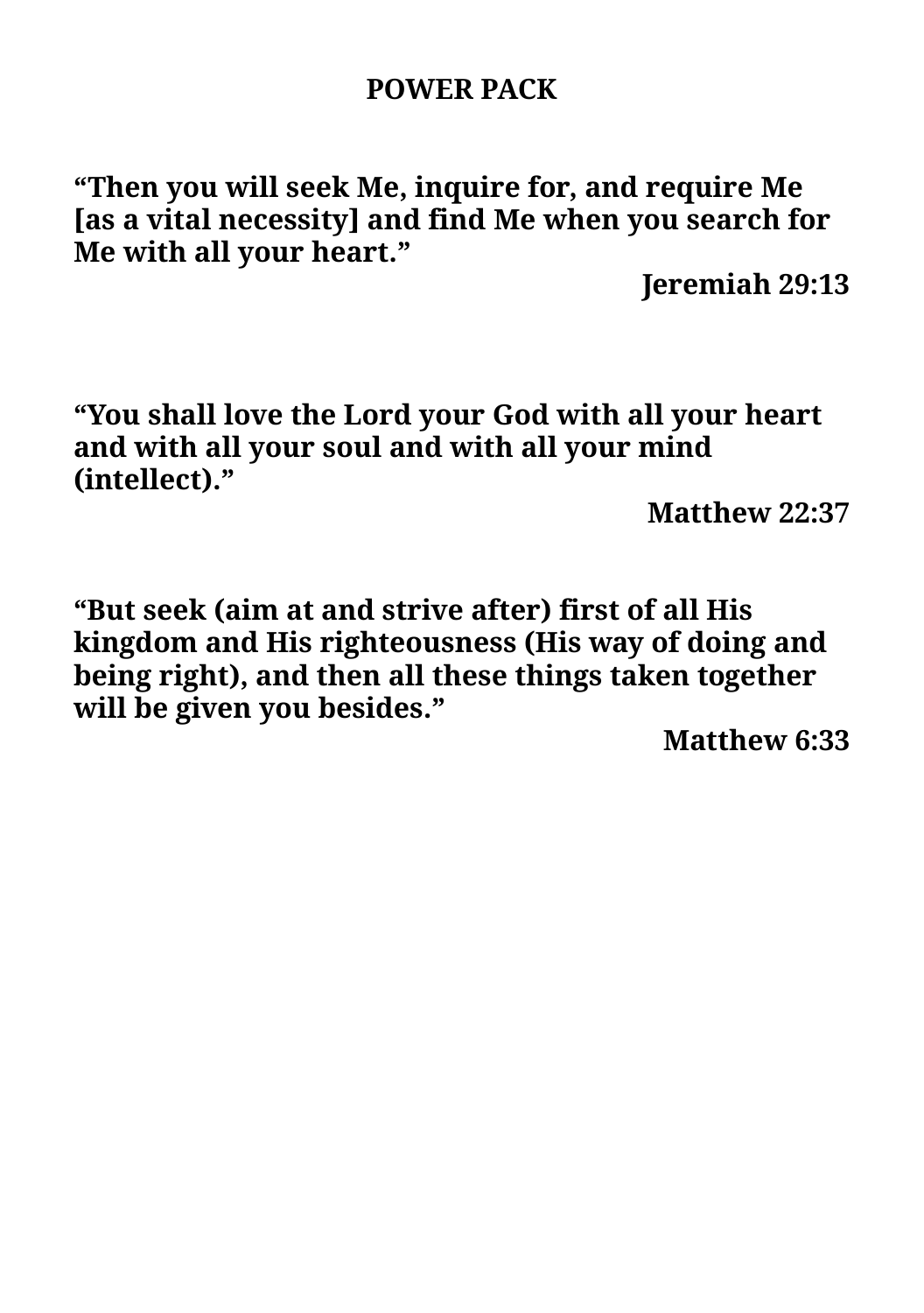**POWER PACK**

**“Then you will seek Me, inquire for, and require Me [as a vital necessity] and find Me when you search for Me with all your heart.”**

**Jeremiah 29:13**

**“You shall love the Lord your God with all your heart and with all your soul and with all your mind (intellect).”**

**Matthew 22:37**

**“But seek (aim at and strive after) first of all His kingdom and His righteousness (His way of doing and being right), and then all these things taken together will be given you besides.”**

**Matthew 6:33**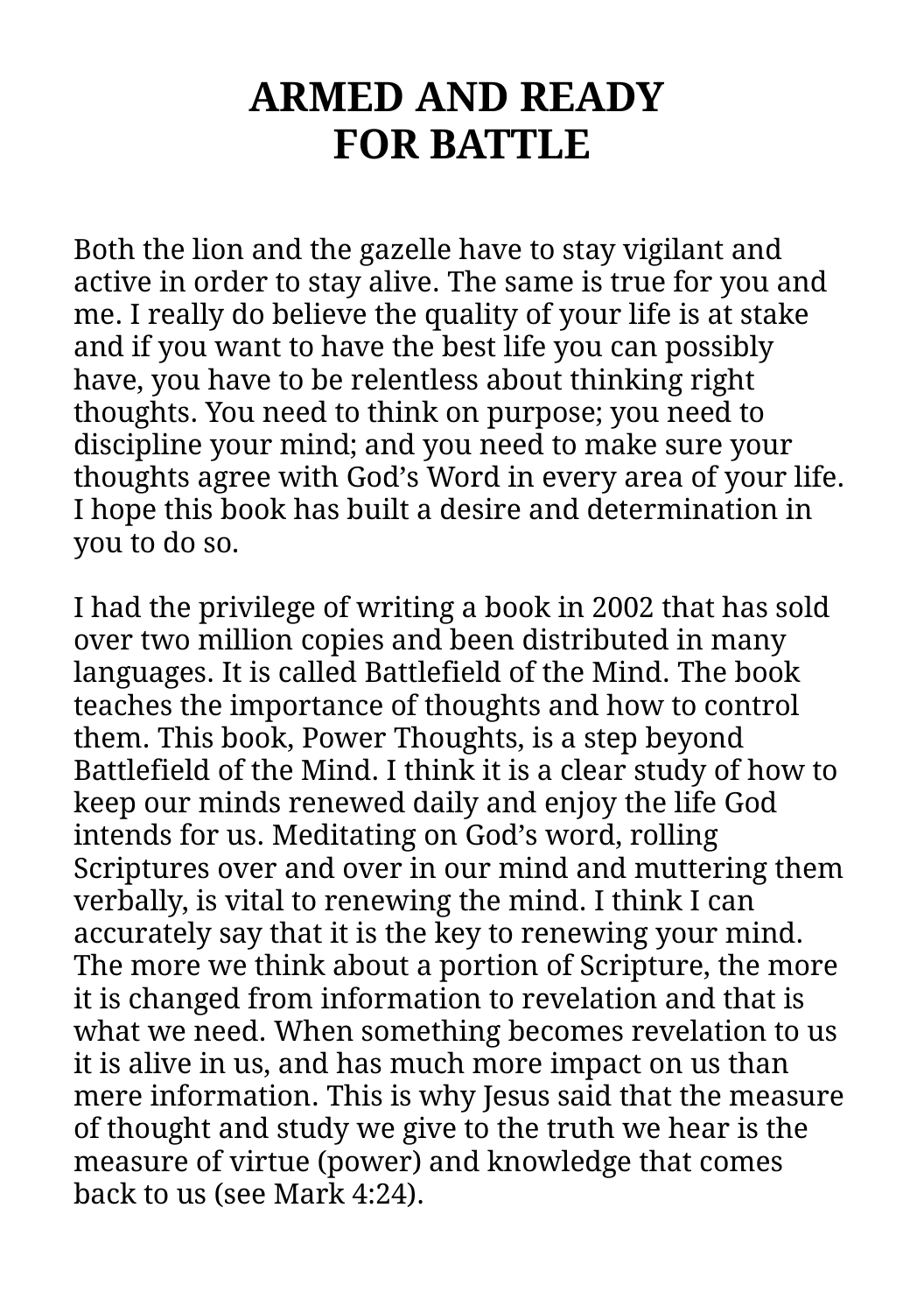# ARMED AND READY FOR BATTLE

Both the lion and the gazelle have to stay vigilant and active in order to stay alive. The same is true for you and me. I really do believe the quality of your life is at stake and if you want to have the best life you can possibly have, you have to be relentless about thinking right thoughts. You need to think on purpose; you need to discipline your mind; and you need to make sure your thoughts agree with God's Word in every area of your life. I hope this book has built a desire and determination in you to do so.

I had the privilege of writing a book in 2002 that has sold over two million copies and been distributed in many languages. It is called Battlefield of the Mind. The book teaches the importance of thoughts and how to control them. This book, Power Thoughts, is a step beyond Battlefield of the Mind. I think it is a clear study of how to keep our minds renewed daily and enjoy the life God intends for us. Meditating on God's word, rolling Scriptures over and over in our mind and muttering them verbally, is vital to renewing the mind. I think I can accurately say that it is the key to renewing your mind. The more we think about a portion of Scripture, the more it is changed from information to revelation and that is what we need. When something becomes revelation to us it is alive in us, and has much more impact on us than mere information. This is why Jesus said that the measure of thought and study we give to the truth we hear is the measure of virtue (power) and knowledge that comes back to us (see Mark 4:24).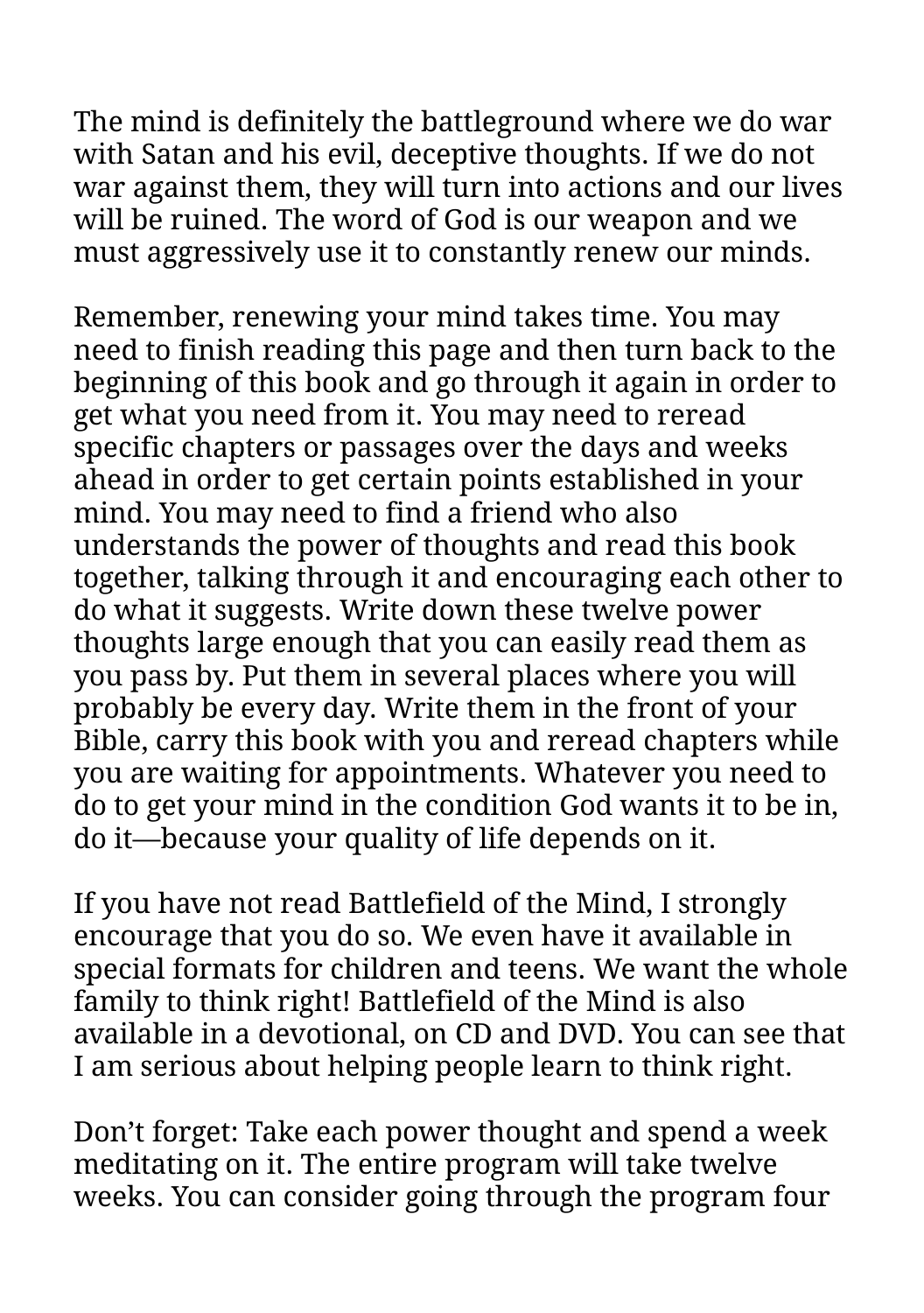The mind is definitely the battleground where we do war with Satan and his evil, deceptive thoughts. If we do not war against them, they will turn into actions and our lives will be ruined. The word of God is our weapon and we must aggressively use it to constantly renew our minds.

Remember, renewing your mind takes time. You may need to finish reading this page and then turn back to the beginning of this book and go through it again in order to get what you need from it. You may need to reread specific chapters or passages over the days and weeks ahead in order to get certain points established in your mind. You may need to find a friend who also understands the power of thoughts and read this book together, talking through it and encouraging each other to do what it suggests. Write down these twelve power thoughts large enough that you can easily read them as you pass by. Put them in several places where you will probably be every day. Write them in the front of your Bible, carry this book with you and reread chapters while you are waiting for appointments. Whatever you need to do to get your mind in the condition God wants it to be in, do it—because your quality of life depends on it.

If you have not read Battlefield of the Mind, I strongly encourage that you do so. We even have it available in special formats for children and teens. We want the whole family to think right! Battlefield of the Mind is also available in a devotional, on CD and DVD. You can see that I am serious about helping people learn to think right.

Don't forget: Take each power thought and spend a week meditating on it. The entire program will take twelve weeks. You can consider going through the program four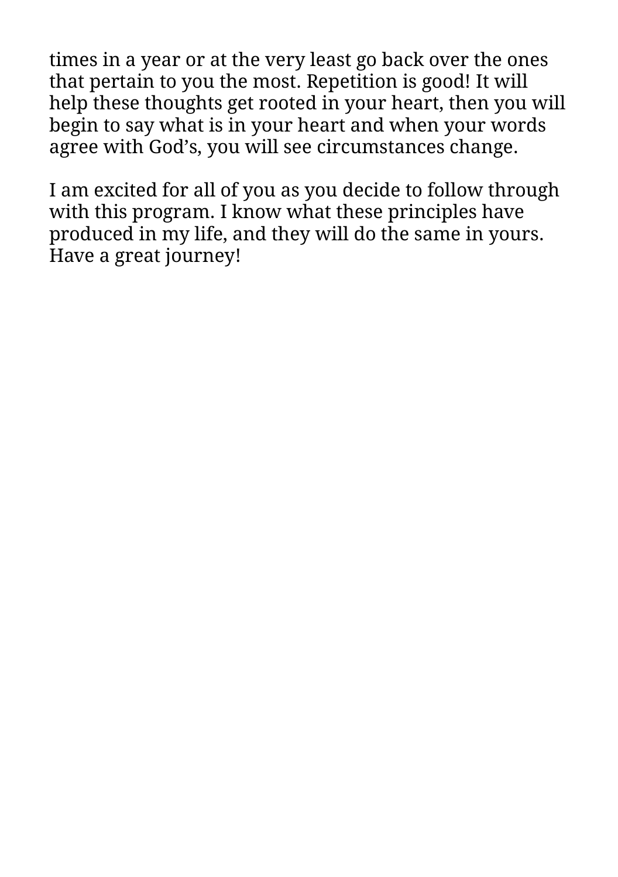times in a year or at the very least go back over the ones that pertain to you the most. Repetition is good! It will help these thoughts get rooted in your heart, then you will begin to say what is in your heart and when your words agree with God’s, you will see circumstances change.

I am excited for all of you as you decide to follow through with this program. I know what these principles have produced in my life, and they will do the same in yours. Have a great journey!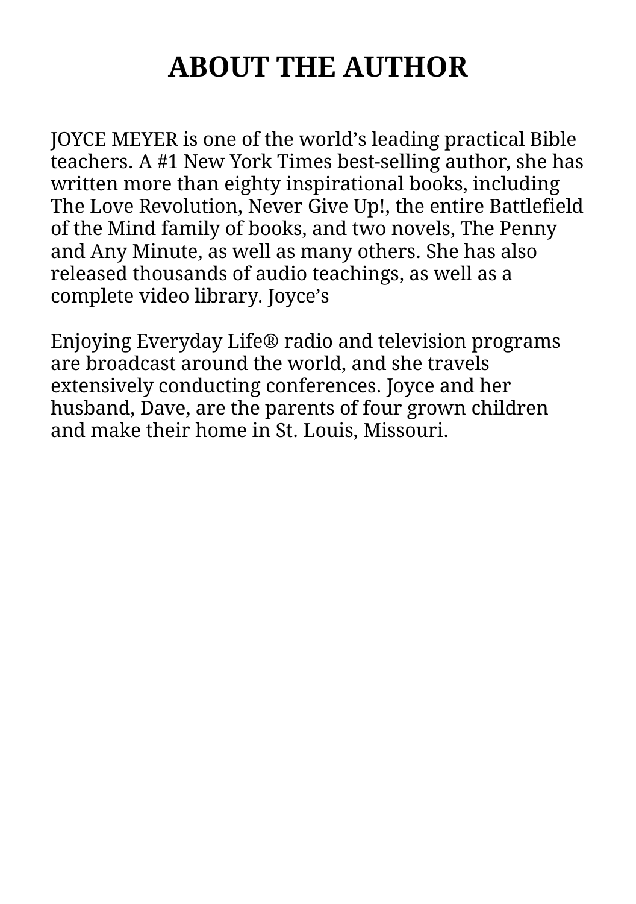# ABOUT THE AUTHOR

JOYCE MEYER is one of the world's leading practical Bible teachers. A #1 New York Times best-selling author, she has written more than eighty inspirational books, including The Love Revolution, Never Give Up!, the entire Battlefield of the Mind family of books, and two novels, The Penny and Any Minute, as well as many others. She has also released thousands of audio teachings, as well as a complete video library. Joyce's

Enjoying Everyday Life® radio and television programs are broadcast around the world, and she travels extensively conducting conferences. Joyce and her husband, Dave, are the parents of four grown children and make their home in St. Louis, Missouri.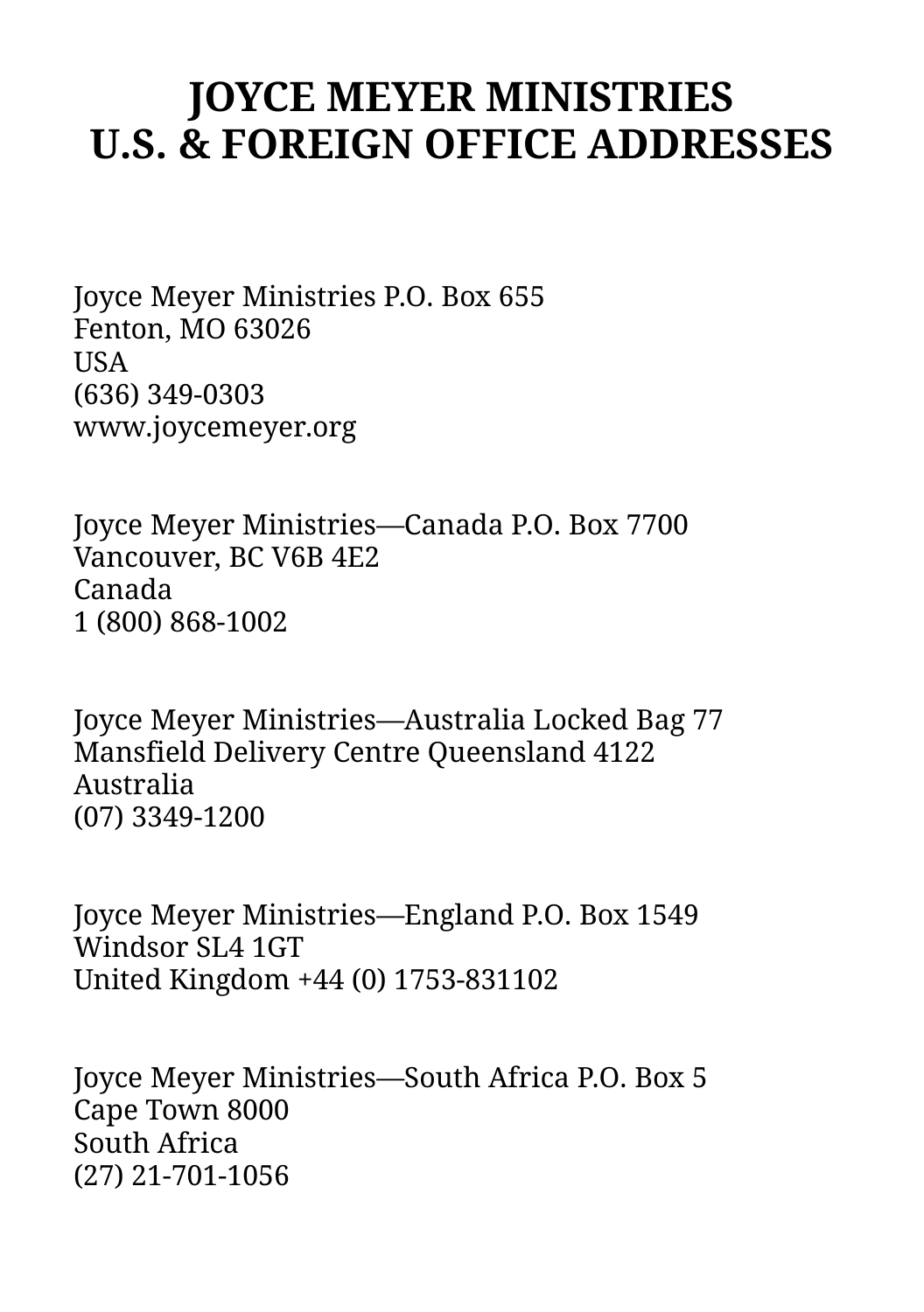# JOYCE MEYER MINISTRIES
# U.S. & FOREIGN OFFICE ADDRESSES

Joyce Meyer Ministries P.O. Box 655
Fenton, MO 63026
USA
(636) 349-0303
www.joycemeyer.org

Joyce Meyer Ministries—Canada P.O. Box 7700
Vancouver, BC V6B 4E2
Canada
1 (800) 868-1002

Joyce Meyer Ministries—Australia Locked Bag 77
Mansfield Delivery Centre Queensland 4122
Australia
(07) 3349-1200

Joyce Meyer Ministries—England P.O. Box 1549
Windsor SL4 1GT
United Kingdom +44 (0) 1753-831102

Joyce Meyer Ministries—South Africa P.O. Box 5
Cape Town 8000
South Africa
(27) 21-701-1056